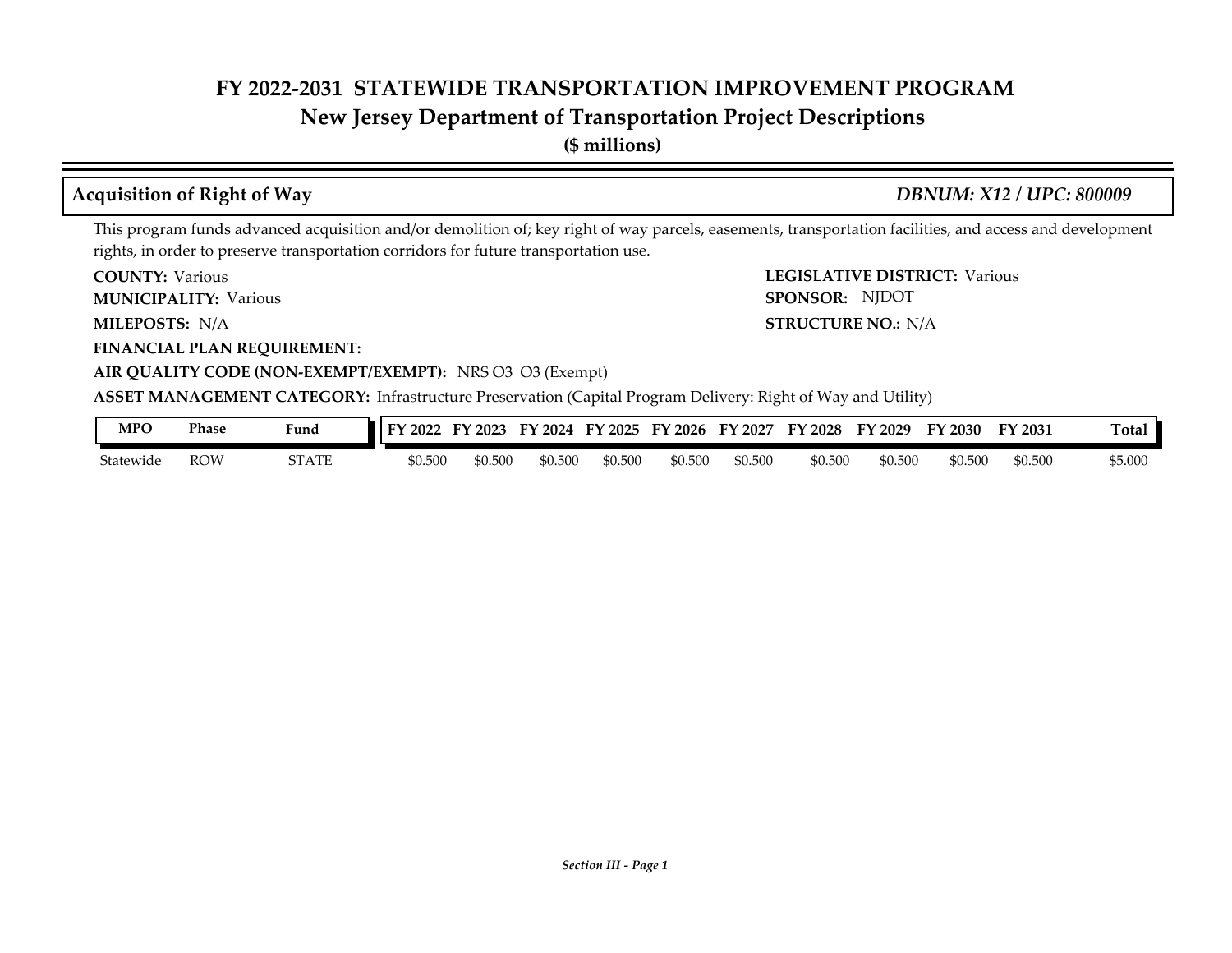# FY 2022-2031 STATEWIDE TRANSPORTATION IMPROVEMENT PROGRAM

## New Jersey Department of Transportation Project Descriptions

**($ millions)**

### Acquisition of Right of Way — *DBNUM: X12 / UPC: 800009*

This program funds advanced acquisition and/or demolition of; key right of way parcels, easements, transportation facilities, and access and development rights, in order to preserve transportation corridors for future transportation use.

**COUNTY:** Various

**LEGISLATIVE DISTRICT:** Various

**MUNICIPALITY:** Various

**SPONSOR:** NJDOT

**MILEPOSTS:** N/A

**STRUCTURE NO.:** N/A

**FINANCIAL PLAN REQUIREMENT:**

**AIR QUALITY CODE (NON-EXEMPT/EXEMPT):** NRS O3 O3 (Exempt)

**ASSET MANAGEMENT CATEGORY:** Infrastructure Preservation (Capital Program Delivery: Right of Way and Utility)

| MPO | Phase | Fund | FY 2022 | FY 2023 | FY 2024 | FY 2025 | FY 2026 | FY 2027 | FY 2028 | FY 2029 | FY 2030 | FY 2031 | Total |
|---|---|---|---|---|---|---|---|---|---|---|---|---|---|
| Statewide | ROW | STATE | $0.500 | $0.500 | $0.500 | $0.500 | $0.500 | $0.500 | $0.500 | $0.500 | $0.500 | $0.500 | $5.000 |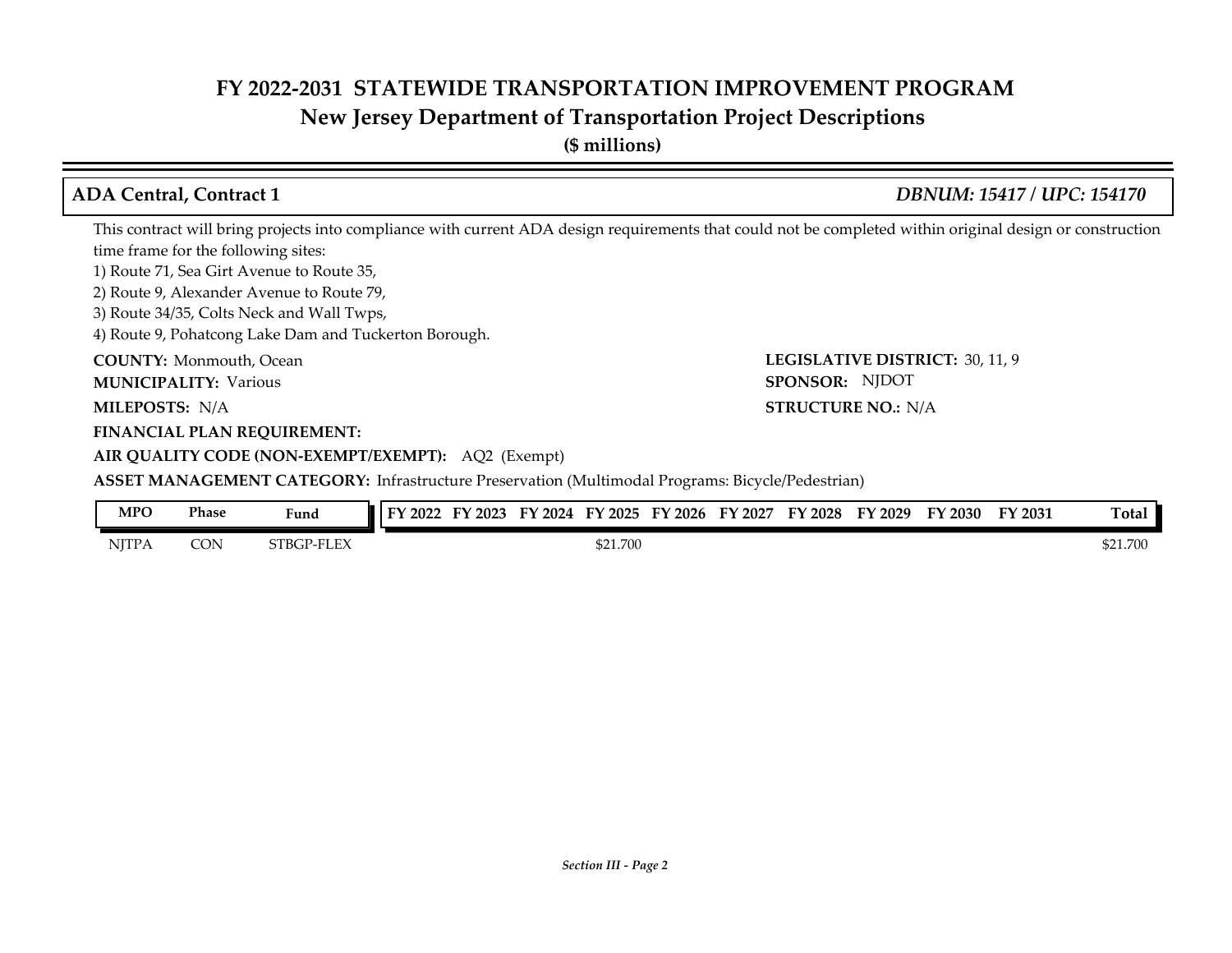# FY 2022-2031 STATEWIDE TRANSPORTATION IMPROVEMENT PROGRAM
## New Jersey Department of Transportation Project Descriptions
**($ millions)**

### ADA Central, Contract 1 — *DBNUM: 15417 / UPC: 154170*

This contract will bring projects into compliance with current ADA design requirements that could not be completed within original design or construction time frame for the following sites:
1) Route 71, Sea Girt Avenue to Route 35,
2) Route 9, Alexander Avenue to Route 79,
3) Route 34/35, Colts Neck and Wall Twps,
4) Route 9, Pohatcong Lake Dam and Tuckerton Borough.

**COUNTY:** Monmouth, Ocean

**LEGISLATIVE DISTRICT:** 30, 11, 9

**MUNICIPALITY:** Various

**SPONSOR:** NJDOT

**MILEPOSTS:** N/A

**STRUCTURE NO.:** N/A

**FINANCIAL PLAN REQUIREMENT:**

**AIR QUALITY CODE (NON-EXEMPT/EXEMPT):** AQ2 (Exempt)

**ASSET MANAGEMENT CATEGORY:** Infrastructure Preservation (Multimodal Programs: Bicycle/Pedestrian)

| MPO | Phase | Fund | FY 2022 | FY 2023 | FY 2024 | FY 2025 | FY 2026 | FY 2027 | FY 2028 | FY 2029 | FY 2030 | FY 2031 | Total |
|---|---|---|---|---|---|---|---|---|---|---|---|---|---|
| NJTPA | CON | STBGP-FLEX | | | | $21.700 | | | | | | | $21.700 |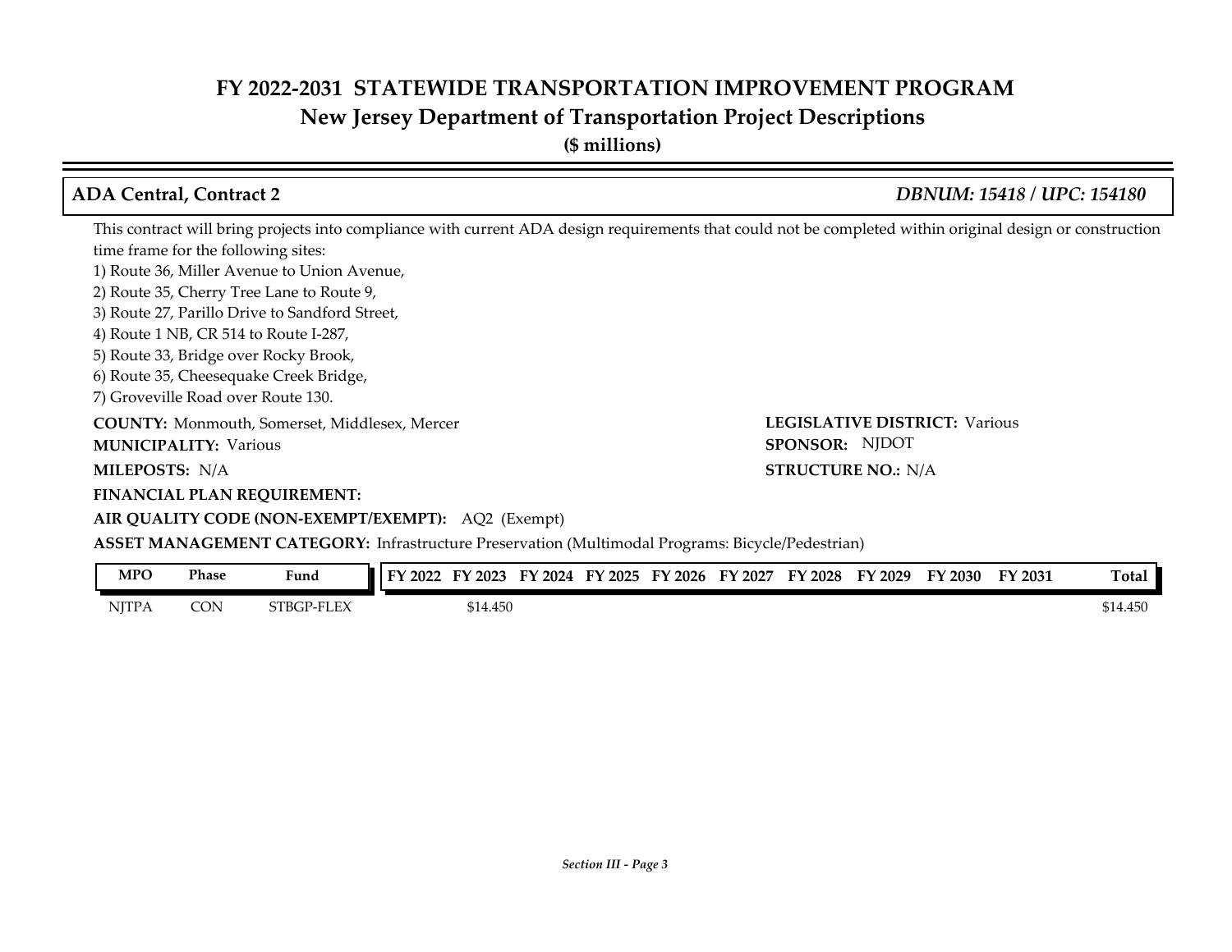# FY 2022-2031 STATEWIDE TRANSPORTATION IMPROVEMENT PROGRAM
## New Jersey Department of Transportation Project Descriptions
**($ millions)**

### ADA Central, Contract 2 — *DBNUM: 15418 / UPC: 154180*

This contract will bring projects into compliance with current ADA design requirements that could not be completed within original design or construction time frame for the following sites:

1) Route 36, Miller Avenue to Union Avenue,
2) Route 35, Cherry Tree Lane to Route 9,
3) Route 27, Parillo Drive to Sandford Street,
4) Route 1 NB, CR 514 to Route I-287,
5) Route 33, Bridge over Rocky Brook,
6) Route 35, Cheesequake Creek Bridge,
7) Groveville Road over Route 130.

**COUNTY:** Monmouth, Somerset, Middlesex, Mercer
**LEGISLATIVE DISTRICT:** Various
**MUNICIPALITY:** Various
**SPONSOR:** NJDOT
**MILEPOSTS:** N/A
**STRUCTURE NO.:** N/A
**FINANCIAL PLAN REQUIREMENT:**
**AIR QUALITY CODE (NON-EXEMPT/EXEMPT):** AQ2 (Exempt)
**ASSET MANAGEMENT CATEGORY:** Infrastructure Preservation (Multimodal Programs: Bicycle/Pedestrian)

| MPO | Phase | Fund | FY 2022 | FY 2023 | FY 2024 | FY 2025 | FY 2026 | FY 2027 | FY 2028 | FY 2029 | FY 2030 | FY 2031 | Total |
|---|---|---|---|---|---|---|---|---|---|---|---|---|---|
| NJTPA | CON | STBGP-FLEX | | $14.450 | | | | | | | | | $14.450 |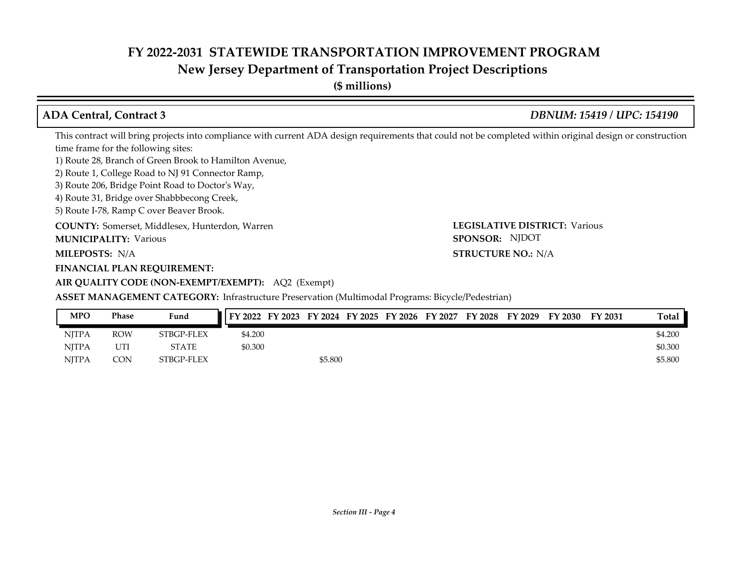# FY 2022-2031 STATEWIDE TRANSPORTATION IMPROVEMENT PROGRAM
## New Jersey Department of Transportation Project Descriptions
**($ millions)**

### ADA Central, Contract 3 *DBNUM: 15419 / UPC: 154190*

This contract will bring projects into compliance with current ADA design requirements that could not be completed within original design or construction time frame for the following sites:
1) Route 28, Branch of Green Brook to Hamilton Avenue,
2) Route 1, College Road to NJ 91 Connector Ramp,
3) Route 206, Bridge Point Road to Doctor's Way,
4) Route 31, Bridge over Shabbbecong Creek,
5) Route I-78, Ramp C over Beaver Brook.

**COUNTY:** Somerset, Middlesex, Hunterdon, Warren
**LEGISLATIVE DISTRICT:** Various
**MUNICIPALITY:** Various
**SPONSOR:** NJDOT
**MILEPOSTS:** N/A
**STRUCTURE NO.:** N/A
**FINANCIAL PLAN REQUIREMENT:**
**AIR QUALITY CODE (NON-EXEMPT/EXEMPT):** AQ2 (Exempt)
**ASSET MANAGEMENT CATEGORY:** Infrastructure Preservation (Multimodal Programs: Bicycle/Pedestrian)

| MPO | Phase | Fund | FY 2022 | FY 2023 | FY 2024 | FY 2025 | FY 2026 | FY 2027 | FY 2028 | FY 2029 | FY 2030 | FY 2031 | Total |
|---|---|---|---|---|---|---|---|---|---|---|---|---|---|
| NJTPA | ROW | STBGP-FLEX | $4.200 | | | | | | | | | | $4.200 |
| NJTPA | UTI | STATE | $0.300 | | | | | | | | | | $0.300 |
| NJTPA | CON | STBGP-FLEX | | | $5.800 | | | | | | | | $5.800 |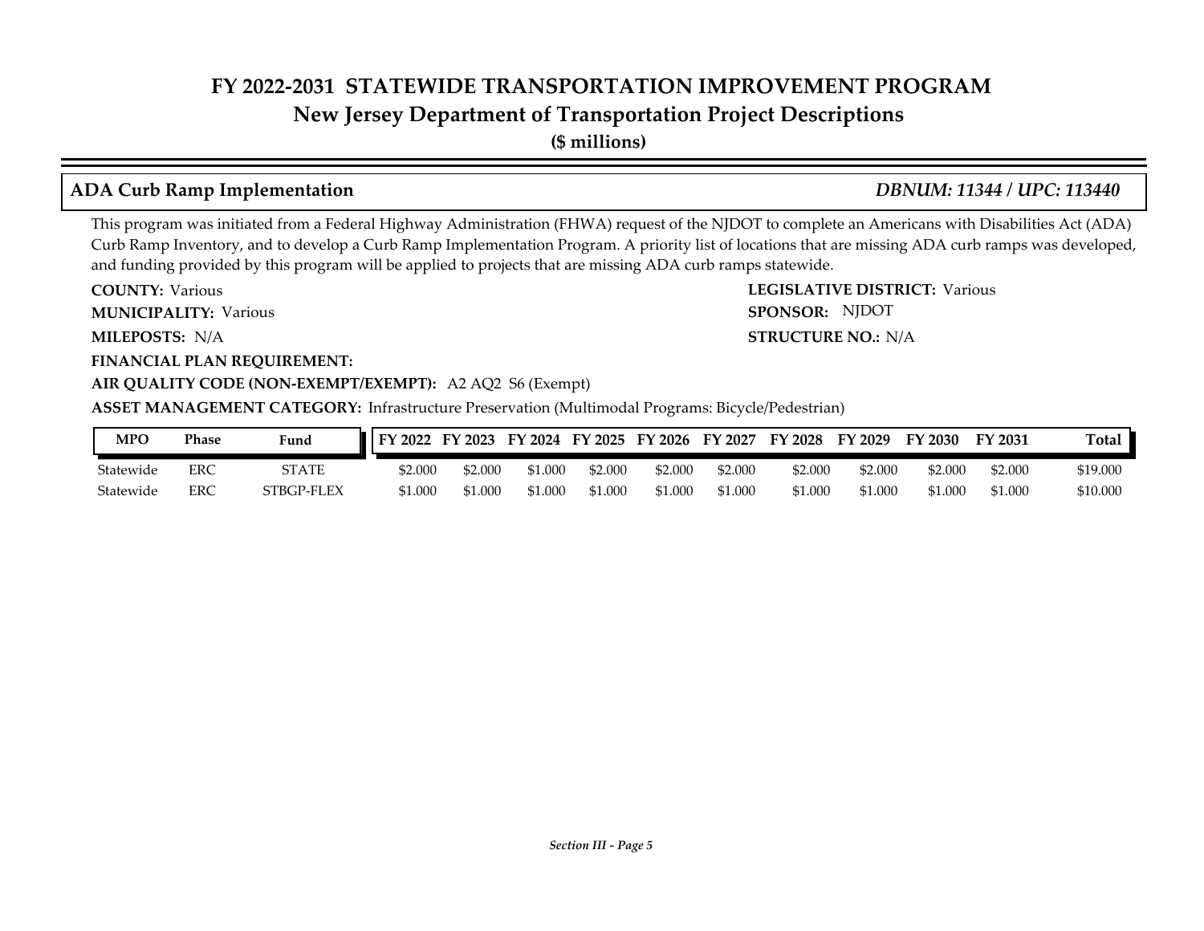# FY 2022-2031 STATEWIDE TRANSPORTATION IMPROVEMENT PROGRAM
## New Jersey Department of Transportation Project Descriptions
**($ millions)**

### ADA Curb Ramp Implementation *DBNUM: 11344 / UPC: 113440*

This program was initiated from a Federal Highway Administration (FHWA) request of the NJDOT to complete an Americans with Disabilities Act (ADA) Curb Ramp Inventory, and to develop a Curb Ramp Implementation Program. A priority list of locations that are missing ADA curb ramps was developed, and funding provided by this program will be applied to projects that are missing ADA curb ramps statewide.

**COUNTY:** Various
**LEGISLATIVE DISTRICT:** Various
**MUNICIPALITY:** Various
**SPONSOR:** NJDOT
**MILEPOSTS:** N/A
**STRUCTURE NO.:** N/A
**FINANCIAL PLAN REQUIREMENT:**
**AIR QUALITY CODE (NON-EXEMPT/EXEMPT):** A2 AQ2 S6 (Exempt)
**ASSET MANAGEMENT CATEGORY:** Infrastructure Preservation (Multimodal Programs: Bicycle/Pedestrian)

| MPO | Phase | Fund | FY 2022 | FY 2023 | FY 2024 | FY 2025 | FY 2026 | FY 2027 | FY 2028 | FY 2029 | FY 2030 | FY 2031 | Total |
|---|---|---|---|---|---|---|---|---|---|---|---|---|---|
| Statewide | ERC | STATE | $2.000 | $2.000 | $1.000 | $2.000 | $2.000 | $2.000 | $2.000 | $2.000 | $2.000 | $2.000 | $19.000 |
| Statewide | ERC | STBGP-FLEX | $1.000 | $1.000 | $1.000 | $1.000 | $1.000 | $1.000 | $1.000 | $1.000 | $1.000 | $1.000 | $10.000 |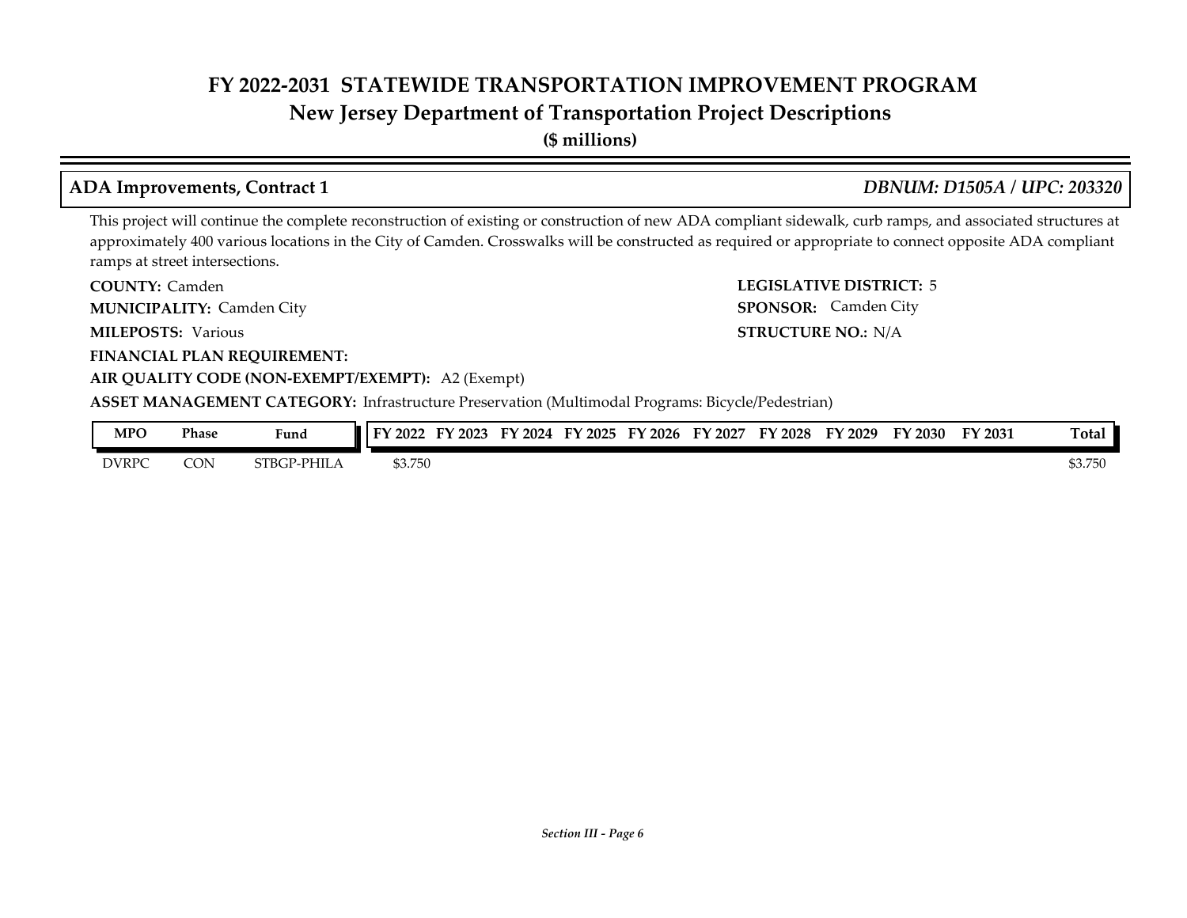# FY 2022-2031 STATEWIDE TRANSPORTATION IMPROVEMENT PROGRAM
## New Jersey Department of Transportation Project Descriptions
**($ millions)**

### ADA Improvements, Contract 1 — *DBNUM: D1505A / UPC: 203320*

This project will continue the complete reconstruction of existing or construction of new ADA compliant sidewalk, curb ramps, and associated structures at approximately 400 various locations in the City of Camden. Crosswalks will be constructed as required or appropriate to connect opposite ADA compliant ramps at street intersections.

**COUNTY:** Camden
**LEGISLATIVE DISTRICT:** 5
**MUNICIPALITY:** Camden City
**SPONSOR:** Camden City
**MILEPOSTS:** Various
**STRUCTURE NO.:** N/A
**FINANCIAL PLAN REQUIREMENT:**
**AIR QUALITY CODE (NON-EXEMPT/EXEMPT):** A2 (Exempt)
**ASSET MANAGEMENT CATEGORY:** Infrastructure Preservation (Multimodal Programs: Bicycle/Pedestrian)

| MPO | Phase | Fund | FY 2022 | FY 2023 | FY 2024 | FY 2025 | FY 2026 | FY 2027 | FY 2028 | FY 2029 | FY 2030 | FY 2031 | Total |
|---|---|---|---|---|---|---|---|---|---|---|---|---|---|
| DVRPC | CON | STBGP-PHILA | $3.750 | | | | | | | | | | $3.750 |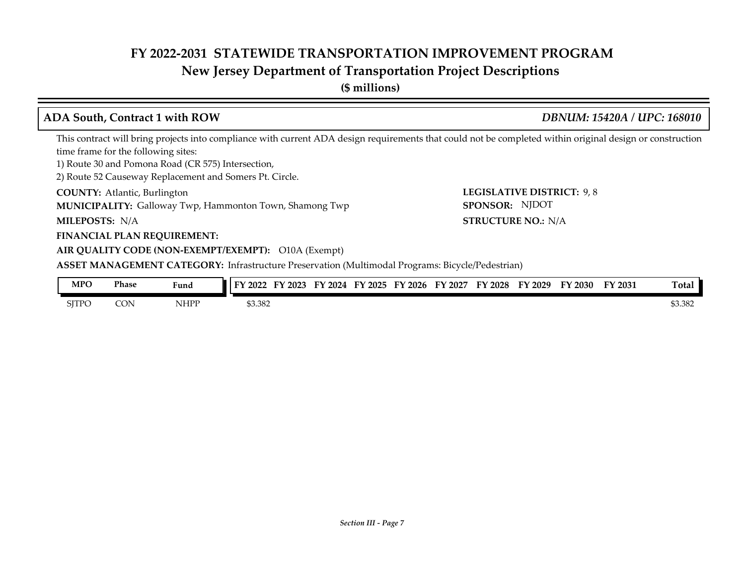# FY 2022-2031 STATEWIDE TRANSPORTATION IMPROVEMENT PROGRAM
## New Jersey Department of Transportation Project Descriptions
**($ millions)**

### ADA South, Contract 1 with ROW — *DBNUM: 15420A / UPC: 168010*

This contract will bring projects into compliance with current ADA design requirements that could not be completed within original design or construction time frame for the following sites:
1) Route 30 and Pomona Road (CR 575) Intersection,
2) Route 52 Causeway Replacement and Somers Pt. Circle.

**COUNTY:** Atlantic, Burlington
**LEGISLATIVE DISTRICT:** 9, 8
**MUNICIPALITY:** Galloway Twp, Hammonton Town, Shamong Twp
**SPONSOR:** NJDOT
**MILEPOSTS:** N/A
**STRUCTURE NO.:** N/A
**FINANCIAL PLAN REQUIREMENT:**
**AIR QUALITY CODE (NON-EXEMPT/EXEMPT):** O10A (Exempt)
**ASSET MANAGEMENT CATEGORY:** Infrastructure Preservation (Multimodal Programs: Bicycle/Pedestrian)

| MPO | Phase | Fund | FY 2022 | FY 2023 | FY 2024 | FY 2025 | FY 2026 | FY 2027 | FY 2028 | FY 2029 | FY 2030 | FY 2031 | Total |
|---|---|---|---|---|---|---|---|---|---|---|---|---|---|
| SJTPO | CON | NHPP | $3.382 | | | | | | | | | | $3.382 |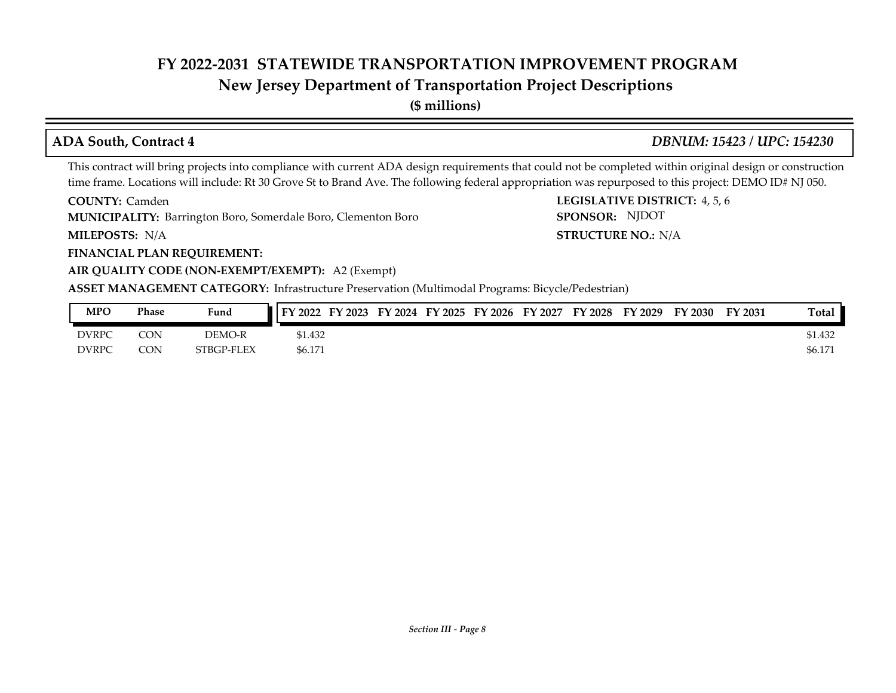# FY 2022-2031 STATEWIDE TRANSPORTATION IMPROVEMENT PROGRAM
## New Jersey Department of Transportation Project Descriptions
**($ millions)**

### ADA South, Contract 4 — *DBNUM: 15423 / UPC: 154230*

This contract will bring projects into compliance with current ADA design requirements that could not be completed within original design or construction time frame. Locations will include: Rt 30 Grove St to Brand Ave. The following federal appropriation was repurposed to this project: DEMO ID# NJ 050.

**COUNTY:** Camden
**LEGISLATIVE DISTRICT:** 4, 5, 6
**MUNICIPALITY:** Barrington Boro, Somerdale Boro, Clementon Boro
**SPONSOR:** NJDOT
**MILEPOSTS:** N/A
**STRUCTURE NO.:** N/A
**FINANCIAL PLAN REQUIREMENT:**
**AIR QUALITY CODE (NON-EXEMPT/EXEMPT):** A2 (Exempt)
**ASSET MANAGEMENT CATEGORY:** Infrastructure Preservation (Multimodal Programs: Bicycle/Pedestrian)

| MPO | Phase | Fund | FY 2022 | FY 2023 | FY 2024 | FY 2025 | FY 2026 | FY 2027 | FY 2028 | FY 2029 | FY 2030 | FY 2031 | Total |
|---|---|---|---|---|---|---|---|---|---|---|---|---|---|
| DVRPC | CON | DEMO-R | $1.432 | | | | | | | | | | $1.432 |
| DVRPC | CON | STBGP-FLEX | $6.171 | | | | | | | | | | $6.171 |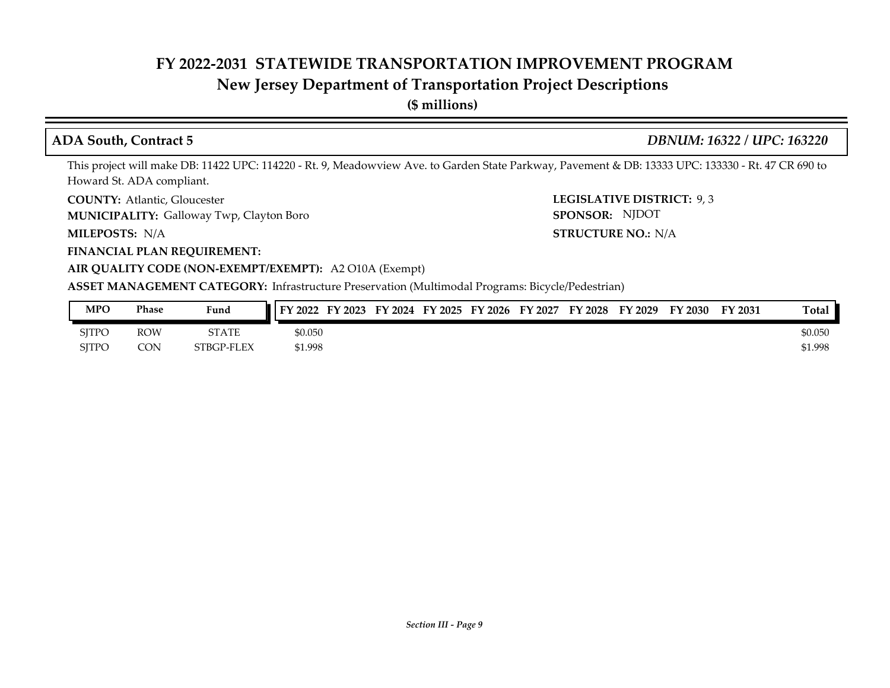## ADA South, Contract 5

***DBNUM: 16322 / UPC: 163220***

This project will make DB: 11422 UPC: 114220 - Rt. 9, Meadowview Ave. to Garden State Parkway, Pavement & DB: 13333 UPC: 133330 - Rt. 47 CR 690 to Howard St. ADA compliant.

**COUNTY:** Atlantic, Gloucester

**LEGISLATIVE DISTRICT:** 9, 3

**MUNICIPALITY:** Galloway Twp, Clayton Boro

**SPONSOR:** NJDOT

**MILEPOSTS:** N/A

**STRUCTURE NO.:** N/A

**FINANCIAL PLAN REQUIREMENT:**

**AIR QUALITY CODE (NON-EXEMPT/EXEMPT):** A2 O10A (Exempt)

**ASSET MANAGEMENT CATEGORY:** Infrastructure Preservation (Multimodal Programs: Bicycle/Pedestrian)

| MPO | Phase | Fund | FY 2022 | FY 2023 | FY 2024 | FY 2025 | FY 2026 | FY 2027 | FY 2028 | FY 2029 | FY 2030 | FY 2031 | Total |
|---|---|---|---|---|---|---|---|---|---|---|---|---|---|
| SJTPO | ROW | STATE | $0.050 | | | | | | | | | | $0.050 |
| SJTPO | CON | STBGP-FLEX | $1.998 | | | | | | | | | | $1.998 |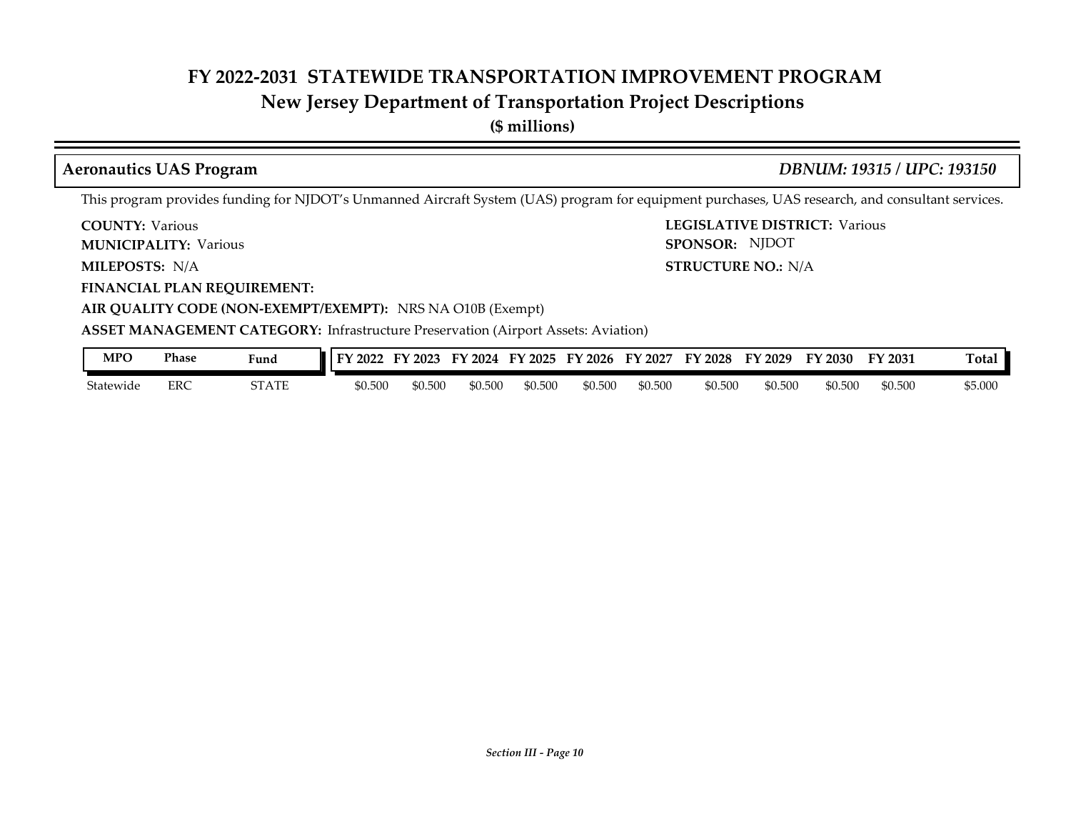# FY 2022-2031 STATEWIDE TRANSPORTATION IMPROVEMENT PROGRAM
## New Jersey Department of Transportation Project Descriptions
**($ millions)**

### Aeronautics UAS Program — *DBNUM: 19315 / UPC: 193150*

This program provides funding for NJDOT's Unmanned Aircraft System (UAS) program for equipment purchases, UAS research, and consultant services.

**COUNTY:** Various
**LEGISLATIVE DISTRICT:** Various
**MUNICIPALITY:** Various
**SPONSOR:** NJDOT
**MILEPOSTS:** N/A
**STRUCTURE NO.:** N/A
**FINANCIAL PLAN REQUIREMENT:**
**AIR QUALITY CODE (NON-EXEMPT/EXEMPT):** NRS NA O10B (Exempt)
**ASSET MANAGEMENT CATEGORY:** Infrastructure Preservation (Airport Assets: Aviation)

| MPO | Phase | Fund | FY 2022 | FY 2023 | FY 2024 | FY 2025 | FY 2026 | FY 2027 | FY 2028 | FY 2029 | FY 2030 | FY 2031 | Total |
|---|---|---|---|---|---|---|---|---|---|---|---|---|---|
| Statewide | ERC | STATE | $0.500 | $0.500 | $0.500 | $0.500 | $0.500 | $0.500 | $0.500 | $0.500 | $0.500 | $0.500 | $5.000 |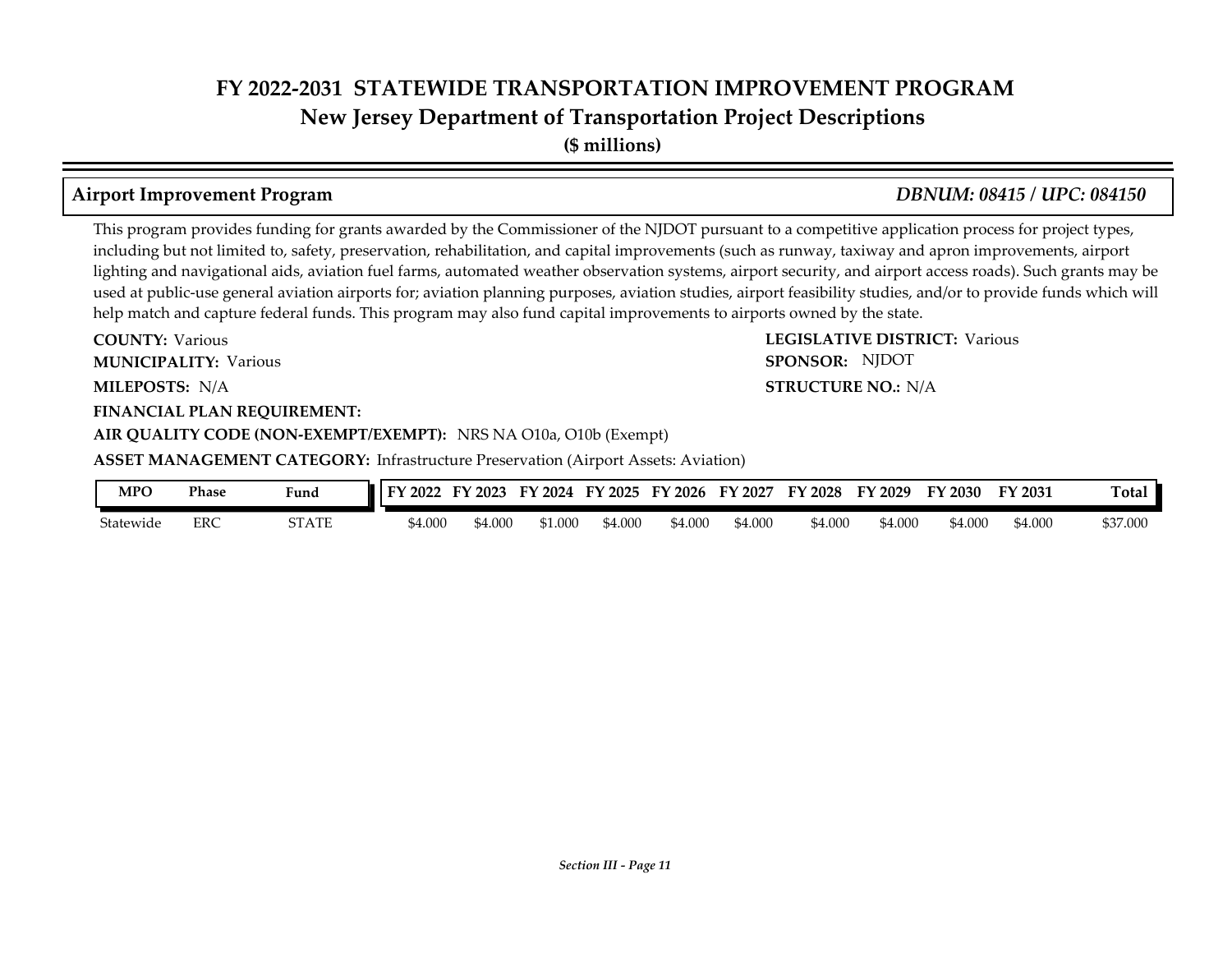# FY 2022-2031 STATEWIDE TRANSPORTATION IMPROVEMENT PROGRAM
## New Jersey Department of Transportation Project Descriptions
**($ millions)**

### Airport Improvement Program *DBNUM: 08415 / UPC: 084150*

This program provides funding for grants awarded by the Commissioner of the NJDOT pursuant to a competitive application process for project types, including but not limited to, safety, preservation, rehabilitation, and capital improvements (such as runway, taxiway and apron improvements, airport lighting and navigational aids, aviation fuel farms, automated weather observation systems, airport security, and airport access roads). Such grants may be used at public-use general aviation airports for; aviation planning purposes, aviation studies, airport feasibility studies, and/or to provide funds which will help match and capture federal funds. This program may also fund capital improvements to airports owned by the state.

**COUNTY:** Various
**LEGISLATIVE DISTRICT:** Various
**MUNICIPALITY:** Various
**SPONSOR:** NJDOT
**MILEPOSTS:** N/A
**STRUCTURE NO.:** N/A
**FINANCIAL PLAN REQUIREMENT:**
**AIR QUALITY CODE (NON-EXEMPT/EXEMPT):** NRS NA O10a, O10b (Exempt)
**ASSET MANAGEMENT CATEGORY:** Infrastructure Preservation (Airport Assets: Aviation)

| MPO | Phase | Fund | FY 2022 | FY 2023 | FY 2024 | FY 2025 | FY 2026 | FY 2027 | FY 2028 | FY 2029 | FY 2030 | FY 2031 | Total |
|---|---|---|---|---|---|---|---|---|---|---|---|---|---|
| Statewide | ERC | STATE | $4.000 | $4.000 | $1.000 | $4.000 | $4.000 | $4.000 | $4.000 | $4.000 | $4.000 | $4.000 | $37.000 |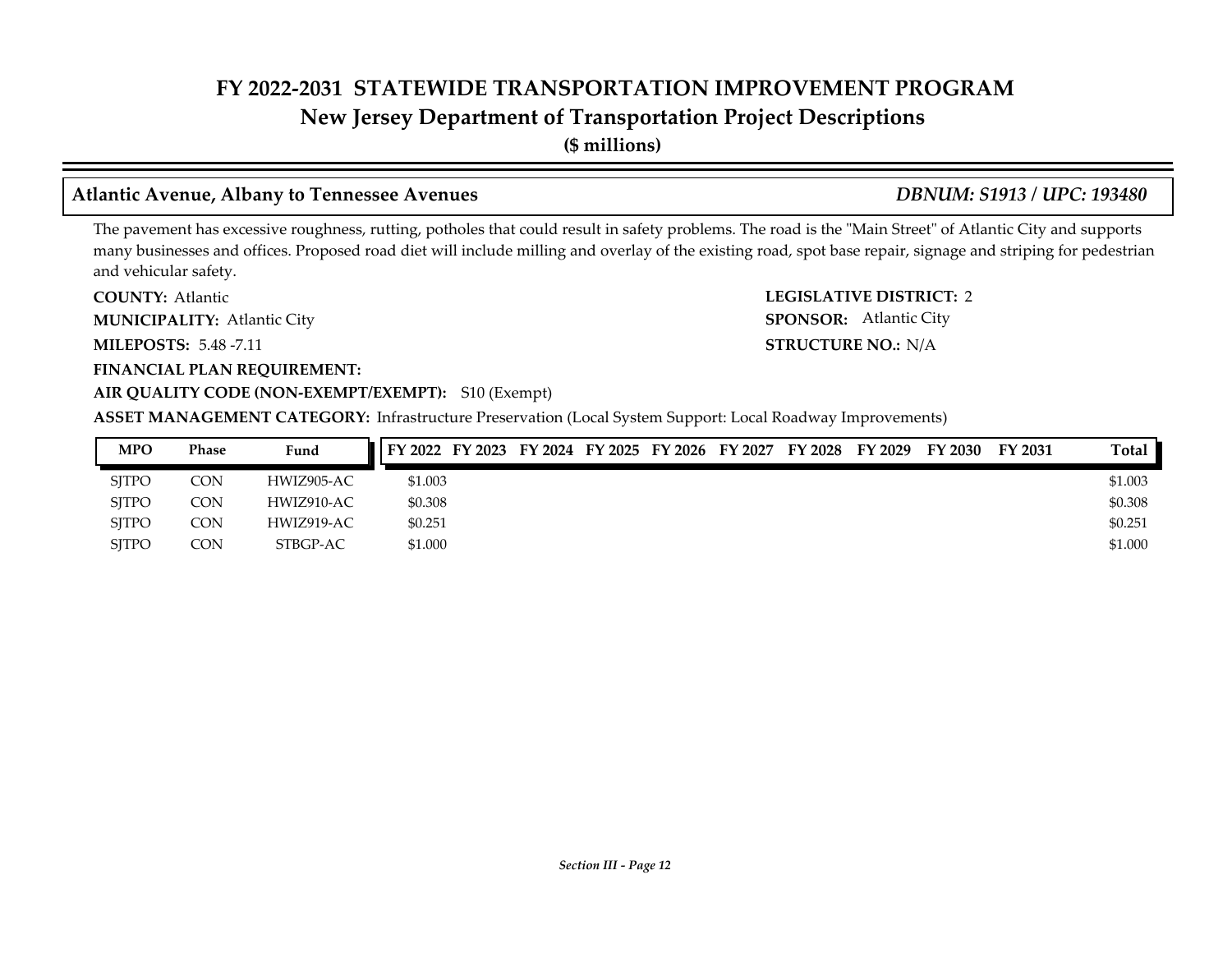# FY 2022-2031 STATEWIDE TRANSPORTATION IMPROVEMENT PROGRAM

## New Jersey Department of Transportation Project Descriptions

**($ millions)**

### Atlantic Avenue, Albany to Tennessee Avenues — *DBNUM: S1913 / UPC: 193480*

The pavement has excessive roughness, rutting, potholes that could result in safety problems. The road is the "Main Street" of Atlantic City and supports many businesses and offices. Proposed road diet will include milling and overlay of the existing road, spot base repair, signage and striping for pedestrian and vehicular safety.

**COUNTY:** Atlantic

**LEGISLATIVE DISTRICT:** 2

**MUNICIPALITY:** Atlantic City

**SPONSOR:** Atlantic City

**MILEPOSTS:** 5.48 -7.11

**STRUCTURE NO.:** N/A

**FINANCIAL PLAN REQUIREMENT:**

**AIR QUALITY CODE (NON-EXEMPT/EXEMPT):** S10 (Exempt)

**ASSET MANAGEMENT CATEGORY:** Infrastructure Preservation (Local System Support: Local Roadway Improvements)

| MPO | Phase | Fund | FY 2022 | FY 2023 | FY 2024 | FY 2025 | FY 2026 | FY 2027 | FY 2028 | FY 2029 | FY 2030 | FY 2031 | Total |
|---|---|---|---|---|---|---|---|---|---|---|---|---|---|
| SJTPO | CON | HWIZ905-AC | $1.003 | | | | | | | | | | $1.003 |
| SJTPO | CON | HWIZ910-AC | $0.308 | | | | | | | | | | $0.308 |
| SJTPO | CON | HWIZ919-AC | $0.251 | | | | | | | | | | $0.251 |
| SJTPO | CON | STBGP-AC | $1.000 | | | | | | | | | | $1.000 |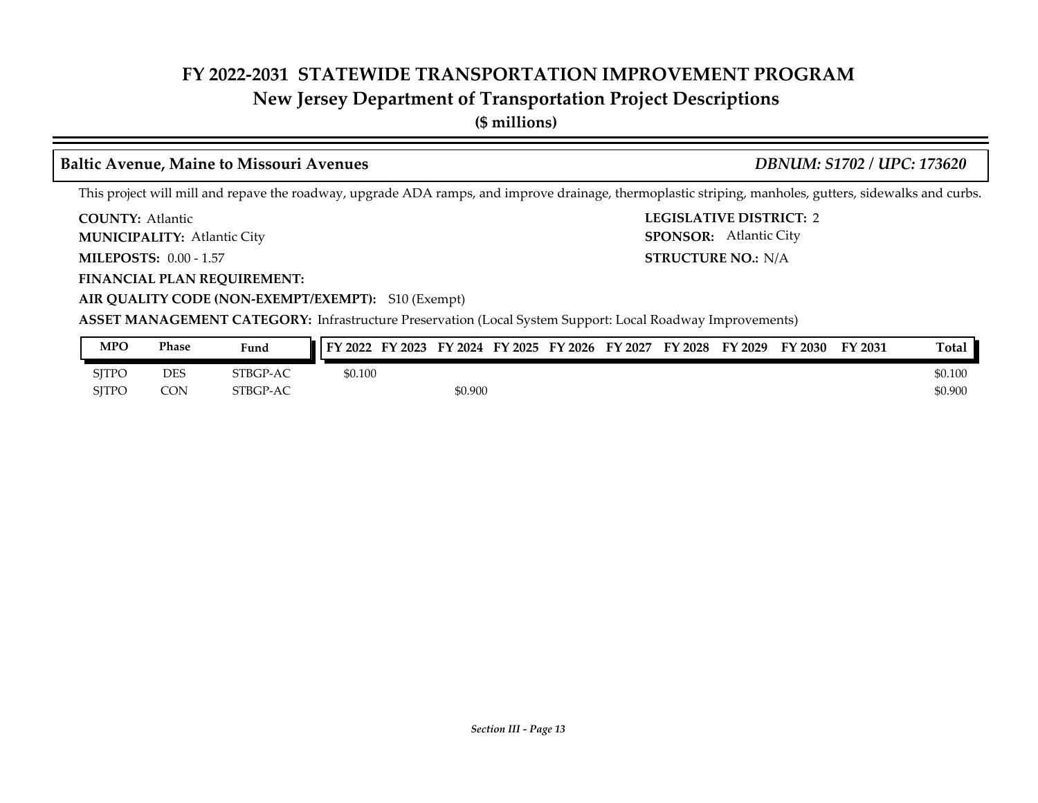# FY 2022-2031 STATEWIDE TRANSPORTATION IMPROVEMENT PROGRAM
## New Jersey Department of Transportation Project Descriptions
**($ millions)**

### Baltic Avenue, Maine to Missouri Avenues — *DBNUM: S1702 / UPC: 173620*

This project will mill and repave the roadway, upgrade ADA ramps, and improve drainage, thermoplastic striping, manholes, gutters, sidewalks and curbs.

**COUNTY:** Atlantic
**LEGISLATIVE DISTRICT:** 2
**MUNICIPALITY:** Atlantic City
**SPONSOR:** Atlantic City
**MILEPOSTS:** 0.00 - 1.57
**STRUCTURE NO.:** N/A
**FINANCIAL PLAN REQUIREMENT:**
**AIR QUALITY CODE (NON-EXEMPT/EXEMPT):** S10 (Exempt)
**ASSET MANAGEMENT CATEGORY:** Infrastructure Preservation (Local System Support: Local Roadway Improvements)

| MPO | Phase | Fund | FY 2022 | FY 2023 | FY 2024 | FY 2025 | FY 2026 | FY 2027 | FY 2028 | FY 2029 | FY 2030 | FY 2031 | Total |
|---|---|---|---|---|---|---|---|---|---|---|---|---|---|
| SJTPO | DES | STBGP-AC | $0.100 | | | | | | | | | | $0.100 |
| SJTPO | CON | STBGP-AC | | | $0.900 | | | | | | | | $0.900 |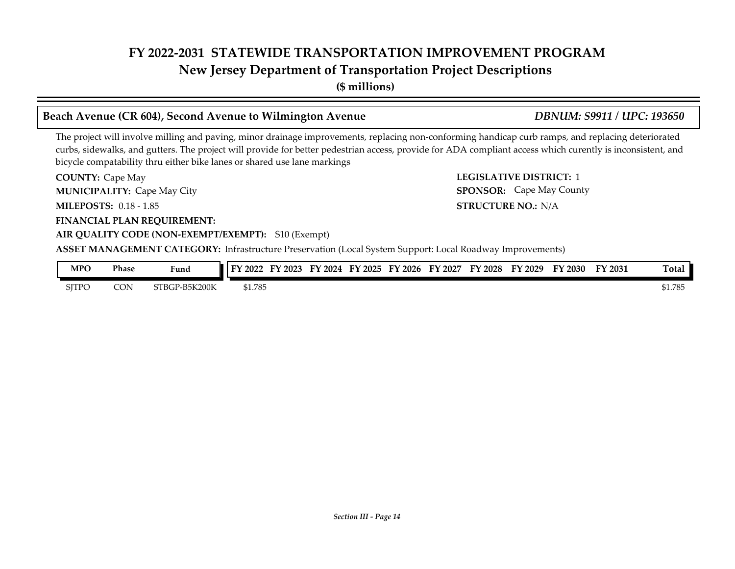# FY 2022-2031 STATEWIDE TRANSPORTATION IMPROVEMENT PROGRAM
## New Jersey Department of Transportation Project Descriptions
**($ millions)**

### Beach Avenue (CR 604), Second Avenue to Wilmington Avenue — *DBNUM: S9911 / UPC: 193650*

The project will involve milling and paving, minor drainage improvements, replacing non-conforming handicap curb ramps, and replacing deteriorated curbs, sidewalks, and gutters. The project will provide for better pedestrian access, provide for ADA compliant access which curently is inconsistent, and bicycle compatability thru either bike lanes or shared use lane markings

**COUNTY:** Cape May
**LEGISLATIVE DISTRICT:** 1
**MUNICIPALITY:** Cape May City
**SPONSOR:** Cape May County
**MILEPOSTS:** 0.18 - 1.85
**STRUCTURE NO.:** N/A
**FINANCIAL PLAN REQUIREMENT:**
**AIR QUALITY CODE (NON-EXEMPT/EXEMPT):** S10 (Exempt)
**ASSET MANAGEMENT CATEGORY:** Infrastructure Preservation (Local System Support: Local Roadway Improvements)

| MPO | Phase | Fund | FY 2022 | FY 2023 | FY 2024 | FY 2025 | FY 2026 | FY 2027 | FY 2028 | FY 2029 | FY 2030 | FY 2031 | Total |
|---|---|---|---|---|---|---|---|---|---|---|---|---|---|
| SJTPO | CON | STBGP-B5K200K | $1.785 | | | | | | | | | | $1.785 |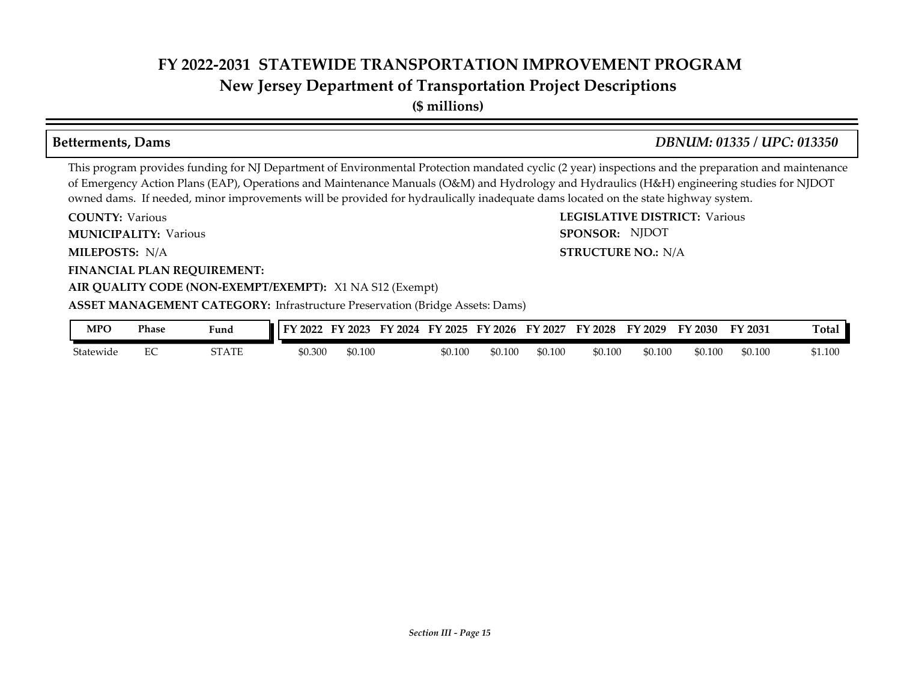# FY 2022-2031 STATEWIDE TRANSPORTATION IMPROVEMENT PROGRAM
## New Jersey Department of Transportation Project Descriptions
**($ millions)**

### Betterments, Dams — *DBNUM: 01335 / UPC: 013350*

This program provides funding for NJ Department of Environmental Protection mandated cyclic (2 year) inspections and the preparation and maintenance of Emergency Action Plans (EAP), Operations and Maintenance Manuals (O&M) and Hydrology and Hydraulics (H&H) engineering studies for NJDOT owned dams. If needed, minor improvements will be provided for hydraulically inadequate dams located on the state highway system.

**COUNTY:** Various
**LEGISLATIVE DISTRICT:** Various
**MUNICIPALITY:** Various
**SPONSOR:** NJDOT
**MILEPOSTS:** N/A
**STRUCTURE NO.:** N/A
**FINANCIAL PLAN REQUIREMENT:**
**AIR QUALITY CODE (NON-EXEMPT/EXEMPT):** X1 NA S12 (Exempt)
**ASSET MANAGEMENT CATEGORY:** Infrastructure Preservation (Bridge Assets: Dams)

| MPO | Phase | Fund | FY 2022 | FY 2023 | FY 2024 | FY 2025 | FY 2026 | FY 2027 | FY 2028 | FY 2029 | FY 2030 | FY 2031 | Total |
|---|---|---|---|---|---|---|---|---|---|---|---|---|---|
| Statewide | EC | STATE | $0.300 | $0.100 | | $0.100 | $0.100 | $0.100 | $0.100 | $0.100 | $0.100 | $0.100 | $1.100 |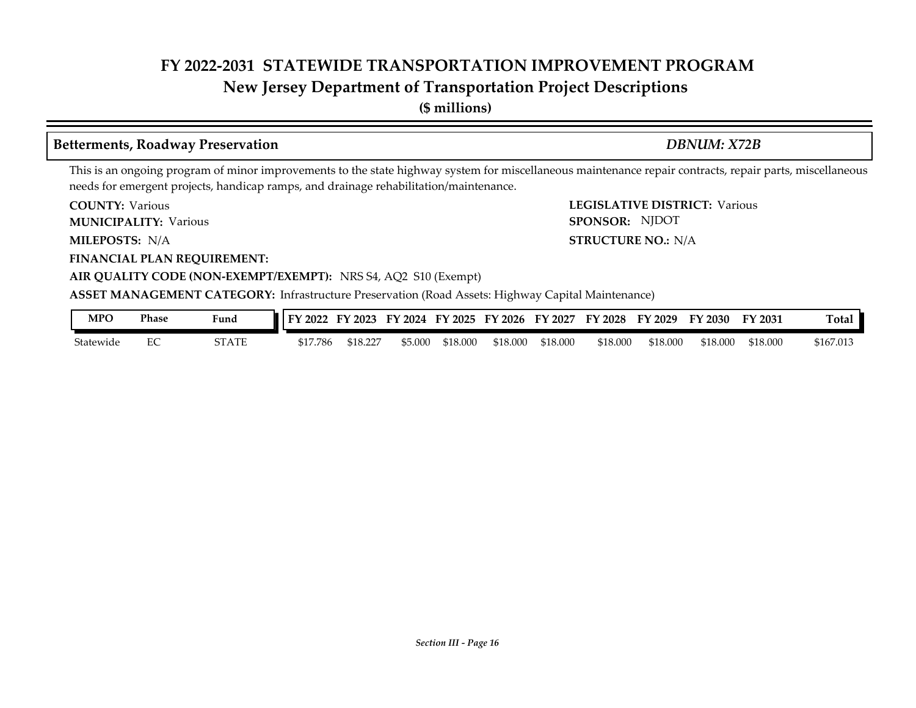# FY 2022-2031 STATEWIDE TRANSPORTATION IMPROVEMENT PROGRAM

## New Jersey Department of Transportation Project Descriptions

**($ millions)**

### Betterments, Roadway Preservation — *DBNUM: X72B*

This is an ongoing program of minor improvements to the state highway system for miscellaneous maintenance repair contracts, repair parts, miscellaneous needs for emergent projects, handicap ramps, and drainage rehabilitation/maintenance.

**COUNTY:** Various
**LEGISLATIVE DISTRICT:** Various
**MUNICIPALITY:** Various
**SPONSOR:** NJDOT
**MILEPOSTS:** N/A
**STRUCTURE NO.:** N/A
**FINANCIAL PLAN REQUIREMENT:**
**AIR QUALITY CODE (NON-EXEMPT/EXEMPT):** NRS S4, AQ2 S10 (Exempt)
**ASSET MANAGEMENT CATEGORY:** Infrastructure Preservation (Road Assets: Highway Capital Maintenance)

| MPO | Phase | Fund | FY 2022 | FY 2023 | FY 2024 | FY 2025 | FY 2026 | FY 2027 | FY 2028 | FY 2029 | FY 2030 | FY 2031 | Total |
|---|---|---|---|---|---|---|---|---|---|---|---|---|---|
| Statewide | EC | STATE | $17.786 | $18.227 | $5.000 | $18.000 | $18.000 | $18.000 | $18.000 | $18.000 | $18.000 | $18.000 | $167.013 |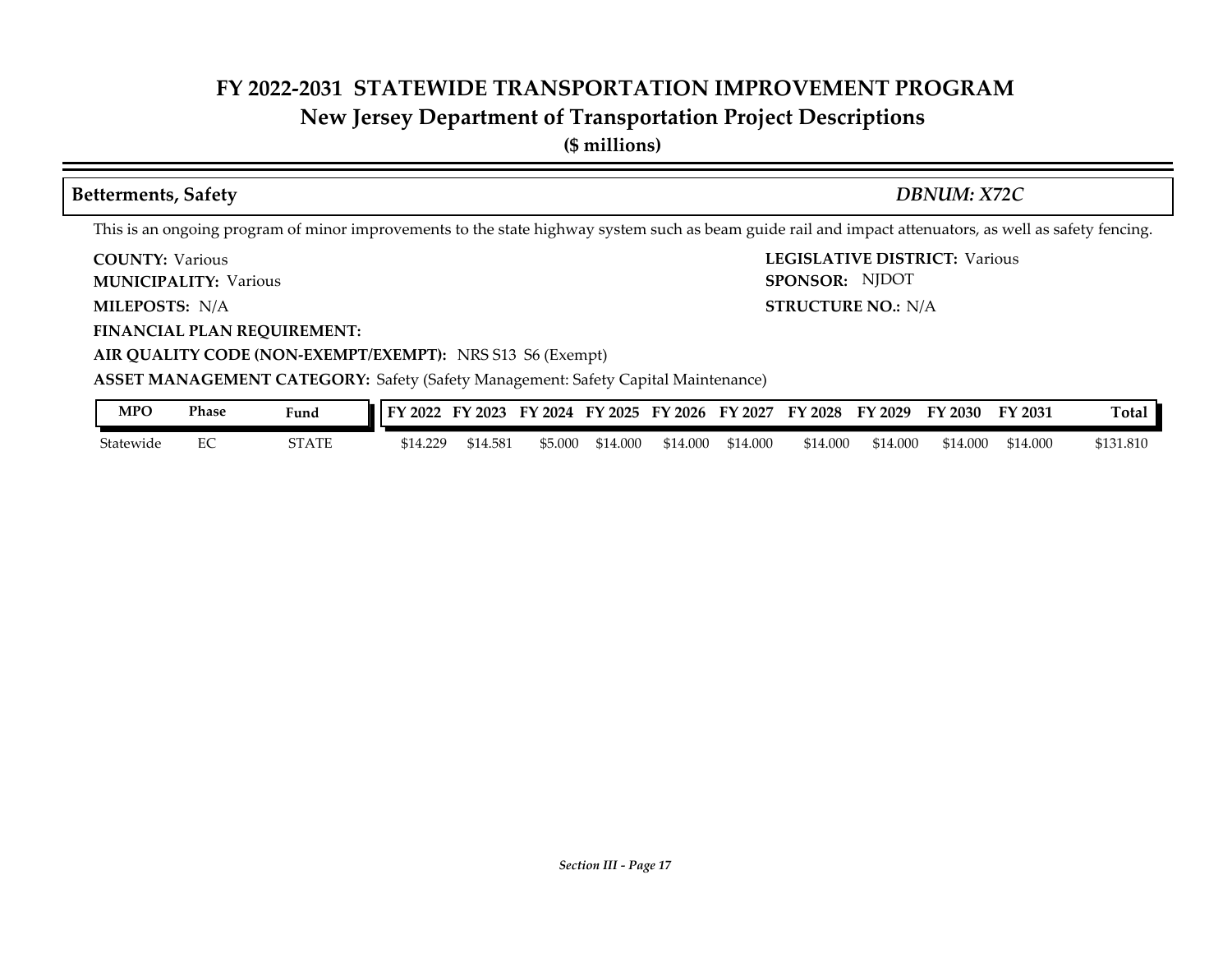# FY 2022-2031 STATEWIDE TRANSPORTATION IMPROVEMENT PROGRAM
## New Jersey Department of Transportation Project Descriptions
**($ millions)**

### Betterments, Safety — *DBNUM: X72C*

This is an ongoing program of minor improvements to the state highway system such as beam guide rail and impact attenuators, as well as safety fencing.

**COUNTY:** Various
**LEGISLATIVE DISTRICT:** Various
**MUNICIPALITY:** Various
**SPONSOR:** NJDOT
**MILEPOSTS:** N/A
**STRUCTURE NO.:** N/A
**FINANCIAL PLAN REQUIREMENT:**
**AIR QUALITY CODE (NON-EXEMPT/EXEMPT):** NRS S13 S6 (Exempt)
**ASSET MANAGEMENT CATEGORY:** Safety (Safety Management: Safety Capital Maintenance)

| MPO | Phase | Fund | FY 2022 | FY 2023 | FY 2024 | FY 2025 | FY 2026 | FY 2027 | FY 2028 | FY 2029 | FY 2030 | FY 2031 | Total |
|---|---|---|---|---|---|---|---|---|---|---|---|---|---|
| Statewide | EC | STATE | $14.229 | $14.581 | $5.000 | $14.000 | $14.000 | $14.000 | $14.000 | $14.000 | $14.000 | $14.000 | $131.810 |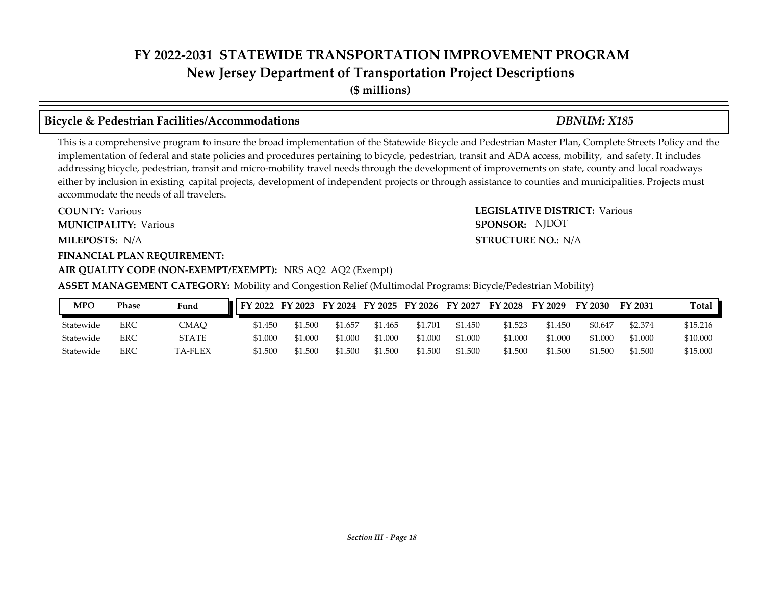# FY 2022-2031 STATEWIDE TRANSPORTATION IMPROVEMENT PROGRAM
## New Jersey Department of Transportation Project Descriptions
**($ millions)**

### Bicycle & Pedestrian Facilities/Accommodations — *DBNUM: X185*

This is a comprehensive program to insure the broad implementation of the Statewide Bicycle and Pedestrian Master Plan, Complete Streets Policy and the implementation of federal and state policies and procedures pertaining to bicycle, pedestrian, transit and ADA access, mobility, and safety. It includes addressing bicycle, pedestrian, transit and micro-mobility travel needs through the development of improvements on state, county and local roadways either by inclusion in existing capital projects, development of independent projects or through assistance to counties and municipalities. Projects must accommodate the needs of all travelers.

**COUNTY:** Various

**LEGISLATIVE DISTRICT:** Various

**MUNICIPALITY:** Various

**SPONSOR:** NJDOT

**MILEPOSTS:** N/A

**STRUCTURE NO.:** N/A

**FINANCIAL PLAN REQUIREMENT:**

**AIR QUALITY CODE (NON-EXEMPT/EXEMPT):** NRS AQ2 AQ2 (Exempt)

**ASSET MANAGEMENT CATEGORY:** Mobility and Congestion Relief (Multimodal Programs: Bicycle/Pedestrian Mobility)

| MPO | Phase | Fund | FY 2022 | FY 2023 | FY 2024 | FY 2025 | FY 2026 | FY 2027 | FY 2028 | FY 2029 | FY 2030 | FY 2031 | Total |
|---|---|---|---|---|---|---|---|---|---|---|---|---|---|
| Statewide | ERC | CMAQ | $1.450 | $1.500 | $1.657 | $1.465 | $1.701 | $1.450 | $1.523 | $1.450 | $0.647 | $2.374 | $15.216 |
| Statewide | ERC | STATE | $1.000 | $1.000 | $1.000 | $1.000 | $1.000 | $1.000 | $1.000 | $1.000 | $1.000 | $1.000 | $10.000 |
| Statewide | ERC | TA-FLEX | $1.500 | $1.500 | $1.500 | $1.500 | $1.500 | $1.500 | $1.500 | $1.500 | $1.500 | $1.500 | $15.000 |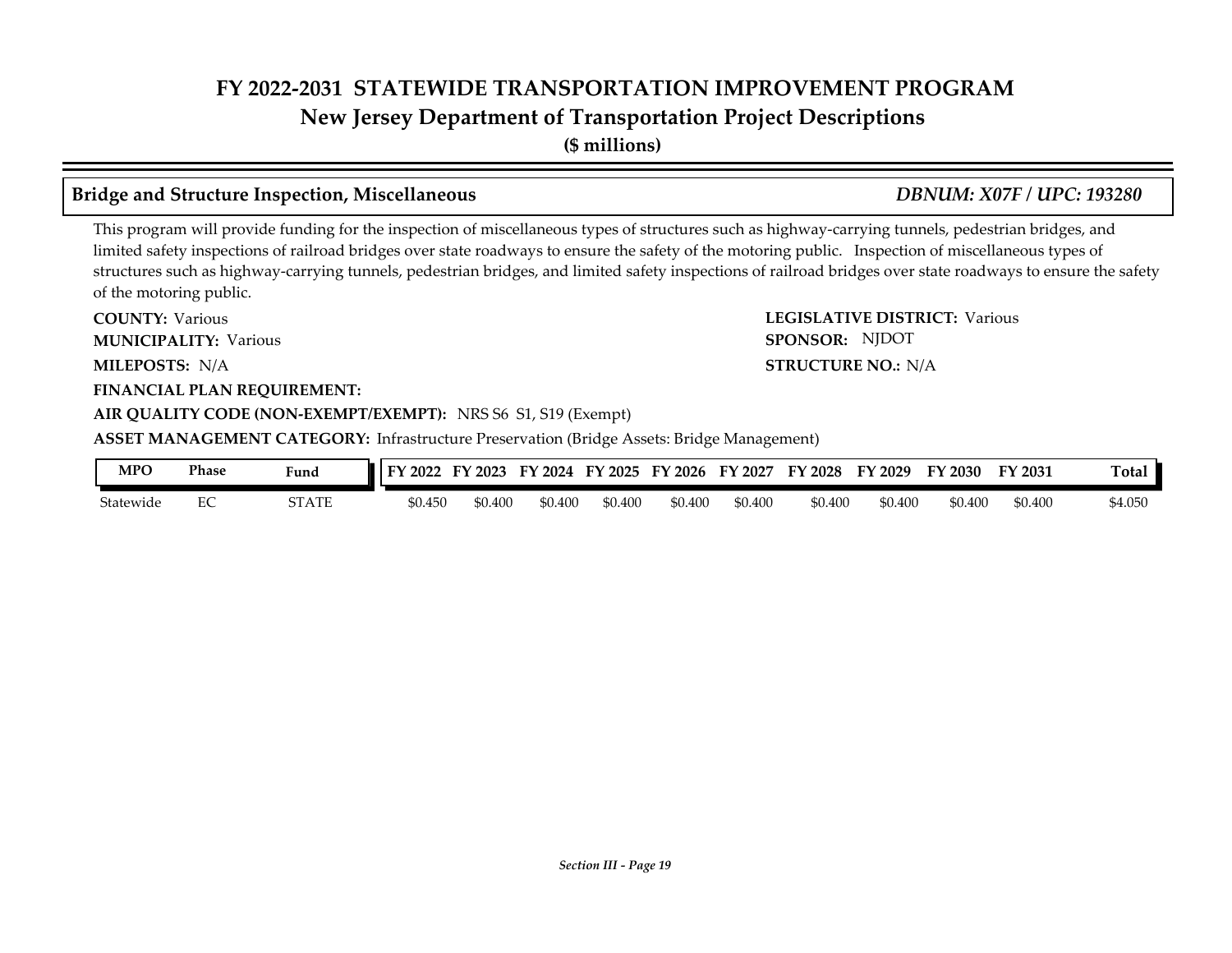# FY 2022-2031 STATEWIDE TRANSPORTATION IMPROVEMENT PROGRAM
## New Jersey Department of Transportation Project Descriptions
**($ millions)**

### Bridge and Structure Inspection, Miscellaneous — *DBNUM: X07F / UPC: 193280*

This program will provide funding for the inspection of miscellaneous types of structures such as highway-carrying tunnels, pedestrian bridges, and limited safety inspections of railroad bridges over state roadways to ensure the safety of the motoring public. Inspection of miscellaneous types of structures such as highway-carrying tunnels, pedestrian bridges, and limited safety inspections of railroad bridges over state roadways to ensure the safety of the motoring public.

**COUNTY:** Various

**MUNICIPALITY:** Various

**MILEPOSTS:** N/A

**LEGISLATIVE DISTRICT:** Various

**SPONSOR:** NJDOT

**STRUCTURE NO.:** N/A

**FINANCIAL PLAN REQUIREMENT:**

**AIR QUALITY CODE (NON-EXEMPT/EXEMPT):** NRS S6 S1, S19 (Exempt)

**ASSET MANAGEMENT CATEGORY:** Infrastructure Preservation (Bridge Assets: Bridge Management)

| MPO | Phase | Fund | FY 2022 | FY 2023 | FY 2024 | FY 2025 | FY 2026 | FY 2027 | FY 2028 | FY 2029 | FY 2030 | FY 2031 | Total |
|---|---|---|---|---|---|---|---|---|---|---|---|---|---|
| Statewide | EC | STATE | $0.450 | $0.400 | $0.400 | $0.400 | $0.400 | $0.400 | $0.400 | $0.400 | $0.400 | $0.400 | $4.050 |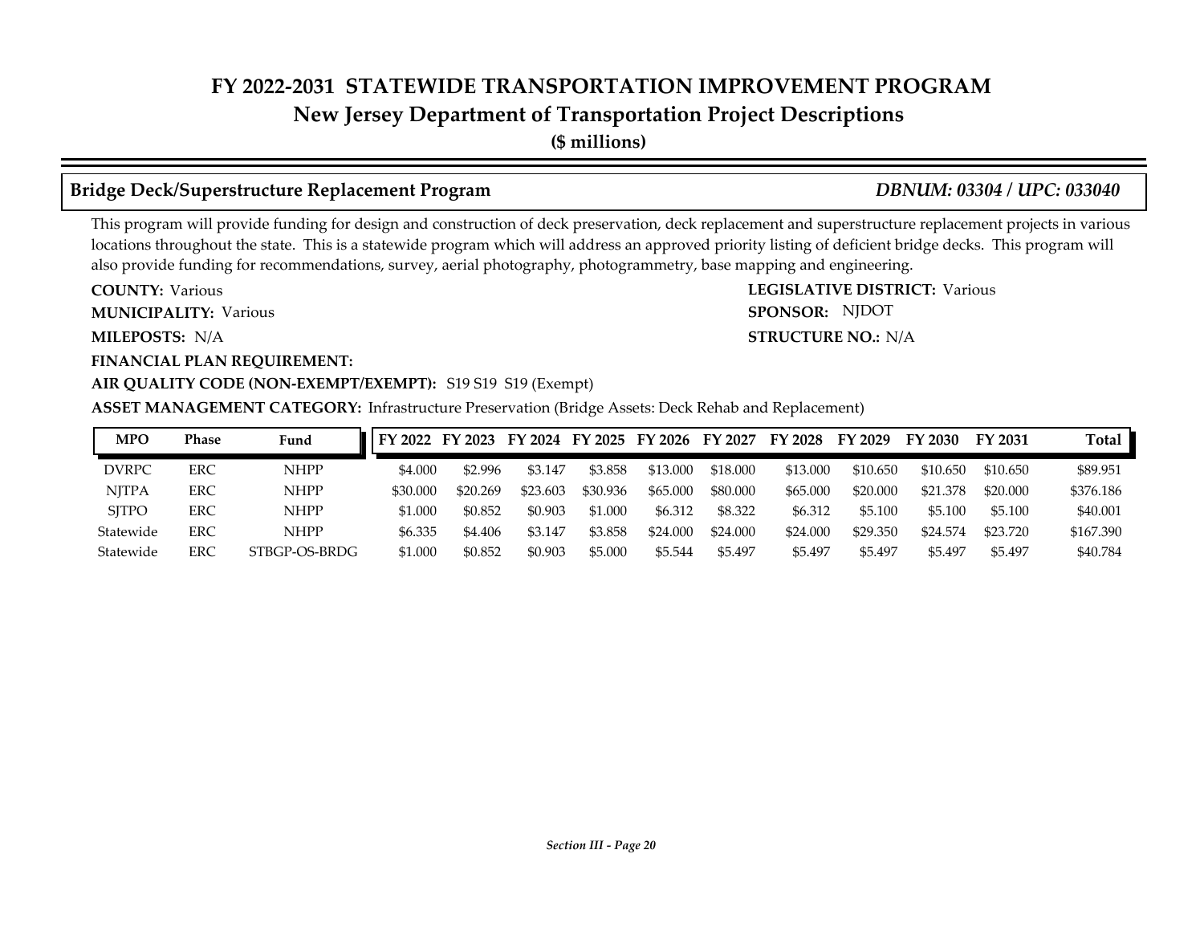# FY 2022-2031 STATEWIDE TRANSPORTATION IMPROVEMENT PROGRAM

## New Jersey Department of Transportation Project Descriptions

**($ millions)**

### Bridge Deck/Superstructure Replacement Program — *DBNUM: 03304 / UPC: 033040*

This program will provide funding for design and construction of deck preservation, deck replacement and superstructure replacement projects in various locations throughout the state. This is a statewide program which will address an approved priority listing of deficient bridge decks. This program will also provide funding for recommendations, survey, aerial photography, photogrammetry, base mapping and engineering.

**COUNTY:** Various

**LEGISLATIVE DISTRICT:** Various

**MUNICIPALITY:** Various

**SPONSOR:** NJDOT

**MILEPOSTS:** N/A

**STRUCTURE NO.:** N/A

**FINANCIAL PLAN REQUIREMENT:**

**AIR QUALITY CODE (NON-EXEMPT/EXEMPT):** S19 S19 S19 (Exempt)

**ASSET MANAGEMENT CATEGORY:** Infrastructure Preservation (Bridge Assets: Deck Rehab and Replacement)

| MPO | Phase | Fund | FY 2022 | FY 2023 | FY 2024 | FY 2025 | FY 2026 | FY 2027 | FY 2028 | FY 2029 | FY 2030 | FY 2031 | Total |
|---|---|---|---|---|---|---|---|---|---|---|---|---|---|
| DVRPC | ERC | NHPP | $4.000 | $2.996 | $3.147 | $3.858 | $13.000 | $18.000 | $13.000 | $10.650 | $10.650 | $10.650 | $89.951 |
| NJTPA | ERC | NHPP | $30.000 | $20.269 | $23.603 | $30.936 | $65.000 | $80.000 | $65.000 | $20.000 | $21.378 | $20.000 | $376.186 |
| SJTPO | ERC | NHPP | $1.000 | $0.852 | $0.903 | $1.000 | $6.312 | $8.322 | $6.312 | $5.100 | $5.100 | $5.100 | $40.001 |
| Statewide | ERC | NHPP | $6.335 | $4.406 | $3.147 | $3.858 | $24.000 | $24.000 | $24.000 | $29.350 | $24.574 | $23.720 | $167.390 |
| Statewide | ERC | STBGP-OS-BRDG | $1.000 | $0.852 | $0.903 | $5.000 | $5.544 | $5.497 | $5.497 | $5.497 | $5.497 | $5.497 | $40.784 |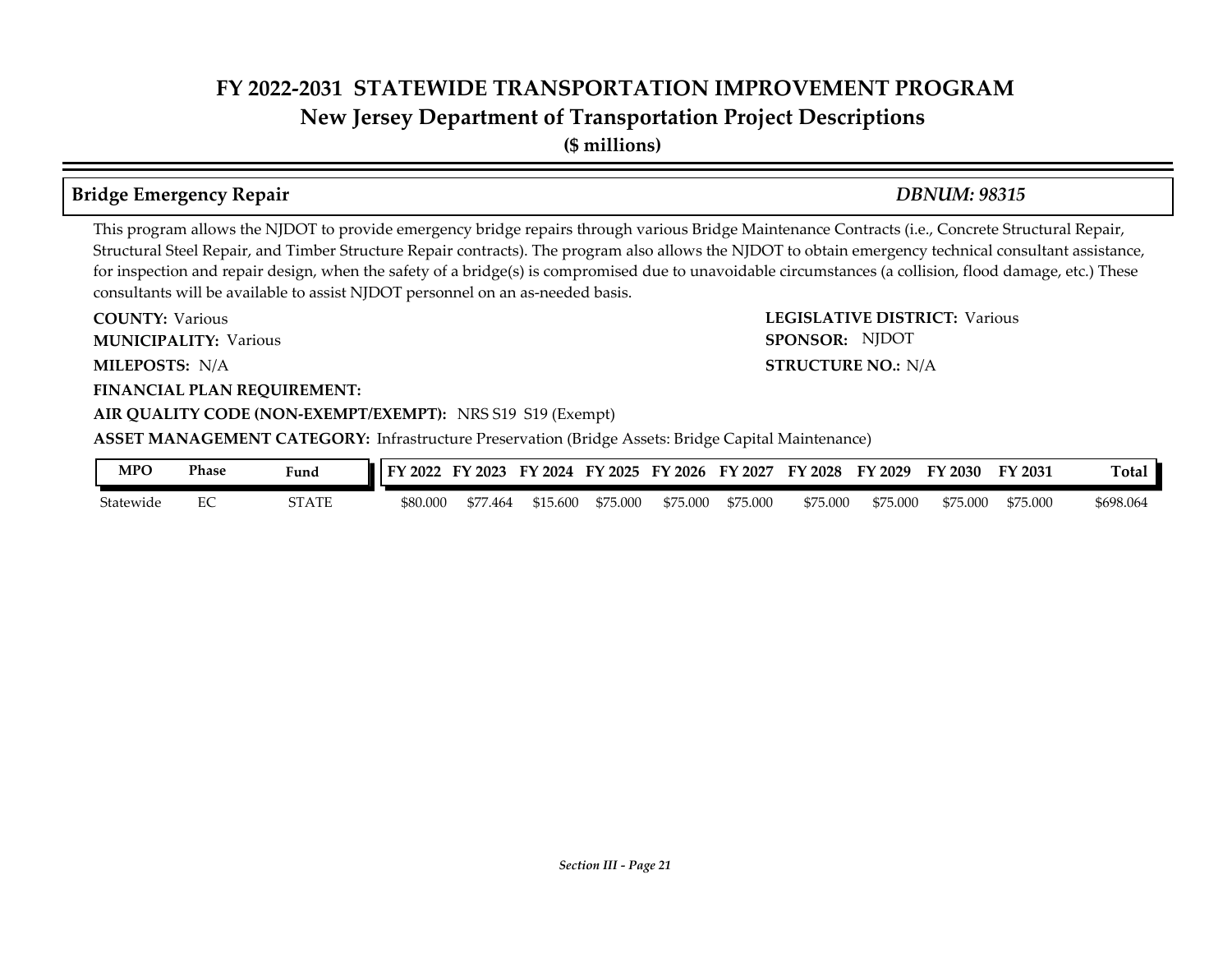# FY 2022-2031 STATEWIDE TRANSPORTATION IMPROVEMENT PROGRAM

## New Jersey Department of Transportation Project Descriptions

**($ millions)**

### Bridge Emergency Repair — *DBNUM: 98315*

This program allows the NJDOT to provide emergency bridge repairs through various Bridge Maintenance Contracts (i.e., Concrete Structural Repair, Structural Steel Repair, and Timber Structure Repair contracts). The program also allows the NJDOT to obtain emergency technical consultant assistance, for inspection and repair design, when the safety of a bridge(s) is compromised due to unavoidable circumstances (a collision, flood damage, etc.) These consultants will be available to assist NJDOT personnel on an as-needed basis.

**COUNTY:** Various

**LEGISLATIVE DISTRICT:** Various

**MUNICIPALITY:** Various

**SPONSOR:** NJDOT

**MILEPOSTS:** N/A

**STRUCTURE NO.:** N/A

**FINANCIAL PLAN REQUIREMENT:**

**AIR QUALITY CODE (NON-EXEMPT/EXEMPT):** NRS S19 S19 (Exempt)

**ASSET MANAGEMENT CATEGORY:** Infrastructure Preservation (Bridge Assets: Bridge Capital Maintenance)

| MPO | Phase | Fund | FY 2022 | FY 2023 | FY 2024 | FY 2025 | FY 2026 | FY 2027 | FY 2028 | FY 2029 | FY 2030 | FY 2031 | Total |
|---|---|---|---|---|---|---|---|---|---|---|---|---|---|
| Statewide | EC | STATE | $80.000 | $77.464 | $15.600 | $75.000 | $75.000 | $75.000 | $75.000 | $75.000 | $75.000 | $75.000 | $698.064 |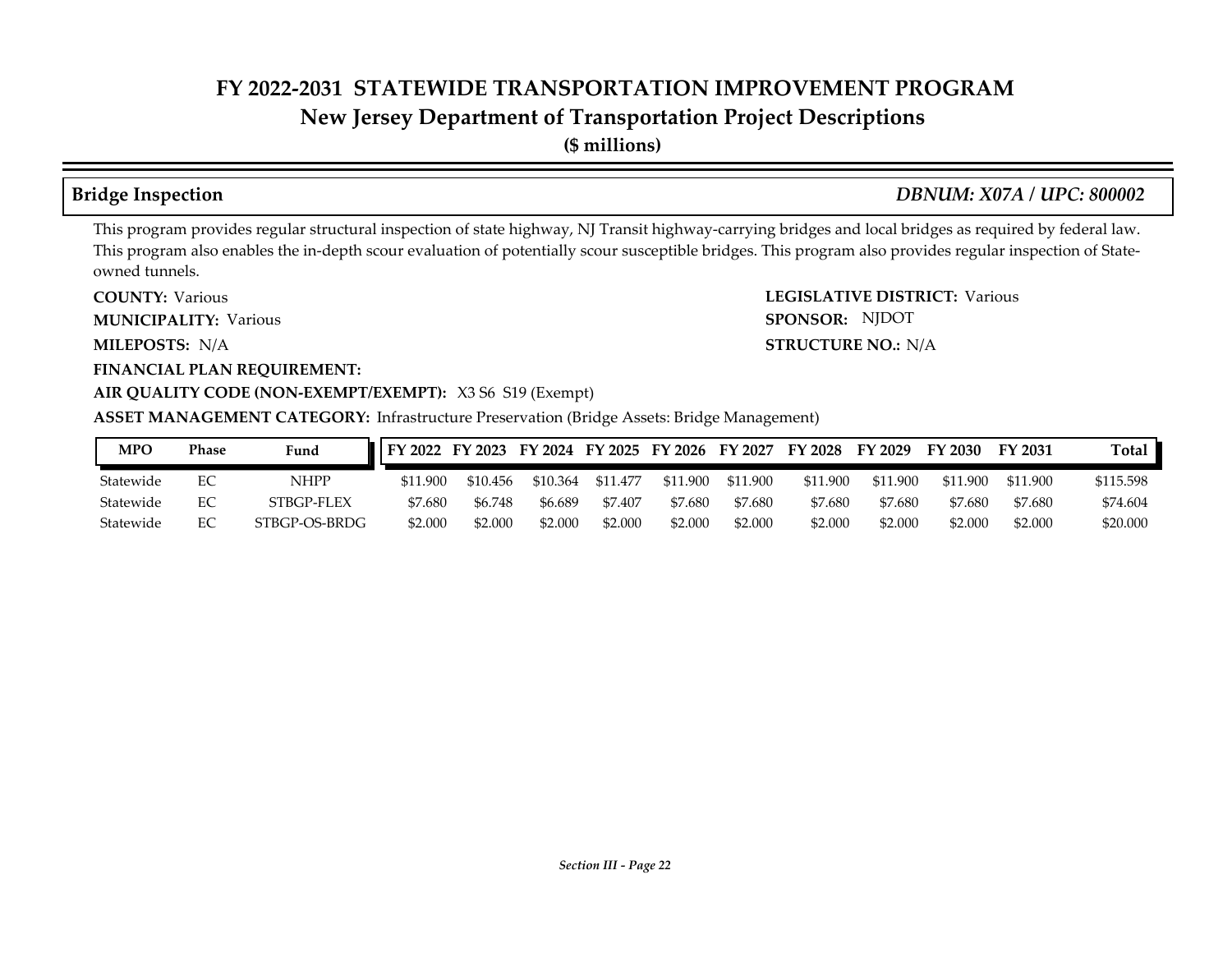# FY 2022-2031 STATEWIDE TRANSPORTATION IMPROVEMENT PROGRAM
## New Jersey Department of Transportation Project Descriptions
**($ millions)**

### Bridge Inspection — *DBNUM: X07A / UPC: 800002*

This program provides regular structural inspection of state highway, NJ Transit highway-carrying bridges and local bridges as required by federal law. This program also enables the in-depth scour evaluation of potentially scour susceptible bridges. This program also provides regular inspection of State-owned tunnels.

**COUNTY:** Various
**LEGISLATIVE DISTRICT:** Various
**MUNICIPALITY:** Various
**SPONSOR:** NJDOT
**MILEPOSTS:** N/A
**STRUCTURE NO.:** N/A
**FINANCIAL PLAN REQUIREMENT:**
**AIR QUALITY CODE (NON-EXEMPT/EXEMPT):** X3 S6 S19 (Exempt)
**ASSET MANAGEMENT CATEGORY:** Infrastructure Preservation (Bridge Assets: Bridge Management)

| MPO | Phase | Fund | FY 2022 | FY 2023 | FY 2024 | FY 2025 | FY 2026 | FY 2027 | FY 2028 | FY 2029 | FY 2030 | FY 2031 | Total |
|---|---|---|---|---|---|---|---|---|---|---|---|---|---|
| Statewide | EC | NHPP | $11.900 | $10.456 | $10.364 | $11.477 | $11.900 | $11.900 | $11.900 | $11.900 | $11.900 | $11.900 | $115.598 |
| Statewide | EC | STBGP-FLEX | $7.680 | $6.748 | $6.689 | $7.407 | $7.680 | $7.680 | $7.680 | $7.680 | $7.680 | $7.680 | $74.604 |
| Statewide | EC | STBGP-OS-BRDG | $2.000 | $2.000 | $2.000 | $2.000 | $2.000 | $2.000 | $2.000 | $2.000 | $2.000 | $2.000 | $20.000 |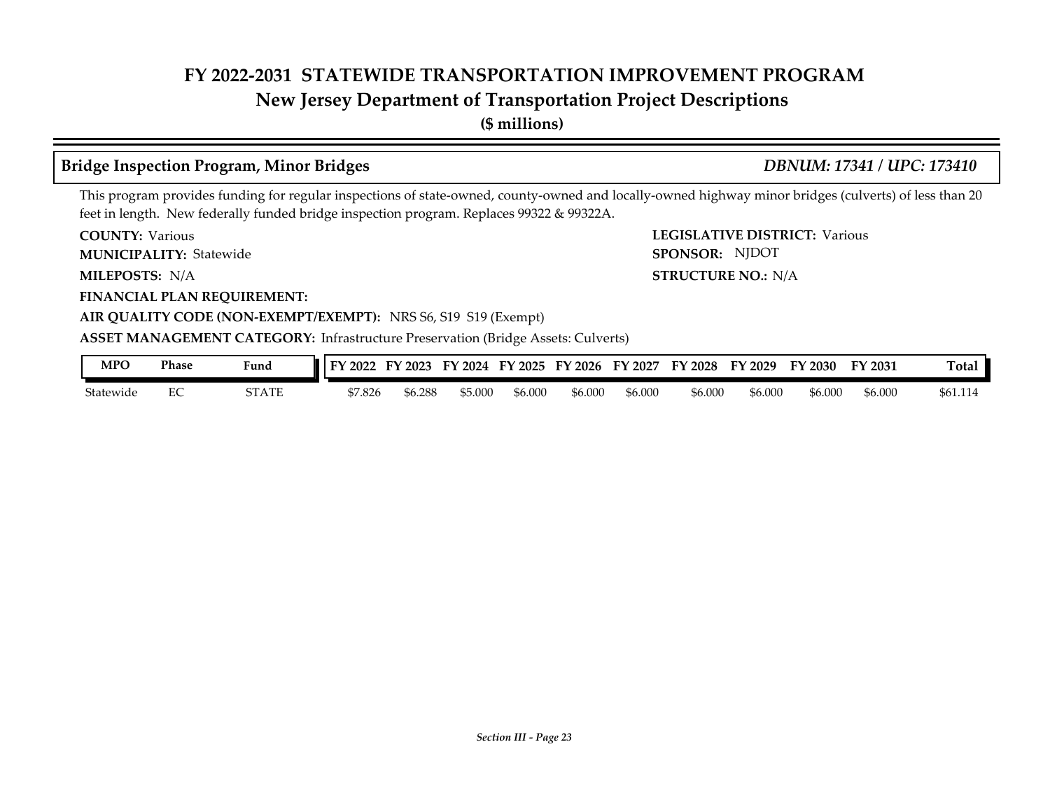# FY 2022-2031 STATEWIDE TRANSPORTATION IMPROVEMENT PROGRAM
## New Jersey Department of Transportation Project Descriptions
**($ millions)**

### Bridge Inspection Program, Minor Bridges — *DBNUM: 17341 / UPC: 173410*

This program provides funding for regular inspections of state-owned, county-owned and locally-owned highway minor bridges (culverts) of less than 20 feet in length. New federally funded bridge inspection program. Replaces 99322 & 99322A.

**COUNTY:** Various
**LEGISLATIVE DISTRICT:** Various
**MUNICIPALITY:** Statewide
**SPONSOR:** NJDOT
**MILEPOSTS:** N/A
**STRUCTURE NO.:** N/A
**FINANCIAL PLAN REQUIREMENT:**
**AIR QUALITY CODE (NON-EXEMPT/EXEMPT):** NRS S6, S19 S19 (Exempt)
**ASSET MANAGEMENT CATEGORY:** Infrastructure Preservation (Bridge Assets: Culverts)

| MPO | Phase | Fund | FY 2022 | FY 2023 | FY 2024 | FY 2025 | FY 2026 | FY 2027 | FY 2028 | FY 2029 | FY 2030 | FY 2031 | Total |
|---|---|---|---|---|---|---|---|---|---|---|---|---|---|
| Statewide | EC | STATE | $7.826 | $6.288 | $5.000 | $6.000 | $6.000 | $6.000 | $6.000 | $6.000 | $6.000 | $6.000 | $61.114 |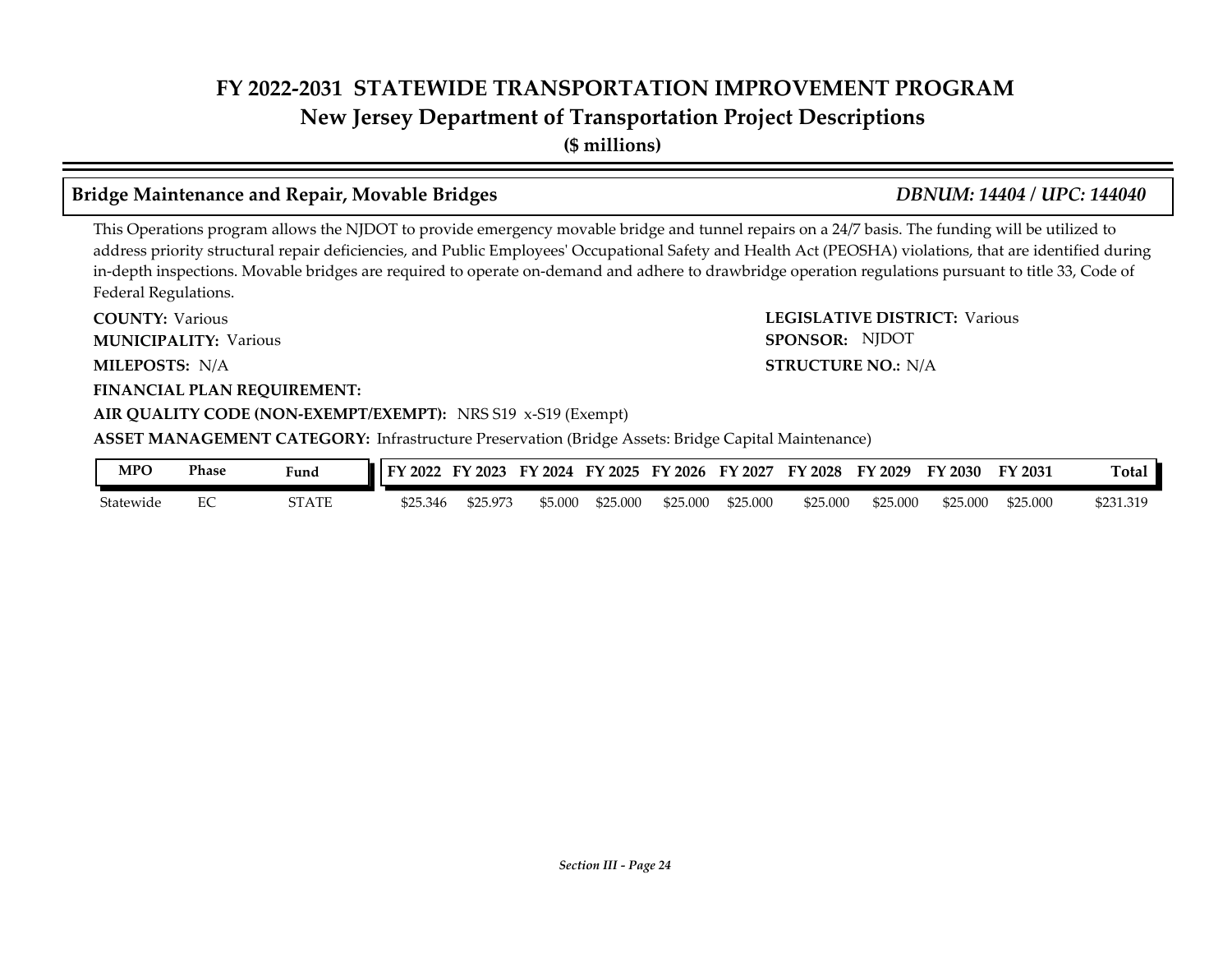# FY 2022-2031 STATEWIDE TRANSPORTATION IMPROVEMENT PROGRAM

## New Jersey Department of Transportation Project Descriptions

**($ millions)**

### Bridge Maintenance and Repair, Movable Bridges — *DBNUM: 14404 / UPC: 144040*

This Operations program allows the NJDOT to provide emergency movable bridge and tunnel repairs on a 24/7 basis. The funding will be utilized to address priority structural repair deficiencies, and Public Employees' Occupational Safety and Health Act (PEOSHA) violations, that are identified during in-depth inspections. Movable bridges are required to operate on-demand and adhere to drawbridge operation regulations pursuant to title 33, Code of Federal Regulations.

**COUNTY:** Various

**LEGISLATIVE DISTRICT:** Various

**MUNICIPALITY:** Various

**SPONSOR:** NJDOT

**MILEPOSTS:** N/A

**STRUCTURE NO.:** N/A

**FINANCIAL PLAN REQUIREMENT:**

**AIR QUALITY CODE (NON-EXEMPT/EXEMPT):** NRS S19 x-S19 (Exempt)

**ASSET MANAGEMENT CATEGORY:** Infrastructure Preservation (Bridge Assets: Bridge Capital Maintenance)

| MPO | Phase | Fund | FY 2022 | FY 2023 | FY 2024 | FY 2025 | FY 2026 | FY 2027 | FY 2028 | FY 2029 | FY 2030 | FY 2031 | Total |
|---|---|---|---|---|---|---|---|---|---|---|---|---|---|
| Statewide | EC | STATE | $25.346 | $25.973 | $5.000 | $25.000 | $25.000 | $25.000 | $25.000 | $25.000 | $25.000 | $25.000 | $231.319 |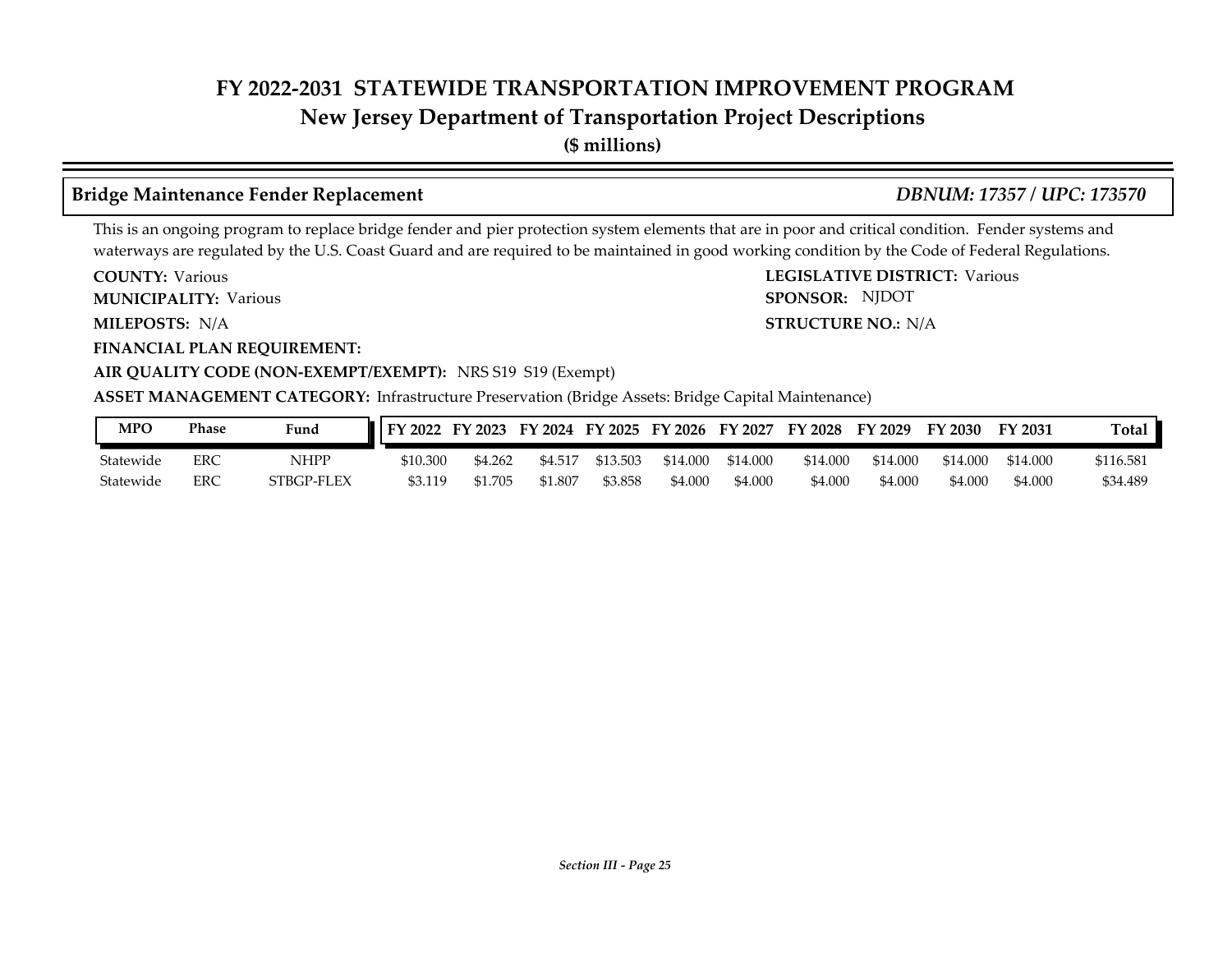# FY 2022-2031 STATEWIDE TRANSPORTATION IMPROVEMENT PROGRAM

## New Jersey Department of Transportation Project Descriptions

**($ millions)**

### Bridge Maintenance Fender Replacement *DBNUM: 17357 / UPC: 173570*

This is an ongoing program to replace bridge fender and pier protection system elements that are in poor and critical condition. Fender systems and waterways are regulated by the U.S. Coast Guard and are required to be maintained in good working condition by the Code of Federal Regulations.

**COUNTY:** Various
**LEGISLATIVE DISTRICT:** Various
**MUNICIPALITY:** Various
**SPONSOR:** NJDOT
**MILEPOSTS:** N/A
**STRUCTURE NO.:** N/A
**FINANCIAL PLAN REQUIREMENT:**
**AIR QUALITY CODE (NON-EXEMPT/EXEMPT):** NRS S19 S19 (Exempt)
**ASSET MANAGEMENT CATEGORY:** Infrastructure Preservation (Bridge Assets: Bridge Capital Maintenance)

| MPO | Phase | Fund | FY 2022 | FY 2023 | FY 2024 | FY 2025 | FY 2026 | FY 2027 | FY 2028 | FY 2029 | FY 2030 | FY 2031 | Total |
|---|---|---|---|---|---|---|---|---|---|---|---|---|---|
| Statewide | ERC | NHPP | $10.300 | $4.262 | $4.517 | $13.503 | $14.000 | $14.000 | $14.000 | $14.000 | $14.000 | $14.000 | $116.581 |
| Statewide | ERC | STBGP-FLEX | $3.119 | $1.705 | $1.807 | $3.858 | $4.000 | $4.000 | $4.000 | $4.000 | $4.000 | $4.000 | $34.489 |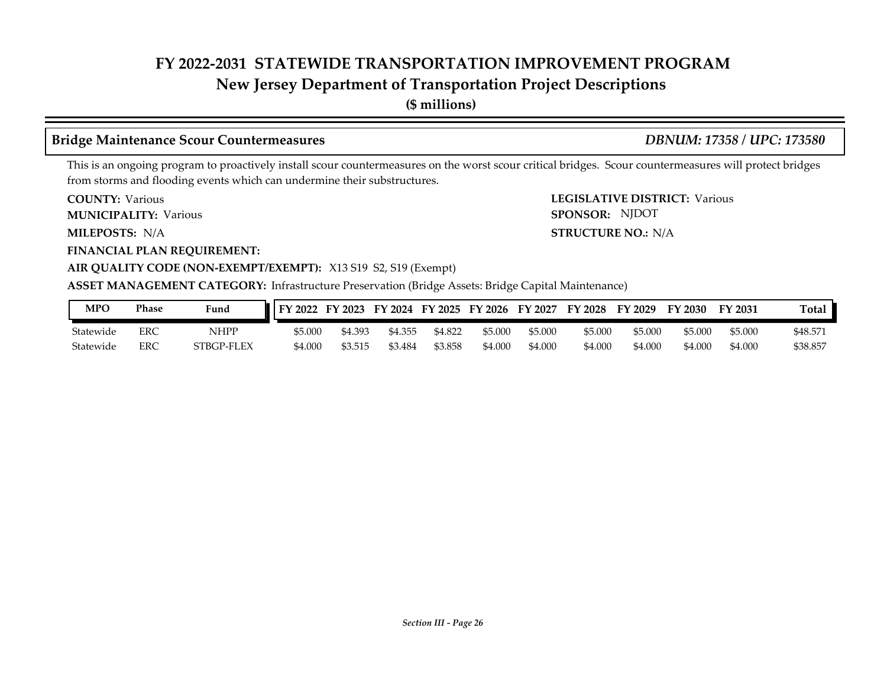# FY 2022-2031 STATEWIDE TRANSPORTATION IMPROVEMENT PROGRAM
## New Jersey Department of Transportation Project Descriptions
**($ millions)**

### Bridge Maintenance Scour Countermeasures *DBNUM: 17358 / UPC: 173580*

This is an ongoing program to proactively install scour countermeasures on the worst scour critical bridges. Scour countermeasures will protect bridges from storms and flooding events which can undermine their substructures.

**COUNTY:** Various
**LEGISLATIVE DISTRICT:** Various
**MUNICIPALITY:** Various
**SPONSOR:** NJDOT
**MILEPOSTS:** N/A
**STRUCTURE NO.:** N/A
**FINANCIAL PLAN REQUIREMENT:**
**AIR QUALITY CODE (NON-EXEMPT/EXEMPT):** X13 S19 S2, S19 (Exempt)
**ASSET MANAGEMENT CATEGORY:** Infrastructure Preservation (Bridge Assets: Bridge Capital Maintenance)

| MPO | Phase | Fund | FY 2022 | FY 2023 | FY 2024 | FY 2025 | FY 2026 | FY 2027 | FY 2028 | FY 2029 | FY 2030 | FY 2031 | Total |
|---|---|---|---|---|---|---|---|---|---|---|---|---|---|
| Statewide | ERC | NHPP | $5.000 | $4.393 | $4.355 | $4.822 | $5.000 | $5.000 | $5.000 | $5.000 | $5.000 | $5.000 | $48.571 |
| Statewide | ERC | STBGP-FLEX | $4.000 | $3.515 | $3.484 | $3.858 | $4.000 | $4.000 | $4.000 | $4.000 | $4.000 | $4.000 | $38.857 |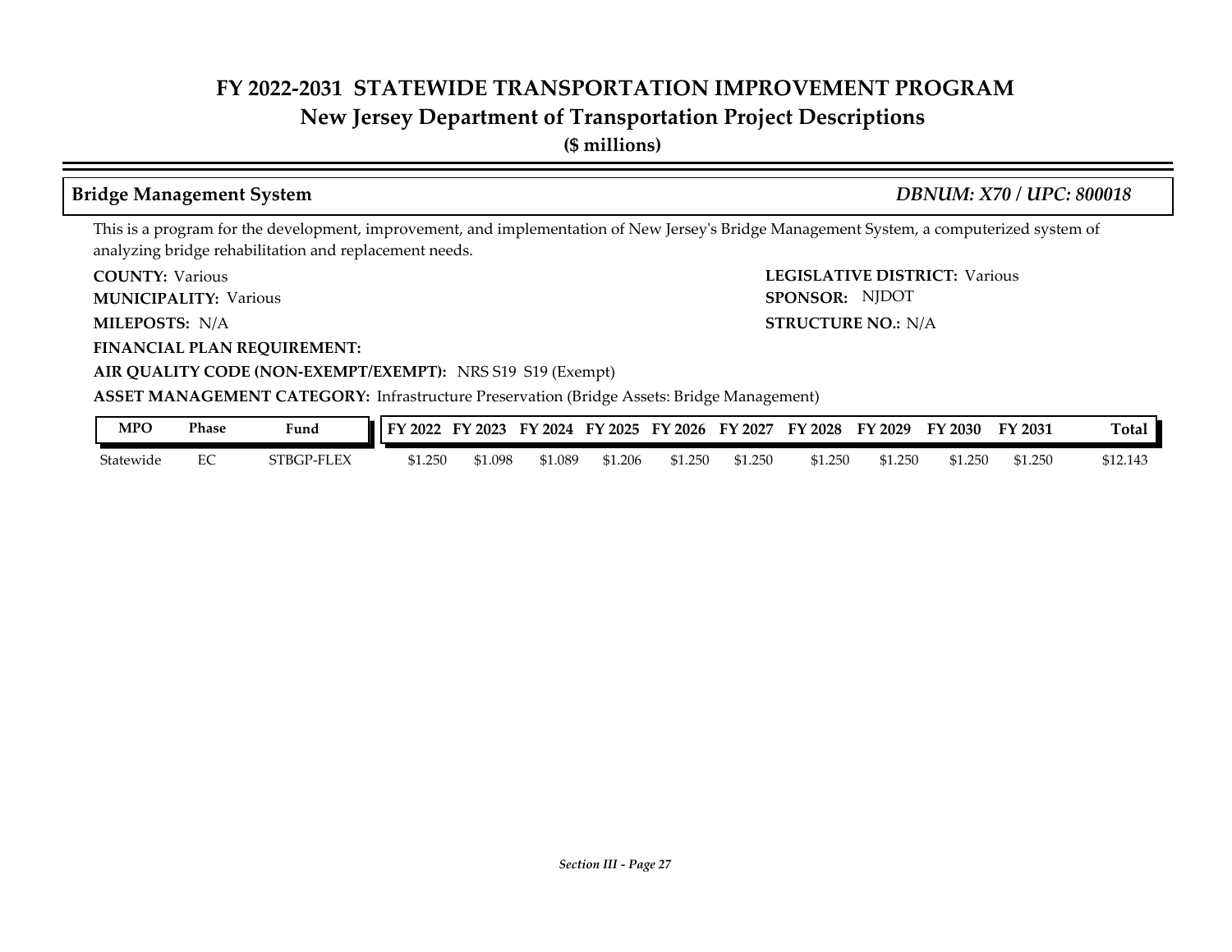# FY 2022-2031 STATEWIDE TRANSPORTATION IMPROVEMENT PROGRAM
## New Jersey Department of Transportation Project Descriptions
**($ millions)**

### Bridge Management System — *DBNUM: X70 / UPC: 800018*

This is a program for the development, improvement, and implementation of New Jersey's Bridge Management System, a computerized system of analyzing bridge rehabilitation and replacement needs.

**COUNTY:** Various

**LEGISLATIVE DISTRICT:** Various

**MUNICIPALITY:** Various

**SPONSOR:** NJDOT

**MILEPOSTS:** N/A

**STRUCTURE NO.:** N/A

**FINANCIAL PLAN REQUIREMENT:**

**AIR QUALITY CODE (NON-EXEMPT/EXEMPT):** NRS S19 S19 (Exempt)

**ASSET MANAGEMENT CATEGORY:** Infrastructure Preservation (Bridge Assets: Bridge Management)

| MPO | Phase | Fund | FY 2022 | FY 2023 | FY 2024 | FY 2025 | FY 2026 | FY 2027 | FY 2028 | FY 2029 | FY 2030 | FY 2031 | Total |
|---|---|---|---|---|---|---|---|---|---|---|---|---|---|
| Statewide | EC | STBGP-FLEX | $1.250 | $1.098 | $1.089 | $1.206 | $1.250 | $1.250 | $1.250 | $1.250 | $1.250 | $1.250 | $12.143 |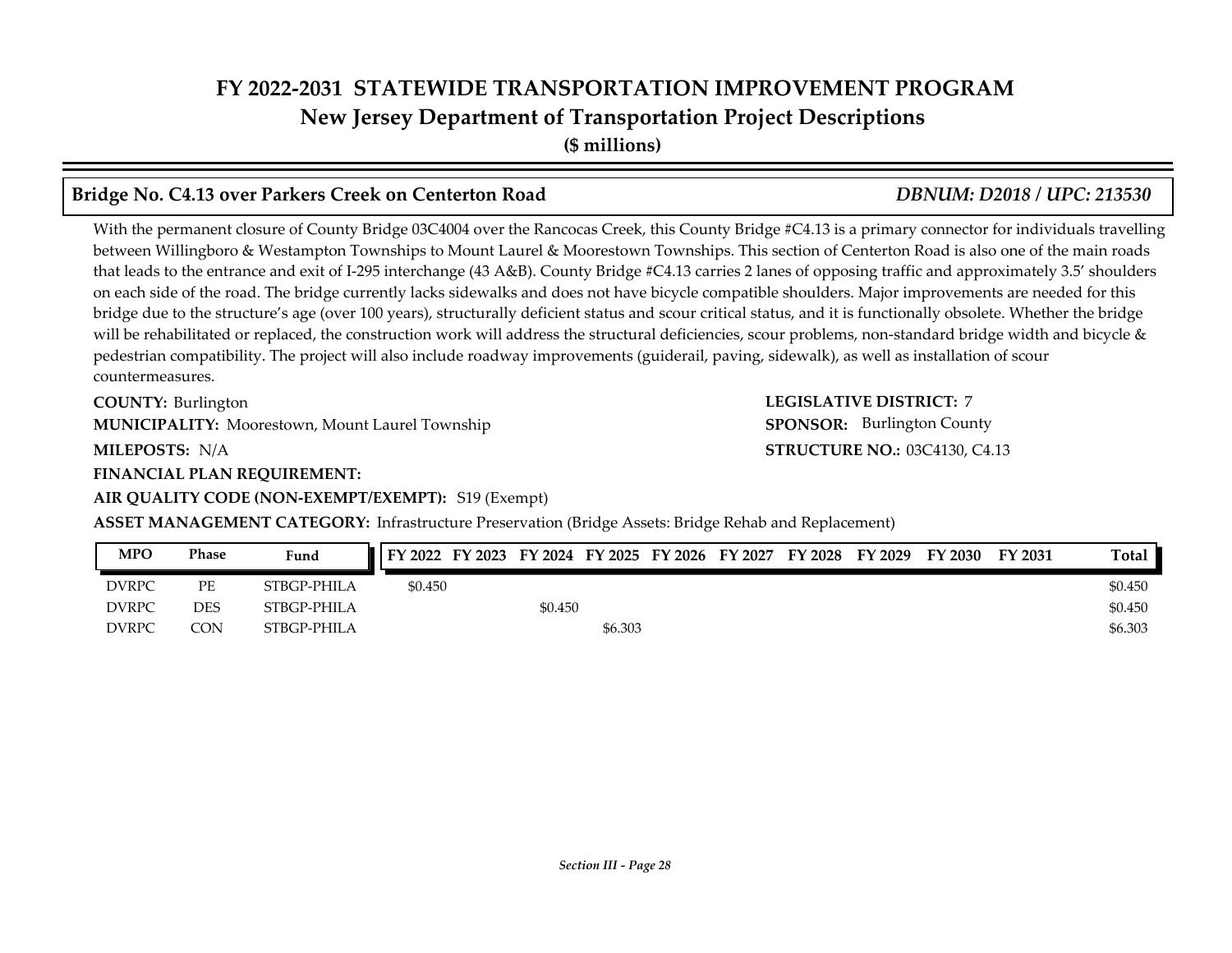# FY 2022-2031 STATEWIDE TRANSPORTATION IMPROVEMENT PROGRAM

## New Jersey Department of Transportation Project Descriptions

**($ millions)**

### Bridge No. C4.13 over Parkers Creek on Centerton Road — *DBNUM: D2018 / UPC: 213530*

With the permanent closure of County Bridge 03C4004 over the Rancocas Creek, this County Bridge #C4.13 is a primary connector for individuals travelling between Willingboro & Westampton Townships to Mount Laurel & Moorestown Townships. This section of Centerton Road is also one of the main roads that leads to the entrance and exit of I-295 interchange (43 A&B). County Bridge #C4.13 carries 2 lanes of opposing traffic and approximately 3.5' shoulders on each side of the road. The bridge currently lacks sidewalks and does not have bicycle compatible shoulders. Major improvements are needed for this bridge due to the structure's age (over 100 years), structurally deficient status and scour critical status, and it is functionally obsolete. Whether the bridge will be rehabilitated or replaced, the construction work will address the structural deficiencies, scour problems, non-standard bridge width and bicycle & pedestrian compatibility. The project will also include roadway improvements (guiderail, paving, sidewalk), as well as installation of scour countermeasures.

**COUNTY:** Burlington

**LEGISLATIVE DISTRICT:** 7

**MUNICIPALITY:** Moorestown, Mount Laurel Township

**SPONSOR:** Burlington County

**MILEPOSTS:** N/A

**STRUCTURE NO.:** 03C4130, C4.13

**FINANCIAL PLAN REQUIREMENT:**

**AIR QUALITY CODE (NON-EXEMPT/EXEMPT):** S19 (Exempt)

**ASSET MANAGEMENT CATEGORY:** Infrastructure Preservation (Bridge Assets: Bridge Rehab and Replacement)

| MPO | Phase | Fund | FY 2022 | FY 2023 | FY 2024 | FY 2025 | FY 2026 | FY 2027 | FY 2028 | FY 2029 | FY 2030 | FY 2031 | Total |
|---|---|---|---|---|---|---|---|---|---|---|---|---|---|
| DVRPC | PE | STBGP-PHILA | $0.450 | | | | | | | | | | $0.450 |
| DVRPC | DES | STBGP-PHILA | | | $0.450 | | | | | | | | $0.450 |
| DVRPC | CON | STBGP-PHILA | | | | $6.303 | | | | | | | $6.303 |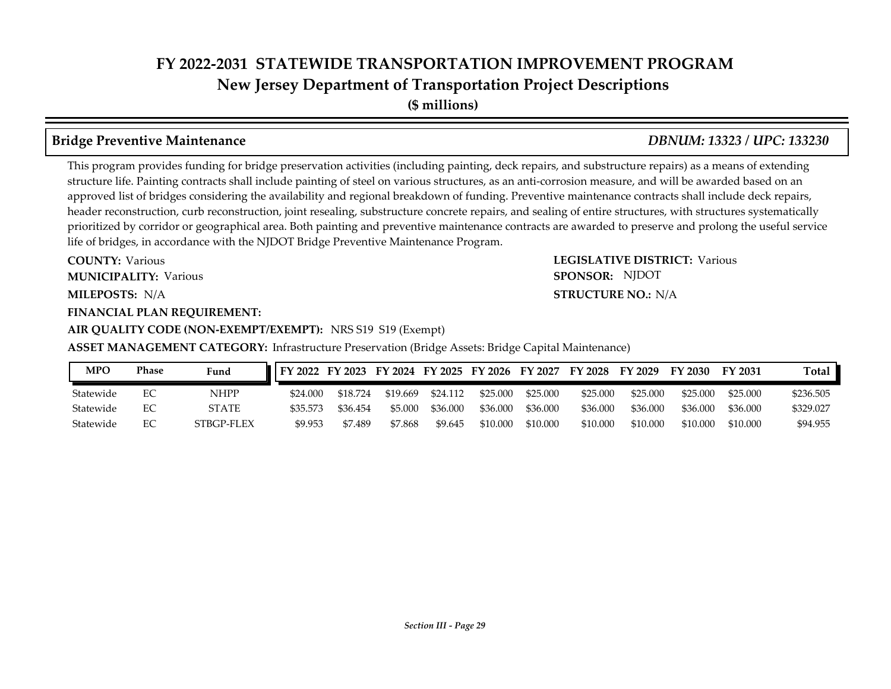# FY 2022-2031 STATEWIDE TRANSPORTATION IMPROVEMENT PROGRAM
## New Jersey Department of Transportation Project Descriptions
**($ millions)**

### Bridge Preventive Maintenance *DBNUM: 13323 / UPC: 133230*

This program provides funding for bridge preservation activities (including painting, deck repairs, and substructure repairs) as a means of extending structure life. Painting contracts shall include painting of steel on various structures, as an anti-corrosion measure, and will be awarded based on an approved list of bridges considering the availability and regional breakdown of funding. Preventive maintenance contracts shall include deck repairs, header reconstruction, curb reconstruction, joint resealing, substructure concrete repairs, and sealing of entire structures, with structures systematically prioritized by corridor or geographical area. Both painting and preventive maintenance contracts are awarded to preserve and prolong the useful service life of bridges, in accordance with the NJDOT Bridge Preventive Maintenance Program.

**COUNTY:** Various

**LEGISLATIVE DISTRICT:** Various

**MUNICIPALITY:** Various

**SPONSOR:** NJDOT

**MILEPOSTS:** N/A

**STRUCTURE NO.:** N/A

**FINANCIAL PLAN REQUIREMENT:**

**AIR QUALITY CODE (NON-EXEMPT/EXEMPT):** NRS S19 S19 (Exempt)

**ASSET MANAGEMENT CATEGORY:** Infrastructure Preservation (Bridge Assets: Bridge Capital Maintenance)

| MPO | Phase | Fund | FY 2022 | FY 2023 | FY 2024 | FY 2025 | FY 2026 | FY 2027 | FY 2028 | FY 2029 | FY 2030 | FY 2031 | Total |
|---|---|---|---|---|---|---|---|---|---|---|---|---|---|
| Statewide | EC | NHPP | $24.000 | $18.724 | $19.669 | $24.112 | $25.000 | $25.000 | $25.000 | $25.000 | $25.000 | $25.000 | $236.505 |
| Statewide | EC | STATE | $35.573 | $36.454 | $5.000 | $36.000 | $36.000 | $36.000 | $36.000 | $36.000 | $36.000 | $36.000 | $329.027 |
| Statewide | EC | STBGP-FLEX | $9.953 | $7.489 | $7.868 | $9.645 | $10.000 | $10.000 | $10.000 | $10.000 | $10.000 | $10.000 | $94.955 |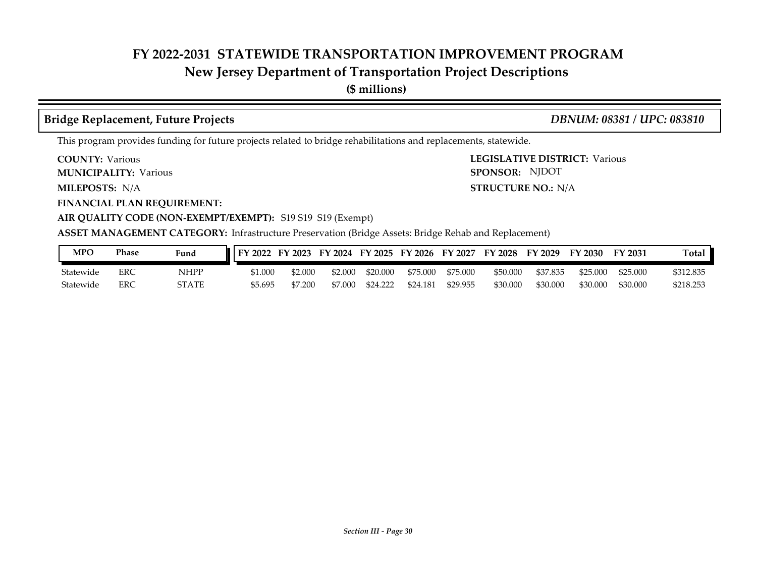# FY 2022-2031 STATEWIDE TRANSPORTATION IMPROVEMENT PROGRAM

## New Jersey Department of Transportation Project Descriptions

**($ millions)**

### Bridge Replacement, Future Projects — *DBNUM: 08381 / UPC: 083810*

This program provides funding for future projects related to bridge rehabilitations and replacements, statewide.

**COUNTY:** Various
**LEGISLATIVE DISTRICT:** Various
**MUNICIPALITY:** Various
**SPONSOR:** NJDOT
**MILEPOSTS:** N/A
**STRUCTURE NO.:** N/A
**FINANCIAL PLAN REQUIREMENT:**
**AIR QUALITY CODE (NON-EXEMPT/EXEMPT):** S19 S19 S19 (Exempt)
**ASSET MANAGEMENT CATEGORY:** Infrastructure Preservation (Bridge Assets: Bridge Rehab and Replacement)

| MPO | Phase | Fund | FY 2022 | FY 2023 | FY 2024 | FY 2025 | FY 2026 | FY 2027 | FY 2028 | FY 2029 | FY 2030 | FY 2031 | Total |
|---|---|---|---|---|---|---|---|---|---|---|---|---|---|
| Statewide | ERC | NHPP | $1.000 | $2.000 | $2.000 | $20.000 | $75.000 | $75.000 | $50.000 | $37.835 | $25.000 | $25.000 | $312.835 |
| Statewide | ERC | STATE | $5.695 | $7.200 | $7.000 | $24.222 | $24.181 | $29.955 | $30.000 | $30.000 | $30.000 | $30.000 | $218.253 |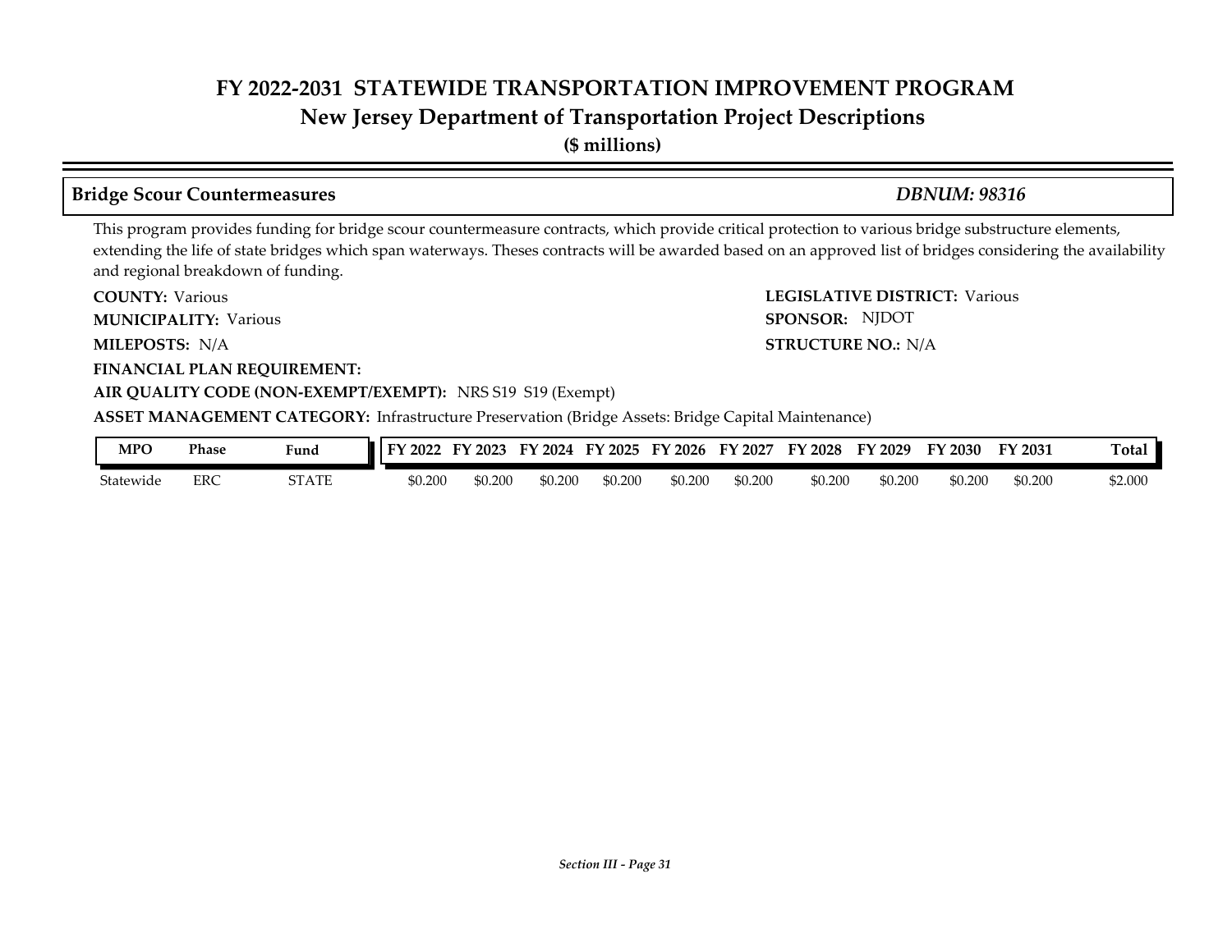# FY 2022-2031 STATEWIDE TRANSPORTATION IMPROVEMENT PROGRAM
## New Jersey Department of Transportation Project Descriptions
**($ millions)**

### Bridge Scour Countermeasures — *DBNUM: 98316*

This program provides funding for bridge scour countermeasure contracts, which provide critical protection to various bridge substructure elements, extending the life of state bridges which span waterways. Theses contracts will be awarded based on an approved list of bridges considering the availability and regional breakdown of funding.

**COUNTY:** Various
**LEGISLATIVE DISTRICT:** Various
**MUNICIPALITY:** Various
**SPONSOR:** NJDOT
**MILEPOSTS:** N/A
**STRUCTURE NO.:** N/A
**FINANCIAL PLAN REQUIREMENT:**
**AIR QUALITY CODE (NON-EXEMPT/EXEMPT):** NRS S19 S19 (Exempt)
**ASSET MANAGEMENT CATEGORY:** Infrastructure Preservation (Bridge Assets: Bridge Capital Maintenance)

| MPO | Phase | Fund | FY 2022 | FY 2023 | FY 2024 | FY 2025 | FY 2026 | FY 2027 | FY 2028 | FY 2029 | FY 2030 | FY 2031 | Total |
|---|---|---|---|---|---|---|---|---|---|---|---|---|---|
| Statewide | ERC | STATE | $0.200 | $0.200 | $0.200 | $0.200 | $0.200 | $0.200 | $0.200 | $0.200 | $0.200 | $0.200 | $2.000 |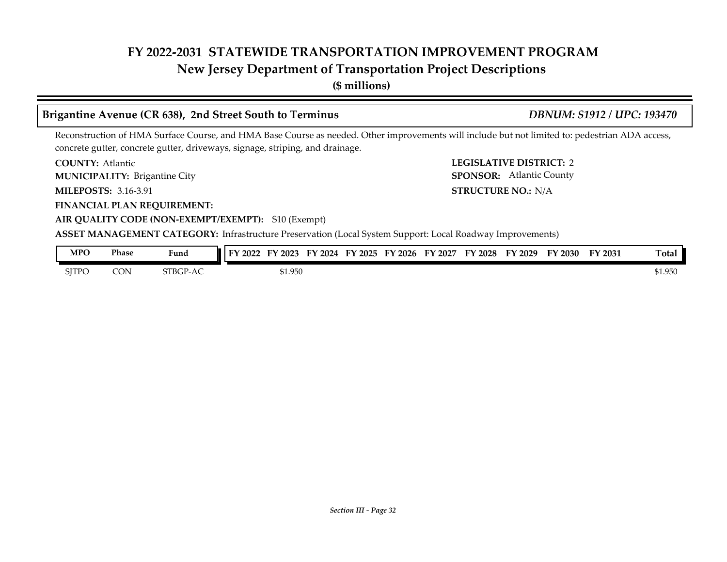# FY 2022-2031 STATEWIDE TRANSPORTATION IMPROVEMENT PROGRAM
## New Jersey Department of Transportation Project Descriptions
**($ millions)**

### Brigantine Avenue (CR 638), 2nd Street South to Terminus — *DBNUM: S1912 / UPC: 193470*

Reconstruction of HMA Surface Course, and HMA Base Course as needed. Other improvements will include but not limited to: pedestrian ADA access, concrete gutter, concrete gutter, driveways, signage, striping, and drainage.

**COUNTY:** Atlantic
**LEGISLATIVE DISTRICT:** 2
**MUNICIPALITY:** Brigantine City
**SPONSOR:** Atlantic County
**MILEPOSTS:** 3.16-3.91
**STRUCTURE NO.:** N/A
**FINANCIAL PLAN REQUIREMENT:**
**AIR QUALITY CODE (NON-EXEMPT/EXEMPT):** S10 (Exempt)
**ASSET MANAGEMENT CATEGORY:** Infrastructure Preservation (Local System Support: Local Roadway Improvements)

| MPO | Phase | Fund | FY 2022 | FY 2023 | FY 2024 | FY 2025 | FY 2026 | FY 2027 | FY 2028 | FY 2029 | FY 2030 | FY 2031 | Total |
|---|---|---|---|---|---|---|---|---|---|---|---|---|---|
| SJTPO | CON | STBGP-AC | | $1.950 | | | | | | | | | $1.950 |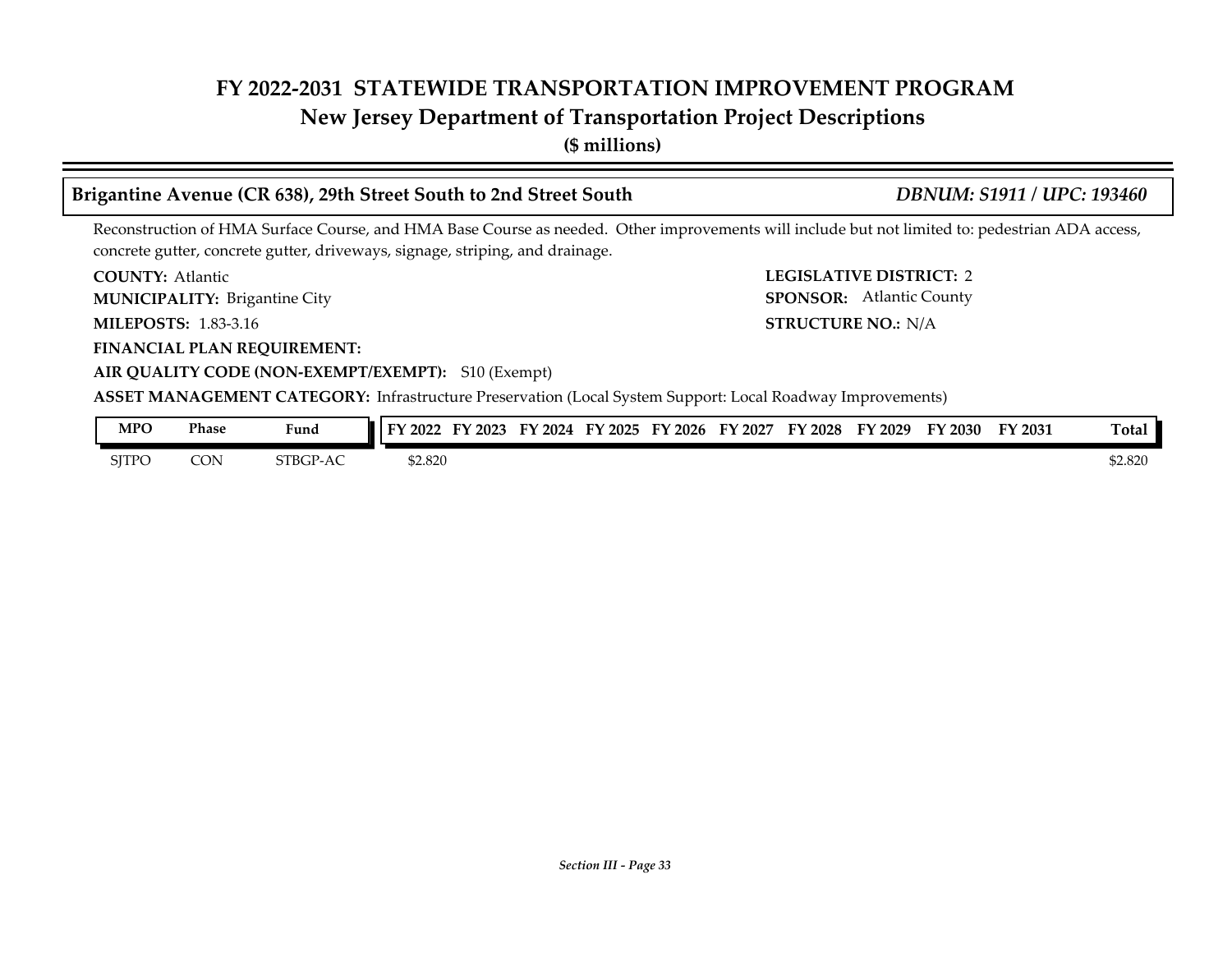# FY 2022-2031 STATEWIDE TRANSPORTATION IMPROVEMENT PROGRAM
## New Jersey Department of Transportation Project Descriptions
**($ millions)**

### Brigantine Avenue (CR 638), 29th Street South to 2nd Street South — *DBNUM: S1911 / UPC: 193460*

Reconstruction of HMA Surface Course, and HMA Base Course as needed. Other improvements will include but not limited to: pedestrian ADA access, concrete gutter, concrete gutter, driveways, signage, striping, and drainage.

**COUNTY:** Atlantic
**LEGISLATIVE DISTRICT:** 2
**MUNICIPALITY:** Brigantine City
**SPONSOR:** Atlantic County
**MILEPOSTS:** 1.83-3.16
**STRUCTURE NO.:** N/A
**FINANCIAL PLAN REQUIREMENT:**
**AIR QUALITY CODE (NON-EXEMPT/EXEMPT):** S10 (Exempt)
**ASSET MANAGEMENT CATEGORY:** Infrastructure Preservation (Local System Support: Local Roadway Improvements)

| MPO | Phase | Fund | FY 2022 | FY 2023 | FY 2024 | FY 2025 | FY 2026 | FY 2027 | FY 2028 | FY 2029 | FY 2030 | FY 2031 | Total |
|---|---|---|---|---|---|---|---|---|---|---|---|---|---|
| SJTPO | CON | STBGP-AC | $2.820 | | | | | | | | | | $2.820 |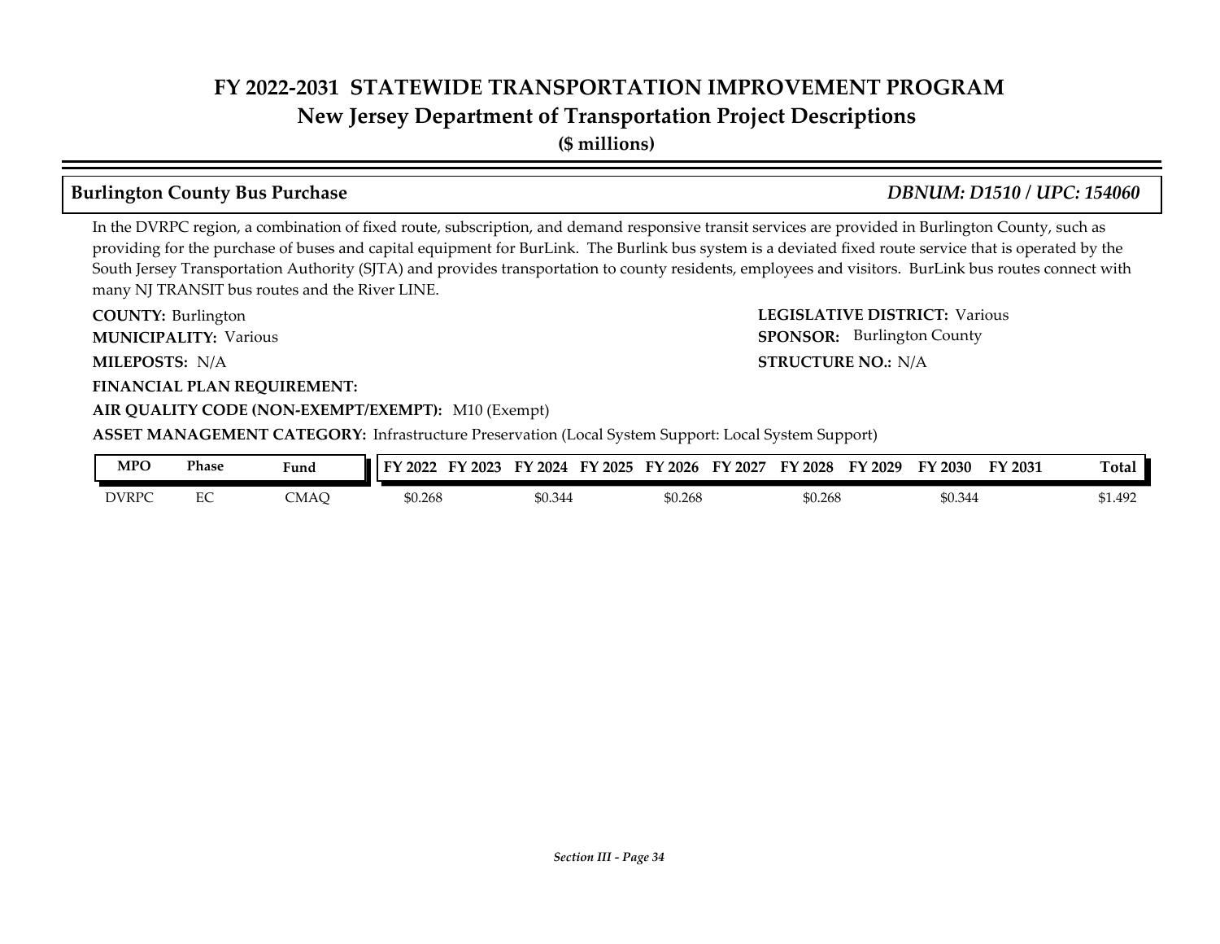## Burlington County Bus Purchase

*DBNUM: D1510 / UPC: 154060*

In the DVRPC region, a combination of fixed route, subscription, and demand responsive transit services are provided in Burlington County, such as providing for the purchase of buses and capital equipment for BurLink. The Burlink bus system is a deviated fixed route service that is operated by the South Jersey Transportation Authority (SJTA) and provides transportation to county residents, employees and visitors. BurLink bus routes connect with many NJ TRANSIT bus routes and the River LINE.

**COUNTY:** Burlington

**LEGISLATIVE DISTRICT:** Various

**MUNICIPALITY:** Various

**SPONSOR:** Burlington County

**MILEPOSTS:** N/A

**STRUCTURE NO.:** N/A

**FINANCIAL PLAN REQUIREMENT:**

**AIR QUALITY CODE (NON-EXEMPT/EXEMPT):** M10 (Exempt)

**ASSET MANAGEMENT CATEGORY:** Infrastructure Preservation (Local System Support: Local System Support)

| MPO | Phase | Fund | FY 2022 | FY 2023 | FY 2024 | FY 2025 | FY 2026 | FY 2027 | FY 2028 | FY 2029 | FY 2030 | FY 2031 | Total |
|---|---|---|---|---|---|---|---|---|---|---|---|---|---|
| DVRPC | EC | CMAQ | $0.268 | | $0.344 | | $0.268 | | $0.268 | | $0.344 | | $1.492 |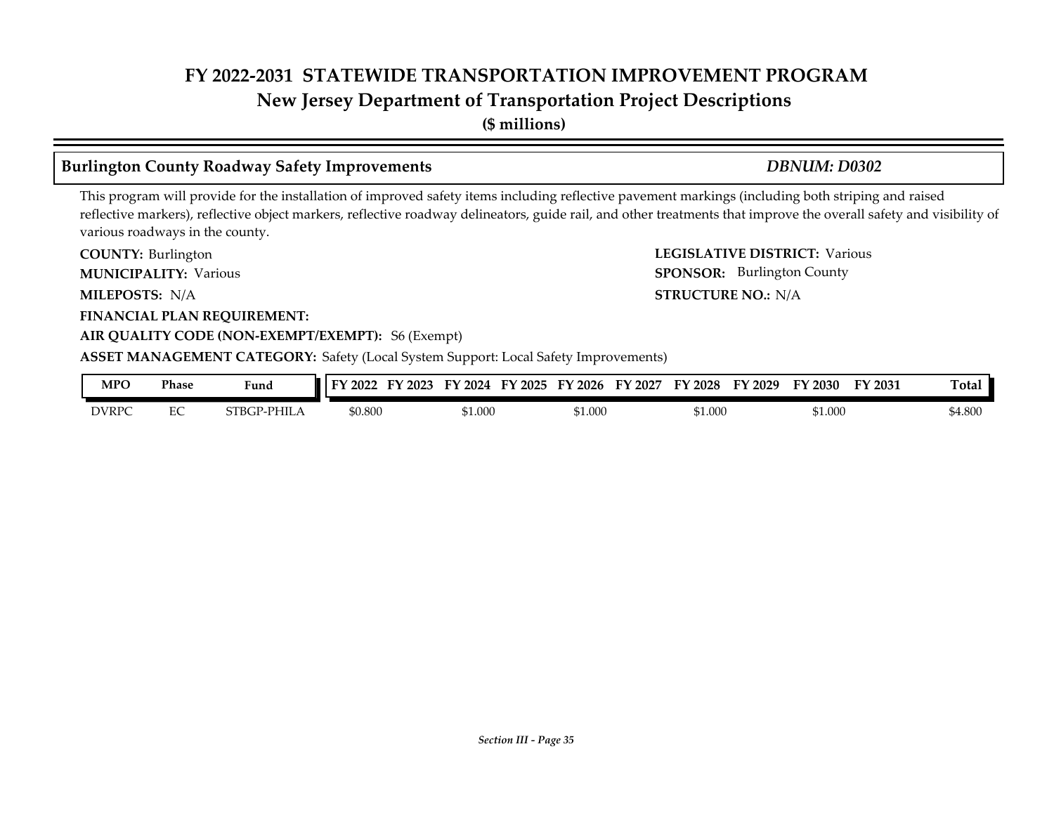## Burlington County Roadway Safety Improvements

***DBNUM: D0302***

This program will provide for the installation of improved safety items including reflective pavement markings (including both striping and raised reflective markers), reflective object markers, reflective roadway delineators, guide rail, and other treatments that improve the overall safety and visibility of various roadways in the county.

**COUNTY:** Burlington

**LEGISLATIVE DISTRICT:** Various

**MUNICIPALITY:** Various

**SPONSOR:** Burlington County

**MILEPOSTS:** N/A

**STRUCTURE NO.:** N/A

**FINANCIAL PLAN REQUIREMENT:**

**AIR QUALITY CODE (NON-EXEMPT/EXEMPT):** S6 (Exempt)

**ASSET MANAGEMENT CATEGORY:** Safety (Local System Support: Local Safety Improvements)

| MPO | Phase | Fund | FY 2022 | FY 2023 | FY 2024 | FY 2025 | FY 2026 | FY 2027 | FY 2028 | FY 2029 | FY 2030 | FY 2031 | Total |
|---|---|---|---|---|---|---|---|---|---|---|---|---|---|
| DVRPC | EC | STBGP-PHILA | $0.800 | | $1.000 | | $1.000 | | $1.000 | | $1.000 | | $4.800 |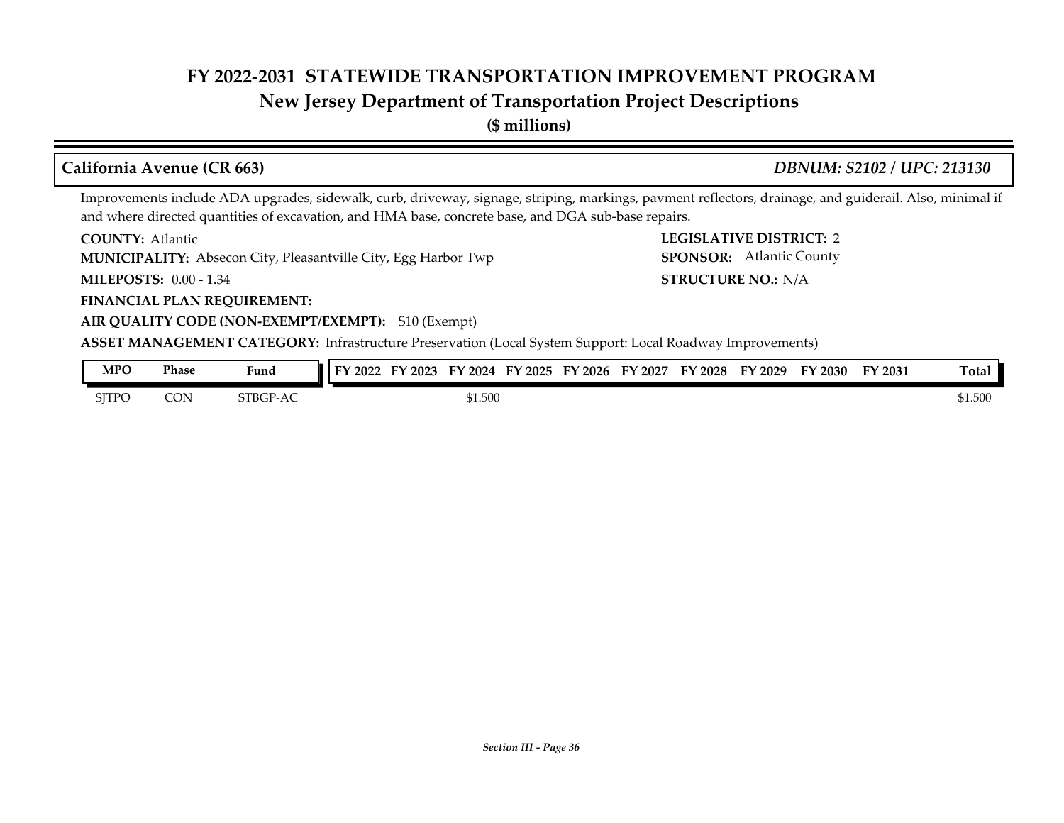# FY 2022-2031 STATEWIDE TRANSPORTATION IMPROVEMENT PROGRAM
## New Jersey Department of Transportation Project Descriptions
**($ millions)**

### California Avenue (CR 663) — *DBNUM: S2102 / UPC: 213130*

Improvements include ADA upgrades, sidewalk, curb, driveway, signage, striping, markings, pavment reflectors, drainage, and guiderail. Also, minimal if and where directed quantities of excavation, and HMA base, concrete base, and DGA sub-base repairs.

**COUNTY:** Atlantic
**LEGISLATIVE DISTRICT:** 2
**MUNICIPALITY:** Absecon City, Pleasantville City, Egg Harbor Twp
**SPONSOR:** Atlantic County
**MILEPOSTS:** 0.00 - 1.34
**STRUCTURE NO.:** N/A
**FINANCIAL PLAN REQUIREMENT:**
**AIR QUALITY CODE (NON-EXEMPT/EXEMPT):** S10 (Exempt)
**ASSET MANAGEMENT CATEGORY:** Infrastructure Preservation (Local System Support: Local Roadway Improvements)

| MPO | Phase | Fund | FY 2022 | FY 2023 | FY 2024 | FY 2025 | FY 2026 | FY 2027 | FY 2028 | FY 2029 | FY 2030 | FY 2031 | Total |
|---|---|---|---|---|---|---|---|---|---|---|---|---|---|
| SJTPO | CON | STBGP-AC | | | $1.500 | | | | | | | | $1.500 |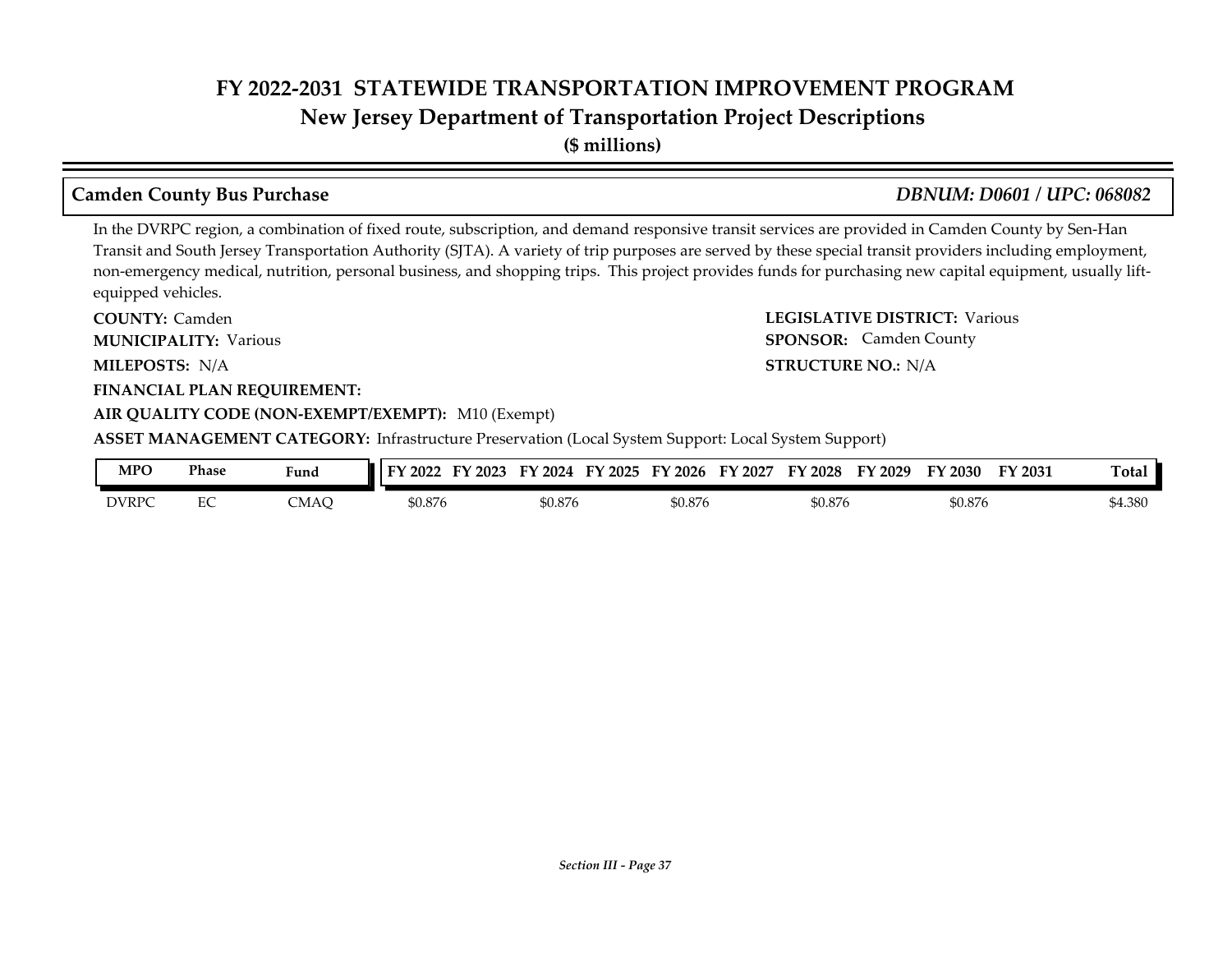## Camden County Bus Purchase

***DBNUM: D0601 / UPC: 068082***

In the DVRPC region, a combination of fixed route, subscription, and demand responsive transit services are provided in Camden County by Sen-Han Transit and South Jersey Transportation Authority (SJTA). A variety of trip purposes are served by these special transit providers including employment, non-emergency medical, nutrition, personal business, and shopping trips. This project provides funds for purchasing new capital equipment, usually lift-equipped vehicles.

**COUNTY:** Camden

**LEGISLATIVE DISTRICT:** Various

**MUNICIPALITY:** Various

**SPONSOR:** Camden County

**MILEPOSTS:** N/A

**STRUCTURE NO.:** N/A

**FINANCIAL PLAN REQUIREMENT:**

**AIR QUALITY CODE (NON-EXEMPT/EXEMPT):** M10 (Exempt)

**ASSET MANAGEMENT CATEGORY:** Infrastructure Preservation (Local System Support: Local System Support)

| MPO | Phase | Fund | FY 2022 | FY 2023 | FY 2024 | FY 2025 | FY 2026 | FY 2027 | FY 2028 | FY 2029 | FY 2030 | FY 2031 | Total |
|---|---|---|---|---|---|---|---|---|---|---|---|---|---|
| DVRPC | EC | CMAQ | $0.876 | | $0.876 | | $0.876 | | $0.876 | | $0.876 | | $4.380 |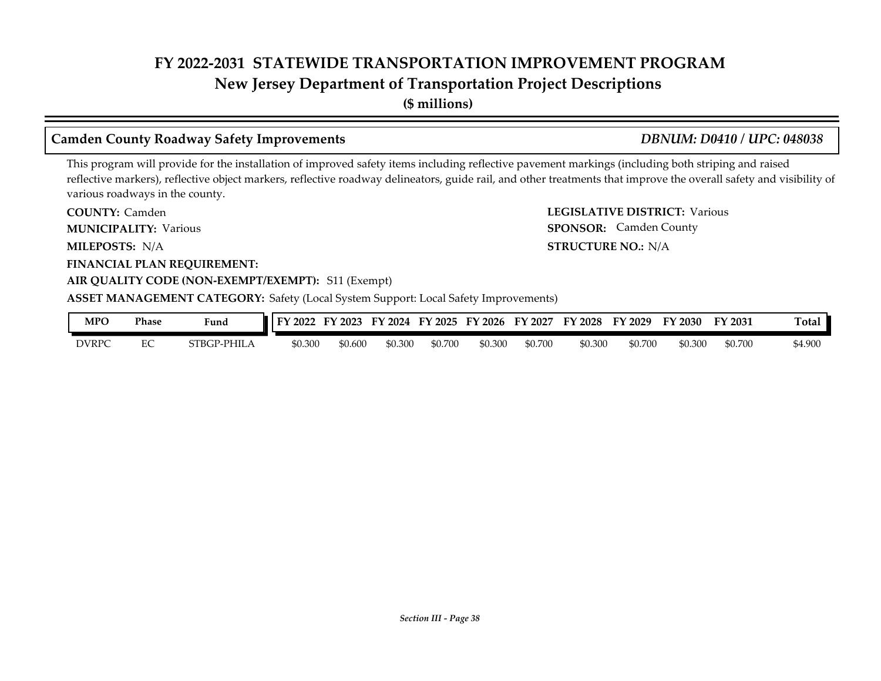# FY 2022-2031 STATEWIDE TRANSPORTATION IMPROVEMENT PROGRAM
## New Jersey Department of Transportation Project Descriptions
**($ millions)**

### Camden County Roadway Safety Improvements — *DBNUM: D0410 / UPC: 048038*

This program will provide for the installation of improved safety items including reflective pavement markings (including both striping and raised reflective markers), reflective object markers, reflective roadway delineators, guide rail, and other treatments that improve the overall safety and visibility of various roadways in the county.

**COUNTY:** Camden

**LEGISLATIVE DISTRICT:** Various

**MUNICIPALITY:** Various

**SPONSOR:** Camden County

**MILEPOSTS:** N/A

**STRUCTURE NO.:** N/A

**FINANCIAL PLAN REQUIREMENT:**

**AIR QUALITY CODE (NON-EXEMPT/EXEMPT):** S11 (Exempt)

**ASSET MANAGEMENT CATEGORY:** Safety (Local System Support: Local Safety Improvements)

| MPO | Phase | Fund | FY 2022 | FY 2023 | FY 2024 | FY 2025 | FY 2026 | FY 2027 | FY 2028 | FY 2029 | FY 2030 | FY 2031 | Total |
|---|---|---|---|---|---|---|---|---|---|---|---|---|---|
| DVRPC | EC | STBGP-PHILA | $0.300 | $0.600 | $0.300 | $0.700 | $0.300 | $0.700 | $0.300 | $0.700 | $0.300 | $0.700 | $4.900 |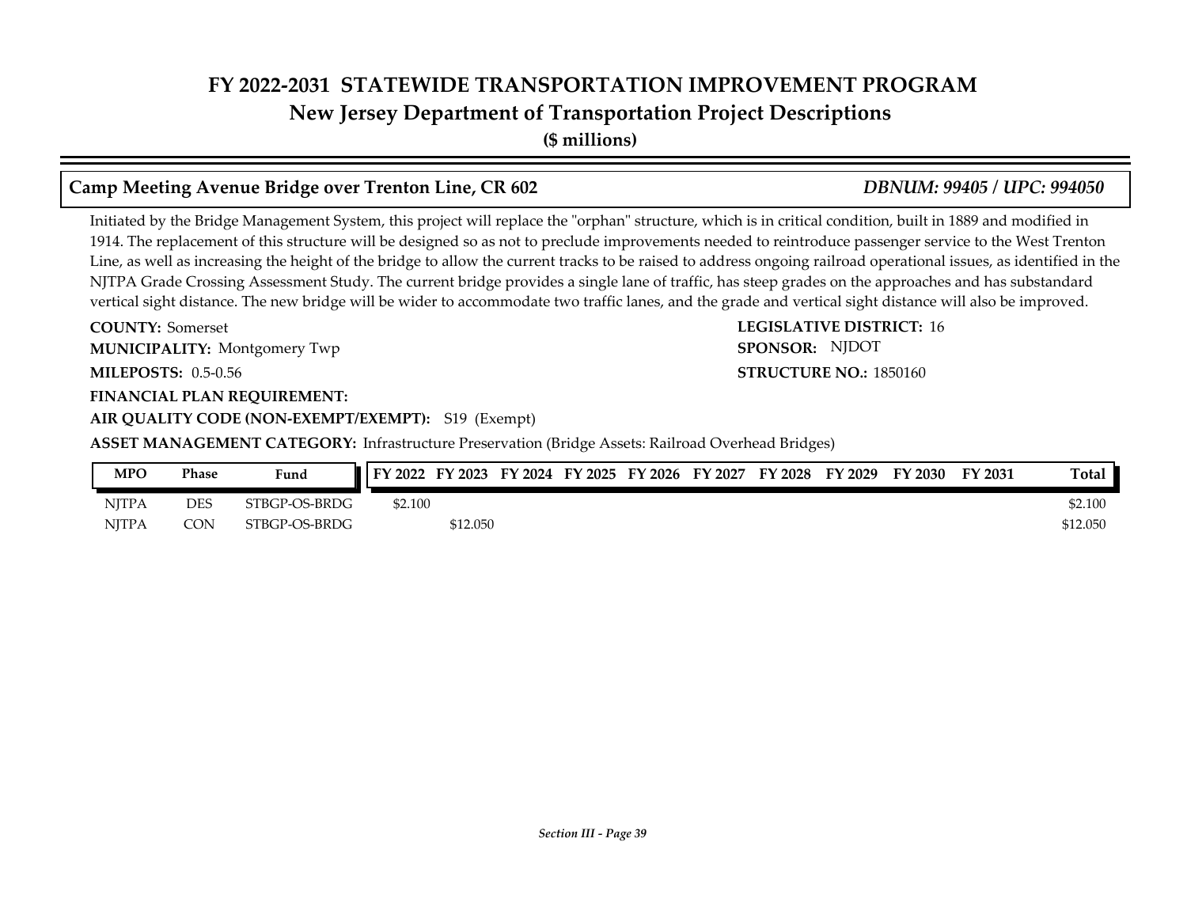# FY 2022-2031 STATEWIDE TRANSPORTATION IMPROVEMENT PROGRAM

## New Jersey Department of Transportation Project Descriptions

**($ millions)**

### Camp Meeting Avenue Bridge over Trenton Line, CR 602 — *DBNUM: 99405 / UPC: 994050*

Initiated by the Bridge Management System, this project will replace the "orphan" structure, which is in critical condition, built in 1889 and modified in 1914. The replacement of this structure will be designed so as not to preclude improvements needed to reintroduce passenger service to the West Trenton Line, as well as increasing the height of the bridge to allow the current tracks to be raised to address ongoing railroad operational issues, as identified in the NJTPA Grade Crossing Assessment Study. The current bridge provides a single lane of traffic, has steep grades on the approaches and has substandard vertical sight distance. The new bridge will be wider to accommodate two traffic lanes, and the grade and vertical sight distance will also be improved.

**COUNTY:** Somerset

**LEGISLATIVE DISTRICT:** 16

**MUNICIPALITY:** Montgomery Twp

**SPONSOR:** NJDOT

**MILEPOSTS:** 0.5-0.56

**STRUCTURE NO.:** 1850160

**FINANCIAL PLAN REQUIREMENT:**

**AIR QUALITY CODE (NON-EXEMPT/EXEMPT):** S19 (Exempt)

**ASSET MANAGEMENT CATEGORY:** Infrastructure Preservation (Bridge Assets: Railroad Overhead Bridges)

| MPO | Phase | Fund | FY 2022 | FY 2023 | FY 2024 | FY 2025 | FY 2026 | FY 2027 | FY 2028 | FY 2029 | FY 2030 | FY 2031 | Total |
|---|---|---|---|---|---|---|---|---|---|---|---|---|---|
| NJTPA | DES | STBGP-OS-BRDG | $2.100 | | | | | | | | | | $2.100 |
| NJTPA | CON | STBGP-OS-BRDG | | $12.050 | | | | | | | | | $12.050 |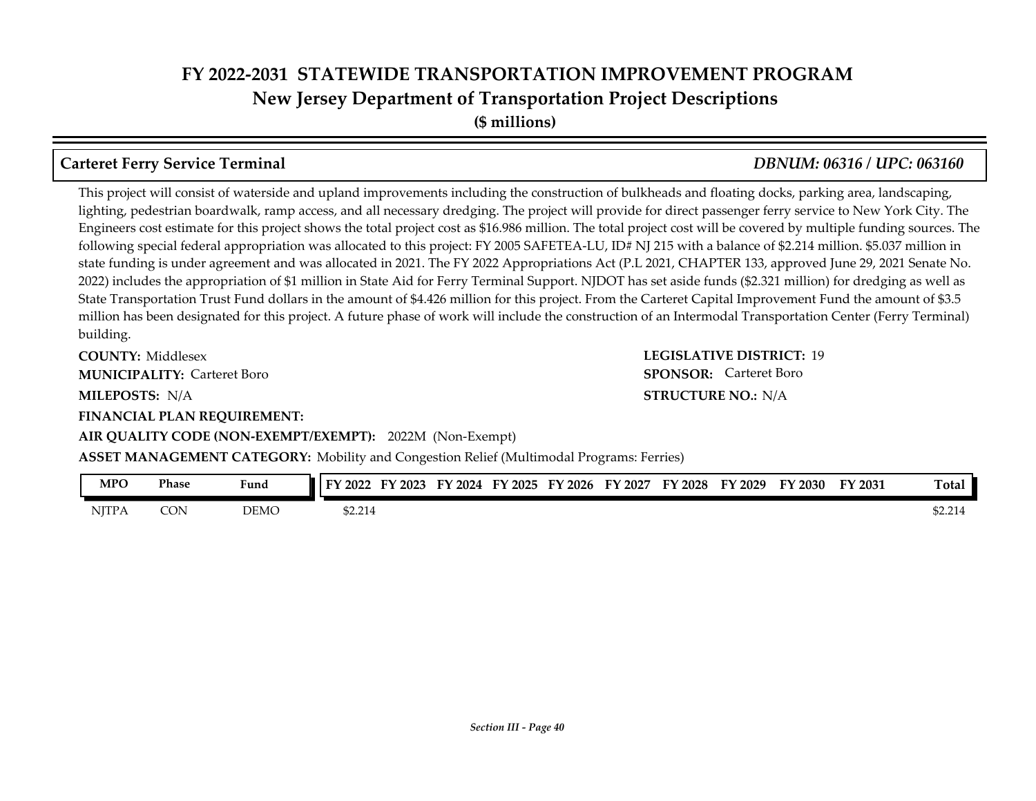# FY 2022-2031 STATEWIDE TRANSPORTATION IMPROVEMENT PROGRAM
## New Jersey Department of Transportation Project Descriptions
**($ millions)**

### Carteret Ferry Service Terminal — *DBNUM: 06316 / UPC: 063160*

This project will consist of waterside and upland improvements including the construction of bulkheads and floating docks, parking area, landscaping, lighting, pedestrian boardwalk, ramp access, and all necessary dredging. The project will provide for direct passenger ferry service to New York City. The Engineers cost estimate for this project shows the total project cost as $16.986 million. The total project cost will be covered by multiple funding sources. The following special federal appropriation was allocated to this project: FY 2005 SAFETEA-LU, ID# NJ 215 with a balance of $2.214 million. $5.037 million in state funding is under agreement and was allocated in 2021. The FY 2022 Appropriations Act (P.L 2021, CHAPTER 133, approved June 29, 2021 Senate No. 2022) includes the appropriation of $1 million in State Aid for Ferry Terminal Support. NJDOT has set aside funds ($2.321 million) for dredging as well as State Transportation Trust Fund dollars in the amount of $4.426 million for this project. From the Carteret Capital Improvement Fund the amount of $3.5 million has been designated for this project. A future phase of work will include the construction of an Intermodal Transportation Center (Ferry Terminal) building.

**COUNTY:** Middlesex
**LEGISLATIVE DISTRICT:** 19
**MUNICIPALITY:** Carteret Boro
**SPONSOR:** Carteret Boro
**MILEPOSTS:** N/A
**STRUCTURE NO.:** N/A
**FINANCIAL PLAN REQUIREMENT:**
**AIR QUALITY CODE (NON-EXEMPT/EXEMPT):** 2022M (Non-Exempt)
**ASSET MANAGEMENT CATEGORY:** Mobility and Congestion Relief (Multimodal Programs: Ferries)

| MPO | Phase | Fund | FY 2022 | FY 2023 | FY 2024 | FY 2025 | FY 2026 | FY 2027 | FY 2028 | FY 2029 | FY 2030 | FY 2031 | Total |
|---|---|---|---|---|---|---|---|---|---|---|---|---|---|
| NJTPA | CON | DEMO | $2.214 | | | | | | | | | | $2.214 |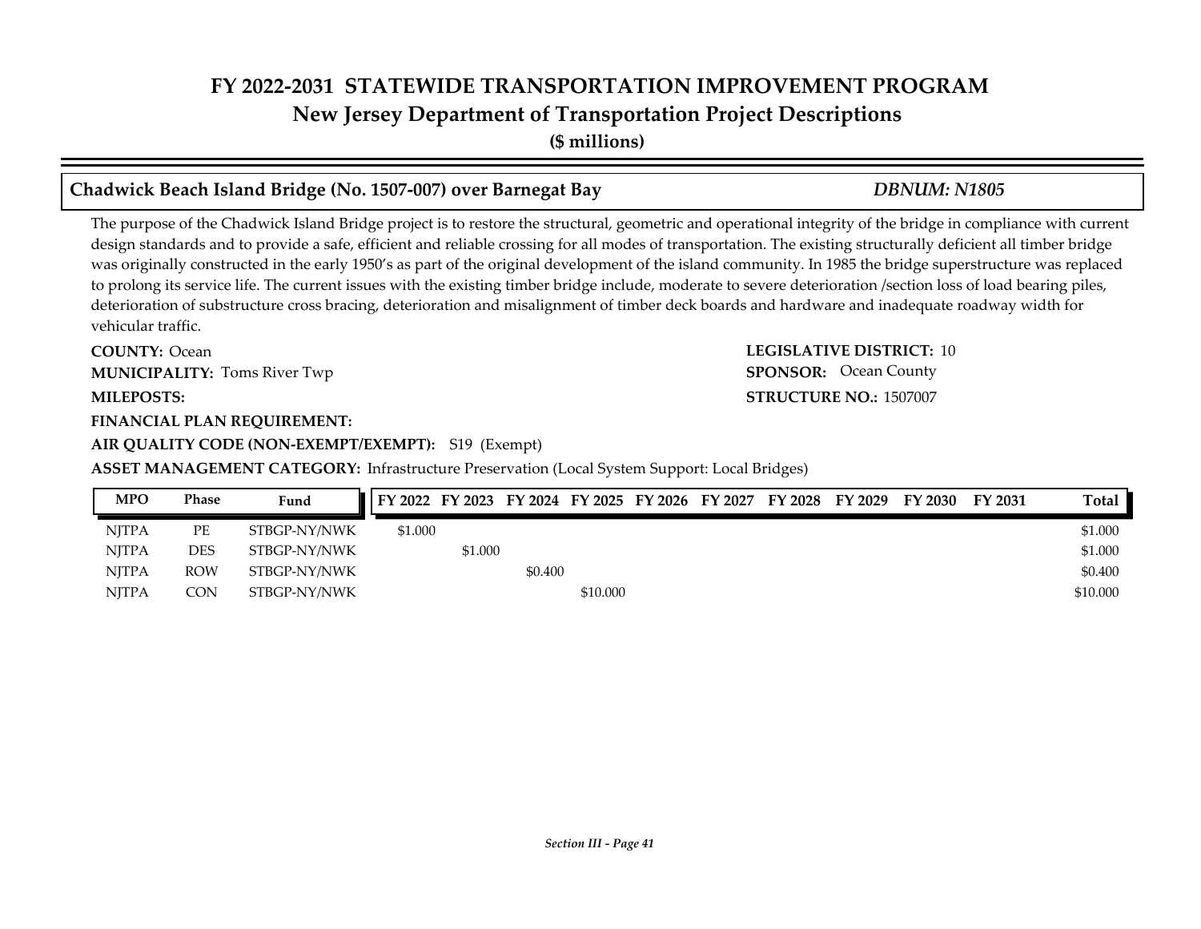# FY 2022-2031 STATEWIDE TRANSPORTATION IMPROVEMENT PROGRAM
## New Jersey Department of Transportation Project Descriptions
**($ millions)**

### Chadwick Beach Island Bridge (No. 1507-007) over Barnegat Bay — *DBNUM: N1805*

The purpose of the Chadwick Island Bridge project is to restore the structural, geometric and operational integrity of the bridge in compliance with current design standards and to provide a safe, efficient and reliable crossing for all modes of transportation. The existing structurally deficient all timber bridge was originally constructed in the early 1950's as part of the original development of the island community. In 1985 the bridge superstructure was replaced to prolong its service life. The current issues with the existing timber bridge include, moderate to severe deterioration /section loss of load bearing piles, deterioration of substructure cross bracing, deterioration and misalignment of timber deck boards and hardware and inadequate roadway width for vehicular traffic.

**COUNTY:** Ocean
**LEGISLATIVE DISTRICT:** 10
**MUNICIPALITY:** Toms River Twp
**SPONSOR:** Ocean County
**MILEPOSTS:**
**STRUCTURE NO.:** 1507007
**FINANCIAL PLAN REQUIREMENT:**
**AIR QUALITY CODE (NON-EXEMPT/EXEMPT):** S19 (Exempt)
**ASSET MANAGEMENT CATEGORY:** Infrastructure Preservation (Local System Support: Local Bridges)

| MPO | Phase | Fund | FY 2022 | FY 2023 | FY 2024 | FY 2025 | FY 2026 | FY 2027 | FY 2028 | FY 2029 | FY 2030 | FY 2031 | Total |
|---|---|---|---|---|---|---|---|---|---|---|---|---|---|
| NJTPA | PE | STBGP-NY/NWK | $1.000 | | | | | | | | | | $1.000 |
| NJTPA | DES | STBGP-NY/NWK | | $1.000 | | | | | | | | | $1.000 |
| NJTPA | ROW | STBGP-NY/NWK | | | $0.400 | | | | | | | | $0.400 |
| NJTPA | CON | STBGP-NY/NWK | | | | $10.000 | | | | | | | $10.000 |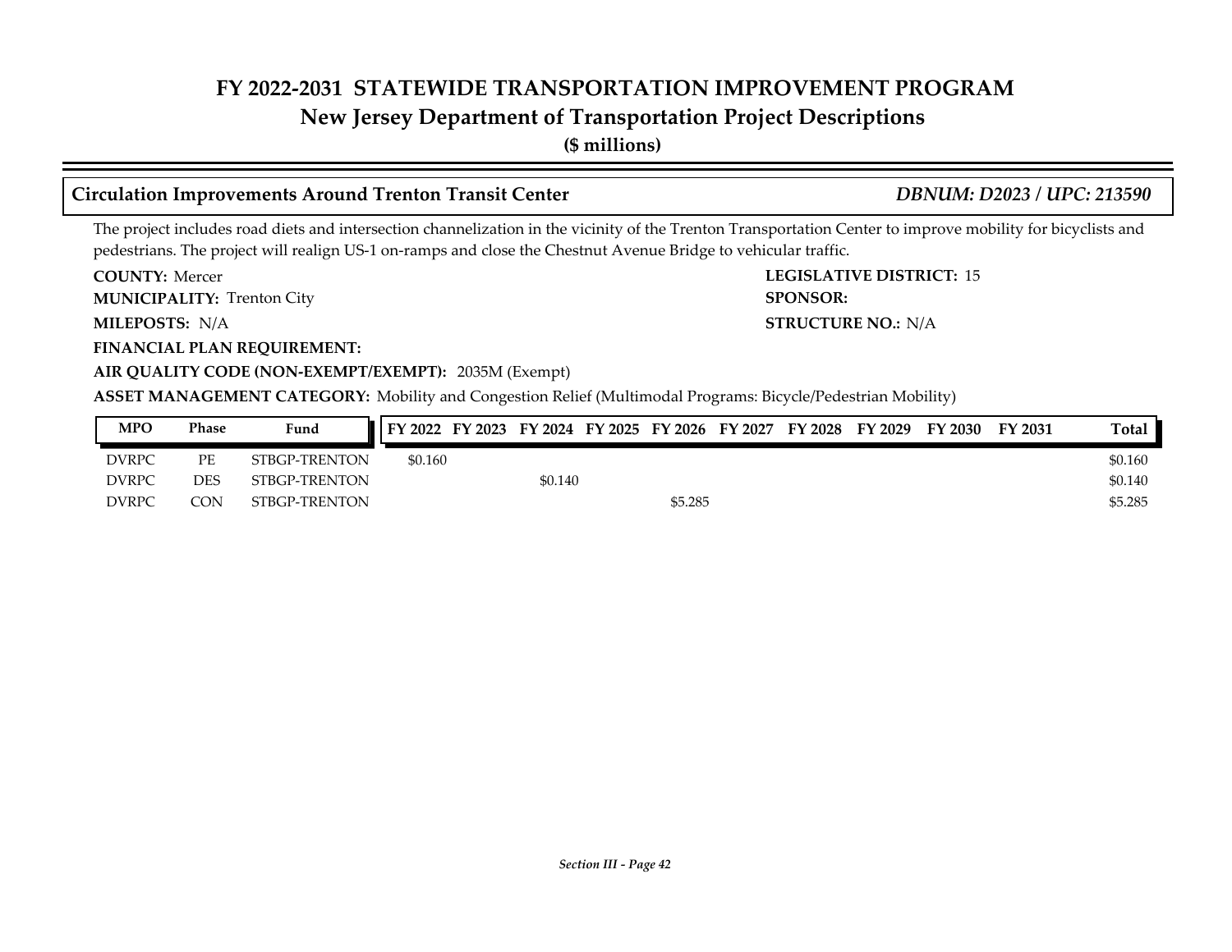# FY 2022-2031 STATEWIDE TRANSPORTATION IMPROVEMENT PROGRAM

## New Jersey Department of Transportation Project Descriptions

**($ millions)**

### Circulation Improvements Around Trenton Transit Center

*DBNUM: D2023 / UPC: 213590*

The project includes road diets and intersection channelization in the vicinity of the Trenton Transportation Center to improve mobility for bicyclists and pedestrians. The project will realign US-1 on-ramps and close the Chestnut Avenue Bridge to vehicular traffic.

**COUNTY:** Mercer

**LEGISLATIVE DISTRICT:** 15

**MUNICIPALITY:** Trenton City

**SPONSOR:**

**MILEPOSTS:** N/A

**STRUCTURE NO.:** N/A

**FINANCIAL PLAN REQUIREMENT:**

**AIR QUALITY CODE (NON-EXEMPT/EXEMPT):** 2035M (Exempt)

**ASSET MANAGEMENT CATEGORY:** Mobility and Congestion Relief (Multimodal Programs: Bicycle/Pedestrian Mobility)

| MPO | Phase | Fund | FY 2022 | FY 2023 | FY 2024 | FY 2025 | FY 2026 | FY 2027 | FY 2028 | FY 2029 | FY 2030 | FY 2031 | Total |
|---|---|---|---|---|---|---|---|---|---|---|---|---|---|
| DVRPC | PE | STBGP-TRENTON | $0.160 | | | | | | | | | | $0.160 |
| DVRPC | DES | STBGP-TRENTON | | | $0.140 | | | | | | | | $0.140 |
| DVRPC | CON | STBGP-TRENTON | | | | | $5.285 | | | | | | $5.285 |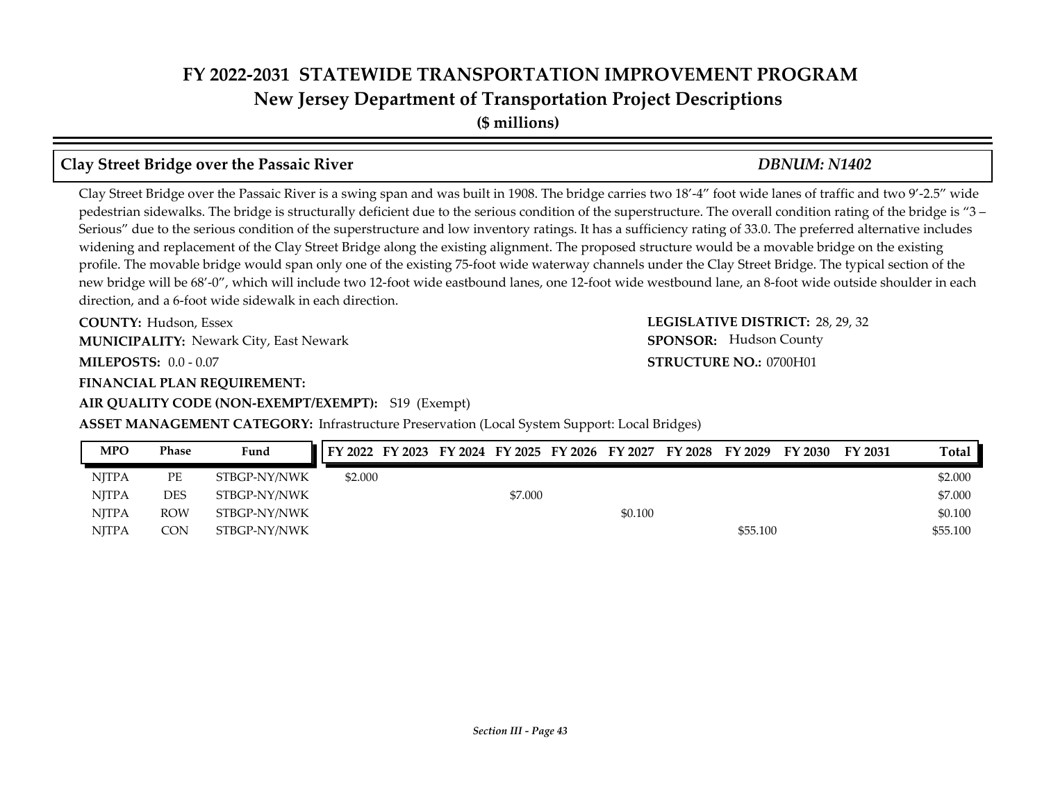# FY 2022-2031 STATEWIDE TRANSPORTATION IMPROVEMENT PROGRAM
## New Jersey Department of Transportation Project Descriptions
**($ millions)**

### Clay Street Bridge over the Passaic River — *DBNUM: N1402*

Clay Street Bridge over the Passaic River is a swing span and was built in 1908. The bridge carries two 18'-4" foot wide lanes of traffic and two 9'-2.5" wide pedestrian sidewalks. The bridge is structurally deficient due to the serious condition of the superstructure. The overall condition rating of the bridge is "3 – Serious" due to the serious condition of the superstructure and low inventory ratings. It has a sufficiency rating of 33.0. The preferred alternative includes widening and replacement of the Clay Street Bridge along the existing alignment. The proposed structure would be a movable bridge on the existing profile. The movable bridge would span only one of the existing 75-foot wide waterway channels under the Clay Street Bridge. The typical section of the new bridge will be 68'-0", which will include two 12-foot wide eastbound lanes, one 12-foot wide westbound lane, an 8-foot wide outside shoulder in each direction, and a 6-foot wide sidewalk in each direction.

**COUNTY:** Hudson, Essex

**LEGISLATIVE DISTRICT:** 28, 29, 32

**MUNICIPALITY:** Newark City, East Newark

**SPONSOR:** Hudson County

**MILEPOSTS:** 0.0 - 0.07

**STRUCTURE NO.:** 0700H01

**FINANCIAL PLAN REQUIREMENT:**

**AIR QUALITY CODE (NON-EXEMPT/EXEMPT):** S19 (Exempt)

**ASSET MANAGEMENT CATEGORY:** Infrastructure Preservation (Local System Support: Local Bridges)

| MPO | Phase | Fund | FY 2022 | FY 2023 | FY 2024 | FY 2025 | FY 2026 | FY 2027 | FY 2028 | FY 2029 | FY 2030 | FY 2031 | Total |
|---|---|---|---|---|---|---|---|---|---|---|---|---|---|
| NJTPA | PE | STBGP-NY/NWK | $2.000 | | | | | | | | | | $2.000 |
| NJTPA | DES | STBGP-NY/NWK | | | | $7.000 | | | | | | | $7.000 |
| NJTPA | ROW | STBGP-NY/NWK | | | | | | $0.100 | | | | | $0.100 |
| NJTPA | CON | STBGP-NY/NWK | | | | | | | | $55.100 | | | $55.100 |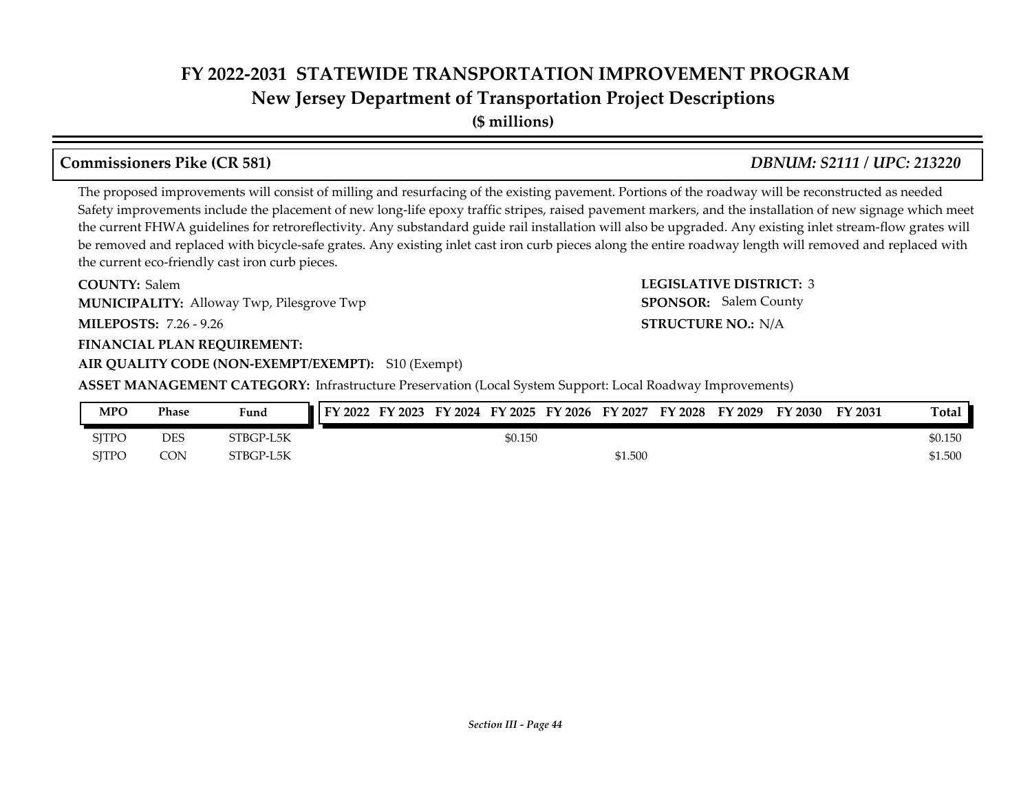# FY 2022-2031 STATEWIDE TRANSPORTATION IMPROVEMENT PROGRAM
## New Jersey Department of Transportation Project Descriptions
**($ millions)**

### Commissioners Pike (CR 581) — *DBNUM: S2111 / UPC: 213220*

The proposed improvements will consist of milling and resurfacing of the existing pavement. Portions of the roadway will be reconstructed as needed Safety improvements include the placement of new long-life epoxy traffic stripes, raised pavement markers, and the installation of new signage which meet the current FHWA guidelines for retroreflectivity. Any substandard guide rail installation will also be upgraded. Any existing inlet stream-flow grates will be removed and replaced with bicycle-safe grates. Any existing inlet cast iron curb pieces along the entire roadway length will removed and replaced with the current eco-friendly cast iron curb pieces.

**COUNTY:** Salem
**LEGISLATIVE DISTRICT:** 3
**MUNICIPALITY:** Alloway Twp, Pilesgrove Twp
**SPONSOR:** Salem County
**MILEPOSTS:** 7.26 - 9.26
**STRUCTURE NO.:** N/A
**FINANCIAL PLAN REQUIREMENT:**
**AIR QUALITY CODE (NON-EXEMPT/EXEMPT):** S10 (Exempt)
**ASSET MANAGEMENT CATEGORY:** Infrastructure Preservation (Local System Support: Local Roadway Improvements)

| MPO | Phase | Fund | FY 2022 | FY 2023 | FY 2024 | FY 2025 | FY 2026 | FY 2027 | FY 2028 | FY 2029 | FY 2030 | FY 2031 | Total |
|---|---|---|---|---|---|---|---|---|---|---|---|---|---|
| SJTPO | DES | STBGP-L5K | | | | $0.150 | | | | | | | $0.150 |
| SJTPO | CON | STBGP-L5K | | | | | | $1.500 | | | | | $1.500 |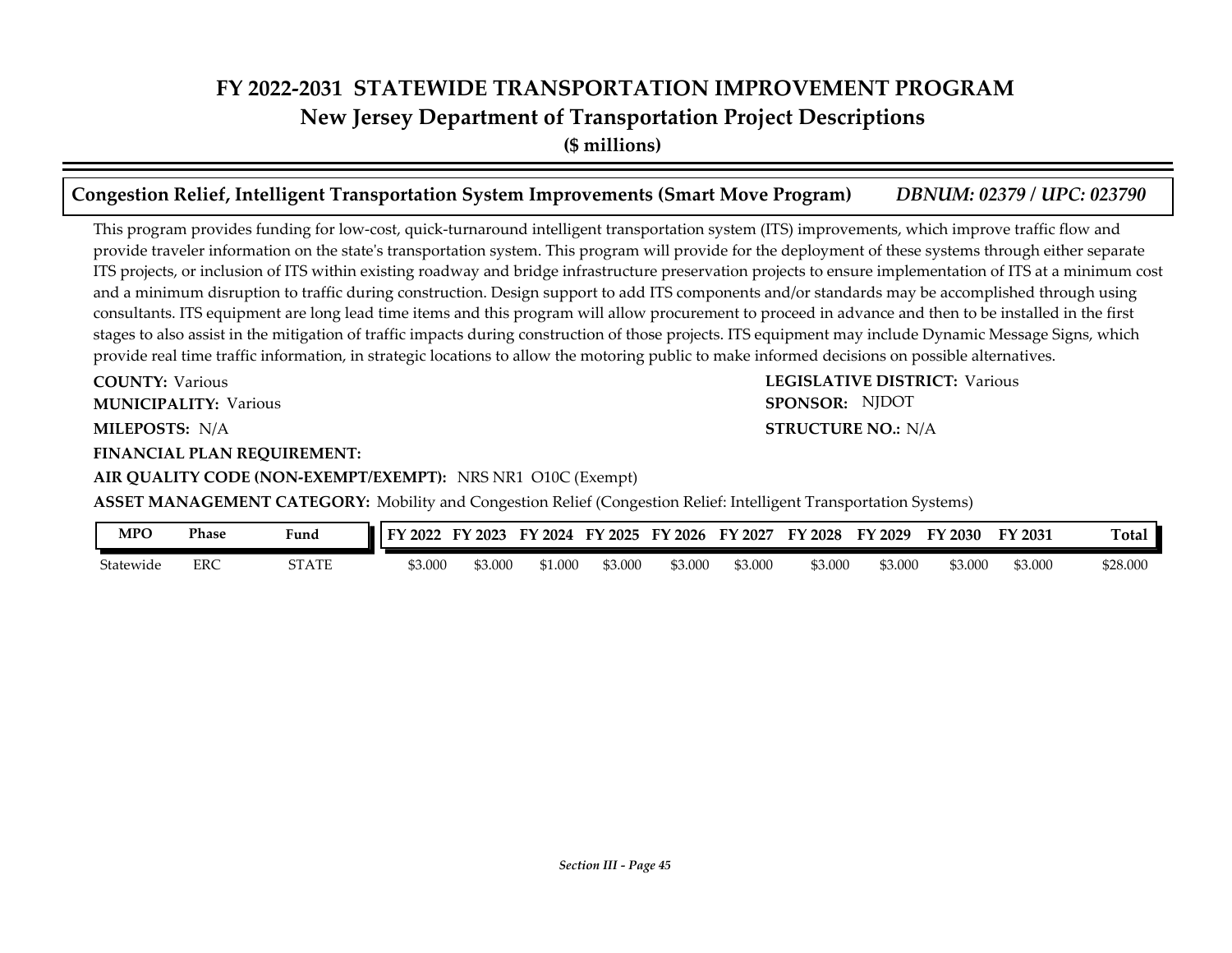# FY 2022-2031 STATEWIDE TRANSPORTATION IMPROVEMENT PROGRAM
## New Jersey Department of Transportation Project Descriptions
**($ millions)**

### Congestion Relief, Intelligent Transportation System Improvements (Smart Move Program) *DBNUM: 02379 / UPC: 023790*

This program provides funding for low-cost, quick-turnaround intelligent transportation system (ITS) improvements, which improve traffic flow and provide traveler information on the state's transportation system. This program will provide for the deployment of these systems through either separate ITS projects, or inclusion of ITS within existing roadway and bridge infrastructure preservation projects to ensure implementation of ITS at a minimum cost and a minimum disruption to traffic during construction. Design support to add ITS components and/or standards may be accomplished through using consultants. ITS equipment are long lead time items and this program will allow procurement to proceed in advance and then to be installed in the first stages to also assist in the mitigation of traffic impacts during construction of those projects. ITS equipment may include Dynamic Message Signs, which provide real time traffic information, in strategic locations to allow the motoring public to make informed decisions on possible alternatives.

**COUNTY:** Various
**LEGISLATIVE DISTRICT:** Various
**MUNICIPALITY:** Various
**SPONSOR:** NJDOT
**MILEPOSTS:** N/A
**STRUCTURE NO.:** N/A
**FINANCIAL PLAN REQUIREMENT:**
**AIR QUALITY CODE (NON-EXEMPT/EXEMPT):** NRS NR1 O10C (Exempt)
**ASSET MANAGEMENT CATEGORY:** Mobility and Congestion Relief (Congestion Relief: Intelligent Transportation Systems)

| MPO | Phase | Fund | FY 2022 | FY 2023 | FY 2024 | FY 2025 | FY 2026 | FY 2027 | FY 2028 | FY 2029 | FY 2030 | FY 2031 | Total |
|---|---|---|---|---|---|---|---|---|---|---|---|---|---|
| Statewide | ERC | STATE | $3.000 | $3.000 | $1.000 | $3.000 | $3.000 | $3.000 | $3.000 | $3.000 | $3.000 | $3.000 | $28.000 |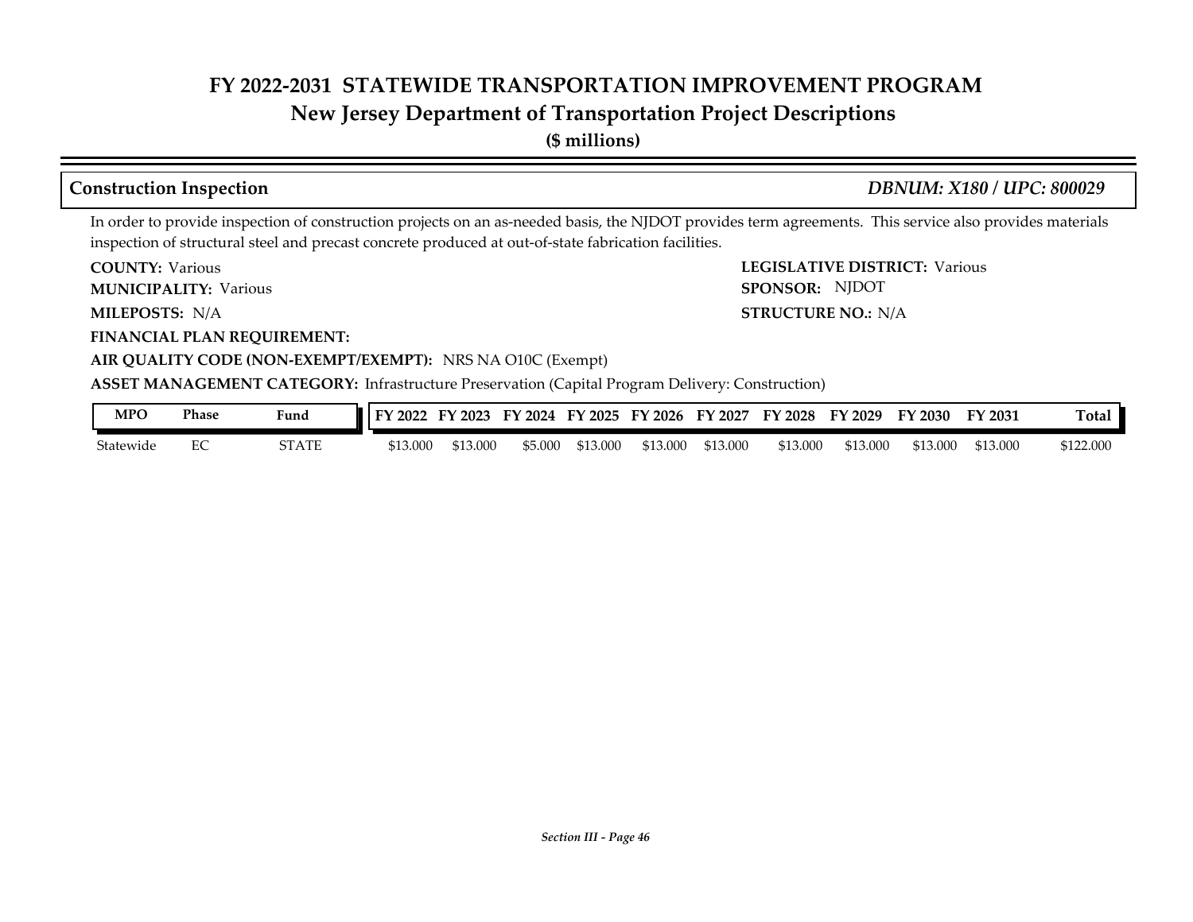# FY 2022-2031 STATEWIDE TRANSPORTATION IMPROVEMENT PROGRAM
## New Jersey Department of Transportation Project Descriptions
**($ millions)**

### Construction Inspection *DBNUM: X180 / UPC: 800029*

In order to provide inspection of construction projects on an as-needed basis, the NJDOT provides term agreements. This service also provides materials inspection of structural steel and precast concrete produced at out-of-state fabrication facilities.

**COUNTY:** Various
**LEGISLATIVE DISTRICT:** Various
**MUNICIPALITY:** Various
**SPONSOR:** NJDOT
**MILEPOSTS:** N/A
**STRUCTURE NO.:** N/A
**FINANCIAL PLAN REQUIREMENT:**
**AIR QUALITY CODE (NON-EXEMPT/EXEMPT):** NRS NA O10C (Exempt)
**ASSET MANAGEMENT CATEGORY:** Infrastructure Preservation (Capital Program Delivery: Construction)

| MPO | Phase | Fund | FY 2022 | FY 2023 | FY 2024 | FY 2025 | FY 2026 | FY 2027 | FY 2028 | FY 2029 | FY 2030 | FY 2031 | Total |
|---|---|---|---|---|---|---|---|---|---|---|---|---|---|
| Statewide | EC | STATE | $13.000 | $13.000 | $5.000 | $13.000 | $13.000 | $13.000 | $13.000 | $13.000 | $13.000 | $13.000 | $122.000 |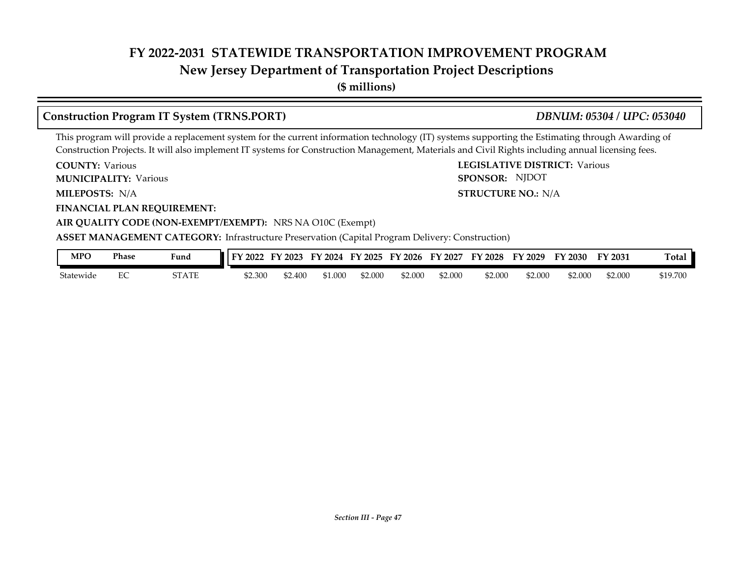# FY 2022-2031 STATEWIDE TRANSPORTATION IMPROVEMENT PROGRAM

## New Jersey Department of Transportation Project Descriptions

**($ millions)**

### Construction Program IT System (TRNS.PORT) *DBNUM: 05304 / UPC: 053040*

This program will provide a replacement system for the current information technology (IT) systems supporting the Estimating through Awarding of Construction Projects. It will also implement IT systems for Construction Management, Materials and Civil Rights including annual licensing fees.

**COUNTY:** Various

**LEGISLATIVE DISTRICT:** Various

**MUNICIPALITY:** Various

**SPONSOR:** NJDOT

**MILEPOSTS:** N/A

**STRUCTURE NO.:** N/A

**FINANCIAL PLAN REQUIREMENT:**

**AIR QUALITY CODE (NON-EXEMPT/EXEMPT):** NRS NA O10C (Exempt)

**ASSET MANAGEMENT CATEGORY:** Infrastructure Preservation (Capital Program Delivery: Construction)

| MPO | Phase | Fund | FY 2022 | FY 2023 | FY 2024 | FY 2025 | FY 2026 | FY 2027 | FY 2028 | FY 2029 | FY 2030 | FY 2031 | Total |
|---|---|---|---|---|---|---|---|---|---|---|---|---|---|
| Statewide | EC | STATE | $2.300 | $2.400 | $1.000 | $2.000 | $2.000 | $2.000 | $2.000 | $2.000 | $2.000 | $2.000 | $19.700 |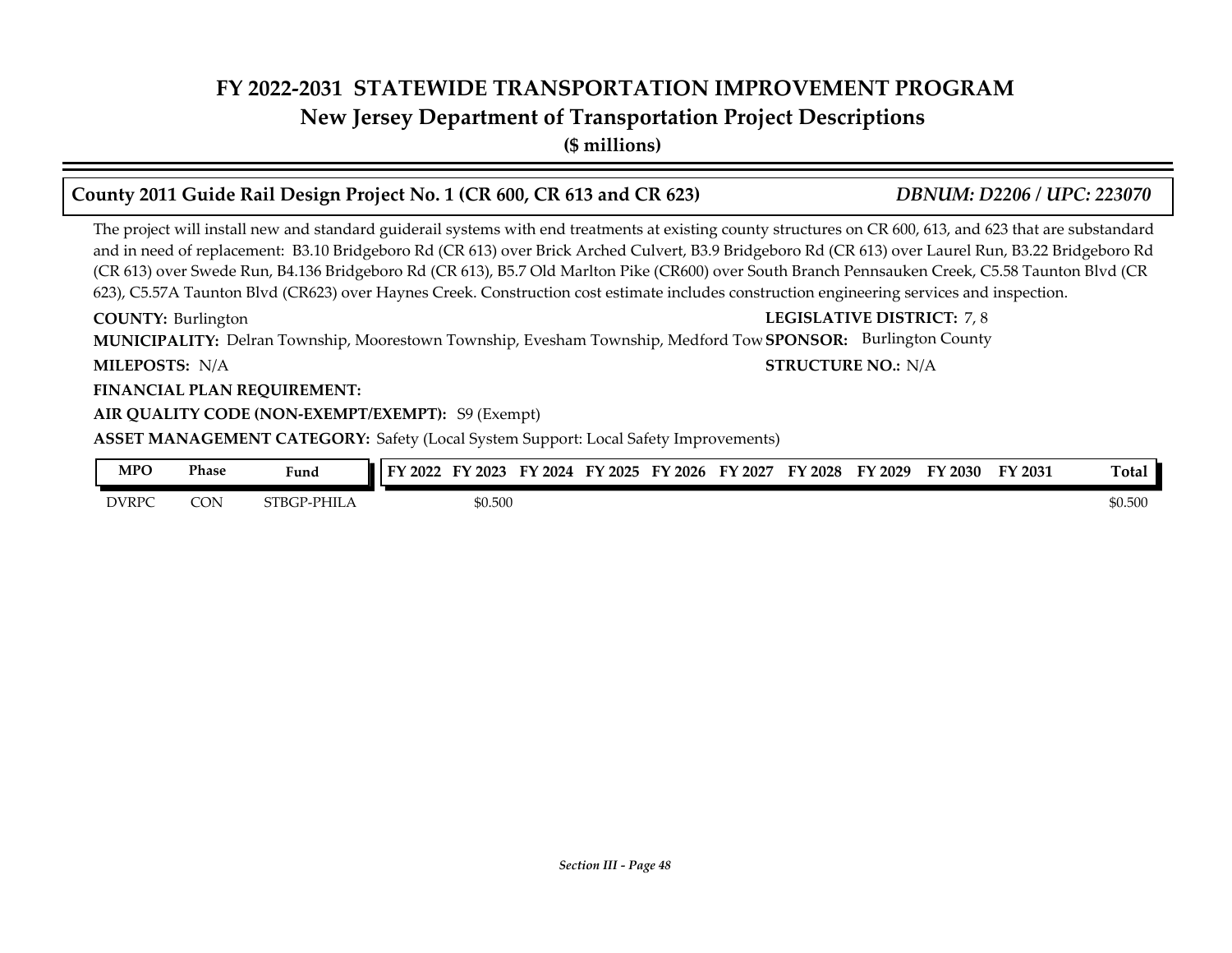# FY 2022-2031 STATEWIDE TRANSPORTATION IMPROVEMENT PROGRAM
## New Jersey Department of Transportation Project Descriptions
**($ millions)**

### County 2011 Guide Rail Design Project No. 1 (CR 600, CR 613 and CR 623) — *DBNUM: D2206 / UPC: 223070*

The project will install new and standard guiderail systems with end treatments at existing county structures on CR 600, 613, and 623 that are substandard and in need of replacement: B3.10 Bridgeboro Rd (CR 613) over Brick Arched Culvert, B3.9 Bridgeboro Rd (CR 613) over Laurel Run, B3.22 Bridgeboro Rd (CR 613) over Swede Run, B4.136 Bridgeboro Rd (CR 613), B5.7 Old Marlton Pike (CR600) over South Branch Pennsauken Creek, C5.58 Taunton Blvd (CR 623), C5.57A Taunton Blvd (CR623) over Haynes Creek. Construction cost estimate includes construction engineering services and inspection.

**COUNTY:** Burlington
**LEGISLATIVE DISTRICT:** 7, 8
**MUNICIPALITY:** Delran Township, Moorestown Township, Evesham Township, Medford Tow
**SPONSOR:** Burlington County
**MILEPOSTS:** N/A
**STRUCTURE NO.:** N/A
**FINANCIAL PLAN REQUIREMENT:**
**AIR QUALITY CODE (NON-EXEMPT/EXEMPT):** S9 (Exempt)
**ASSET MANAGEMENT CATEGORY:** Safety (Local System Support: Local Safety Improvements)

| MPO | Phase | Fund | FY 2022 | FY 2023 | FY 2024 | FY 2025 | FY 2026 | FY 2027 | FY 2028 | FY 2029 | FY 2030 | FY 2031 | Total |
|---|---|---|---|---|---|---|---|---|---|---|---|---|---|
| DVRPC | CON | STBGP-PHILA | | $0.500 | | | | | | | | | $0.500 |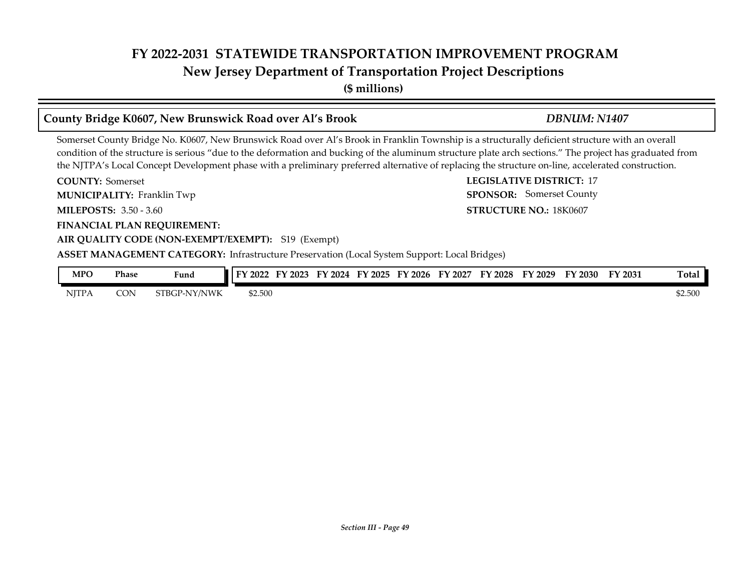# FY 2022-2031 STATEWIDE TRANSPORTATION IMPROVEMENT PROGRAM
## New Jersey Department of Transportation Project Descriptions
**($ millions)**

### County Bridge K0607, New Brunswick Road over Al's Brook — *DBNUM: N1407*

Somerset County Bridge No. K0607, New Brunswick Road over Al's Brook in Franklin Township is a structurally deficient structure with an overall condition of the structure is serious "due to the deformation and bucking of the aluminum structure plate arch sections." The project has graduated from the NJTPA's Local Concept Development phase with a preliminary preferred alternative of replacing the structure on-line, accelerated construction.

**COUNTY:** Somerset
**LEGISLATIVE DISTRICT:** 17
**MUNICIPALITY:** Franklin Twp
**SPONSOR:** Somerset County
**MILEPOSTS:** 3.50 - 3.60
**STRUCTURE NO.:** 18K0607
**FINANCIAL PLAN REQUIREMENT:**
**AIR QUALITY CODE (NON-EXEMPT/EXEMPT):** S19 (Exempt)
**ASSET MANAGEMENT CATEGORY:** Infrastructure Preservation (Local System Support: Local Bridges)

| MPO | Phase | Fund | FY 2022 | FY 2023 | FY 2024 | FY 2025 | FY 2026 | FY 2027 | FY 2028 | FY 2029 | FY 2030 | FY 2031 | Total |
|---|---|---|---|---|---|---|---|---|---|---|---|---|---|
| NJTPA | CON | STBGP-NY/NWK | $2.500 | | | | | | | | | | $2.500 |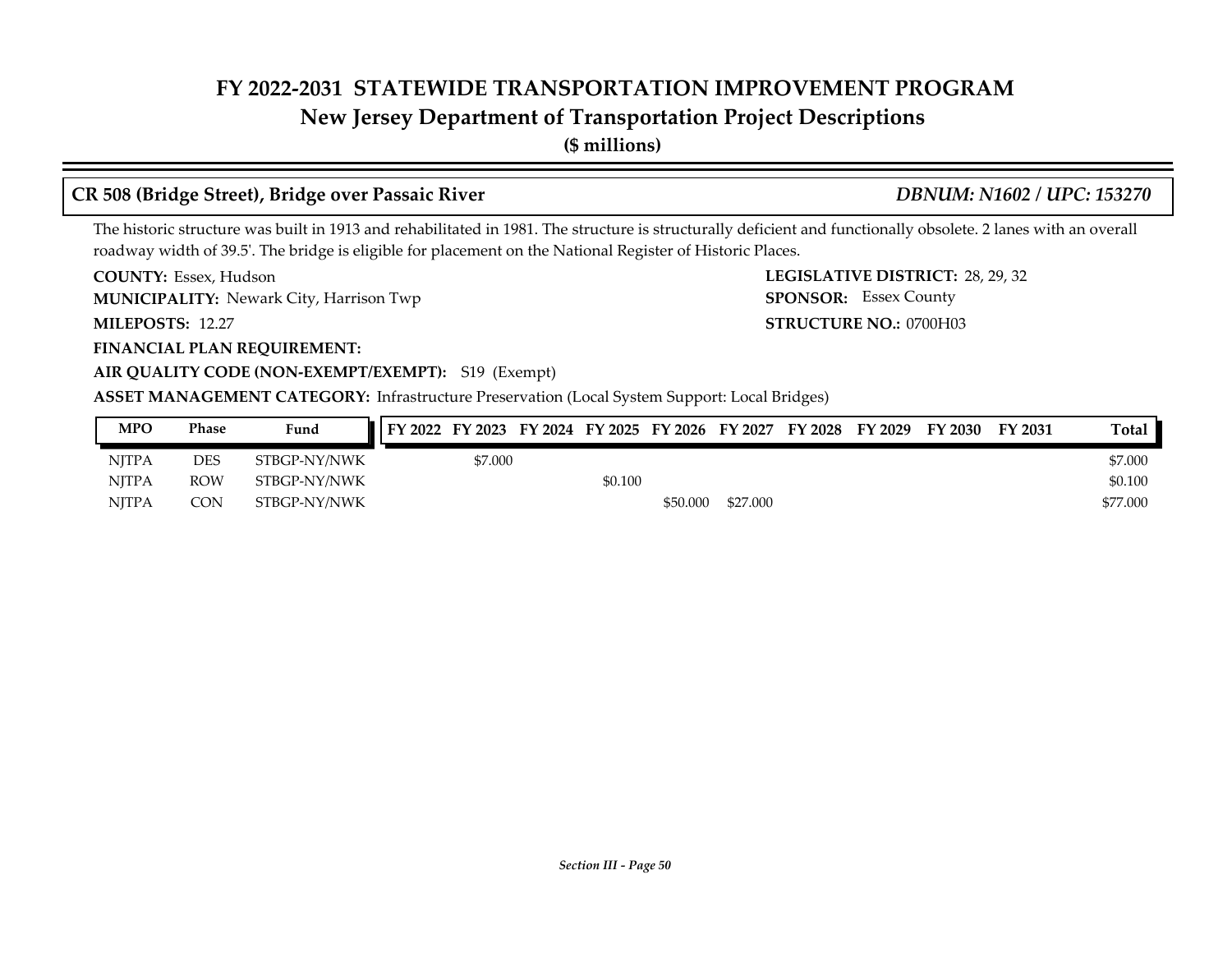# FY 2022-2031 STATEWIDE TRANSPORTATION IMPROVEMENT PROGRAM
## New Jersey Department of Transportation Project Descriptions
**($ millions)**

### CR 508 (Bridge Street), Bridge over Passaic River — *DBNUM: N1602 / UPC: 153270*

The historic structure was built in 1913 and rehabilitated in 1981. The structure is structurally deficient and functionally obsolete. 2 lanes with an overall roadway width of 39.5'. The bridge is eligible for placement on the National Register of Historic Places.

**COUNTY:** Essex, Hudson
**LEGISLATIVE DISTRICT:** 28, 29, 32
**MUNICIPALITY:** Newark City, Harrison Twp
**SPONSOR:** Essex County
**MILEPOSTS:** 12.27
**STRUCTURE NO.:** 0700H03
**FINANCIAL PLAN REQUIREMENT:**
**AIR QUALITY CODE (NON-EXEMPT/EXEMPT):** S19 (Exempt)
**ASSET MANAGEMENT CATEGORY:** Infrastructure Preservation (Local System Support: Local Bridges)

| MPO | Phase | Fund | FY 2022 | FY 2023 | FY 2024 | FY 2025 | FY 2026 | FY 2027 | FY 2028 | FY 2029 | FY 2030 | FY 2031 | Total |
|---|---|---|---|---|---|---|---|---|---|---|---|---|---|
| NJTPA | DES | STBGP-NY/NWK | | $7.000 | | | | | | | | | $7.000 |
| NJTPA | ROW | STBGP-NY/NWK | | | | $0.100 | | | | | | | $0.100 |
| NJTPA | CON | STBGP-NY/NWK | | | | | $50.000 | $27.000 | | | | | $77.000 |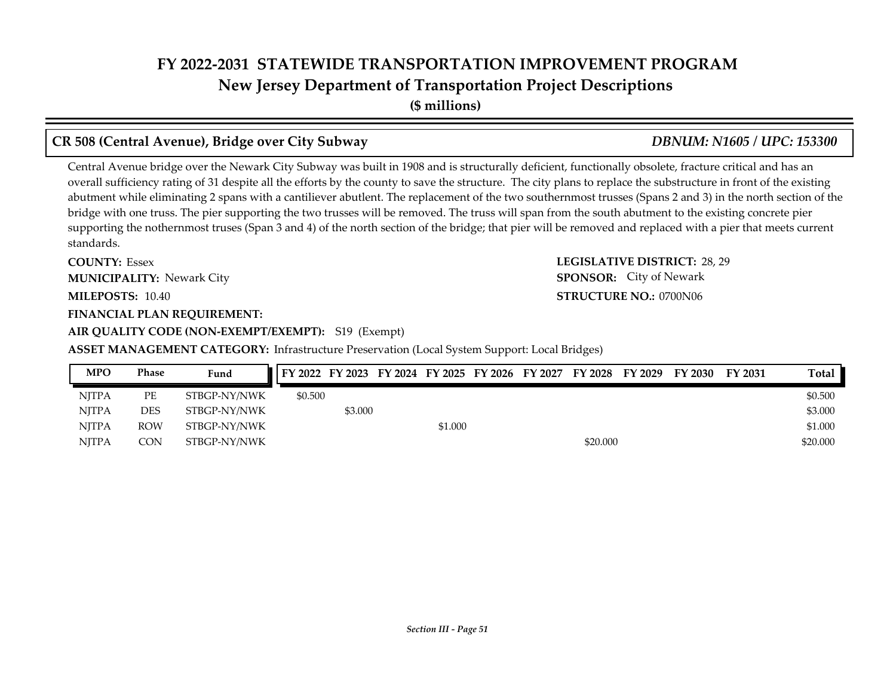# FY 2022-2031 STATEWIDE TRANSPORTATION IMPROVEMENT PROGRAM

## New Jersey Department of Transportation Project Descriptions

**($ millions)**

### CR 508 (Central Avenue), Bridge over City Subway — *DBNUM: N1605 / UPC: 153300*

Central Avenue bridge over the Newark City Subway was built in 1908 and is structurally deficient, functionally obsolete, fracture critical and has an overall sufficiency rating of 31 despite all the efforts by the county to save the structure. The city plans to replace the substructure in front of the existing abutment while eliminating 2 spans with a cantiliever abutlent. The replacement of the two southernmost trusses (Spans 2 and 3) in the north section of the bridge with one truss. The pier supporting the two trusses will be removed. The truss will span from the south abutment to the existing concrete pier supporting the nothernmost truses (Span 3 and 4) of the north section of the bridge; that pier will be removed and replaced with a pier that meets current standards.

**COUNTY:** Essex

**LEGISLATIVE DISTRICT:** 28, 29

**MUNICIPALITY:** Newark City

**SPONSOR:** City of Newark

**MILEPOSTS:** 10.40

**STRUCTURE NO.:** 0700N06

**FINANCIAL PLAN REQUIREMENT:**

**AIR QUALITY CODE (NON-EXEMPT/EXEMPT):** S19 (Exempt)

**ASSET MANAGEMENT CATEGORY:** Infrastructure Preservation (Local System Support: Local Bridges)

| MPO | Phase | Fund | FY 2022 | FY 2023 | FY 2024 | FY 2025 | FY 2026 | FY 2027 | FY 2028 | FY 2029 | FY 2030 | FY 2031 | Total |
|---|---|---|---|---|---|---|---|---|---|---|---|---|---|
| NJTPA | PE | STBGP-NY/NWK | $0.500 | | | | | | | | | | $0.500 |
| NJTPA | DES | STBGP-NY/NWK | | $3.000 | | | | | | | | | $3.000 |
| NJTPA | ROW | STBGP-NY/NWK | | | | $1.000 | | | | | | | $1.000 |
| NJTPA | CON | STBGP-NY/NWK | | | | | | | $20.000 | | | | $20.000 |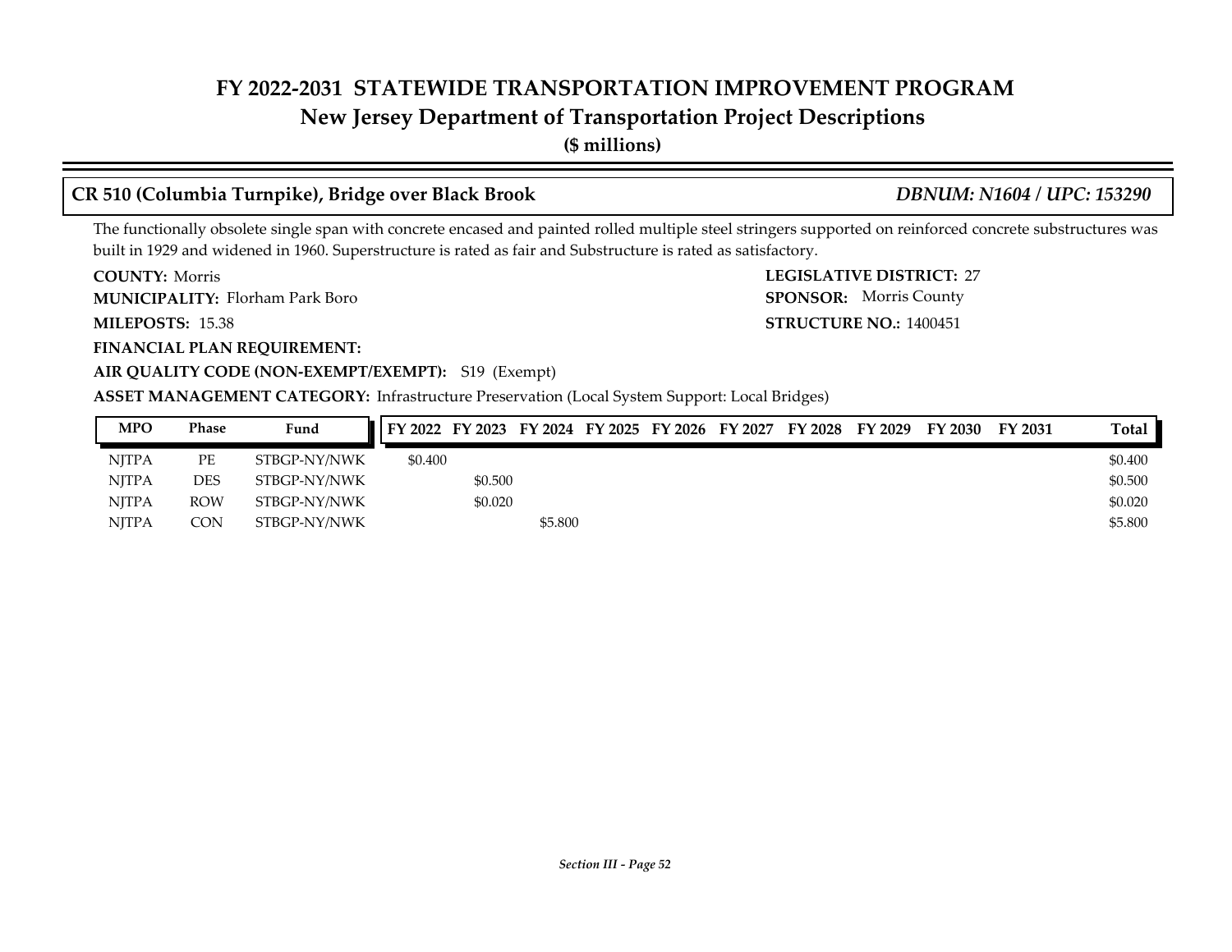# FY 2022-2031 STATEWIDE TRANSPORTATION IMPROVEMENT PROGRAM

## New Jersey Department of Transportation Project Descriptions

**($ millions)**

### CR 510 (Columbia Turnpike), Bridge over Black Brook — *DBNUM: N1604 / UPC: 153290*

The functionally obsolete single span with concrete encased and painted rolled multiple steel stringers supported on reinforced concrete substructures was built in 1929 and widened in 1960. Superstructure is rated as fair and Substructure is rated as satisfactory.

**COUNTY:** Morris

**LEGISLATIVE DISTRICT:** 27

**MUNICIPALITY:** Florham Park Boro

**SPONSOR:** Morris County

**MILEPOSTS:** 15.38

**STRUCTURE NO.:** 1400451

**FINANCIAL PLAN REQUIREMENT:**

**AIR QUALITY CODE (NON-EXEMPT/EXEMPT):** S19 (Exempt)

**ASSET MANAGEMENT CATEGORY:** Infrastructure Preservation (Local System Support: Local Bridges)

| MPO | Phase | Fund | FY 2022 | FY 2023 | FY 2024 | FY 2025 | FY 2026 | FY 2027 | FY 2028 | FY 2029 | FY 2030 | FY 2031 | Total |
|---|---|---|---|---|---|---|---|---|---|---|---|---|---|
| NJTPA | PE | STBGP-NY/NWK | $0.400 | | | | | | | | | | $0.400 |
| NJTPA | DES | STBGP-NY/NWK | | $0.500 | | | | | | | | | $0.500 |
| NJTPA | ROW | STBGP-NY/NWK | | $0.020 | | | | | | | | | $0.020 |
| NJTPA | CON | STBGP-NY/NWK | | | $5.800 | | | | | | | | $5.800 |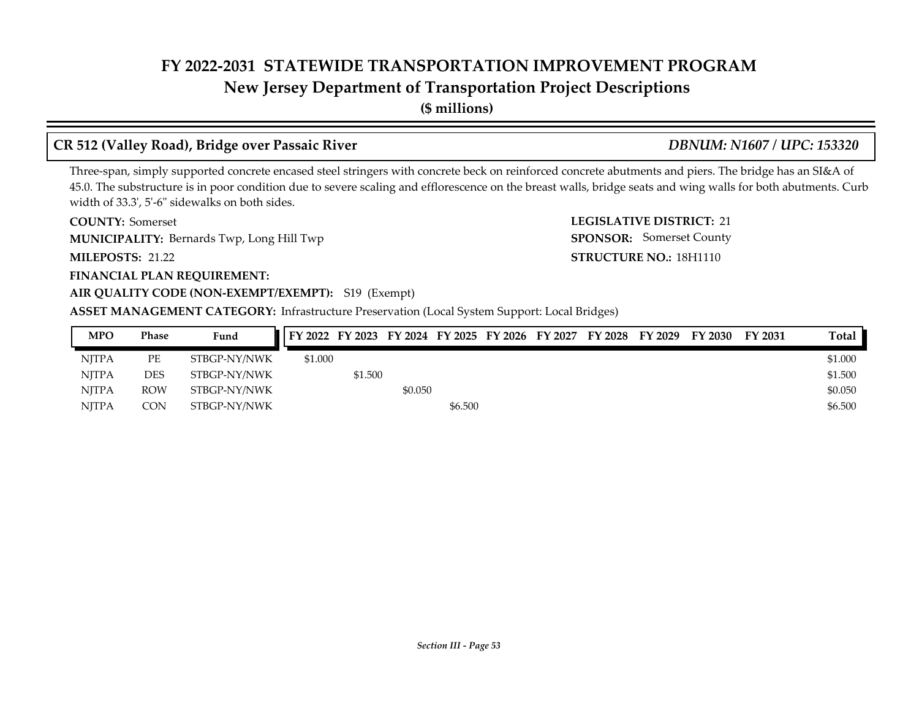# FY 2022-2031 STATEWIDE TRANSPORTATION IMPROVEMENT PROGRAM
## New Jersey Department of Transportation Project Descriptions
**($ millions)**

### CR 512 (Valley Road), Bridge over Passaic River — *DBNUM: N1607 / UPC: 153320*

Three-span, simply supported concrete encased steel stringers with concrete beck on reinforced concrete abutments and piers. The bridge has an SI&A of 45.0. The substructure is in poor condition due to severe scaling and efflorescence on the breast walls, bridge seats and wing walls for both abutments. Curb width of 33.3', 5'-6" sidewalks on both sides.

**COUNTY:** Somerset
**LEGISLATIVE DISTRICT:** 21
**MUNICIPALITY:** Bernards Twp, Long Hill Twp
**SPONSOR:** Somerset County
**MILEPOSTS:** 21.22
**STRUCTURE NO.:** 18H1110
**FINANCIAL PLAN REQUIREMENT:**
**AIR QUALITY CODE (NON-EXEMPT/EXEMPT):** S19 (Exempt)
**ASSET MANAGEMENT CATEGORY:** Infrastructure Preservation (Local System Support: Local Bridges)

| MPO | Phase | Fund | FY 2022 | FY 2023 | FY 2024 | FY 2025 | FY 2026 | FY 2027 | FY 2028 | FY 2029 | FY 2030 | FY 2031 | Total |
|---|---|---|---|---|---|---|---|---|---|---|---|---|---|
| NJTPA | PE | STBGP-NY/NWK | $1.000 | | | | | | | | | | $1.000 |
| NJTPA | DES | STBGP-NY/NWK | | $1.500 | | | | | | | | | $1.500 |
| NJTPA | ROW | STBGP-NY/NWK | | | $0.050 | | | | | | | | $0.050 |
| NJTPA | CON | STBGP-NY/NWK | | | | $6.500 | | | | | | | $6.500 |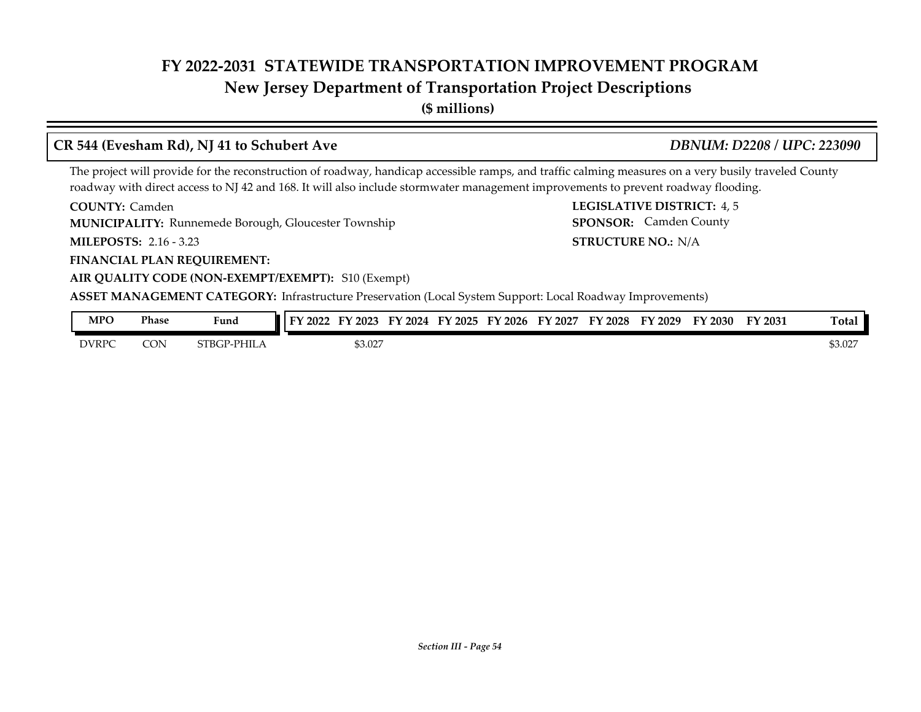# FY 2022-2031 STATEWIDE TRANSPORTATION IMPROVEMENT PROGRAM
## New Jersey Department of Transportation Project Descriptions
**($ millions)**

### CR 544 (Evesham Rd), NJ 41 to Schubert Ave — *DBNUM: D2208 / UPC: 223090*

The project will provide for the reconstruction of roadway, handicap accessible ramps, and traffic calming measures on a very busily traveled County roadway with direct access to NJ 42 and 168. It will also include stormwater management improvements to prevent roadway flooding.

**COUNTY:** Camden
**LEGISLATIVE DISTRICT:** 4, 5
**MUNICIPALITY:** Runnemede Borough, Gloucester Township
**SPONSOR:** Camden County
**MILEPOSTS:** 2.16 - 3.23
**STRUCTURE NO.:** N/A
**FINANCIAL PLAN REQUIREMENT:**
**AIR QUALITY CODE (NON-EXEMPT/EXEMPT):** S10 (Exempt)
**ASSET MANAGEMENT CATEGORY:** Infrastructure Preservation (Local System Support: Local Roadway Improvements)

| MPO | Phase | Fund | FY 2022 | FY 2023 | FY 2024 | FY 2025 | FY 2026 | FY 2027 | FY 2028 | FY 2029 | FY 2030 | FY 2031 | Total |
|---|---|---|---|---|---|---|---|---|---|---|---|---|---|
| DVRPC | CON | STBGP-PHILA | | $3.027 | | | | | | | | | $3.027 |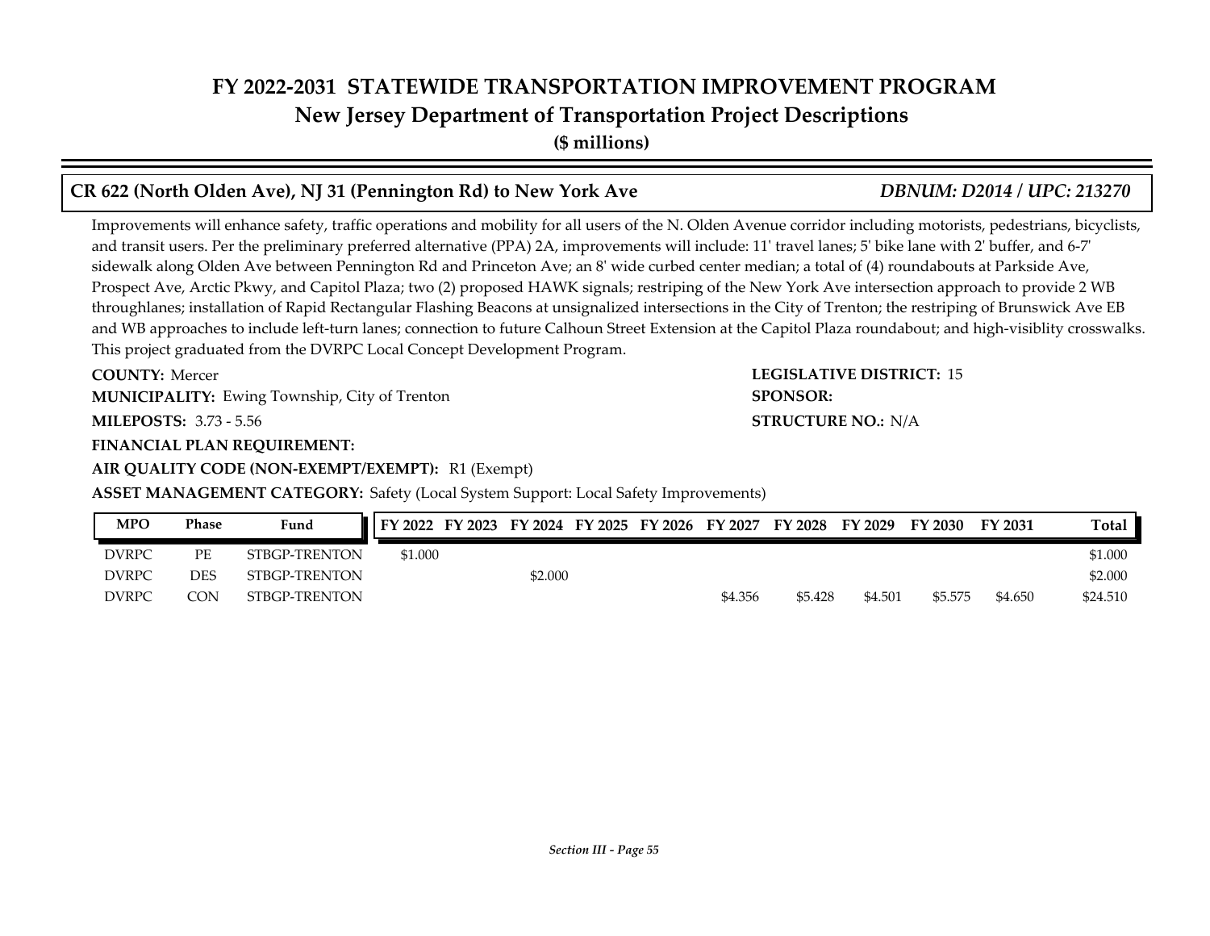# FY 2022-2031 STATEWIDE TRANSPORTATION IMPROVEMENT PROGRAM
## New Jersey Department of Transportation Project Descriptions
**($ millions)**

### CR 622 (North Olden Ave), NJ 31 (Pennington Rd) to New York Ave — *DBNUM: D2014 / UPC: 213270*

Improvements will enhance safety, traffic operations and mobility for all users of the N. Olden Avenue corridor including motorists, pedestrians, bicyclists, and transit users. Per the preliminary preferred alternative (PPA) 2A, improvements will include: 11' travel lanes; 5' bike lane with 2' buffer, and 6-7' sidewalk along Olden Ave between Pennington Rd and Princeton Ave; an 8' wide curbed center median; a total of (4) roundabouts at Parkside Ave, Prospect Ave, Arctic Pkwy, and Capitol Plaza; two (2) proposed HAWK signals; restriping of the New York Ave intersection approach to provide 2 WB throughlanes; installation of Rapid Rectangular Flashing Beacons at unsignalized intersections in the City of Trenton; the restriping of Brunswick Ave EB and WB approaches to include left-turn lanes; connection to future Calhoun Street Extension at the Capitol Plaza roundabout; and high-visiblity crosswalks. This project graduated from the DVRPC Local Concept Development Program.

**COUNTY:** Mercer
**LEGISLATIVE DISTRICT:** 15
**MUNICIPALITY:** Ewing Township, City of Trenton
**SPONSOR:**
**MILEPOSTS:** 3.73 - 5.56
**STRUCTURE NO.:** N/A
**FINANCIAL PLAN REQUIREMENT:**
**AIR QUALITY CODE (NON-EXEMPT/EXEMPT):** R1 (Exempt)
**ASSET MANAGEMENT CATEGORY:** Safety (Local System Support: Local Safety Improvements)

| MPO | Phase | Fund | FY 2022 | FY 2023 | FY 2024 | FY 2025 | FY 2026 | FY 2027 | FY 2028 | FY 2029 | FY 2030 | FY 2031 | Total |
|---|---|---|---|---|---|---|---|---|---|---|---|---|---|
| DVRPC | PE | STBGP-TRENTON | $1.000 | | | | | | | | | | $1.000 |
| DVRPC | DES | STBGP-TRENTON | | | $2.000 | | | | | | | | $2.000 |
| DVRPC | CON | STBGP-TRENTON | | | | | | $4.356 | $5.428 | $4.501 | $5.575 | $4.650 | $24.510 |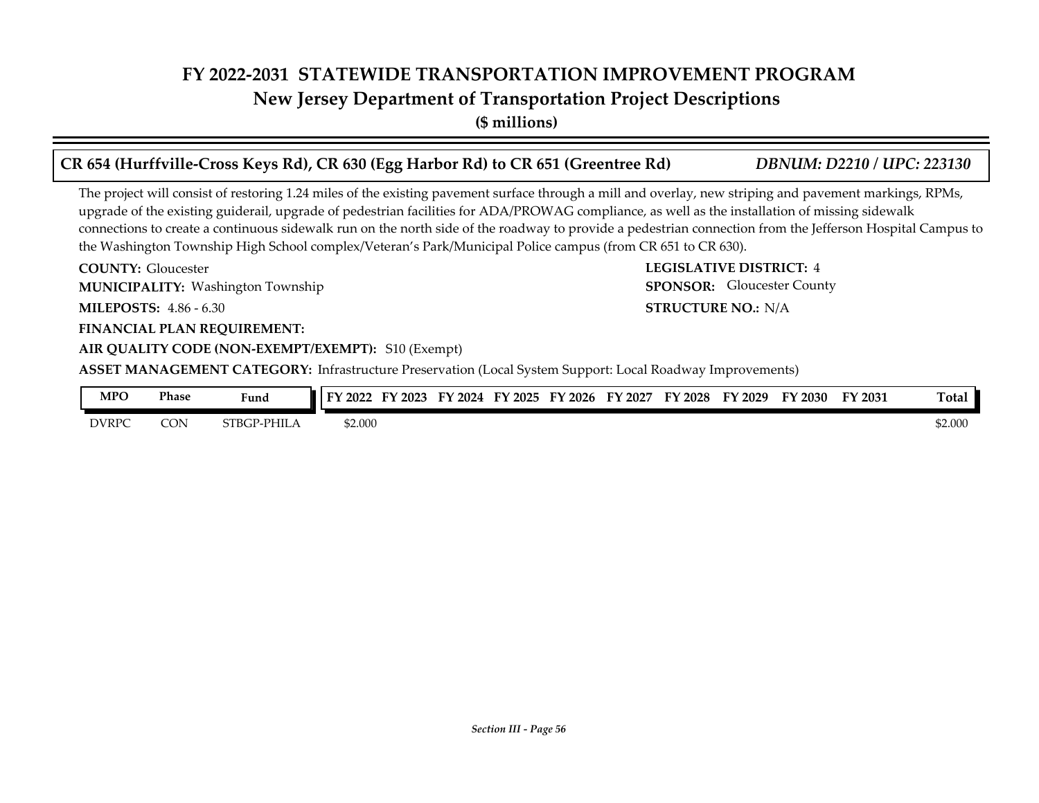# FY 2022-2031 STATEWIDE TRANSPORTATION IMPROVEMENT PROGRAM
## New Jersey Department of Transportation Project Descriptions
**($ millions)**

### CR 654 (Hurffville-Cross Keys Rd), CR 630 (Egg Harbor Rd) to CR 651 (Greentree Rd) — *DBNUM: D2210 / UPC: 223130*

The project will consist of restoring 1.24 miles of the existing pavement surface through a mill and overlay, new striping and pavement markings, RPMs, upgrade of the existing guiderail, upgrade of pedestrian facilities for ADA/PROWAG compliance, as well as the installation of missing sidewalk connections to create a continuous sidewalk run on the north side of the roadway to provide a pedestrian connection from the Jefferson Hospital Campus to the Washington Township High School complex/Veteran's Park/Municipal Police campus (from CR 651 to CR 630).

**COUNTY:** Gloucester
**LEGISLATIVE DISTRICT:** 4
**MUNICIPALITY:** Washington Township
**SPONSOR:** Gloucester County
**MILEPOSTS:** 4.86 - 6.30
**STRUCTURE NO.:** N/A
**FINANCIAL PLAN REQUIREMENT:**
**AIR QUALITY CODE (NON-EXEMPT/EXEMPT):** S10 (Exempt)
**ASSET MANAGEMENT CATEGORY:** Infrastructure Preservation (Local System Support: Local Roadway Improvements)

| MPO | Phase | Fund | FY 2022 | FY 2023 | FY 2024 | FY 2025 | FY 2026 | FY 2027 | FY 2028 | FY 2029 | FY 2030 | FY 2031 | Total |
|---|---|---|---|---|---|---|---|---|---|---|---|---|---|
| DVRPC | CON | STBGP-PHILA | $2.000 | | | | | | | | | | $2.000 |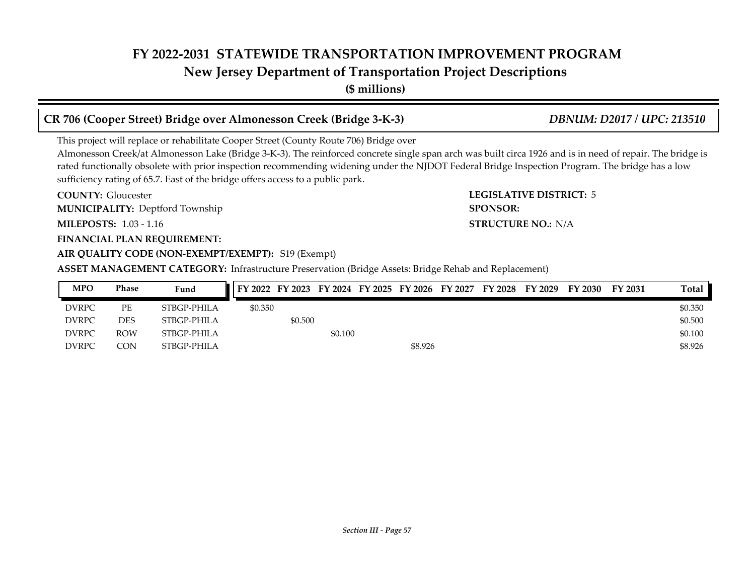# FY 2022-2031 STATEWIDE TRANSPORTATION IMPROVEMENT PROGRAM

## New Jersey Department of Transportation Project Descriptions

**($ millions)**

### CR 706 (Cooper Street) Bridge over Almonesson Creek (Bridge 3-K-3) — *DBNUM: D2017 / UPC: 213510*

This project will replace or rehabilitate Cooper Street (County Route 706) Bridge over Almonesson Creek/at Almonesson Lake (Bridge 3-K-3). The reinforced concrete single span arch was built circa 1926 and is in need of repair. The bridge is rated functionally obsolete with prior inspection recommending widening under the NJDOT Federal Bridge Inspection Program. The bridge has a low sufficiency rating of 65.7. East of the bridge offers access to a public park.

**COUNTY:** Gloucester

**LEGISLATIVE DISTRICT:** 5

**MUNICIPALITY:** Deptford Township

**SPONSOR:**

**MILEPOSTS:** 1.03 - 1.16

**STRUCTURE NO.:** N/A

**FINANCIAL PLAN REQUIREMENT:**

**AIR QUALITY CODE (NON-EXEMPT/EXEMPT):** S19 (Exempt)

**ASSET MANAGEMENT CATEGORY:** Infrastructure Preservation (Bridge Assets: Bridge Rehab and Replacement)

| MPO | Phase | Fund | FY 2022 | FY 2023 | FY 2024 | FY 2025 | FY 2026 | FY 2027 | FY 2028 | FY 2029 | FY 2030 | FY 2031 | Total |
|---|---|---|---|---|---|---|---|---|---|---|---|---|---|
| DVRPC | PE | STBGP-PHILA | $0.350 | | | | | | | | | | $0.350 |
| DVRPC | DES | STBGP-PHILA | | $0.500 | | | | | | | | | $0.500 |
| DVRPC | ROW | STBGP-PHILA | | | $0.100 | | | | | | | | $0.100 |
| DVRPC | CON | STBGP-PHILA | | | | | $8.926 | | | | | | $8.926 |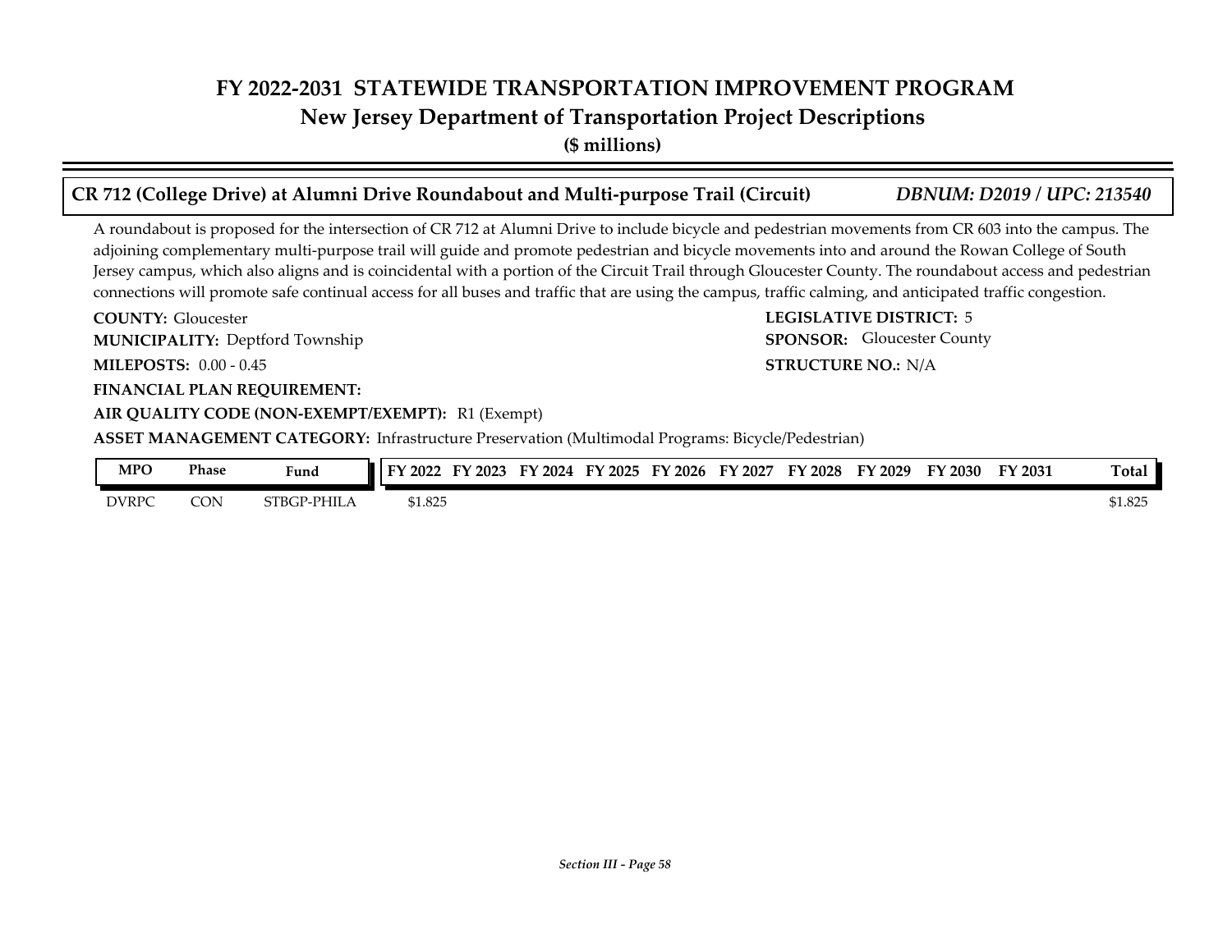## CR 712 (College Drive) at Alumni Drive Roundabout and Multi-purpose Trail (Circuit)

*DBNUM: D2019 / UPC: 213540*

A roundabout is proposed for the intersection of CR 712 at Alumni Drive to include bicycle and pedestrian movements from CR 603 into the campus. The adjoining complementary multi-purpose trail will guide and promote pedestrian and bicycle movements into and around the Rowan College of South Jersey campus, which also aligns and is coincidental with a portion of the Circuit Trail through Gloucester County. The roundabout access and pedestrian connections will promote safe continual access for all buses and traffic that are using the campus, traffic calming, and anticipated traffic congestion.

**COUNTY:** Gloucester

**LEGISLATIVE DISTRICT:** 5

**MUNICIPALITY:** Deptford Township

**SPONSOR:** Gloucester County

**MILEPOSTS:** 0.00 - 0.45

**STRUCTURE NO.:** N/A

**FINANCIAL PLAN REQUIREMENT:**

**AIR QUALITY CODE (NON-EXEMPT/EXEMPT):** R1 (Exempt)

**ASSET MANAGEMENT CATEGORY:** Infrastructure Preservation (Multimodal Programs: Bicycle/Pedestrian)

| MPO | Phase | Fund | FY 2022 | FY 2023 | FY 2024 | FY 2025 | FY 2026 | FY 2027 | FY 2028 | FY 2029 | FY 2030 | FY 2031 | Total |
|---|---|---|---|---|---|---|---|---|---|---|---|---|---|
| DVRPC | CON | STBGP-PHILA | $1.825 | | | | | | | | | | $1.825 |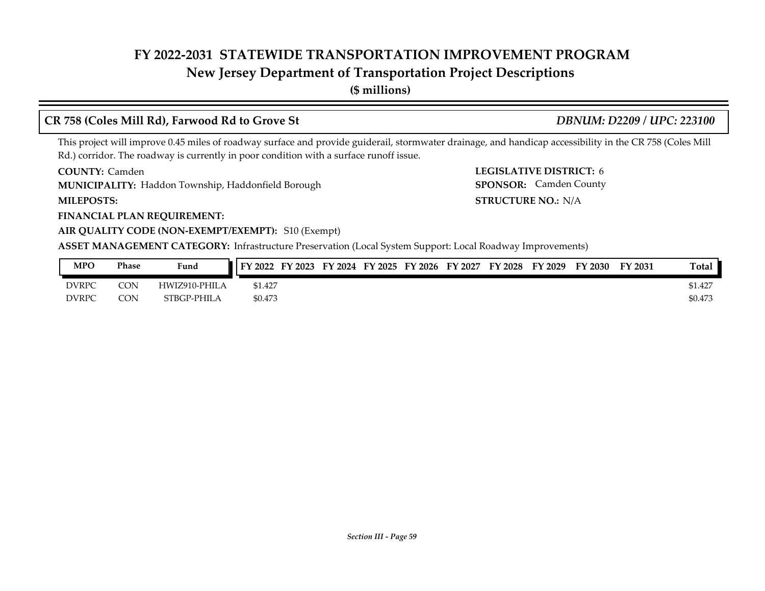# FY 2022-2031 STATEWIDE TRANSPORTATION IMPROVEMENT PROGRAM
## New Jersey Department of Transportation Project Descriptions
**($ millions)**

### CR 758 (Coles Mill Rd), Farwood Rd to Grove St — *DBNUM: D2209 / UPC: 223100*

This project will improve 0.45 miles of roadway surface and provide guiderail, stormwater drainage, and handicap accessibility in the CR 758 (Coles Mill Rd.) corridor. The roadway is currently in poor condition with a surface runoff issue.

**COUNTY:** Camden
**LEGISLATIVE DISTRICT:** 6
**MUNICIPALITY:** Haddon Township, Haddonfield Borough
**SPONSOR:** Camden County
**MILEPOSTS:**
**STRUCTURE NO.:** N/A
**FINANCIAL PLAN REQUIREMENT:**
**AIR QUALITY CODE (NON-EXEMPT/EXEMPT):** S10 (Exempt)
**ASSET MANAGEMENT CATEGORY:** Infrastructure Preservation (Local System Support: Local Roadway Improvements)

| MPO | Phase | Fund | FY 2022 | FY 2023 | FY 2024 | FY 2025 | FY 2026 | FY 2027 | FY 2028 | FY 2029 | FY 2030 | FY 2031 | Total |
|---|---|---|---|---|---|---|---|---|---|---|---|---|---|
| DVRPC | CON | HWIZ910-PHILA | $1.427 | | | | | | | | | | $1.427 |
| DVRPC | CON | STBGP-PHILA | $0.473 | | | | | | | | | | $0.473 |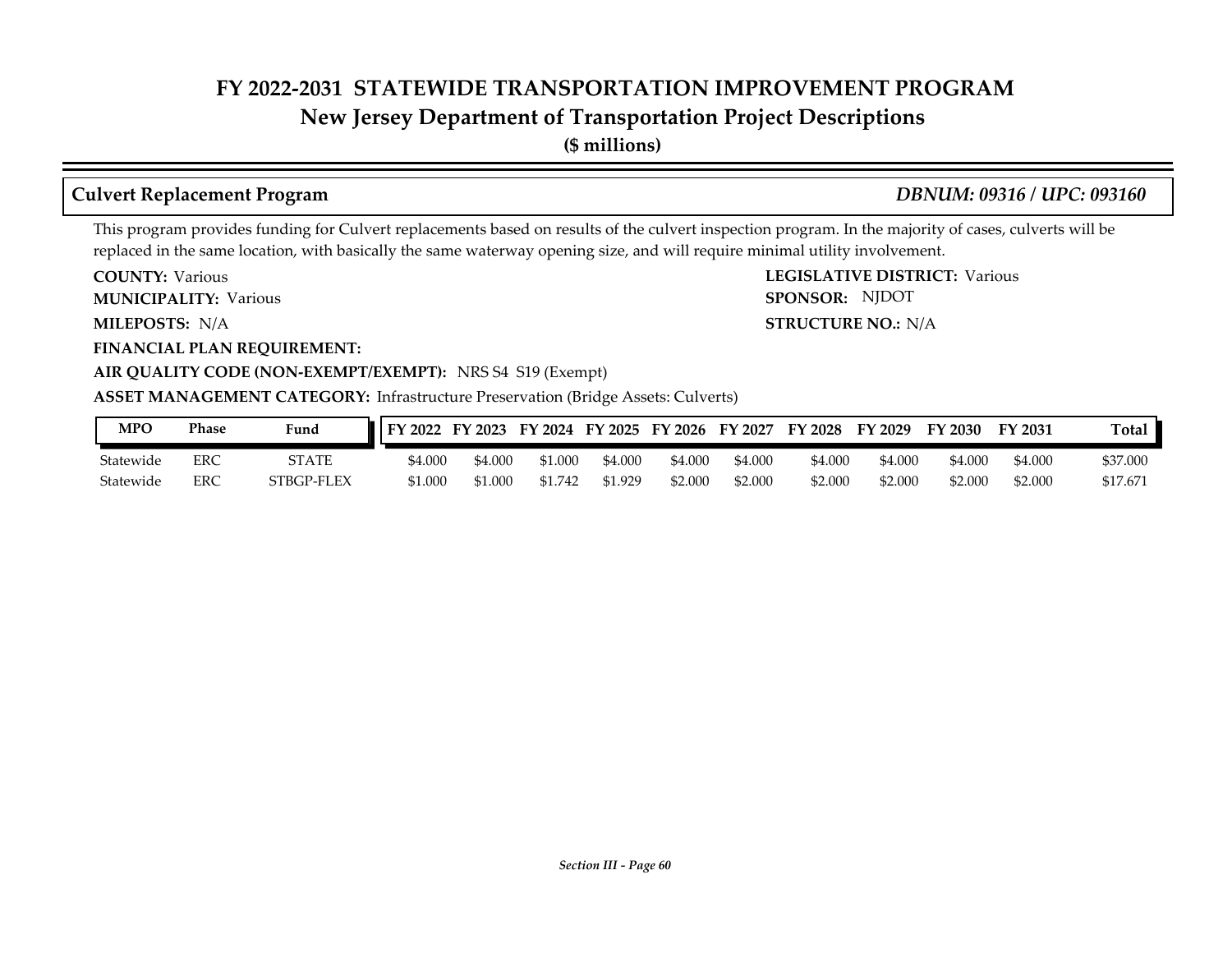# FY 2022-2031 STATEWIDE TRANSPORTATION IMPROVEMENT PROGRAM

## New Jersey Department of Transportation Project Descriptions

**($ millions)**

### Culvert Replacement Program — *DBNUM: 09316 / UPC: 093160*

This program provides funding for Culvert replacements based on results of the culvert inspection program. In the majority of cases, culverts will be replaced in the same location, with basically the same waterway opening size, and will require minimal utility involvement.

**COUNTY:** Various

**LEGISLATIVE DISTRICT:** Various

**MUNICIPALITY:** Various

**SPONSOR:** NJDOT

**MILEPOSTS:** N/A

**STRUCTURE NO.:** N/A

**FINANCIAL PLAN REQUIREMENT:**

**AIR QUALITY CODE (NON-EXEMPT/EXEMPT):** NRS S4 S19 (Exempt)

**ASSET MANAGEMENT CATEGORY:** Infrastructure Preservation (Bridge Assets: Culverts)

| MPO | Phase | Fund | FY 2022 | FY 2023 | FY 2024 | FY 2025 | FY 2026 | FY 2027 | FY 2028 | FY 2029 | FY 2030 | FY 2031 | Total |
|---|---|---|---|---|---|---|---|---|---|---|---|---|---|
| Statewide | ERC | STATE | $4.000 | $4.000 | $1.000 | $4.000 | $4.000 | $4.000 | $4.000 | $4.000 | $4.000 | $4.000 | $37.000 |
| Statewide | ERC | STBGP-FLEX | $1.000 | $1.000 | $1.742 | $1.929 | $2.000 | $2.000 | $2.000 | $2.000 | $2.000 | $2.000 | $17.671 |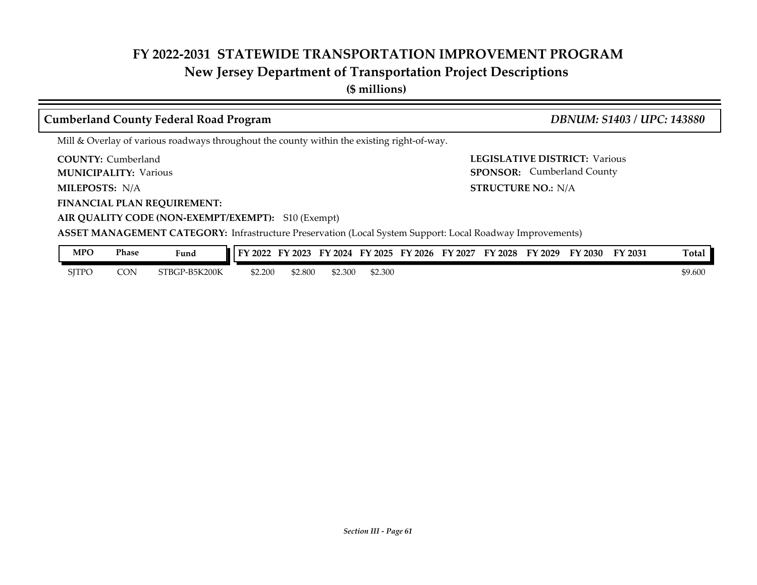# FY 2022-2031 STATEWIDE TRANSPORTATION IMPROVEMENT PROGRAM
## New Jersey Department of Transportation Project Descriptions
**($ millions)**

### Cumberland County Federal Road Program — *DBNUM: S1403 / UPC: 143880*

Mill & Overlay of various roadways throughout the county within the existing right-of-way.

**COUNTY:** Cumberland
**LEGISLATIVE DISTRICT:** Various
**MUNICIPALITY:** Various
**SPONSOR:** Cumberland County
**MILEPOSTS:** N/A
**STRUCTURE NO.:** N/A
**FINANCIAL PLAN REQUIREMENT:**
**AIR QUALITY CODE (NON-EXEMPT/EXEMPT):** S10 (Exempt)
**ASSET MANAGEMENT CATEGORY:** Infrastructure Preservation (Local System Support: Local Roadway Improvements)

| MPO | Phase | Fund | FY 2022 | FY 2023 | FY 2024 | FY 2025 | FY 2026 | FY 2027 | FY 2028 | FY 2029 | FY 2030 | FY 2031 | Total |
|---|---|---|---|---|---|---|---|---|---|---|---|---|---|
| SJTPO | CON | STBGP-B5K200K | $2.200 | $2.800 | $2.300 | $2.300 | | | | | | | $9.600 |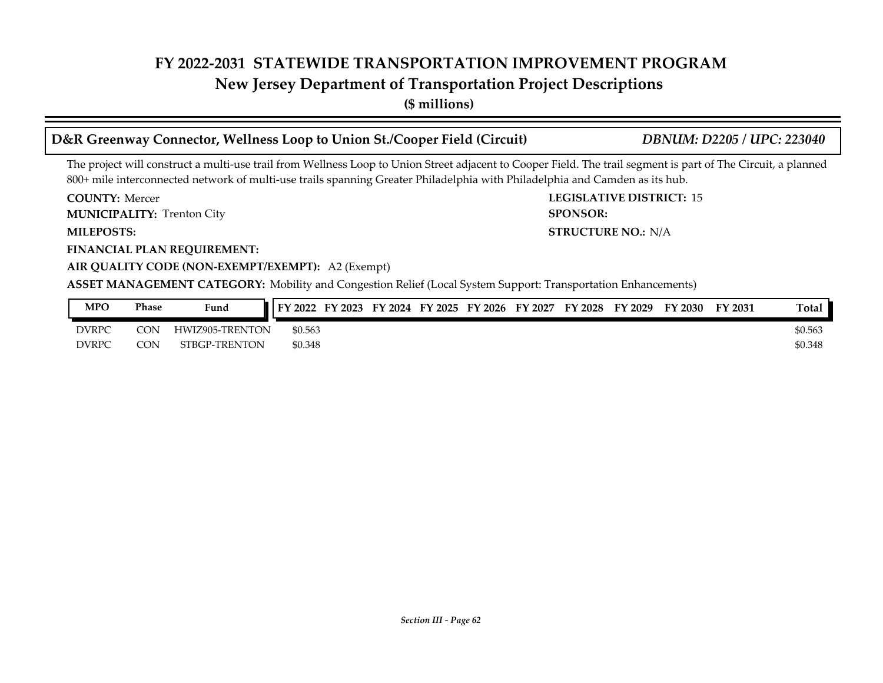# FY 2022-2031 STATEWIDE TRANSPORTATION IMPROVEMENT PROGRAM
## New Jersey Department of Transportation Project Descriptions
**($ millions)**

### D&R Greenway Connector, Wellness Loop to Union St./Cooper Field (Circuit) — *DBNUM: D2205 / UPC: 223040*

The project will construct a multi-use trail from Wellness Loop to Union Street adjacent to Cooper Field. The trail segment is part of The Circuit, a planned 800+ mile interconnected network of multi-use trails spanning Greater Philadelphia with Philadelphia and Camden as its hub.

**COUNTY:** Mercer
**LEGISLATIVE DISTRICT:** 15
**MUNICIPALITY:** Trenton City
**SPONSOR:**
**MILEPOSTS:**
**STRUCTURE NO.:** N/A
**FINANCIAL PLAN REQUIREMENT:**
**AIR QUALITY CODE (NON-EXEMPT/EXEMPT):** A2 (Exempt)
**ASSET MANAGEMENT CATEGORY:** Mobility and Congestion Relief (Local System Support: Transportation Enhancements)

| MPO | Phase | Fund | FY 2022 | FY 2023 | FY 2024 | FY 2025 | FY 2026 | FY 2027 | FY 2028 | FY 2029 | FY 2030 | FY 2031 | Total |
|---|---|---|---|---|---|---|---|---|---|---|---|---|---|
| DVRPC | CON | HWIZ905-TRENTON | $0.563 | | | | | | | | | | $0.563 |
| DVRPC | CON | STBGP-TRENTON | $0.348 | | | | | | | | | | $0.348 |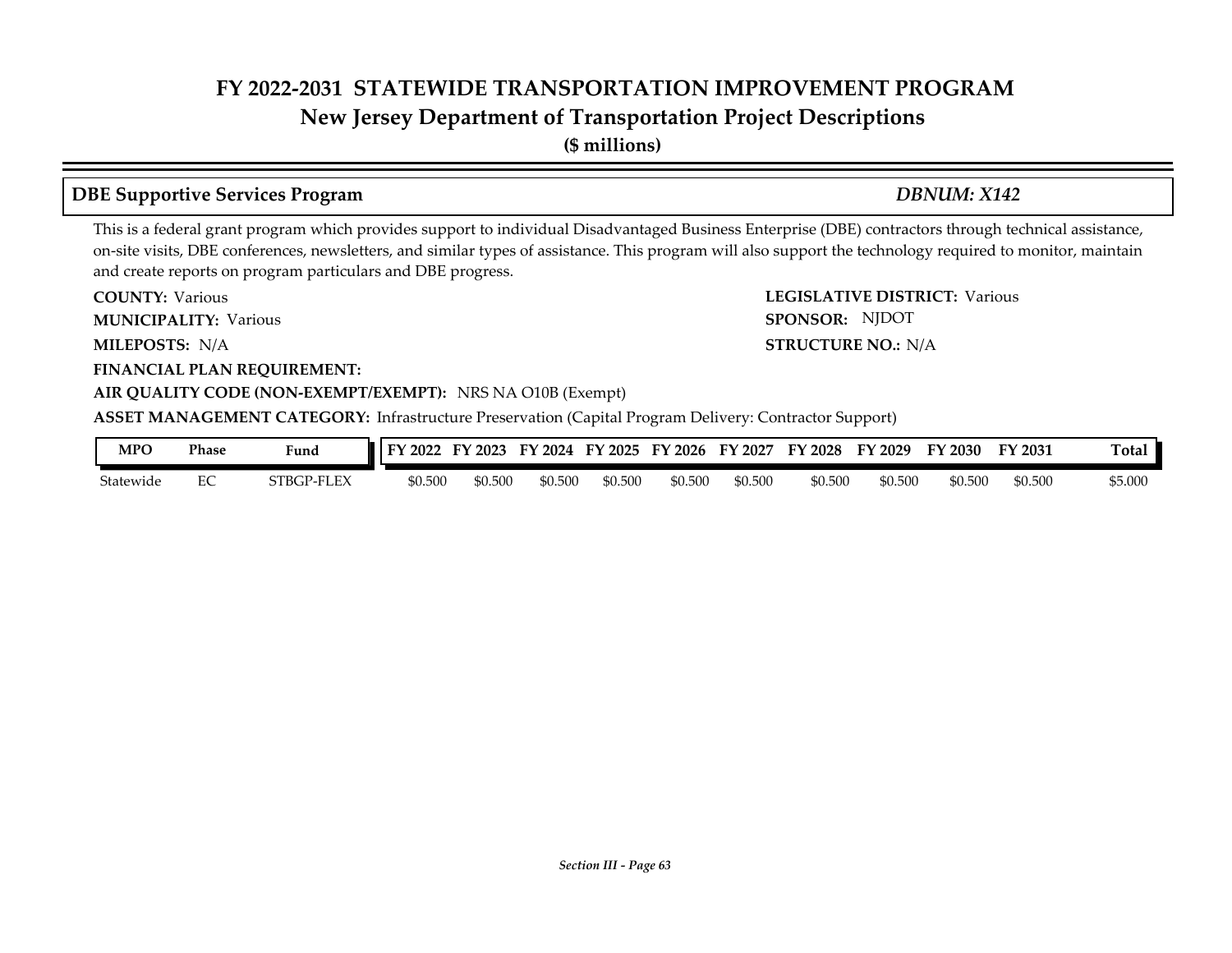# FY 2022-2031 STATEWIDE TRANSPORTATION IMPROVEMENT PROGRAM
## New Jersey Department of Transportation Project Descriptions
**($ millions)**

### DBE Supportive Services Program — *DBNUM: X142*

This is a federal grant program which provides support to individual Disadvantaged Business Enterprise (DBE) contractors through technical assistance, on-site visits, DBE conferences, newsletters, and similar types of assistance. This program will also support the technology required to monitor, maintain and create reports on program particulars and DBE progress.

**COUNTY:** Various

**LEGISLATIVE DISTRICT:** Various

**MUNICIPALITY:** Various

**SPONSOR:** NJDOT

**MILEPOSTS:** N/A

**STRUCTURE NO.:** N/A

**FINANCIAL PLAN REQUIREMENT:**

**AIR QUALITY CODE (NON-EXEMPT/EXEMPT):** NRS NA O10B (Exempt)

**ASSET MANAGEMENT CATEGORY:** Infrastructure Preservation (Capital Program Delivery: Contractor Support)

| MPO | Phase | Fund | FY 2022 | FY 2023 | FY 2024 | FY 2025 | FY 2026 | FY 2027 | FY 2028 | FY 2029 | FY 2030 | FY 2031 | Total |
|---|---|---|---|---|---|---|---|---|---|---|---|---|---|
| Statewide | EC | STBGP-FLEX | $0.500 | $0.500 | $0.500 | $0.500 | $0.500 | $0.500 | $0.500 | $0.500 | $0.500 | $0.500 | $5.000 |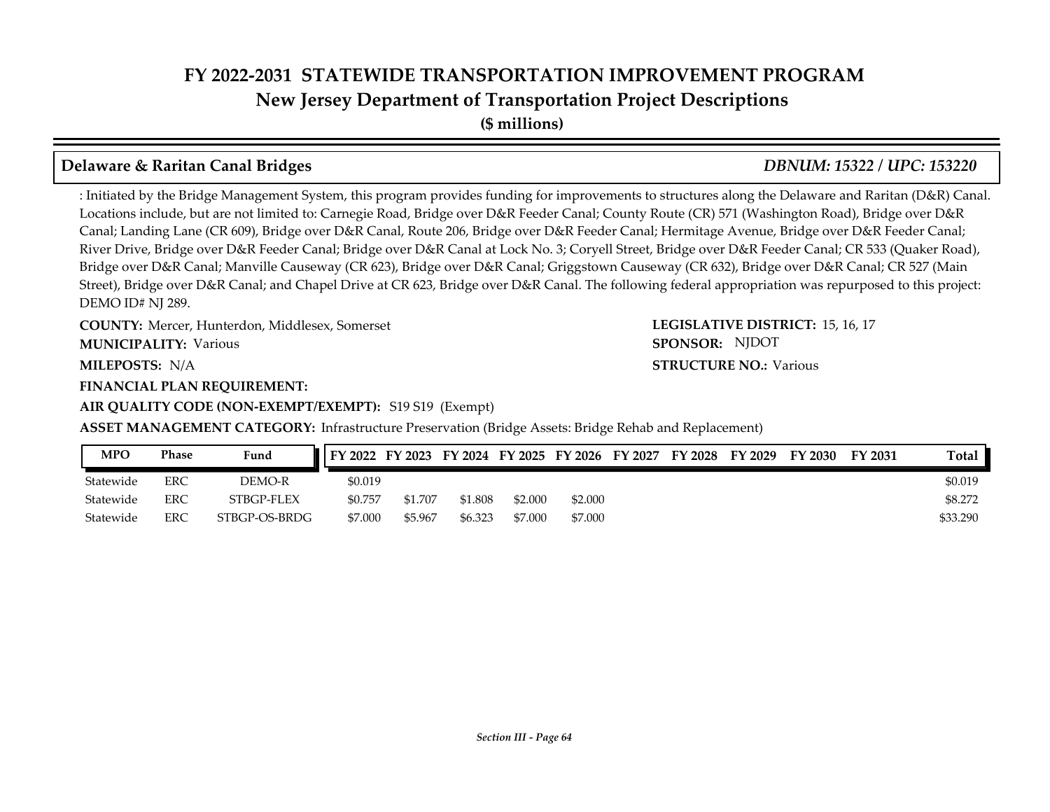# FY 2022-2031 STATEWIDE TRANSPORTATION IMPROVEMENT PROGRAM
## New Jersey Department of Transportation Project Descriptions
**($ millions)**

### Delaware & Raritan Canal Bridges — *DBNUM: 15322 / UPC: 153220*

: Initiated by the Bridge Management System, this program provides funding for improvements to structures along the Delaware and Raritan (D&R) Canal. Locations include, but are not limited to: Carnegie Road, Bridge over D&R Feeder Canal; County Route (CR) 571 (Washington Road), Bridge over D&R Canal; Landing Lane (CR 609), Bridge over D&R Canal, Route 206, Bridge over D&R Feeder Canal; Hermitage Avenue, Bridge over D&R Feeder Canal; River Drive, Bridge over D&R Feeder Canal; Bridge over D&R Canal at Lock No. 3; Coryell Street, Bridge over D&R Feeder Canal; CR 533 (Quaker Road), Bridge over D&R Canal; Manville Causeway (CR 623), Bridge over D&R Canal; Griggstown Causeway (CR 632), Bridge over D&R Canal; CR 527 (Main Street), Bridge over D&R Canal; and Chapel Drive at CR 623, Bridge over D&R Canal. The following federal appropriation was repurposed to this project: DEMO ID# NJ 289.

**COUNTY:** Mercer, Hunterdon, Middlesex, Somerset
**LEGISLATIVE DISTRICT:** 15, 16, 17
**MUNICIPALITY:** Various
**SPONSOR:** NJDOT
**MILEPOSTS:** N/A
**STRUCTURE NO.:** Various
**FINANCIAL PLAN REQUIREMENT:**
**AIR QUALITY CODE (NON-EXEMPT/EXEMPT):** S19 S19 (Exempt)
**ASSET MANAGEMENT CATEGORY:** Infrastructure Preservation (Bridge Assets: Bridge Rehab and Replacement)

| MPO | Phase | Fund | FY 2022 | FY 2023 | FY 2024 | FY 2025 | FY 2026 | FY 2027 | FY 2028 | FY 2029 | FY 2030 | FY 2031 | Total |
|---|---|---|---|---|---|---|---|---|---|---|---|---|---|
| Statewide | ERC | DEMO-R | $0.019 | | | | | | | | | | $0.019 |
| Statewide | ERC | STBGP-FLEX | $0.757 | $1.707 | $1.808 | $2.000 | $2.000 | | | | | | $8.272 |
| Statewide | ERC | STBGP-OS-BRDG | $7.000 | $5.967 | $6.323 | $7.000 | $7.000 | | | | | | $33.290 |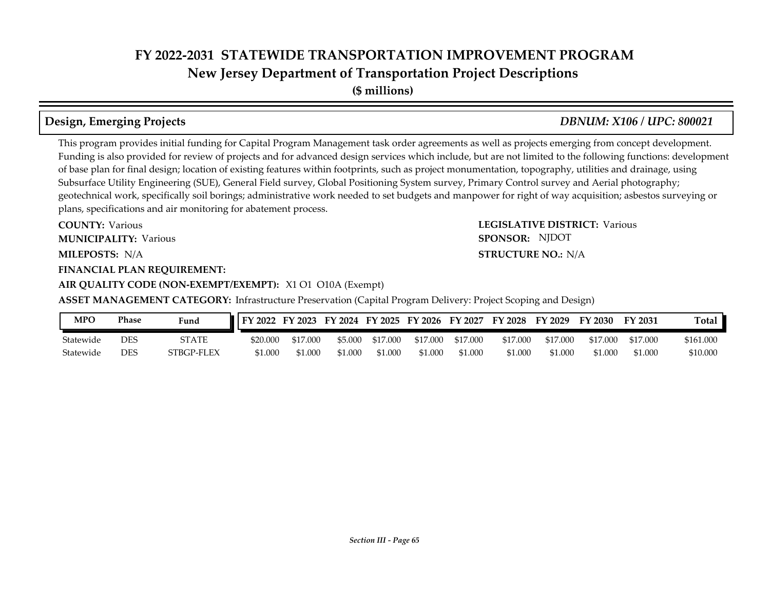# FY 2022-2031 STATEWIDE TRANSPORTATION IMPROVEMENT PROGRAM

## New Jersey Department of Transportation Project Descriptions

**($ millions)**

### Design, Emerging Projects *DBNUM: X106 / UPC: 800021*

This program provides initial funding for Capital Program Management task order agreements as well as projects emerging from concept development. Funding is also provided for review of projects and for advanced design services which include, but are not limited to the following functions: development of base plan for final design; location of existing features within footprints, such as project monumentation, topography, utilities and drainage, using Subsurface Utility Engineering (SUE), General Field survey, Global Positioning System survey, Primary Control survey and Aerial photography; geotechnical work, specifically soil borings; administrative work needed to set budgets and manpower for right of way acquisition; asbestos surveying or plans, specifications and air monitoring for abatement process.

**COUNTY:** Various

**LEGISLATIVE DISTRICT:** Various

**MUNICIPALITY:** Various

**SPONSOR:** NJDOT

**MILEPOSTS:** N/A

**STRUCTURE NO.:** N/A

**FINANCIAL PLAN REQUIREMENT:**

**AIR QUALITY CODE (NON-EXEMPT/EXEMPT):** X1 O1 O10A (Exempt)

**ASSET MANAGEMENT CATEGORY:** Infrastructure Preservation (Capital Program Delivery: Project Scoping and Design)

| MPO | Phase | Fund | FY 2022 | FY 2023 | FY 2024 | FY 2025 | FY 2026 | FY 2027 | FY 2028 | FY 2029 | FY 2030 | FY 2031 | Total |
|---|---|---|---|---|---|---|---|---|---|---|---|---|---|
| Statewide | DES | STATE | $20.000 | $17.000 | $5.000 | $17.000 | $17.000 | $17.000 | $17.000 | $17.000 | $17.000 | $17.000 | $161.000 |
| Statewide | DES | STBGP-FLEX | $1.000 | $1.000 | $1.000 | $1.000 | $1.000 | $1.000 | $1.000 | $1.000 | $1.000 | $1.000 | $10.000 |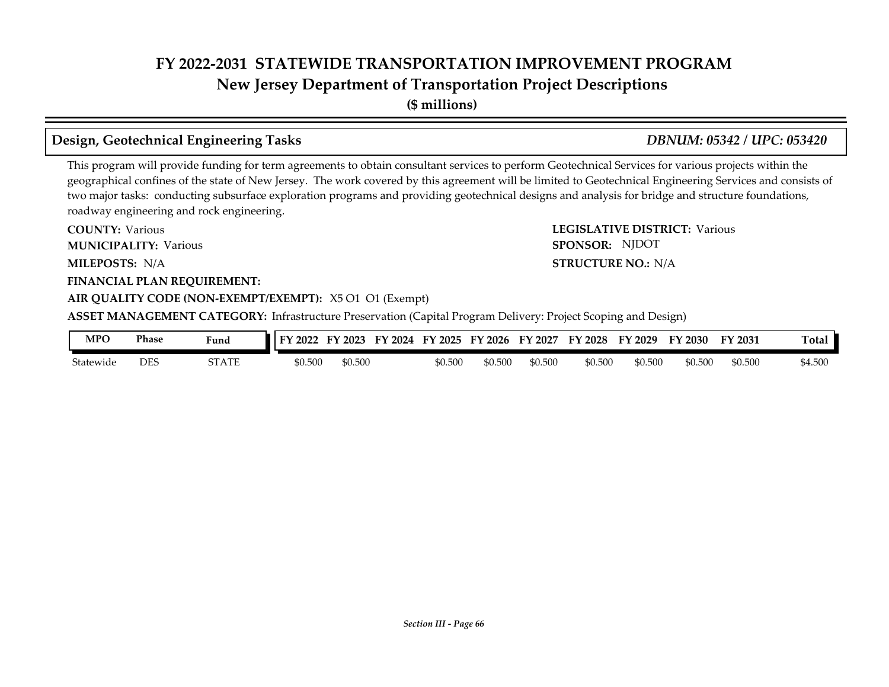## Design, Geotechnical Engineering Tasks

*DBNUM: 05342 / UPC: 053420*

This program will provide funding for term agreements to obtain consultant services to perform Geotechnical Services for various projects within the geographical confines of the state of New Jersey. The work covered by this agreement will be limited to Geotechnical Engineering Services and consists of two major tasks: conducting subsurface exploration programs and providing geotechnical designs and analysis for bridge and structure foundations, roadway engineering and rock engineering.

**COUNTY:** Various

**LEGISLATIVE DISTRICT:** Various

**MUNICIPALITY:** Various

**SPONSOR:** NJDOT

**MILEPOSTS:** N/A

**STRUCTURE NO.:** N/A

**FINANCIAL PLAN REQUIREMENT:**

**AIR QUALITY CODE (NON-EXEMPT/EXEMPT):** X5 O1 O1 (Exempt)

**ASSET MANAGEMENT CATEGORY:** Infrastructure Preservation (Capital Program Delivery: Project Scoping and Design)

| MPO | Phase | Fund | FY 2022 | FY 2023 | FY 2024 | FY 2025 | FY 2026 | FY 2027 | FY 2028 | FY 2029 | FY 2030 | FY 2031 | Total |
|---|---|---|---|---|---|---|---|---|---|---|---|---|---|
| Statewide | DES | STATE | $0.500 | $0.500 | | $0.500 | $0.500 | $0.500 | $0.500 | $0.500 | $0.500 | $0.500 | $4.500 |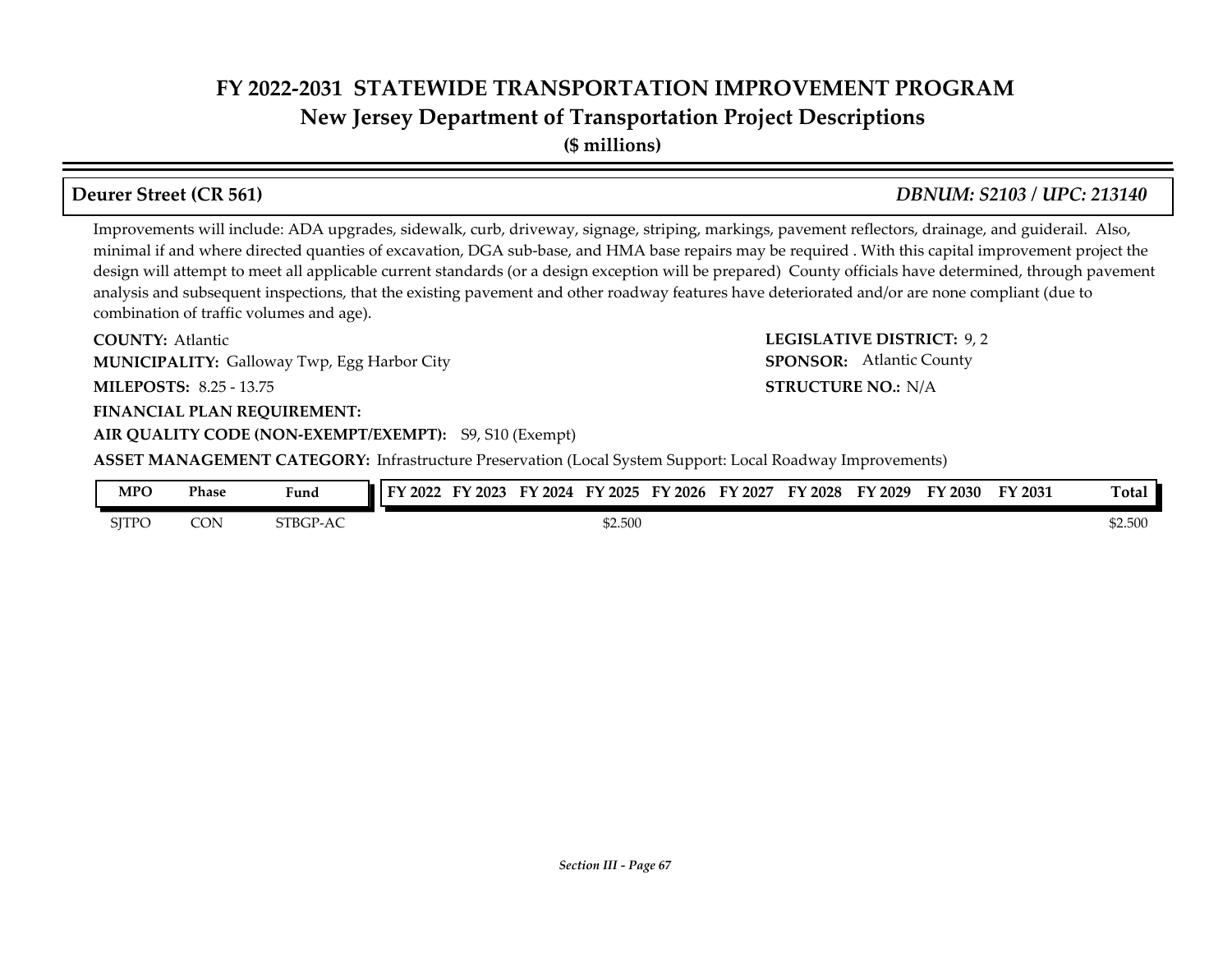# FY 2022-2031 STATEWIDE TRANSPORTATION IMPROVEMENT PROGRAM
## New Jersey Department of Transportation Project Descriptions
**($ millions)**

### Deurer Street (CR 561) *DBNUM: S2103 / UPC: 213140*

Improvements will include: ADA upgrades, sidewalk, curb, driveway, signage, striping, markings, pavement reflectors, drainage, and guiderail. Also, minimal if and where directed quanties of excavation, DGA sub-base, and HMA base repairs may be required . With this capital improvement project the design will attempt to meet all applicable current standards (or a design exception will be prepared) County officials have determined, through pavement analysis and subsequent inspections, that the existing pavement and other roadway features have deteriorated and/or are none compliant (due to combination of traffic volumes and age).

**COUNTY:** Atlantic

**LEGISLATIVE DISTRICT:** 9, 2

**MUNICIPALITY:** Galloway Twp, Egg Harbor City

**SPONSOR:** Atlantic County

**MILEPOSTS:** 8.25 - 13.75

**STRUCTURE NO.:** N/A

**FINANCIAL PLAN REQUIREMENT:**

**AIR QUALITY CODE (NON-EXEMPT/EXEMPT):** S9, S10 (Exempt)

**ASSET MANAGEMENT CATEGORY:** Infrastructure Preservation (Local System Support: Local Roadway Improvements)

| MPO | Phase | Fund | FY 2022 | FY 2023 | FY 2024 | FY 2025 | FY 2026 | FY 2027 | FY 2028 | FY 2029 | FY 2030 | FY 2031 | Total |
|---|---|---|---|---|---|---|---|---|---|---|---|---|---|
| SJTPO | CON | STBGP-AC | | | | $2.500 | | | | | | | $2.500 |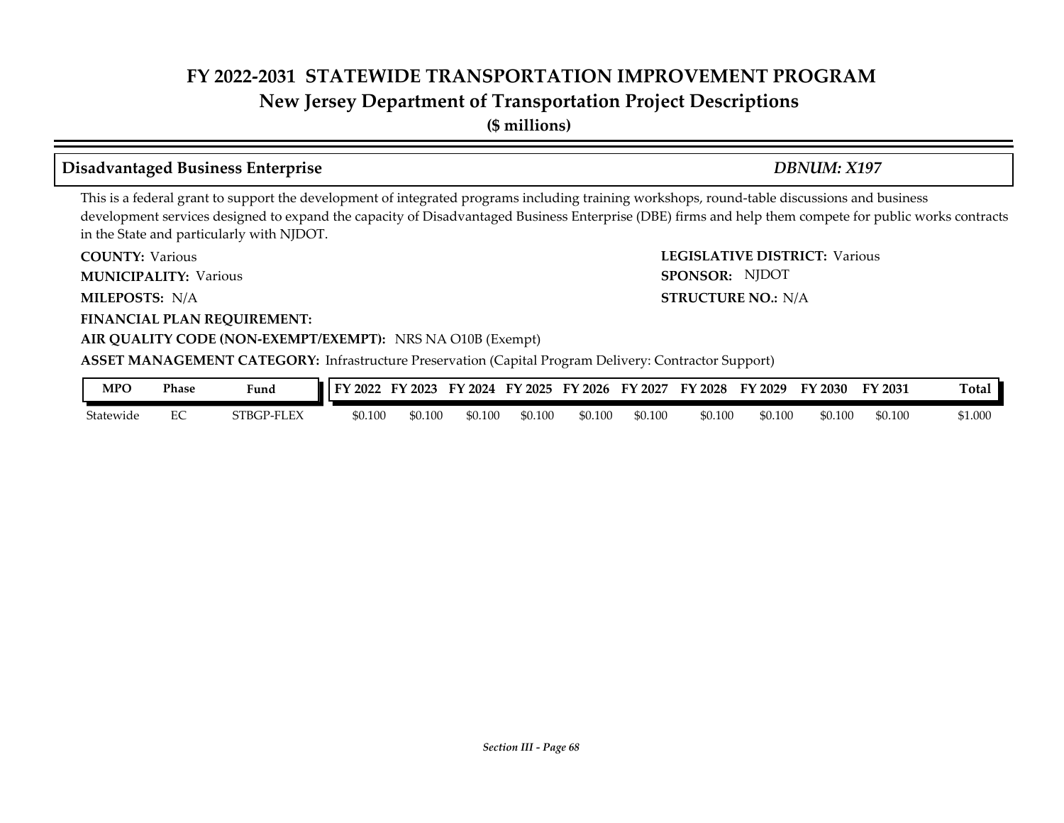# FY 2022-2031 STATEWIDE TRANSPORTATION IMPROVEMENT PROGRAM
## New Jersey Department of Transportation Project Descriptions
**($ millions)**

### Disadvantaged Business Enterprise — *DBNUM: X197*

This is a federal grant to support the development of integrated programs including training workshops, round-table discussions and business development services designed to expand the capacity of Disadvantaged Business Enterprise (DBE) firms and help them compete for public works contracts in the State and particularly with NJDOT.

**COUNTY:** Various
**LEGISLATIVE DISTRICT:** Various
**MUNICIPALITY:** Various
**SPONSOR:** NJDOT
**MILEPOSTS:** N/A
**STRUCTURE NO.:** N/A
**FINANCIAL PLAN REQUIREMENT:**
**AIR QUALITY CODE (NON-EXEMPT/EXEMPT):** NRS NA O10B (Exempt)
**ASSET MANAGEMENT CATEGORY:** Infrastructure Preservation (Capital Program Delivery: Contractor Support)

| MPO | Phase | Fund | FY 2022 | FY 2023 | FY 2024 | FY 2025 | FY 2026 | FY 2027 | FY 2028 | FY 2029 | FY 2030 | FY 2031 | Total |
|---|---|---|---|---|---|---|---|---|---|---|---|---|---|
| Statewide | EC | STBGP-FLEX | $0.100 | $0.100 | $0.100 | $0.100 | $0.100 | $0.100 | $0.100 | $0.100 | $0.100 | $0.100 | $1.000 |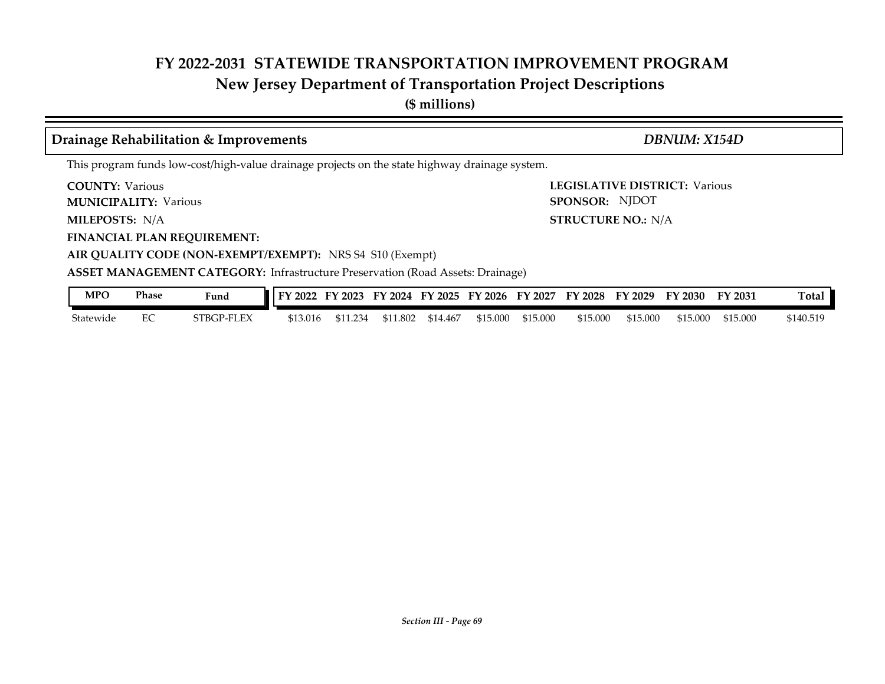# FY 2022-2031 STATEWIDE TRANSPORTATION IMPROVEMENT PROGRAM

## New Jersey Department of Transportation Project Descriptions

**($ millions)**

### Drainage Rehabilitation & Improvements — *DBNUM: X154D*

This program funds low-cost/high-value drainage projects on the state highway drainage system.

**COUNTY:** Various
**LEGISLATIVE DISTRICT:** Various
**MUNICIPALITY:** Various
**SPONSOR:** NJDOT
**MILEPOSTS:** N/A
**STRUCTURE NO.:** N/A
**FINANCIAL PLAN REQUIREMENT:**
**AIR QUALITY CODE (NON-EXEMPT/EXEMPT):** NRS S4 S10 (Exempt)
**ASSET MANAGEMENT CATEGORY:** Infrastructure Preservation (Road Assets: Drainage)

| MPO | Phase | Fund | FY 2022 | FY 2023 | FY 2024 | FY 2025 | FY 2026 | FY 2027 | FY 2028 | FY 2029 | FY 2030 | FY 2031 | Total |
|---|---|---|---|---|---|---|---|---|---|---|---|---|---|
| Statewide | EC | STBGP-FLEX | $13.016 | $11.234 | $11.802 | $14.467 | $15.000 | $15.000 | $15.000 | $15.000 | $15.000 | $15.000 | $140.519 |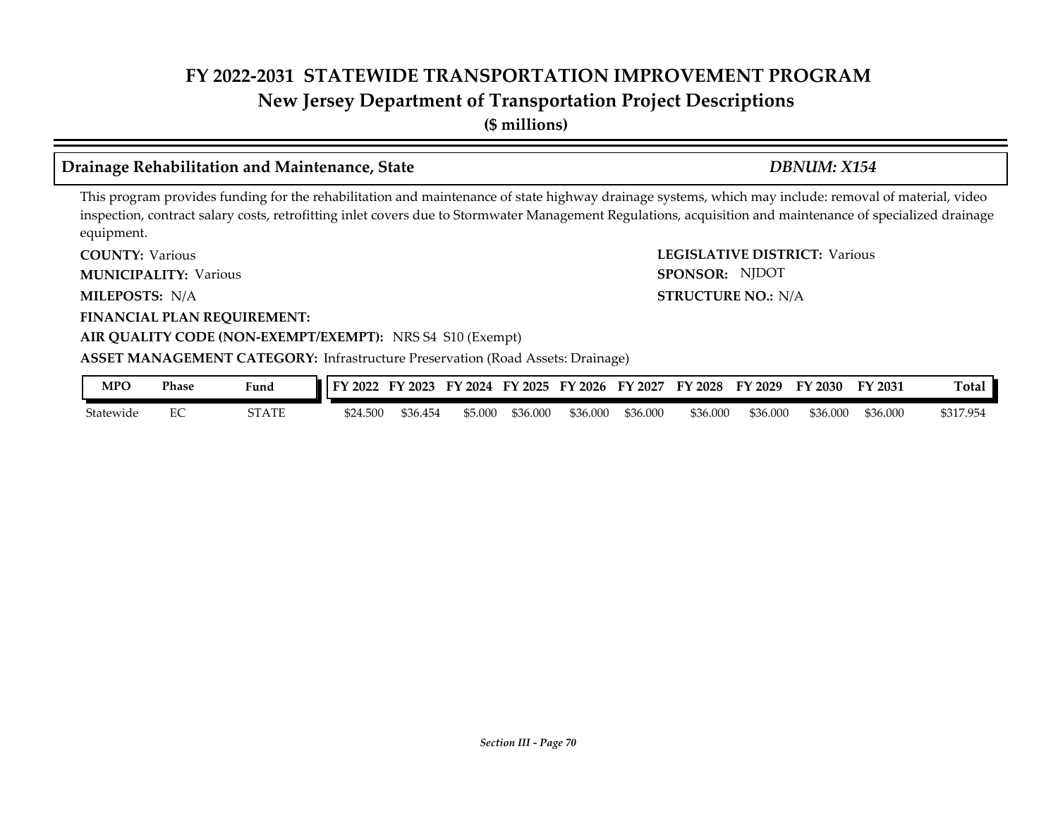# FY 2022-2031 STATEWIDE TRANSPORTATION IMPROVEMENT PROGRAM

## New Jersey Department of Transportation Project Descriptions

**($ millions)**

### Drainage Rehabilitation and Maintenance, State — *DBNUM: X154*

This program provides funding for the rehabilitation and maintenance of state highway drainage systems, which may include: removal of material, video inspection, contract salary costs, retrofitting inlet covers due to Stormwater Management Regulations, acquisition and maintenance of specialized drainage equipment.

**COUNTY:** Various

**LEGISLATIVE DISTRICT:** Various

**MUNICIPALITY:** Various

**SPONSOR:** NJDOT

**MILEPOSTS:** N/A

**STRUCTURE NO.:** N/A

**FINANCIAL PLAN REQUIREMENT:**

**AIR QUALITY CODE (NON-EXEMPT/EXEMPT):** NRS S4 S10 (Exempt)

**ASSET MANAGEMENT CATEGORY:** Infrastructure Preservation (Road Assets: Drainage)

| MPO | Phase | Fund | FY 2022 | FY 2023 | FY 2024 | FY 2025 | FY 2026 | FY 2027 | FY 2028 | FY 2029 | FY 2030 | FY 2031 | Total |
|---|---|---|---|---|---|---|---|---|---|---|---|---|---|
| Statewide | EC | STATE | $24.500 | $36.454 | $5.000 | $36.000 | $36.000 | $36.000 | $36.000 | $36.000 | $36.000 | $36.000 | $317.954 |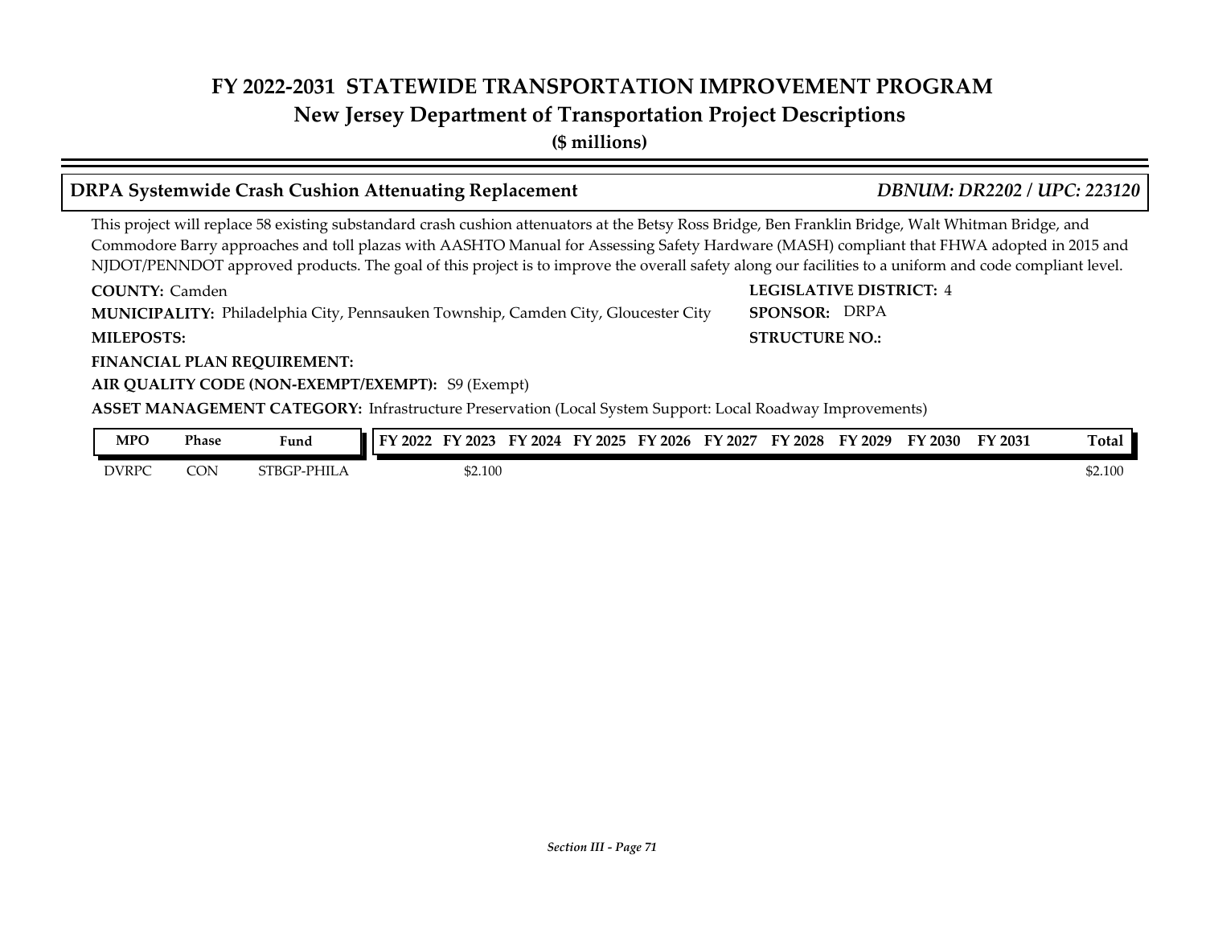# FY 2022-2031 STATEWIDE TRANSPORTATION IMPROVEMENT PROGRAM
## New Jersey Department of Transportation Project Descriptions
**($ millions)**

### DRPA Systemwide Crash Cushion Attenuating Replacement — *DBNUM: DR2202 / UPC: 223120*

This project will replace 58 existing substandard crash cushion attenuators at the Betsy Ross Bridge, Ben Franklin Bridge, Walt Whitman Bridge, and Commodore Barry approaches and toll plazas with AASHTO Manual for Assessing Safety Hardware (MASH) compliant that FHWA adopted in 2015 and NJDOT/PENNDOT approved products. The goal of this project is to improve the overall safety along our facilities to a uniform and code compliant level.

**COUNTY:** Camden
**LEGISLATIVE DISTRICT:** 4
**MUNICIPALITY:** Philadelphia City, Pennsauken Township, Camden City, Gloucester City
**SPONSOR:** DRPA
**MILEPOSTS:**
**STRUCTURE NO.:**
**FINANCIAL PLAN REQUIREMENT:**
**AIR QUALITY CODE (NON-EXEMPT/EXEMPT):** S9 (Exempt)
**ASSET MANAGEMENT CATEGORY:** Infrastructure Preservation (Local System Support: Local Roadway Improvements)

| MPO | Phase | Fund | FY 2022 | FY 2023 | FY 2024 | FY 2025 | FY 2026 | FY 2027 | FY 2028 | FY 2029 | FY 2030 | FY 2031 | Total |
|---|---|---|---|---|---|---|---|---|---|---|---|---|---|
| DVRPC | CON | STBGP-PHILA | | $2.100 | | | | | | | | | $2.100 |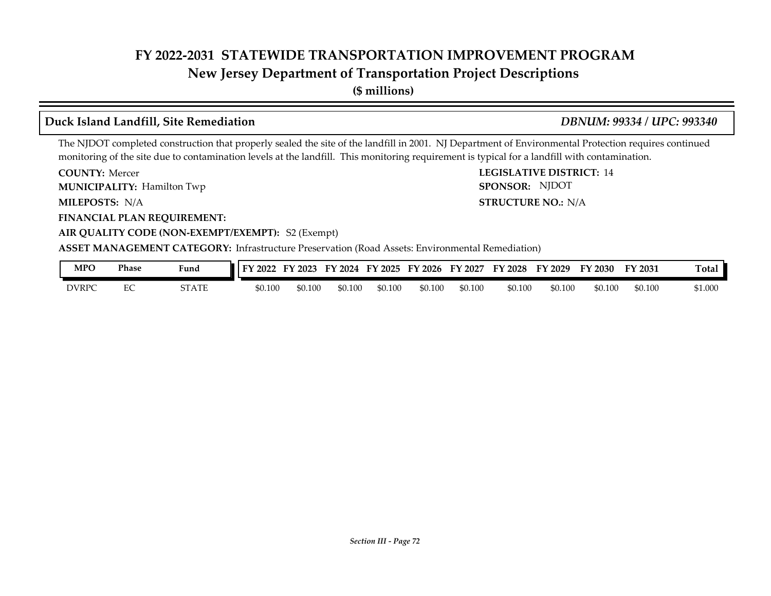# FY 2022-2031 STATEWIDE TRANSPORTATION IMPROVEMENT PROGRAM
## New Jersey Department of Transportation Project Descriptions
**($ millions)**

### Duck Island Landfill, Site Remediation — *DBNUM: 99334 / UPC: 993340*

The NJDOT completed construction that properly sealed the site of the landfill in 2001. NJ Department of Environmental Protection requires continued monitoring of the site due to contamination levels at the landfill. This monitoring requirement is typical for a landfill with contamination.

**COUNTY:** Mercer
**LEGISLATIVE DISTRICT:** 14
**MUNICIPALITY:** Hamilton Twp
**SPONSOR:** NJDOT
**MILEPOSTS:** N/A
**STRUCTURE NO.:** N/A
**FINANCIAL PLAN REQUIREMENT:**
**AIR QUALITY CODE (NON-EXEMPT/EXEMPT):** S2 (Exempt)
**ASSET MANAGEMENT CATEGORY:** Infrastructure Preservation (Road Assets: Environmental Remediation)

| MPO | Phase | Fund | FY 2022 | FY 2023 | FY 2024 | FY 2025 | FY 2026 | FY 2027 | FY 2028 | FY 2029 | FY 2030 | FY 2031 | Total |
|---|---|---|---|---|---|---|---|---|---|---|---|---|---|
| DVRPC | EC | STATE | $0.100 | $0.100 | $0.100 | $0.100 | $0.100 | $0.100 | $0.100 | $0.100 | $0.100 | $0.100 | $1.000 |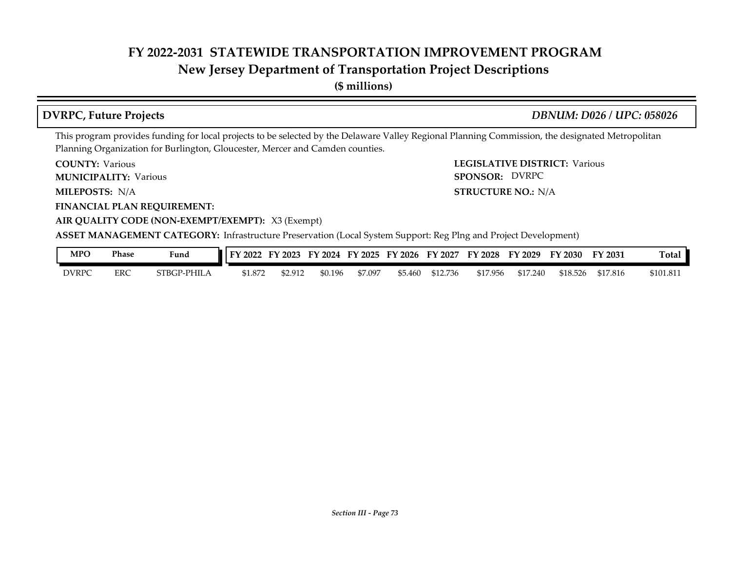# FY 2022-2031 STATEWIDE TRANSPORTATION IMPROVEMENT PROGRAM
## New Jersey Department of Transportation Project Descriptions
**($ millions)**

### DVRPC, Future Projects — *DBNUM: D026 / UPC: 058026*

This program provides funding for local projects to be selected by the Delaware Valley Regional Planning Commission, the designated Metropolitan Planning Organization for Burlington, Gloucester, Mercer and Camden counties.

**COUNTY:** Various
**LEGISLATIVE DISTRICT:** Various
**MUNICIPALITY:** Various
**SPONSOR:** DVRPC
**MILEPOSTS:** N/A
**STRUCTURE NO.:** N/A
**FINANCIAL PLAN REQUIREMENT:**
**AIR QUALITY CODE (NON-EXEMPT/EXEMPT):** X3 (Exempt)
**ASSET MANAGEMENT CATEGORY:** Infrastructure Preservation (Local System Support: Reg Plng and Project Development)

| MPO | Phase | Fund | FY 2022 | FY 2023 | FY 2024 | FY 2025 | FY 2026 | FY 2027 | FY 2028 | FY 2029 | FY 2030 | FY 2031 | Total |
|---|---|---|---|---|---|---|---|---|---|---|---|---|---|
| DVRPC | ERC | STBGP-PHILA | $1.872 | $2.912 | $0.196 | $7.097 | $5.460 | $12.736 | $17.956 | $17.240 | $18.526 | $17.816 | $101.811 |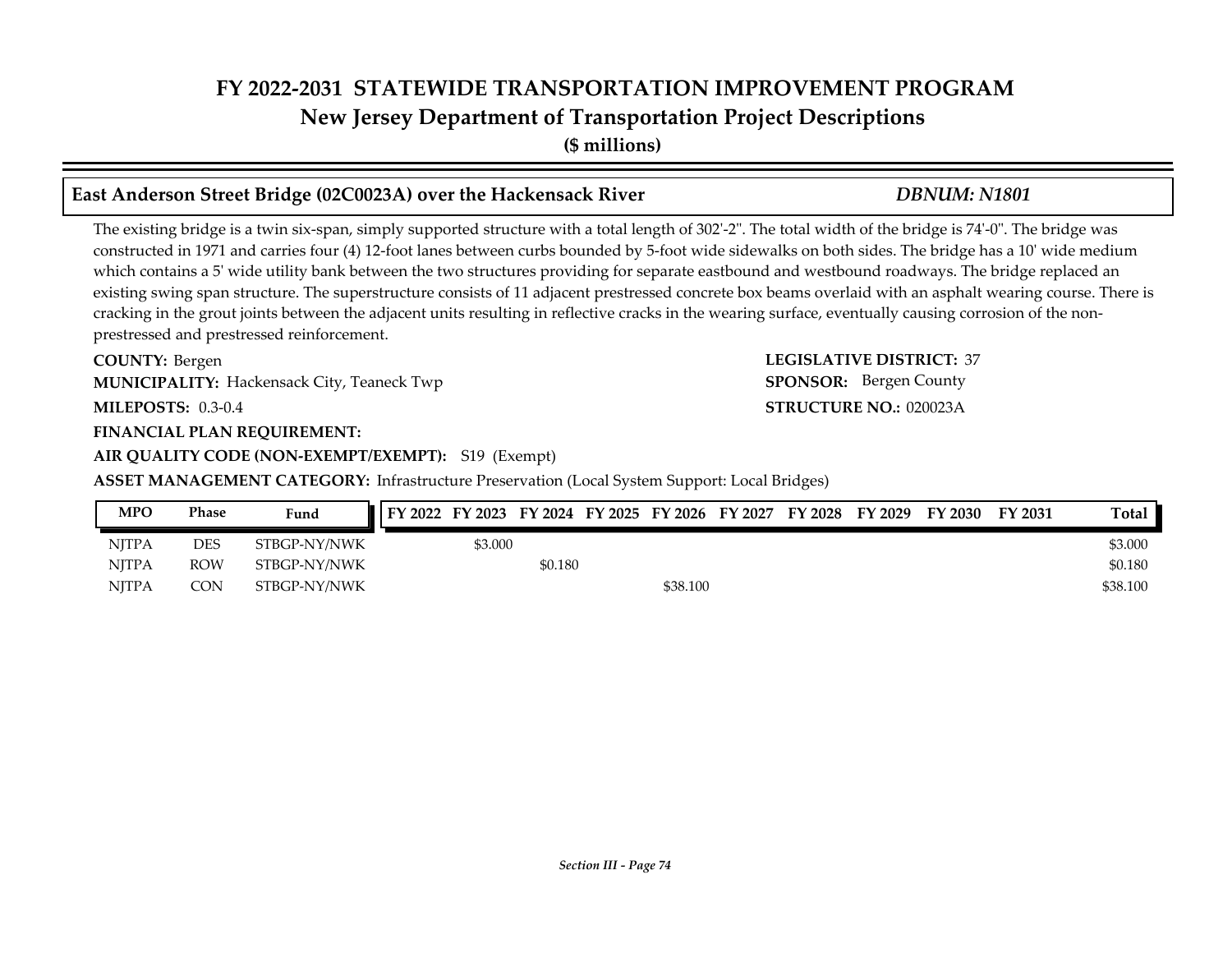# FY 2022-2031 STATEWIDE TRANSPORTATION IMPROVEMENT PROGRAM
## New Jersey Department of Transportation Project Descriptions
**($ millions)**

### East Anderson Street Bridge (02C0023A) over the Hackensack River — *DBNUM: N1801*

The existing bridge is a twin six-span, simply supported structure with a total length of 302'-2". The total width of the bridge is 74'-0". The bridge was constructed in 1971 and carries four (4) 12-foot lanes between curbs bounded by 5-foot wide sidewalks on both sides. The bridge has a 10' wide medium which contains a 5' wide utility bank between the two structures providing for separate eastbound and westbound roadways. The bridge replaced an existing swing span structure. The superstructure consists of 11 adjacent prestressed concrete box beams overlaid with an asphalt wearing course. There is cracking in the grout joints between the adjacent units resulting in reflective cracks in the wearing surface, eventually causing corrosion of the non-prestressed and prestressed reinforcement.

**COUNTY:** Bergen
**LEGISLATIVE DISTRICT:** 37
**MUNICIPALITY:** Hackensack City, Teaneck Twp
**SPONSOR:** Bergen County
**MILEPOSTS:** 0.3-0.4
**STRUCTURE NO.:** 020023A
**FINANCIAL PLAN REQUIREMENT:**
**AIR QUALITY CODE (NON-EXEMPT/EXEMPT):** S19 (Exempt)
**ASSET MANAGEMENT CATEGORY:** Infrastructure Preservation (Local System Support: Local Bridges)

| MPO | Phase | Fund | FY 2022 | FY 2023 | FY 2024 | FY 2025 | FY 2026 | FY 2027 | FY 2028 | FY 2029 | FY 2030 | FY 2031 | Total |
|---|---|---|---|---|---|---|---|---|---|---|---|---|---|
| NJTPA | DES | STBGP-NY/NWK | | $3.000 | | | | | | | | | $3.000 |
| NJTPA | ROW | STBGP-NY/NWK | | | $0.180 | | | | | | | | $0.180 |
| NJTPA | CON | STBGP-NY/NWK | | | | | $38.100 | | | | | | $38.100 |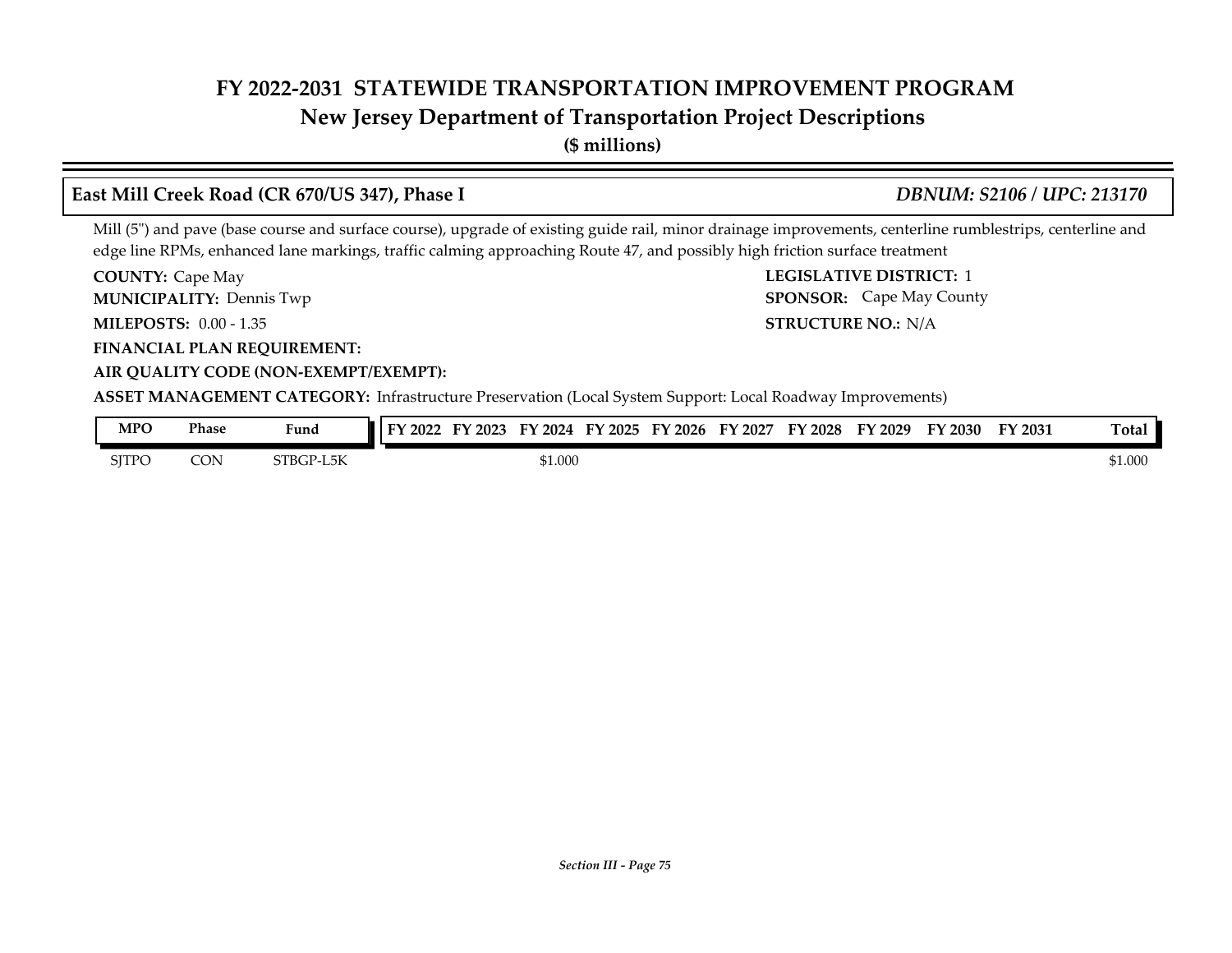# FY 2022-2031 STATEWIDE TRANSPORTATION IMPROVEMENT PROGRAM
## New Jersey Department of Transportation Project Descriptions
**($ millions)**

### East Mill Creek Road (CR 670/US 347), Phase I — *DBNUM: S2106 / UPC: 213170*

Mill (5") and pave (base course and surface course), upgrade of existing guide rail, minor drainage improvements, centerline rumblestrips, centerline and edge line RPMs, enhanced lane markings, traffic calming approaching Route 47, and possibly high friction surface treatment

**COUNTY:** Cape May
**LEGISLATIVE DISTRICT:** 1
**MUNICIPALITY:** Dennis Twp
**SPONSOR:** Cape May County
**MILEPOSTS:** 0.00 - 1.35
**STRUCTURE NO.:** N/A
**FINANCIAL PLAN REQUIREMENT:**
**AIR QUALITY CODE (NON-EXEMPT/EXEMPT):**
**ASSET MANAGEMENT CATEGORY:** Infrastructure Preservation (Local System Support: Local Roadway Improvements)

| MPO | Phase | Fund | FY 2022 | FY 2023 | FY 2024 | FY 2025 | FY 2026 | FY 2027 | FY 2028 | FY 2029 | FY 2030 | FY 2031 | Total |
|---|---|---|---|---|---|---|---|---|---|---|---|---|---|
| SJTPO | CON | STBGP-L5K | | | $1.000 | | | | | | | | $1.000 |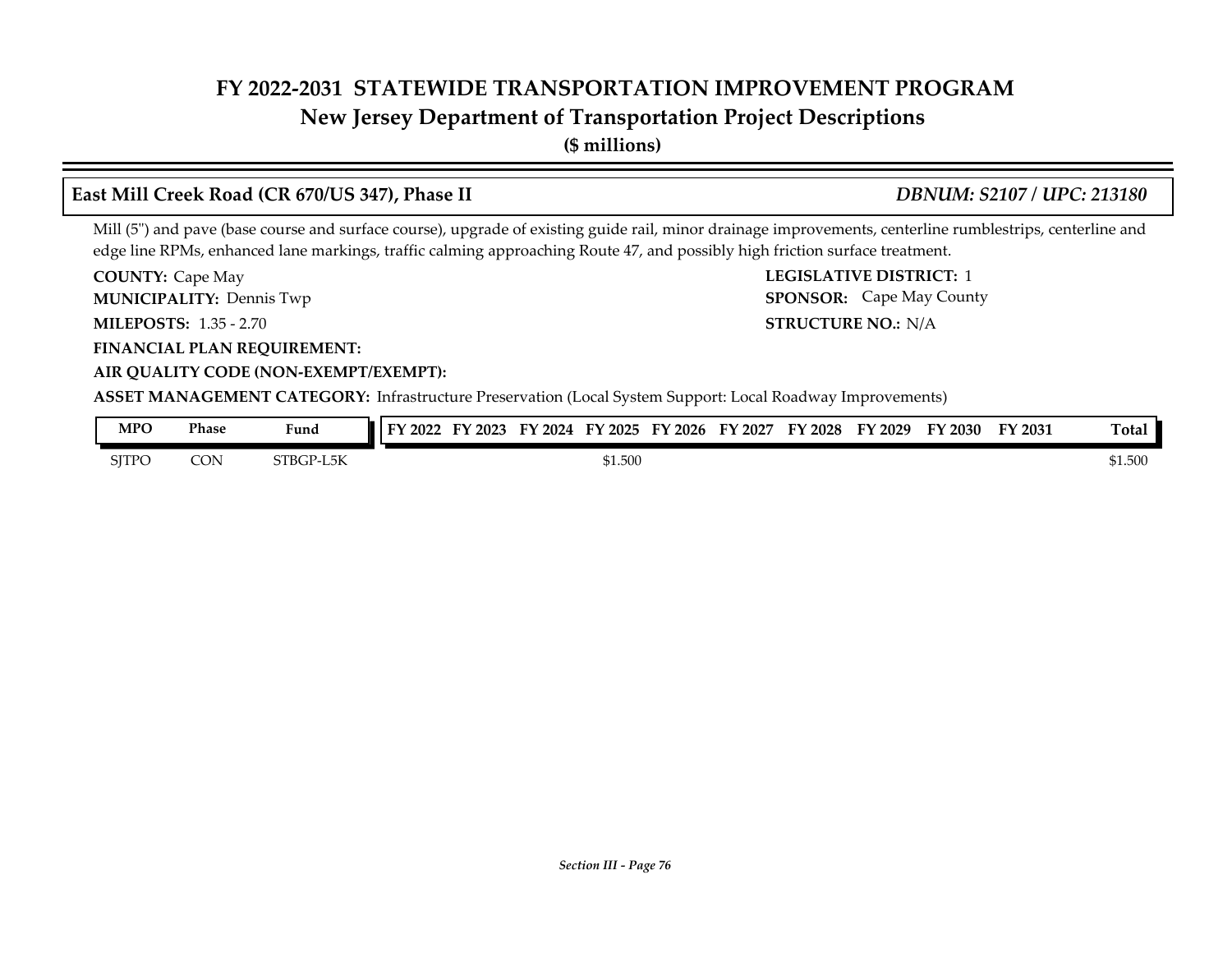## East Mill Creek Road (CR 670/US 347), Phase II

*DBNUM: S2107 / UPC: 213180*

Mill (5") and pave (base course and surface course), upgrade of existing guide rail, minor drainage improvements, centerline rumblestrips, centerline and edge line RPMs, enhanced lane markings, traffic calming approaching Route 47, and possibly high friction surface treatment.

**COUNTY:** Cape May

**LEGISLATIVE DISTRICT:** 1

**MUNICIPALITY:** Dennis Twp

**SPONSOR:** Cape May County

**MILEPOSTS:** 1.35 - 2.70

**STRUCTURE NO.:** N/A

**FINANCIAL PLAN REQUIREMENT:**

**AIR QUALITY CODE (NON-EXEMPT/EXEMPT):**

**ASSET MANAGEMENT CATEGORY:** Infrastructure Preservation (Local System Support: Local Roadway Improvements)

| MPO | Phase | Fund | FY 2022 | FY 2023 | FY 2024 | FY 2025 | FY 2026 | FY 2027 | FY 2028 | FY 2029 | FY 2030 | FY 2031 | Total |
|---|---|---|---|---|---|---|---|---|---|---|---|---|---|
| SJTPO | CON | STBGP-L5K | | | | $1.500 | | | | | | | $1.500 |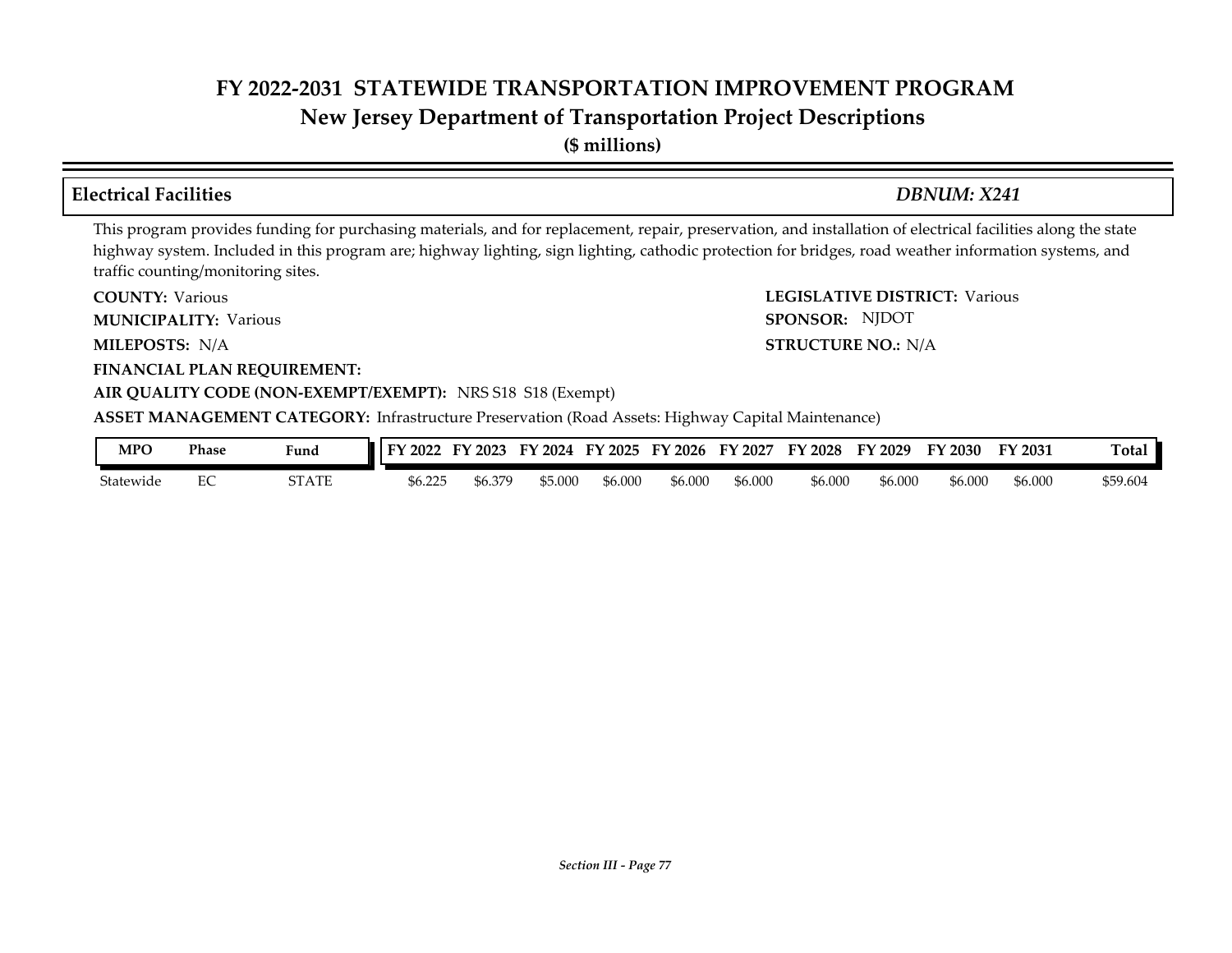# FY 2022-2031 STATEWIDE TRANSPORTATION IMPROVEMENT PROGRAM
## New Jersey Department of Transportation Project Descriptions
**($ millions)**

### Electrical Facilities — *DBNUM: X241*

This program provides funding for purchasing materials, and for replacement, repair, preservation, and installation of electrical facilities along the state highway system. Included in this program are; highway lighting, sign lighting, cathodic protection for bridges, road weather information systems, and traffic counting/monitoring sites.

**COUNTY:** Various
**LEGISLATIVE DISTRICT:** Various
**MUNICIPALITY:** Various
**SPONSOR:** NJDOT
**MILEPOSTS:** N/A
**STRUCTURE NO.:** N/A
**FINANCIAL PLAN REQUIREMENT:**
**AIR QUALITY CODE (NON-EXEMPT/EXEMPT):** NRS S18 S18 (Exempt)
**ASSET MANAGEMENT CATEGORY:** Infrastructure Preservation (Road Assets: Highway Capital Maintenance)

| MPO | Phase | Fund | FY 2022 | FY 2023 | FY 2024 | FY 2025 | FY 2026 | FY 2027 | FY 2028 | FY 2029 | FY 2030 | FY 2031 | Total |
|---|---|---|---|---|---|---|---|---|---|---|---|---|---|
| Statewide | EC | STATE | $6.225 | $6.379 | $5.000 | $6.000 | $6.000 | $6.000 | $6.000 | $6.000 | $6.000 | $6.000 | $59.604 |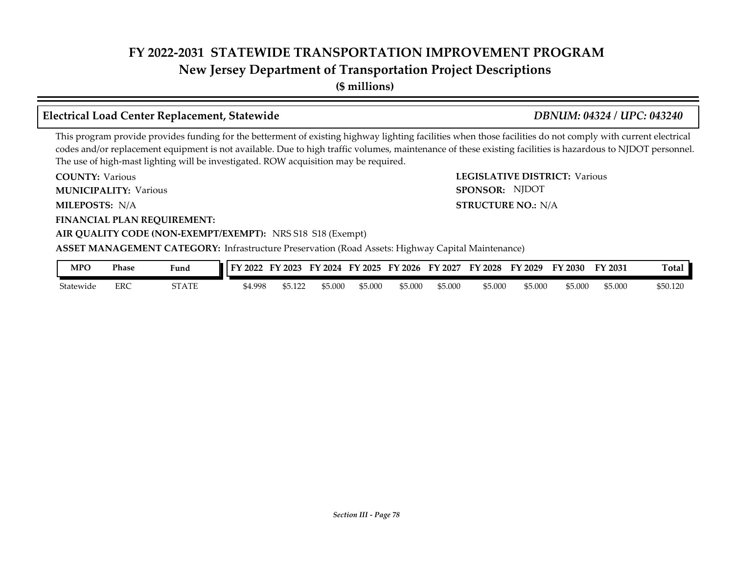# FY 2022-2031 STATEWIDE TRANSPORTATION IMPROVEMENT PROGRAM
## New Jersey Department of Transportation Project Descriptions
**($ millions)**

### Electrical Load Center Replacement, Statewide *DBNUM: 04324 / UPC: 043240*

This program provide provides funding for the betterment of existing highway lighting facilities when those facilities do not comply with current electrical codes and/or replacement equipment is not available. Due to high traffic volumes, maintenance of these existing facilities is hazardous to NJDOT personnel. The use of high-mast lighting will be investigated. ROW acquisition may be required.

**COUNTY:** Various
**LEGISLATIVE DISTRICT:** Various
**MUNICIPALITY:** Various
**SPONSOR:** NJDOT
**MILEPOSTS:** N/A
**STRUCTURE NO.:** N/A
**FINANCIAL PLAN REQUIREMENT:**
**AIR QUALITY CODE (NON-EXEMPT/EXEMPT):** NRS S18 S18 (Exempt)
**ASSET MANAGEMENT CATEGORY:** Infrastructure Preservation (Road Assets: Highway Capital Maintenance)

| MPO | Phase | Fund | FY 2022 | FY 2023 | FY 2024 | FY 2025 | FY 2026 | FY 2027 | FY 2028 | FY 2029 | FY 2030 | FY 2031 | Total |
|---|---|---|---|---|---|---|---|---|---|---|---|---|---|
| Statewide | ERC | STATE | $4.998 | $5.122 | $5.000 | $5.000 | $5.000 | $5.000 | $5.000 | $5.000 | $5.000 | $5.000 | $50.120 |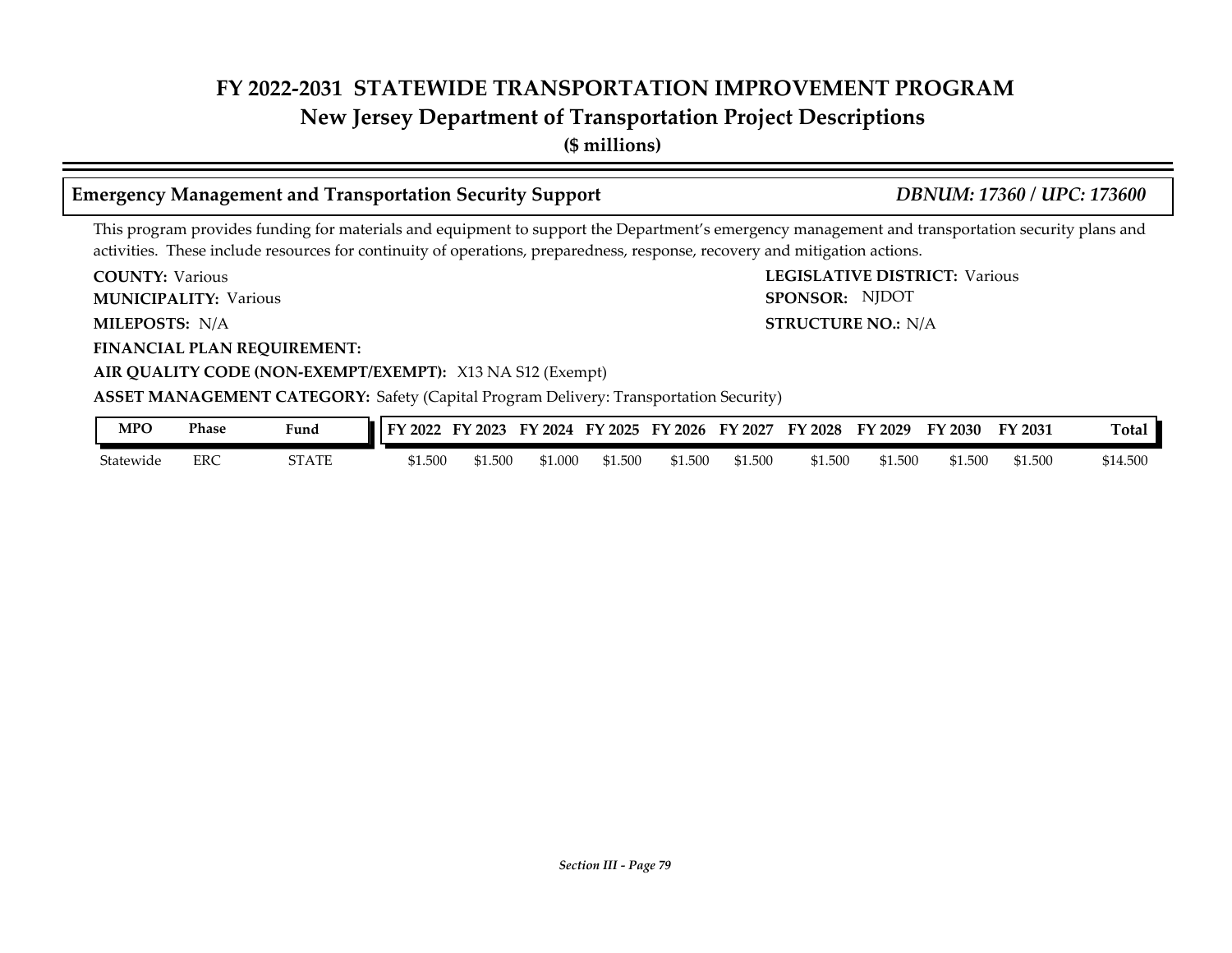# FY 2022-2031 STATEWIDE TRANSPORTATION IMPROVEMENT PROGRAM
## New Jersey Department of Transportation Project Descriptions
**($ millions)**

### Emergency Management and Transportation Security Support — *DBNUM: 17360 / UPC: 173600*

This program provides funding for materials and equipment to support the Department's emergency management and transportation security plans and activities. These include resources for continuity of operations, preparedness, response, recovery and mitigation actions.

**COUNTY:** Various
**LEGISLATIVE DISTRICT:** Various
**MUNICIPALITY:** Various
**SPONSOR:** NJDOT
**MILEPOSTS:** N/A
**STRUCTURE NO.:** N/A
**FINANCIAL PLAN REQUIREMENT:**
**AIR QUALITY CODE (NON-EXEMPT/EXEMPT):** X13 NA S12 (Exempt)
**ASSET MANAGEMENT CATEGORY:** Safety (Capital Program Delivery: Transportation Security)

| MPO | Phase | Fund | FY 2022 | FY 2023 | FY 2024 | FY 2025 | FY 2026 | FY 2027 | FY 2028 | FY 2029 | FY 2030 | FY 2031 | Total |
|---|---|---|---|---|---|---|---|---|---|---|---|---|---|
| Statewide | ERC | STATE | $1.500 | $1.500 | $1.000 | $1.500 | $1.500 | $1.500 | $1.500 | $1.500 | $1.500 | $1.500 | $14.500 |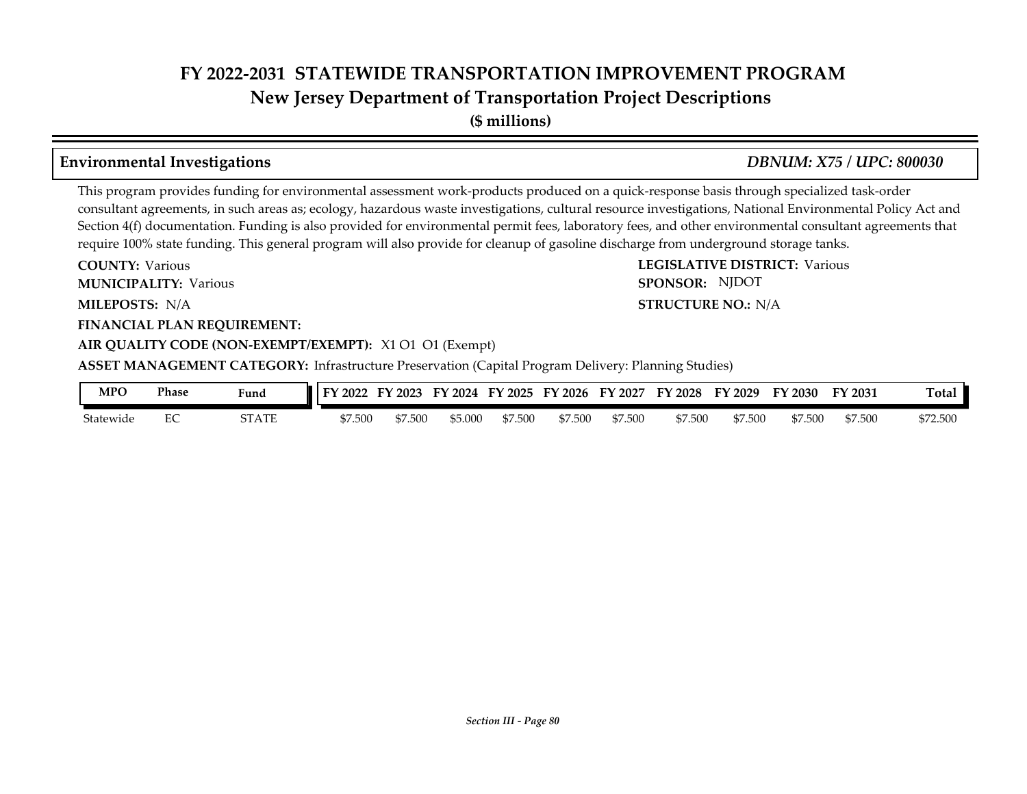# FY 2022-2031 STATEWIDE TRANSPORTATION IMPROVEMENT PROGRAM

## New Jersey Department of Transportation Project Descriptions

**($ millions)**

### Environmental Investigations *DBNUM: X75 / UPC: 800030*

This program provides funding for environmental assessment work-products produced on a quick-response basis through specialized task-order consultant agreements, in such areas as; ecology, hazardous waste investigations, cultural resource investigations, National Environmental Policy Act and Section 4(f) documentation. Funding is also provided for environmental permit fees, laboratory fees, and other environmental consultant agreements that require 100% state funding. This general program will also provide for cleanup of gasoline discharge from underground storage tanks.

**COUNTY:** Various

**LEGISLATIVE DISTRICT:** Various

**MUNICIPALITY:** Various

**SPONSOR:** NJDOT

**MILEPOSTS:** N/A

**STRUCTURE NO.:** N/A

**FINANCIAL PLAN REQUIREMENT:**

**AIR QUALITY CODE (NON-EXEMPT/EXEMPT):** X1 O1 O1 (Exempt)

**ASSET MANAGEMENT CATEGORY:** Infrastructure Preservation (Capital Program Delivery: Planning Studies)

| MPO | Phase | Fund | FY 2022 | FY 2023 | FY 2024 | FY 2025 | FY 2026 | FY 2027 | FY 2028 | FY 2029 | FY 2030 | FY 2031 | Total |
|---|---|---|---|---|---|---|---|---|---|---|---|---|---|
| Statewide | EC | STATE | $7.500 | $7.500 | $5.000 | $7.500 | $7.500 | $7.500 | $7.500 | $7.500 | $7.500 | $7.500 | $72.500 |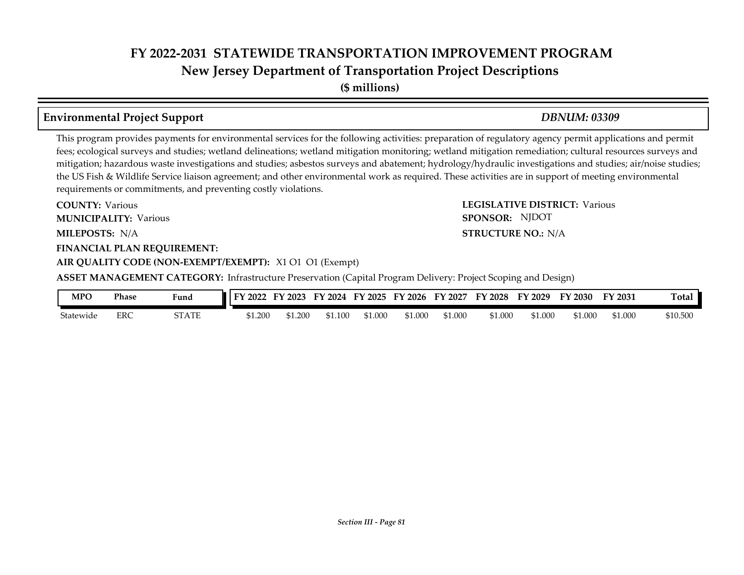## Environmental Project Support

***DBNUM: 03309***

This program provides payments for environmental services for the following activities: preparation of regulatory agency permit applications and permit fees; ecological surveys and studies; wetland delineations; wetland mitigation monitoring; wetland mitigation remediation; cultural resources surveys and mitigation; hazardous waste investigations and studies; asbestos surveys and abatement; hydrology/hydraulic investigations and studies; air/noise studies; the US Fish & Wildlife Service liaison agreement; and other environmental work as required. These activities are in support of meeting environmental requirements or commitments, and preventing costly violations.

**COUNTY:** Various

**LEGISLATIVE DISTRICT:** Various

**MUNICIPALITY:** Various

**SPONSOR:** NJDOT

**MILEPOSTS:** N/A

**STRUCTURE NO.:** N/A

**FINANCIAL PLAN REQUIREMENT:**

**AIR QUALITY CODE (NON-EXEMPT/EXEMPT):** X1 O1 O1 (Exempt)

**ASSET MANAGEMENT CATEGORY:** Infrastructure Preservation (Capital Program Delivery: Project Scoping and Design)

| MPO | Phase | Fund | FY 2022 | FY 2023 | FY 2024 | FY 2025 | FY 2026 | FY 2027 | FY 2028 | FY 2029 | FY 2030 | FY 2031 | Total |
|---|---|---|---|---|---|---|---|---|---|---|---|---|---|
| Statewide | ERC | STATE | $1.200 | $1.200 | $1.100 | $1.000 | $1.000 | $1.000 | $1.000 | $1.000 | $1.000 | $1.000 | $10.500 |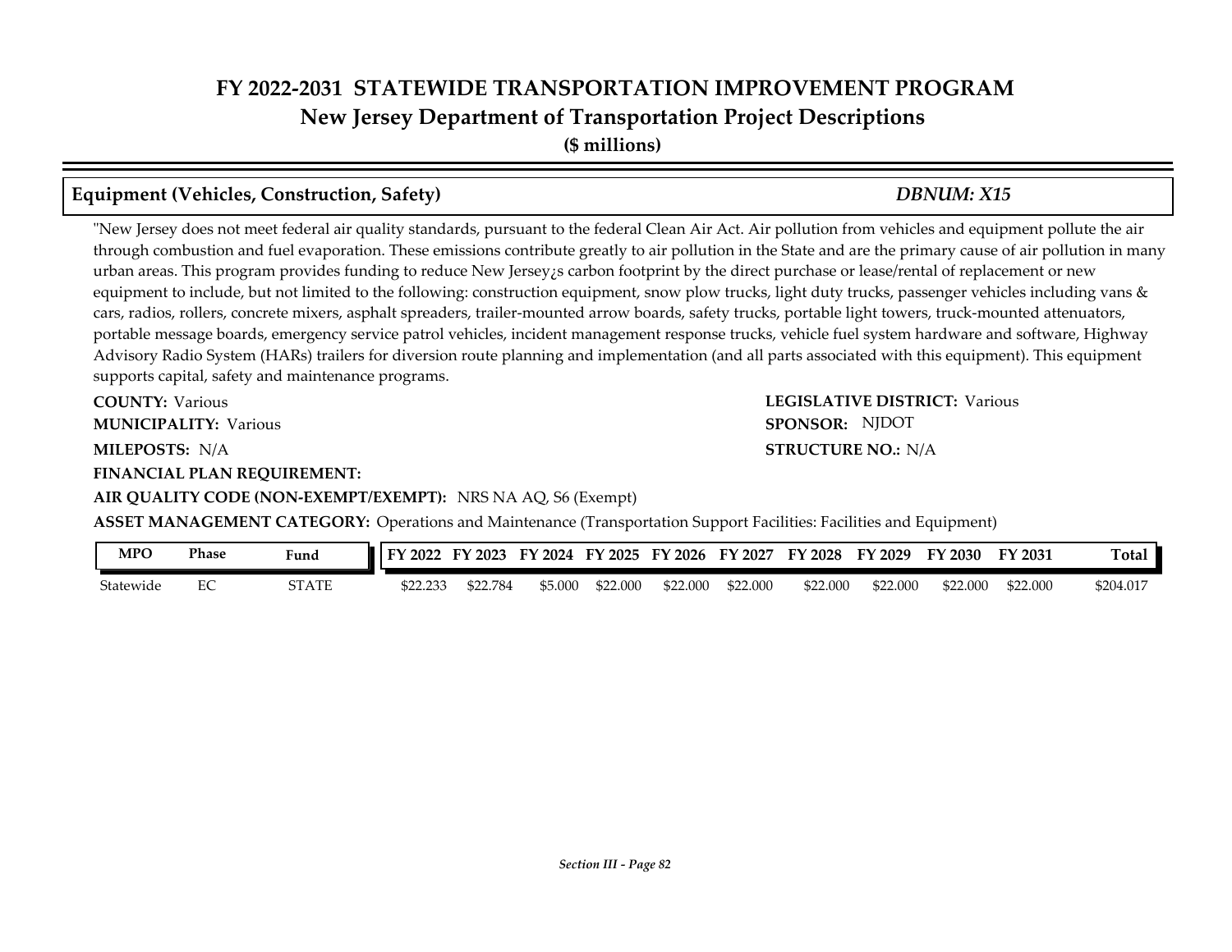# FY 2022-2031 STATEWIDE TRANSPORTATION IMPROVEMENT PROGRAM
## New Jersey Department of Transportation Project Descriptions
**($ millions)**

### Equipment (Vehicles, Construction, Safety) — *DBNUM: X15*

"New Jersey does not meet federal air quality standards, pursuant to the federal Clean Air Act. Air pollution from vehicles and equipment pollute the air through combustion and fuel evaporation. These emissions contribute greatly to air pollution in the State and are the primary cause of air pollution in many urban areas. This program provides funding to reduce New Jersey¿s carbon footprint by the direct purchase or lease/rental of replacement or new equipment to include, but not limited to the following: construction equipment, snow plow trucks, light duty trucks, passenger vehicles including vans & cars, radios, rollers, concrete mixers, asphalt spreaders, trailer-mounted arrow boards, safety trucks, portable light towers, truck-mounted attenuators, portable message boards, emergency service patrol vehicles, incident management response trucks, vehicle fuel system hardware and software, Highway Advisory Radio System (HARs) trailers for diversion route planning and implementation (and all parts associated with this equipment). This equipment supports capital, safety and maintenance programs.

**COUNTY:** Various
**LEGISLATIVE DISTRICT:** Various
**MUNICIPALITY:** Various
**SPONSOR:** NJDOT
**MILEPOSTS:** N/A
**STRUCTURE NO.:** N/A
**FINANCIAL PLAN REQUIREMENT:**
**AIR QUALITY CODE (NON-EXEMPT/EXEMPT):** NRS NA AQ, S6 (Exempt)
**ASSET MANAGEMENT CATEGORY:** Operations and Maintenance (Transportation Support Facilities: Facilities and Equipment)

| MPO | Phase | Fund | FY 2022 | FY 2023 | FY 2024 | FY 2025 | FY 2026 | FY 2027 | FY 2028 | FY 2029 | FY 2030 | FY 2031 | Total |
|---|---|---|---|---|---|---|---|---|---|---|---|---|---|
| Statewide | EC | STATE | $22.233 | $22.784 | $5.000 | $22.000 | $22.000 | $22.000 | $22.000 | $22.000 | $22.000 | $22.000 | $204.017 |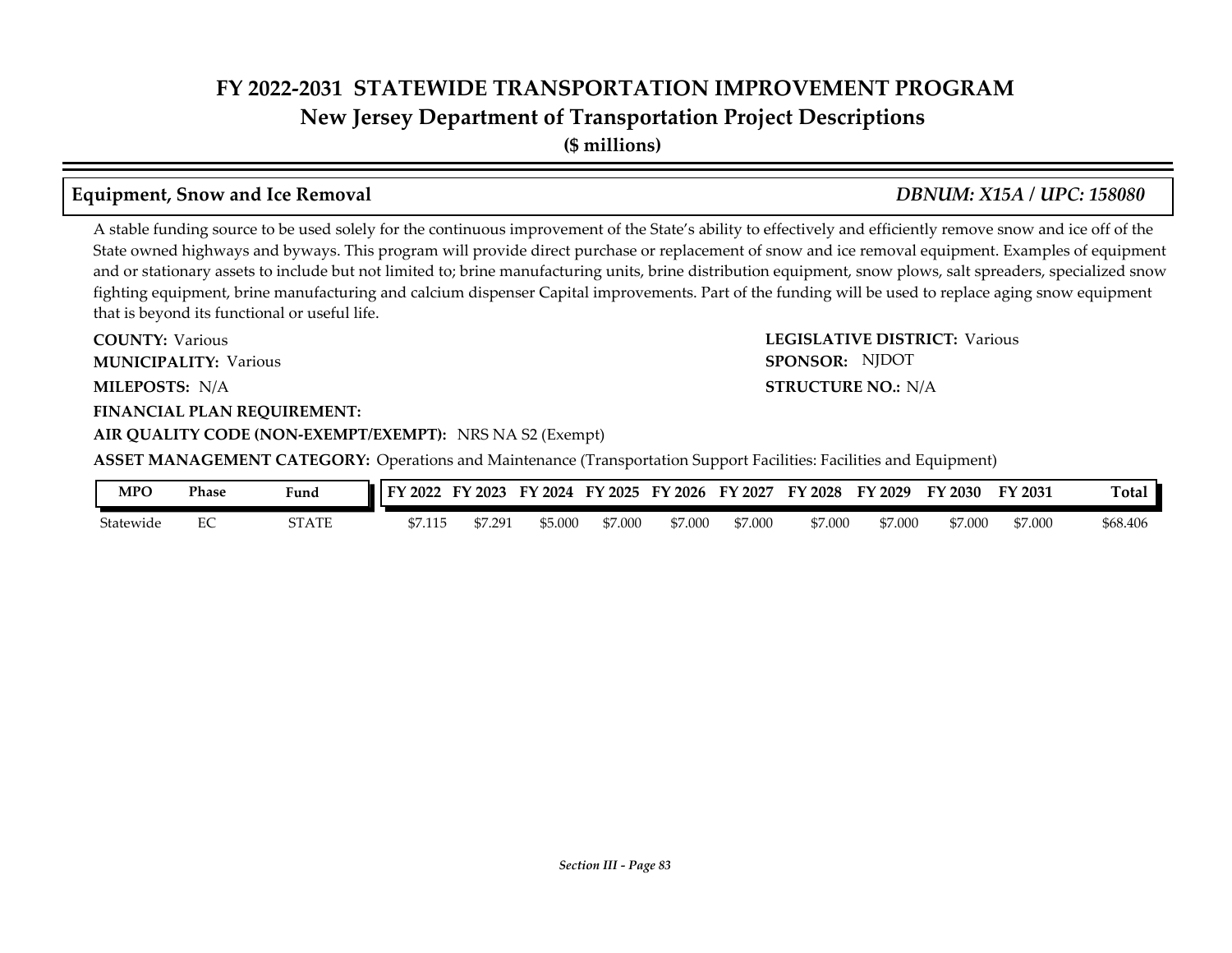# FY 2022-2031 STATEWIDE TRANSPORTATION IMPROVEMENT PROGRAM
## New Jersey Department of Transportation Project Descriptions
**($ millions)**

### Equipment, Snow and Ice Removal — *DBNUM: X15A / UPC: 158080*

A stable funding source to be used solely for the continuous improvement of the State's ability to effectively and efficiently remove snow and ice off of the State owned highways and byways. This program will provide direct purchase or replacement of snow and ice removal equipment. Examples of equipment and or stationary assets to include but not limited to; brine manufacturing units, brine distribution equipment, snow plows, salt spreaders, specialized snow fighting equipment, brine manufacturing and calcium dispenser Capital improvements. Part of the funding will be used to replace aging snow equipment that is beyond its functional or useful life.

**COUNTY:** Various
**LEGISLATIVE DISTRICT:** Various
**MUNICIPALITY:** Various
**SPONSOR:** NJDOT
**MILEPOSTS:** N/A
**STRUCTURE NO.:** N/A
**FINANCIAL PLAN REQUIREMENT:**
**AIR QUALITY CODE (NON-EXEMPT/EXEMPT):** NRS NA S2 (Exempt)
**ASSET MANAGEMENT CATEGORY:** Operations and Maintenance (Transportation Support Facilities: Facilities and Equipment)

| MPO | Phase | Fund | FY 2022 | FY 2023 | FY 2024 | FY 2025 | FY 2026 | FY 2027 | FY 2028 | FY 2029 | FY 2030 | FY 2031 | Total |
|---|---|---|---|---|---|---|---|---|---|---|---|---|---|
| Statewide | EC | STATE | $7.115 | $7.291 | $5.000 | $7.000 | $7.000 | $7.000 | $7.000 | $7.000 | $7.000 | $7.000 | $68.406 |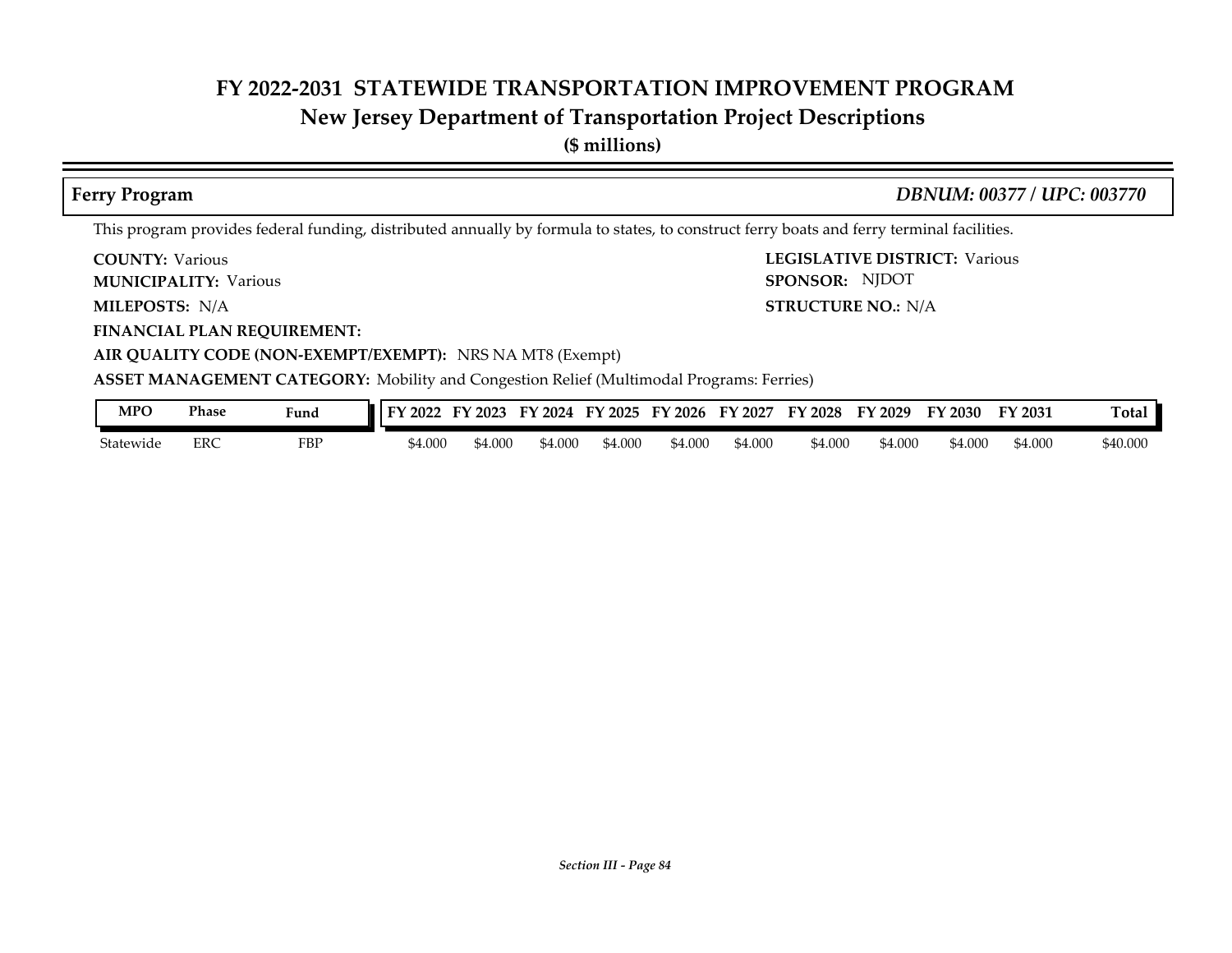# FY 2022-2031 STATEWIDE TRANSPORTATION IMPROVEMENT PROGRAM

## New Jersey Department of Transportation Project Descriptions

**($ millions)**

### Ferry Program *DBNUM: 00377 / UPC: 003770*

This program provides federal funding, distributed annually by formula to states, to construct ferry boats and ferry terminal facilities.

**COUNTY:** Various

**LEGISLATIVE DISTRICT:** Various

**MUNICIPALITY:** Various

**SPONSOR:** NJDOT

**MILEPOSTS:** N/A

**STRUCTURE NO.:** N/A

**FINANCIAL PLAN REQUIREMENT:**

**AIR QUALITY CODE (NON-EXEMPT/EXEMPT):** NRS NA MT8 (Exempt)

**ASSET MANAGEMENT CATEGORY:** Mobility and Congestion Relief (Multimodal Programs: Ferries)

| MPO | Phase | Fund | FY 2022 | FY 2023 | FY 2024 | FY 2025 | FY 2026 | FY 2027 | FY 2028 | FY 2029 | FY 2030 | FY 2031 | Total |
|---|---|---|---|---|---|---|---|---|---|---|---|---|---|
| Statewide | ERC | FBP | $4.000 | $4.000 | $4.000 | $4.000 | $4.000 | $4.000 | $4.000 | $4.000 | $4.000 | $4.000 | $40.000 |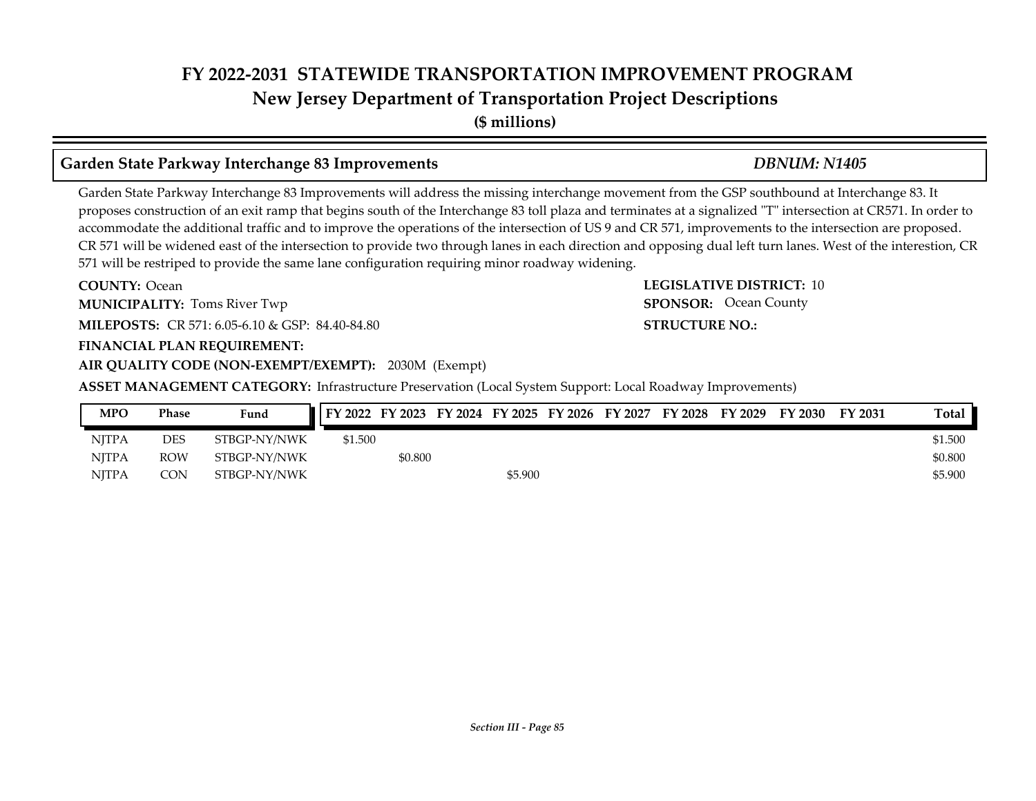# FY 2022-2031 STATEWIDE TRANSPORTATION IMPROVEMENT PROGRAM
## New Jersey Department of Transportation Project Descriptions
**($ millions)**

### Garden State Parkway Interchange 83 Improvements — *DBNUM: N1405*

Garden State Parkway Interchange 83 Improvements will address the missing interchange movement from the GSP southbound at Interchange 83. It proposes construction of an exit ramp that begins south of the Interchange 83 toll plaza and terminates at a signalized "T" intersection at CR571. In order to accommodate the additional traffic and to improve the operations of the intersection of US 9 and CR 571, improvements to the intersection are proposed. CR 571 will be widened east of the intersection to provide two through lanes in each direction and opposing dual left turn lanes. West of the interestion, CR 571 will be restriped to provide the same lane configuration requiring minor roadway widening.

**COUNTY:** Ocean
**LEGISLATIVE DISTRICT:** 10
**MUNICIPALITY:** Toms River Twp
**SPONSOR:** Ocean County
**MILEPOSTS:** CR 571: 6.05-6.10 & GSP: 84.40-84.80
**STRUCTURE NO.:**
**FINANCIAL PLAN REQUIREMENT:**
**AIR QUALITY CODE (NON-EXEMPT/EXEMPT):** 2030M (Exempt)
**ASSET MANAGEMENT CATEGORY:** Infrastructure Preservation (Local System Support: Local Roadway Improvements)

| MPO | Phase | Fund | FY 2022 | FY 2023 | FY 2024 | FY 2025 | FY 2026 | FY 2027 | FY 2028 | FY 2029 | FY 2030 | FY 2031 | Total |
|---|---|---|---|---|---|---|---|---|---|---|---|---|---|
| NJTPA | DES | STBGP-NY/NWK | $1.500 | | | | | | | | | | $1.500 |
| NJTPA | ROW | STBGP-NY/NWK | | $0.800 | | | | | | | | | $0.800 |
| NJTPA | CON | STBGP-NY/NWK | | | | $5.900 | | | | | | | $5.900 |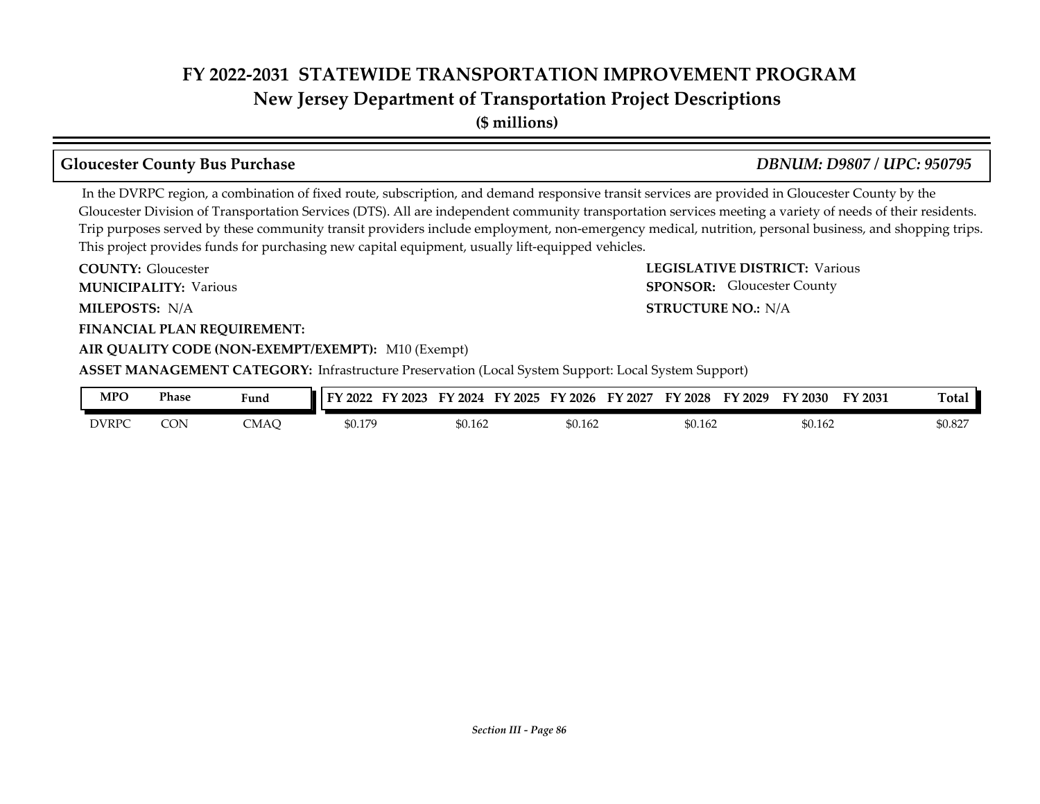## Gloucester County Bus Purchase

*DBNUM: D9807 / UPC: 950795*

In the DVRPC region, a combination of fixed route, subscription, and demand responsive transit services are provided in Gloucester County by the Gloucester Division of Transportation Services (DTS). All are independent community transportation services meeting a variety of needs of their residents. Trip purposes served by these community transit providers include employment, non-emergency medical, nutrition, personal business, and shopping trips. This project provides funds for purchasing new capital equipment, usually lift-equipped vehicles.

**COUNTY:** Gloucester

**MUNICIPALITY:** Various

**MILEPOSTS:** N/A

**LEGISLATIVE DISTRICT:** Various

**SPONSOR:** Gloucester County

**STRUCTURE NO.:** N/A

**FINANCIAL PLAN REQUIREMENT:**

**AIR QUALITY CODE (NON-EXEMPT/EXEMPT):** M10 (Exempt)

**ASSET MANAGEMENT CATEGORY:** Infrastructure Preservation (Local System Support: Local System Support)

| MPO | Phase | Fund | FY 2022 | FY 2023 | FY 2024 | FY 2025 | FY 2026 | FY 2027 | FY 2028 | FY 2029 | FY 2030 | FY 2031 | Total |
|---|---|---|---|---|---|---|---|---|---|---|---|---|---|
| DVRPC | CON | CMAQ | $0.179 | | $0.162 | | $0.162 | | $0.162 | | $0.162 | | $0.827 |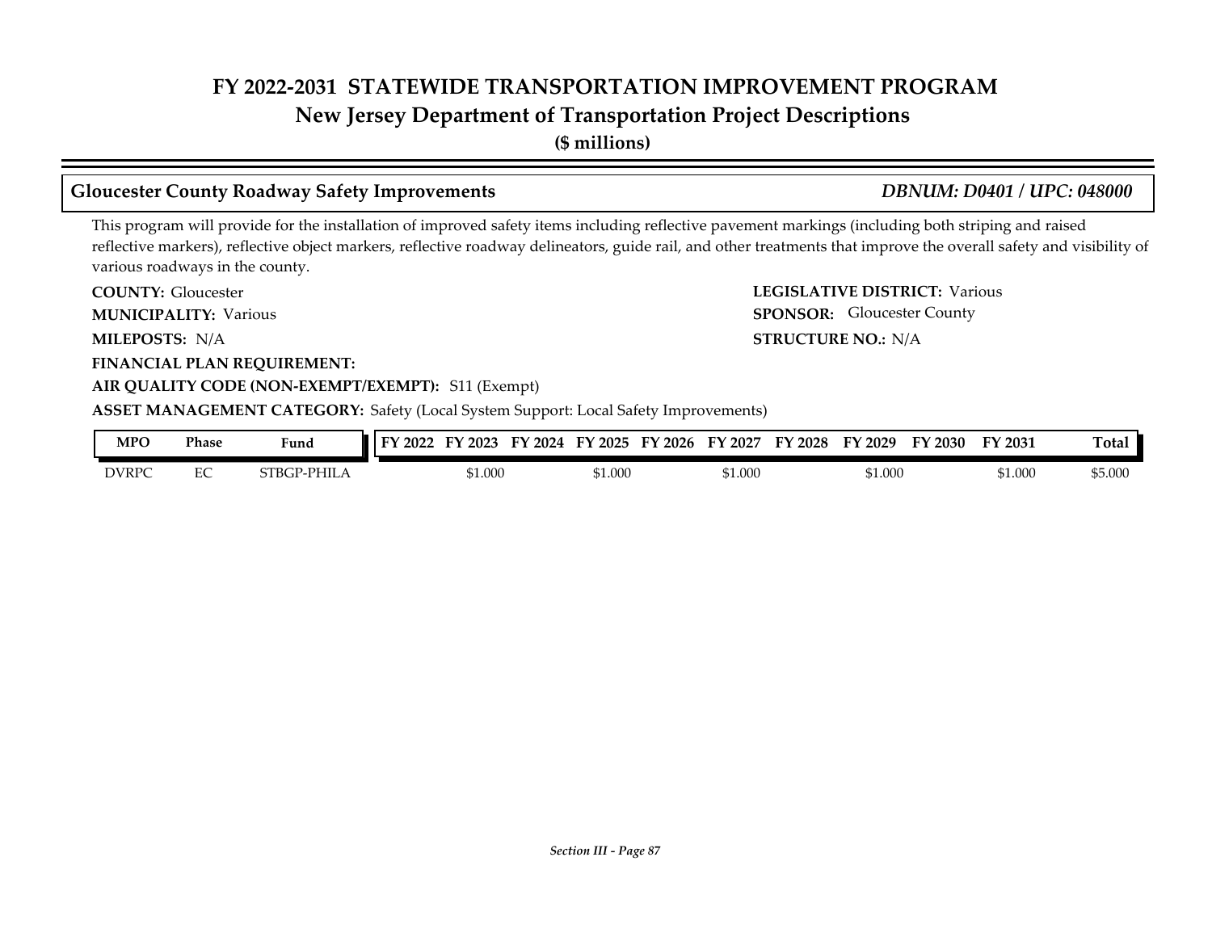## Gloucester County Roadway Safety Improvements

*DBNUM: D0401 / UPC: 048000*

This program will provide for the installation of improved safety items including reflective pavement markings (including both striping and raised reflective markers), reflective object markers, reflective roadway delineators, guide rail, and other treatments that improve the overall safety and visibility of various roadways in the county.

**COUNTY:** Gloucester

**LEGISLATIVE DISTRICT:** Various

**MUNICIPALITY:** Various

**SPONSOR:** Gloucester County

**MILEPOSTS:** N/A

**STRUCTURE NO.:** N/A

**FINANCIAL PLAN REQUIREMENT:**

**AIR QUALITY CODE (NON-EXEMPT/EXEMPT):** S11 (Exempt)

**ASSET MANAGEMENT CATEGORY:** Safety (Local System Support: Local Safety Improvements)

| MPO | Phase | Fund | FY 2022 | FY 2023 | FY 2024 | FY 2025 | FY 2026 | FY 2027 | FY 2028 | FY 2029 | FY 2030 | FY 2031 | Total |
|---|---|---|---|---|---|---|---|---|---|---|---|---|---|
| DVRPC | EC | STBGP-PHILA | | $1.000 | | $1.000 | | $1.000 | | $1.000 | | $1.000 | $5.000 |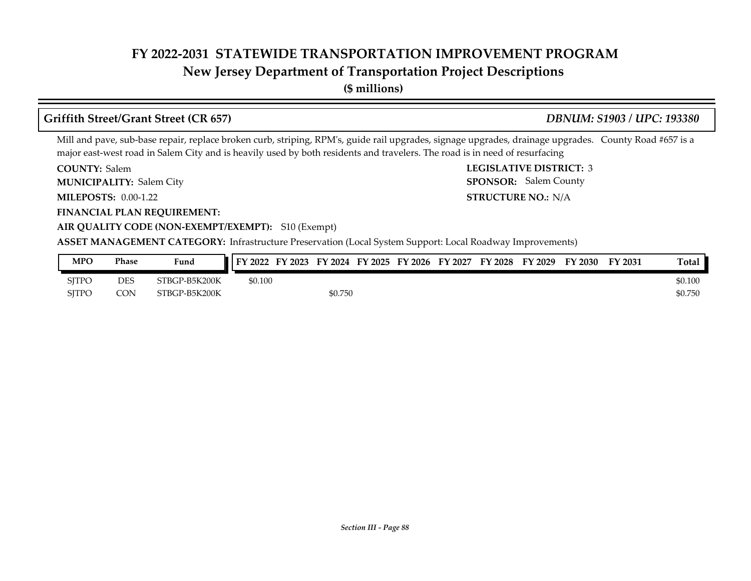# FY 2022-2031 STATEWIDE TRANSPORTATION IMPROVEMENT PROGRAM
## New Jersey Department of Transportation Project Descriptions
**($ millions)**

### Griffith Street/Grant Street (CR 657) — *DBNUM: S1903 / UPC: 193380*

Mill and pave, sub-base repair, replace broken curb, striping, RPM's, guide rail upgrades, signage upgrades, drainage upgrades. County Road #657 is a major east-west road in Salem City and is heavily used by both residents and travelers. The road is in need of resurfacing

**COUNTY:** Salem
**LEGISLATIVE DISTRICT:** 3
**MUNICIPALITY:** Salem City
**SPONSOR:** Salem County
**MILEPOSTS:** 0.00-1.22
**STRUCTURE NO.:** N/A
**FINANCIAL PLAN REQUIREMENT:**
**AIR QUALITY CODE (NON-EXEMPT/EXEMPT):** S10 (Exempt)
**ASSET MANAGEMENT CATEGORY:** Infrastructure Preservation (Local System Support: Local Roadway Improvements)

| MPO | Phase | Fund | FY 2022 | FY 2023 | FY 2024 | FY 2025 | FY 2026 | FY 2027 | FY 2028 | FY 2029 | FY 2030 | FY 2031 | Total |
|---|---|---|---|---|---|---|---|---|---|---|---|---|---|
| SJTPO | DES | STBGP-B5K200K | $0.100 | | | | | | | | | | $0.100 |
| SJTPO | CON | STBGP-B5K200K | | | $0.750 | | | | | | | | $0.750 |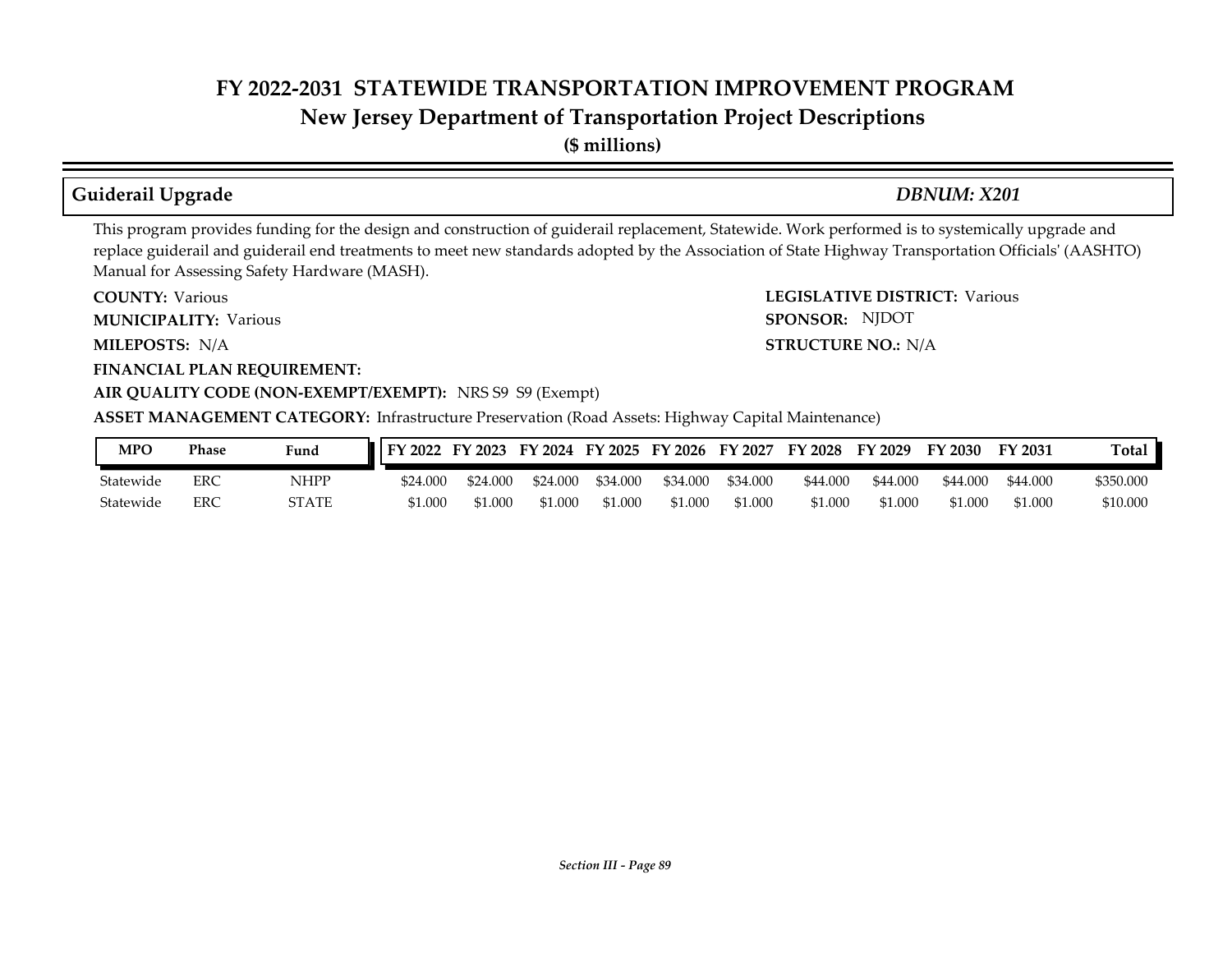# FY 2022-2031 STATEWIDE TRANSPORTATION IMPROVEMENT PROGRAM
## New Jersey Department of Transportation Project Descriptions
**($ millions)**

### Guiderail Upgrade — *DBNUM: X201*

This program provides funding for the design and construction of guiderail replacement, Statewide. Work performed is to systemically upgrade and replace guiderail and guiderail end treatments to meet new standards adopted by the Association of State Highway Transportation Officials' (AASHTO) Manual for Assessing Safety Hardware (MASH).

**COUNTY:** Various

**LEGISLATIVE DISTRICT:** Various

**MUNICIPALITY:** Various

**SPONSOR:** NJDOT

**MILEPOSTS:** N/A

**STRUCTURE NO.:** N/A

**FINANCIAL PLAN REQUIREMENT:**

**AIR QUALITY CODE (NON-EXEMPT/EXEMPT):** NRS S9 S9 (Exempt)

**ASSET MANAGEMENT CATEGORY:** Infrastructure Preservation (Road Assets: Highway Capital Maintenance)

| MPO | Phase | Fund | FY 2022 | FY 2023 | FY 2024 | FY 2025 | FY 2026 | FY 2027 | FY 2028 | FY 2029 | FY 2030 | FY 2031 | Total |
|---|---|---|---|---|---|---|---|---|---|---|---|---|---|
| Statewide | ERC | NHPP | $24.000 | $24.000 | $24.000 | $34.000 | $34.000 | $34.000 | $44.000 | $44.000 | $44.000 | $44.000 | $350.000 |
| Statewide | ERC | STATE | $1.000 | $1.000 | $1.000 | $1.000 | $1.000 | $1.000 | $1.000 | $1.000 | $1.000 | $1.000 | $10.000 |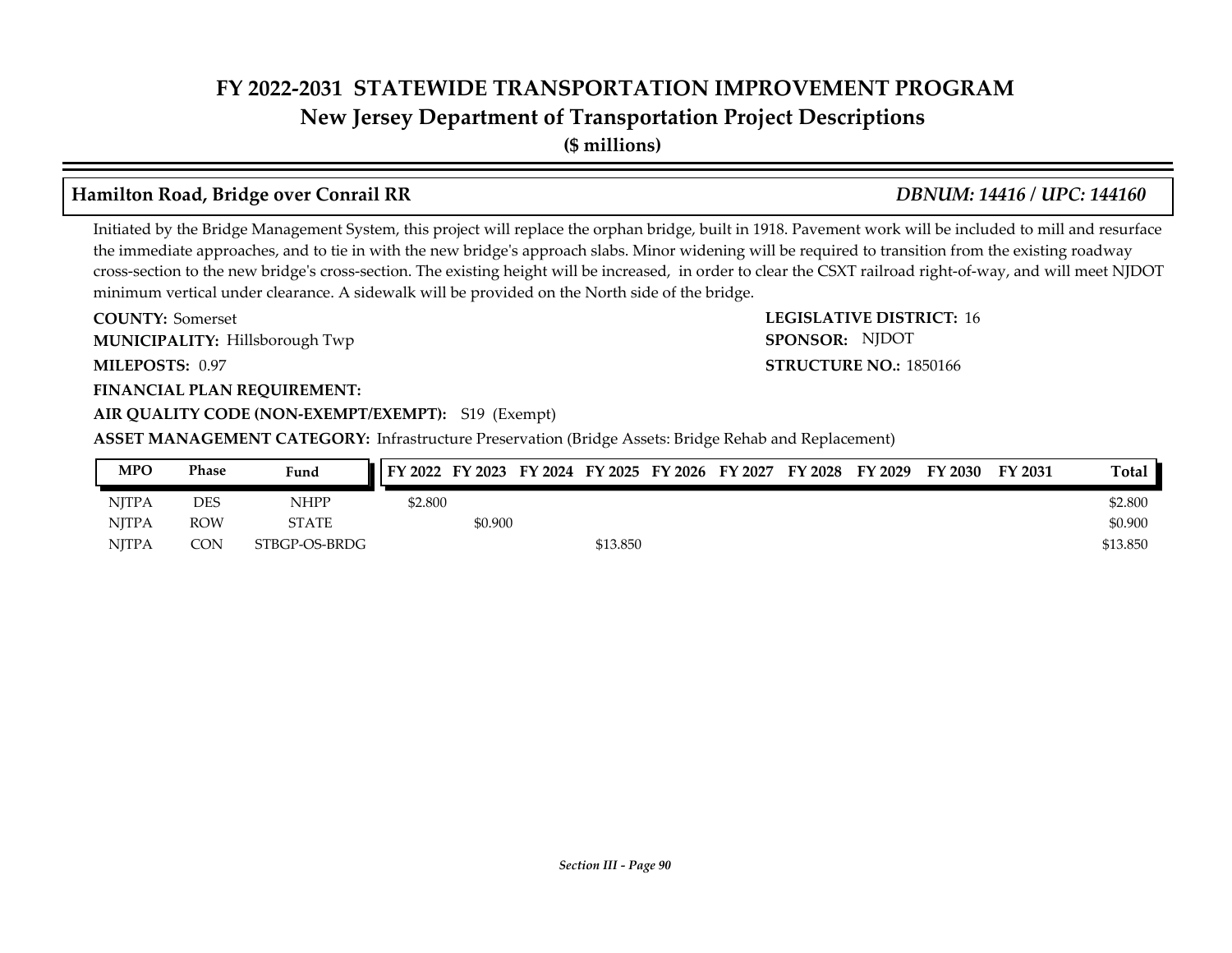# FY 2022-2031 STATEWIDE TRANSPORTATION IMPROVEMENT PROGRAM

## New Jersey Department of Transportation Project Descriptions

**($ millions)**

### Hamilton Road, Bridge over Conrail RR — *DBNUM: 14416 / UPC: 144160*

Initiated by the Bridge Management System, this project will replace the orphan bridge, built in 1918. Pavement work will be included to mill and resurface the immediate approaches, and to tie in with the new bridge's approach slabs. Minor widening will be required to transition from the existing roadway cross-section to the new bridge's cross-section. The existing height will be increased, in order to clear the CSXT railroad right-of-way, and will meet NJDOT minimum vertical under clearance. A sidewalk will be provided on the North side of the bridge.

**COUNTY:** Somerset

**LEGISLATIVE DISTRICT:** 16

**MUNICIPALITY:** Hillsborough Twp

**SPONSOR:** NJDOT

**MILEPOSTS:** 0.97

**STRUCTURE NO.:** 1850166

**FINANCIAL PLAN REQUIREMENT:**

**AIR QUALITY CODE (NON-EXEMPT/EXEMPT):** S19 (Exempt)

**ASSET MANAGEMENT CATEGORY:** Infrastructure Preservation (Bridge Assets: Bridge Rehab and Replacement)

| MPO | Phase | Fund | FY 2022 | FY 2023 | FY 2024 | FY 2025 | FY 2026 | FY 2027 | FY 2028 | FY 2029 | FY 2030 | FY 2031 | Total |
|---|---|---|---|---|---|---|---|---|---|---|---|---|---|
| NJTPA | DES | NHPP | $2.800 | | | | | | | | | | $2.800 |
| NJTPA | ROW | STATE | | $0.900 | | | | | | | | | $0.900 |
| NJTPA | CON | STBGP-OS-BRDG | | | | $13.850 | | | | | | | $13.850 |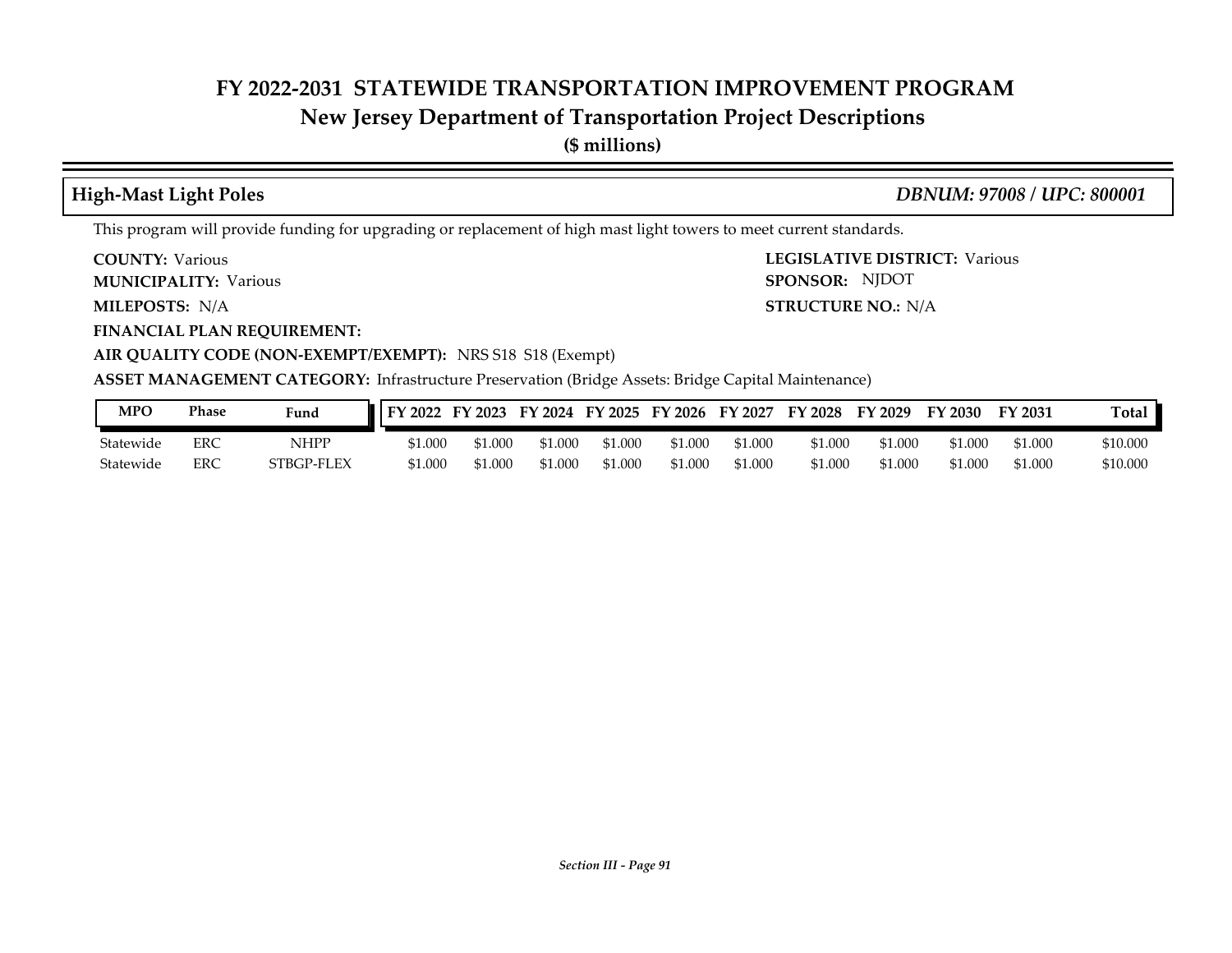# FY 2022-2031 STATEWIDE TRANSPORTATION IMPROVEMENT PROGRAM

## New Jersey Department of Transportation Project Descriptions

**($ millions)**

### High-Mast Light Poles *DBNUM: 97008 / UPC: 800001*

This program will provide funding for upgrading or replacement of high mast light towers to meet current standards.

**COUNTY:** Various

**LEGISLATIVE DISTRICT:** Various

**MUNICIPALITY:** Various

**SPONSOR:** NJDOT

**MILEPOSTS:** N/A

**STRUCTURE NO.:** N/A

**FINANCIAL PLAN REQUIREMENT:**

**AIR QUALITY CODE (NON-EXEMPT/EXEMPT):** NRS S18 S18 (Exempt)

**ASSET MANAGEMENT CATEGORY:** Infrastructure Preservation (Bridge Assets: Bridge Capital Maintenance)

| MPO | Phase | Fund | FY 2022 | FY 2023 | FY 2024 | FY 2025 | FY 2026 | FY 2027 | FY 2028 | FY 2029 | FY 2030 | FY 2031 | Total |
|---|---|---|---|---|---|---|---|---|---|---|---|---|---|
| Statewide | ERC | NHPP | $1.000 | $1.000 | $1.000 | $1.000 | $1.000 | $1.000 | $1.000 | $1.000 | $1.000 | $1.000 | $10.000 |
| Statewide | ERC | STBGP-FLEX | $1.000 | $1.000 | $1.000 | $1.000 | $1.000 | $1.000 | $1.000 | $1.000 | $1.000 | $1.000 | $10.000 |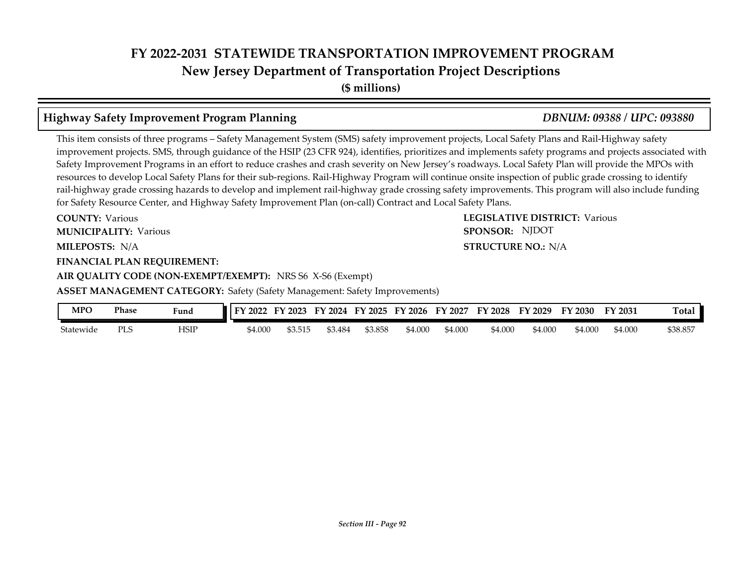# FY 2022-2031 STATEWIDE TRANSPORTATION IMPROVEMENT PROGRAM
## New Jersey Department of Transportation Project Descriptions
**($ millions)**

### Highway Safety Improvement Program Planning *DBNUM: 09388 / UPC: 093880*

This item consists of three programs – Safety Management System (SMS) safety improvement projects, Local Safety Plans and Rail-Highway safety improvement projects. SMS, through guidance of the HSIP (23 CFR 924), identifies, prioritizes and implements safety programs and projects associated with Safety Improvement Programs in an effort to reduce crashes and crash severity on New Jersey's roadways. Local Safety Plan will provide the MPOs with resources to develop Local Safety Plans for their sub-regions. Rail-Highway Program will continue onsite inspection of public grade crossing to identify rail-highway grade crossing hazards to develop and implement rail-highway grade crossing safety improvements. This program will also include funding for Safety Resource Center, and Highway Safety Improvement Plan (on-call) Contract and Local Safety Plans.

**COUNTY:** Various
**LEGISLATIVE DISTRICT:** Various
**MUNICIPALITY:** Various
**SPONSOR:** NJDOT
**MILEPOSTS:** N/A
**STRUCTURE NO.:** N/A
**FINANCIAL PLAN REQUIREMENT:**
**AIR QUALITY CODE (NON-EXEMPT/EXEMPT):** NRS S6 X-S6 (Exempt)
**ASSET MANAGEMENT CATEGORY:** Safety (Safety Management: Safety Improvements)

| MPO | Phase | Fund | FY 2022 | FY 2023 | FY 2024 | FY 2025 | FY 2026 | FY 2027 | FY 2028 | FY 2029 | FY 2030 | FY 2031 | Total |
|---|---|---|---|---|---|---|---|---|---|---|---|---|---|
| Statewide | PLS | HSIP | $4.000 | $3.515 | $3.484 | $3.858 | $4.000 | $4.000 | $4.000 | $4.000 | $4.000 | $4.000 | $38.857 |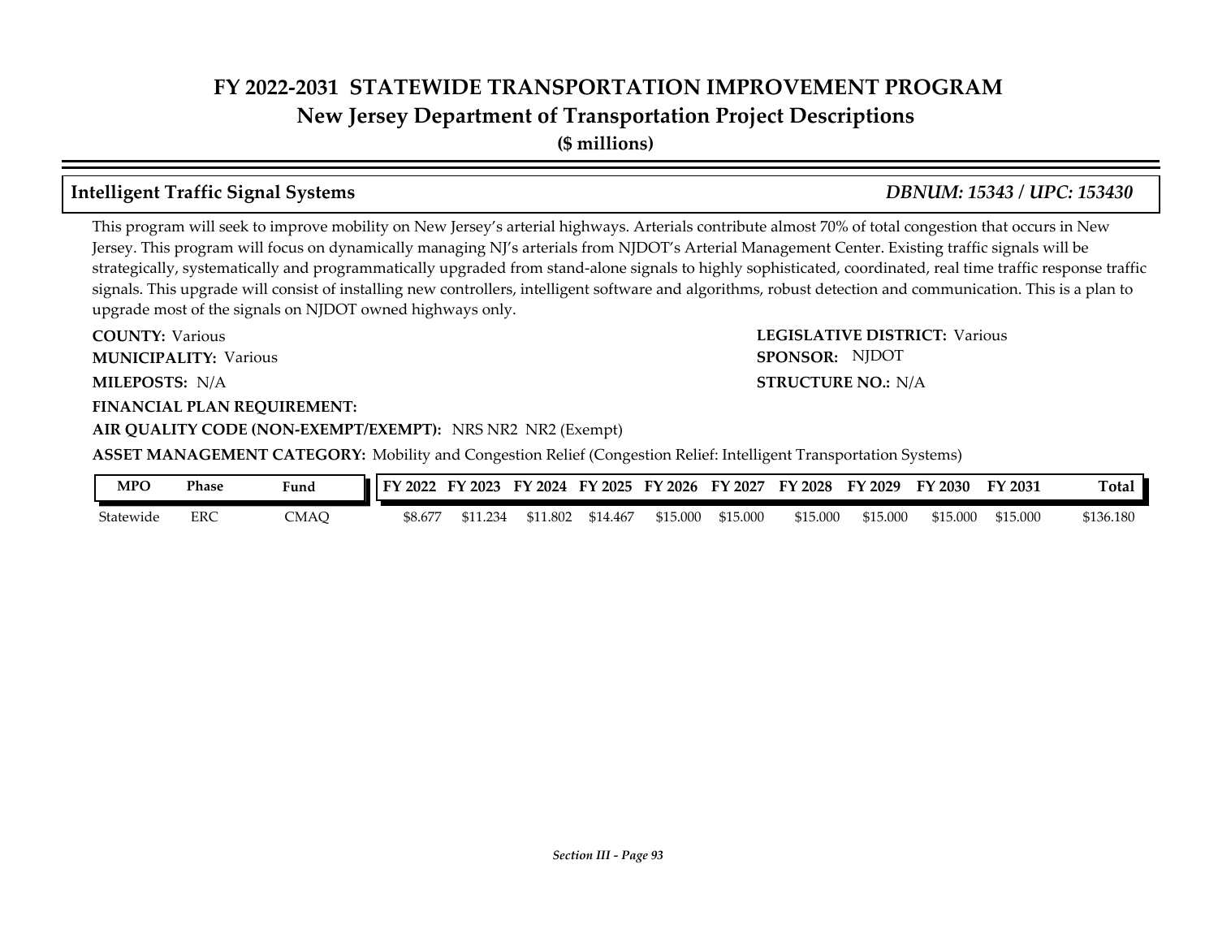# FY 2022-2031 STATEWIDE TRANSPORTATION IMPROVEMENT PROGRAM
## New Jersey Department of Transportation Project Descriptions
**($ millions)**

### Intelligent Traffic Signal Systems — *DBNUM: 15343 / UPC: 153430*

This program will seek to improve mobility on New Jersey's arterial highways. Arterials contribute almost 70% of total congestion that occurs in New Jersey. This program will focus on dynamically managing NJ's arterials from NJDOT's Arterial Management Center. Existing traffic signals will be strategically, systematically and programmatically upgraded from stand-alone signals to highly sophisticated, coordinated, real time traffic response traffic signals. This upgrade will consist of installing new controllers, intelligent software and algorithms, robust detection and communication. This is a plan to upgrade most of the signals on NJDOT owned highways only.

**COUNTY:** Various
**LEGISLATIVE DISTRICT:** Various
**MUNICIPALITY:** Various
**SPONSOR:** NJDOT
**MILEPOSTS:** N/A
**STRUCTURE NO.:** N/A
**FINANCIAL PLAN REQUIREMENT:**
**AIR QUALITY CODE (NON-EXEMPT/EXEMPT):** NRS NR2 NR2 (Exempt)
**ASSET MANAGEMENT CATEGORY:** Mobility and Congestion Relief (Congestion Relief: Intelligent Transportation Systems)

| MPO | Phase | Fund | FY 2022 | FY 2023 | FY 2024 | FY 2025 | FY 2026 | FY 2027 | FY 2028 | FY 2029 | FY 2030 | FY 2031 | Total |
|---|---|---|---|---|---|---|---|---|---|---|---|---|---|
| Statewide | ERC | CMAQ | $8.677 | $11.234 | $11.802 | $14.467 | $15.000 | $15.000 | $15.000 | $15.000 | $15.000 | $15.000 | $136.180 |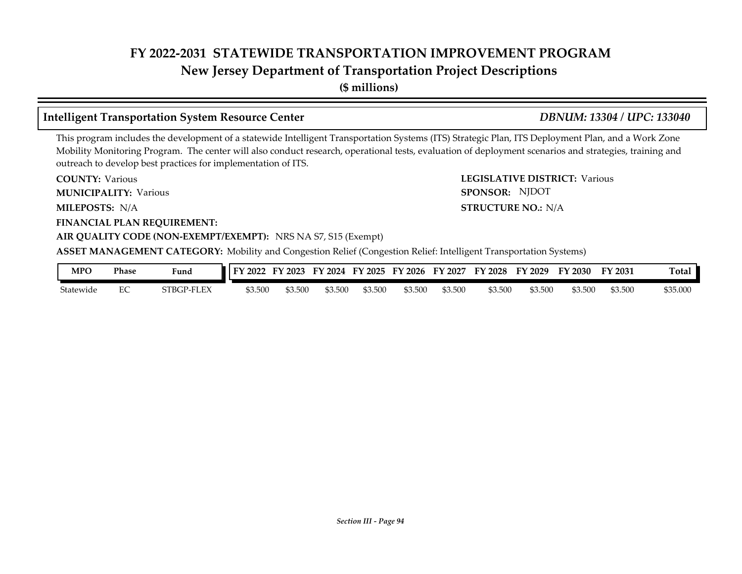# FY 2022-2031 STATEWIDE TRANSPORTATION IMPROVEMENT PROGRAM
## New Jersey Department of Transportation Project Descriptions
**($ millions)**

### Intelligent Transportation System Resource Center — *DBNUM: 13304 / UPC: 133040*

This program includes the development of a statewide Intelligent Transportation Systems (ITS) Strategic Plan, ITS Deployment Plan, and a Work Zone Mobility Monitoring Program. The center will also conduct research, operational tests, evaluation of deployment scenarios and strategies, training and outreach to develop best practices for implementation of ITS.

**COUNTY:** Various
**LEGISLATIVE DISTRICT:** Various
**MUNICIPALITY:** Various
**SPONSOR:** NJDOT
**MILEPOSTS:** N/A
**STRUCTURE NO.:** N/A
**FINANCIAL PLAN REQUIREMENT:**
**AIR QUALITY CODE (NON-EXEMPT/EXEMPT):** NRS NA S7, S15 (Exempt)
**ASSET MANAGEMENT CATEGORY:** Mobility and Congestion Relief (Congestion Relief: Intelligent Transportation Systems)

| MPO | Phase | Fund | FY 2022 | FY 2023 | FY 2024 | FY 2025 | FY 2026 | FY 2027 | FY 2028 | FY 2029 | FY 2030 | FY 2031 | Total |
|---|---|---|---|---|---|---|---|---|---|---|---|---|---|
| Statewide | EC | STBGP-FLEX | $3.500 | $3.500 | $3.500 | $3.500 | $3.500 | $3.500 | $3.500 | $3.500 | $3.500 | $3.500 | $35.000 |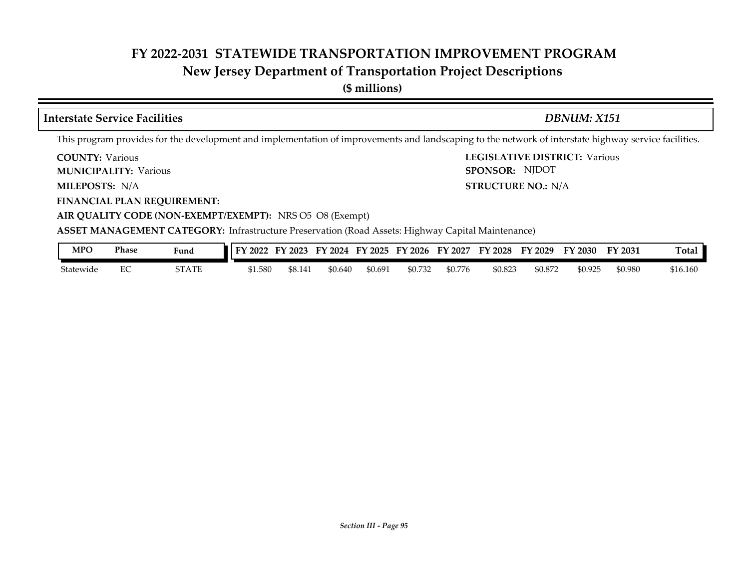# FY 2022-2031 STATEWIDE TRANSPORTATION IMPROVEMENT PROGRAM
## New Jersey Department of Transportation Project Descriptions
**($ millions)**

### Interstate Service Facilities — *DBNUM: X151*

This program provides for the development and implementation of improvements and landscaping to the network of interstate highway service facilities.

**COUNTY:** Various
**LEGISLATIVE DISTRICT:** Various
**MUNICIPALITY:** Various
**SPONSOR:** NJDOT
**MILEPOSTS:** N/A
**STRUCTURE NO.:** N/A
**FINANCIAL PLAN REQUIREMENT:**
**AIR QUALITY CODE (NON-EXEMPT/EXEMPT):** NRS O5 O8 (Exempt)
**ASSET MANAGEMENT CATEGORY:** Infrastructure Preservation (Road Assets: Highway Capital Maintenance)

| MPO | Phase | Fund | FY 2022 | FY 2023 | FY 2024 | FY 2025 | FY 2026 | FY 2027 | FY 2028 | FY 2029 | FY 2030 | FY 2031 | Total |
|---|---|---|---|---|---|---|---|---|---|---|---|---|---|
| Statewide | EC | STATE | $1.580 | $8.141 | $0.640 | $0.691 | $0.732 | $0.776 | $0.823 | $0.872 | $0.925 | $0.980 | $16.160 |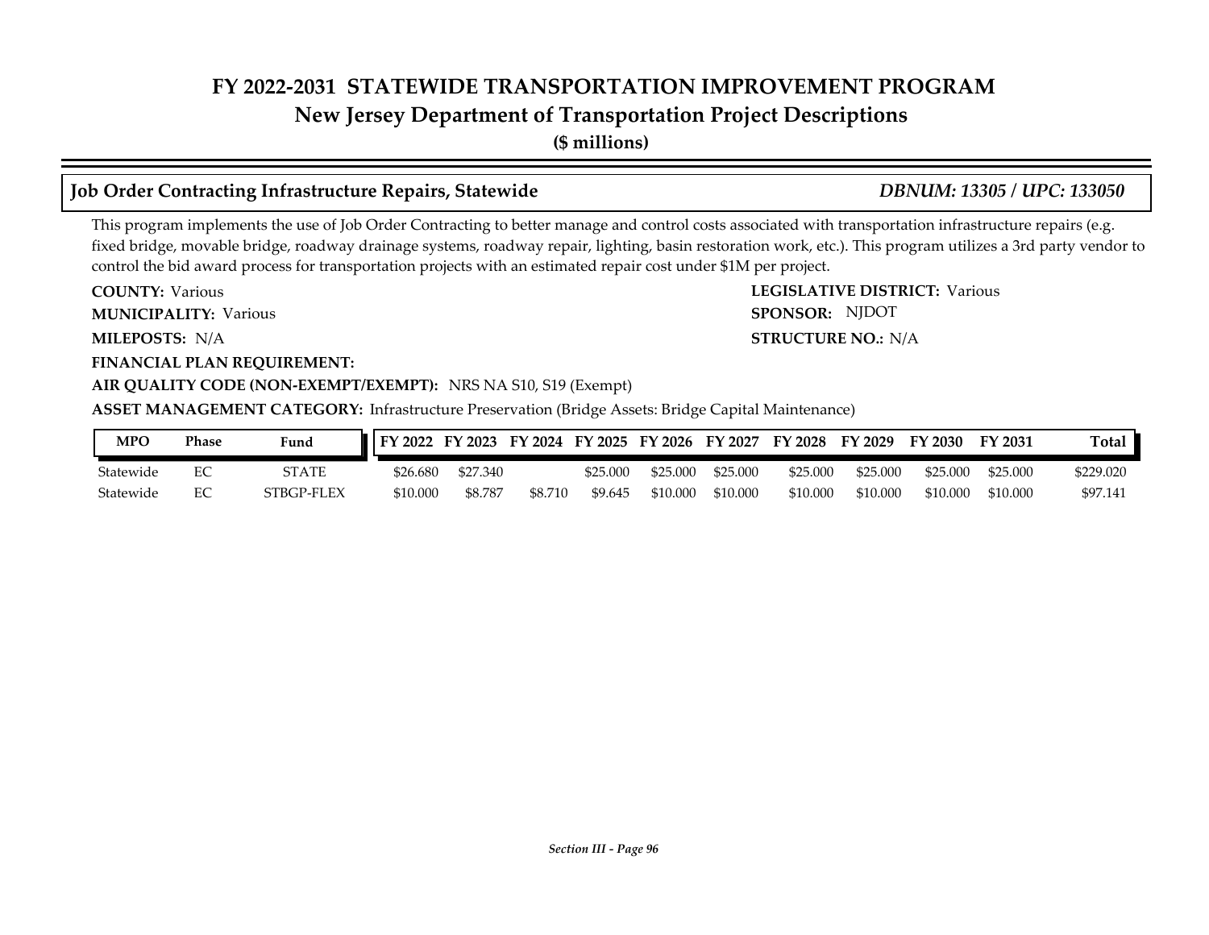# FY 2022-2031 STATEWIDE TRANSPORTATION IMPROVEMENT PROGRAM
## New Jersey Department of Transportation Project Descriptions
**($ millions)**

### Job Order Contracting Infrastructure Repairs, Statewide — *DBNUM: 13305 / UPC: 133050*

This program implements the use of Job Order Contracting to better manage and control costs associated with transportation infrastructure repairs (e.g. fixed bridge, movable bridge, roadway drainage systems, roadway repair, lighting, basin restoration work, etc.). This program utilizes a 3rd party vendor to control the bid award process for transportation projects with an estimated repair cost under $1M per project.

**COUNTY:** Various
**LEGISLATIVE DISTRICT:** Various
**MUNICIPALITY:** Various
**SPONSOR:** NJDOT
**MILEPOSTS:** N/A
**STRUCTURE NO.:** N/A
**FINANCIAL PLAN REQUIREMENT:**
**AIR QUALITY CODE (NON-EXEMPT/EXEMPT):** NRS NA S10, S19 (Exempt)
**ASSET MANAGEMENT CATEGORY:** Infrastructure Preservation (Bridge Assets: Bridge Capital Maintenance)

| MPO | Phase | Fund | FY 2022 | FY 2023 | FY 2024 | FY 2025 | FY 2026 | FY 2027 | FY 2028 | FY 2029 | FY 2030 | FY 2031 | Total |
|---|---|---|---|---|---|---|---|---|---|---|---|---|---|
| Statewide | EC | STATE | $26.680 | $27.340 | | $25.000 | $25.000 | $25.000 | $25.000 | $25.000 | $25.000 | $25.000 | $229.020 |
| Statewide | EC | STBGP-FLEX | $10.000 | $8.787 | $8.710 | $9.645 | $10.000 | $10.000 | $10.000 | $10.000 | $10.000 | $10.000 | $97.141 |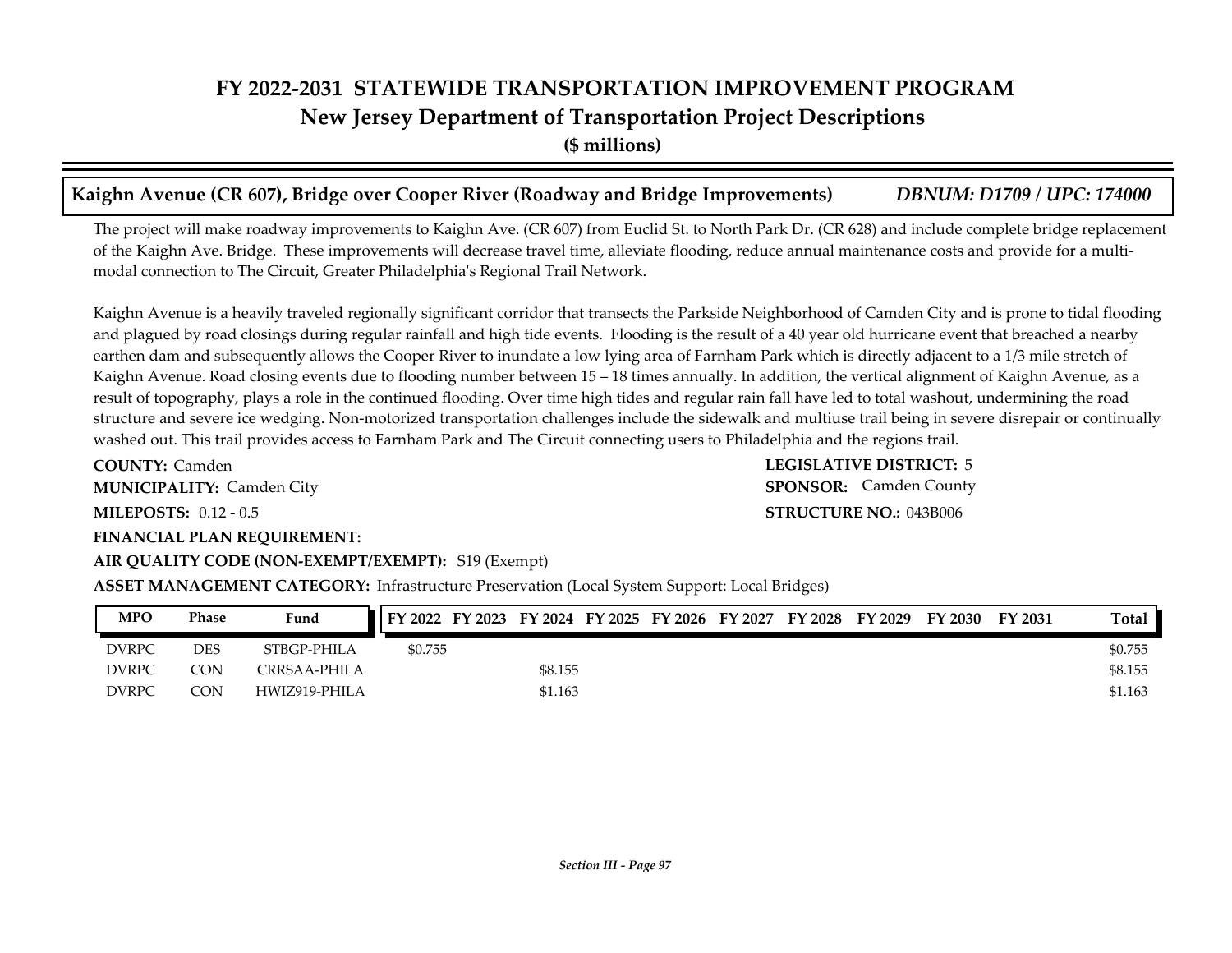# FY 2022-2031 STATEWIDE TRANSPORTATION IMPROVEMENT PROGRAM
## New Jersey Department of Transportation Project Descriptions
**($ millions)**

### Kaighn Avenue (CR 607), Bridge over Cooper River (Roadway and Bridge Improvements) *DBNUM: D1709 / UPC: 174000*

The project will make roadway improvements to Kaighn Ave. (CR 607) from Euclid St. to North Park Dr. (CR 628) and include complete bridge replacement of the Kaighn Ave. Bridge. These improvements will decrease travel time, alleviate flooding, reduce annual maintenance costs and provide for a multi-modal connection to The Circuit, Greater Philadelphia's Regional Trail Network.

Kaighn Avenue is a heavily traveled regionally significant corridor that transects the Parkside Neighborhood of Camden City and is prone to tidal flooding and plagued by road closings during regular rainfall and high tide events. Flooding is the result of a 40 year old hurricane event that breached a nearby earthen dam and subsequently allows the Cooper River to inundate a low lying area of Farnham Park which is directly adjacent to a 1/3 mile stretch of Kaighn Avenue. Road closing events due to flooding number between 15 – 18 times annually. In addition, the vertical alignment of Kaighn Avenue, as a result of topography, plays a role in the continued flooding. Over time high tides and regular rain fall have led to total washout, undermining the road structure and severe ice wedging. Non-motorized transportation challenges include the sidewalk and multiuse trail being in severe disrepair or continually washed out. This trail provides access to Farnham Park and The Circuit connecting users to Philadelphia and the regions trail.

**COUNTY:** Camden
**LEGISLATIVE DISTRICT:** 5
**MUNICIPALITY:** Camden City
**SPONSOR:** Camden County
**MILEPOSTS:** 0.12 - 0.5
**STRUCTURE NO.:** 043B006
**FINANCIAL PLAN REQUIREMENT:**
**AIR QUALITY CODE (NON-EXEMPT/EXEMPT):** S19 (Exempt)
**ASSET MANAGEMENT CATEGORY:** Infrastructure Preservation (Local System Support: Local Bridges)

| MPO | Phase | Fund | FY 2022 | FY 2023 | FY 2024 | FY 2025 | FY 2026 | FY 2027 | FY 2028 | FY 2029 | FY 2030 | FY 2031 | Total |
|---|---|---|---|---|---|---|---|---|---|---|---|---|---|
| DVRPC | DES | STBGP-PHILA | $0.755 | | | | | | | | | | $0.755 |
| DVRPC | CON | CRRSAA-PHILA | | | $8.155 | | | | | | | | $8.155 |
| DVRPC | CON | HWIZ919-PHILA | | | $1.163 | | | | | | | | $1.163 |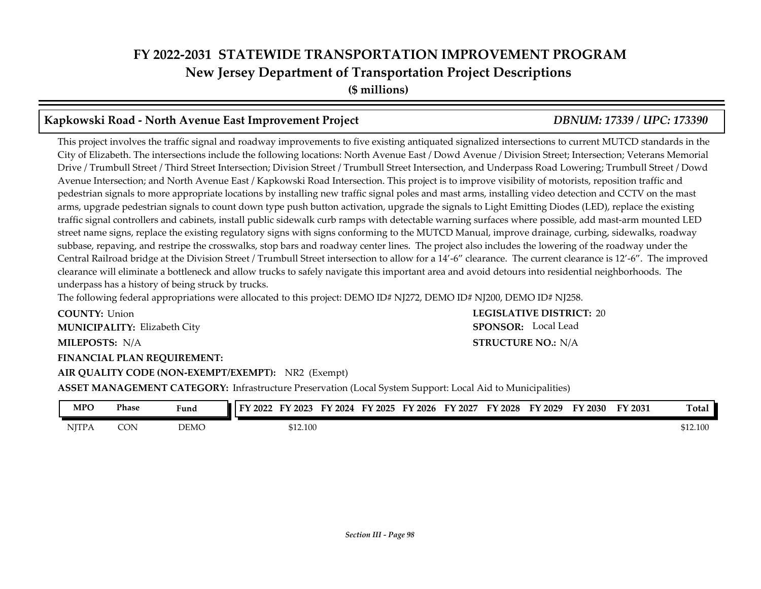# FY 2022-2031 STATEWIDE TRANSPORTATION IMPROVEMENT PROGRAM
## New Jersey Department of Transportation Project Descriptions
**($ millions)**

### Kapkowski Road - North Avenue East Improvement Project *DBNUM: 17339 / UPC: 173390*

This project involves the traffic signal and roadway improvements to five existing antiquated signalized intersections to current MUTCD standards in the City of Elizabeth. The intersections include the following locations: North Avenue East / Dowd Avenue / Division Street; Intersection; Veterans Memorial Drive / Trumbull Street / Third Street Intersection; Division Street / Trumbull Street Intersection, and Underpass Road Lowering; Trumbull Street / Dowd Avenue Intersection; and North Avenue East / Kapkowski Road Intersection. This project is to improve visibility of motorists, reposition traffic and pedestrian signals to more appropriate locations by installing new traffic signal poles and mast arms, installing video detection and CCTV on the mast arms, upgrade pedestrian signals to count down type push button activation, upgrade the signals to Light Emitting Diodes (LED), replace the existing traffic signal controllers and cabinets, install public sidewalk curb ramps with detectable warning surfaces where possible, add mast-arm mounted LED street name signs, replace the existing regulatory signs with signs conforming to the MUTCD Manual, improve drainage, curbing, sidewalks, roadway subbase, repaving, and restripe the crosswalks, stop bars and roadway center lines. The project also includes the lowering of the roadway under the Central Railroad bridge at the Division Street / Trumbull Street intersection to allow for a 14'-6" clearance. The current clearance is 12'-6". The improved clearance will eliminate a bottleneck and allow trucks to safely navigate this important area and avoid detours into residential neighborhoods. The underpass has a history of being struck by trucks.

The following federal appropriations were allocated to this project: DEMO ID# NJ272, DEMO ID# NJ200, DEMO ID# NJ258.

**COUNTY:** Union
**LEGISLATIVE DISTRICT:** 20
**MUNICIPALITY:** Elizabeth City
**SPONSOR:** Local Lead
**MILEPOSTS:** N/A
**STRUCTURE NO.:** N/A
**FINANCIAL PLAN REQUIREMENT:**
**AIR QUALITY CODE (NON-EXEMPT/EXEMPT):** NR2 (Exempt)
**ASSET MANAGEMENT CATEGORY:** Infrastructure Preservation (Local System Support: Local Aid to Municipalities)

| MPO | Phase | Fund | FY 2022 | FY 2023 | FY 2024 | FY 2025 | FY 2026 | FY 2027 | FY 2028 | FY 2029 | FY 2030 | FY 2031 | Total |
|---|---|---|---|---|---|---|---|---|---|---|---|---|---|
| NJTPA | CON | DEMO | | $12.100 | | | | | | | | | $12.100 |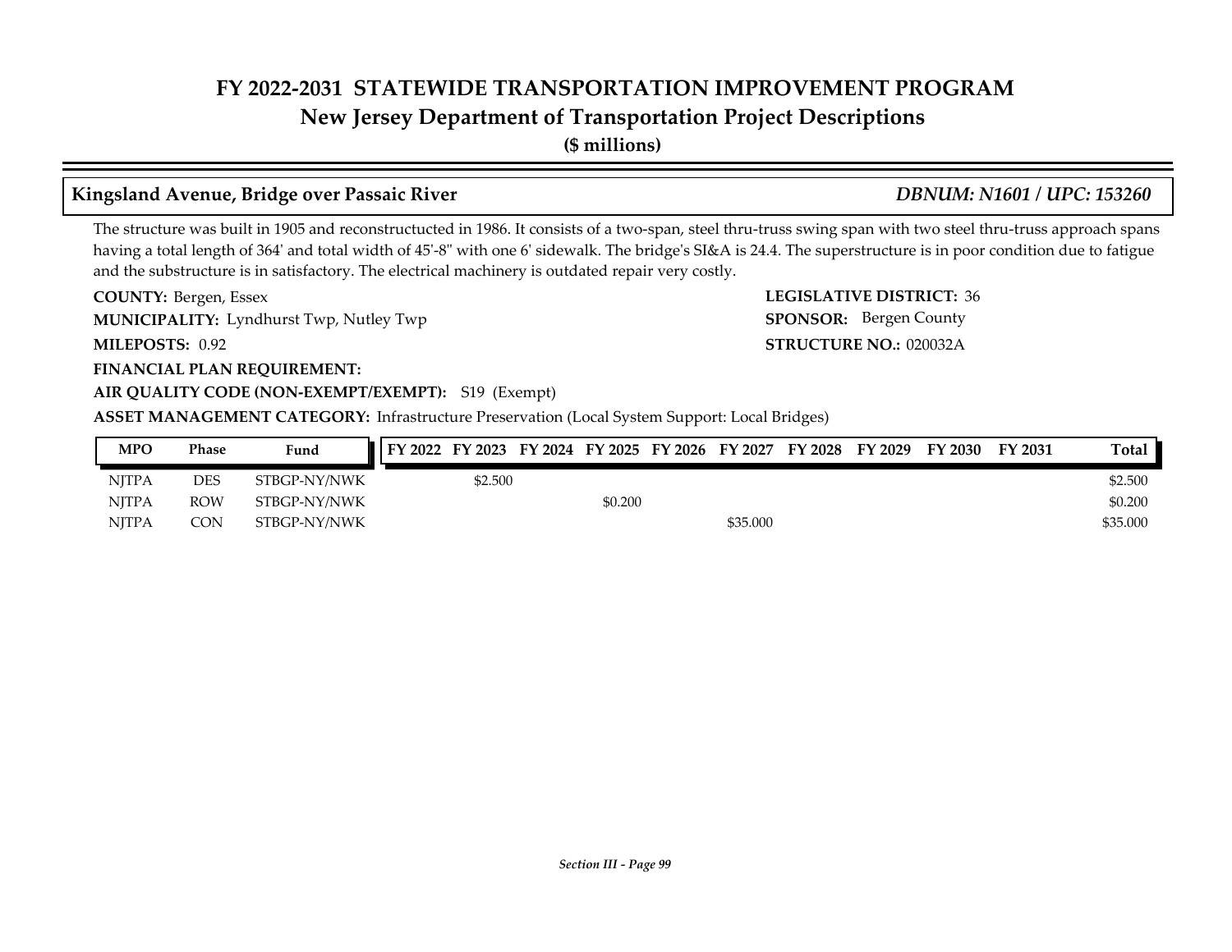# FY 2022-2031 STATEWIDE TRANSPORTATION IMPROVEMENT PROGRAM

## New Jersey Department of Transportation Project Descriptions

**($ millions)**

### Kingsland Avenue, Bridge over Passaic River *DBNUM: N1601 / UPC: 153260*

The structure was built in 1905 and reconstructucted in 1986. It consists of a two-span, steel thru-truss swing span with two steel thru-truss approach spans having a total length of 364' and total width of 45'-8" with one 6' sidewalk. The bridge's SI&A is 24.4. The superstructure is in poor condition due to fatigue and the substructure is in satisfactory. The electrical machinery is outdated repair very costly.

**COUNTY:** Bergen, Essex

**LEGISLATIVE DISTRICT:** 36

**MUNICIPALITY:** Lyndhurst Twp, Nutley Twp

**SPONSOR:** Bergen County

**MILEPOSTS:** 0.92

**STRUCTURE NO.:** 020032A

**FINANCIAL PLAN REQUIREMENT:**

**AIR QUALITY CODE (NON-EXEMPT/EXEMPT):** S19 (Exempt)

**ASSET MANAGEMENT CATEGORY:** Infrastructure Preservation (Local System Support: Local Bridges)

| MPO | Phase | Fund | FY 2022 | FY 2023 | FY 2024 | FY 2025 | FY 2026 | FY 2027 | FY 2028 | FY 2029 | FY 2030 | FY 2031 | Total |
|---|---|---|---|---|---|---|---|---|---|---|---|---|---|
| NJTPA | DES | STBGP-NY/NWK | | $2.500 | | | | | | | | | $2.500 |
| NJTPA | ROW | STBGP-NY/NWK | | | | $0.200 | | | | | | | $0.200 |
| NJTPA | CON | STBGP-NY/NWK | | | | | | $35.000 | | | | | $35.000 |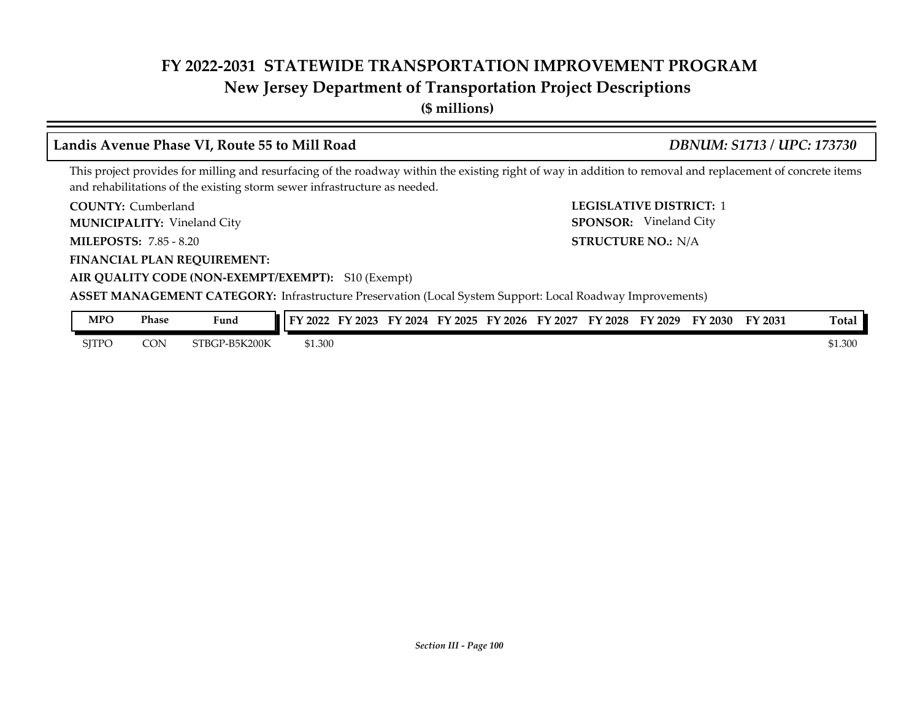# FY 2022-2031 STATEWIDE TRANSPORTATION IMPROVEMENT PROGRAM

## New Jersey Department of Transportation Project Descriptions

**($ millions)**

### Landis Avenue Phase VI, Route 55 to Mill Road — *DBNUM: S1713 / UPC: 173730*

This project provides for milling and resurfacing of the roadway within the existing right of way in addition to removal and replacement of concrete items and rehabilitations of the existing storm sewer infrastructure as needed.

**COUNTY:** Cumberland
**LEGISLATIVE DISTRICT:** 1
**MUNICIPALITY:** Vineland City
**SPONSOR:** Vineland City
**MILEPOSTS:** 7.85 - 8.20
**STRUCTURE NO.:** N/A
**FINANCIAL PLAN REQUIREMENT:**
**AIR QUALITY CODE (NON-EXEMPT/EXEMPT):** S10 (Exempt)
**ASSET MANAGEMENT CATEGORY:** Infrastructure Preservation (Local System Support: Local Roadway Improvements)

| MPO | Phase | Fund | FY 2022 | FY 2023 | FY 2024 | FY 2025 | FY 2026 | FY 2027 | FY 2028 | FY 2029 | FY 2030 | FY 2031 | Total |
|---|---|---|---|---|---|---|---|---|---|---|---|---|---|
| SJTPO | CON | STBGP-B5K200K | $1.300 | | | | | | | | | | $1.300 |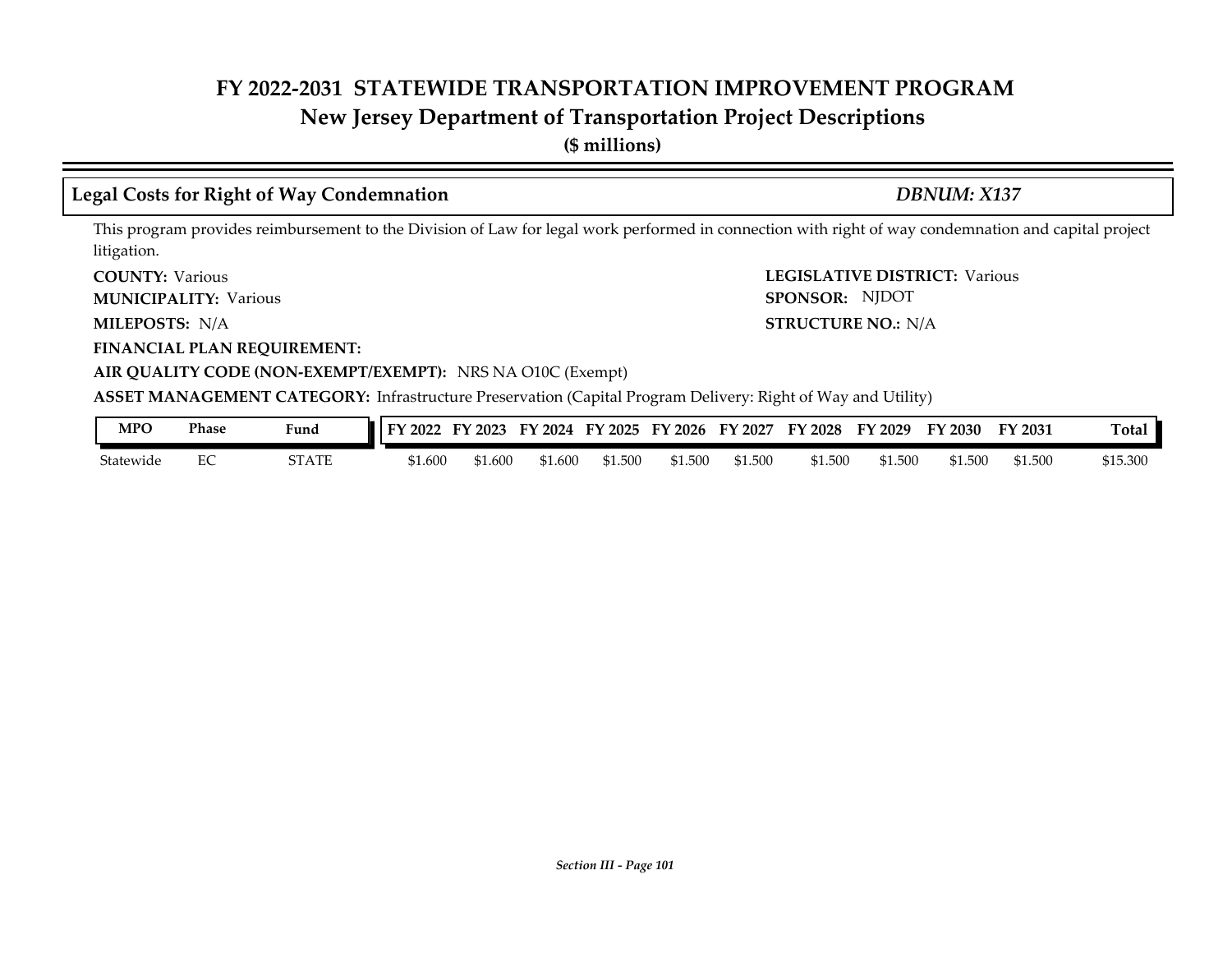# FY 2022-2031 STATEWIDE TRANSPORTATION IMPROVEMENT PROGRAM

## New Jersey Department of Transportation Project Descriptions

**($ millions)**

### Legal Costs for Right of Way Condemnation — *DBNUM: X137*

This program provides reimbursement to the Division of Law for legal work performed in connection with right of way condemnation and capital project litigation.

**COUNTY:** Various

**LEGISLATIVE DISTRICT:** Various

**MUNICIPALITY:** Various

**SPONSOR:** NJDOT

**MILEPOSTS:** N/A

**STRUCTURE NO.:** N/A

**FINANCIAL PLAN REQUIREMENT:**

**AIR QUALITY CODE (NON-EXEMPT/EXEMPT):** NRS NA O10C (Exempt)

**ASSET MANAGEMENT CATEGORY:** Infrastructure Preservation (Capital Program Delivery: Right of Way and Utility)

| MPO | Phase | Fund | FY 2022 | FY 2023 | FY 2024 | FY 2025 | FY 2026 | FY 2027 | FY 2028 | FY 2029 | FY 2030 | FY 2031 | Total |
|---|---|---|---|---|---|---|---|---|---|---|---|---|---|
| Statewide | EC | STATE | $1.600 | $1.600 | $1.600 | $1.500 | $1.500 | $1.500 | $1.500 | $1.500 | $1.500 | $1.500 | $15.300 |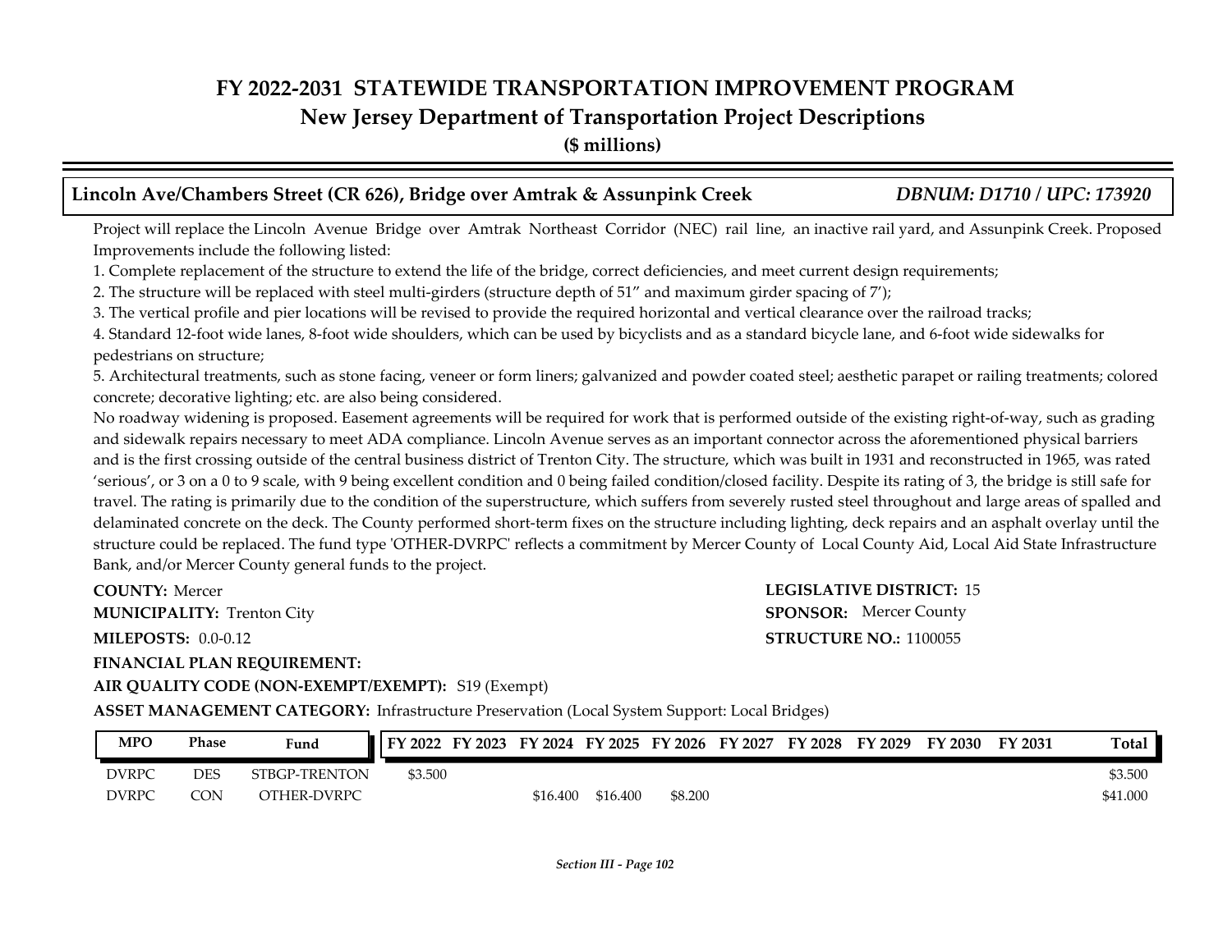# FY 2022-2031 STATEWIDE TRANSPORTATION IMPROVEMENT PROGRAM
## New Jersey Department of Transportation Project Descriptions
**($ millions)**

### Lincoln Ave/Chambers Street (CR 626), Bridge over Amtrak & Assunpink Creek — *DBNUM: D1710 / UPC: 173920*

Project will replace the Lincoln Avenue Bridge over Amtrak Northeast Corridor (NEC) rail line, an inactive rail yard, and Assunpink Creek. Proposed Improvements include the following listed:

1. Complete replacement of the structure to extend the life of the bridge, correct deficiencies, and meet current design requirements;
2. The structure will be replaced with steel multi-girders (structure depth of 51" and maximum girder spacing of 7');
3. The vertical profile and pier locations will be revised to provide the required horizontal and vertical clearance over the railroad tracks;
4. Standard 12-foot wide lanes, 8-foot wide shoulders, which can be used by bicyclists and as a standard bicycle lane, and 6-foot wide sidewalks for pedestrians on structure;
5. Architectural treatments, such as stone facing, veneer or form liners; galvanized and powder coated steel; aesthetic parapet or railing treatments; colored concrete; decorative lighting; etc. are also being considered.

No roadway widening is proposed. Easement agreements will be required for work that is performed outside of the existing right-of-way, such as grading and sidewalk repairs necessary to meet ADA compliance. Lincoln Avenue serves as an important connector across the aforementioned physical barriers and is the first crossing outside of the central business district of Trenton City. The structure, which was built in 1931 and reconstructed in 1965, was rated 'serious', or 3 on a 0 to 9 scale, with 9 being excellent condition and 0 being failed condition/closed facility. Despite its rating of 3, the bridge is still safe for travel. The rating is primarily due to the condition of the superstructure, which suffers from severely rusted steel throughout and large areas of spalled and delaminated concrete on the deck. The County performed short-term fixes on the structure including lighting, deck repairs and an asphalt overlay until the structure could be replaced. The fund type 'OTHER-DVRPC' reflects a commitment by Mercer County of Local County Aid, Local Aid State Infrastructure Bank, and/or Mercer County general funds to the project.

**COUNTY:** Mercer
**LEGISLATIVE DISTRICT:** 15
**MUNICIPALITY:** Trenton City
**SPONSOR:** Mercer County
**MILEPOSTS:** 0.0-0.12
**STRUCTURE NO.:** 1100055
**FINANCIAL PLAN REQUIREMENT:**
**AIR QUALITY CODE (NON-EXEMPT/EXEMPT):** S19 (Exempt)
**ASSET MANAGEMENT CATEGORY:** Infrastructure Preservation (Local System Support: Local Bridges)

| MPO | Phase | Fund | FY 2022 | FY 2023 | FY 2024 | FY 2025 | FY 2026 | FY 2027 | FY 2028 | FY 2029 | FY 2030 | FY 2031 | Total |
|---|---|---|---|---|---|---|---|---|---|---|---|---|---|
| DVRPC | DES | STBGP-TRENTON | $3.500 | | | | | | | | | | $3.500 |
| DVRPC | CON | OTHER-DVRPC | | | $16.400 | $16.400 | $8.200 | | | | | | $41.000 |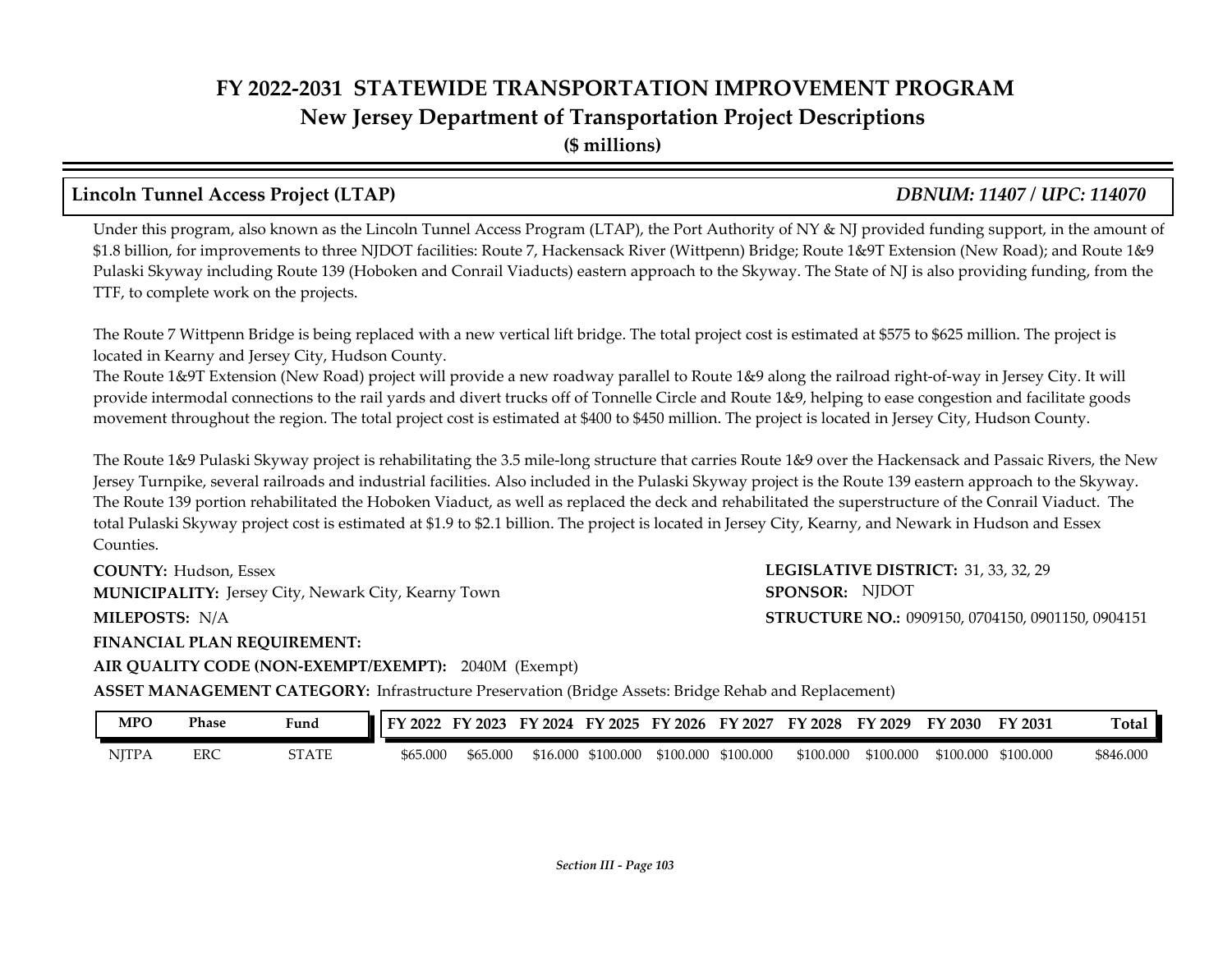# FY 2022-2031 STATEWIDE TRANSPORTATION IMPROVEMENT PROGRAM
## New Jersey Department of Transportation Project Descriptions
**($ millions)**

### Lincoln Tunnel Access Project (LTAP) — *DBNUM: 11407 / UPC: 114070*

Under this program, also known as the Lincoln Tunnel Access Program (LTAP), the Port Authority of NY & NJ provided funding support, in the amount of $1.8 billion, for improvements to three NJDOT facilities: Route 7, Hackensack River (Wittpenn) Bridge; Route 1&9T Extension (New Road); and Route 1&9 Pulaski Skyway including Route 139 (Hoboken and Conrail Viaducts) eastern approach to the Skyway. The State of NJ is also providing funding, from the TTF, to complete work on the projects.

The Route 7 Wittpenn Bridge is being replaced with a new vertical lift bridge. The total project cost is estimated at $575 to $625 million. The project is located in Kearny and Jersey City, Hudson County.

The Route 1&9T Extension (New Road) project will provide a new roadway parallel to Route 1&9 along the railroad right-of-way in Jersey City. It will provide intermodal connections to the rail yards and divert trucks off of Tonnelle Circle and Route 1&9, helping to ease congestion and facilitate goods movement throughout the region. The total project cost is estimated at $400 to $450 million. The project is located in Jersey City, Hudson County.

The Route 1&9 Pulaski Skyway project is rehabilitating the 3.5 mile-long structure that carries Route 1&9 over the Hackensack and Passaic Rivers, the New Jersey Turnpike, several railroads and industrial facilities. Also included in the Pulaski Skyway project is the Route 139 eastern approach to the Skyway. The Route 139 portion rehabilitated the Hoboken Viaduct, as well as replaced the deck and rehabilitated the superstructure of the Conrail Viaduct. The total Pulaski Skyway project cost is estimated at $1.9 to $2.1 billion. The project is located in Jersey City, Kearny, and Newark in Hudson and Essex Counties.

**COUNTY:** Hudson, Essex
**LEGISLATIVE DISTRICT:** 31, 33, 32, 29
**MUNICIPALITY:** Jersey City, Newark City, Kearny Town
**SPONSOR:** NJDOT
**MILEPOSTS:** N/A
**STRUCTURE NO.:** 0909150, 0704150, 0901150, 0904151
**FINANCIAL PLAN REQUIREMENT:**
**AIR QUALITY CODE (NON-EXEMPT/EXEMPT):** 2040M (Exempt)
**ASSET MANAGEMENT CATEGORY:** Infrastructure Preservation (Bridge Assets: Bridge Rehab and Replacement)

| MPO | Phase | Fund | FY 2022 | FY 2023 | FY 2024 | FY 2025 | FY 2026 | FY 2027 | FY 2028 | FY 2029 | FY 2030 | FY 2031 | Total |
|---|---|---|---|---|---|---|---|---|---|---|---|---|---|
| NJTPA | ERC | STATE | $65.000 | $65.000 | $16.000 | $100.000 | $100.000 | $100.000 | $100.000 | $100.000 | $100.000 | $100.000 | $846.000 |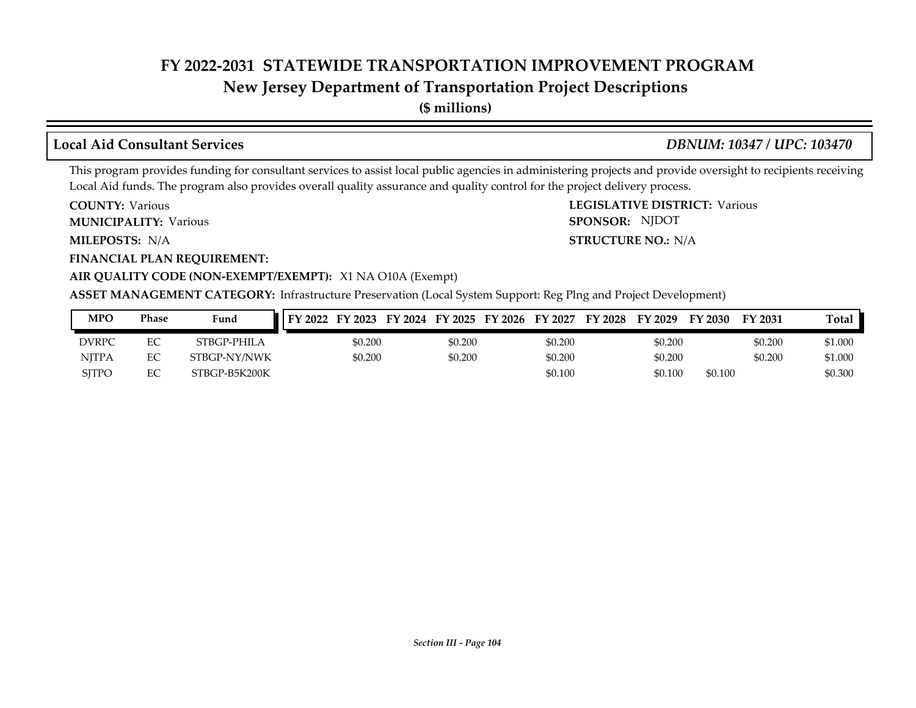# FY 2022-2031 STATEWIDE TRANSPORTATION IMPROVEMENT PROGRAM
## New Jersey Department of Transportation Project Descriptions
**($ millions)**

### Local Aid Consultant Services *DBNUM: 10347 / UPC: 103470*

This program provides funding for consultant services to assist local public agencies in administering projects and provide oversight to recipients receiving Local Aid funds. The program also provides overall quality assurance and quality control for the project delivery process.

**COUNTY:** Various
**LEGISLATIVE DISTRICT:** Various
**MUNICIPALITY:** Various
**SPONSOR:** NJDOT
**MILEPOSTS:** N/A
**STRUCTURE NO.:** N/A
**FINANCIAL PLAN REQUIREMENT:**
**AIR QUALITY CODE (NON-EXEMPT/EXEMPT):** X1 NA O10A (Exempt)
**ASSET MANAGEMENT CATEGORY:** Infrastructure Preservation (Local System Support: Reg Plng and Project Development)

| MPO | Phase | Fund | FY 2022 | FY 2023 | FY 2024 | FY 2025 | FY 2026 | FY 2027 | FY 2028 | FY 2029 | FY 2030 | FY 2031 | Total |
|---|---|---|---|---|---|---|---|---|---|---|---|---|---|
| DVRPC | EC | STBGP-PHILA | | $0.200 | | $0.200 | | $0.200 | | $0.200 | | $0.200 | $1.000 |
| NJTPA | EC | STBGP-NY/NWK | | $0.200 | | $0.200 | | $0.200 | | $0.200 | | $0.200 | $1.000 |
| SJTPO | EC | STBGP-B5K200K | | | | | | $0.100 | | $0.100 | $0.100 | | $0.300 |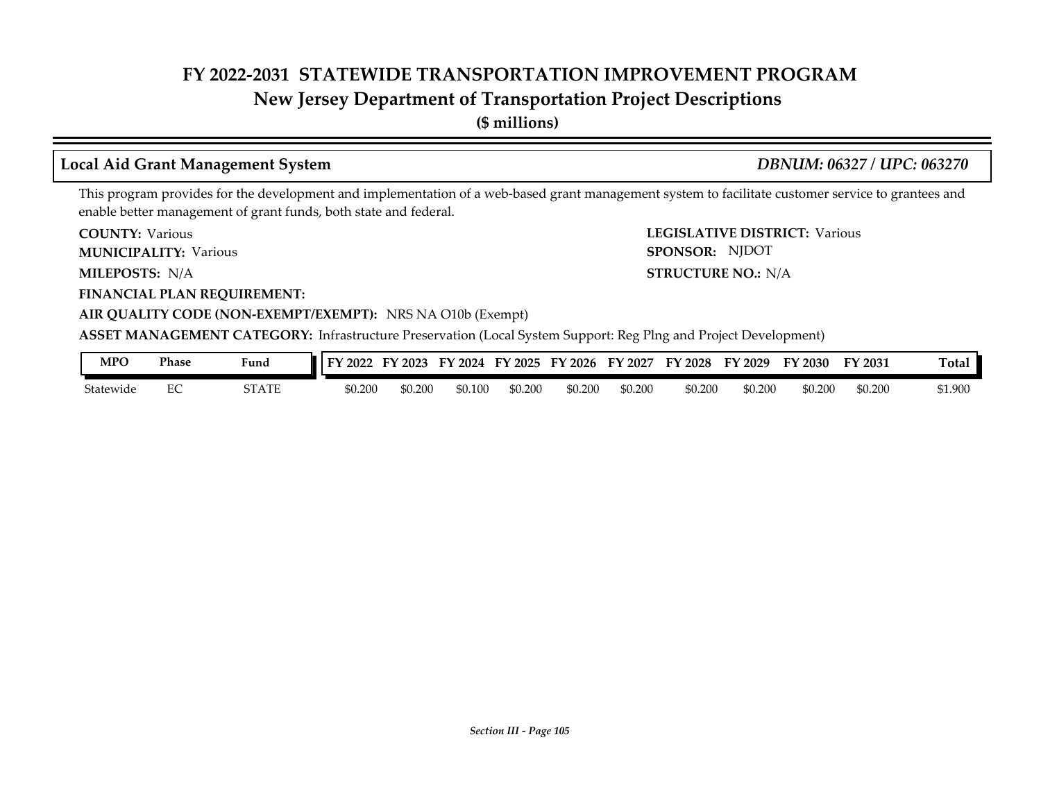# FY 2022-2031 STATEWIDE TRANSPORTATION IMPROVEMENT PROGRAM
## New Jersey Department of Transportation Project Descriptions
**($ millions)**

### Local Aid Grant Management System *DBNUM: 06327 / UPC: 063270*

This program provides for the development and implementation of a web-based grant management system to facilitate customer service to grantees and enable better management of grant funds, both state and federal.

**COUNTY:** Various
**LEGISLATIVE DISTRICT:** Various
**MUNICIPALITY:** Various
**SPONSOR:** NJDOT
**MILEPOSTS:** N/A
**STRUCTURE NO.:** N/A
**FINANCIAL PLAN REQUIREMENT:**
**AIR QUALITY CODE (NON-EXEMPT/EXEMPT):** NRS NA O10b (Exempt)
**ASSET MANAGEMENT CATEGORY:** Infrastructure Preservation (Local System Support: Reg Plng and Project Development)

| MPO | Phase | Fund | FY 2022 | FY 2023 | FY 2024 | FY 2025 | FY 2026 | FY 2027 | FY 2028 | FY 2029 | FY 2030 | FY 2031 | Total |
|---|---|---|---|---|---|---|---|---|---|---|---|---|---|
| Statewide | EC | STATE | $0.200 | $0.200 | $0.100 | $0.200 | $0.200 | $0.200 | $0.200 | $0.200 | $0.200 | $0.200 | $1.900 |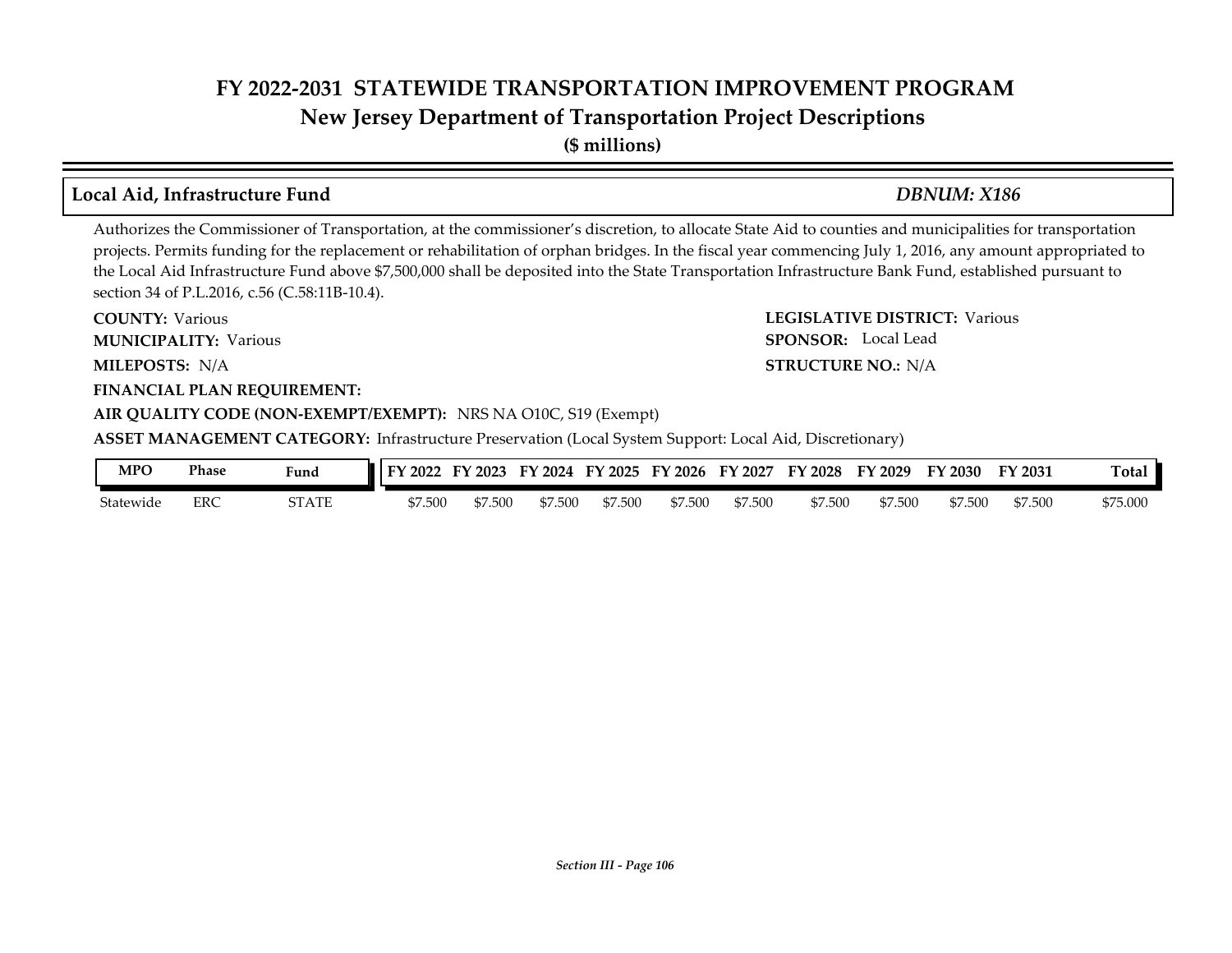## Local Aid, Infrastructure Fund

***DBNUM: X186***

Authorizes the Commissioner of Transportation, at the commissioner's discretion, to allocate State Aid to counties and municipalities for transportation projects. Permits funding for the replacement or rehabilitation of orphan bridges. In the fiscal year commencing July 1, 2016, any amount appropriated to the Local Aid Infrastructure Fund above $7,500,000 shall be deposited into the State Transportation Infrastructure Bank Fund, established pursuant to section 34 of P.L.2016, c.56 (C.58:11B-10.4).

**COUNTY:** Various

**LEGISLATIVE DISTRICT:** Various

**MUNICIPALITY:** Various

**SPONSOR:** Local Lead

**MILEPOSTS:** N/A

**STRUCTURE NO.:** N/A

**FINANCIAL PLAN REQUIREMENT:**

**AIR QUALITY CODE (NON-EXEMPT/EXEMPT):** NRS NA O10C, S19 (Exempt)

**ASSET MANAGEMENT CATEGORY:** Infrastructure Preservation (Local System Support: Local Aid, Discretionary)

| MPO | Phase | Fund | FY 2022 | FY 2023 | FY 2024 | FY 2025 | FY 2026 | FY 2027 | FY 2028 | FY 2029 | FY 2030 | FY 2031 | Total |
|---|---|---|---|---|---|---|---|---|---|---|---|---|---|
| Statewide | ERC | STATE | $7.500 | $7.500 | $7.500 | $7.500 | $7.500 | $7.500 | $7.500 | $7.500 | $7.500 | $7.500 | $75.000 |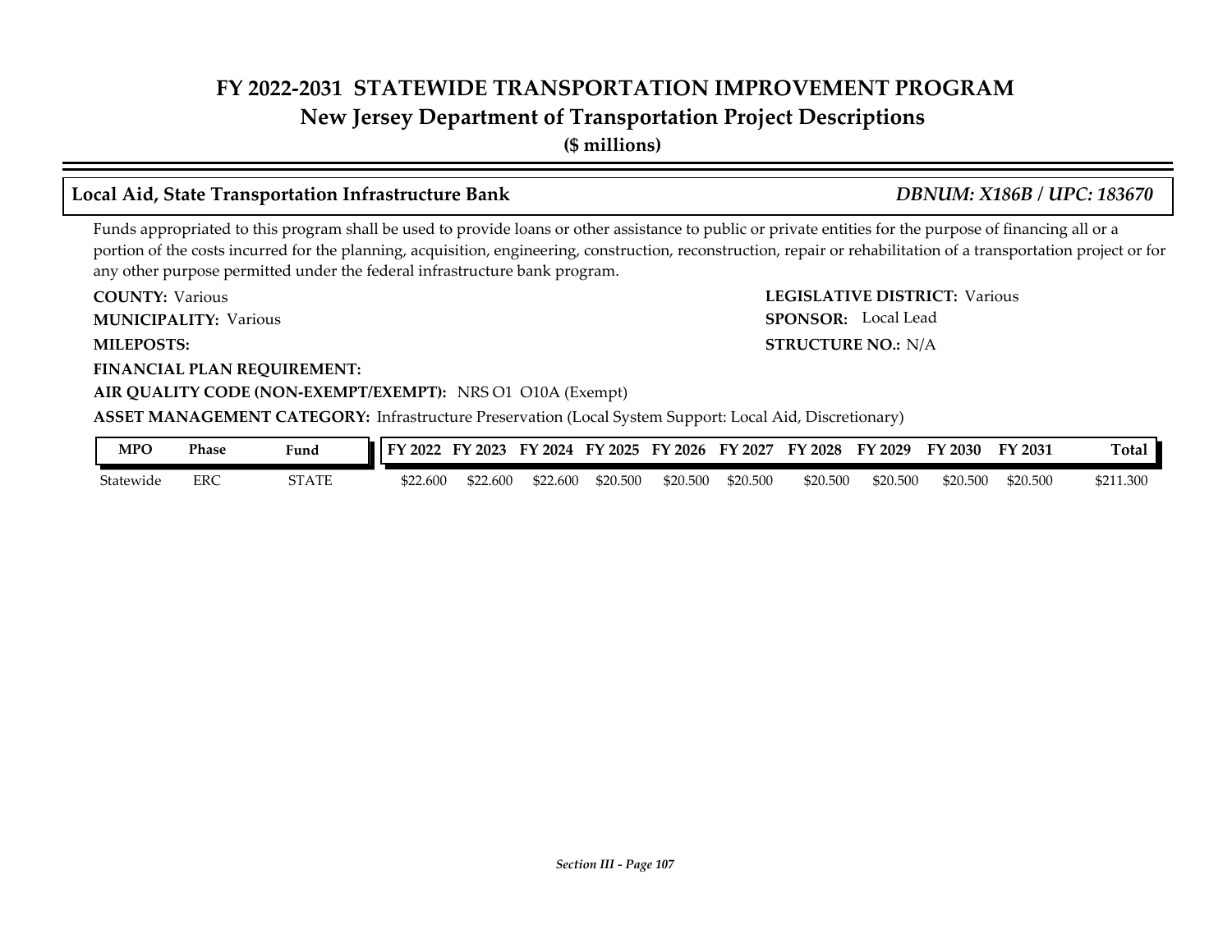# FY 2022-2031 STATEWIDE TRANSPORTATION IMPROVEMENT PROGRAM
## New Jersey Department of Transportation Project Descriptions
**($ millions)**

### Local Aid, State Transportation Infrastructure Bank — *DBNUM: X186B / UPC: 183670*

Funds appropriated to this program shall be used to provide loans or other assistance to public or private entities for the purpose of financing all or a portion of the costs incurred for the planning, acquisition, engineering, construction, reconstruction, repair or rehabilitation of a transportation project or for any other purpose permitted under the federal infrastructure bank program.

**COUNTY:** Various

**MUNICIPALITY:** Various

**MILEPOSTS:**

**FINANCIAL PLAN REQUIREMENT:**

**LEGISLATIVE DISTRICT:** Various

**SPONSOR:** Local Lead

**STRUCTURE NO.:** N/A

**AIR QUALITY CODE (NON-EXEMPT/EXEMPT):** NRS O1 O10A (Exempt)

**ASSET MANAGEMENT CATEGORY:** Infrastructure Preservation (Local System Support: Local Aid, Discretionary)

| MPO | Phase | Fund | FY 2022 | FY 2023 | FY 2024 | FY 2025 | FY 2026 | FY 2027 | FY 2028 | FY 2029 | FY 2030 | FY 2031 | Total |
|---|---|---|---|---|---|---|---|---|---|---|---|---|---|
| Statewide | ERC | STATE | $22.600 | $22.600 | $22.600 | $20.500 | $20.500 | $20.500 | $20.500 | $20.500 | $20.500 | $20.500 | $211.300 |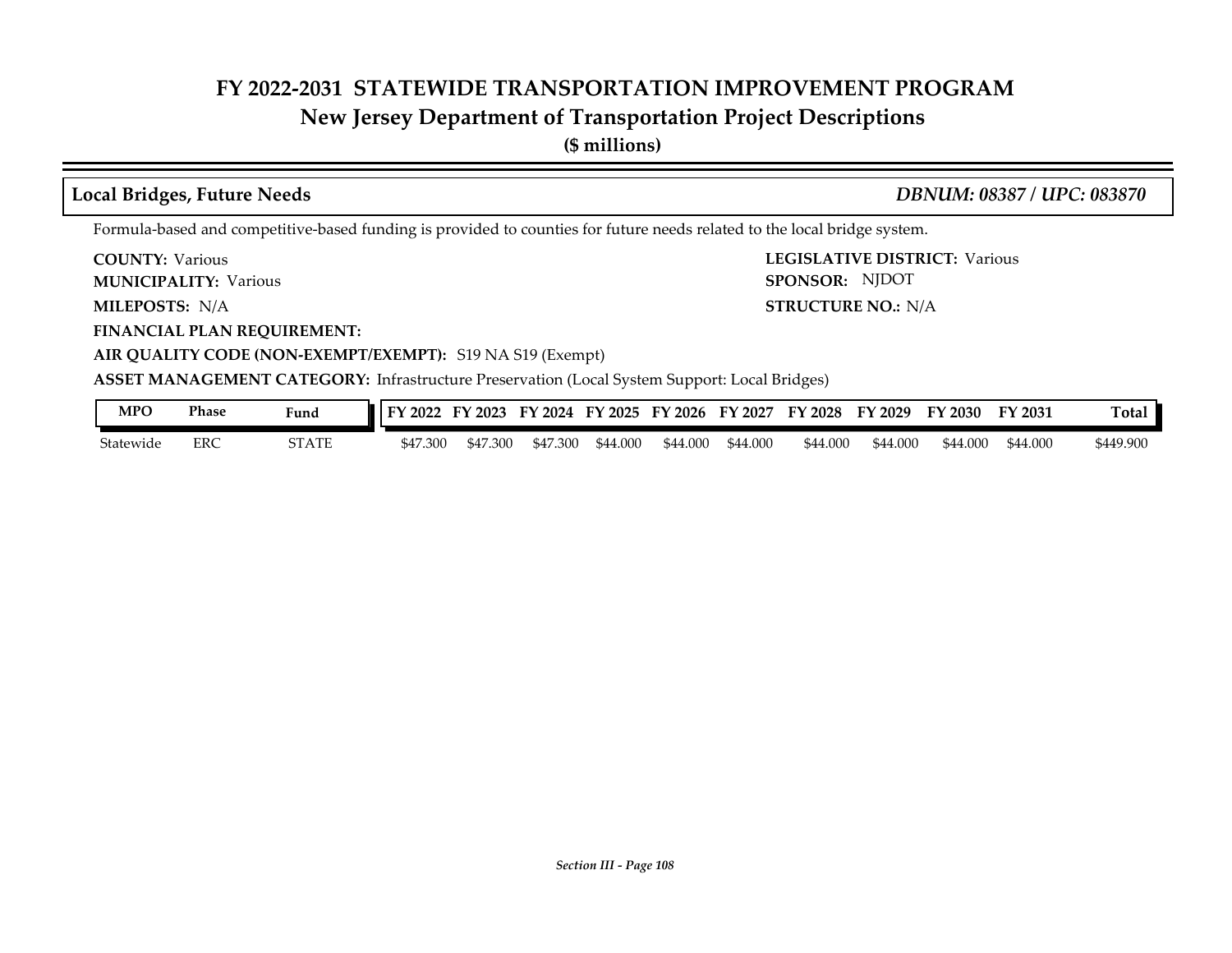# FY 2022-2031 STATEWIDE TRANSPORTATION IMPROVEMENT PROGRAM

## New Jersey Department of Transportation Project Descriptions

**($ millions)**

### Local Bridges, Future Needs — *DBNUM: 08387 / UPC: 083870*

Formula-based and competitive-based funding is provided to counties for future needs related to the local bridge system.

**COUNTY:** Various
**LEGISLATIVE DISTRICT:** Various
**MUNICIPALITY:** Various
**SPONSOR:** NJDOT
**MILEPOSTS:** N/A
**STRUCTURE NO.:** N/A
**FINANCIAL PLAN REQUIREMENT:**
**AIR QUALITY CODE (NON-EXEMPT/EXEMPT):** S19 NA S19 (Exempt)
**ASSET MANAGEMENT CATEGORY:** Infrastructure Preservation (Local System Support: Local Bridges)

| MPO | Phase | Fund | FY 2022 | FY 2023 | FY 2024 | FY 2025 | FY 2026 | FY 2027 | FY 2028 | FY 2029 | FY 2030 | FY 2031 | Total |
|---|---|---|---|---|---|---|---|---|---|---|---|---|---|
| Statewide | ERC | STATE | $47.300 | $47.300 | $47.300 | $44.000 | $44.000 | $44.000 | $44.000 | $44.000 | $44.000 | $44.000 | $449.900 |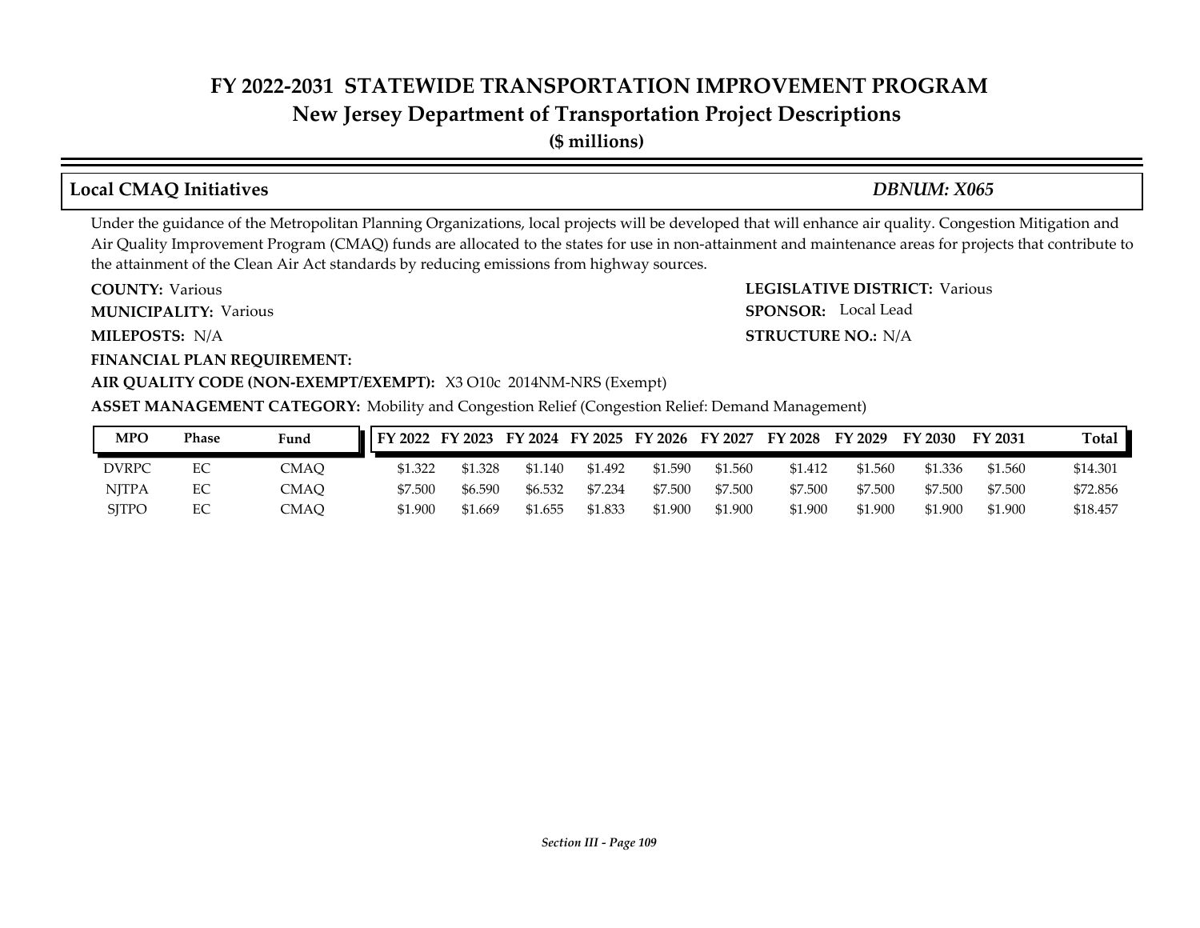# FY 2022-2031 STATEWIDE TRANSPORTATION IMPROVEMENT PROGRAM

## New Jersey Department of Transportation Project Descriptions

**($ millions)**

### Local CMAQ Initiatives *DBNUM: X065*

Under the guidance of the Metropolitan Planning Organizations, local projects will be developed that will enhance air quality. Congestion Mitigation and Air Quality Improvement Program (CMAQ) funds are allocated to the states for use in non-attainment and maintenance areas for projects that contribute to the attainment of the Clean Air Act standards by reducing emissions from highway sources.

**COUNTY:** Various

**LEGISLATIVE DISTRICT:** Various

**MUNICIPALITY:** Various

**SPONSOR:** Local Lead

**MILEPOSTS:** N/A

**STRUCTURE NO.:** N/A

**FINANCIAL PLAN REQUIREMENT:**

**AIR QUALITY CODE (NON-EXEMPT/EXEMPT):** X3 O10c 2014NM-NRS (Exempt)

**ASSET MANAGEMENT CATEGORY:** Mobility and Congestion Relief (Congestion Relief: Demand Management)

| MPO | Phase | Fund | FY 2022 | FY 2023 | FY 2024 | FY 2025 | FY 2026 | FY 2027 | FY 2028 | FY 2029 | FY 2030 | FY 2031 | Total |
|---|---|---|---|---|---|---|---|---|---|---|---|---|---|
| DVRPC | EC | CMAQ | $1.322 | $1.328 | $1.140 | $1.492 | $1.590 | $1.560 | $1.412 | $1.560 | $1.336 | $1.560 | $14.301 |
| NJTPA | EC | CMAQ | $7.500 | $6.590 | $6.532 | $7.234 | $7.500 | $7.500 | $7.500 | $7.500 | $7.500 | $7.500 | $72.856 |
| SJTPO | EC | CMAQ | $1.900 | $1.669 | $1.655 | $1.833 | $1.900 | $1.900 | $1.900 | $1.900 | $1.900 | $1.900 | $18.457 |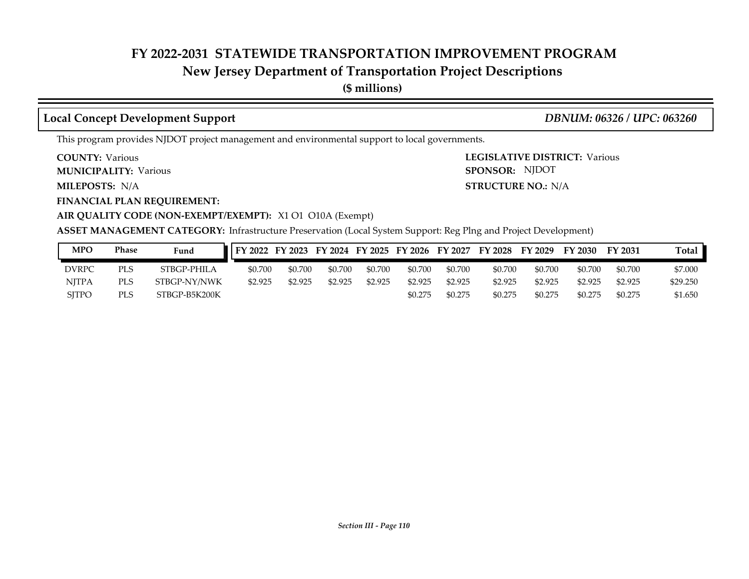# FY 2022-2031 STATEWIDE TRANSPORTATION IMPROVEMENT PROGRAM
## New Jersey Department of Transportation Project Descriptions
**($ millions)**

### Local Concept Development Support *DBNUM: 06326 / UPC: 063260*

This program provides NJDOT project management and environmental support to local governments.

**COUNTY:** Various
**LEGISLATIVE DISTRICT:** Various
**MUNICIPALITY:** Various
**SPONSOR:** NJDOT
**MILEPOSTS:** N/A
**STRUCTURE NO.:** N/A
**FINANCIAL PLAN REQUIREMENT:**
**AIR QUALITY CODE (NON-EXEMPT/EXEMPT):** X1 O1 O10A (Exempt)
**ASSET MANAGEMENT CATEGORY:** Infrastructure Preservation (Local System Support: Reg Plng and Project Development)

| MPO | Phase | Fund | FY 2022 | FY 2023 | FY 2024 | FY 2025 | FY 2026 | FY 2027 | FY 2028 | FY 2029 | FY 2030 | FY 2031 | Total |
|---|---|---|---|---|---|---|---|---|---|---|---|---|---|
| DVRPC | PLS | STBGP-PHILA | $0.700 | $0.700 | $0.700 | $0.700 | $0.700 | $0.700 | $0.700 | $0.700 | $0.700 | $0.700 | $7.000 |
| NJTPA | PLS | STBGP-NY/NWK | $2.925 | $2.925 | $2.925 | $2.925 | $2.925 | $2.925 | $2.925 | $2.925 | $2.925 | $2.925 | $29.250 |
| SJTPO | PLS | STBGP-B5K200K | | | | | $0.275 | $0.275 | $0.275 | $0.275 | $0.275 | $0.275 | $1.650 |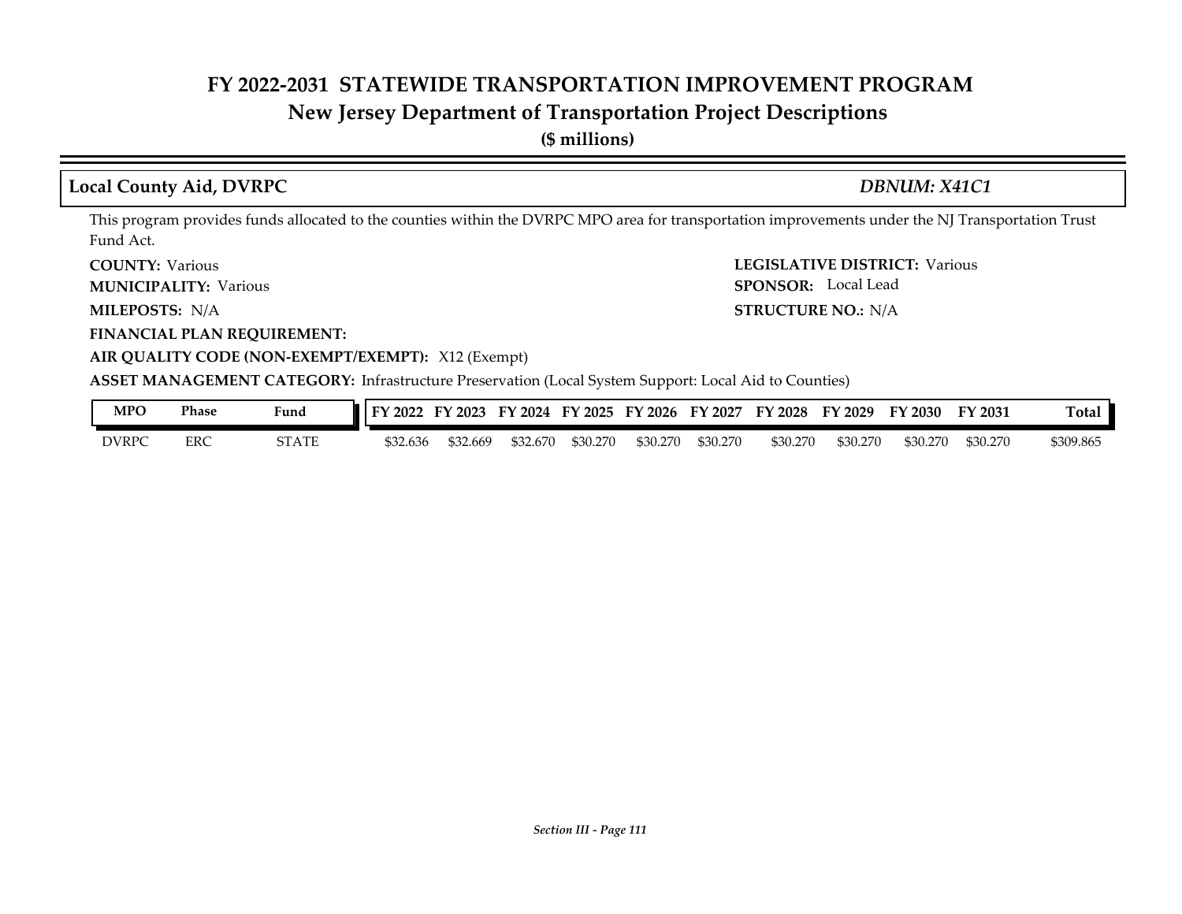# FY 2022-2031 STATEWIDE TRANSPORTATION IMPROVEMENT PROGRAM
## New Jersey Department of Transportation Project Descriptions
**($ millions)**

### Local County Aid, DVRPC — *DBNUM: X41C1*

This program provides funds allocated to the counties within the DVRPC MPO area for transportation improvements under the NJ Transportation Trust Fund Act.

**COUNTY:** Various
**LEGISLATIVE DISTRICT:** Various
**MUNICIPALITY:** Various
**SPONSOR:** Local Lead
**MILEPOSTS:** N/A
**STRUCTURE NO.:** N/A
**FINANCIAL PLAN REQUIREMENT:**
**AIR QUALITY CODE (NON-EXEMPT/EXEMPT):** X12 (Exempt)
**ASSET MANAGEMENT CATEGORY:** Infrastructure Preservation (Local System Support: Local Aid to Counties)

| MPO | Phase | Fund | FY 2022 | FY 2023 | FY 2024 | FY 2025 | FY 2026 | FY 2027 | FY 2028 | FY 2029 | FY 2030 | FY 2031 | Total |
|---|---|---|---|---|---|---|---|---|---|---|---|---|---|
| DVRPC | ERC | STATE | $32.636 | $32.669 | $32.670 | $30.270 | $30.270 | $30.270 | $30.270 | $30.270 | $30.270 | $30.270 | $309.865 |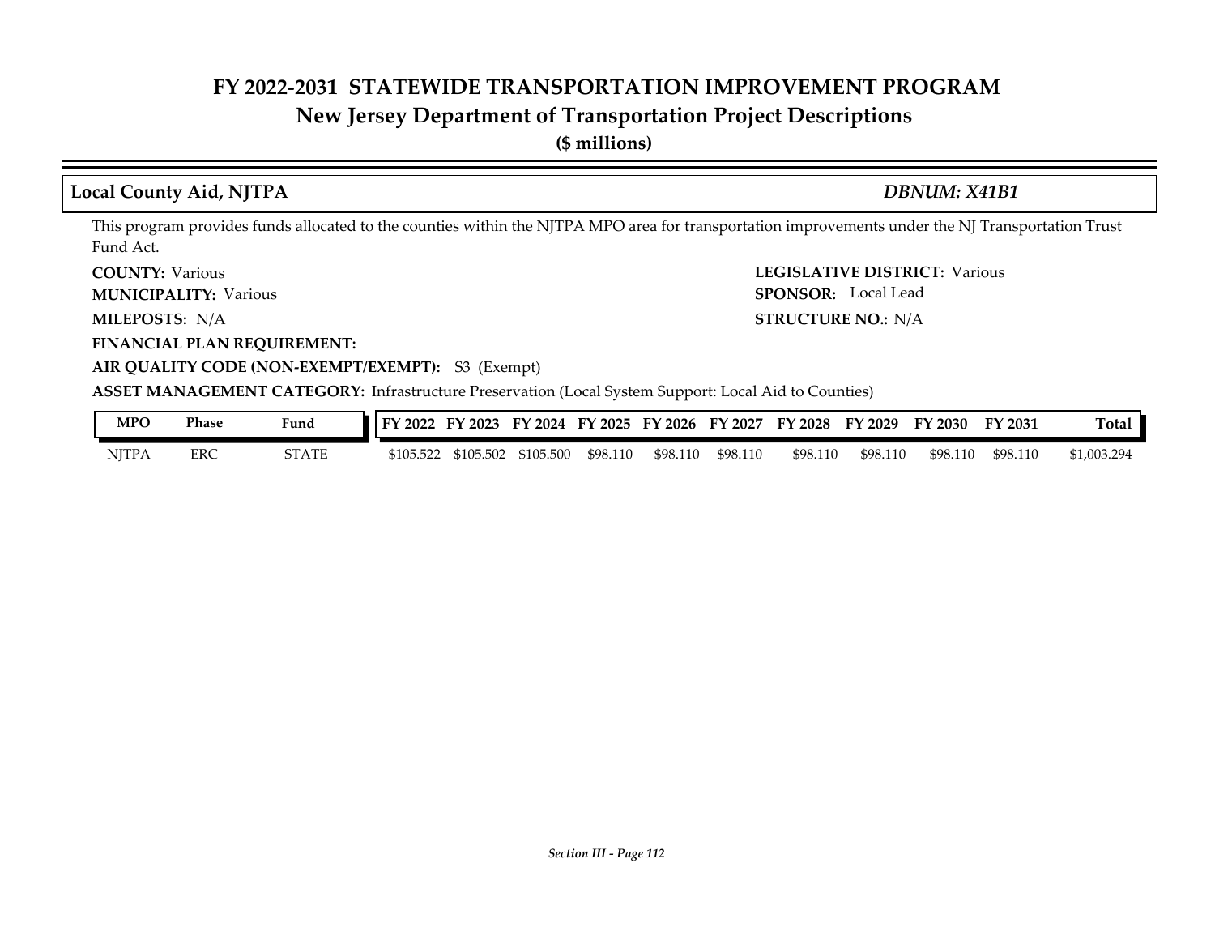# FY 2022-2031 STATEWIDE TRANSPORTATION IMPROVEMENT PROGRAM
## New Jersey Department of Transportation Project Descriptions
**($ millions)**

### Local County Aid, NJTPA — *DBNUM: X41B1*

This program provides funds allocated to the counties within the NJTPA MPO area for transportation improvements under the NJ Transportation Trust Fund Act.

**COUNTY:** Various
**LEGISLATIVE DISTRICT:** Various
**MUNICIPALITY:** Various
**SPONSOR:** Local Lead
**MILEPOSTS:** N/A
**STRUCTURE NO.:** N/A
**FINANCIAL PLAN REQUIREMENT:**
**AIR QUALITY CODE (NON-EXEMPT/EXEMPT):** S3 (Exempt)
**ASSET MANAGEMENT CATEGORY:** Infrastructure Preservation (Local System Support: Local Aid to Counties)

| MPO | Phase | Fund | FY 2022 | FY 2023 | FY 2024 | FY 2025 | FY 2026 | FY 2027 | FY 2028 | FY 2029 | FY 2030 | FY 2031 | Total |
|---|---|---|---|---|---|---|---|---|---|---|---|---|---|
| NJTPA | ERC | STATE | $105.522 | $105.502 | $105.500 | $98.110 | $98.110 | $98.110 | $98.110 | $98.110 | $98.110 | $98.110 | $1,003.294 |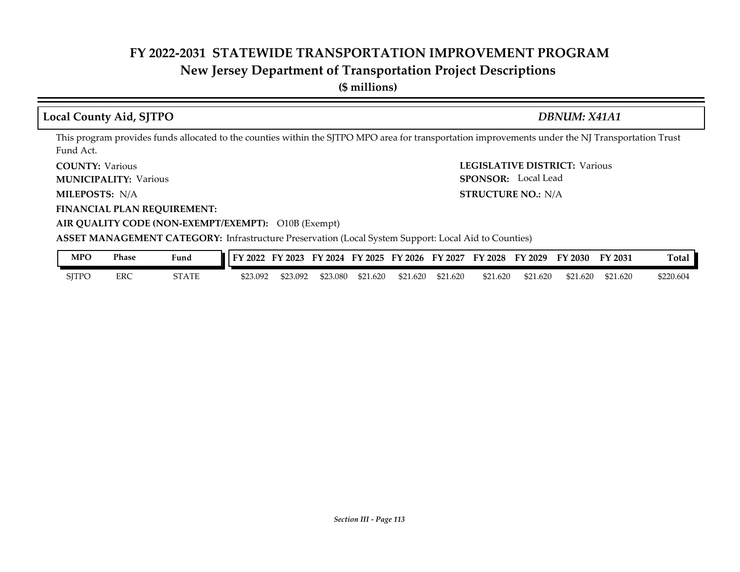# FY 2022-2031 STATEWIDE TRANSPORTATION IMPROVEMENT PROGRAM
## New Jersey Department of Transportation Project Descriptions
**($ millions)**

### Local County Aid, SJTPO — *DBNUM: X41A1*

This program provides funds allocated to the counties within the SJTPO MPO area for transportation improvements under the NJ Transportation Trust Fund Act.

**COUNTY:** Various
**LEGISLATIVE DISTRICT:** Various
**MUNICIPALITY:** Various
**SPONSOR:** Local Lead
**MILEPOSTS:** N/A
**STRUCTURE NO.:** N/A
**FINANCIAL PLAN REQUIREMENT:**
**AIR QUALITY CODE (NON-EXEMPT/EXEMPT):** O10B (Exempt)
**ASSET MANAGEMENT CATEGORY:** Infrastructure Preservation (Local System Support: Local Aid to Counties)

| MPO | Phase | Fund | FY 2022 | FY 2023 | FY 2024 | FY 2025 | FY 2026 | FY 2027 | FY 2028 | FY 2029 | FY 2030 | FY 2031 | Total |
|---|---|---|---|---|---|---|---|---|---|---|---|---|---|
| SJTPO | ERC | STATE | $23.092 | $23.092 | $23.080 | $21.620 | $21.620 | $21.620 | $21.620 | $21.620 | $21.620 | $21.620 | $220.604 |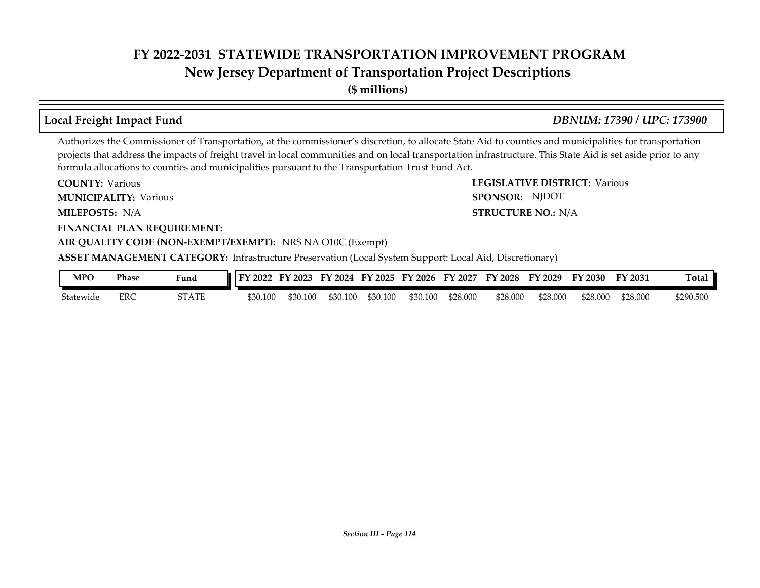# FY 2022-2031 STATEWIDE TRANSPORTATION IMPROVEMENT PROGRAM
## New Jersey Department of Transportation Project Descriptions
**($ millions)**

### Local Freight Impact Fund — *DBNUM: 17390 / UPC: 173900*

Authorizes the Commissioner of Transportation, at the commissioner's discretion, to allocate State Aid to counties and municipalities for transportation projects that address the impacts of freight travel in local communities and on local transportation infrastructure. This State Aid is set aside prior to any formula allocations to counties and municipalities pursuant to the Transportation Trust Fund Act.

**COUNTY:** Various

**LEGISLATIVE DISTRICT:** Various

**MUNICIPALITY:** Various

**SPONSOR:** NJDOT

**MILEPOSTS:** N/A

**STRUCTURE NO.:** N/A

**FINANCIAL PLAN REQUIREMENT:**

**AIR QUALITY CODE (NON-EXEMPT/EXEMPT):** NRS NA O10C (Exempt)

**ASSET MANAGEMENT CATEGORY:** Infrastructure Preservation (Local System Support: Local Aid, Discretionary)

| MPO | Phase | Fund | FY 2022 | FY 2023 | FY 2024 | FY 2025 | FY 2026 | FY 2027 | FY 2028 | FY 2029 | FY 2030 | FY 2031 | Total |
|---|---|---|---|---|---|---|---|---|---|---|---|---|---|
| Statewide | ERC | STATE | $30.100 | $30.100 | $30.100 | $30.100 | $30.100 | $28.000 | $28.000 | $28.000 | $28.000 | $28.000 | $290.500 |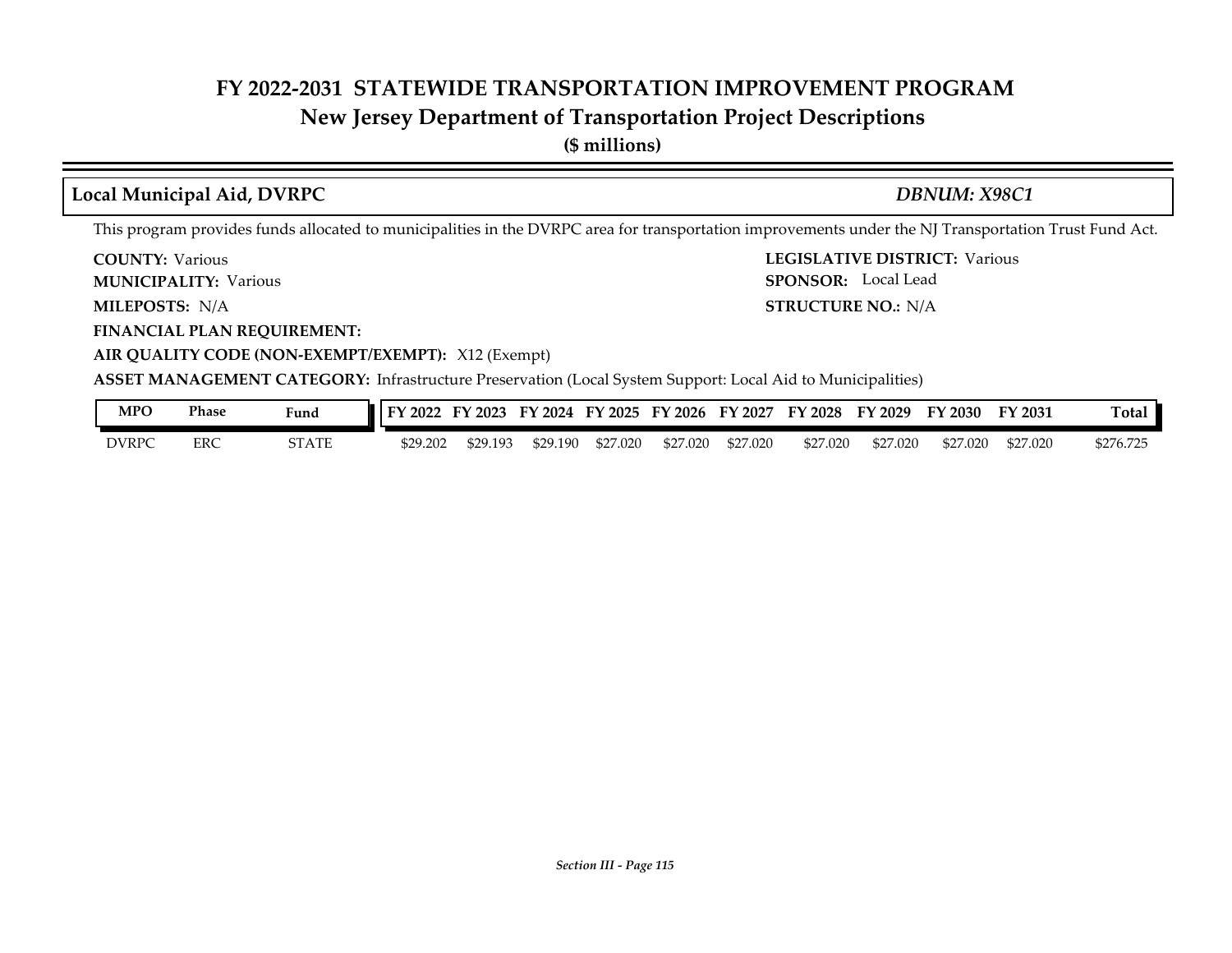# FY 2022-2031 STATEWIDE TRANSPORTATION IMPROVEMENT PROGRAM
## New Jersey Department of Transportation Project Descriptions
**($ millions)**

### Local Municipal Aid, DVRPC — *DBNUM: X98C1*

This program provides funds allocated to municipalities in the DVRPC area for transportation improvements under the NJ Transportation Trust Fund Act.

**COUNTY:** Various
**LEGISLATIVE DISTRICT:** Various
**MUNICIPALITY:** Various
**SPONSOR:** Local Lead
**MILEPOSTS:** N/A
**STRUCTURE NO.:** N/A
**FINANCIAL PLAN REQUIREMENT:**
**AIR QUALITY CODE (NON-EXEMPT/EXEMPT):** X12 (Exempt)
**ASSET MANAGEMENT CATEGORY:** Infrastructure Preservation (Local System Support: Local Aid to Municipalities)

| MPO | Phase | Fund | FY 2022 | FY 2023 | FY 2024 | FY 2025 | FY 2026 | FY 2027 | FY 2028 | FY 2029 | FY 2030 | FY 2031 | Total |
|---|---|---|---|---|---|---|---|---|---|---|---|---|---|
| DVRPC | ERC | STATE | $29.202 | $29.193 | $29.190 | $27.020 | $27.020 | $27.020 | $27.020 | $27.020 | $27.020 | $27.020 | $276.725 |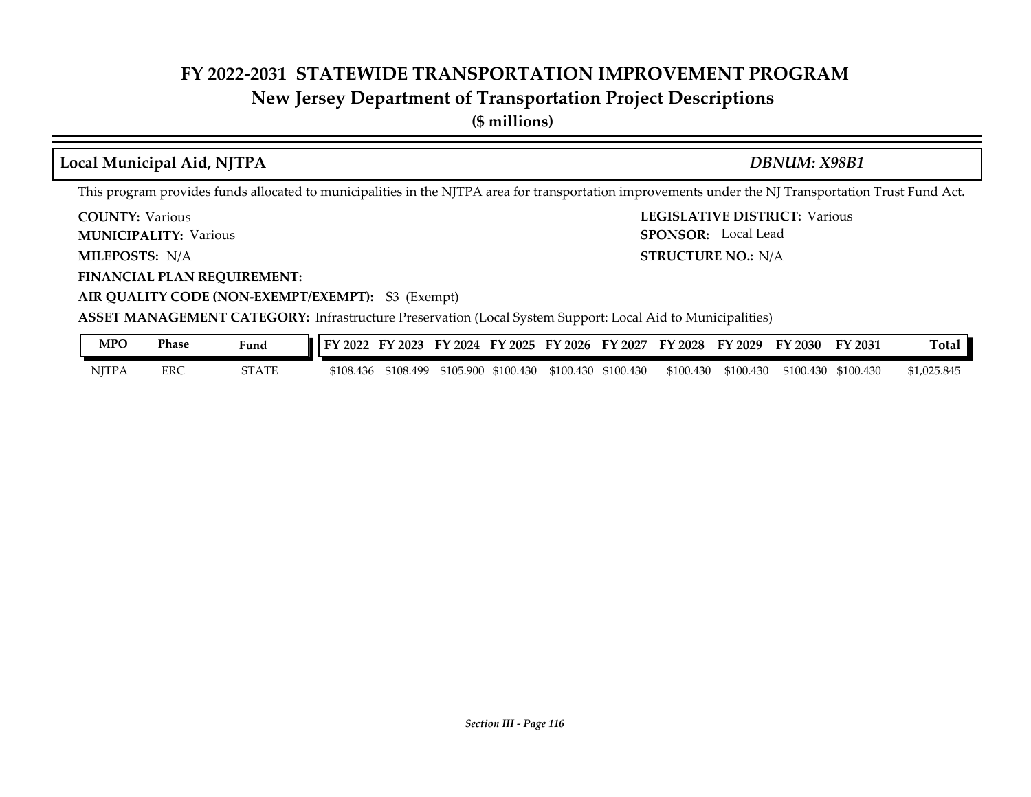# FY 2022-2031 STATEWIDE TRANSPORTATION IMPROVEMENT PROGRAM

## New Jersey Department of Transportation Project Descriptions

**($ millions)**

### Local Municipal Aid, NJTPA

***DBNUM: X98B1***

This program provides funds allocated to municipalities in the NJTPA area for transportation improvements under the NJ Transportation Trust Fund Act.

**COUNTY:** Various
**LEGISLATIVE DISTRICT:** Various
**MUNICIPALITY:** Various
**SPONSOR:** Local Lead
**MILEPOSTS:** N/A
**STRUCTURE NO.:** N/A
**FINANCIAL PLAN REQUIREMENT:**
**AIR QUALITY CODE (NON-EXEMPT/EXEMPT):** S3 (Exempt)
**ASSET MANAGEMENT CATEGORY:** Infrastructure Preservation (Local System Support: Local Aid to Municipalities)

| MPO | Phase | Fund | FY 2022 | FY 2023 | FY 2024 | FY 2025 | FY 2026 | FY 2027 | FY 2028 | FY 2029 | FY 2030 | FY 2031 | Total |
|---|---|---|---|---|---|---|---|---|---|---|---|---|---|
| NJTPA | ERC | STATE | $108.436 | $108.499 | $105.900 | $100.430 | $100.430 | $100.430 | $100.430 | $100.430 | $100.430 | $100.430 | $1,025.845 |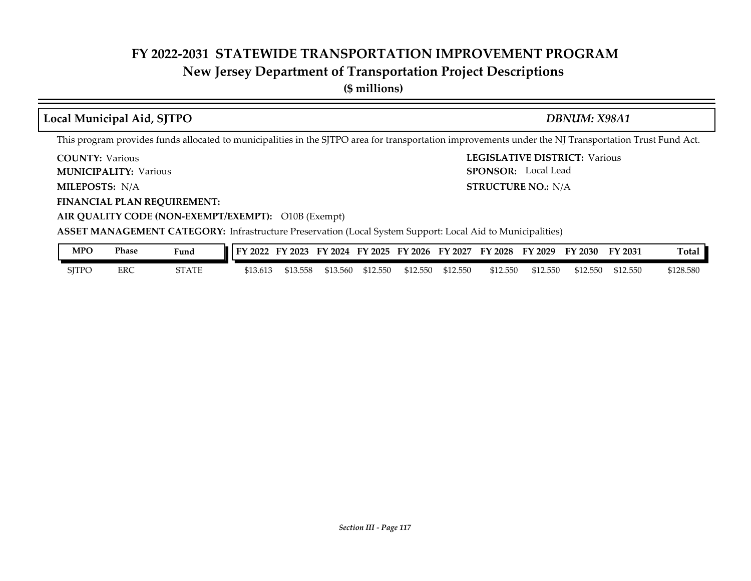# FY 2022-2031 STATEWIDE TRANSPORTATION IMPROVEMENT PROGRAM
## New Jersey Department of Transportation Project Descriptions
**($ millions)**

### Local Municipal Aid, SJTPO — *DBNUM: X98A1*

This program provides funds allocated to municipalities in the SJTPO area for transportation improvements under the NJ Transportation Trust Fund Act.

**COUNTY:** Various
**LEGISLATIVE DISTRICT:** Various
**MUNICIPALITY:** Various
**SPONSOR:** Local Lead
**MILEPOSTS:** N/A
**STRUCTURE NO.:** N/A
**FINANCIAL PLAN REQUIREMENT:**
**AIR QUALITY CODE (NON-EXEMPT/EXEMPT):** O10B (Exempt)
**ASSET MANAGEMENT CATEGORY:** Infrastructure Preservation (Local System Support: Local Aid to Municipalities)

| MPO | Phase | Fund | FY 2022 | FY 2023 | FY 2024 | FY 2025 | FY 2026 | FY 2027 | FY 2028 | FY 2029 | FY 2030 | FY 2031 | Total |
|---|---|---|---|---|---|---|---|---|---|---|---|---|---|
| SJTPO | ERC | STATE | $13.613 | $13.558 | $13.560 | $12.550 | $12.550 | $12.550 | $12.550 | $12.550 | $12.550 | $12.550 | $128.580 |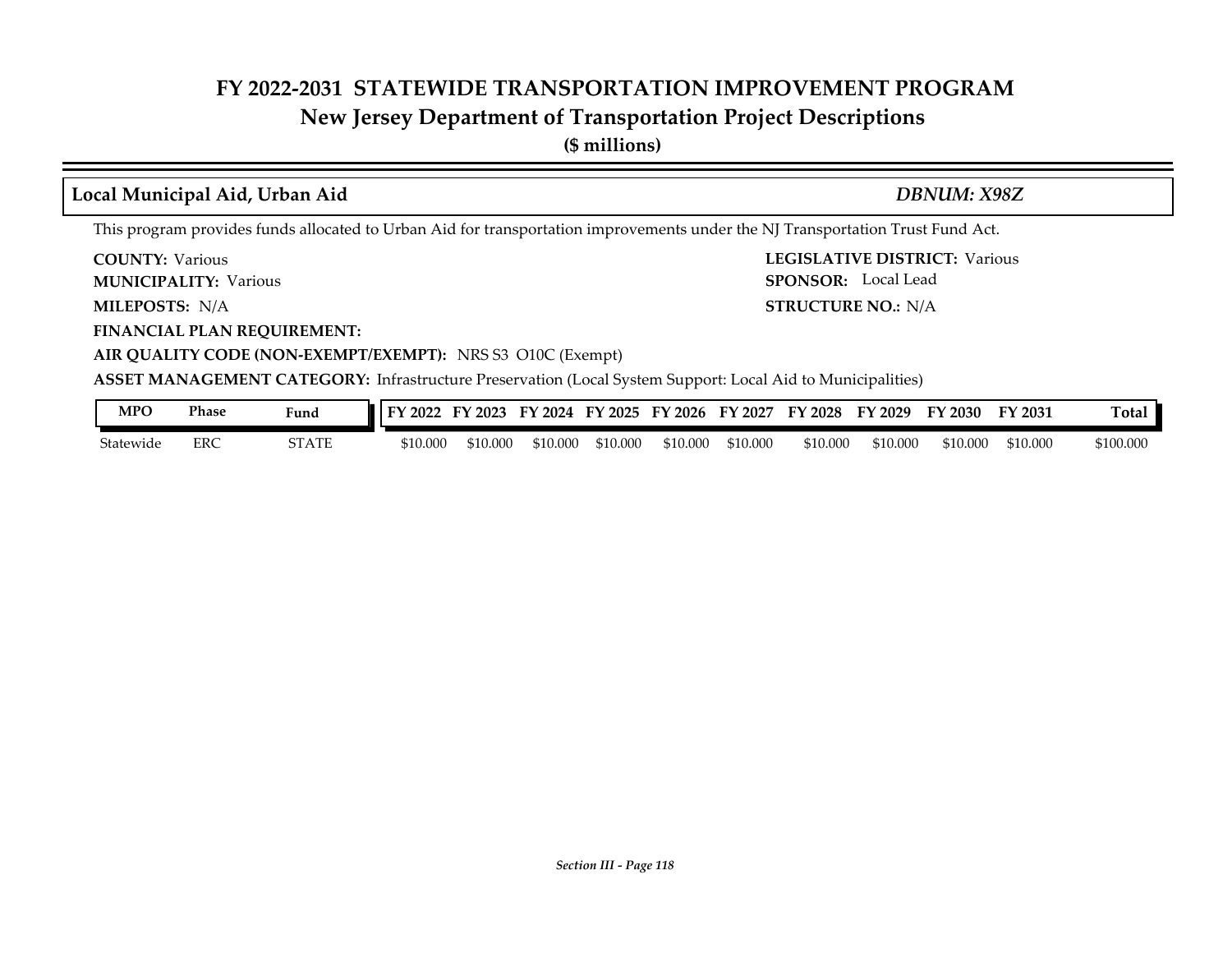## Local Municipal Aid, Urban Aid

*DBNUM: X98Z*

This program provides funds allocated to Urban Aid for transportation improvements under the NJ Transportation Trust Fund Act.

**COUNTY:** Various

**LEGISLATIVE DISTRICT:** Various

**MUNICIPALITY:** Various

**SPONSOR:** Local Lead

**MILEPOSTS:** N/A

**STRUCTURE NO.:** N/A

**FINANCIAL PLAN REQUIREMENT:**

**AIR QUALITY CODE (NON-EXEMPT/EXEMPT):** NRS S3 O10C (Exempt)

**ASSET MANAGEMENT CATEGORY:** Infrastructure Preservation (Local System Support: Local Aid to Municipalities)

| MPO | Phase | Fund | FY 2022 | FY 2023 | FY 2024 | FY 2025 | FY 2026 | FY 2027 | FY 2028 | FY 2029 | FY 2030 | FY 2031 | Total |
|---|---|---|---|---|---|---|---|---|---|---|---|---|---|
| Statewide | ERC | STATE | $10.000 | $10.000 | $10.000 | $10.000 | $10.000 | $10.000 | $10.000 | $10.000 | $10.000 | $10.000 | $100.000 |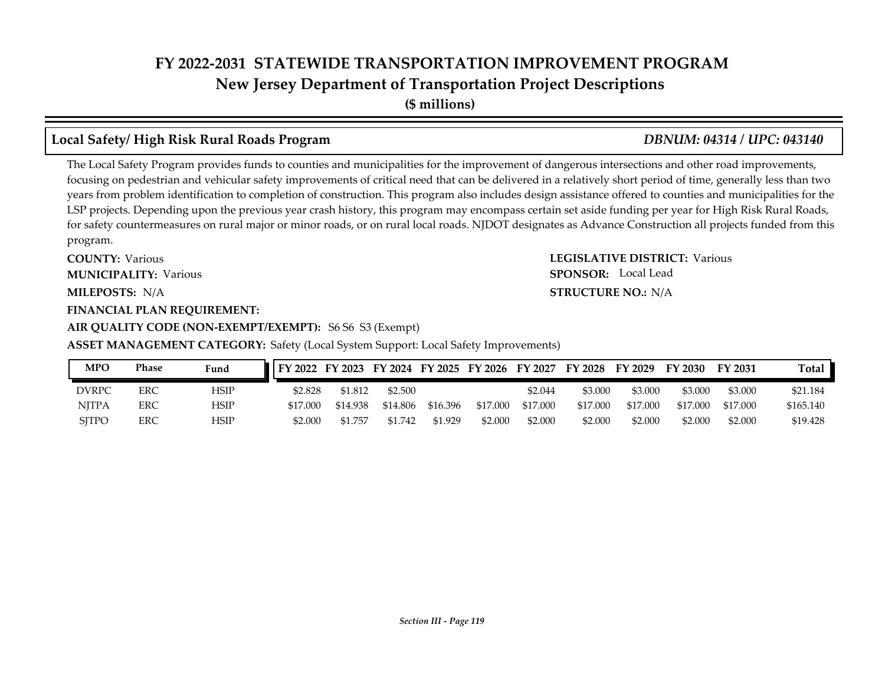# FY 2022-2031 STATEWIDE TRANSPORTATION IMPROVEMENT PROGRAM
## New Jersey Department of Transportation Project Descriptions
**($ millions)**

### Local Safety/ High Risk Rural Roads Program *DBNUM: 04314 / UPC: 043140*

The Local Safety Program provides funds to counties and municipalities for the improvement of dangerous intersections and other road improvements, focusing on pedestrian and vehicular safety improvements of critical need that can be delivered in a relatively short period of time, generally less than two years from problem identification to completion of construction. This program also includes design assistance offered to counties and municipalities for the LSP projects. Depending upon the previous year crash history, this program may encompass certain set aside funding per year for High Risk Rural Roads, for safety countermeasures on rural major or minor roads, or on rural local roads. NJDOT designates as Advance Construction all projects funded from this program.

**COUNTY:** Various
**LEGISLATIVE DISTRICT:** Various
**MUNICIPALITY:** Various
**SPONSOR:** Local Lead
**MILEPOSTS:** N/A
**STRUCTURE NO.:** N/A
**FINANCIAL PLAN REQUIREMENT:**
**AIR QUALITY CODE (NON-EXEMPT/EXEMPT):** S6 S6 S3 (Exempt)
**ASSET MANAGEMENT CATEGORY:** Safety (Local System Support: Local Safety Improvements)

| MPO | Phase | Fund | FY 2022 | FY 2023 | FY 2024 | FY 2025 | FY 2026 | FY 2027 | FY 2028 | FY 2029 | FY 2030 | FY 2031 | Total |
|---|---|---|---|---|---|---|---|---|---|---|---|---|---|
| DVRPC | ERC | HSIP | $2.828 | $1.812 | $2.500 | | | $2.044 | $3.000 | $3.000 | $3.000 | $3.000 | $21.184 |
| NJTPA | ERC | HSIP | $17.000 | $14.938 | $14.806 | $16.396 | $17.000 | $17.000 | $17.000 | $17.000 | $17.000 | $17.000 | $165.140 |
| SJTPO | ERC | HSIP | $2.000 | $1.757 | $1.742 | $1.929 | $2.000 | $2.000 | $2.000 | $2.000 | $2.000 | $2.000 | $19.428 |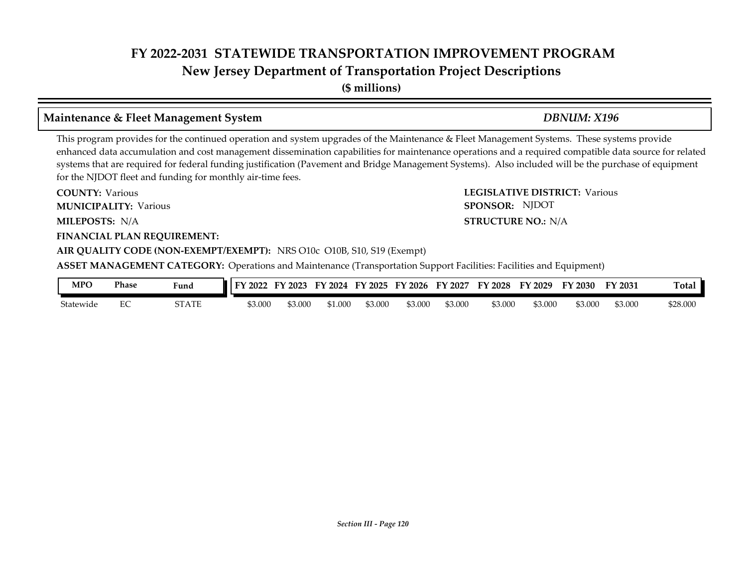# FY 2022-2031 STATEWIDE TRANSPORTATION IMPROVEMENT PROGRAM
## New Jersey Department of Transportation Project Descriptions
**($ millions)**

### Maintenance & Fleet Management System — *DBNUM: X196*

This program provides for the continued operation and system upgrades of the Maintenance & Fleet Management Systems. These systems provide enhanced data accumulation and cost management dissemination capabilities for maintenance operations and a required compatible data source for related systems that are required for federal funding justification (Pavement and Bridge Management Systems). Also included will be the purchase of equipment for the NJDOT fleet and funding for monthly air-time fees.

**COUNTY:** Various
**LEGISLATIVE DISTRICT:** Various
**MUNICIPALITY:** Various
**SPONSOR:** NJDOT
**MILEPOSTS:** N/A
**STRUCTURE NO.:** N/A
**FINANCIAL PLAN REQUIREMENT:**
**AIR QUALITY CODE (NON-EXEMPT/EXEMPT):** NRS O10c O10B, S10, S19 (Exempt)
**ASSET MANAGEMENT CATEGORY:** Operations and Maintenance (Transportation Support Facilities: Facilities and Equipment)

| MPO | Phase | Fund | FY 2022 | FY 2023 | FY 2024 | FY 2025 | FY 2026 | FY 2027 | FY 2028 | FY 2029 | FY 2030 | FY 2031 | Total |
|---|---|---|---|---|---|---|---|---|---|---|---|---|---|
| Statewide | EC | STATE | $3.000 | $3.000 | $1.000 | $3.000 | $3.000 | $3.000 | $3.000 | $3.000 | $3.000 | $3.000 | $28.000 |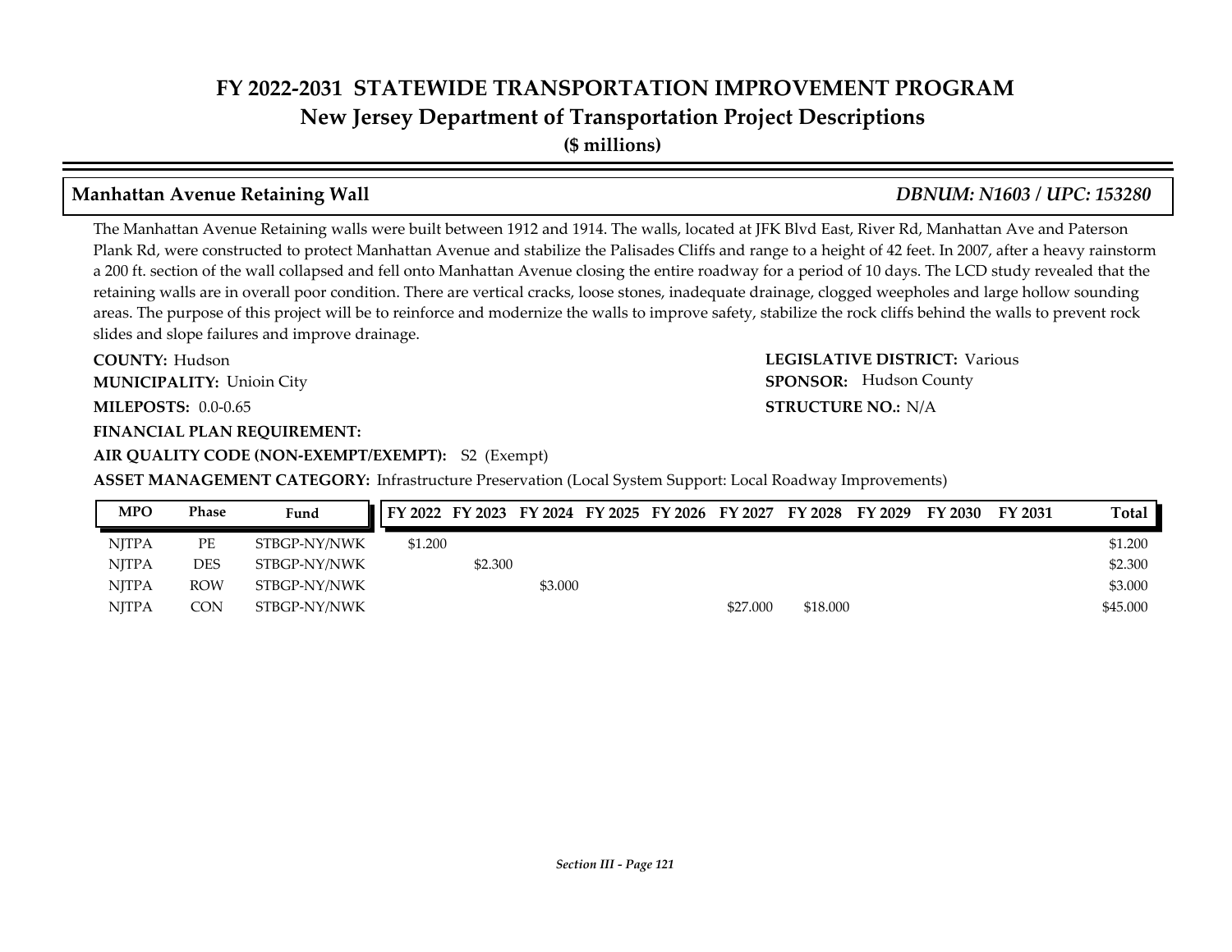# FY 2022-2031 STATEWIDE TRANSPORTATION IMPROVEMENT PROGRAM
## New Jersey Department of Transportation Project Descriptions
**($ millions)**

### Manhattan Avenue Retaining Wall — *DBNUM: N1603 / UPC: 153280*

The Manhattan Avenue Retaining walls were built between 1912 and 1914. The walls, located at JFK Blvd East, River Rd, Manhattan Ave and Paterson Plank Rd, were constructed to protect Manhattan Avenue and stabilize the Palisades Cliffs and range to a height of 42 feet. In 2007, after a heavy rainstorm a 200 ft. section of the wall collapsed and fell onto Manhattan Avenue closing the entire roadway for a period of 10 days. The LCD study revealed that the retaining walls are in overall poor condition. There are vertical cracks, loose stones, inadequate drainage, clogged weepholes and large hollow sounding areas. The purpose of this project will be to reinforce and modernize the walls to improve safety, stabilize the rock cliffs behind the walls to prevent rock slides and slope failures and improve drainage.

**COUNTY:** Hudson

**LEGISLATIVE DISTRICT:** Various

**MUNICIPALITY:** Unioin City

**SPONSOR:** Hudson County

**MILEPOSTS:** 0.0-0.65

**STRUCTURE NO.:** N/A

**FINANCIAL PLAN REQUIREMENT:**

**AIR QUALITY CODE (NON-EXEMPT/EXEMPT):** S2 (Exempt)

**ASSET MANAGEMENT CATEGORY:** Infrastructure Preservation (Local System Support: Local Roadway Improvements)

| MPO | Phase | Fund | FY 2022 | FY 2023 | FY 2024 | FY 2025 | FY 2026 | FY 2027 | FY 2028 | FY 2029 | FY 2030 | FY 2031 | Total |
|---|---|---|---|---|---|---|---|---|---|---|---|---|---|
| NJTPA | PE | STBGP-NY/NWK | $1.200 | | | | | | | | | | $1.200 |
| NJTPA | DES | STBGP-NY/NWK | | $2.300 | | | | | | | | | $2.300 |
| NJTPA | ROW | STBGP-NY/NWK | | | $3.000 | | | | | | | | $3.000 |
| NJTPA | CON | STBGP-NY/NWK | | | | | | $27.000 | $18.000 | | | | $45.000 |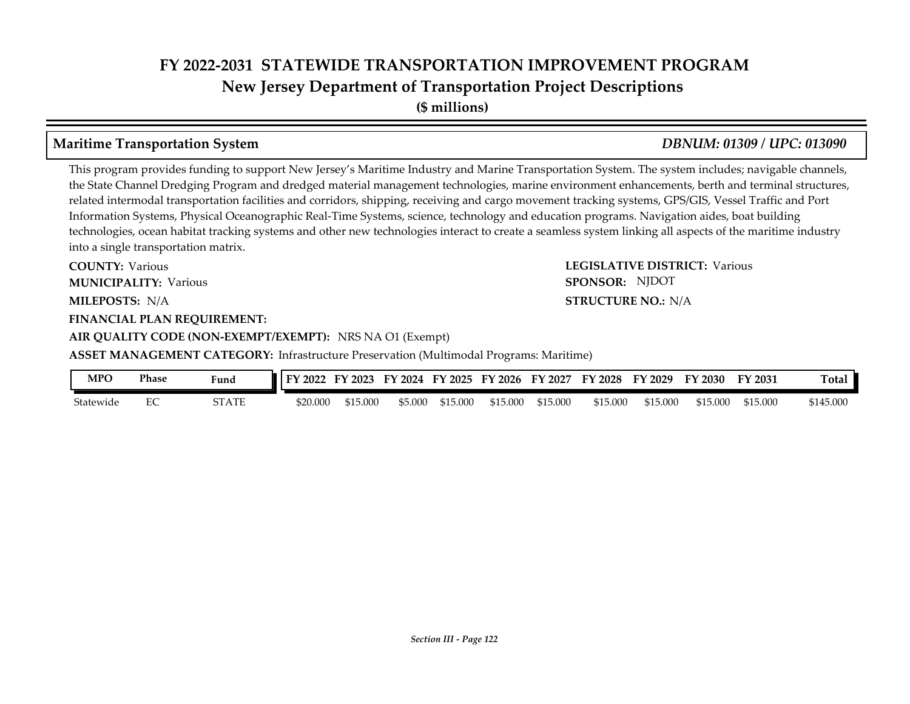# FY 2022-2031 STATEWIDE TRANSPORTATION IMPROVEMENT PROGRAM
## New Jersey Department of Transportation Project Descriptions
**($ millions)**

### Maritime Transportation System — *DBNUM: 01309 / UPC: 013090*

This program provides funding to support New Jersey's Maritime Industry and Marine Transportation System. The system includes; navigable channels, the State Channel Dredging Program and dredged material management technologies, marine environment enhancements, berth and terminal structures, related intermodal transportation facilities and corridors, shipping, receiving and cargo movement tracking systems, GPS/GIS, Vessel Traffic and Port Information Systems, Physical Oceanographic Real-Time Systems, science, technology and education programs. Navigation aides, boat building technologies, ocean habitat tracking systems and other new technologies interact to create a seamless system linking all aspects of the maritime industry into a single transportation matrix.

**COUNTY:** Various
**LEGISLATIVE DISTRICT:** Various
**MUNICIPALITY:** Various
**SPONSOR:** NJDOT
**MILEPOSTS:** N/A
**STRUCTURE NO.:** N/A
**FINANCIAL PLAN REQUIREMENT:**
**AIR QUALITY CODE (NON-EXEMPT/EXEMPT):** NRS NA O1 (Exempt)
**ASSET MANAGEMENT CATEGORY:** Infrastructure Preservation (Multimodal Programs: Maritime)

| MPO | Phase | Fund | FY 2022 | FY 2023 | FY 2024 | FY 2025 | FY 2026 | FY 2027 | FY 2028 | FY 2029 | FY 2030 | FY 2031 | Total |
|---|---|---|---|---|---|---|---|---|---|---|---|---|---|
| Statewide | EC | STATE | $20.000 | $15.000 | $5.000 | $15.000 | $15.000 | $15.000 | $15.000 | $15.000 | $15.000 | $15.000 | $145.000 |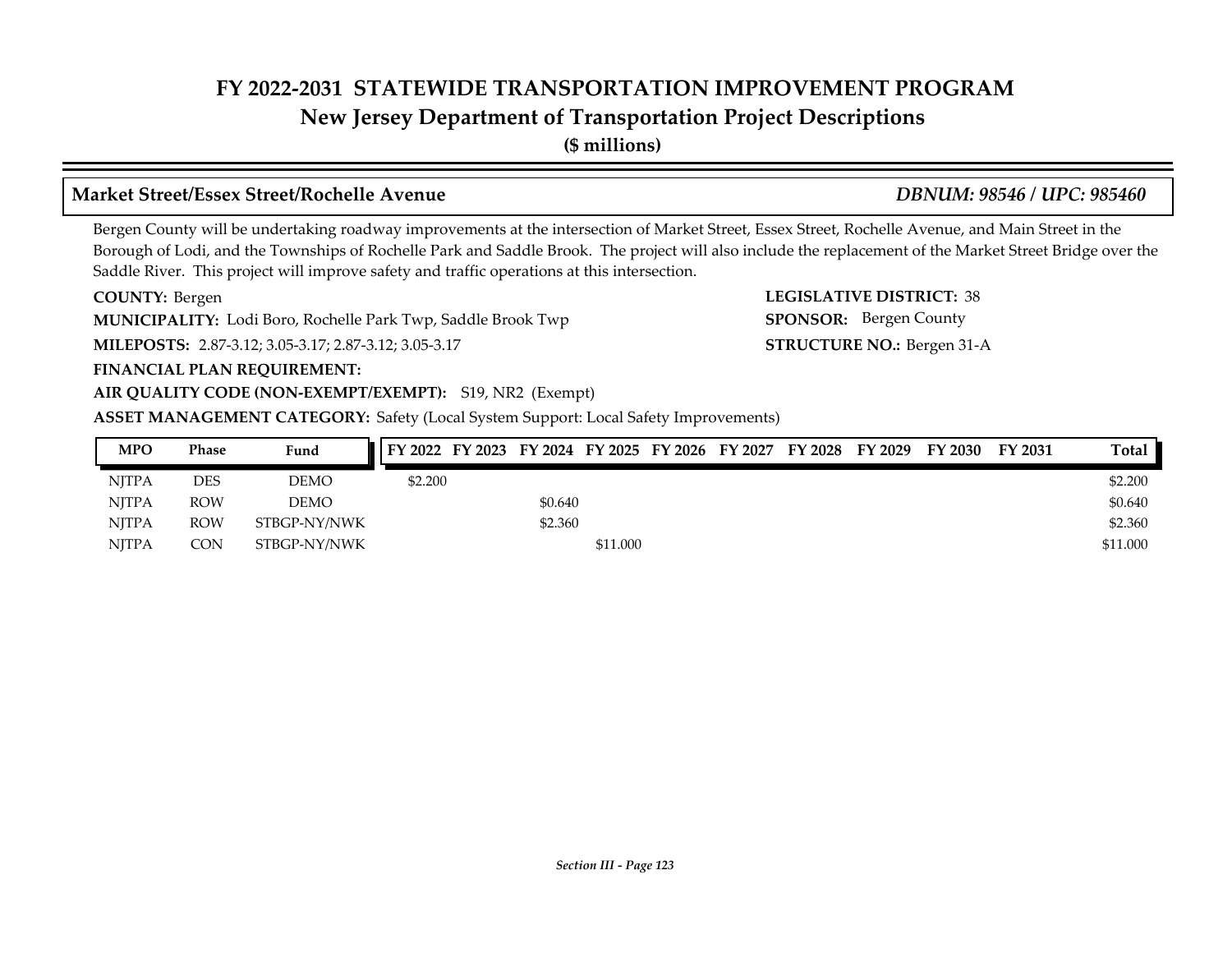## Market Street/Essex Street/Rochelle Avenue

*DBNUM: 98546 / UPC: 985460*

Bergen County will be undertaking roadway improvements at the intersection of Market Street, Essex Street, Rochelle Avenue, and Main Street in the Borough of Lodi, and the Townships of Rochelle Park and Saddle Brook. The project will also include the replacement of the Market Street Bridge over the Saddle River. This project will improve safety and traffic operations at this intersection.

**COUNTY:** Bergen

**LEGISLATIVE DISTRICT:** 38

**MUNICIPALITY:** Lodi Boro, Rochelle Park Twp, Saddle Brook Twp

**SPONSOR:** Bergen County

**MILEPOSTS:** 2.87-3.12; 3.05-3.17; 2.87-3.12; 3.05-3.17

**STRUCTURE NO.:** Bergen 31-A

**FINANCIAL PLAN REQUIREMENT:**

**AIR QUALITY CODE (NON-EXEMPT/EXEMPT):** S19, NR2 (Exempt)

**ASSET MANAGEMENT CATEGORY:** Safety (Local System Support: Local Safety Improvements)

| MPO | Phase | Fund | FY 2022 | FY 2023 | FY 2024 | FY 2025 | FY 2026 | FY 2027 | FY 2028 | FY 2029 | FY 2030 | FY 2031 | Total |
|---|---|---|---|---|---|---|---|---|---|---|---|---|---|
| NJTPA | DES | DEMO | $2.200 | | | | | | | | | | $2.200 |
| NJTPA | ROW | DEMO | | | $0.640 | | | | | | | | $0.640 |
| NJTPA | ROW | STBGP-NY/NWK | | | $2.360 | | | | | | | | $2.360 |
| NJTPA | CON | STBGP-NY/NWK | | | | $11.000 | | | | | | | $11.000 |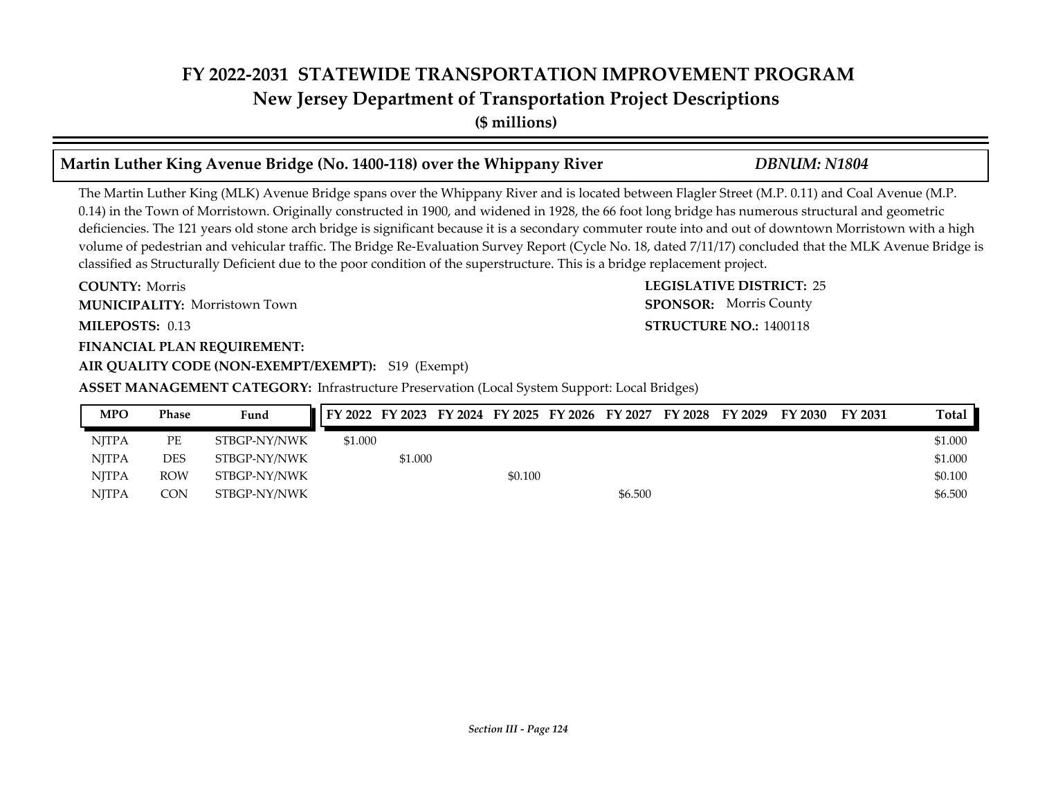# FY 2022-2031 STATEWIDE TRANSPORTATION IMPROVEMENT PROGRAM
## New Jersey Department of Transportation Project Descriptions
**($ millions)**

### Martin Luther King Avenue Bridge (No. 1400-118) over the Whippany River — *DBNUM: N1804*

The Martin Luther King (MLK) Avenue Bridge spans over the Whippany River and is located between Flagler Street (M.P. 0.11) and Coal Avenue (M.P. 0.14) in the Town of Morristown. Originally constructed in 1900, and widened in 1928, the 66 foot long bridge has numerous structural and geometric deficiencies. The 121 years old stone arch bridge is significant because it is a secondary commuter route into and out of downtown Morristown with a high volume of pedestrian and vehicular traffic. The Bridge Re-Evaluation Survey Report (Cycle No. 18, dated 7/11/17) concluded that the MLK Avenue Bridge is classified as Structurally Deficient due to the poor condition of the superstructure. This is a bridge replacement project.

**COUNTY:** Morris
**LEGISLATIVE DISTRICT:** 25
**MUNICIPALITY:** Morristown Town
**SPONSOR:** Morris County
**MILEPOSTS:** 0.13
**STRUCTURE NO.:** 1400118
**FINANCIAL PLAN REQUIREMENT:**
**AIR QUALITY CODE (NON-EXEMPT/EXEMPT):** S19 (Exempt)
**ASSET MANAGEMENT CATEGORY:** Infrastructure Preservation (Local System Support: Local Bridges)

| MPO | Phase | Fund | FY 2022 | FY 2023 | FY 2024 | FY 2025 | FY 2026 | FY 2027 | FY 2028 | FY 2029 | FY 2030 | FY 2031 | Total |
|---|---|---|---|---|---|---|---|---|---|---|---|---|---|
| NJTPA | PE | STBGP-NY/NWK | $1.000 | | | | | | | | | | $1.000 |
| NJTPA | DES | STBGP-NY/NWK | | $1.000 | | | | | | | | | $1.000 |
| NJTPA | ROW | STBGP-NY/NWK | | | | $0.100 | | | | | | | $0.100 |
| NJTPA | CON | STBGP-NY/NWK | | | | | | $6.500 | | | | | $6.500 |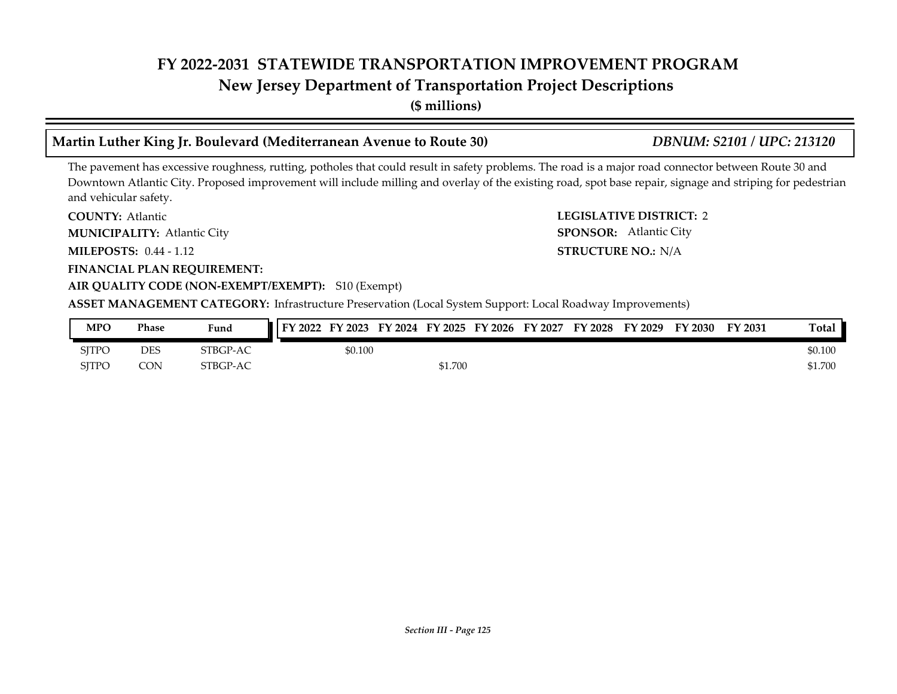# FY 2022-2031 STATEWIDE TRANSPORTATION IMPROVEMENT PROGRAM
## New Jersey Department of Transportation Project Descriptions
**($ millions)**

### Martin Luther King Jr. Boulevard (Mediterranean Avenue to Route 30) — *DBNUM: S2101 / UPC: 213120*

The pavement has excessive roughness, rutting, potholes that could result in safety problems. The road is a major road connector between Route 30 and Downtown Atlantic City. Proposed improvement will include milling and overlay of the existing road, spot base repair, signage and striping for pedestrian and vehicular safety.

**COUNTY:** Atlantic
**LEGISLATIVE DISTRICT:** 2
**MUNICIPALITY:** Atlantic City
**SPONSOR:** Atlantic City
**MILEPOSTS:** 0.44 - 1.12
**STRUCTURE NO.:** N/A
**FINANCIAL PLAN REQUIREMENT:**
**AIR QUALITY CODE (NON-EXEMPT/EXEMPT):** S10 (Exempt)
**ASSET MANAGEMENT CATEGORY:** Infrastructure Preservation (Local System Support: Local Roadway Improvements)

| MPO | Phase | Fund | FY 2022 | FY 2023 | FY 2024 | FY 2025 | FY 2026 | FY 2027 | FY 2028 | FY 2029 | FY 2030 | FY 2031 | Total |
|---|---|---|---|---|---|---|---|---|---|---|---|---|---|
| SJTPO | DES | STBGP-AC | | $0.100 | | | | | | | | | $0.100 |
| SJTPO | CON | STBGP-AC | | | | $1.700 | | | | | | | $1.700 |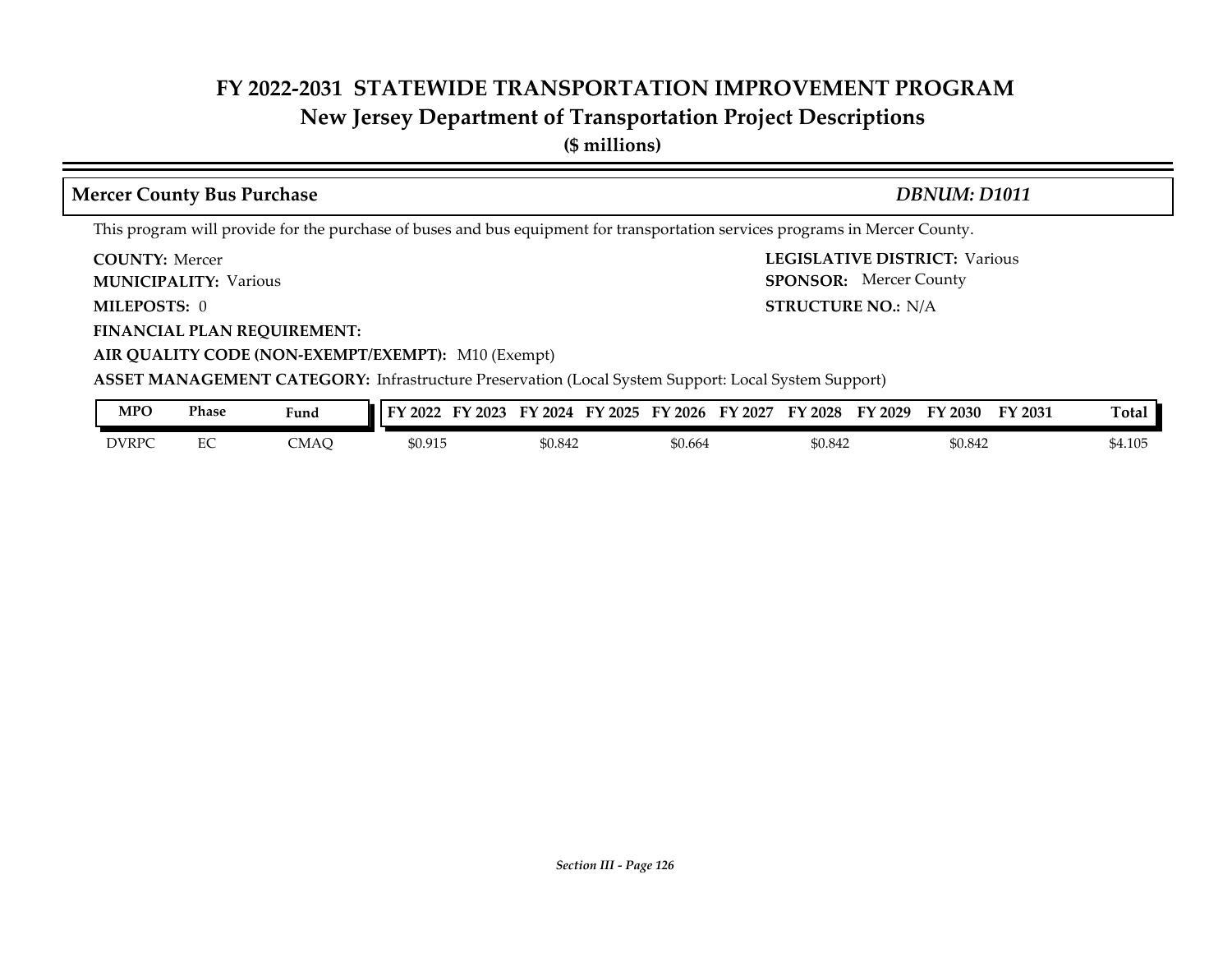## Mercer County Bus Purchase

***DBNUM: D1011***

This program will provide for the purchase of buses and bus equipment for transportation services programs in Mercer County.

**COUNTY:** Mercer

**LEGISLATIVE DISTRICT:** Various

**MUNICIPALITY:** Various

**SPONSOR:** Mercer County

**MILEPOSTS:** 0

**STRUCTURE NO.:** N/A

**FINANCIAL PLAN REQUIREMENT:**

**AIR QUALITY CODE (NON-EXEMPT/EXEMPT):** M10 (Exempt)

**ASSET MANAGEMENT CATEGORY:** Infrastructure Preservation (Local System Support: Local System Support)

| MPO | Phase | Fund | FY 2022 | FY 2023 | FY 2024 | FY 2025 | FY 2026 | FY 2027 | FY 2028 | FY 2029 | FY 2030 | FY 2031 | Total |
|---|---|---|---|---|---|---|---|---|---|---|---|---|---|
| DVRPC | EC | CMAQ | $0.915 | | $0.842 | | $0.664 | | $0.842 | | $0.842 | | $4.105 |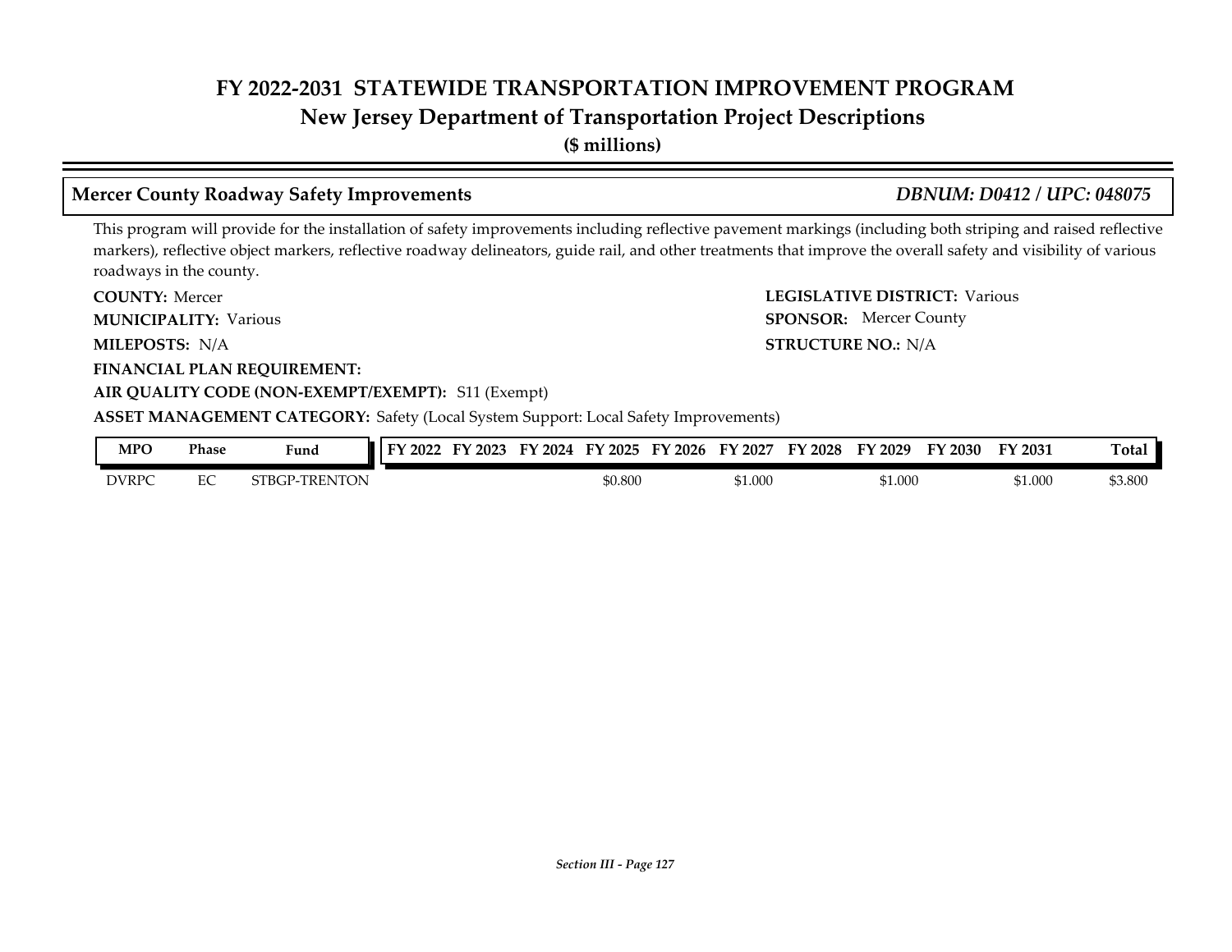## Mercer County Roadway Safety Improvements

*DBNUM: D0412 / UPC: 048075*

This program will provide for the installation of safety improvements including reflective pavement markings (including both striping and raised reflective markers), reflective object markers, reflective roadway delineators, guide rail, and other treatments that improve the overall safety and visibility of various roadways in the county.

**COUNTY:** Mercer

**LEGISLATIVE DISTRICT:** Various

**MUNICIPALITY:** Various

**SPONSOR:** Mercer County

**MILEPOSTS:** N/A

**STRUCTURE NO.:** N/A

**FINANCIAL PLAN REQUIREMENT:**

**AIR QUALITY CODE (NON-EXEMPT/EXEMPT):** S11 (Exempt)

**ASSET MANAGEMENT CATEGORY:** Safety (Local System Support: Local Safety Improvements)

| MPO | Phase | Fund | FY 2022 | FY 2023 | FY 2024 | FY 2025 | FY 2026 | FY 2027 | FY 2028 | FY 2029 | FY 2030 | FY 2031 | Total |
|---|---|---|---|---|---|---|---|---|---|---|---|---|---|
| DVRPC | EC | STBGP-TRENTON | | | | $0.800 | | $1.000 | | $1.000 | | $1.000 | $3.800 |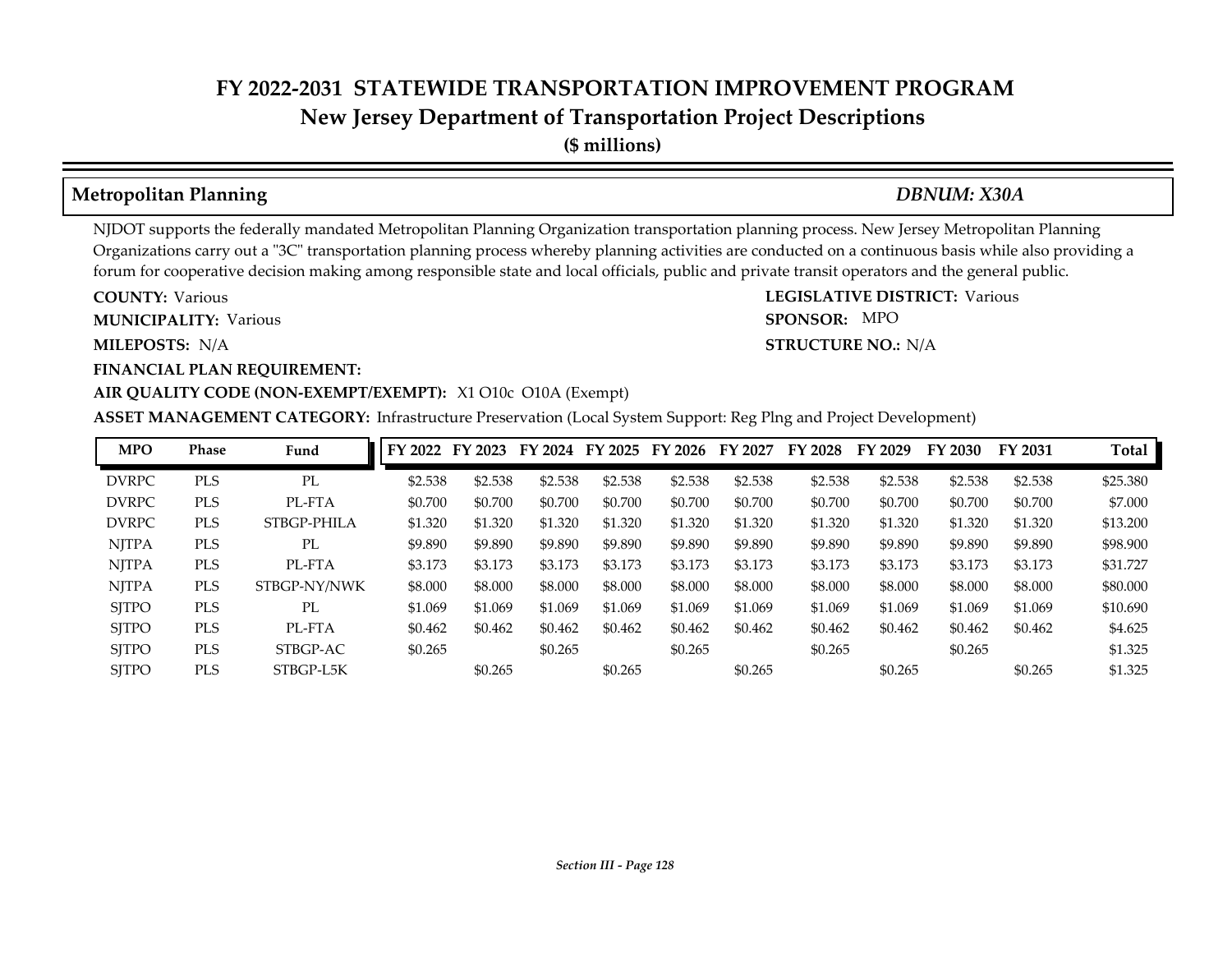# FY 2022-2031 STATEWIDE TRANSPORTATION IMPROVEMENT PROGRAM

## New Jersey Department of Transportation Project Descriptions

**($ millions)**

### Metropolitan Planning — *DBNUM: X30A*

NJDOT supports the federally mandated Metropolitan Planning Organization transportation planning process. New Jersey Metropolitan Planning Organizations carry out a "3C" transportation planning process whereby planning activities are conducted on a continuous basis while also providing a forum for cooperative decision making among responsible state and local officials, public and private transit operators and the general public.

**COUNTY:** Various

**LEGISLATIVE DISTRICT:** Various

**MUNICIPALITY:** Various

**SPONSOR:** MPO

**MILEPOSTS:** N/A

**STRUCTURE NO.:** N/A

**FINANCIAL PLAN REQUIREMENT:**

**AIR QUALITY CODE (NON-EXEMPT/EXEMPT):** X1 O10c O10A (Exempt)

**ASSET MANAGEMENT CATEGORY:** Infrastructure Preservation (Local System Support: Reg Plng and Project Development)

| MPO | Phase | Fund | FY 2022 | FY 2023 | FY 2024 | FY 2025 | FY 2026 | FY 2027 | FY 2028 | FY 2029 | FY 2030 | FY 2031 | Total |
|---|---|---|---|---|---|---|---|---|---|---|---|---|---|
| DVRPC | PLS | PL | $2.538 | $2.538 | $2.538 | $2.538 | $2.538 | $2.538 | $2.538 | $2.538 | $2.538 | $2.538 | $25.380 |
| DVRPC | PLS | PL-FTA | $0.700 | $0.700 | $0.700 | $0.700 | $0.700 | $0.700 | $0.700 | $0.700 | $0.700 | $0.700 | $7.000 |
| DVRPC | PLS | STBGP-PHILA | $1.320 | $1.320 | $1.320 | $1.320 | $1.320 | $1.320 | $1.320 | $1.320 | $1.320 | $1.320 | $13.200 |
| NJTPA | PLS | PL | $9.890 | $9.890 | $9.890 | $9.890 | $9.890 | $9.890 | $9.890 | $9.890 | $9.890 | $9.890 | $98.900 |
| NJTPA | PLS | PL-FTA | $3.173 | $3.173 | $3.173 | $3.173 | $3.173 | $3.173 | $3.173 | $3.173 | $3.173 | $3.173 | $31.727 |
| NJTPA | PLS | STBGP-NY/NWK | $8.000 | $8.000 | $8.000 | $8.000 | $8.000 | $8.000 | $8.000 | $8.000 | $8.000 | $8.000 | $80.000 |
| SJTPO | PLS | PL | $1.069 | $1.069 | $1.069 | $1.069 | $1.069 | $1.069 | $1.069 | $1.069 | $1.069 | $1.069 | $10.690 |
| SJTPO | PLS | PL-FTA | $0.462 | $0.462 | $0.462 | $0.462 | $0.462 | $0.462 | $0.462 | $0.462 | $0.462 | $0.462 | $4.625 |
| SJTPO | PLS | STBGP-AC | $0.265 | | $0.265 | | $0.265 | | $0.265 | | $0.265 | | $1.325 |
| SJTPO | PLS | STBGP-L5K | | $0.265 | | $0.265 | | $0.265 | | $0.265 | | $0.265 | $1.325 |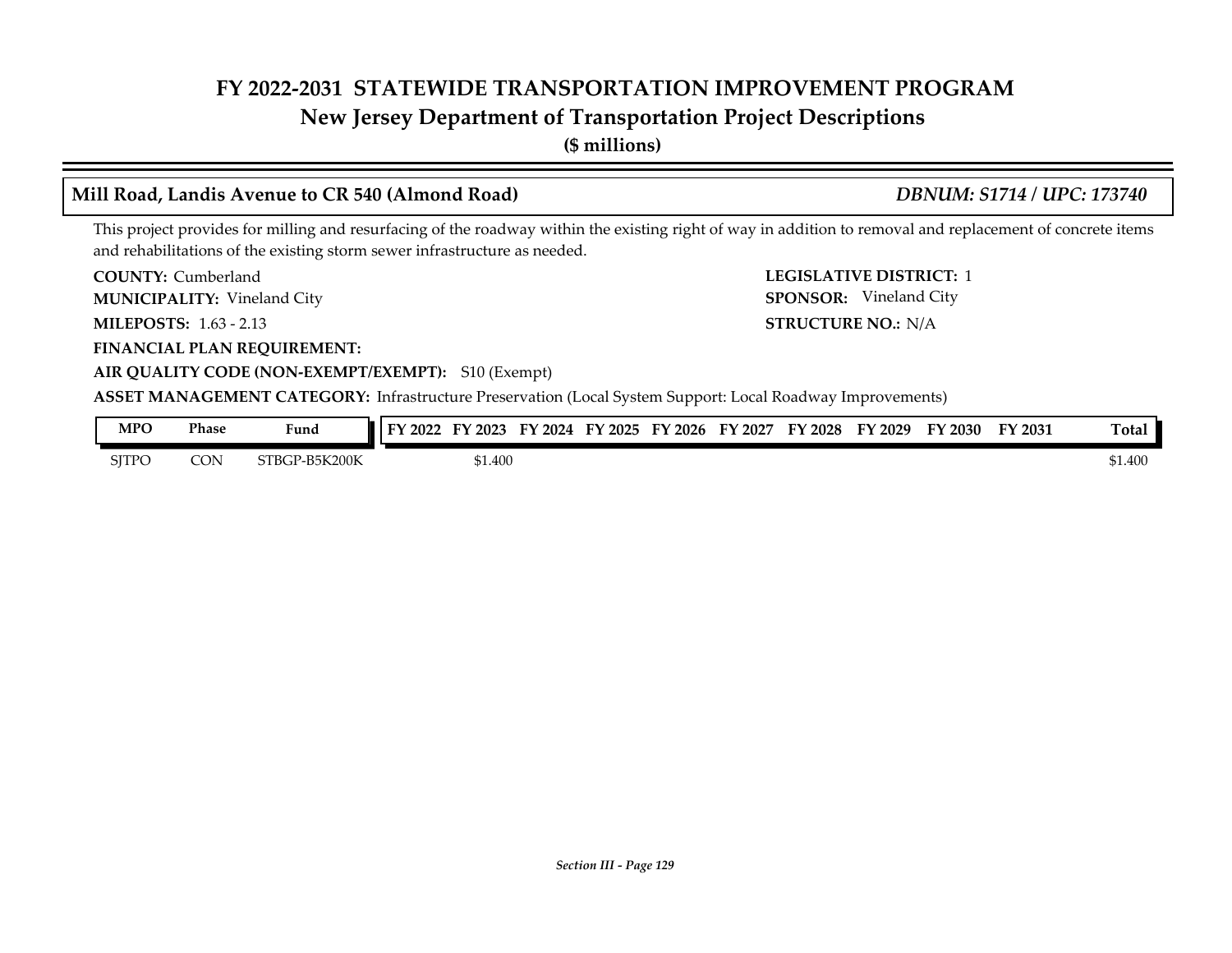# FY 2022-2031 STATEWIDE TRANSPORTATION IMPROVEMENT PROGRAM
## New Jersey Department of Transportation Project Descriptions
**($ millions)**

### Mill Road, Landis Avenue to CR 540 (Almond Road) — *DBNUM: S1714 / UPC: 173740*

This project provides for milling and resurfacing of the roadway within the existing right of way in addition to removal and replacement of concrete items and rehabilitations of the existing storm sewer infrastructure as needed.

**COUNTY:** Cumberland
**LEGISLATIVE DISTRICT:** 1
**MUNICIPALITY:** Vineland City
**SPONSOR:** Vineland City
**MILEPOSTS:** 1.63 - 2.13
**STRUCTURE NO.:** N/A
**FINANCIAL PLAN REQUIREMENT:**
**AIR QUALITY CODE (NON-EXEMPT/EXEMPT):** S10 (Exempt)
**ASSET MANAGEMENT CATEGORY:** Infrastructure Preservation (Local System Support: Local Roadway Improvements)

| MPO | Phase | Fund | FY 2022 | FY 2023 | FY 2024 | FY 2025 | FY 2026 | FY 2027 | FY 2028 | FY 2029 | FY 2030 | FY 2031 | Total |
|---|---|---|---|---|---|---|---|---|---|---|---|---|---|
| SJTPO | CON | STBGP-B5K200K | | $1.400 | | | | | | | | | $1.400 |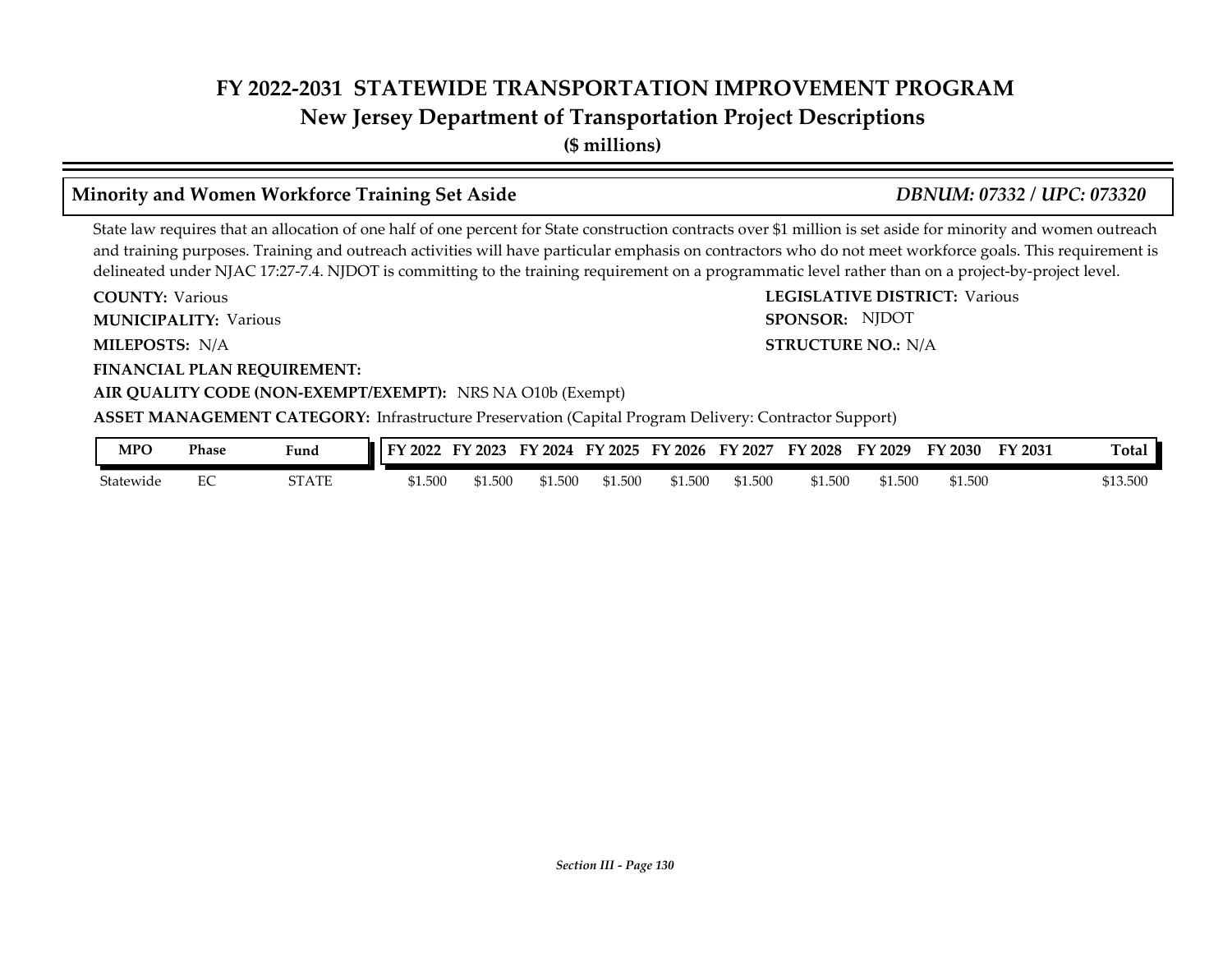# FY 2022-2031 STATEWIDE TRANSPORTATION IMPROVEMENT PROGRAM
## New Jersey Department of Transportation Project Descriptions
**($ millions)**

### Minority and Women Workforce Training Set Aside — *DBNUM: 07332 / UPC: 073320*

State law requires that an allocation of one half of one percent for State construction contracts over $1 million is set aside for minority and women outreach and training purposes. Training and outreach activities will have particular emphasis on contractors who do not meet workforce goals. This requirement is delineated under NJAC 17:27-7.4. NJDOT is committing to the training requirement on a programmatic level rather than on a project-by-project level.

**COUNTY:** Various
**LEGISLATIVE DISTRICT:** Various
**MUNICIPALITY:** Various
**SPONSOR:** NJDOT
**MILEPOSTS:** N/A
**STRUCTURE NO.:** N/A
**FINANCIAL PLAN REQUIREMENT:**
**AIR QUALITY CODE (NON-EXEMPT/EXEMPT):** NRS NA O10b (Exempt)
**ASSET MANAGEMENT CATEGORY:** Infrastructure Preservation (Capital Program Delivery: Contractor Support)

| MPO | Phase | Fund | FY 2022 | FY 2023 | FY 2024 | FY 2025 | FY 2026 | FY 2027 | FY 2028 | FY 2029 | FY 2030 | FY 2031 | Total |
|---|---|---|---|---|---|---|---|---|---|---|---|---|---|
| Statewide | EC | STATE | $1.500 | $1.500 | $1.500 | $1.500 | $1.500 | $1.500 | $1.500 | $1.500 | $1.500 | | $13.500 |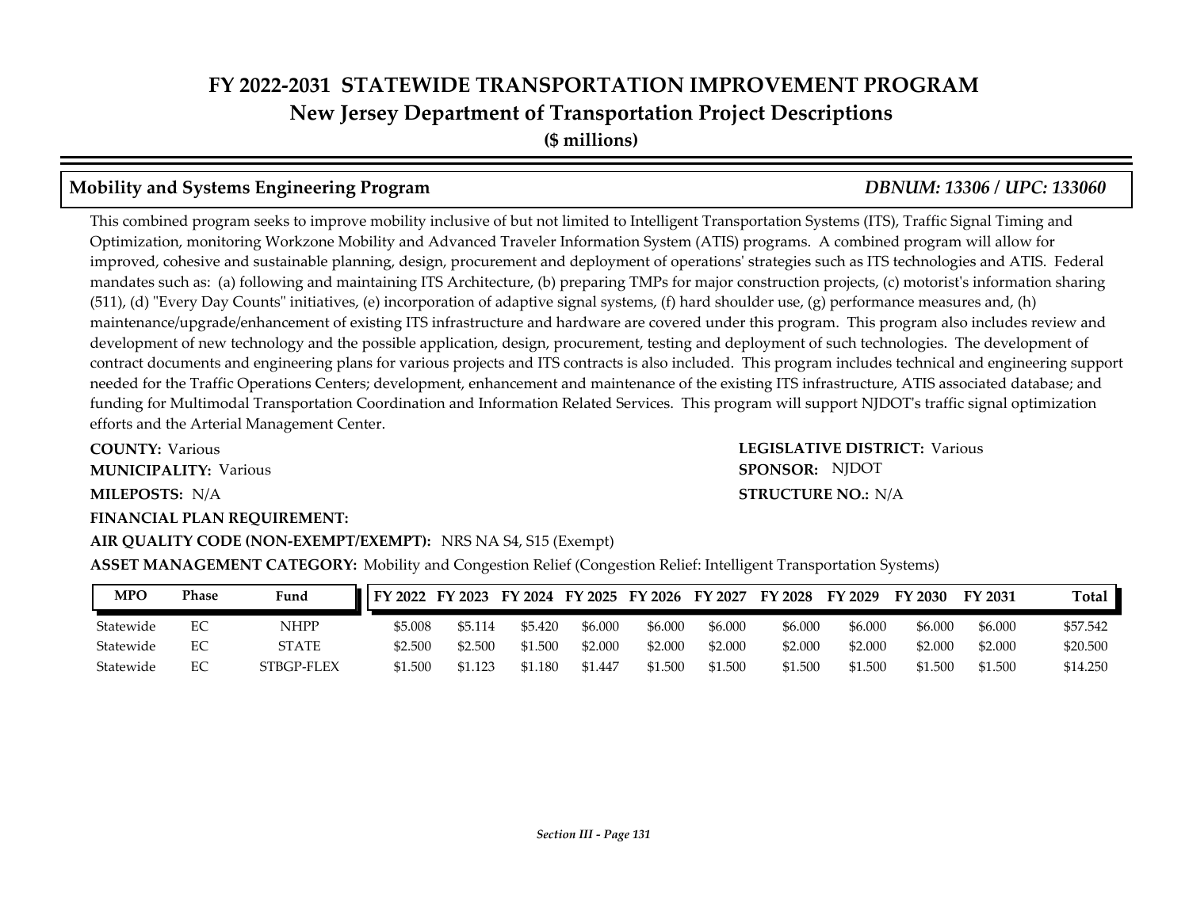# FY 2022-2031 STATEWIDE TRANSPORTATION IMPROVEMENT PROGRAM
## New Jersey Department of Transportation Project Descriptions
**($ millions)**

### Mobility and Systems Engineering Program *DBNUM: 13306 / UPC: 133060*

This combined program seeks to improve mobility inclusive of but not limited to Intelligent Transportation Systems (ITS), Traffic Signal Timing and Optimization, monitoring Workzone Mobility and Advanced Traveler Information System (ATIS) programs. A combined program will allow for improved, cohesive and sustainable planning, design, procurement and deployment of operations' strategies such as ITS technologies and ATIS. Federal mandates such as: (a) following and maintaining ITS Architecture, (b) preparing TMPs for major construction projects, (c) motorist's information sharing (511), (d) "Every Day Counts" initiatives, (e) incorporation of adaptive signal systems, (f) hard shoulder use, (g) performance measures and, (h) maintenance/upgrade/enhancement of existing ITS infrastructure and hardware are covered under this program. This program also includes review and development of new technology and the possible application, design, procurement, testing and deployment of such technologies. The development of contract documents and engineering plans for various projects and ITS contracts is also included. This program includes technical and engineering support needed for the Traffic Operations Centers; development, enhancement and maintenance of the existing ITS infrastructure, ATIS associated database; and funding for Multimodal Transportation Coordination and Information Related Services. This program will support NJDOT's traffic signal optimization efforts and the Arterial Management Center.

**COUNTY:** Various
**LEGISLATIVE DISTRICT:** Various
**MUNICIPALITY:** Various
**SPONSOR:** NJDOT
**MILEPOSTS:** N/A
**STRUCTURE NO.:** N/A
**FINANCIAL PLAN REQUIREMENT:**
**AIR QUALITY CODE (NON-EXEMPT/EXEMPT):** NRS NA S4, S15 (Exempt)
**ASSET MANAGEMENT CATEGORY:** Mobility and Congestion Relief (Congestion Relief: Intelligent Transportation Systems)

| MPO | Phase | Fund | FY 2022 | FY 2023 | FY 2024 | FY 2025 | FY 2026 | FY 2027 | FY 2028 | FY 2029 | FY 2030 | FY 2031 | Total |
|---|---|---|---|---|---|---|---|---|---|---|---|---|---|
| Statewide | EC | NHPP | $5.008 | $5.114 | $5.420 | $6.000 | $6.000 | $6.000 | $6.000 | $6.000 | $6.000 | $6.000 | $57.542 |
| Statewide | EC | STATE | $2.500 | $2.500 | $1.500 | $2.000 | $2.000 | $2.000 | $2.000 | $2.000 | $2.000 | $2.000 | $20.500 |
| Statewide | EC | STBGP-FLEX | $1.500 | $1.123 | $1.180 | $1.447 | $1.500 | $1.500 | $1.500 | $1.500 | $1.500 | $1.500 | $14.250 |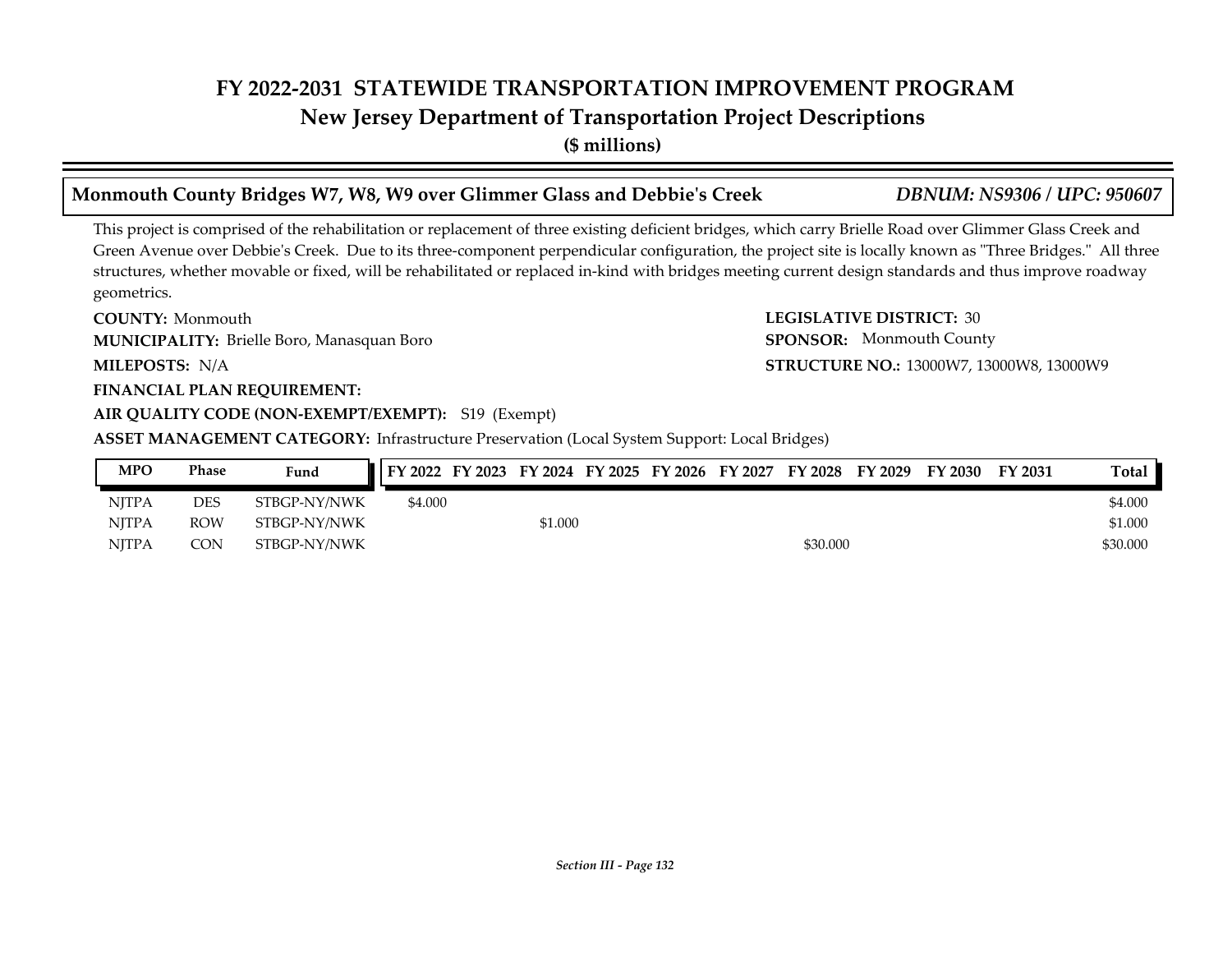# FY 2022-2031 STATEWIDE TRANSPORTATION IMPROVEMENT PROGRAM
## New Jersey Department of Transportation Project Descriptions
**($ millions)**

### Monmouth County Bridges W7, W8, W9 over Glimmer Glass and Debbie's Creek — *DBNUM: NS9306 / UPC: 950607*

This project is comprised of the rehabilitation or replacement of three existing deficient bridges, which carry Brielle Road over Glimmer Glass Creek and Green Avenue over Debbie's Creek. Due to its three-component perpendicular configuration, the project site is locally known as "Three Bridges." All three structures, whether movable or fixed, will be rehabilitated or replaced in-kind with bridges meeting current design standards and thus improve roadway geometrics.

**COUNTY:** Monmouth
**LEGISLATIVE DISTRICT:** 30
**MUNICIPALITY:** Brielle Boro, Manasquan Boro
**SPONSOR:** Monmouth County
**MILEPOSTS:** N/A
**STRUCTURE NO.:** 13000W7, 13000W8, 13000W9
**FINANCIAL PLAN REQUIREMENT:**
**AIR QUALITY CODE (NON-EXEMPT/EXEMPT):** S19 (Exempt)
**ASSET MANAGEMENT CATEGORY:** Infrastructure Preservation (Local System Support: Local Bridges)

| MPO | Phase | Fund | FY 2022 | FY 2023 | FY 2024 | FY 2025 | FY 2026 | FY 2027 | FY 2028 | FY 2029 | FY 2030 | FY 2031 | Total |
|---|---|---|---|---|---|---|---|---|---|---|---|---|---|
| NJTPA | DES | STBGP-NY/NWK | $4.000 | | | | | | | | | | $4.000 |
| NJTPA | ROW | STBGP-NY/NWK | | | $1.000 | | | | | | | | $1.000 |
| NJTPA | CON | STBGP-NY/NWK | | | | | | | $30.000 | | | | $30.000 |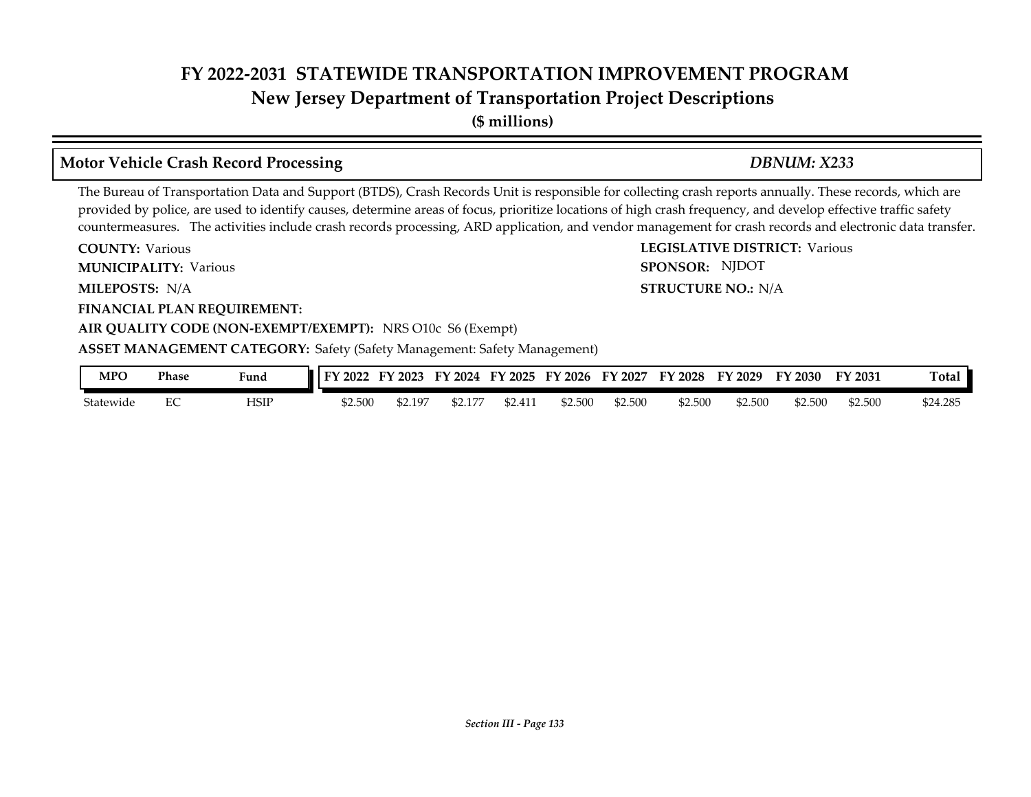# FY 2022-2031 STATEWIDE TRANSPORTATION IMPROVEMENT PROGRAM
## New Jersey Department of Transportation Project Descriptions
**($ millions)**

### Motor Vehicle Crash Record Processing — *DBNUM: X233*

The Bureau of Transportation Data and Support (BTDS), Crash Records Unit is responsible for collecting crash reports annually. These records, which are provided by police, are used to identify causes, determine areas of focus, prioritize locations of high crash frequency, and develop effective traffic safety countermeasures. The activities include crash records processing, ARD application, and vendor management for crash records and electronic data transfer.

**COUNTY:** Various
**LEGISLATIVE DISTRICT:** Various
**MUNICIPALITY:** Various
**SPONSOR:** NJDOT
**MILEPOSTS:** N/A
**STRUCTURE NO.:** N/A
**FINANCIAL PLAN REQUIREMENT:**
**AIR QUALITY CODE (NON-EXEMPT/EXEMPT):** NRS O10c S6 (Exempt)
**ASSET MANAGEMENT CATEGORY:** Safety (Safety Management: Safety Management)

| MPO | Phase | Fund | FY 2022 | FY 2023 | FY 2024 | FY 2025 | FY 2026 | FY 2027 | FY 2028 | FY 2029 | FY 2030 | FY 2031 | Total |
|---|---|---|---|---|---|---|---|---|---|---|---|---|---|
| Statewide | EC | HSIP | $2.500 | $2.197 | $2.177 | $2.411 | $2.500 | $2.500 | $2.500 | $2.500 | $2.500 | $2.500 | $24.285 |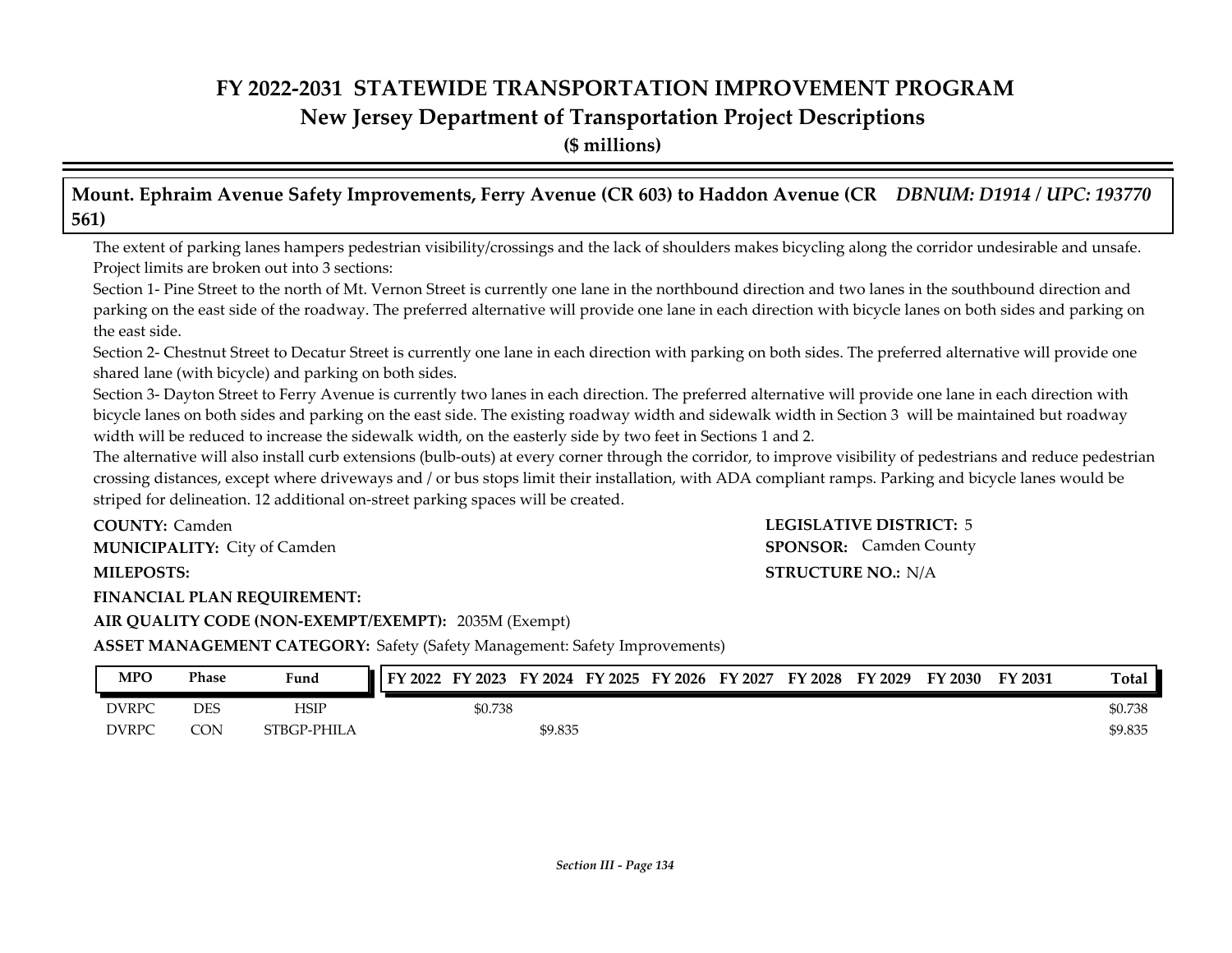# FY 2022-2031 STATEWIDE TRANSPORTATION IMPROVEMENT PROGRAM
## New Jersey Department of Transportation Project Descriptions
**($ millions)**

### Mount. Ephraim Avenue Safety Improvements, Ferry Avenue (CR 603) to Haddon Avenue (CR 561) — *DBNUM: D1914 / UPC: 193770*

The extent of parking lanes hampers pedestrian visibility/crossings and the lack of shoulders makes bicycling along the corridor undesirable and unsafe. Project limits are broken out into 3 sections:

Section 1- Pine Street to the north of Mt. Vernon Street is currently one lane in the northbound direction and two lanes in the southbound direction and parking on the east side of the roadway. The preferred alternative will provide one lane in each direction with bicycle lanes on both sides and parking on the east side.

Section 2- Chestnut Street to Decatur Street is currently one lane in each direction with parking on both sides. The preferred alternative will provide one shared lane (with bicycle) and parking on both sides.

Section 3- Dayton Street to Ferry Avenue is currently two lanes in each direction. The preferred alternative will provide one lane in each direction with bicycle lanes on both sides and parking on the east side. The existing roadway width and sidewalk width in Section 3 will be maintained but roadway width will be reduced to increase the sidewalk width, on the easterly side by two feet in Sections 1 and 2.

The alternative will also install curb extensions (bulb-outs) at every corner through the corridor, to improve visibility of pedestrians and reduce pedestrian crossing distances, except where driveways and / or bus stops limit their installation, with ADA compliant ramps. Parking and bicycle lanes would be striped for delineation. 12 additional on-street parking spaces will be created.

**COUNTY:** Camden

**MUNICIPALITY:** City of Camden

**MILEPOSTS:**

**FINANCIAL PLAN REQUIREMENT:**

**AIR QUALITY CODE (NON-EXEMPT/EXEMPT):** 2035M (Exempt)

**ASSET MANAGEMENT CATEGORY:** Safety (Safety Management: Safety Improvements)

**LEGISLATIVE DISTRICT:** 5

**SPONSOR:** Camden County

**STRUCTURE NO.:** N/A

| MPO | Phase | Fund | FY 2022 | FY 2023 | FY 2024 | FY 2025 | FY 2026 | FY 2027 | FY 2028 | FY 2029 | FY 2030 | FY 2031 | Total |
|---|---|---|---|---|---|---|---|---|---|---|---|---|---|
| DVRPC | DES | HSIP | | $0.738 | | | | | | | | | $0.738 |
| DVRPC | CON | STBGP-PHILA | | | $9.835 | | | | | | | | $9.835 |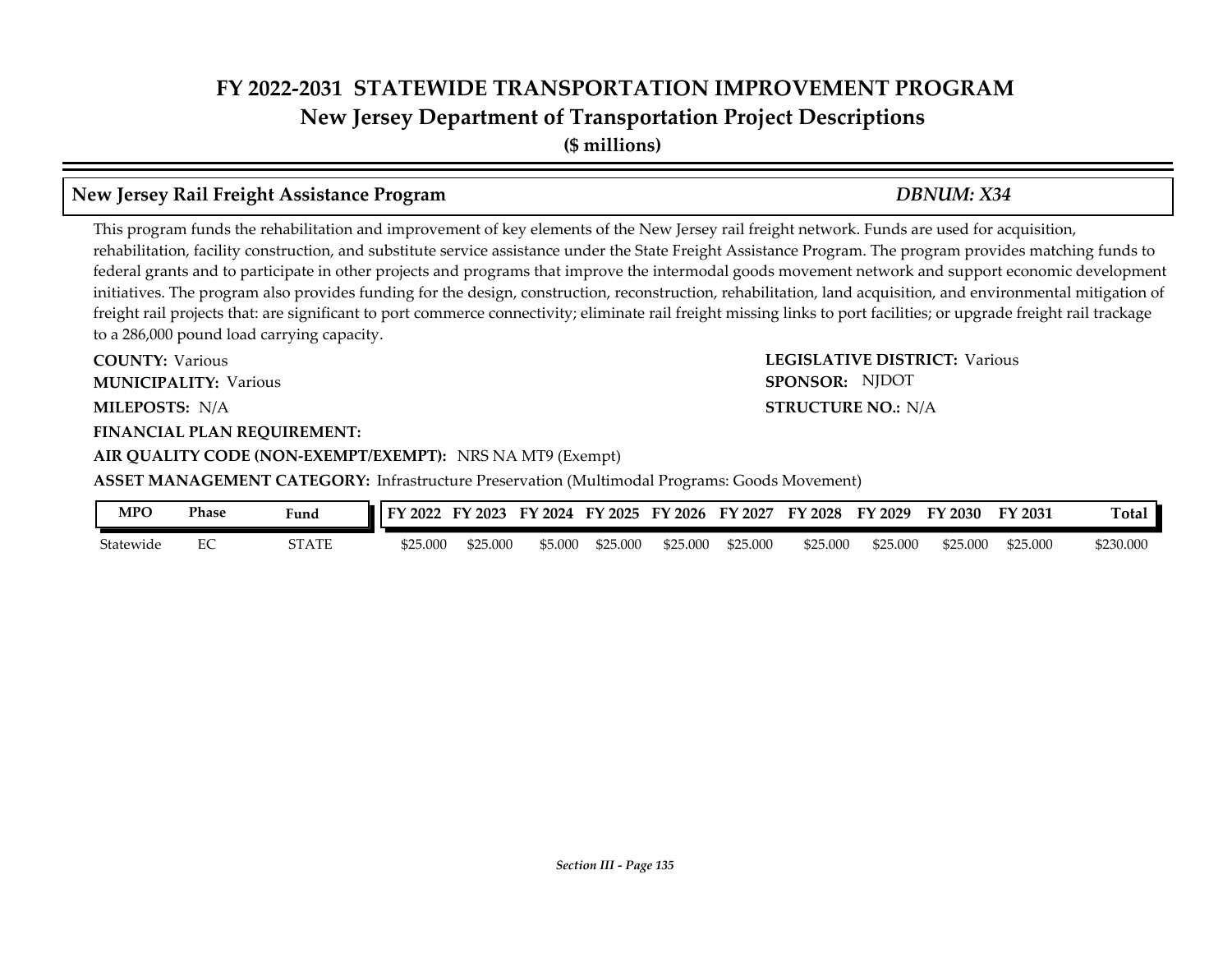# FY 2022-2031 STATEWIDE TRANSPORTATION IMPROVEMENT PROGRAM
## New Jersey Department of Transportation Project Descriptions
**($ millions)**

### New Jersey Rail Freight Assistance Program — *DBNUM: X34*

This program funds the rehabilitation and improvement of key elements of the New Jersey rail freight network. Funds are used for acquisition, rehabilitation, facility construction, and substitute service assistance under the State Freight Assistance Program. The program provides matching funds to federal grants and to participate in other projects and programs that improve the intermodal goods movement network and support economic development initiatives. The program also provides funding for the design, construction, reconstruction, rehabilitation, land acquisition, and environmental mitigation of freight rail projects that: are significant to port commerce connectivity; eliminate rail freight missing links to port facilities; or upgrade freight rail trackage to a 286,000 pound load carrying capacity.

**COUNTY:** Various
**LEGISLATIVE DISTRICT:** Various
**MUNICIPALITY:** Various
**SPONSOR:** NJDOT
**MILEPOSTS:** N/A
**STRUCTURE NO.:** N/A
**FINANCIAL PLAN REQUIREMENT:**
**AIR QUALITY CODE (NON-EXEMPT/EXEMPT):** NRS NA MT9 (Exempt)
**ASSET MANAGEMENT CATEGORY:** Infrastructure Preservation (Multimodal Programs: Goods Movement)

| MPO | Phase | Fund | FY 2022 | FY 2023 | FY 2024 | FY 2025 | FY 2026 | FY 2027 | FY 2028 | FY 2029 | FY 2030 | FY 2031 | Total |
|---|---|---|---|---|---|---|---|---|---|---|---|---|---|
| Statewide | EC | STATE | $25.000 | $25.000 | $5.000 | $25.000 | $25.000 | $25.000 | $25.000 | $25.000 | $25.000 | $25.000 | $230.000 |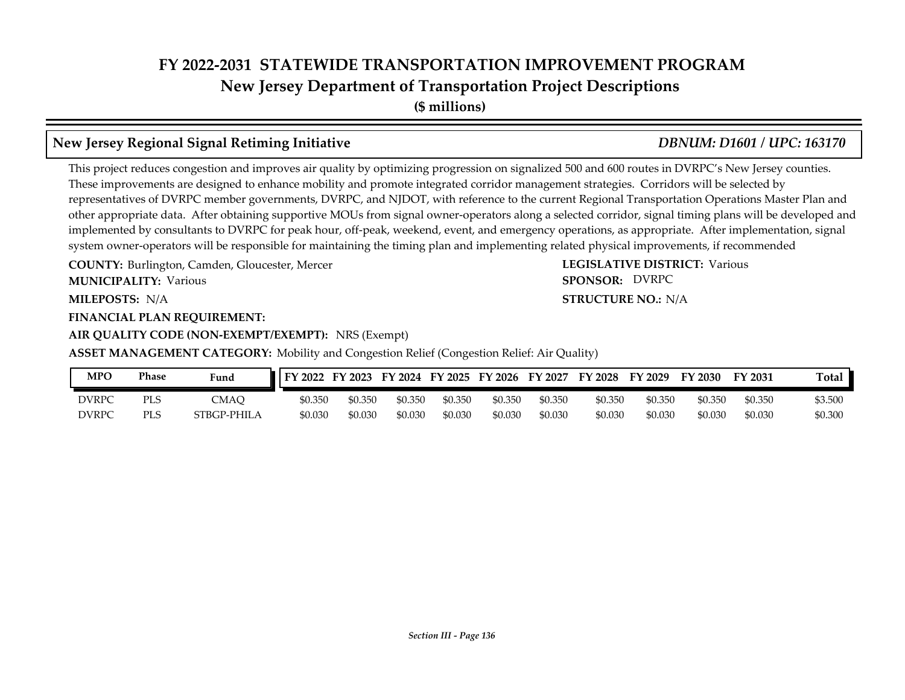# FY 2022-2031 STATEWIDE TRANSPORTATION IMPROVEMENT PROGRAM
## New Jersey Department of Transportation Project Descriptions
**($ millions)**

### New Jersey Regional Signal Retiming Initiative — *DBNUM: D1601 / UPC: 163170*

This project reduces congestion and improves air quality by optimizing progression on signalized 500 and 600 routes in DVRPC's New Jersey counties. These improvements are designed to enhance mobility and promote integrated corridor management strategies. Corridors will be selected by representatives of DVRPC member governments, DVRPC, and NJDOT, with reference to the current Regional Transportation Operations Master Plan and other appropriate data. After obtaining supportive MOUs from signal owner-operators along a selected corridor, signal timing plans will be developed and implemented by consultants to DVRPC for peak hour, off-peak, weekend, event, and emergency operations, as appropriate. After implementation, signal system owner-operators will be responsible for maintaining the timing plan and implementing related physical improvements, if recommended

**COUNTY:** Burlington, Camden, Gloucester, Mercer
**LEGISLATIVE DISTRICT:** Various
**MUNICIPALITY:** Various
**SPONSOR:** DVRPC
**MILEPOSTS:** N/A
**STRUCTURE NO.:** N/A
**FINANCIAL PLAN REQUIREMENT:**
**AIR QUALITY CODE (NON-EXEMPT/EXEMPT):** NRS (Exempt)
**ASSET MANAGEMENT CATEGORY:** Mobility and Congestion Relief (Congestion Relief: Air Quality)

| MPO | Phase | Fund | FY 2022 | FY 2023 | FY 2024 | FY 2025 | FY 2026 | FY 2027 | FY 2028 | FY 2029 | FY 2030 | FY 2031 | Total |
|---|---|---|---|---|---|---|---|---|---|---|---|---|---|
| DVRPC | PLS | CMAQ | $0.350 | $0.350 | $0.350 | $0.350 | $0.350 | $0.350 | $0.350 | $0.350 | $0.350 | $0.350 | $3.500 |
| DVRPC | PLS | STBGP-PHILA | $0.030 | $0.030 | $0.030 | $0.030 | $0.030 | $0.030 | $0.030 | $0.030 | $0.030 | $0.030 | $0.300 |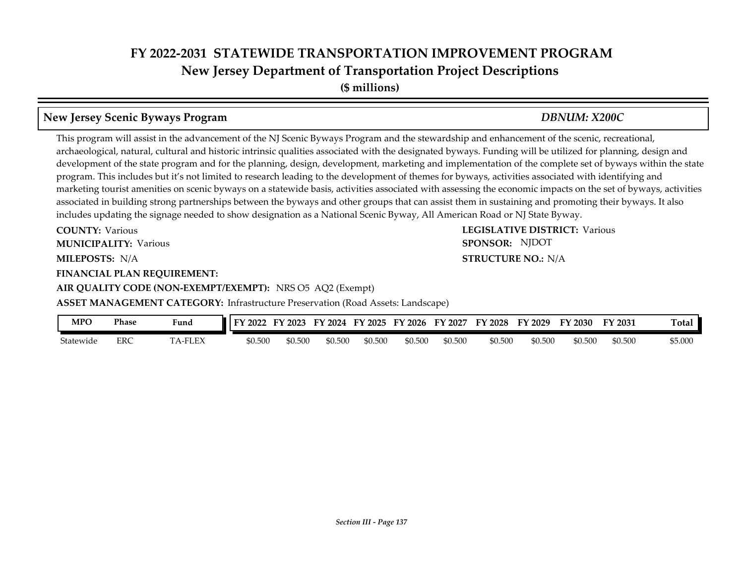# FY 2022-2031 STATEWIDE TRANSPORTATION IMPROVEMENT PROGRAM
## New Jersey Department of Transportation Project Descriptions
**($ millions)**

### New Jersey Scenic Byways Program — *DBNUM: X200C*

This program will assist in the advancement of the NJ Scenic Byways Program and the stewardship and enhancement of the scenic, recreational, archaeological, natural, cultural and historic intrinsic qualities associated with the designated byways. Funding will be utilized for planning, design and development of the state program and for the planning, design, development, marketing and implementation of the complete set of byways within the state program. This includes but it's not limited to research leading to the development of themes for byways, activities associated with identifying and marketing tourist amenities on scenic byways on a statewide basis, activities associated with assessing the economic impacts on the set of byways, activities associated in building strong partnerships between the byways and other groups that can assist them in sustaining and promoting their byways. It also includes updating the signage needed to show designation as a National Scenic Byway, All American Road or NJ State Byway.

**COUNTY:** Various
**LEGISLATIVE DISTRICT:** Various
**MUNICIPALITY:** Various
**SPONSOR:** NJDOT
**MILEPOSTS:** N/A
**STRUCTURE NO.:** N/A
**FINANCIAL PLAN REQUIREMENT:**
**AIR QUALITY CODE (NON-EXEMPT/EXEMPT):** NRS O5 AQ2 (Exempt)
**ASSET MANAGEMENT CATEGORY:** Infrastructure Preservation (Road Assets: Landscape)

| MPO | Phase | Fund | FY 2022 | FY 2023 | FY 2024 | FY 2025 | FY 2026 | FY 2027 | FY 2028 | FY 2029 | FY 2030 | FY 2031 | Total |
|---|---|---|---|---|---|---|---|---|---|---|---|---|---|
| Statewide | ERC | TA-FLEX | $0.500 | $0.500 | $0.500 | $0.500 | $0.500 | $0.500 | $0.500 | $0.500 | $0.500 | $0.500 | $5.000 |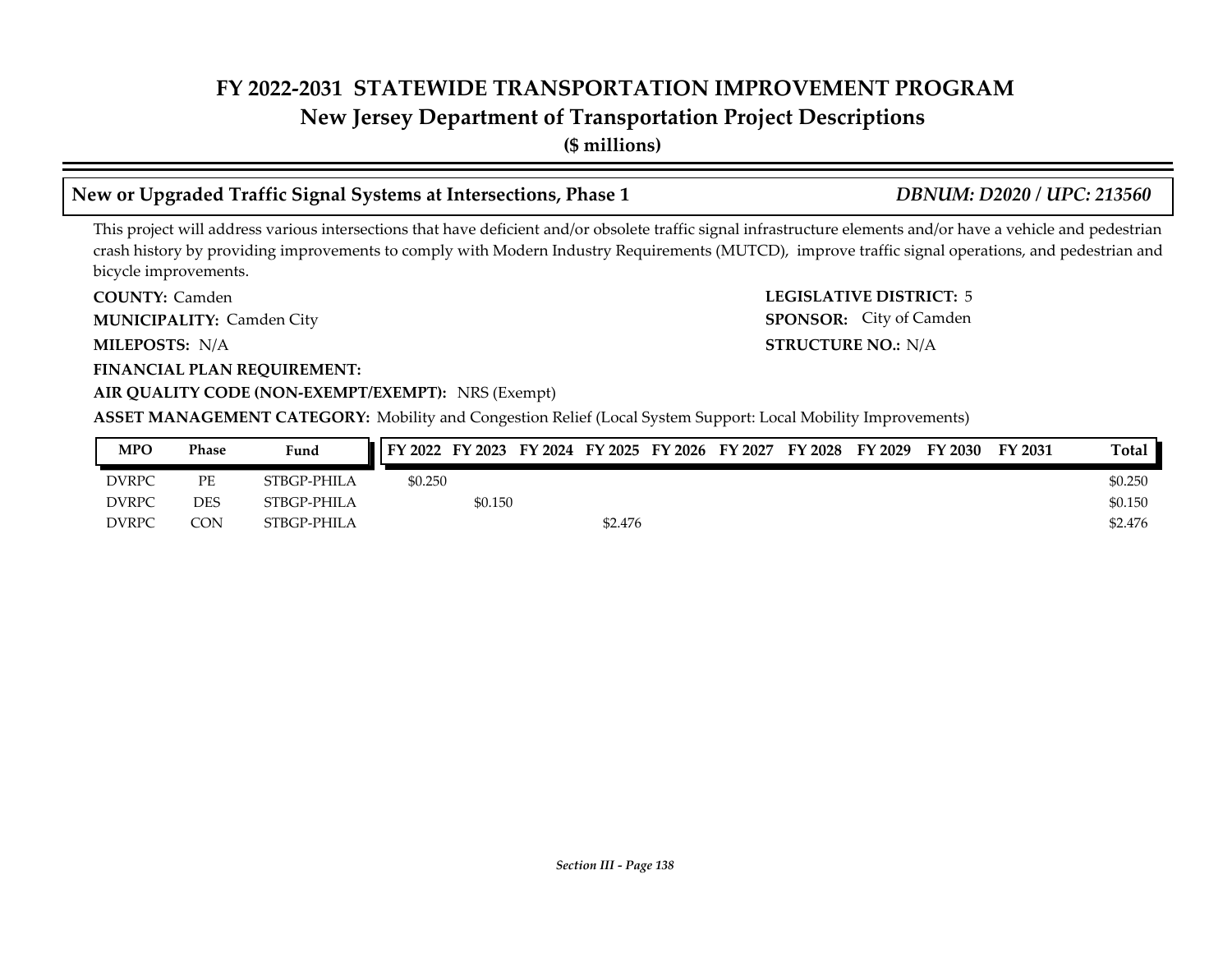# FY 2022-2031 STATEWIDE TRANSPORTATION IMPROVEMENT PROGRAM
## New Jersey Department of Transportation Project Descriptions
**($ millions)**

### New or Upgraded Traffic Signal Systems at Intersections, Phase 1 — *DBNUM: D2020 / UPC: 213560*

This project will address various intersections that have deficient and/or obsolete traffic signal infrastructure elements and/or have a vehicle and pedestrian crash history by providing improvements to comply with Modern Industry Requirements (MUTCD), improve traffic signal operations, and pedestrian and bicycle improvements.

**COUNTY:** Camden

**LEGISLATIVE DISTRICT:** 5

**MUNICIPALITY:** Camden City

**SPONSOR:** City of Camden

**MILEPOSTS:** N/A

**STRUCTURE NO.:** N/A

**FINANCIAL PLAN REQUIREMENT:**

**AIR QUALITY CODE (NON-EXEMPT/EXEMPT):** NRS (Exempt)

**ASSET MANAGEMENT CATEGORY:** Mobility and Congestion Relief (Local System Support: Local Mobility Improvements)

| MPO | Phase | Fund | FY 2022 | FY 2023 | FY 2024 | FY 2025 | FY 2026 | FY 2027 | FY 2028 | FY 2029 | FY 2030 | FY 2031 | Total |
|---|---|---|---|---|---|---|---|---|---|---|---|---|---|
| DVRPC | PE | STBGP-PHILA | $0.250 | | | | | | | | | | $0.250 |
| DVRPC | DES | STBGP-PHILA | | $0.150 | | | | | | | | | $0.150 |
| DVRPC | CON | STBGP-PHILA | | | | $2.476 | | | | | | | $2.476 |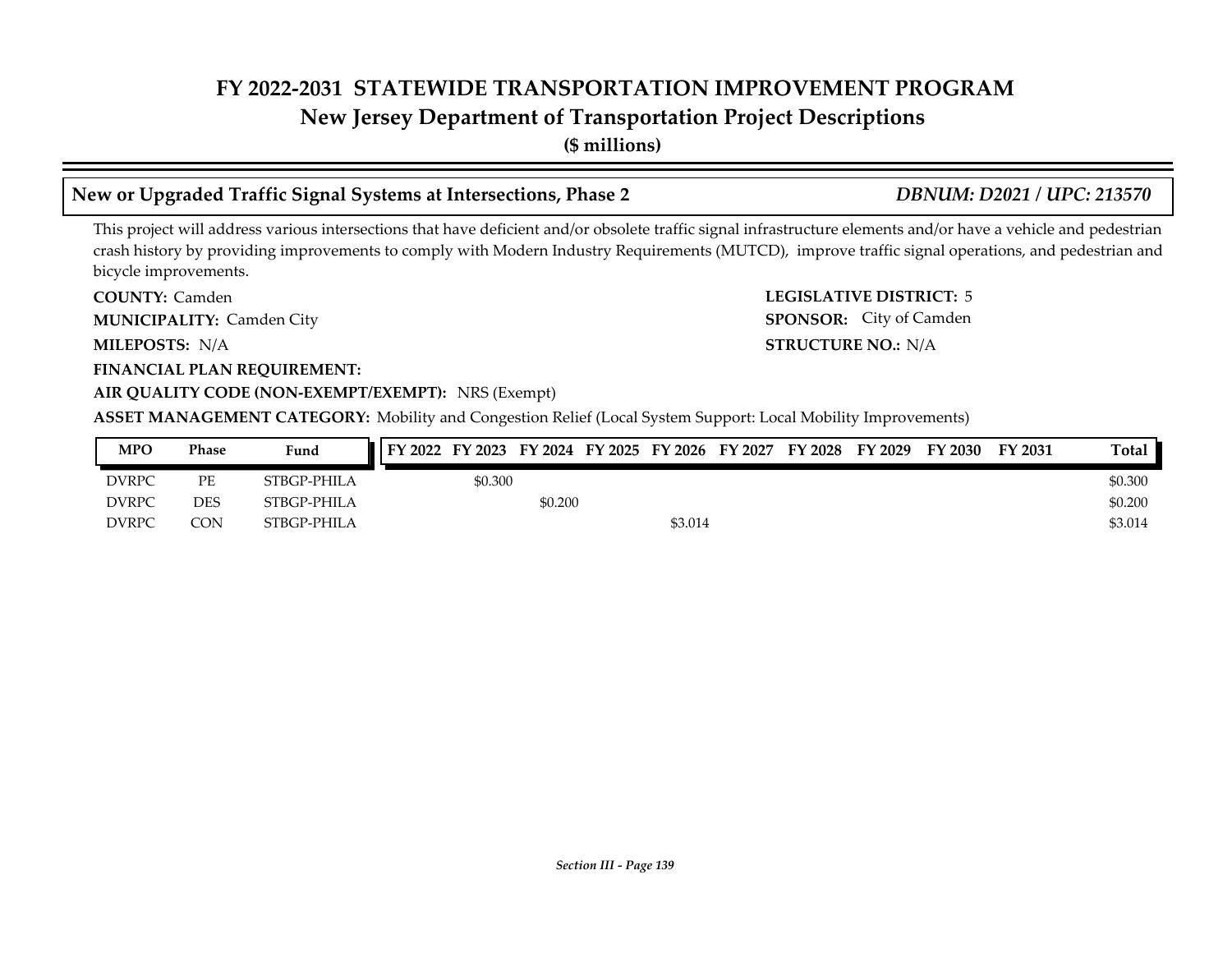# FY 2022-2031 STATEWIDE TRANSPORTATION IMPROVEMENT PROGRAM
## New Jersey Department of Transportation Project Descriptions
**($ millions)**

### New or Upgraded Traffic Signal Systems at Intersections, Phase 2 — *DBNUM: D2021 / UPC: 213570*

This project will address various intersections that have deficient and/or obsolete traffic signal infrastructure elements and/or have a vehicle and pedestrian crash history by providing improvements to comply with Modern Industry Requirements (MUTCD), improve traffic signal operations, and pedestrian and bicycle improvements.

**COUNTY:** Camden
**LEGISLATIVE DISTRICT:** 5
**MUNICIPALITY:** Camden City
**SPONSOR:** City of Camden
**MILEPOSTS:** N/A
**STRUCTURE NO.:** N/A
**FINANCIAL PLAN REQUIREMENT:**
**AIR QUALITY CODE (NON-EXEMPT/EXEMPT):** NRS (Exempt)
**ASSET MANAGEMENT CATEGORY:** Mobility and Congestion Relief (Local System Support: Local Mobility Improvements)

| MPO | Phase | Fund | FY 2022 | FY 2023 | FY 2024 | FY 2025 | FY 2026 | FY 2027 | FY 2028 | FY 2029 | FY 2030 | FY 2031 | Total |
|---|---|---|---|---|---|---|---|---|---|---|---|---|---|
| DVRPC | PE | STBGP-PHILA | | $0.300 | | | | | | | | | $0.300 |
| DVRPC | DES | STBGP-PHILA | | | $0.200 | | | | | | | | $0.200 |
| DVRPC | CON | STBGP-PHILA | | | | | $3.014 | | | | | | $3.014 |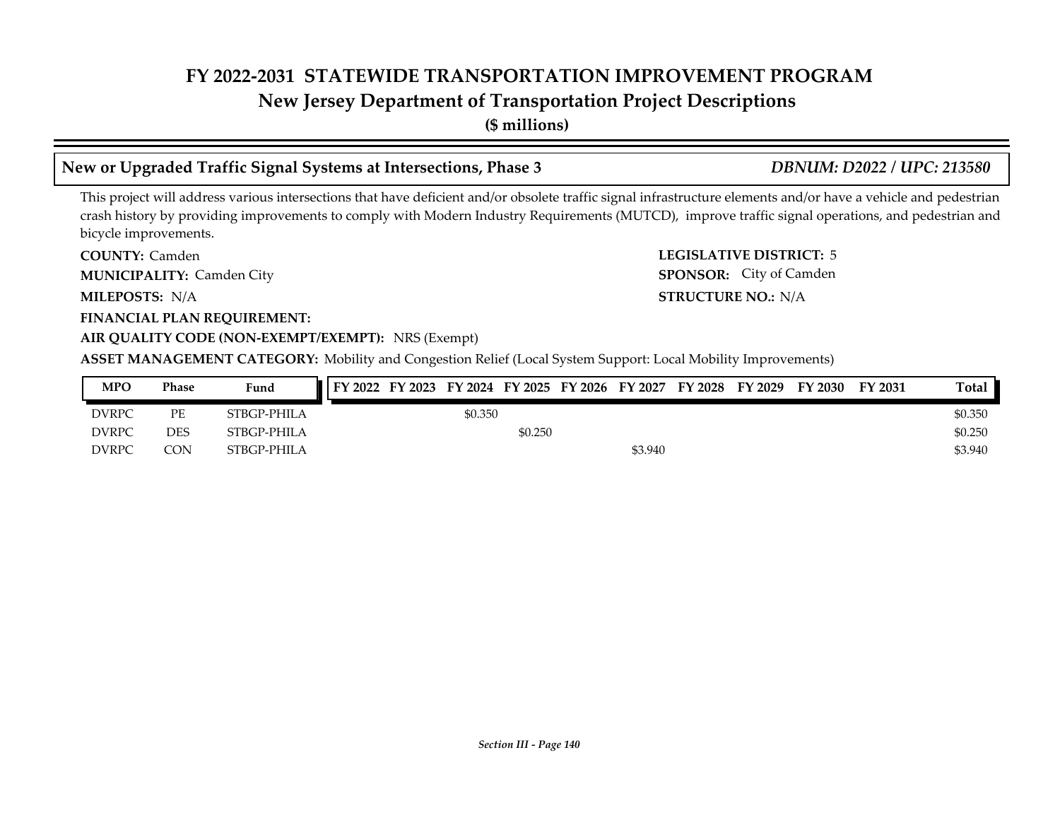# FY 2022-2031 STATEWIDE TRANSPORTATION IMPROVEMENT PROGRAM
## New Jersey Department of Transportation Project Descriptions
**($ millions)**

### New or Upgraded Traffic Signal Systems at Intersections, Phase 3 — *DBNUM: D2022 / UPC: 213580*

This project will address various intersections that have deficient and/or obsolete traffic signal infrastructure elements and/or have a vehicle and pedestrian crash history by providing improvements to comply with Modern Industry Requirements (MUTCD), improve traffic signal operations, and pedestrian and bicycle improvements.

**COUNTY:** Camden
**LEGISLATIVE DISTRICT:** 5
**MUNICIPALITY:** Camden City
**SPONSOR:** City of Camden
**MILEPOSTS:** N/A
**STRUCTURE NO.:** N/A
**FINANCIAL PLAN REQUIREMENT:**
**AIR QUALITY CODE (NON-EXEMPT/EXEMPT):** NRS (Exempt)
**ASSET MANAGEMENT CATEGORY:** Mobility and Congestion Relief (Local System Support: Local Mobility Improvements)

| MPO | Phase | Fund | FY 2022 | FY 2023 | FY 2024 | FY 2025 | FY 2026 | FY 2027 | FY 2028 | FY 2029 | FY 2030 | FY 2031 | Total |
|---|---|---|---|---|---|---|---|---|---|---|---|---|---|
| DVRPC | PE | STBGP-PHILA | | | $0.350 | | | | | | | | $0.350 |
| DVRPC | DES | STBGP-PHILA | | | | $0.250 | | | | | | | $0.250 |
| DVRPC | CON | STBGP-PHILA | | | | | | $3.940 | | | | | $3.940 |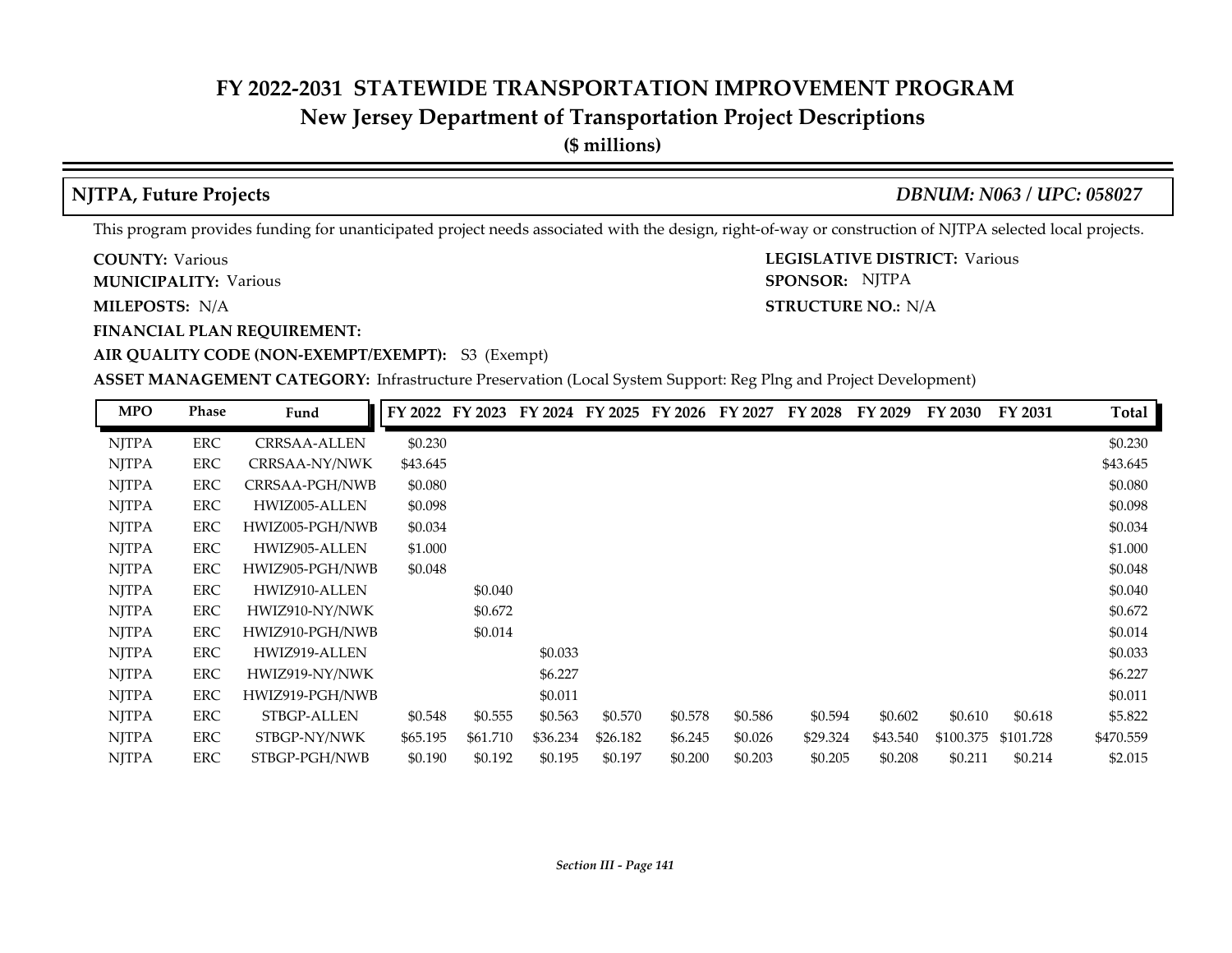# FY 2022-2031 STATEWIDE TRANSPORTATION IMPROVEMENT PROGRAM
## New Jersey Department of Transportation Project Descriptions
**($ millions)**

### NJTPA, Future Projects *DBNUM: N063 / UPC: 058027*

This program provides funding for unanticipated project needs associated with the design, right-of-way or construction of NJTPA selected local projects.

**COUNTY:** Various
**LEGISLATIVE DISTRICT:** Various
**MUNICIPALITY:** Various
**SPONSOR:** NJTPA
**MILEPOSTS:** N/A
**STRUCTURE NO.:** N/A
**FINANCIAL PLAN REQUIREMENT:**
**AIR QUALITY CODE (NON-EXEMPT/EXEMPT):** S3 (Exempt)
**ASSET MANAGEMENT CATEGORY:** Infrastructure Preservation (Local System Support: Reg Plng and Project Development)

| MPO | Phase | Fund | FY 2022 | FY 2023 | FY 2024 | FY 2025 | FY 2026 | FY 2027 | FY 2028 | FY 2029 | FY 2030 | FY 2031 | Total |
|---|---|---|---|---|---|---|---|---|---|---|---|---|---|
| NJTPA | ERC | CRRSAA-ALLEN | $0.230 | | | | | | | | | | $0.230 |
| NJTPA | ERC | CRRSAA-NY/NWK | $43.645 | | | | | | | | | | $43.645 |
| NJTPA | ERC | CRRSAA-PGH/NWB | $0.080 | | | | | | | | | | $0.080 |
| NJTPA | ERC | HWIZ005-ALLEN | $0.098 | | | | | | | | | | $0.098 |
| NJTPA | ERC | HWIZ005-PGH/NWB | $0.034 | | | | | | | | | | $0.034 |
| NJTPA | ERC | HWIZ905-ALLEN | $1.000 | | | | | | | | | | $1.000 |
| NJTPA | ERC | HWIZ905-PGH/NWB | $0.048 | | | | | | | | | | $0.048 |
| NJTPA | ERC | HWIZ910-ALLEN | | $0.040 | | | | | | | | | $0.040 |
| NJTPA | ERC | HWIZ910-NY/NWK | | $0.672 | | | | | | | | | $0.672 |
| NJTPA | ERC | HWIZ910-PGH/NWB | | $0.014 | | | | | | | | | $0.014 |
| NJTPA | ERC | HWIZ919-ALLEN | | | $0.033 | | | | | | | | $0.033 |
| NJTPA | ERC | HWIZ919-NY/NWK | | | $6.227 | | | | | | | | $6.227 |
| NJTPA | ERC | HWIZ919-PGH/NWB | | | $0.011 | | | | | | | | $0.011 |
| NJTPA | ERC | STBGP-ALLEN | $0.548 | $0.555 | $0.563 | $0.570 | $0.578 | $0.586 | $0.594 | $0.602 | $0.610 | $0.618 | $5.822 |
| NJTPA | ERC | STBGP-NY/NWK | $65.195 | $61.710 | $36.234 | $26.182 | $6.245 | $0.026 | $29.324 | $43.540 | $100.375 | $101.728 | $470.559 |
| NJTPA | ERC | STBGP-PGH/NWB | $0.190 | $0.192 | $0.195 | $0.197 | $0.200 | $0.203 | $0.205 | $0.208 | $0.211 | $0.214 | $2.015 |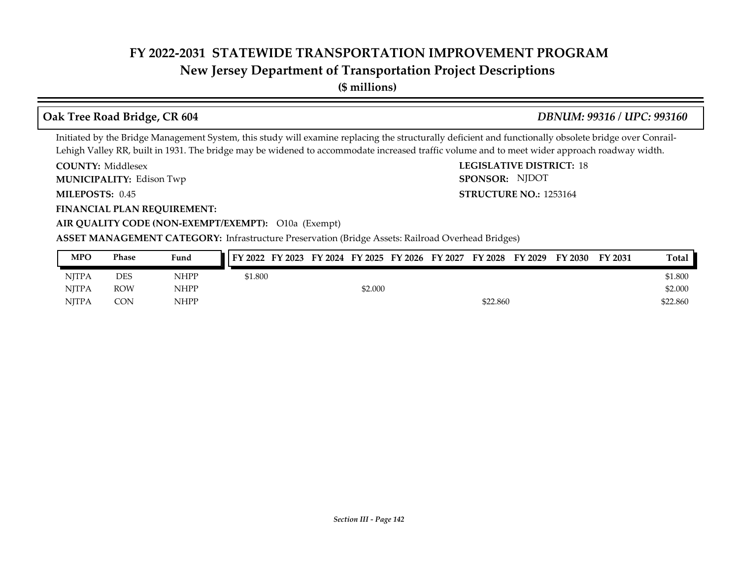# FY 2022-2031 STATEWIDE TRANSPORTATION IMPROVEMENT PROGRAM

## New Jersey Department of Transportation Project Descriptions

**($ millions)**

### Oak Tree Road Bridge, CR 604 — *DBNUM: 99316 / UPC: 993160*

Initiated by the Bridge Management System, this study will examine replacing the structurally deficient and functionally obsolete bridge over Conrail-Lehigh Valley RR, built in 1931. The bridge may be widened to accommodate increased traffic volume and to meet wider approach roadway width.

**COUNTY:** Middlesex
**LEGISLATIVE DISTRICT:** 18
**MUNICIPALITY:** Edison Twp
**SPONSOR:** NJDOT
**MILEPOSTS:** 0.45
**STRUCTURE NO.:** 1253164
**FINANCIAL PLAN REQUIREMENT:**
**AIR QUALITY CODE (NON-EXEMPT/EXEMPT):** O10a (Exempt)
**ASSET MANAGEMENT CATEGORY:** Infrastructure Preservation (Bridge Assets: Railroad Overhead Bridges)

| MPO | Phase | Fund | FY 2022 | FY 2023 | FY 2024 | FY 2025 | FY 2026 | FY 2027 | FY 2028 | FY 2029 | FY 2030 | FY 2031 | Total |
|---|---|---|---|---|---|---|---|---|---|---|---|---|---|
| NJTPA | DES | NHPP | $1.800 | | | | | | | | | | $1.800 |
| NJTPA | ROW | NHPP | | | | $2.000 | | | | | | | $2.000 |
| NJTPA | CON | NHPP | | | | | | | $22.860 | | | | $22.860 |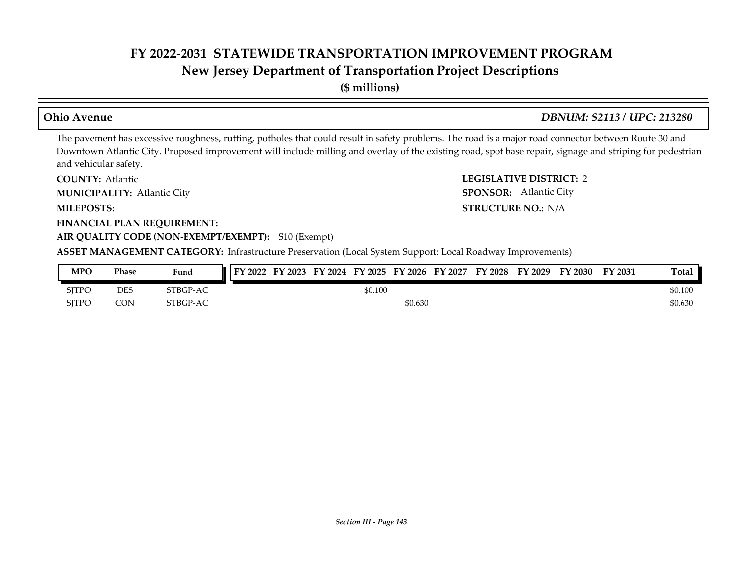# FY 2022-2031 STATEWIDE TRANSPORTATION IMPROVEMENT PROGRAM

## New Jersey Department of Transportation Project Descriptions

**($ millions)**

### Ohio Avenue — *DBNUM: S2113 / UPC: 213280*

The pavement has excessive roughness, rutting, potholes that could result in safety problems. The road is a major road connector between Route 30 and Downtown Atlantic City. Proposed improvement will include milling and overlay of the existing road, spot base repair, signage and striping for pedestrian and vehicular safety.

**COUNTY:** Atlantic

**LEGISLATIVE DISTRICT:** 2

**MUNICIPALITY:** Atlantic City

**SPONSOR:** Atlantic City

**MILEPOSTS:**

**STRUCTURE NO.:** N/A

**FINANCIAL PLAN REQUIREMENT:**

**AIR QUALITY CODE (NON-EXEMPT/EXEMPT):** S10 (Exempt)

**ASSET MANAGEMENT CATEGORY:** Infrastructure Preservation (Local System Support: Local Roadway Improvements)

| MPO | Phase | Fund | FY 2022 | FY 2023 | FY 2024 | FY 2025 | FY 2026 | FY 2027 | FY 2028 | FY 2029 | FY 2030 | FY 2031 | Total |
|---|---|---|---|---|---|---|---|---|---|---|---|---|---|
| SJTPO | DES | STBGP-AC | | | | $0.100 | | | | | | | $0.100 |
| SJTPO | CON | STBGP-AC | | | | | $0.630 | | | | | | $0.630 |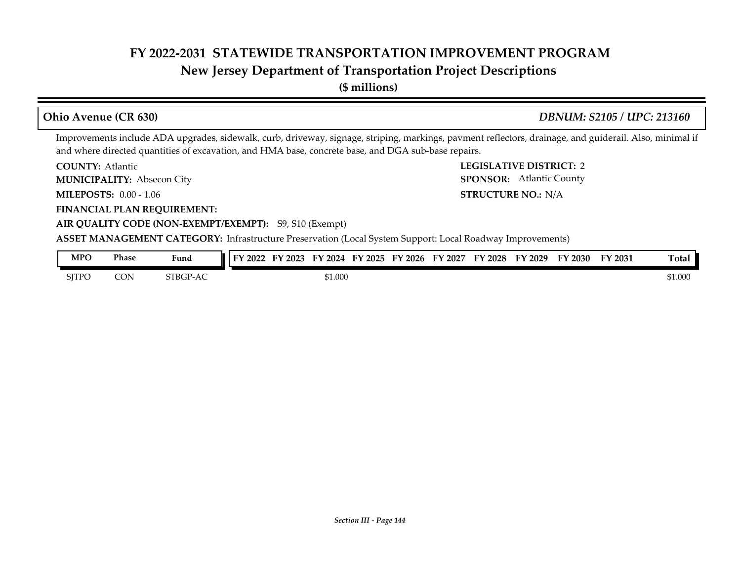# FY 2022-2031 STATEWIDE TRANSPORTATION IMPROVEMENT PROGRAM
## New Jersey Department of Transportation Project Descriptions
**($ millions)**

### Ohio Avenue (CR 630) *DBNUM: S2105 / UPC: 213160*

Improvements include ADA upgrades, sidewalk, curb, driveway, signage, striping, markings, pavment reflectors, drainage, and guiderail. Also, minimal if and where directed quantities of excavation, and HMA base, concrete base, and DGA sub-base repairs.

**COUNTY:** Atlantic
**LEGISLATIVE DISTRICT:** 2
**MUNICIPALITY:** Absecon City
**SPONSOR:** Atlantic County
**MILEPOSTS:** 0.00 - 1.06
**STRUCTURE NO.:** N/A
**FINANCIAL PLAN REQUIREMENT:**
**AIR QUALITY CODE (NON-EXEMPT/EXEMPT):** S9, S10 (Exempt)
**ASSET MANAGEMENT CATEGORY:** Infrastructure Preservation (Local System Support: Local Roadway Improvements)

| MPO | Phase | Fund | FY 2022 | FY 2023 | FY 2024 | FY 2025 | FY 2026 | FY 2027 | FY 2028 | FY 2029 | FY 2030 | FY 2031 | Total |
|---|---|---|---|---|---|---|---|---|---|---|---|---|---|
| SJTPO | CON | STBGP-AC | | | $1.000 | | | | | | | | $1.000 |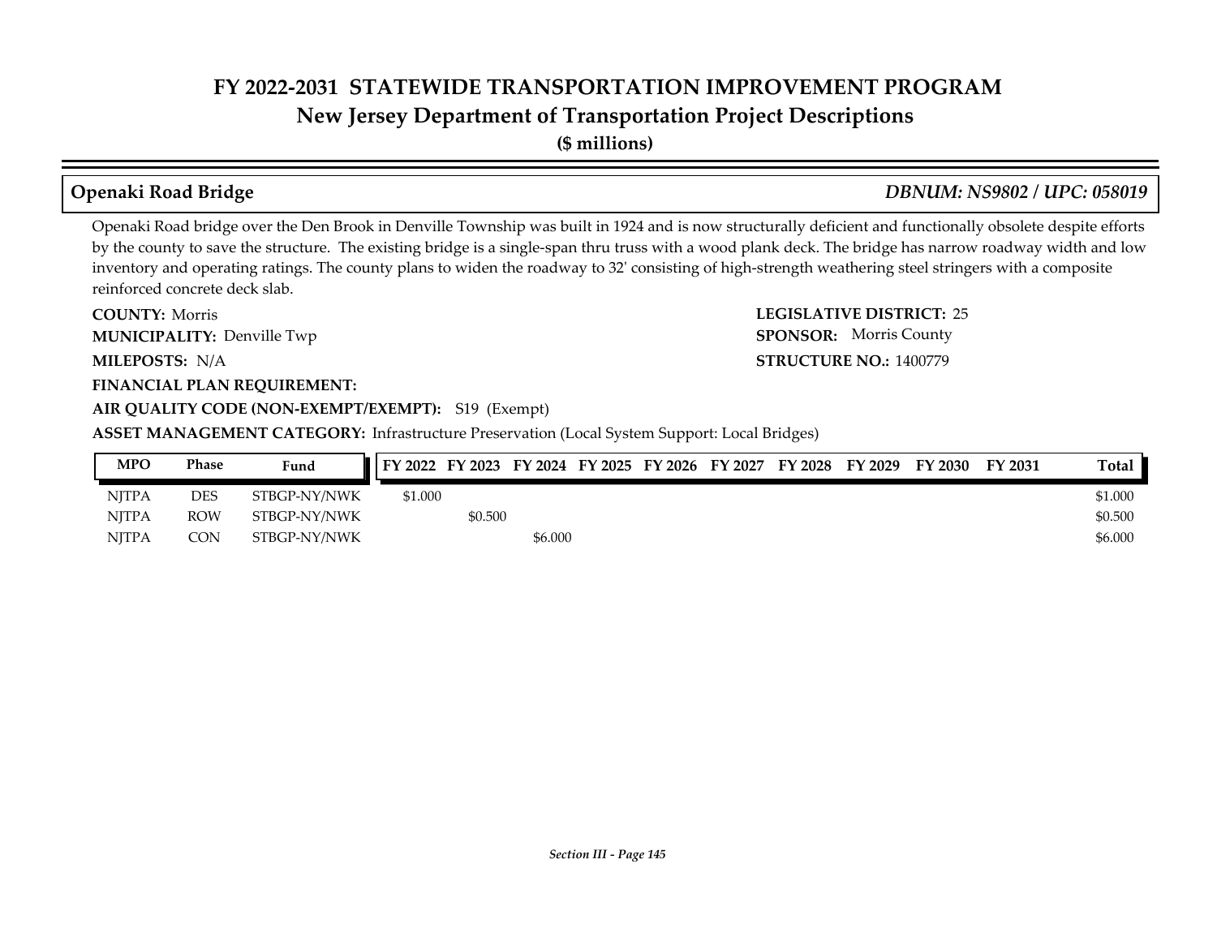# FY 2022-2031 STATEWIDE TRANSPORTATION IMPROVEMENT PROGRAM
## New Jersey Department of Transportation Project Descriptions
**($ millions)**

### Openaki Road Bridge *DBNUM: NS9802 / UPC: 058019*

Openaki Road bridge over the Den Brook in Denville Township was built in 1924 and is now structurally deficient and functionally obsolete despite efforts by the county to save the structure. The existing bridge is a single-span thru truss with a wood plank deck. The bridge has narrow roadway width and low inventory and operating ratings. The county plans to widen the roadway to 32' consisting of high-strength weathering steel stringers with a composite reinforced concrete deck slab.

**COUNTY:** Morris
**LEGISLATIVE DISTRICT:** 25
**MUNICIPALITY:** Denville Twp
**SPONSOR:** Morris County
**MILEPOSTS:** N/A
**STRUCTURE NO.:** 1400779
**FINANCIAL PLAN REQUIREMENT:**
**AIR QUALITY CODE (NON-EXEMPT/EXEMPT):** S19 (Exempt)
**ASSET MANAGEMENT CATEGORY:** Infrastructure Preservation (Local System Support: Local Bridges)

| MPO | Phase | Fund | FY 2022 | FY 2023 | FY 2024 | FY 2025 | FY 2026 | FY 2027 | FY 2028 | FY 2029 | FY 2030 | FY 2031 | Total |
|---|---|---|---|---|---|---|---|---|---|---|---|---|---|
| NJTPA | DES | STBGP-NY/NWK | $1.000 | | | | | | | | | | $1.000 |
| NJTPA | ROW | STBGP-NY/NWK | | $0.500 | | | | | | | | | $0.500 |
| NJTPA | CON | STBGP-NY/NWK | | | $6.000 | | | | | | | | $6.000 |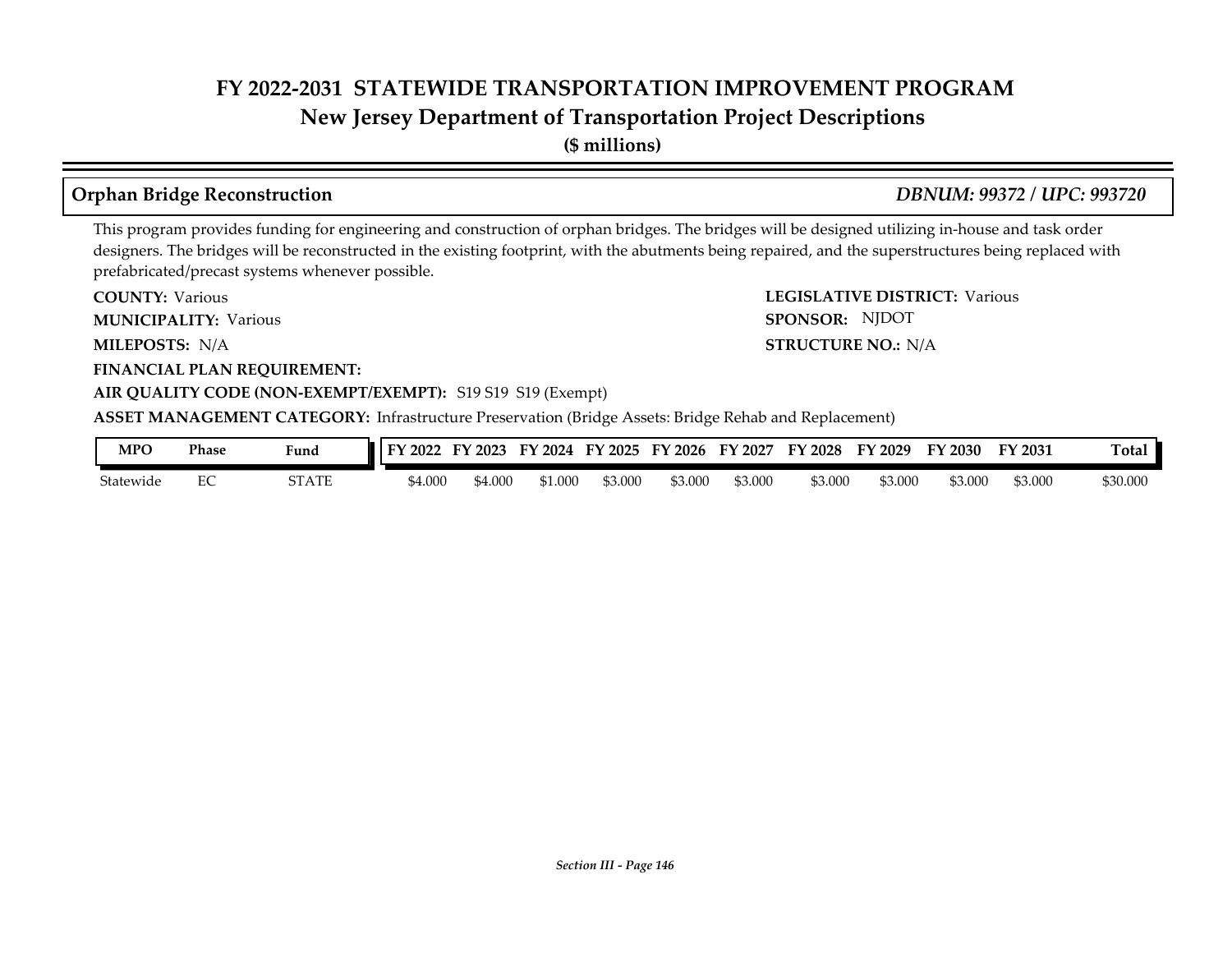# FY 2022-2031 STATEWIDE TRANSPORTATION IMPROVEMENT PROGRAM
## New Jersey Department of Transportation Project Descriptions
**($ millions)**

### Orphan Bridge Reconstruction — *DBNUM: 99372 / UPC: 993720*

This program provides funding for engineering and construction of orphan bridges. The bridges will be designed utilizing in-house and task order designers. The bridges will be reconstructed in the existing footprint, with the abutments being repaired, and the superstructures being replaced with prefabricated/precast systems whenever possible.

**COUNTY:** Various
**LEGISLATIVE DISTRICT:** Various
**MUNICIPALITY:** Various
**SPONSOR:** NJDOT
**MILEPOSTS:** N/A
**STRUCTURE NO.:** N/A
**FINANCIAL PLAN REQUIREMENT:**
**AIR QUALITY CODE (NON-EXEMPT/EXEMPT):** S19 S19 S19 (Exempt)
**ASSET MANAGEMENT CATEGORY:** Infrastructure Preservation (Bridge Assets: Bridge Rehab and Replacement)

| MPO | Phase | Fund | FY 2022 | FY 2023 | FY 2024 | FY 2025 | FY 2026 | FY 2027 | FY 2028 | FY 2029 | FY 2030 | FY 2031 | Total |
|---|---|---|---|---|---|---|---|---|---|---|---|---|---|
| Statewide | EC | STATE | $4.000 | $4.000 | $1.000 | $3.000 | $3.000 | $3.000 | $3.000 | $3.000 | $3.000 | $3.000 | $30.000 |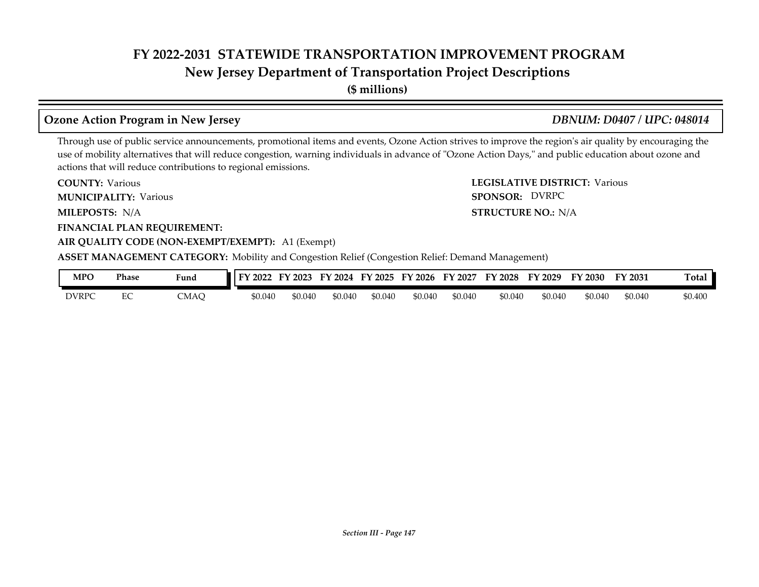# FY 2022-2031 STATEWIDE TRANSPORTATION IMPROVEMENT PROGRAM
## New Jersey Department of Transportation Project Descriptions
**($ millions)**

### Ozone Action Program in New Jersey — *DBNUM: D0407 / UPC: 048014*

Through use of public service announcements, promotional items and events, Ozone Action strives to improve the region's air quality by encouraging the use of mobility alternatives that will reduce congestion, warning individuals in advance of "Ozone Action Days," and public education about ozone and actions that will reduce contributions to regional emissions.

**COUNTY:** Various
**LEGISLATIVE DISTRICT:** Various
**MUNICIPALITY:** Various
**SPONSOR:** DVRPC
**MILEPOSTS:** N/A
**STRUCTURE NO.:** N/A
**FINANCIAL PLAN REQUIREMENT:**
**AIR QUALITY CODE (NON-EXEMPT/EXEMPT):** A1 (Exempt)
**ASSET MANAGEMENT CATEGORY:** Mobility and Congestion Relief (Congestion Relief: Demand Management)

| MPO | Phase | Fund | FY 2022 | FY 2023 | FY 2024 | FY 2025 | FY 2026 | FY 2027 | FY 2028 | FY 2029 | FY 2030 | FY 2031 | Total |
|---|---|---|---|---|---|---|---|---|---|---|---|---|---|
| DVRPC | EC | CMAQ | $0.040 | $0.040 | $0.040 | $0.040 | $0.040 | $0.040 | $0.040 | $0.040 | $0.040 | $0.040 | $0.400 |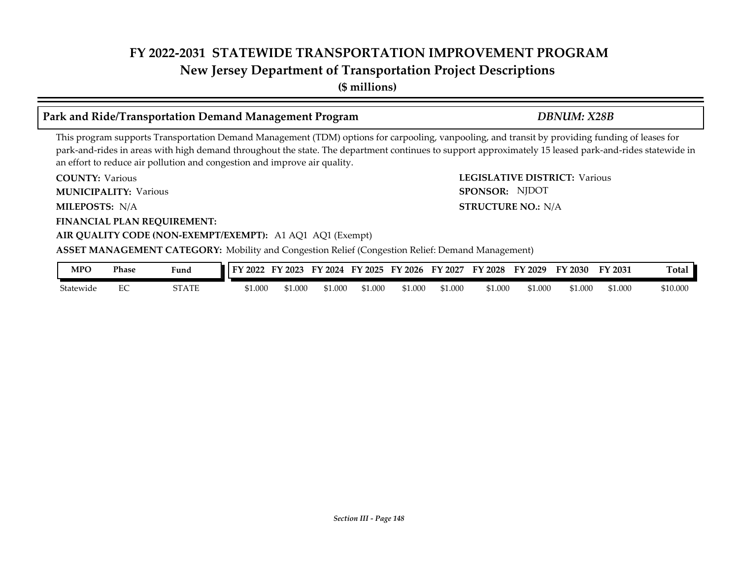# FY 2022-2031 STATEWIDE TRANSPORTATION IMPROVEMENT PROGRAM
## New Jersey Department of Transportation Project Descriptions
**($ millions)**

### Park and Ride/Transportation Demand Management Program — *DBNUM: X28B*

This program supports Transportation Demand Management (TDM) options for carpooling, vanpooling, and transit by providing funding of leases for park-and-rides in areas with high demand throughout the state. The department continues to support approximately 15 leased park-and-rides statewide in an effort to reduce air pollution and congestion and improve air quality.

**COUNTY:** Various
**LEGISLATIVE DISTRICT:** Various
**MUNICIPALITY:** Various
**SPONSOR:** NJDOT
**MILEPOSTS:** N/A
**STRUCTURE NO.:** N/A
**FINANCIAL PLAN REQUIREMENT:**
**AIR QUALITY CODE (NON-EXEMPT/EXEMPT):** A1 AQ1 AQ1 (Exempt)
**ASSET MANAGEMENT CATEGORY:** Mobility and Congestion Relief (Congestion Relief: Demand Management)

| MPO | Phase | Fund | FY 2022 | FY 2023 | FY 2024 | FY 2025 | FY 2026 | FY 2027 | FY 2028 | FY 2029 | FY 2030 | FY 2031 | Total |
|---|---|---|---|---|---|---|---|---|---|---|---|---|---|
| Statewide | EC | STATE | $1.000 | $1.000 | $1.000 | $1.000 | $1.000 | $1.000 | $1.000 | $1.000 | $1.000 | $1.000 | $10.000 |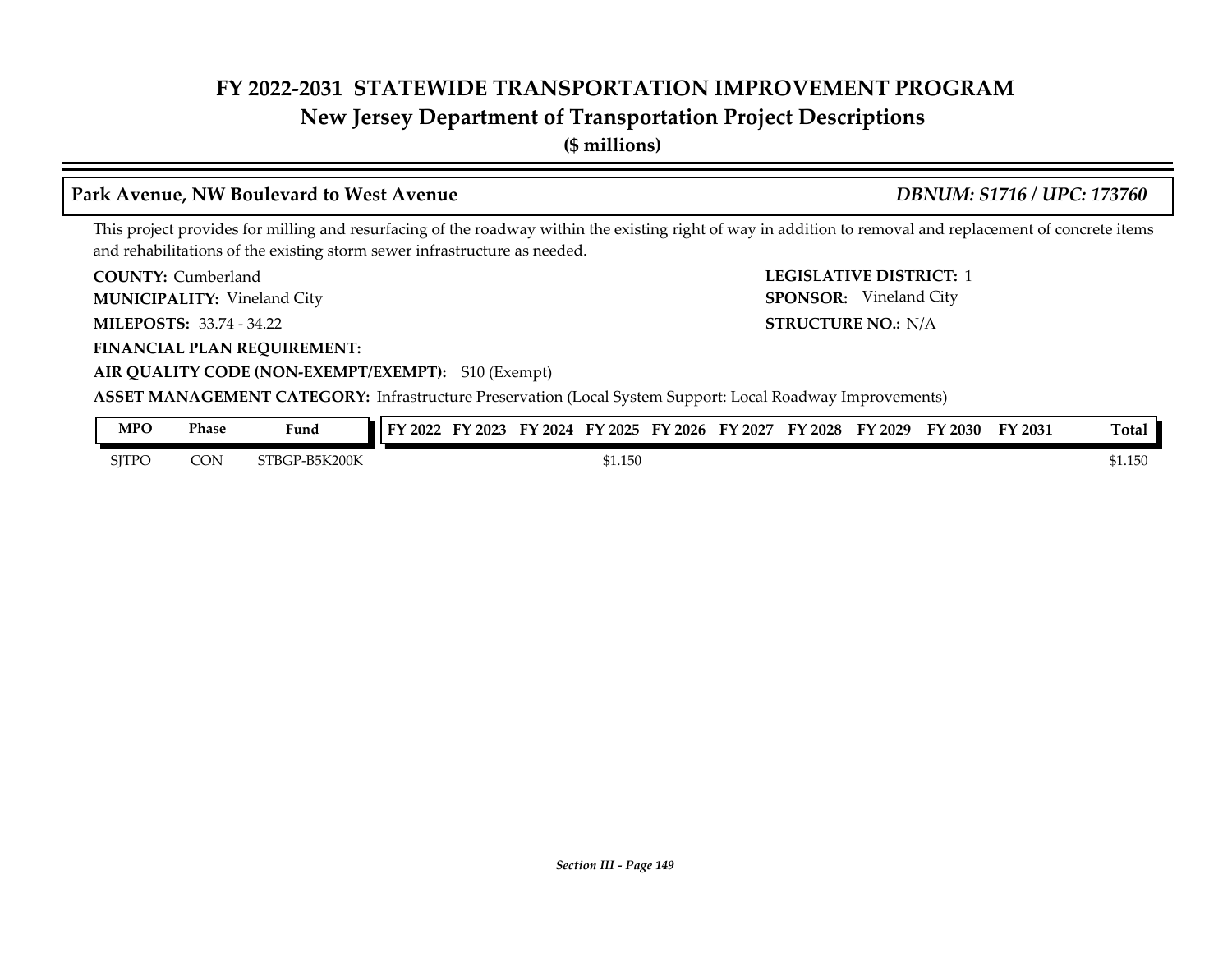# FY 2022-2031 STATEWIDE TRANSPORTATION IMPROVEMENT PROGRAM
## New Jersey Department of Transportation Project Descriptions
**($ millions)**

### Park Avenue, NW Boulevard to West Avenue — *DBNUM: S1716 / UPC: 173760*

This project provides for milling and resurfacing of the roadway within the existing right of way in addition to removal and replacement of concrete items and rehabilitations of the existing storm sewer infrastructure as needed.

**COUNTY:** Cumberland
**LEGISLATIVE DISTRICT:** 1
**MUNICIPALITY:** Vineland City
**SPONSOR:** Vineland City
**MILEPOSTS:** 33.74 - 34.22
**STRUCTURE NO.:** N/A
**FINANCIAL PLAN REQUIREMENT:**
**AIR QUALITY CODE (NON-EXEMPT/EXEMPT):** S10 (Exempt)
**ASSET MANAGEMENT CATEGORY:** Infrastructure Preservation (Local System Support: Local Roadway Improvements)

| MPO | Phase | Fund | FY 2022 | FY 2023 | FY 2024 | FY 2025 | FY 2026 | FY 2027 | FY 2028 | FY 2029 | FY 2030 | FY 2031 | Total |
|---|---|---|---|---|---|---|---|---|---|---|---|---|---|
| SJTPO | CON | STBGP-B5K200K | | | | $1.150 | | | | | | | $1.150 |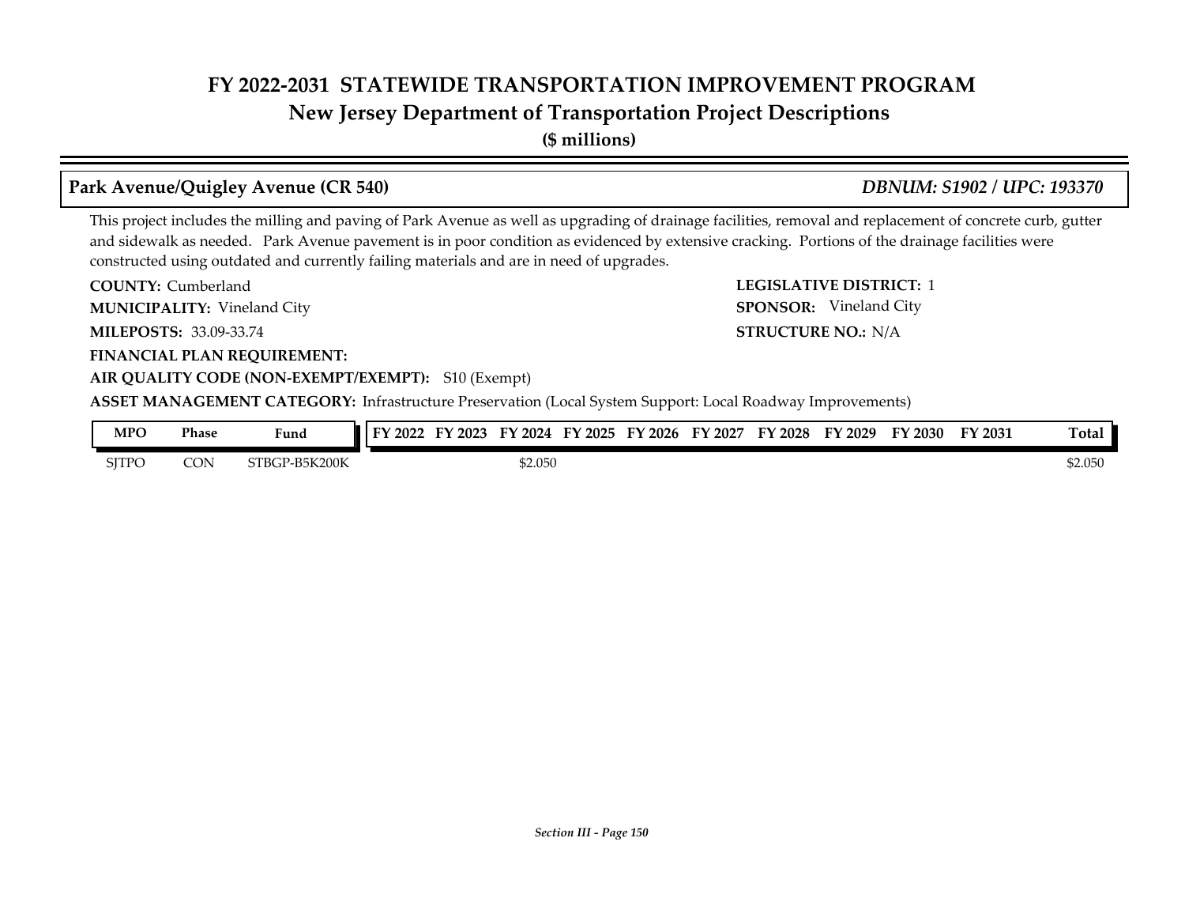# FY 2022-2031 STATEWIDE TRANSPORTATION IMPROVEMENT PROGRAM
## New Jersey Department of Transportation Project Descriptions
**($ millions)**

### Park Avenue/Quigley Avenue (CR 540) — *DBNUM: S1902 / UPC: 193370*

This project includes the milling and paving of Park Avenue as well as upgrading of drainage facilities, removal and replacement of concrete curb, gutter and sidewalk as needed. Park Avenue pavement is in poor condition as evidenced by extensive cracking. Portions of the drainage facilities were constructed using outdated and currently failing materials and are in need of upgrades.

**COUNTY:** Cumberland

**LEGISLATIVE DISTRICT:** 1

**MUNICIPALITY:** Vineland City

**SPONSOR:** Vineland City

**MILEPOSTS:** 33.09-33.74

**STRUCTURE NO.:** N/A

**FINANCIAL PLAN REQUIREMENT:**

**AIR QUALITY CODE (NON-EXEMPT/EXEMPT):** S10 (Exempt)

**ASSET MANAGEMENT CATEGORY:** Infrastructure Preservation (Local System Support: Local Roadway Improvements)

| MPO | Phase | Fund | FY 2022 | FY 2023 | FY 2024 | FY 2025 | FY 2026 | FY 2027 | FY 2028 | FY 2029 | FY 2030 | FY 2031 | Total |
|---|---|---|---|---|---|---|---|---|---|---|---|---|---|
| SJTPO | CON | STBGP-B5K200K | | | $2.050 | | | | | | | | $2.050 |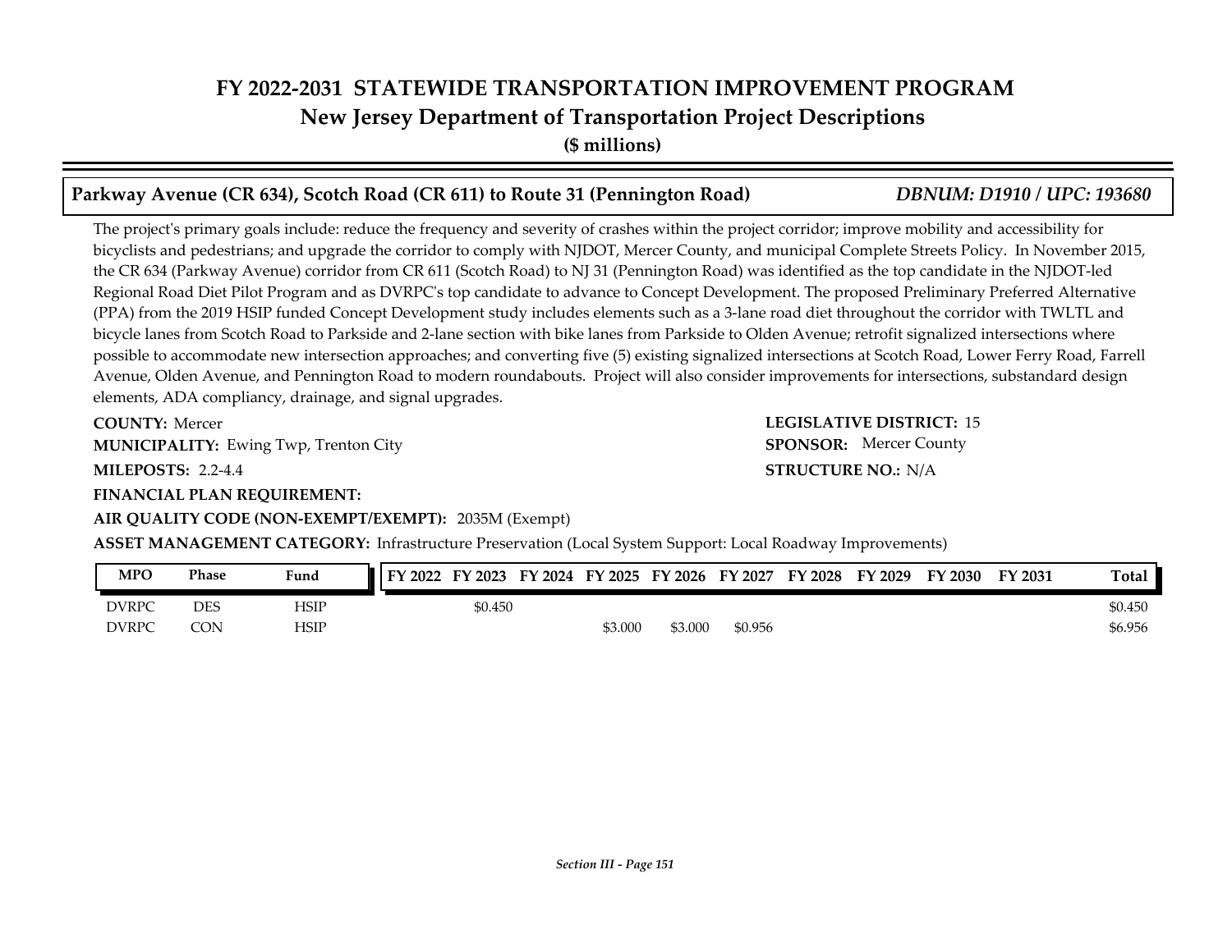# FY 2022-2031 STATEWIDE TRANSPORTATION IMPROVEMENT PROGRAM
## New Jersey Department of Transportation Project Descriptions
**($ millions)**

### Parkway Avenue (CR 634), Scotch Road (CR 611) to Route 31 (Pennington Road) — *DBNUM: D1910 / UPC: 193680*

The project's primary goals include: reduce the frequency and severity of crashes within the project corridor; improve mobility and accessibility for bicyclists and pedestrians; and upgrade the corridor to comply with NJDOT, Mercer County, and municipal Complete Streets Policy. In November 2015, the CR 634 (Parkway Avenue) corridor from CR 611 (Scotch Road) to NJ 31 (Pennington Road) was identified as the top candidate in the NJDOT-led Regional Road Diet Pilot Program and as DVRPC's top candidate to advance to Concept Development. The proposed Preliminary Preferred Alternative (PPA) from the 2019 HSIP funded Concept Development study includes elements such as a 3-lane road diet throughout the corridor with TWLTL and bicycle lanes from Scotch Road to Parkside and 2-lane section with bike lanes from Parkside to Olden Avenue; retrofit signalized intersections where possible to accommodate new intersection approaches; and converting five (5) existing signalized intersections at Scotch Road, Lower Ferry Road, Farrell Avenue, Olden Avenue, and Pennington Road to modern roundabouts. Project will also consider improvements for intersections, substandard design elements, ADA compliancy, drainage, and signal upgrades.

**COUNTY:** Mercer

**LEGISLATIVE DISTRICT:** 15

**MUNICIPALITY:** Ewing Twp, Trenton City

**SPONSOR:** Mercer County

**MILEPOSTS:** 2.2-4.4

**STRUCTURE NO.:** N/A

**FINANCIAL PLAN REQUIREMENT:**

**AIR QUALITY CODE (NON-EXEMPT/EXEMPT):** 2035M (Exempt)

**ASSET MANAGEMENT CATEGORY:** Infrastructure Preservation (Local System Support: Local Roadway Improvements)

| MPO | Phase | Fund | FY 2022 | FY 2023 | FY 2024 | FY 2025 | FY 2026 | FY 2027 | FY 2028 | FY 2029 | FY 2030 | FY 2031 | Total |
|---|---|---|---|---|---|---|---|---|---|---|---|---|---|
| DVRPC | DES | HSIP | | $0.450 | | | | | | | | | $0.450 |
| DVRPC | CON | HSIP | | | | $3.000 | $3.000 | $0.956 | | | | | $6.956 |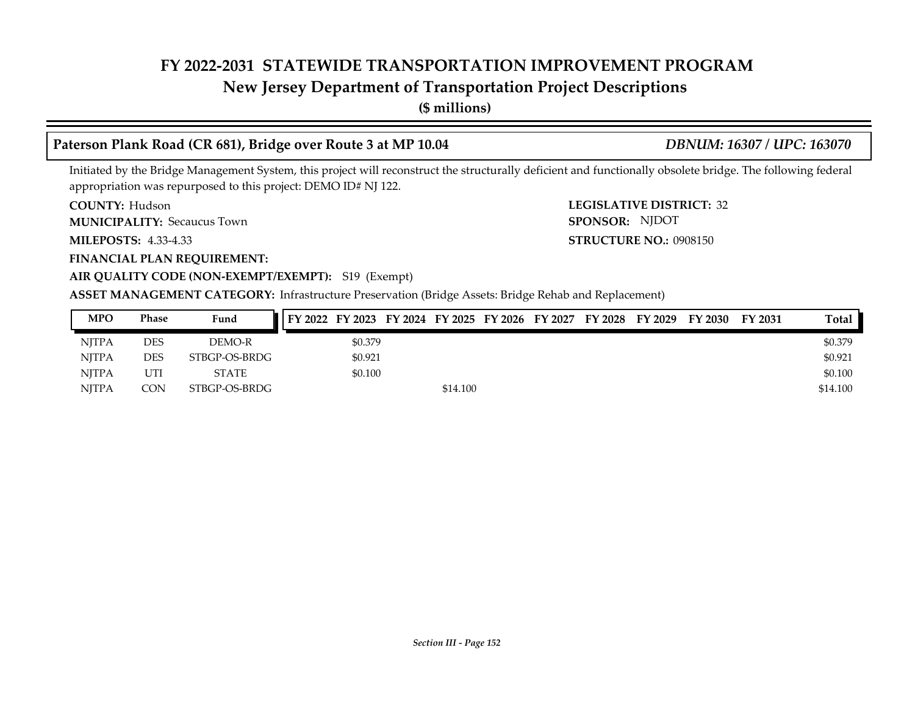# FY 2022-2031 STATEWIDE TRANSPORTATION IMPROVEMENT PROGRAM

## New Jersey Department of Transportation Project Descriptions

**($ millions)**

### Paterson Plank Road (CR 681), Bridge over Route 3 at MP 10.04 — *DBNUM: 16307 / UPC: 163070*

Initiated by the Bridge Management System, this project will reconstruct the structurally deficient and functionally obsolete bridge. The following federal appropriation was repurposed to this project: DEMO ID# NJ 122.

**COUNTY:** Hudson
**LEGISLATIVE DISTRICT:** 32
**MUNICIPALITY:** Secaucus Town
**SPONSOR:** NJDOT
**MILEPOSTS:** 4.33-4.33
**STRUCTURE NO.:** 0908150
**FINANCIAL PLAN REQUIREMENT:**
**AIR QUALITY CODE (NON-EXEMPT/EXEMPT):** S19 (Exempt)
**ASSET MANAGEMENT CATEGORY:** Infrastructure Preservation (Bridge Assets: Bridge Rehab and Replacement)

| MPO | Phase | Fund | FY 2022 | FY 2023 | FY 2024 | FY 2025 | FY 2026 | FY 2027 | FY 2028 | FY 2029 | FY 2030 | FY 2031 | Total |
|---|---|---|---|---|---|---|---|---|---|---|---|---|---|
| NJTPA | DES | DEMO-R | | $0.379 | | | | | | | | | $0.379 |
| NJTPA | DES | STBGP-OS-BRDG | | $0.921 | | | | | | | | | $0.921 |
| NJTPA | UTI | STATE | | $0.100 | | | | | | | | | $0.100 |
| NJTPA | CON | STBGP-OS-BRDG | | | | $14.100 | | | | | | | $14.100 |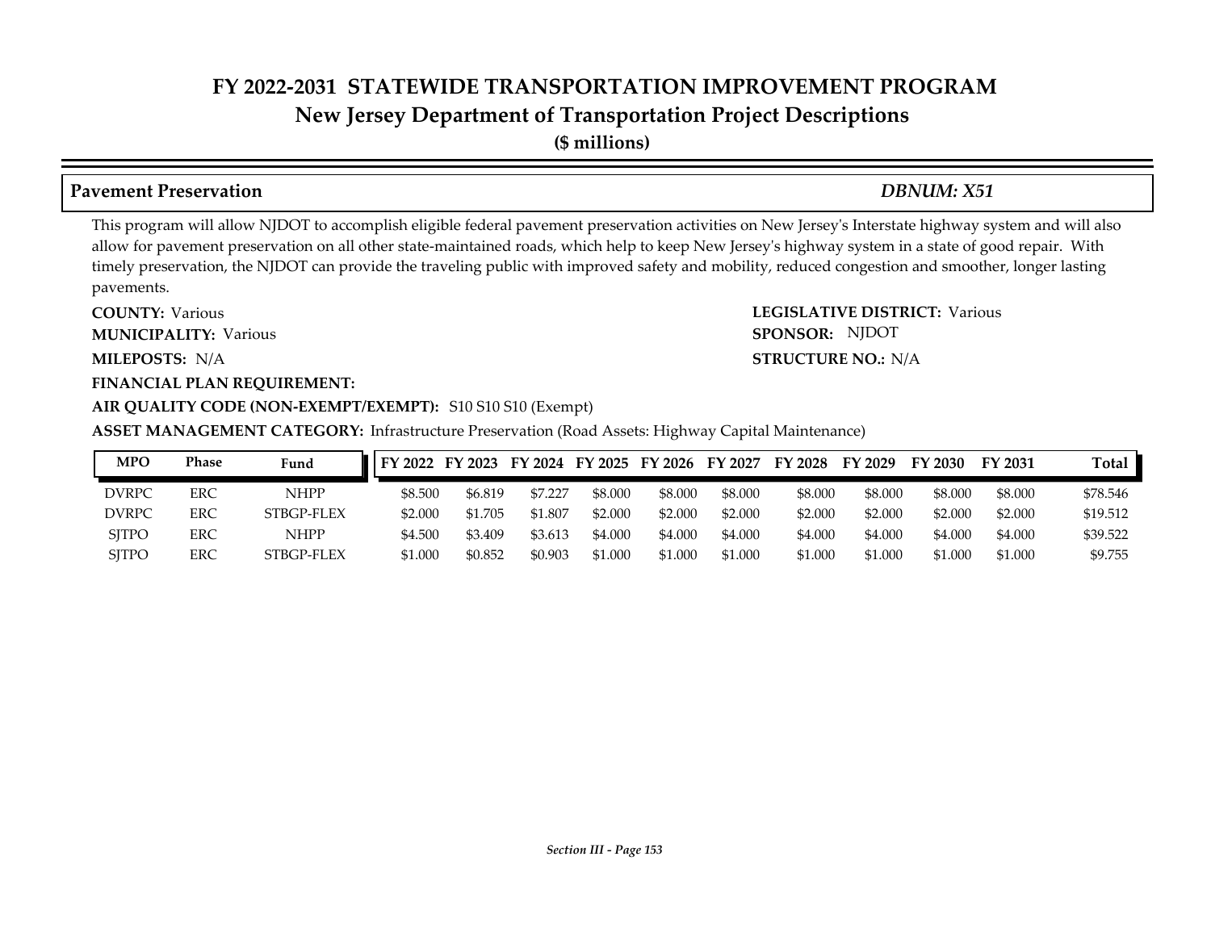# FY 2022-2031 STATEWIDE TRANSPORTATION IMPROVEMENT PROGRAM
## New Jersey Department of Transportation Project Descriptions
**($ millions)**

### Pavement Preservation — *DBNUM: X51*

This program will allow NJDOT to accomplish eligible federal pavement preservation activities on New Jersey's Interstate highway system and will also allow for pavement preservation on all other state-maintained roads, which help to keep New Jersey's highway system in a state of good repair. With timely preservation, the NJDOT can provide the traveling public with improved safety and mobility, reduced congestion and smoother, longer lasting pavements.

**COUNTY:** Various
**LEGISLATIVE DISTRICT:** Various
**MUNICIPALITY:** Various
**SPONSOR:** NJDOT
**MILEPOSTS:** N/A
**STRUCTURE NO.:** N/A
**FINANCIAL PLAN REQUIREMENT:**
**AIR QUALITY CODE (NON-EXEMPT/EXEMPT):** S10 S10 S10 (Exempt)
**ASSET MANAGEMENT CATEGORY:** Infrastructure Preservation (Road Assets: Highway Capital Maintenance)

| MPO | Phase | Fund | FY 2022 | FY 2023 | FY 2024 | FY 2025 | FY 2026 | FY 2027 | FY 2028 | FY 2029 | FY 2030 | FY 2031 | Total |
|---|---|---|---|---|---|---|---|---|---|---|---|---|---|
| DVRPC | ERC | NHPP | $8.500 | $6.819 | $7.227 | $8.000 | $8.000 | $8.000 | $8.000 | $8.000 | $8.000 | $8.000 | $78.546 |
| DVRPC | ERC | STBGP-FLEX | $2.000 | $1.705 | $1.807 | $2.000 | $2.000 | $2.000 | $2.000 | $2.000 | $2.000 | $2.000 | $19.512 |
| SJTPO | ERC | NHPP | $4.500 | $3.409 | $3.613 | $4.000 | $4.000 | $4.000 | $4.000 | $4.000 | $4.000 | $4.000 | $39.522 |
| SJTPO | ERC | STBGP-FLEX | $1.000 | $0.852 | $0.903 | $1.000 | $1.000 | $1.000 | $1.000 | $1.000 | $1.000 | $1.000 | $9.755 |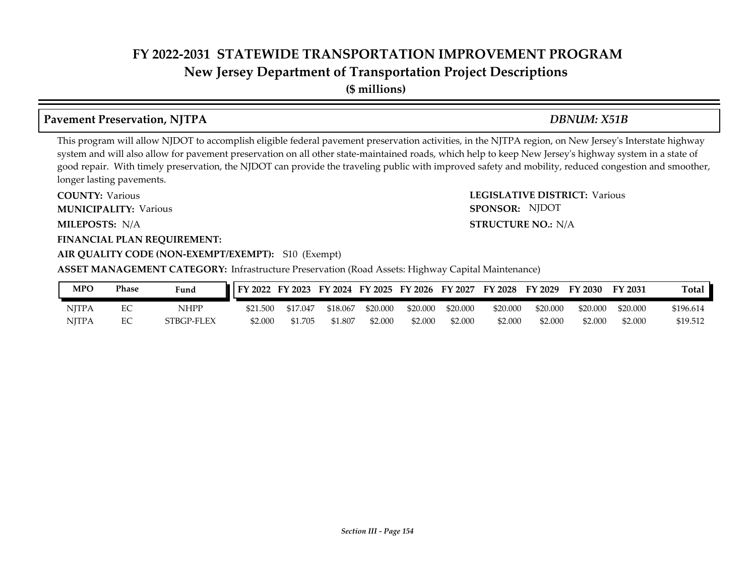# FY 2022-2031 STATEWIDE TRANSPORTATION IMPROVEMENT PROGRAM
## New Jersey Department of Transportation Project Descriptions
**($ millions)**

### Pavement Preservation, NJTPA — *DBNUM: X51B*

This program will allow NJDOT to accomplish eligible federal pavement preservation activities, in the NJTPA region, on New Jersey's Interstate highway system and will also allow for pavement preservation on all other state-maintained roads, which help to keep New Jersey's highway system in a state of good repair. With timely preservation, the NJDOT can provide the traveling public with improved safety and mobility, reduced congestion and smoother, longer lasting pavements.

**COUNTY:** Various
**LEGISLATIVE DISTRICT:** Various
**MUNICIPALITY:** Various
**SPONSOR:** NJDOT
**MILEPOSTS:** N/A
**STRUCTURE NO.:** N/A
**FINANCIAL PLAN REQUIREMENT:**
**AIR QUALITY CODE (NON-EXEMPT/EXEMPT):** S10 (Exempt)
**ASSET MANAGEMENT CATEGORY:** Infrastructure Preservation (Road Assets: Highway Capital Maintenance)

| MPO | Phase | Fund | FY 2022 | FY 2023 | FY 2024 | FY 2025 | FY 2026 | FY 2027 | FY 2028 | FY 2029 | FY 2030 | FY 2031 | Total |
|---|---|---|---|---|---|---|---|---|---|---|---|---|---|
| NJTPA | EC | NHPP | $21.500 | $17.047 | $18.067 | $20.000 | $20.000 | $20.000 | $20.000 | $20.000 | $20.000 | $20.000 | $196.614 |
| NJTPA | EC | STBGP-FLEX | $2.000 | $1.705 | $1.807 | $2.000 | $2.000 | $2.000 | $2.000 | $2.000 | $2.000 | $2.000 | $19.512 |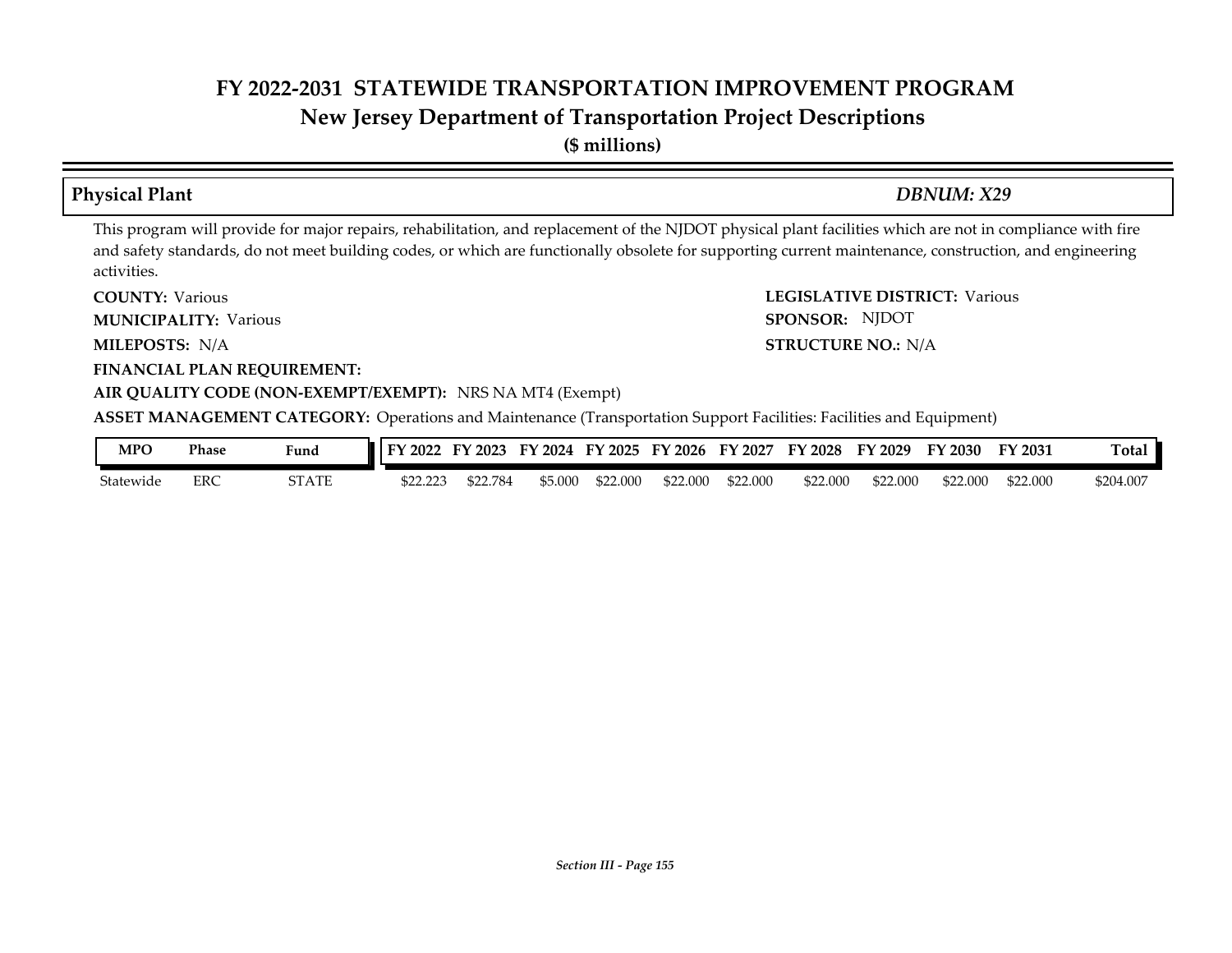# FY 2022-2031 STATEWIDE TRANSPORTATION IMPROVEMENT PROGRAM
## New Jersey Department of Transportation Project Descriptions
**($ millions)**

### Physical Plant — *DBNUM: X29*

This program will provide for major repairs, rehabilitation, and replacement of the NJDOT physical plant facilities which are not in compliance with fire and safety standards, do not meet building codes, or which are functionally obsolete for supporting current maintenance, construction, and engineering activities.

**COUNTY:** Various
**LEGISLATIVE DISTRICT:** Various
**MUNICIPALITY:** Various
**SPONSOR:** NJDOT
**MILEPOSTS:** N/A
**STRUCTURE NO.:** N/A
**FINANCIAL PLAN REQUIREMENT:**
**AIR QUALITY CODE (NON-EXEMPT/EXEMPT):** NRS NA MT4 (Exempt)
**ASSET MANAGEMENT CATEGORY:** Operations and Maintenance (Transportation Support Facilities: Facilities and Equipment)

| MPO | Phase | Fund | FY 2022 | FY 2023 | FY 2024 | FY 2025 | FY 2026 | FY 2027 | FY 2028 | FY 2029 | FY 2030 | FY 2031 | Total |
|---|---|---|---|---|---|---|---|---|---|---|---|---|---|
| Statewide | ERC | STATE | $22.223 | $22.784 | $5.000 | $22.000 | $22.000 | $22.000 | $22.000 | $22.000 | $22.000 | $22.000 | $204.007 |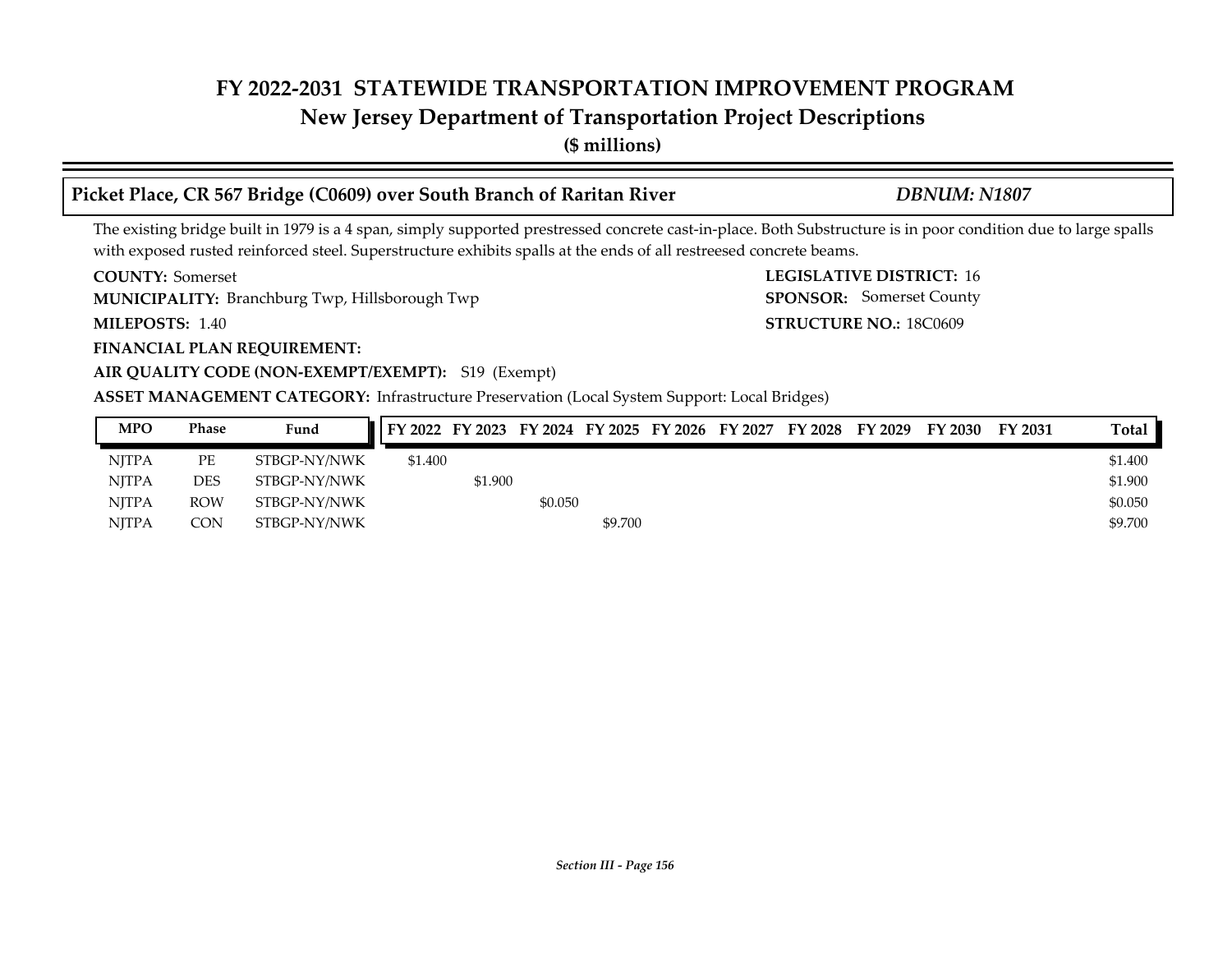# FY 2022-2031 STATEWIDE TRANSPORTATION IMPROVEMENT PROGRAM
## New Jersey Department of Transportation Project Descriptions
**($ millions)**

### Picket Place, CR 567 Bridge (C0609) over South Branch of Raritan River — *DBNUM: N1807*

The existing bridge built in 1979 is a 4 span, simply supported prestressed concrete cast-in-place. Both Substructure is in poor condition due to large spalls with exposed rusted reinforced steel. Superstructure exhibits spalls at the ends of all restreesed concrete beams.

**COUNTY:** Somerset

**LEGISLATIVE DISTRICT:** 16

**MUNICIPALITY:** Branchburg Twp, Hillsborough Twp

**SPONSOR:** Somerset County

**MILEPOSTS:** 1.40

**STRUCTURE NO.:** 18C0609

**FINANCIAL PLAN REQUIREMENT:**

**AIR QUALITY CODE (NON-EXEMPT/EXEMPT):** S19 (Exempt)

**ASSET MANAGEMENT CATEGORY:** Infrastructure Preservation (Local System Support: Local Bridges)

| MPO | Phase | Fund | FY 2022 | FY 2023 | FY 2024 | FY 2025 | FY 2026 | FY 2027 | FY 2028 | FY 2029 | FY 2030 | FY 2031 | Total |
|---|---|---|---|---|---|---|---|---|---|---|---|---|---|
| NJTPA | PE | STBGP-NY/NWK | $1.400 | | | | | | | | | | $1.400 |
| NJTPA | DES | STBGP-NY/NWK | | $1.900 | | | | | | | | | $1.900 |
| NJTPA | ROW | STBGP-NY/NWK | | | $0.050 | | | | | | | | $0.050 |
| NJTPA | CON | STBGP-NY/NWK | | | | $9.700 | | | | | | | $9.700 |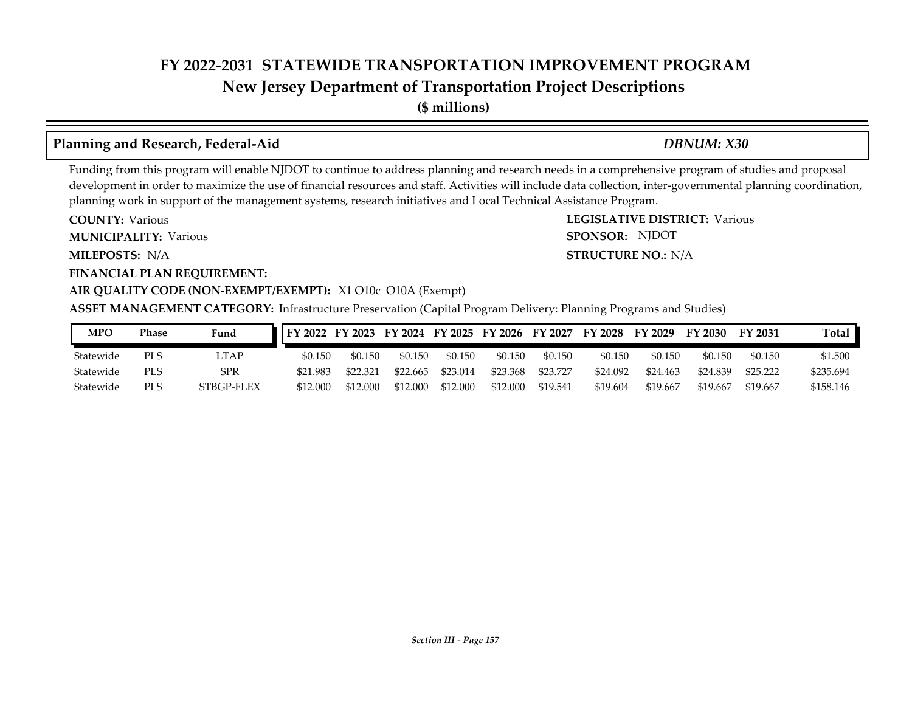# FY 2022-2031 STATEWIDE TRANSPORTATION IMPROVEMENT PROGRAM
## New Jersey Department of Transportation Project Descriptions
**($ millions)**

### Planning and Research, Federal-Aid — *DBNUM: X30*

Funding from this program will enable NJDOT to continue to address planning and research needs in a comprehensive program of studies and proposal development in order to maximize the use of financial resources and staff. Activities will include data collection, inter-governmental planning coordination, planning work in support of the management systems, research initiatives and Local Technical Assistance Program.

**COUNTY:** Various
**LEGISLATIVE DISTRICT:** Various
**MUNICIPALITY:** Various
**SPONSOR:** NJDOT
**MILEPOSTS:** N/A
**STRUCTURE NO.:** N/A
**FINANCIAL PLAN REQUIREMENT:**
**AIR QUALITY CODE (NON-EXEMPT/EXEMPT):** X1 O10c O10A (Exempt)
**ASSET MANAGEMENT CATEGORY:** Infrastructure Preservation (Capital Program Delivery: Planning Programs and Studies)

| MPO | Phase | Fund | FY 2022 | FY 2023 | FY 2024 | FY 2025 | FY 2026 | FY 2027 | FY 2028 | FY 2029 | FY 2030 | FY 2031 | Total |
|---|---|---|---|---|---|---|---|---|---|---|---|---|---|
| Statewide | PLS | LTAP | $0.150 | $0.150 | $0.150 | $0.150 | $0.150 | $0.150 | $0.150 | $0.150 | $0.150 | $0.150 | $1.500 |
| Statewide | PLS | SPR | $21.983 | $22.321 | $22.665 | $23.014 | $23.368 | $23.727 | $24.092 | $24.463 | $24.839 | $25.222 | $235.694 |
| Statewide | PLS | STBGP-FLEX | $12.000 | $12.000 | $12.000 | $12.000 | $12.000 | $19.541 | $19.604 | $19.667 | $19.667 | $19.667 | $158.146 |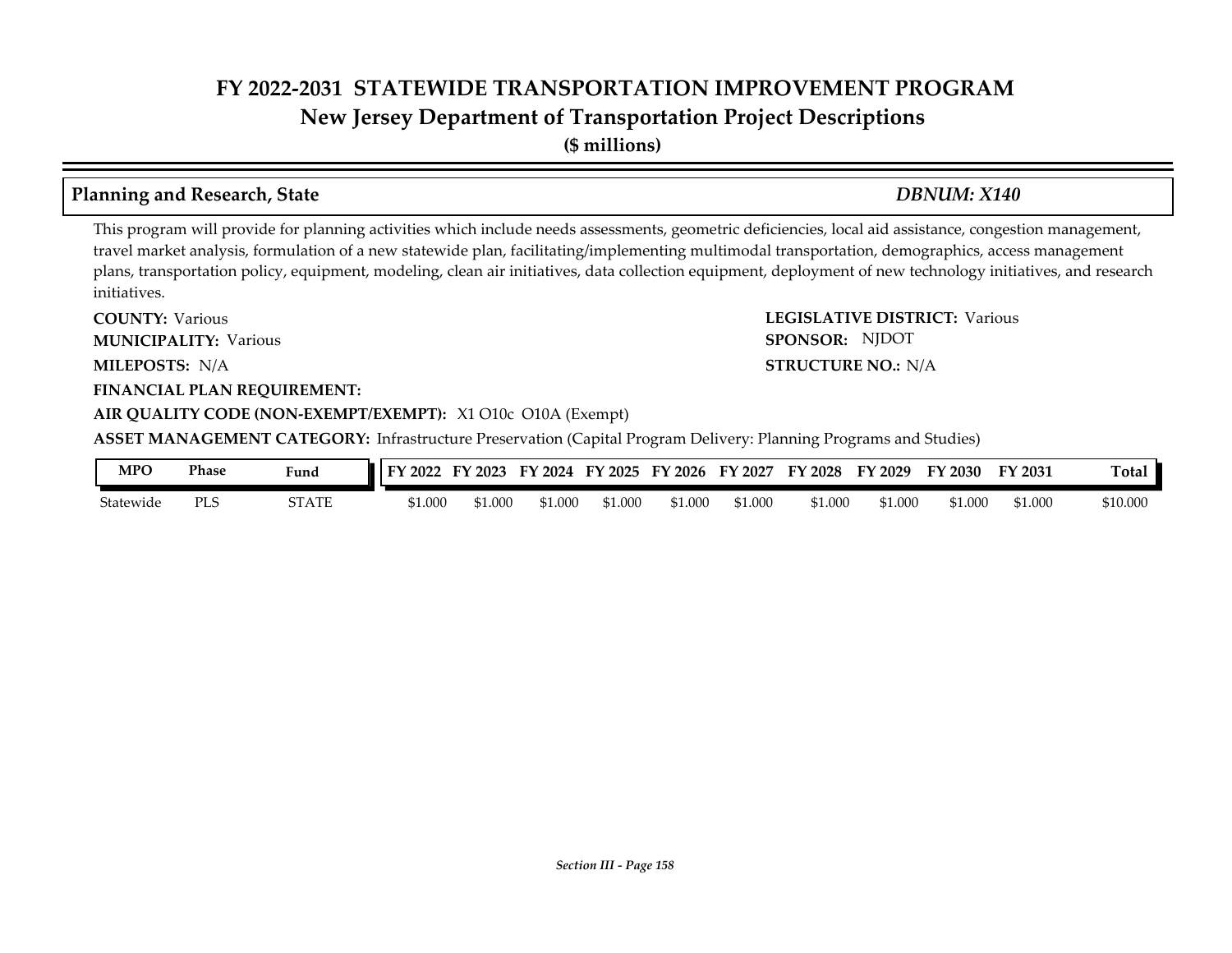# FY 2022-2031 STATEWIDE TRANSPORTATION IMPROVEMENT PROGRAM

## New Jersey Department of Transportation Project Descriptions

**($ millions)**

### Planning and Research, State — *DBNUM: X140*

This program will provide for planning activities which include needs assessments, geometric deficiencies, local aid assistance, congestion management, travel market analysis, formulation of a new statewide plan, facilitating/implementing multimodal transportation, demographics, access management plans, transportation policy, equipment, modeling, clean air initiatives, data collection equipment, deployment of new technology initiatives, and research initiatives.

**COUNTY:** Various

**LEGISLATIVE DISTRICT:** Various

**MUNICIPALITY:** Various

**SPONSOR:** NJDOT

**MILEPOSTS:** N/A

**STRUCTURE NO.:** N/A

**FINANCIAL PLAN REQUIREMENT:**

**AIR QUALITY CODE (NON-EXEMPT/EXEMPT):** X1 O10c O10A (Exempt)

**ASSET MANAGEMENT CATEGORY:** Infrastructure Preservation (Capital Program Delivery: Planning Programs and Studies)

| MPO | Phase | Fund | FY 2022 | FY 2023 | FY 2024 | FY 2025 | FY 2026 | FY 2027 | FY 2028 | FY 2029 | FY 2030 | FY 2031 | Total |
|---|---|---|---|---|---|---|---|---|---|---|---|---|---|
| Statewide | PLS | STATE | $1.000 | $1.000 | $1.000 | $1.000 | $1.000 | $1.000 | $1.000 | $1.000 | $1.000 | $1.000 | $10.000 |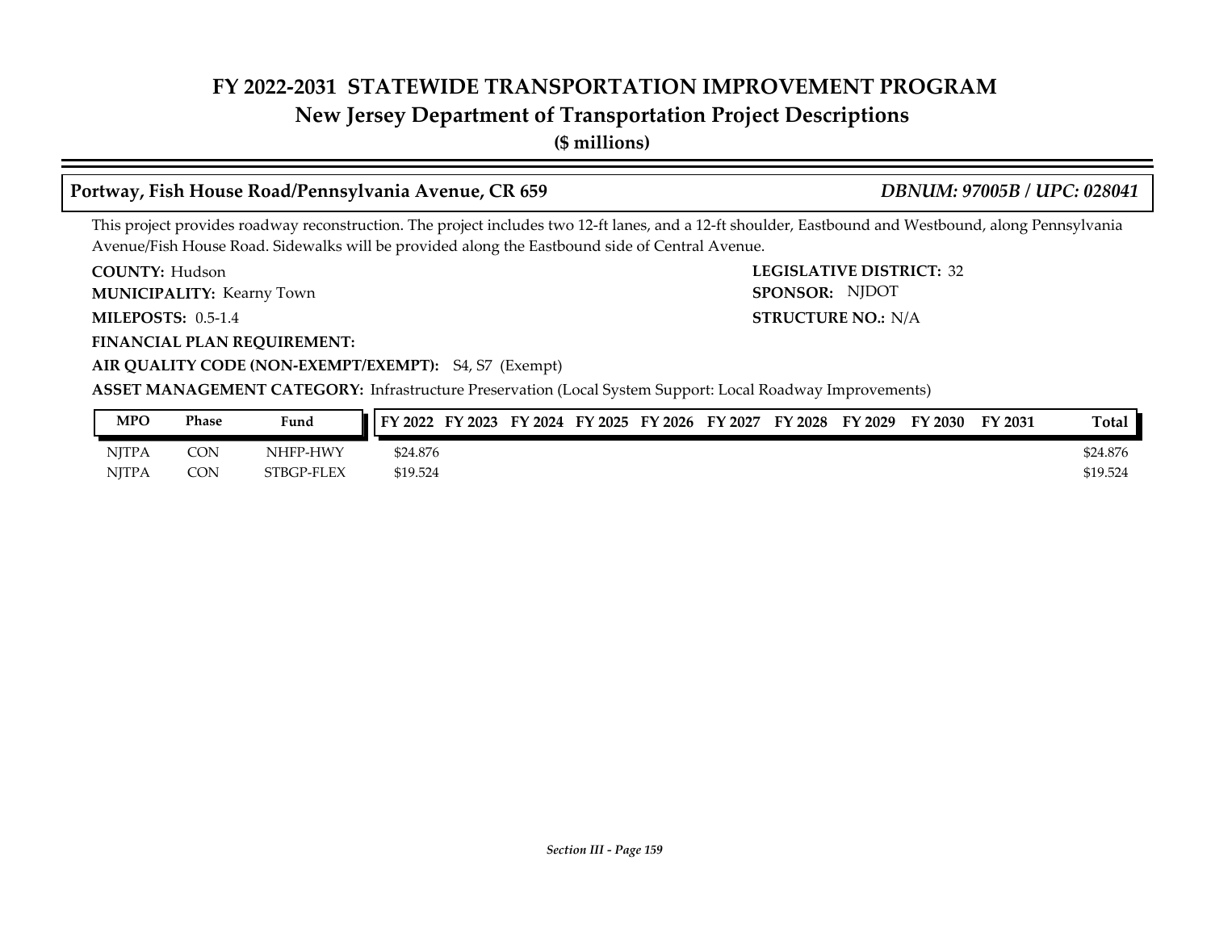# FY 2022-2031 STATEWIDE TRANSPORTATION IMPROVEMENT PROGRAM
## New Jersey Department of Transportation Project Descriptions
**($ millions)**

### Portway, Fish House Road/Pennsylvania Avenue, CR 659 — *DBNUM: 97005B / UPC: 028041*

This project provides roadway reconstruction. The project includes two 12-ft lanes, and a 12-ft shoulder, Eastbound and Westbound, along Pennsylvania Avenue/Fish House Road. Sidewalks will be provided along the Eastbound side of Central Avenue.

**COUNTY:** Hudson
**LEGISLATIVE DISTRICT:** 32
**MUNICIPALITY:** Kearny Town
**SPONSOR:** NJDOT
**MILEPOSTS:** 0.5-1.4
**STRUCTURE NO.:** N/A
**FINANCIAL PLAN REQUIREMENT:**
**AIR QUALITY CODE (NON-EXEMPT/EXEMPT):** S4, S7 (Exempt)
**ASSET MANAGEMENT CATEGORY:** Infrastructure Preservation (Local System Support: Local Roadway Improvements)

| MPO | Phase | Fund | FY 2022 | FY 2023 | FY 2024 | FY 2025 | FY 2026 | FY 2027 | FY 2028 | FY 2029 | FY 2030 | FY 2031 | Total |
|---|---|---|---|---|---|---|---|---|---|---|---|---|---|
| NJTPA | CON | NHFP-HWY | $24.876 | | | | | | | | | | $24.876 |
| NJTPA | CON | STBGP-FLEX | $19.524 | | | | | | | | | | $19.524 |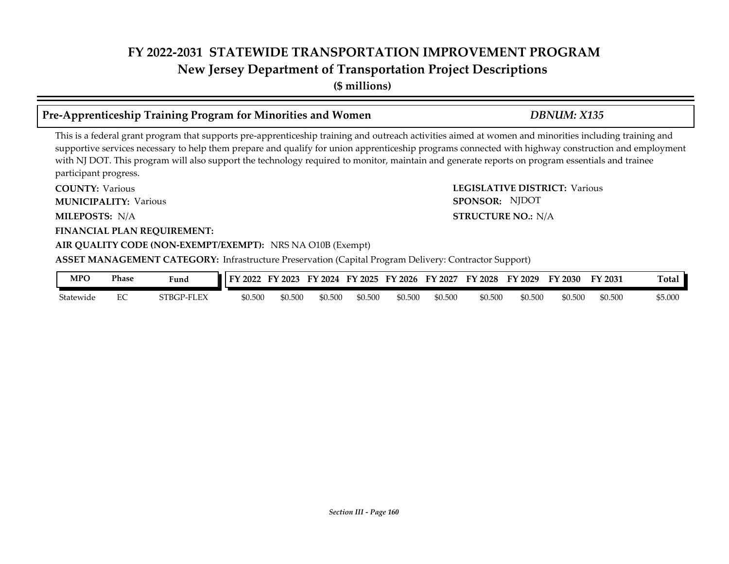# FY 2022-2031 STATEWIDE TRANSPORTATION IMPROVEMENT PROGRAM
## New Jersey Department of Transportation Project Descriptions
**($ millions)**

### Pre-Apprenticeship Training Program for Minorities and Women — *DBNUM: X135*

This is a federal grant program that supports pre-apprenticeship training and outreach activities aimed at women and minorities including training and supportive services necessary to help them prepare and qualify for union apprenticeship programs connected with highway construction and employment with NJ DOT. This program will also support the technology required to monitor, maintain and generate reports on program essentials and trainee participant progress.

**COUNTY:** Various
**LEGISLATIVE DISTRICT:** Various
**MUNICIPALITY:** Various
**SPONSOR:** NJDOT
**MILEPOSTS:** N/A
**STRUCTURE NO.:** N/A
**FINANCIAL PLAN REQUIREMENT:**
**AIR QUALITY CODE (NON-EXEMPT/EXEMPT):** NRS NA O10B (Exempt)
**ASSET MANAGEMENT CATEGORY:** Infrastructure Preservation (Capital Program Delivery: Contractor Support)

| MPO | Phase | Fund | FY 2022 | FY 2023 | FY 2024 | FY 2025 | FY 2026 | FY 2027 | FY 2028 | FY 2029 | FY 2030 | FY 2031 | Total |
|---|---|---|---|---|---|---|---|---|---|---|---|---|---|
| Statewide | EC | STBGP-FLEX | $0.500 | $0.500 | $0.500 | $0.500 | $0.500 | $0.500 | $0.500 | $0.500 | $0.500 | $0.500 | $5.000 |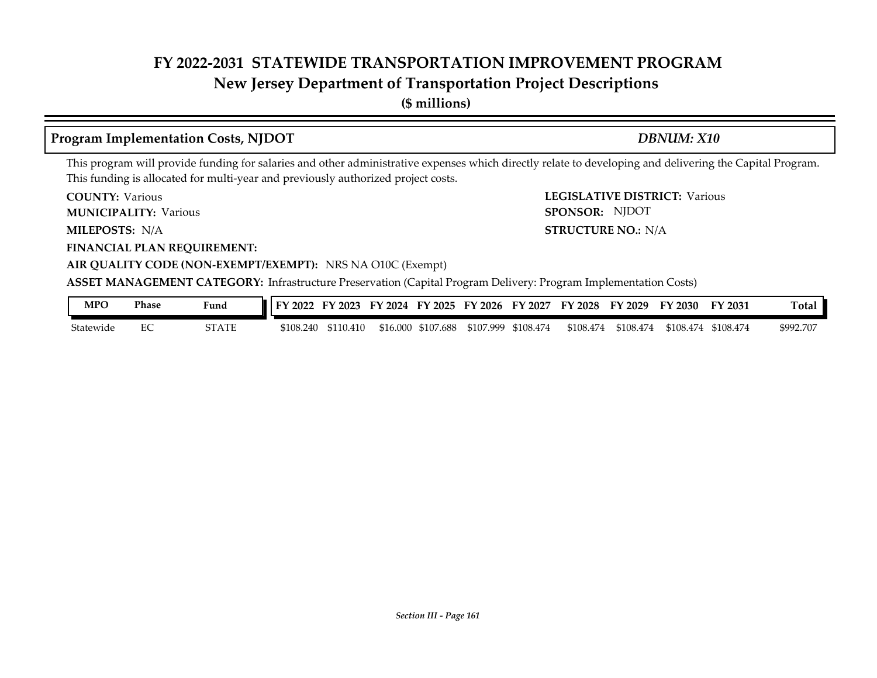# FY 2022-2031 STATEWIDE TRANSPORTATION IMPROVEMENT PROGRAM

## New Jersey Department of Transportation Project Descriptions

**($ millions)**

### Program Implementation Costs, NJDOT — *DBNUM: X10*

This program will provide funding for salaries and other administrative expenses which directly relate to developing and delivering the Capital Program. This funding is allocated for multi-year and previously authorized project costs.

**COUNTY:** Various

**LEGISLATIVE DISTRICT:** Various

**MUNICIPALITY:** Various

**SPONSOR:** NJDOT

**MILEPOSTS:** N/A

**STRUCTURE NO.:** N/A

**FINANCIAL PLAN REQUIREMENT:**

**AIR QUALITY CODE (NON-EXEMPT/EXEMPT):** NRS NA O10C (Exempt)

**ASSET MANAGEMENT CATEGORY:** Infrastructure Preservation (Capital Program Delivery: Program Implementation Costs)

| MPO | Phase | Fund | FY 2022 | FY 2023 | FY 2024 | FY 2025 | FY 2026 | FY 2027 | FY 2028 | FY 2029 | FY 2030 | FY 2031 | Total |
|---|---|---|---|---|---|---|---|---|---|---|---|---|---|
| Statewide | EC | STATE | $108.240 | $110.410 | $16.000 | $107.688 | $107.999 | $108.474 | $108.474 | $108.474 | $108.474 | $108.474 | $992.707 |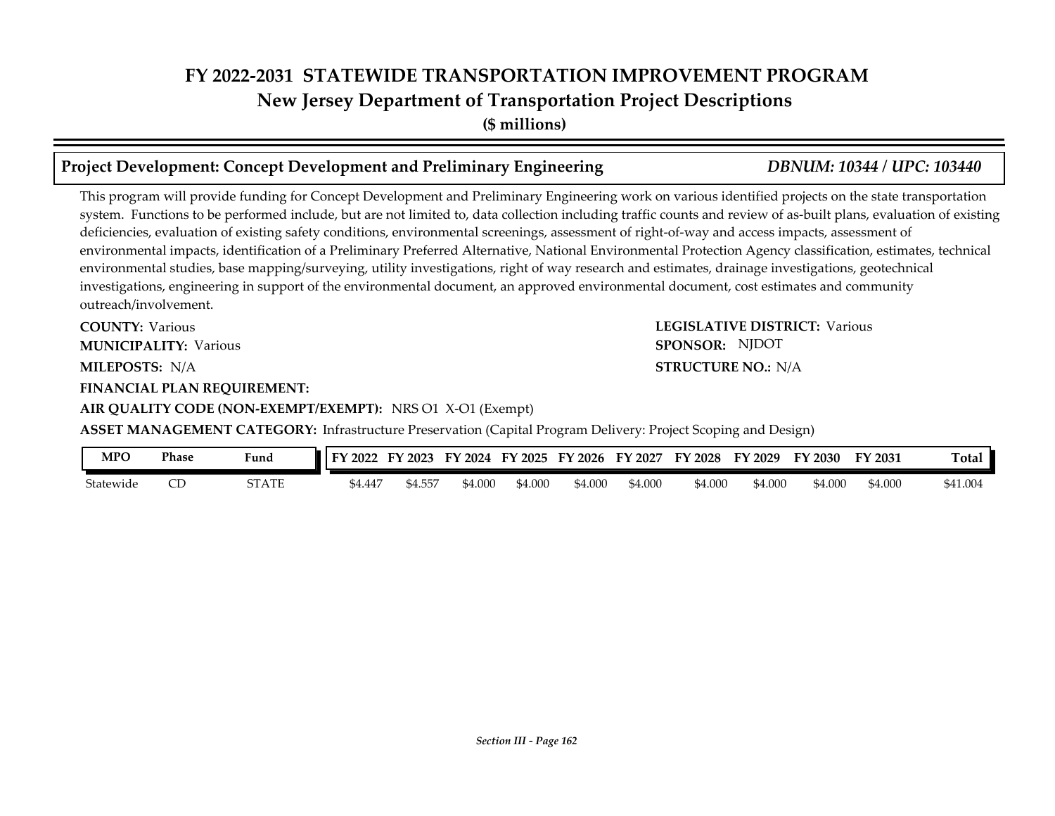# FY 2022-2031 STATEWIDE TRANSPORTATION IMPROVEMENT PROGRAM

## New Jersey Department of Transportation Project Descriptions

**($ millions)**

### Project Development: Concept Development and Preliminary Engineering — *DBNUM: 10344 / UPC: 103440*

This program will provide funding for Concept Development and Preliminary Engineering work on various identified projects on the state transportation system. Functions to be performed include, but are not limited to, data collection including traffic counts and review of as-built plans, evaluation of existing deficiencies, evaluation of existing safety conditions, environmental screenings, assessment of right-of-way and access impacts, assessment of environmental impacts, identification of a Preliminary Preferred Alternative, National Environmental Protection Agency classification, estimates, technical environmental studies, base mapping/surveying, utility investigations, right of way research and estimates, drainage investigations, geotechnical investigations, engineering in support of the environmental document, an approved environmental document, cost estimates and community outreach/involvement.

**COUNTY:** Various

**MUNICIPALITY:** Various

**MILEPOSTS:** N/A

**LEGISLATIVE DISTRICT:** Various

**SPONSOR:** NJDOT

**STRUCTURE NO.:** N/A

**FINANCIAL PLAN REQUIREMENT:**

**AIR QUALITY CODE (NON-EXEMPT/EXEMPT):** NRS O1 X-O1 (Exempt)

**ASSET MANAGEMENT CATEGORY:** Infrastructure Preservation (Capital Program Delivery: Project Scoping and Design)

| MPO | Phase | Fund | FY 2022 | FY 2023 | FY 2024 | FY 2025 | FY 2026 | FY 2027 | FY 2028 | FY 2029 | FY 2030 | FY 2031 | Total |
|---|---|---|---|---|---|---|---|---|---|---|---|---|---|
| Statewide | CD | STATE | $4.447 | $4.557 | $4.000 | $4.000 | $4.000 | $4.000 | $4.000 | $4.000 | $4.000 | $4.000 | $41.004 |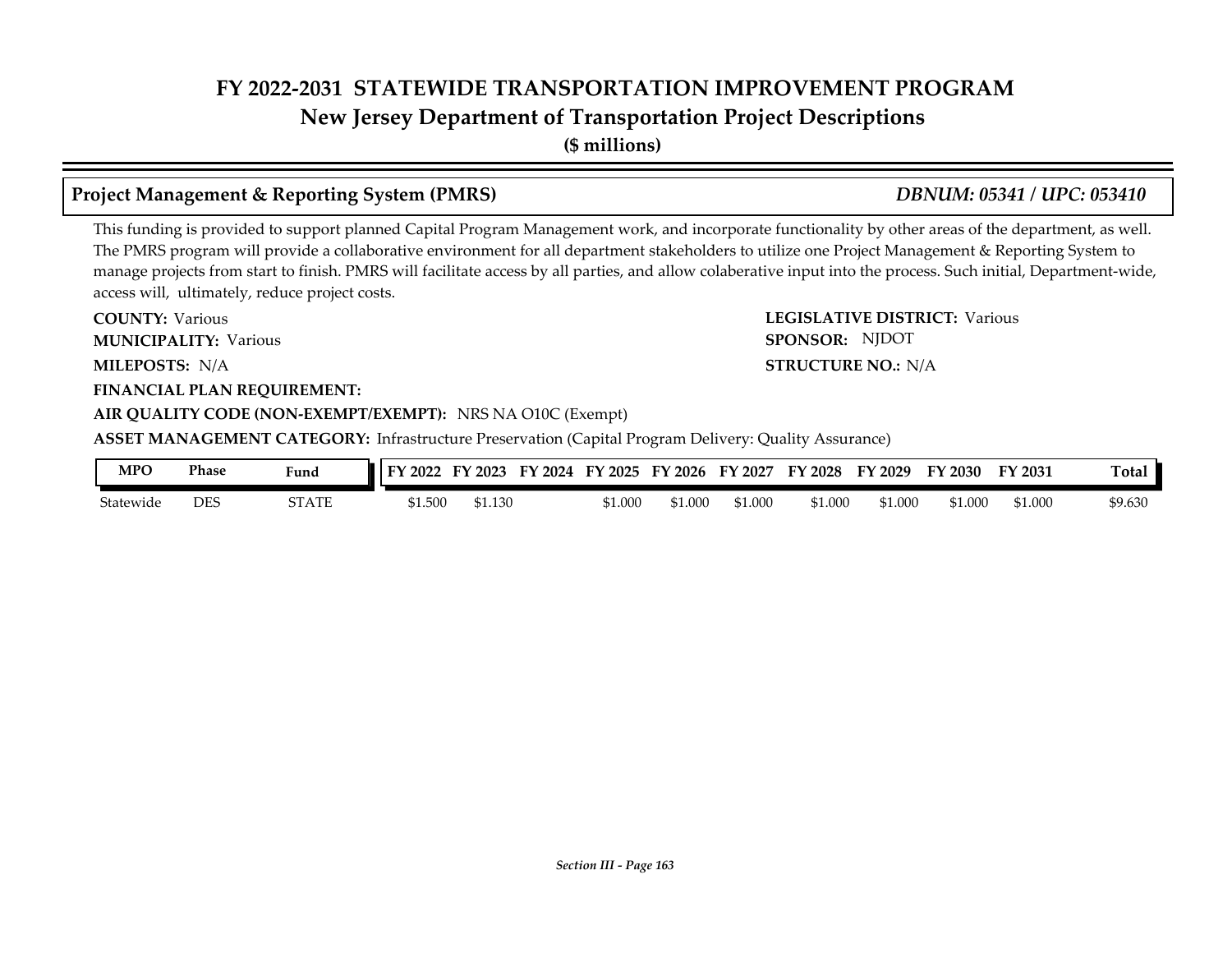# FY 2022-2031 STATEWIDE TRANSPORTATION IMPROVEMENT PROGRAM
## New Jersey Department of Transportation Project Descriptions
**($ millions)**

### Project Management & Reporting System (PMRS) — *DBNUM: 05341 / UPC: 053410*

This funding is provided to support planned Capital Program Management work, and incorporate functionality by other areas of the department, as well. The PMRS program will provide a collaborative environment for all department stakeholders to utilize one Project Management & Reporting System to manage projects from start to finish. PMRS will facilitate access by all parties, and allow colaberative input into the process. Such initial, Department-wide, access will, ultimately, reduce project costs.

**COUNTY:** Various

**LEGISLATIVE DISTRICT:** Various

**MUNICIPALITY:** Various

**SPONSOR:** NJDOT

**MILEPOSTS:** N/A

**STRUCTURE NO.:** N/A

**FINANCIAL PLAN REQUIREMENT:**

**AIR QUALITY CODE (NON-EXEMPT/EXEMPT):** NRS NA O10C (Exempt)

**ASSET MANAGEMENT CATEGORY:** Infrastructure Preservation (Capital Program Delivery: Quality Assurance)

| MPO | Phase | Fund | FY 2022 | FY 2023 | FY 2024 | FY 2025 | FY 2026 | FY 2027 | FY 2028 | FY 2029 | FY 2030 | FY 2031 | Total |
|---|---|---|---|---|---|---|---|---|---|---|---|---|---|
| Statewide | DES | STATE | $1.500 | $1.130 | | $1.000 | $1.000 | $1.000 | $1.000 | $1.000 | $1.000 | $1.000 | $9.630 |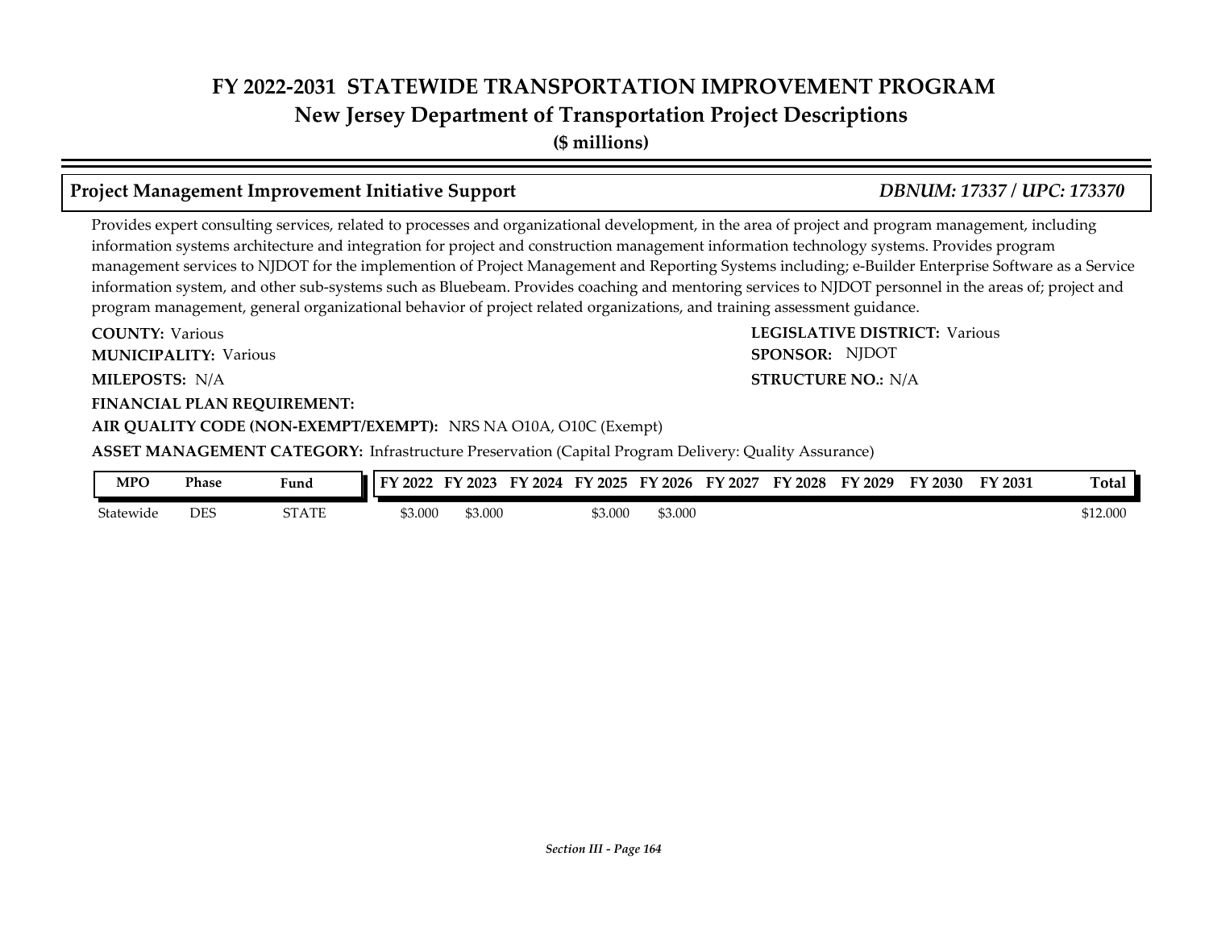# FY 2022-2031 STATEWIDE TRANSPORTATION IMPROVEMENT PROGRAM

## New Jersey Department of Transportation Project Descriptions

**($ millions)**

### Project Management Improvement Initiative Support *DBNUM: 17337 / UPC: 173370*

Provides expert consulting services, related to processes and organizational development, in the area of project and program management, including information systems architecture and integration for project and construction management information technology systems. Provides program management services to NJDOT for the implemention of Project Management and Reporting Systems including; e-Builder Enterprise Software as a Service information system, and other sub-systems such as Bluebeam. Provides coaching and mentoring services to NJDOT personnel in the areas of; project and program management, general organizational behavior of project related organizations, and training assessment guidance.

**COUNTY:** Various

**LEGISLATIVE DISTRICT:** Various

**MUNICIPALITY:** Various

**SPONSOR:** NJDOT

**MILEPOSTS:** N/A

**STRUCTURE NO.:** N/A

**FINANCIAL PLAN REQUIREMENT:**

**AIR QUALITY CODE (NON-EXEMPT/EXEMPT):** NRS NA O10A, O10C (Exempt)

**ASSET MANAGEMENT CATEGORY:** Infrastructure Preservation (Capital Program Delivery: Quality Assurance)

| MPO | Phase | Fund | FY 2022 | FY 2023 | FY 2024 | FY 2025 | FY 2026 | FY 2027 | FY 2028 | FY 2029 | FY 2030 | FY 2031 | Total |
|---|---|---|---|---|---|---|---|---|---|---|---|---|---|
| Statewide | DES | STATE | $3.000 | $3.000 | | $3.000 | $3.000 | | | | | | $12.000 |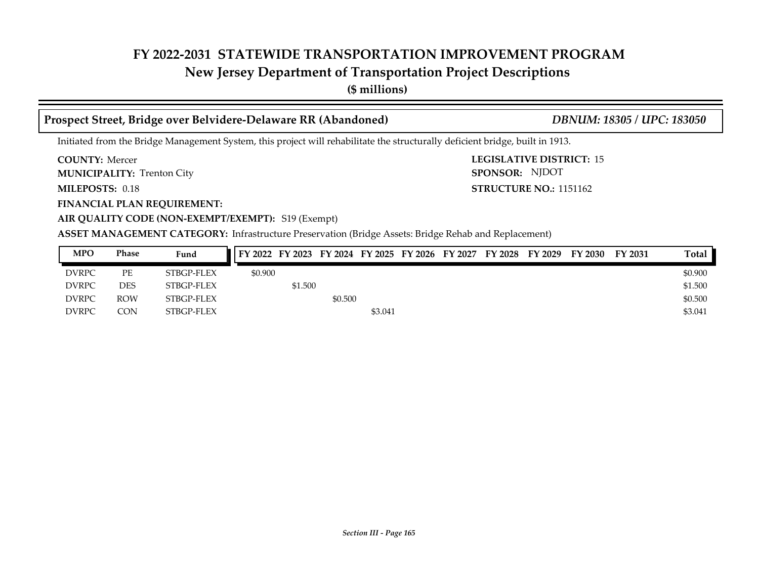# FY 2022-2031 STATEWIDE TRANSPORTATION IMPROVEMENT PROGRAM

## New Jersey Department of Transportation Project Descriptions

**($ millions)**

### Prospect Street, Bridge over Belvidere-Delaware RR (Abandoned) *DBNUM: 18305 / UPC: 183050*

Initiated from the Bridge Management System, this project will rehabilitate the structurally deficient bridge, built in 1913.

**COUNTY:** Mercer

**LEGISLATIVE DISTRICT:** 15

**MUNICIPALITY:** Trenton City

**SPONSOR:** NJDOT

**MILEPOSTS:** 0.18

**STRUCTURE NO.:** 1151162

**FINANCIAL PLAN REQUIREMENT:**

**AIR QUALITY CODE (NON-EXEMPT/EXEMPT):** S19 (Exempt)

**ASSET MANAGEMENT CATEGORY:** Infrastructure Preservation (Bridge Assets: Bridge Rehab and Replacement)

| MPO | Phase | Fund | FY 2022 | FY 2023 | FY 2024 | FY 2025 | FY 2026 | FY 2027 | FY 2028 | FY 2029 | FY 2030 | FY 2031 | Total |
|---|---|---|---|---|---|---|---|---|---|---|---|---|---|
| DVRPC | PE | STBGP-FLEX | $0.900 | | | | | | | | | | $0.900 |
| DVRPC | DES | STBGP-FLEX | | $1.500 | | | | | | | | | $1.500 |
| DVRPC | ROW | STBGP-FLEX | | | $0.500 | | | | | | | | $0.500 |
| DVRPC | CON | STBGP-FLEX | | | | $3.041 | | | | | | | $3.041 |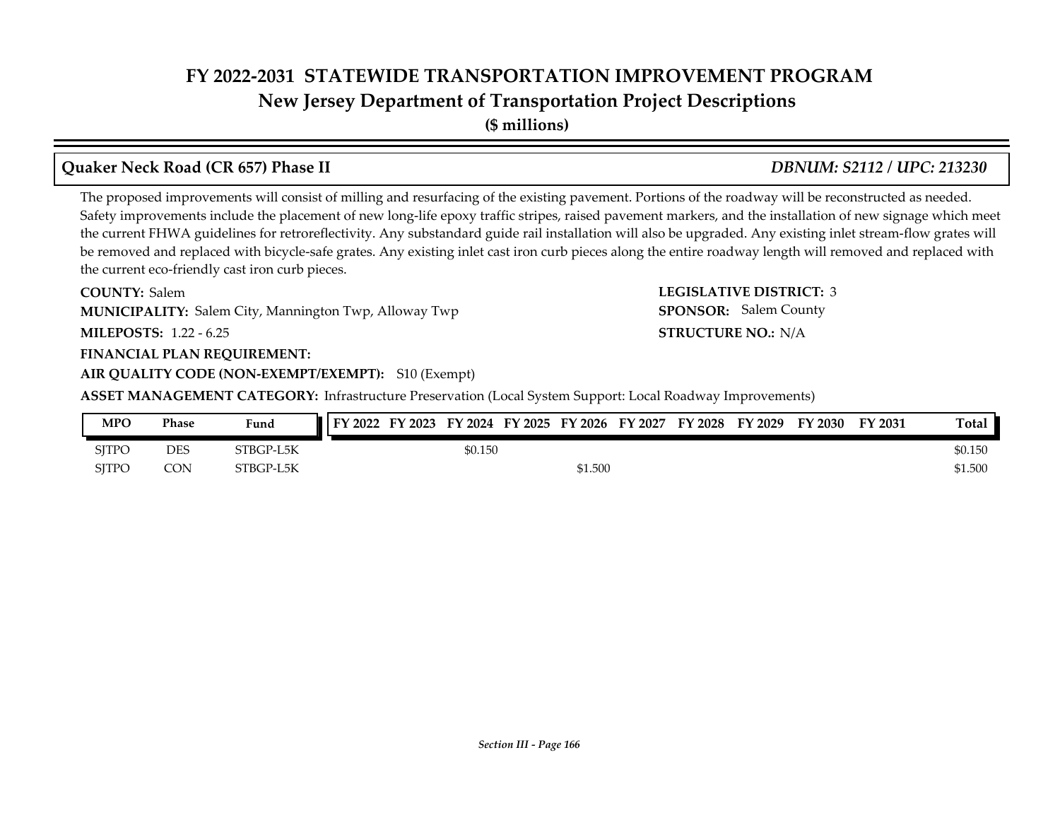# FY 2022-2031 STATEWIDE TRANSPORTATION IMPROVEMENT PROGRAM
## New Jersey Department of Transportation Project Descriptions
**($ millions)**

### Quaker Neck Road (CR 657) Phase II — *DBNUM: S2112 / UPC: 213230*

The proposed improvements will consist of milling and resurfacing of the existing pavement. Portions of the roadway will be reconstructed as needed. Safety improvements include the placement of new long-life epoxy traffic stripes, raised pavement markers, and the installation of new signage which meet the current FHWA guidelines for retroreflectivity. Any substandard guide rail installation will also be upgraded. Any existing inlet stream-flow grates will be removed and replaced with bicycle-safe grates. Any existing inlet cast iron curb pieces along the entire roadway length will removed and replaced with the current eco-friendly cast iron curb pieces.

**COUNTY:** Salem

**LEGISLATIVE DISTRICT:** 3

**MUNICIPALITY:** Salem City, Mannington Twp, Alloway Twp

**SPONSOR:** Salem County

**MILEPOSTS:** 1.22 - 6.25

**STRUCTURE NO.:** N/A

**FINANCIAL PLAN REQUIREMENT:**

**AIR QUALITY CODE (NON-EXEMPT/EXEMPT):** S10 (Exempt)

**ASSET MANAGEMENT CATEGORY:** Infrastructure Preservation (Local System Support: Local Roadway Improvements)

| MPO | Phase | Fund | FY 2022 | FY 2023 | FY 2024 | FY 2025 | FY 2026 | FY 2027 | FY 2028 | FY 2029 | FY 2030 | FY 2031 | Total |
|---|---|---|---|---|---|---|---|---|---|---|---|---|---|
| SJTPO | DES | STBGP-L5K | | | $0.150 | | | | | | | | $0.150 |
| SJTPO | CON | STBGP-L5K | | | | | $1.500 | | | | | | $1.500 |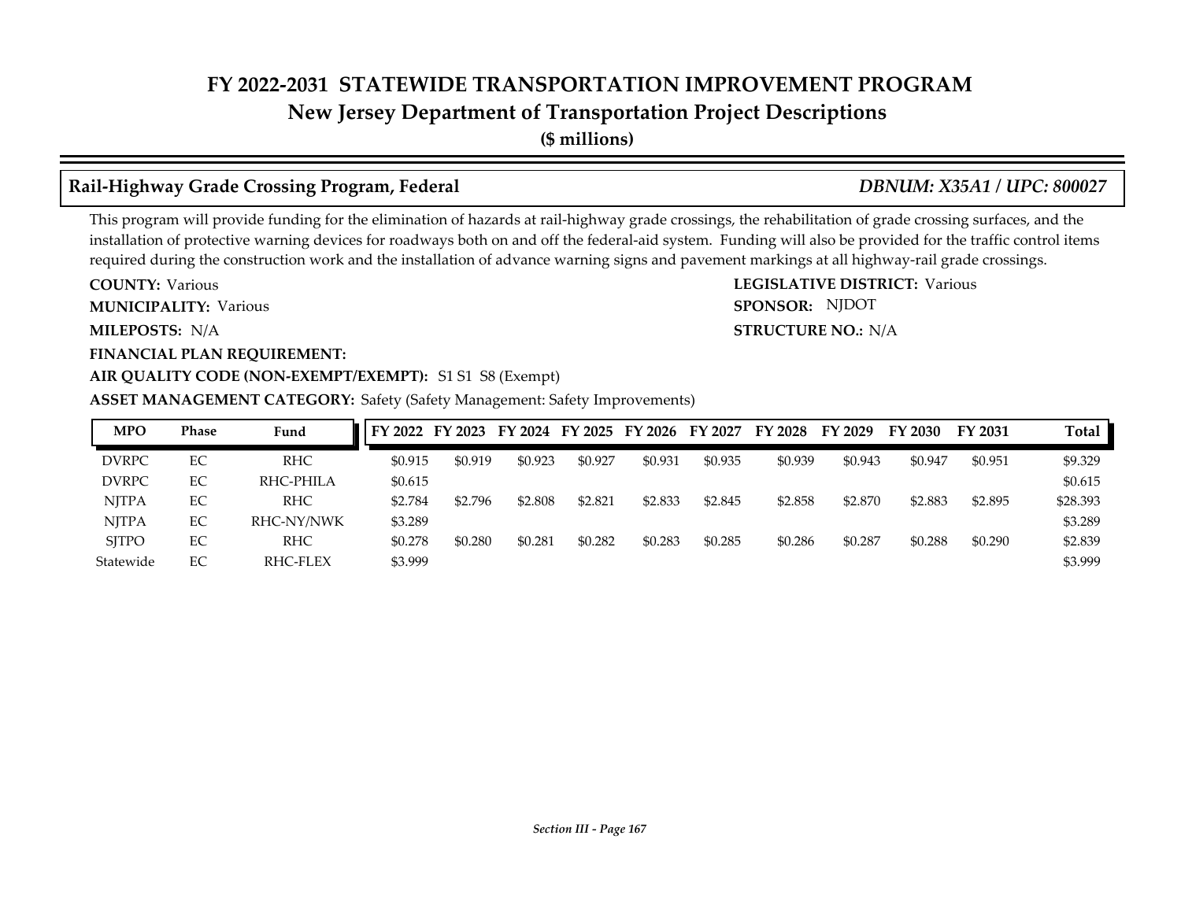# FY 2022-2031 STATEWIDE TRANSPORTATION IMPROVEMENT PROGRAM
## New Jersey Department of Transportation Project Descriptions
**($ millions)**

### Rail-Highway Grade Crossing Program, Federal *DBNUM: X35A1 / UPC: 800027*

This program will provide funding for the elimination of hazards at rail-highway grade crossings, the rehabilitation of grade crossing surfaces, and the installation of protective warning devices for roadways both on and off the federal-aid system. Funding will also be provided for the traffic control items required during the construction work and the installation of advance warning signs and pavement markings at all highway-rail grade crossings.

**COUNTY:** Various
**LEGISLATIVE DISTRICT:** Various
**MUNICIPALITY:** Various
**SPONSOR:** NJDOT
**MILEPOSTS:** N/A
**STRUCTURE NO.:** N/A
**FINANCIAL PLAN REQUIREMENT:**
**AIR QUALITY CODE (NON-EXEMPT/EXEMPT):** S1 S1 S8 (Exempt)
**ASSET MANAGEMENT CATEGORY:** Safety (Safety Management: Safety Improvements)

| MPO | Phase | Fund | FY 2022 | FY 2023 | FY 2024 | FY 2025 | FY 2026 | FY 2027 | FY 2028 | FY 2029 | FY 2030 | FY 2031 | Total |
|---|---|---|---|---|---|---|---|---|---|---|---|---|---|
| DVRPC | EC | RHC | $0.915 | $0.919 | $0.923 | $0.927 | $0.931 | $0.935 | $0.939 | $0.943 | $0.947 | $0.951 | $9.329 |
| DVRPC | EC | RHC-PHILA | $0.615 | | | | | | | | | | $0.615 |
| NJTPA | EC | RHC | $2.784 | $2.796 | $2.808 | $2.821 | $2.833 | $2.845 | $2.858 | $2.870 | $2.883 | $2.895 | $28.393 |
| NJTPA | EC | RHC-NY/NWK | $3.289 | | | | | | | | | | $3.289 |
| SJTPO | EC | RHC | $0.278 | $0.280 | $0.281 | $0.282 | $0.283 | $0.285 | $0.286 | $0.287 | $0.288 | $0.290 | $2.839 |
| Statewide | EC | RHC-FLEX | $3.999 | | | | | | | | | | $3.999 |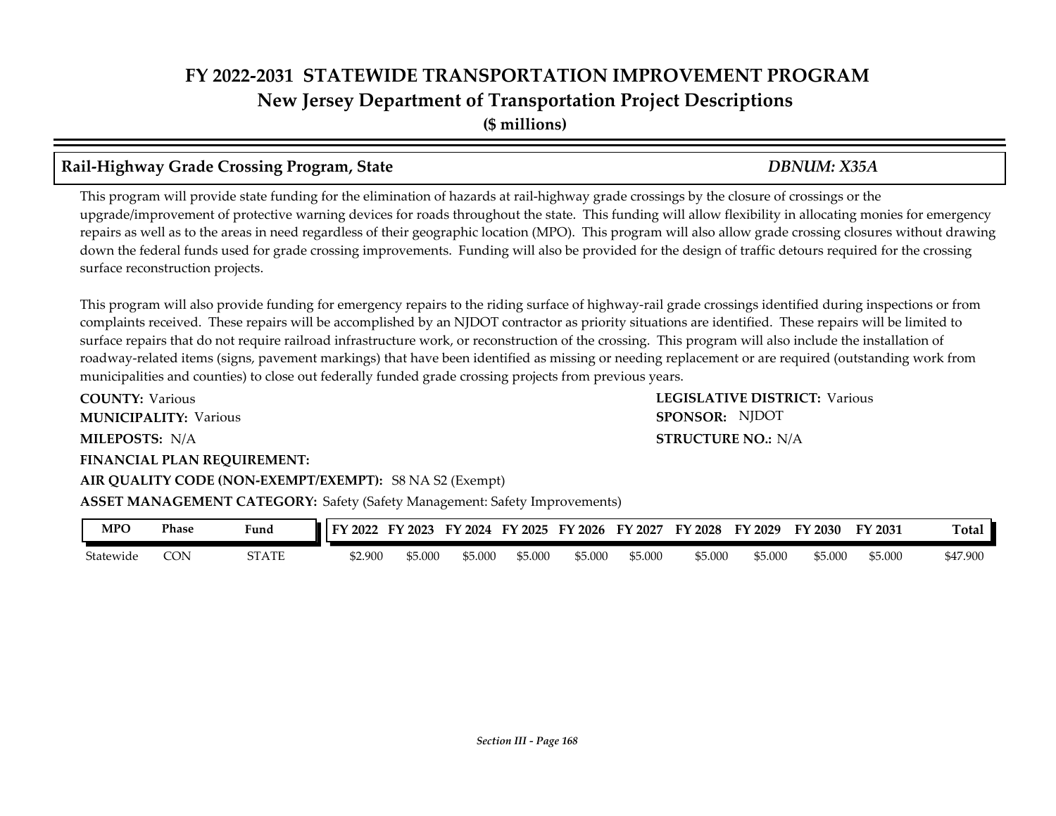# FY 2022-2031 STATEWIDE TRANSPORTATION IMPROVEMENT PROGRAM
## New Jersey Department of Transportation Project Descriptions
**($ millions)**

### Rail-Highway Grade Crossing Program, State — *DBNUM: X35A*

This program will provide state funding for the elimination of hazards at rail-highway grade crossings by the closure of crossings or the upgrade/improvement of protective warning devices for roads throughout the state. This funding will allow flexibility in allocating monies for emergency repairs as well as to the areas in need regardless of their geographic location (MPO). This program will also allow grade crossing closures without drawing down the federal funds used for grade crossing improvements. Funding will also be provided for the design of traffic detours required for the crossing surface reconstruction projects.

This program will also provide funding for emergency repairs to the riding surface of highway-rail grade crossings identified during inspections or from complaints received. These repairs will be accomplished by an NJDOT contractor as priority situations are identified. These repairs will be limited to surface repairs that do not require railroad infrastructure work, or reconstruction of the crossing. This program will also include the installation of roadway-related items (signs, pavement markings) that have been identified as missing or needing replacement or are required (outstanding work from municipalities and counties) to close out federally funded grade crossing projects from previous years.

**COUNTY:** Various
**LEGISLATIVE DISTRICT:** Various
**MUNICIPALITY:** Various
**SPONSOR:** NJDOT
**MILEPOSTS:** N/A
**STRUCTURE NO.:** N/A
**FINANCIAL PLAN REQUIREMENT:**
**AIR QUALITY CODE (NON-EXEMPT/EXEMPT):** S8 NA S2 (Exempt)
**ASSET MANAGEMENT CATEGORY:** Safety (Safety Management: Safety Improvements)

| MPO | Phase | Fund | FY 2022 | FY 2023 | FY 2024 | FY 2025 | FY 2026 | FY 2027 | FY 2028 | FY 2029 | FY 2030 | FY 2031 | Total |
|---|---|---|---|---|---|---|---|---|---|---|---|---|---|
| Statewide | CON | STATE | $2.900 | $5.000 | $5.000 | $5.000 | $5.000 | $5.000 | $5.000 | $5.000 | $5.000 | $5.000 | $47.900 |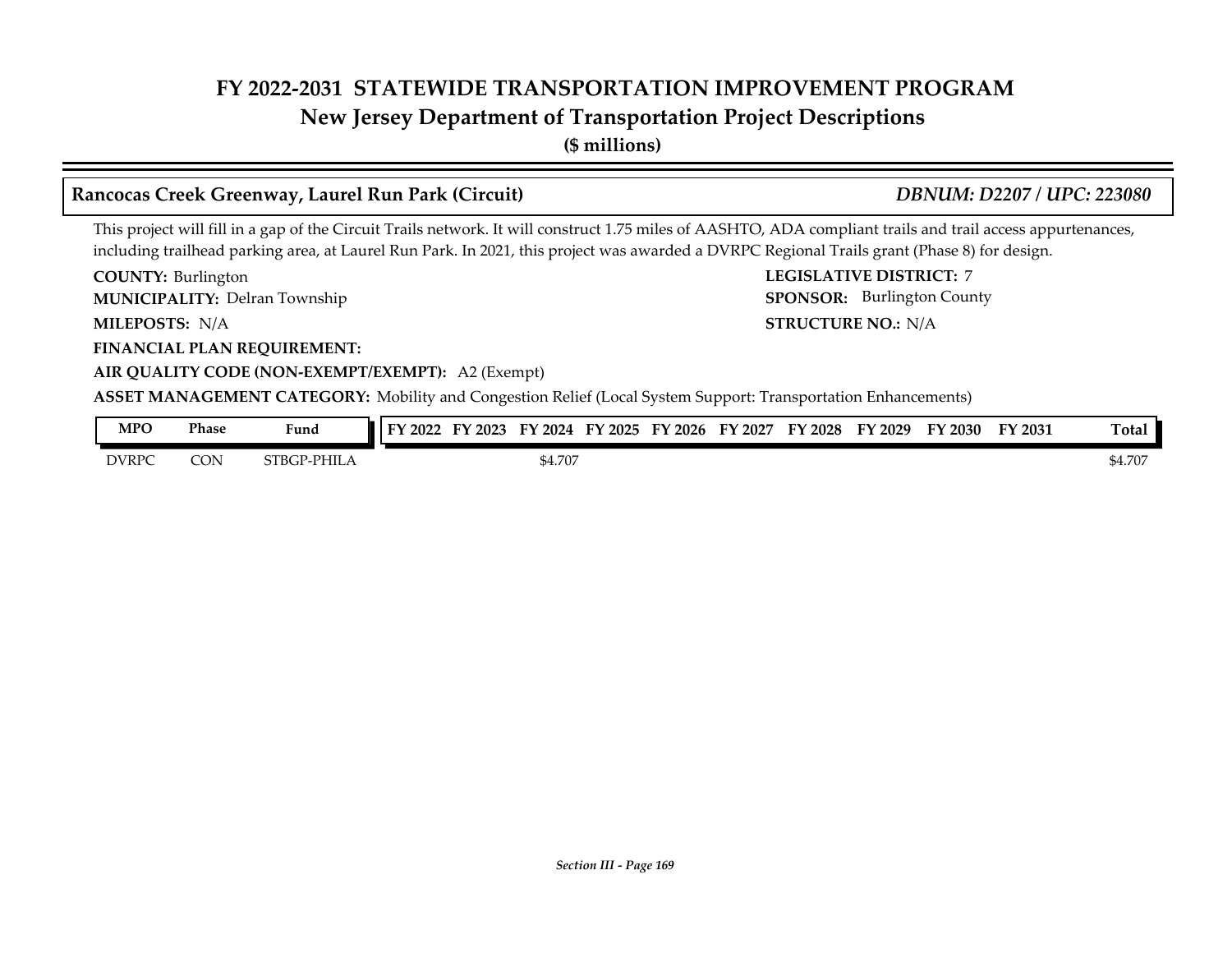# FY 2022-2031 STATEWIDE TRANSPORTATION IMPROVEMENT PROGRAM
## New Jersey Department of Transportation Project Descriptions
**($ millions)**

### Rancocas Creek Greenway, Laurel Run Park (Circuit) — *DBNUM: D2207 / UPC: 223080*

This project will fill in a gap of the Circuit Trails network. It will construct 1.75 miles of AASHTO, ADA compliant trails and trail access appurtenances, including trailhead parking area, at Laurel Run Park. In 2021, this project was awarded a DVRPC Regional Trails grant (Phase 8) for design.

**COUNTY:** Burlington
**LEGISLATIVE DISTRICT:** 7
**MUNICIPALITY:** Delran Township
**SPONSOR:** Burlington County
**MILEPOSTS:** N/A
**STRUCTURE NO.:** N/A
**FINANCIAL PLAN REQUIREMENT:**
**AIR QUALITY CODE (NON-EXEMPT/EXEMPT):** A2 (Exempt)
**ASSET MANAGEMENT CATEGORY:** Mobility and Congestion Relief (Local System Support: Transportation Enhancements)

| MPO | Phase | Fund | FY 2022 | FY 2023 | FY 2024 | FY 2025 | FY 2026 | FY 2027 | FY 2028 | FY 2029 | FY 2030 | FY 2031 | Total |
|---|---|---|---|---|---|---|---|---|---|---|---|---|---|
| DVRPC | CON | STBGP-PHILA | | | $4.707 | | | | | | | | $4.707 |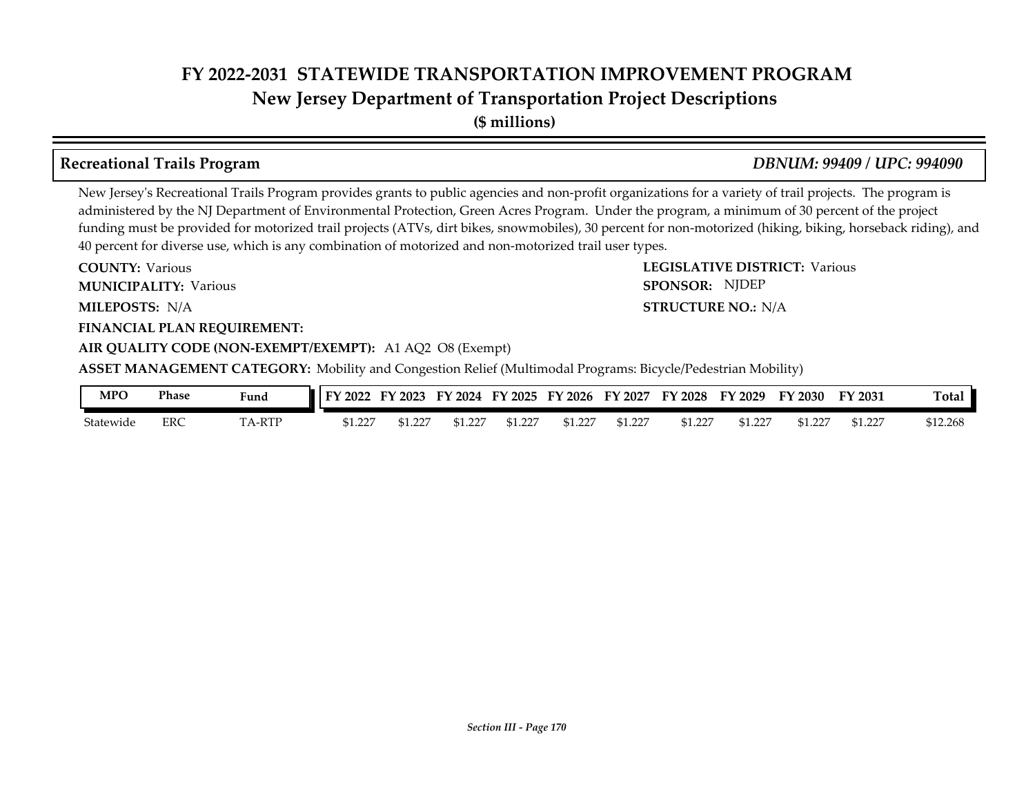# FY 2022-2031 STATEWIDE TRANSPORTATION IMPROVEMENT PROGRAM
## New Jersey Department of Transportation Project Descriptions
**($ millions)**

### Recreational Trails Program
*DBNUM: 99409 / UPC: 994090*

New Jersey's Recreational Trails Program provides grants to public agencies and non-profit organizations for a variety of trail projects. The program is administered by the NJ Department of Environmental Protection, Green Acres Program. Under the program, a minimum of 30 percent of the project funding must be provided for motorized trail projects (ATVs, dirt bikes, snowmobiles), 30 percent for non-motorized (hiking, biking, horseback riding), and 40 percent for diverse use, which is any combination of motorized and non-motorized trail user types.

**COUNTY:** Various
**LEGISLATIVE DISTRICT:** Various
**MUNICIPALITY:** Various
**SPONSOR:** NJDEP
**MILEPOSTS:** N/A
**STRUCTURE NO.:** N/A
**FINANCIAL PLAN REQUIREMENT:**
**AIR QUALITY CODE (NON-EXEMPT/EXEMPT):** A1 AQ2 O8 (Exempt)
**ASSET MANAGEMENT CATEGORY:** Mobility and Congestion Relief (Multimodal Programs: Bicycle/Pedestrian Mobility)

| MPO | Phase | Fund | FY 2022 | FY 2023 | FY 2024 | FY 2025 | FY 2026 | FY 2027 | FY 2028 | FY 2029 | FY 2030 | FY 2031 | Total |
|---|---|---|---|---|---|---|---|---|---|---|---|---|---|
| Statewide | ERC | TA-RTP | $1.227 | $1.227 | $1.227 | $1.227 | $1.227 | $1.227 | $1.227 | $1.227 | $1.227 | $1.227 | $12.268 |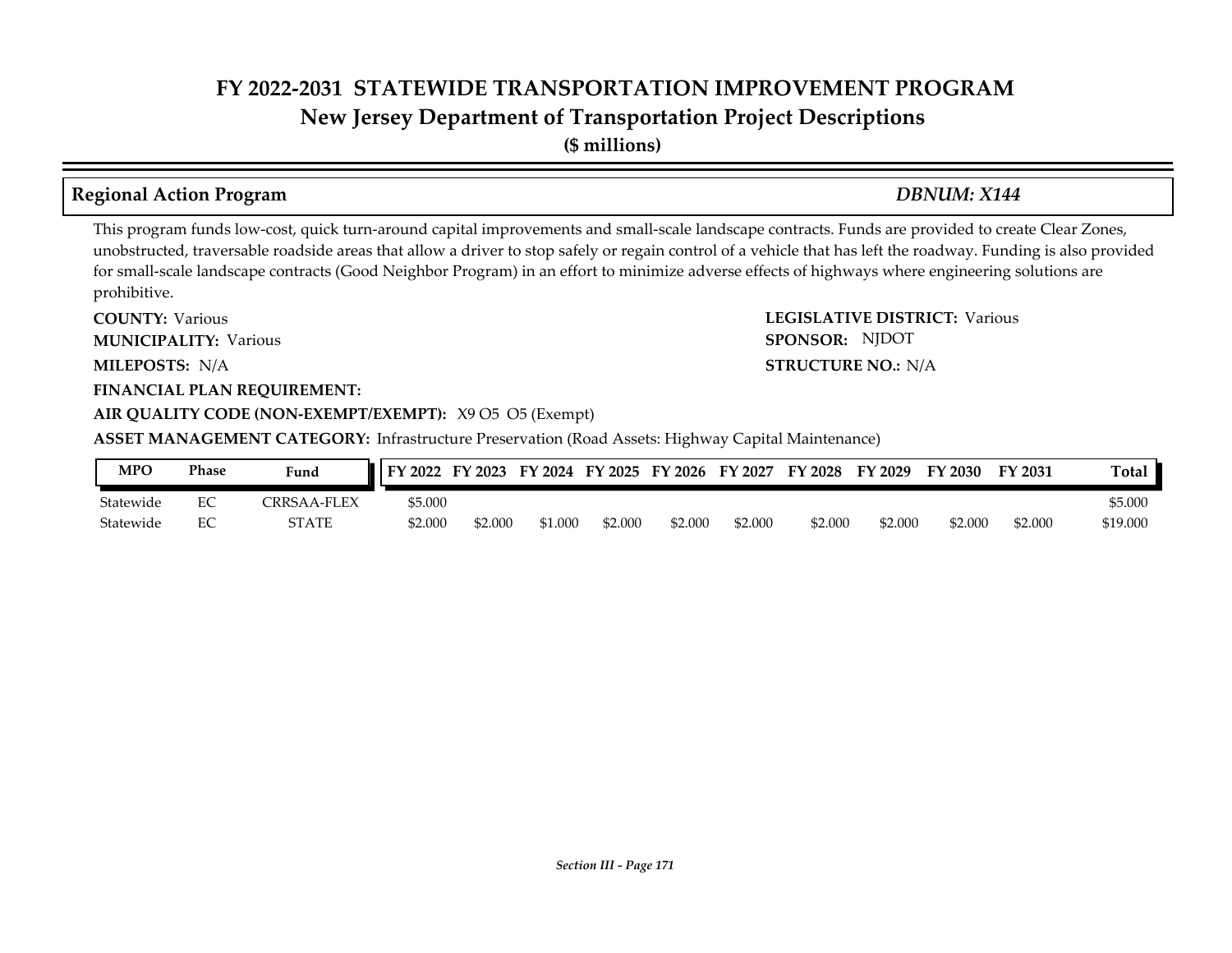# FY 2022-2031 STATEWIDE TRANSPORTATION IMPROVEMENT PROGRAM
## New Jersey Department of Transportation Project Descriptions
**($ millions)**

### Regional Action Program — *DBNUM: X144*

This program funds low-cost, quick turn-around capital improvements and small-scale landscape contracts. Funds are provided to create Clear Zones, unobstructed, traversable roadside areas that allow a driver to stop safely or regain control of a vehicle that has left the roadway. Funding is also provided for small-scale landscape contracts (Good Neighbor Program) in an effort to minimize adverse effects of highways where engineering solutions are prohibitive.

**COUNTY:** Various
**LEGISLATIVE DISTRICT:** Various
**MUNICIPALITY:** Various
**SPONSOR:** NJDOT
**MILEPOSTS:** N/A
**STRUCTURE NO.:** N/A
**FINANCIAL PLAN REQUIREMENT:**
**AIR QUALITY CODE (NON-EXEMPT/EXEMPT):** X9 O5 O5 (Exempt)
**ASSET MANAGEMENT CATEGORY:** Infrastructure Preservation (Road Assets: Highway Capital Maintenance)

| MPO | Phase | Fund | FY 2022 | FY 2023 | FY 2024 | FY 2025 | FY 2026 | FY 2027 | FY 2028 | FY 2029 | FY 2030 | FY 2031 | Total |
|---|---|---|---|---|---|---|---|---|---|---|---|---|---|
| Statewide | EC | CRRSAA-FLEX | $5.000 | | | | | | | | | | $5.000 |
| Statewide | EC | STATE | $2.000 | $2.000 | $1.000 | $2.000 | $2.000 | $2.000 | $2.000 | $2.000 | $2.000 | $2.000 | $19.000 |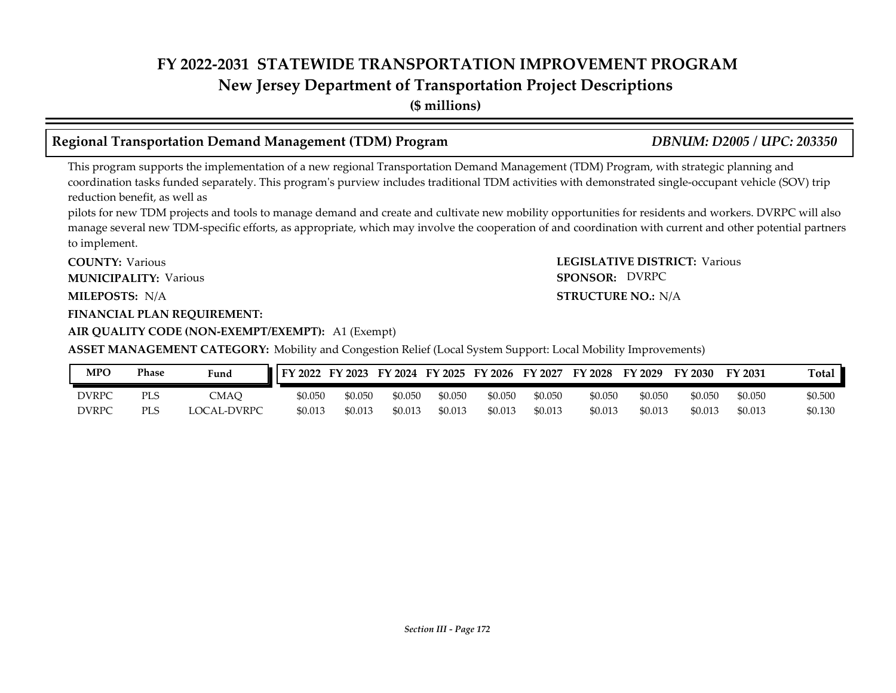# FY 2022-2031 STATEWIDE TRANSPORTATION IMPROVEMENT PROGRAM
## New Jersey Department of Transportation Project Descriptions
**($ millions)**

### Regional Transportation Demand Management (TDM) Program — *DBNUM: D2005 / UPC: 203350*

This program supports the implementation of a new regional Transportation Demand Management (TDM) Program, with strategic planning and coordination tasks funded separately. This program's purview includes traditional TDM activities with demonstrated single-occupant vehicle (SOV) trip reduction benefit, as well as
pilots for new TDM projects and tools to manage demand and create and cultivate new mobility opportunities for residents and workers. DVRPC will also manage several new TDM-specific efforts, as appropriate, which may involve the cooperation of and coordination with current and other potential partners to implement.

**COUNTY:** Various
**LEGISLATIVE DISTRICT:** Various
**MUNICIPALITY:** Various
**SPONSOR:** DVRPC
**MILEPOSTS:** N/A
**STRUCTURE NO.:** N/A
**FINANCIAL PLAN REQUIREMENT:**
**AIR QUALITY CODE (NON-EXEMPT/EXEMPT):** A1 (Exempt)
**ASSET MANAGEMENT CATEGORY:** Mobility and Congestion Relief (Local System Support: Local Mobility Improvements)

| MPO | Phase | Fund | FY 2022 | FY 2023 | FY 2024 | FY 2025 | FY 2026 | FY 2027 | FY 2028 | FY 2029 | FY 2030 | FY 2031 | Total |
|---|---|---|---|---|---|---|---|---|---|---|---|---|---|
| DVRPC | PLS | CMAQ | $0.050 | $0.050 | $0.050 | $0.050 | $0.050 | $0.050 | $0.050 | $0.050 | $0.050 | $0.050 | $0.500 |
| DVRPC | PLS | LOCAL-DVRPC | $0.013 | $0.013 | $0.013 | $0.013 | $0.013 | $0.013 | $0.013 | $0.013 | $0.013 | $0.013 | $0.130 |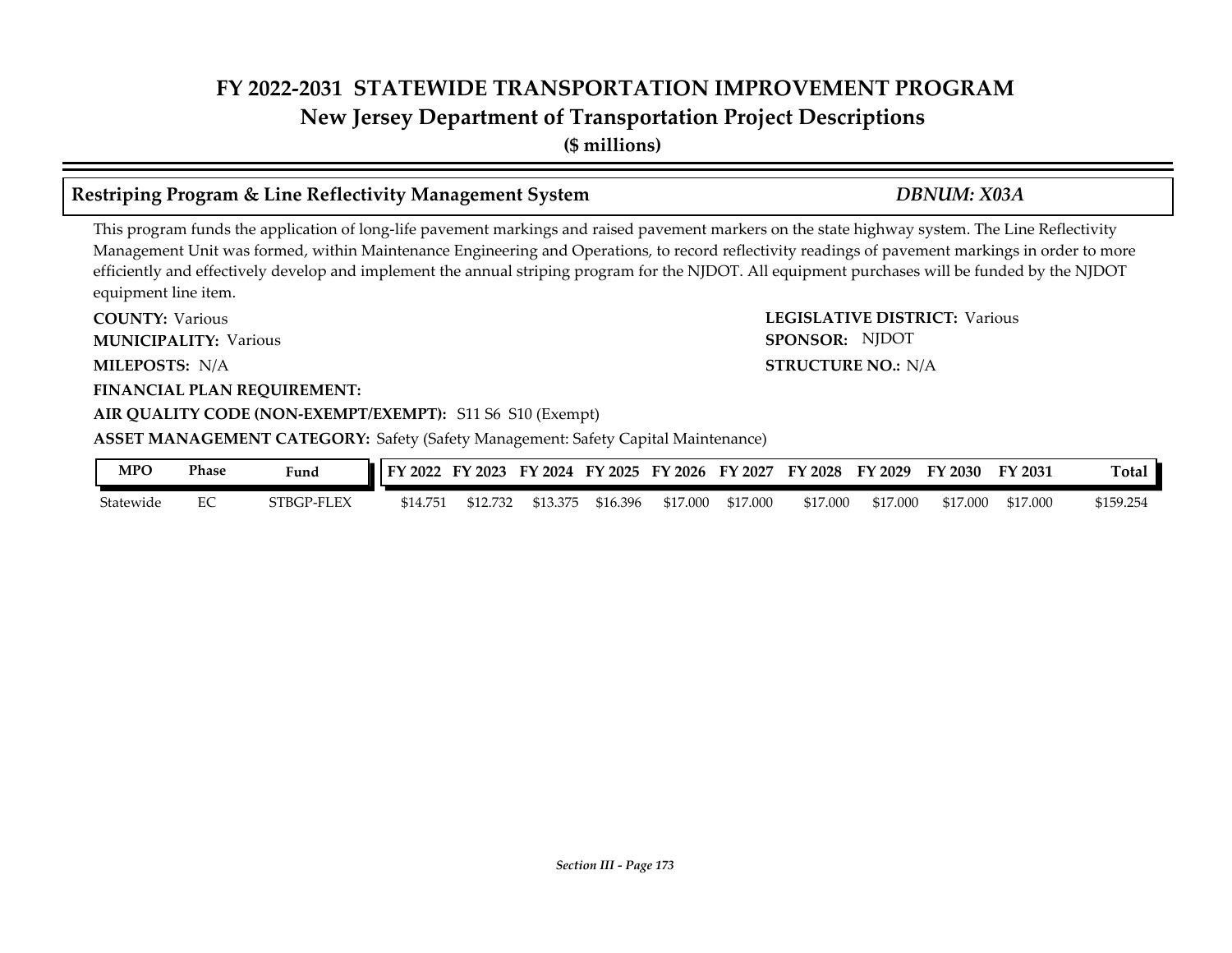# FY 2022-2031 STATEWIDE TRANSPORTATION IMPROVEMENT PROGRAM
## New Jersey Department of Transportation Project Descriptions
**($ millions)**

### Restriping Program & Line Reflectivity Management System — *DBNUM: X03A*

This program funds the application of long-life pavement markings and raised pavement markers on the state highway system. The Line Reflectivity Management Unit was formed, within Maintenance Engineering and Operations, to record reflectivity readings of pavement markings in order to more efficiently and effectively develop and implement the annual striping program for the NJDOT. All equipment purchases will be funded by the NJDOT equipment line item.

**COUNTY:** Various
**LEGISLATIVE DISTRICT:** Various
**MUNICIPALITY:** Various
**SPONSOR:** NJDOT
**MILEPOSTS:** N/A
**STRUCTURE NO.:** N/A
**FINANCIAL PLAN REQUIREMENT:**
**AIR QUALITY CODE (NON-EXEMPT/EXEMPT):** S11 S6 S10 (Exempt)
**ASSET MANAGEMENT CATEGORY:** Safety (Safety Management: Safety Capital Maintenance)

| MPO | Phase | Fund | FY 2022 | FY 2023 | FY 2024 | FY 2025 | FY 2026 | FY 2027 | FY 2028 | FY 2029 | FY 2030 | FY 2031 | Total |
|---|---|---|---|---|---|---|---|---|---|---|---|---|---|
| Statewide | EC | STBGP-FLEX | $14.751 | $12.732 | $13.375 | $16.396 | $17.000 | $17.000 | $17.000 | $17.000 | $17.000 | $17.000 | $159.254 |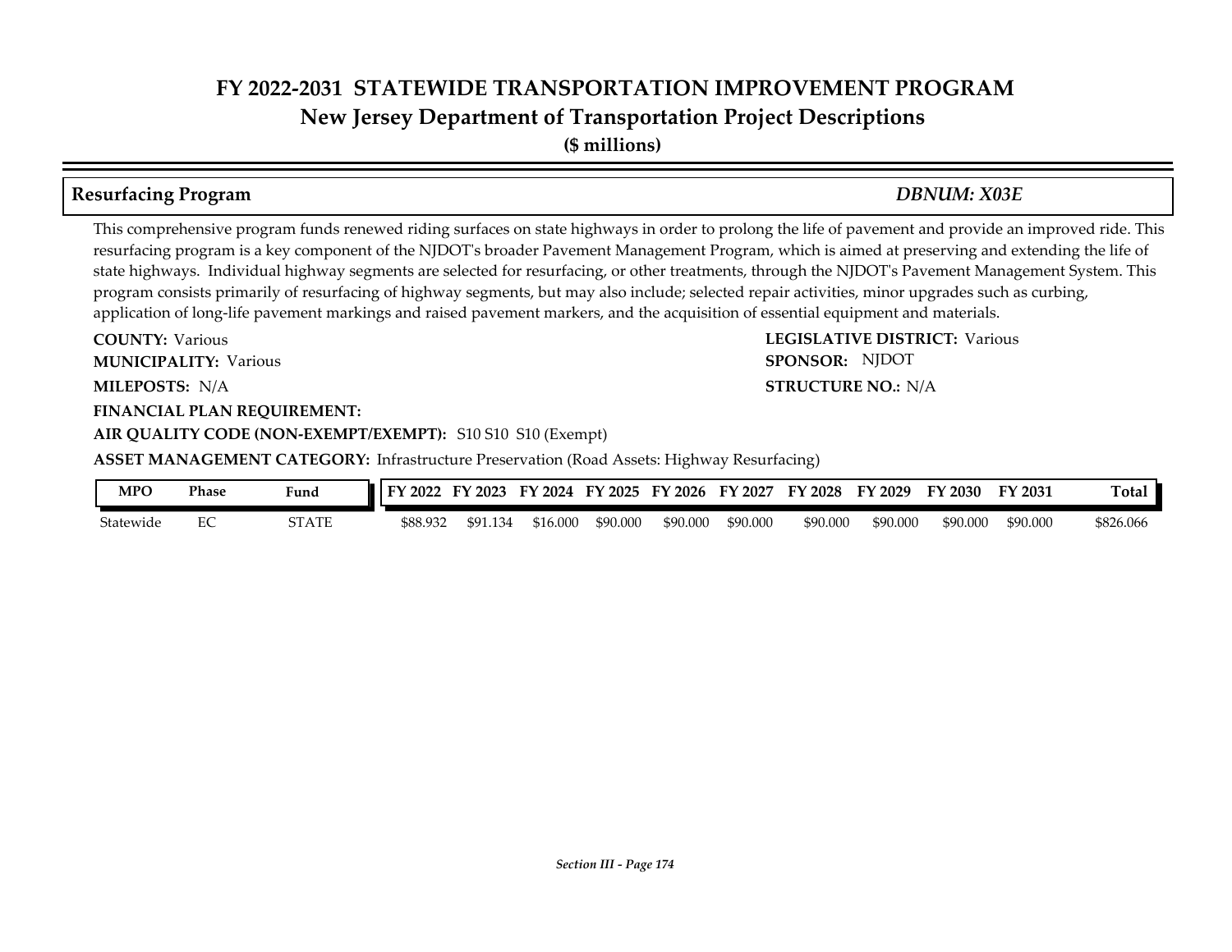# FY 2022-2031 STATEWIDE TRANSPORTATION IMPROVEMENT PROGRAM
## New Jersey Department of Transportation Project Descriptions
**($ millions)**

### Resurfacing Program — *DBNUM: X03E*

This comprehensive program funds renewed riding surfaces on state highways in order to prolong the life of pavement and provide an improved ride. This resurfacing program is a key component of the NJDOT's broader Pavement Management Program, which is aimed at preserving and extending the life of state highways. Individual highway segments are selected for resurfacing, or other treatments, through the NJDOT's Pavement Management System. This program consists primarily of resurfacing of highway segments, but may also include; selected repair activities, minor upgrades such as curbing, application of long-life pavement markings and raised pavement markers, and the acquisition of essential equipment and materials.

**COUNTY:** Various

**LEGISLATIVE DISTRICT:** Various

**MUNICIPALITY:** Various

**SPONSOR:** NJDOT

**MILEPOSTS:** N/A

**STRUCTURE NO.:** N/A

**FINANCIAL PLAN REQUIREMENT:**

**AIR QUALITY CODE (NON-EXEMPT/EXEMPT):** S10 S10 S10 (Exempt)

**ASSET MANAGEMENT CATEGORY:** Infrastructure Preservation (Road Assets: Highway Resurfacing)

| MPO | Phase | Fund | FY 2022 | FY 2023 | FY 2024 | FY 2025 | FY 2026 | FY 2027 | FY 2028 | FY 2029 | FY 2030 | FY 2031 | Total |
|---|---|---|---|---|---|---|---|---|---|---|---|---|---|
| Statewide | EC | STATE | $88.932 | $91.134 | $16.000 | $90.000 | $90.000 | $90.000 | $90.000 | $90.000 | $90.000 | $90.000 | $826.066 |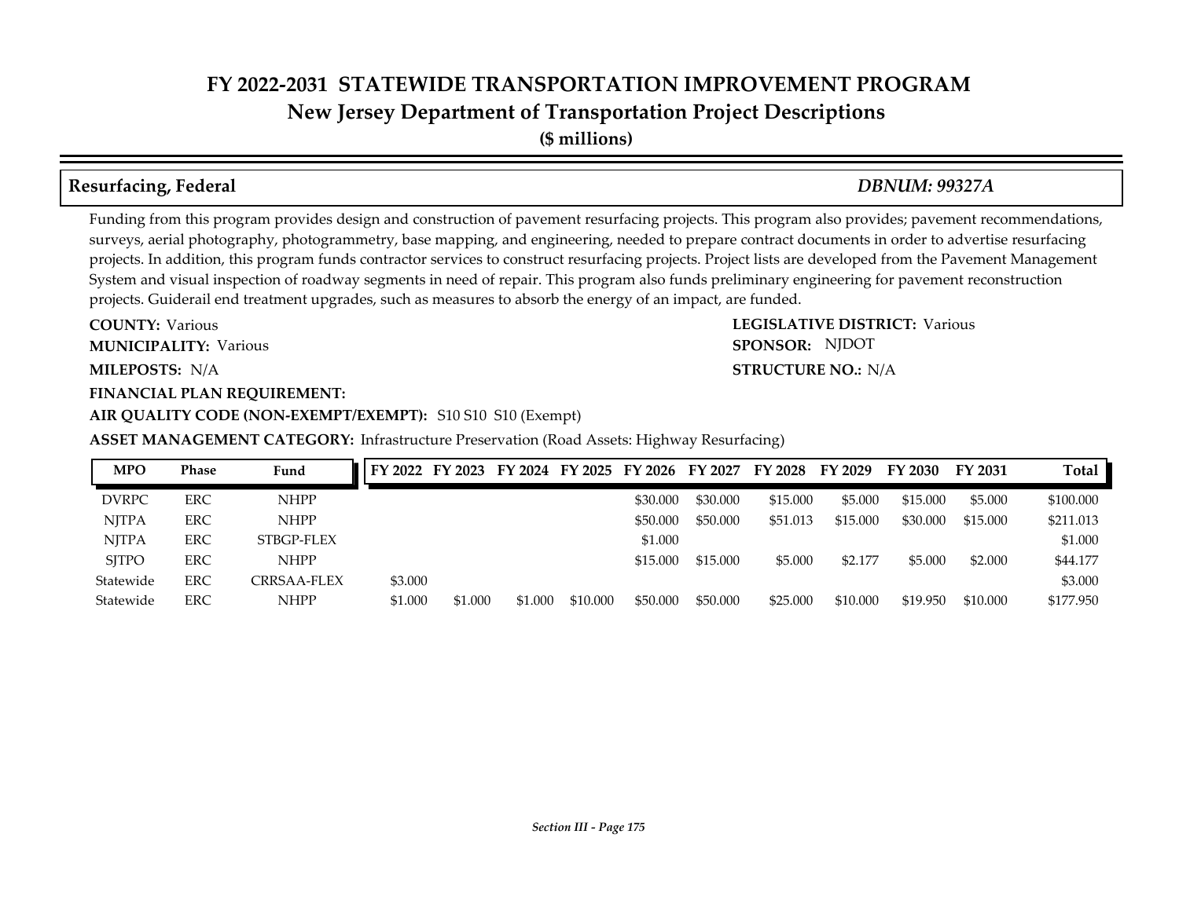# FY 2022-2031 STATEWIDE TRANSPORTATION IMPROVEMENT PROGRAM
## New Jersey Department of Transportation Project Descriptions
**($ millions)**

### Resurfacing, Federal — *DBNUM: 99327A*

Funding from this program provides design and construction of pavement resurfacing projects. This program also provides; pavement recommendations, surveys, aerial photography, photogrammetry, base mapping, and engineering, needed to prepare contract documents in order to advertise resurfacing projects. In addition, this program funds contractor services to construct resurfacing projects. Project lists are developed from the Pavement Management System and visual inspection of roadway segments in need of repair. This program also funds preliminary engineering for pavement reconstruction projects. Guiderail end treatment upgrades, such as measures to absorb the energy of an impact, are funded.

**COUNTY:** Various
**LEGISLATIVE DISTRICT:** Various
**MUNICIPALITY:** Various
**SPONSOR:** NJDOT
**MILEPOSTS:** N/A
**STRUCTURE NO.:** N/A
**FINANCIAL PLAN REQUIREMENT:**
**AIR QUALITY CODE (NON-EXEMPT/EXEMPT):** S10 S10 S10 (Exempt)
**ASSET MANAGEMENT CATEGORY:** Infrastructure Preservation (Road Assets: Highway Resurfacing)

| MPO | Phase | Fund | FY 2022 | FY 2023 | FY 2024 | FY 2025 | FY 2026 | FY 2027 | FY 2028 | FY 2029 | FY 2030 | FY 2031 | Total |
|---|---|---|---|---|---|---|---|---|---|---|---|---|---|
| DVRPC | ERC | NHPP | | | | | $30.000 | $30.000 | $15.000 | $5.000 | $15.000 | $5.000 | $100.000 |
| NJTPA | ERC | NHPP | | | | | $50.000 | $50.000 | $51.013 | $15.000 | $30.000 | $15.000 | $211.013 |
| NJTPA | ERC | STBGP-FLEX | | | | | $1.000 | | | | | | $1.000 |
| SJTPO | ERC | NHPP | | | | | $15.000 | $15.000 | $5.000 | $2.177 | $5.000 | $2.000 | $44.177 |
| Statewide | ERC | CRRSAA-FLEX | $3.000 | | | | | | | | | | $3.000 |
| Statewide | ERC | NHPP | $1.000 | $1.000 | $1.000 | $10.000 | $50.000 | $50.000 | $25.000 | $10.000 | $19.950 | $10.000 | $177.950 |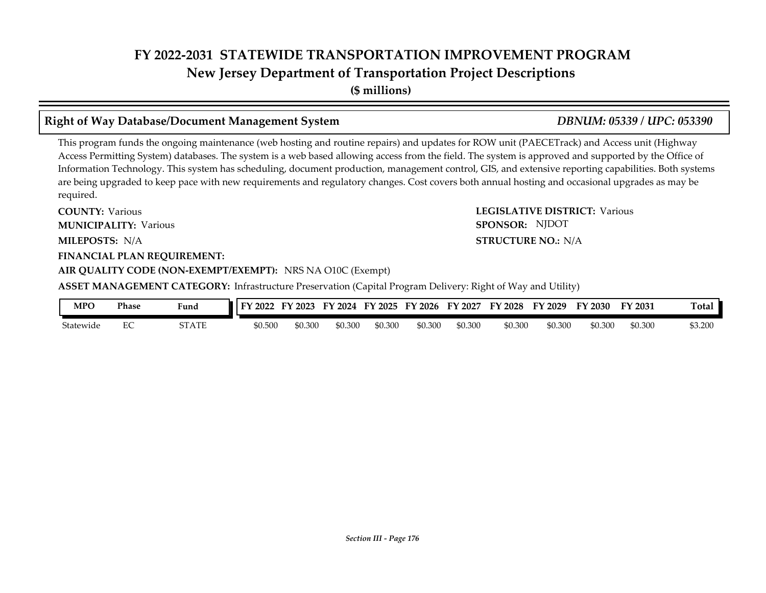# FY 2022-2031 STATEWIDE TRANSPORTATION IMPROVEMENT PROGRAM
## New Jersey Department of Transportation Project Descriptions
**($ millions)**

### Right of Way Database/Document Management System — *DBNUM: 05339 / UPC: 053390*

This program funds the ongoing maintenance (web hosting and routine repairs) and updates for ROW unit (PAECETrack) and Access unit (Highway Access Permitting System) databases. The system is a web based allowing access from the field. The system is approved and supported by the Office of Information Technology. This system has scheduling, document production, management control, GIS, and extensive reporting capabilities. Both systems are being upgraded to keep pace with new requirements and regulatory changes. Cost covers both annual hosting and occasional upgrades as may be required.

**COUNTY:** Various
**LEGISLATIVE DISTRICT:** Various
**MUNICIPALITY:** Various
**SPONSOR:** NJDOT
**MILEPOSTS:** N/A
**STRUCTURE NO.:** N/A
**FINANCIAL PLAN REQUIREMENT:**
**AIR QUALITY CODE (NON-EXEMPT/EXEMPT):** NRS NA O10C (Exempt)
**ASSET MANAGEMENT CATEGORY:** Infrastructure Preservation (Capital Program Delivery: Right of Way and Utility)

| MPO | Phase | Fund | FY 2022 | FY 2023 | FY 2024 | FY 2025 | FY 2026 | FY 2027 | FY 2028 | FY 2029 | FY 2030 | FY 2031 | Total |
|---|---|---|---|---|---|---|---|---|---|---|---|---|---|
| Statewide | EC | STATE | $0.500 | $0.300 | $0.300 | $0.300 | $0.300 | $0.300 | $0.300 | $0.300 | $0.300 | $0.300 | $3.200 |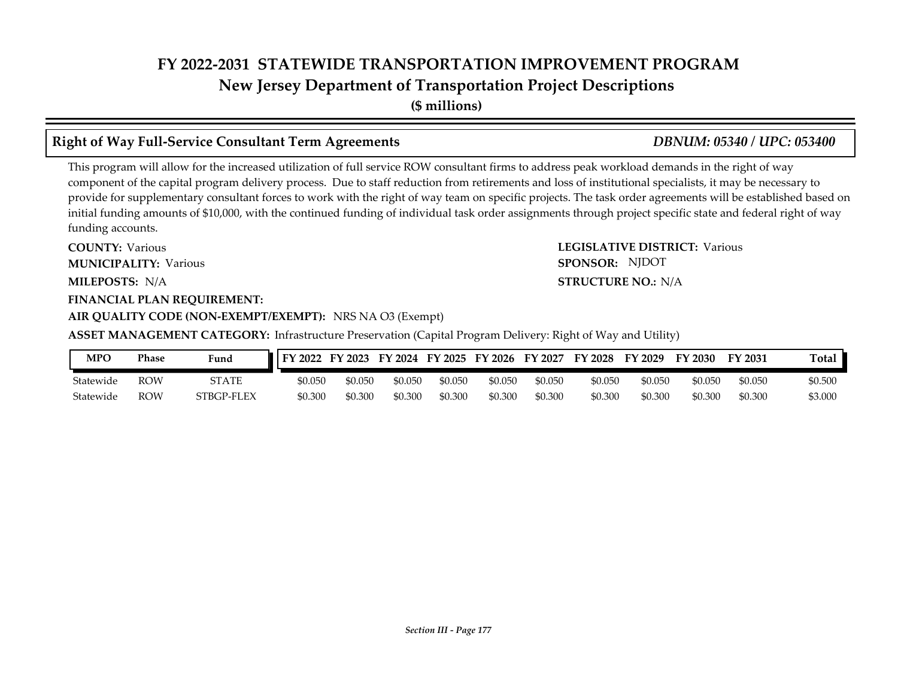# FY 2022-2031 STATEWIDE TRANSPORTATION IMPROVEMENT PROGRAM

## New Jersey Department of Transportation Project Descriptions

**($ millions)**

### Right of Way Full-Service Consultant Term Agreements *DBNUM: 05340 / UPC: 053400*

This program will allow for the increased utilization of full service ROW consultant firms to address peak workload demands in the right of way component of the capital program delivery process. Due to staff reduction from retirements and loss of institutional specialists, it may be necessary to provide for supplementary consultant forces to work with the right of way team on specific projects. The task order agreements will be established based on initial funding amounts of $10,000, with the continued funding of individual task order assignments through project specific state and federal right of way funding accounts.

**COUNTY:** Various

**LEGISLATIVE DISTRICT:** Various

**MUNICIPALITY:** Various

**SPONSOR:** NJDOT

**MILEPOSTS:** N/A

**STRUCTURE NO.:** N/A

**FINANCIAL PLAN REQUIREMENT:**

**AIR QUALITY CODE (NON-EXEMPT/EXEMPT):** NRS NA O3 (Exempt)

**ASSET MANAGEMENT CATEGORY:** Infrastructure Preservation (Capital Program Delivery: Right of Way and Utility)

| MPO | Phase | Fund | FY 2022 | FY 2023 | FY 2024 | FY 2025 | FY 2026 | FY 2027 | FY 2028 | FY 2029 | FY 2030 | FY 2031 | Total |
|---|---|---|---|---|---|---|---|---|---|---|---|---|---|
| Statewide | ROW | STATE | $0.050 | $0.050 | $0.050 | $0.050 | $0.050 | $0.050 | $0.050 | $0.050 | $0.050 | $0.050 | $0.500 |
| Statewide | ROW | STBGP-FLEX | $0.300 | $0.300 | $0.300 | $0.300 | $0.300 | $0.300 | $0.300 | $0.300 | $0.300 | $0.300 | $3.000 |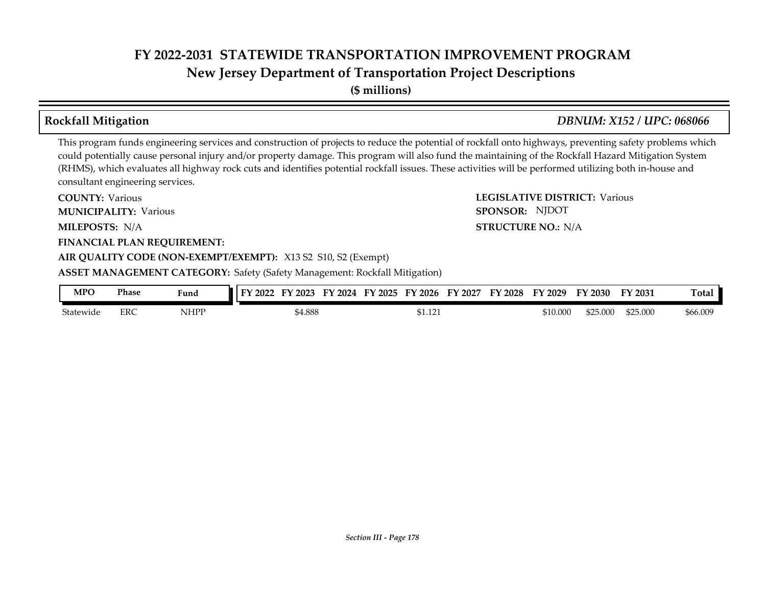# FY 2022-2031 STATEWIDE TRANSPORTATION IMPROVEMENT PROGRAM
## New Jersey Department of Transportation Project Descriptions
**($ millions)**

### Rockfall Mitigation — *DBNUM: X152 / UPC: 068066*

This program funds engineering services and construction of projects to reduce the potential of rockfall onto highways, preventing safety problems which could potentially cause personal injury and/or property damage. This program will also fund the maintaining of the Rockfall Hazard Mitigation System (RHMS), which evaluates all highway rock cuts and identifies potential rockfall issues. These activities will be performed utilizing both in-house and consultant engineering services.

**COUNTY:** Various
**LEGISLATIVE DISTRICT:** Various
**MUNICIPALITY:** Various
**SPONSOR:** NJDOT
**MILEPOSTS:** N/A
**STRUCTURE NO.:** N/A
**FINANCIAL PLAN REQUIREMENT:**
**AIR QUALITY CODE (NON-EXEMPT/EXEMPT):** X13 S2 S10, S2 (Exempt)
**ASSET MANAGEMENT CATEGORY:** Safety (Safety Management: Rockfall Mitigation)

| MPO | Phase | Fund | FY 2022 | FY 2023 | FY 2024 | FY 2025 | FY 2026 | FY 2027 | FY 2028 | FY 2029 | FY 2030 | FY 2031 | Total |
|---|---|---|---|---|---|---|---|---|---|---|---|---|---|
| Statewide | ERC | NHPP | | $4.888 | | | $1.121 | | | $10.000 | $25.000 | $25.000 | $66.009 |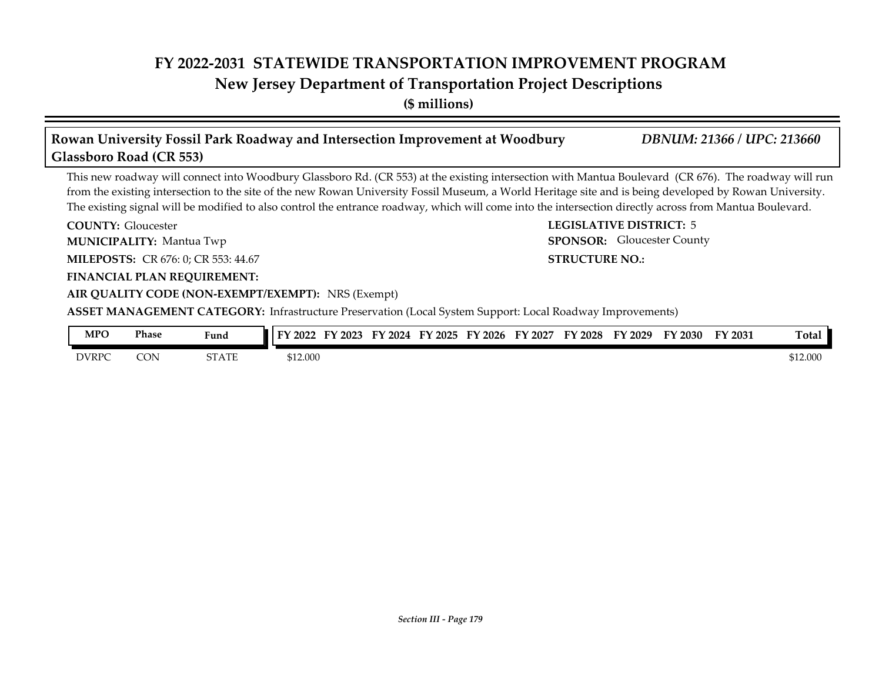# FY 2022-2031 STATEWIDE TRANSPORTATION IMPROVEMENT PROGRAM
## New Jersey Department of Transportation Project Descriptions
**($ millions)**

### Rowan University Fossil Park Roadway and Intersection Improvement at Woodbury Glassboro Road (CR 553)
***DBNUM: 21366 / UPC: 213660***

This new roadway will connect into Woodbury Glassboro Rd. (CR 553) at the existing intersection with Mantua Boulevard (CR 676). The roadway will run from the existing intersection to the site of the new Rowan University Fossil Museum, a World Heritage site and is being developed by Rowan University. The existing signal will be modified to also control the entrance roadway, which will come into the intersection directly across from Mantua Boulevard.

**COUNTY:** Gloucester
**LEGISLATIVE DISTRICT:** 5
**MUNICIPALITY:** Mantua Twp
**SPONSOR:** Gloucester County
**MILEPOSTS:** CR 676: 0; CR 553: 44.67
**STRUCTURE NO.:**
**FINANCIAL PLAN REQUIREMENT:**
**AIR QUALITY CODE (NON-EXEMPT/EXEMPT):** NRS (Exempt)
**ASSET MANAGEMENT CATEGORY:** Infrastructure Preservation (Local System Support: Local Roadway Improvements)

| MPO | Phase | Fund | FY 2022 | FY 2023 | FY 2024 | FY 2025 | FY 2026 | FY 2027 | FY 2028 | FY 2029 | FY 2030 | FY 2031 | Total |
|---|---|---|---|---|---|---|---|---|---|---|---|---|---|
| DVRPC | CON | STATE | $12.000 | | | | | | | | | | $12.000 |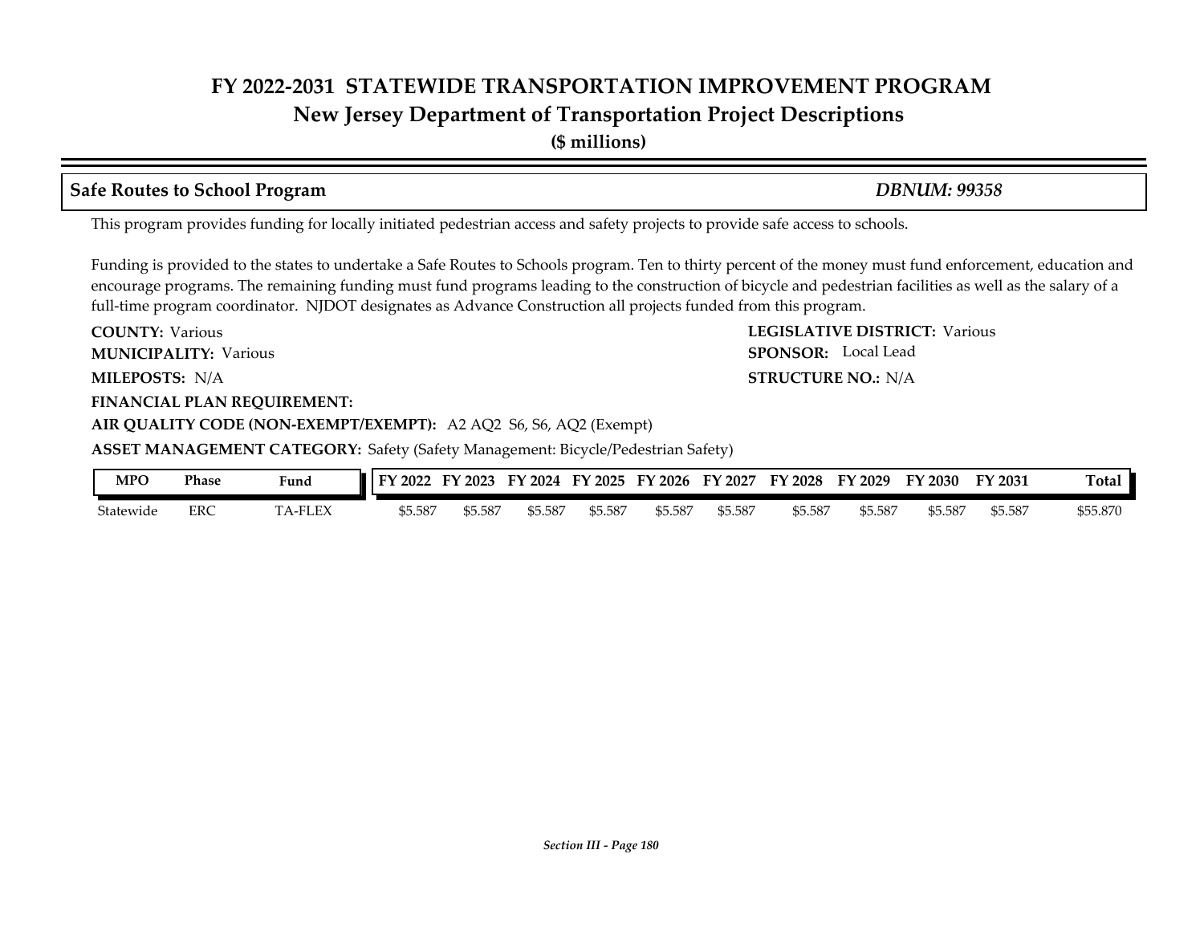# FY 2022-2031 STATEWIDE TRANSPORTATION IMPROVEMENT PROGRAM
## New Jersey Department of Transportation Project Descriptions
**($ millions)**

### Safe Routes to School Program — *DBNUM: 99358*

This program provides funding for locally initiated pedestrian access and safety projects to provide safe access to schools.

Funding is provided to the states to undertake a Safe Routes to Schools program. Ten to thirty percent of the money must fund enforcement, education and encourage programs. The remaining funding must fund programs leading to the construction of bicycle and pedestrian facilities as well as the salary of a full-time program coordinator. NJDOT designates as Advance Construction all projects funded from this program.

**COUNTY:** Various
**LEGISLATIVE DISTRICT:** Various
**MUNICIPALITY:** Various
**SPONSOR:** Local Lead
**MILEPOSTS:** N/A
**STRUCTURE NO.:** N/A
**FINANCIAL PLAN REQUIREMENT:**
**AIR QUALITY CODE (NON-EXEMPT/EXEMPT):** A2 AQ2 S6, S6, AQ2 (Exempt)
**ASSET MANAGEMENT CATEGORY:** Safety (Safety Management: Bicycle/Pedestrian Safety)

| MPO | Phase | Fund | FY 2022 | FY 2023 | FY 2024 | FY 2025 | FY 2026 | FY 2027 | FY 2028 | FY 2029 | FY 2030 | FY 2031 | Total |
|---|---|---|---|---|---|---|---|---|---|---|---|---|---|
| Statewide | ERC | TA-FLEX | $5.587 | $5.587 | $5.587 | $5.587 | $5.587 | $5.587 | $5.587 | $5.587 | $5.587 | $5.587 | $55.870 |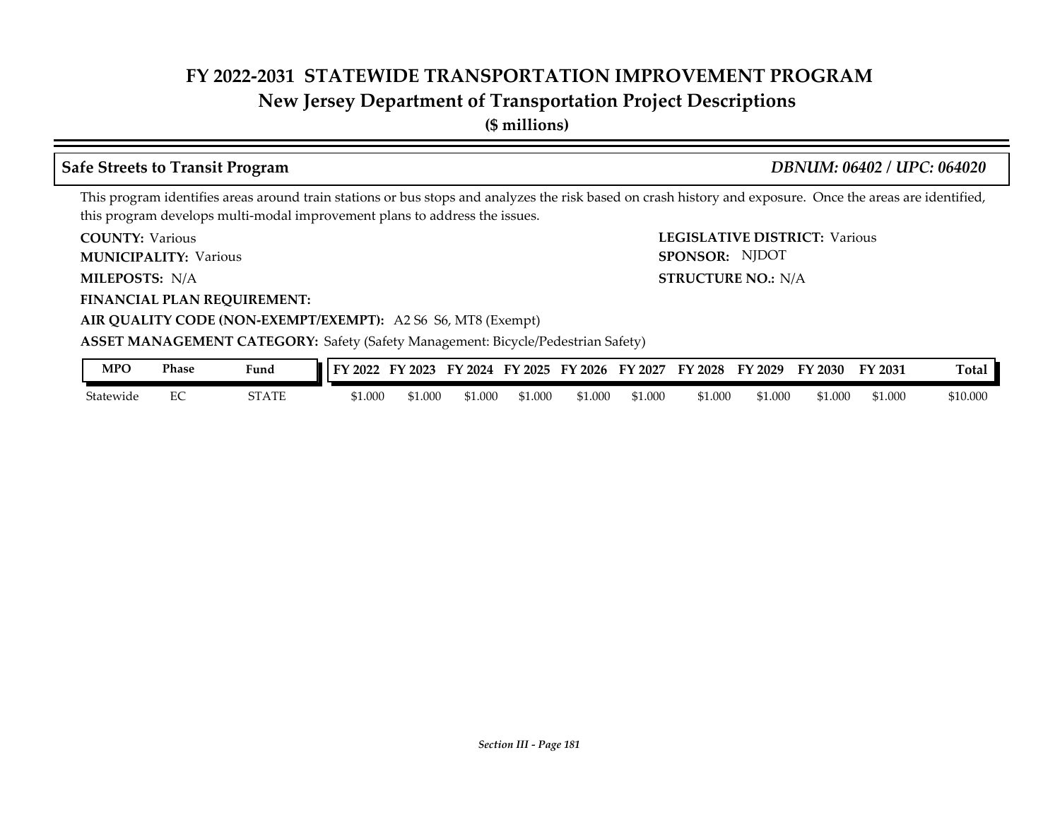# FY 2022-2031 STATEWIDE TRANSPORTATION IMPROVEMENT PROGRAM
## New Jersey Department of Transportation Project Descriptions
**($ millions)**

### Safe Streets to Transit Program — *DBNUM: 06402 / UPC: 064020*

This program identifies areas around train stations or bus stops and analyzes the risk based on crash history and exposure. Once the areas are identified, this program develops multi-modal improvement plans to address the issues.

**COUNTY:** Various
**LEGISLATIVE DISTRICT:** Various
**MUNICIPALITY:** Various
**SPONSOR:** NJDOT
**MILEPOSTS:** N/A
**STRUCTURE NO.:** N/A
**FINANCIAL PLAN REQUIREMENT:**
**AIR QUALITY CODE (NON-EXEMPT/EXEMPT):** A2 S6 S6, MT8 (Exempt)
**ASSET MANAGEMENT CATEGORY:** Safety (Safety Management: Bicycle/Pedestrian Safety)

| MPO | Phase | Fund | FY 2022 | FY 2023 | FY 2024 | FY 2025 | FY 2026 | FY 2027 | FY 2028 | FY 2029 | FY 2030 | FY 2031 | Total |
|---|---|---|---|---|---|---|---|---|---|---|---|---|---|
| Statewide | EC | STATE | $1.000 | $1.000 | $1.000 | $1.000 | $1.000 | $1.000 | $1.000 | $1.000 | $1.000 | $1.000 | $10.000 |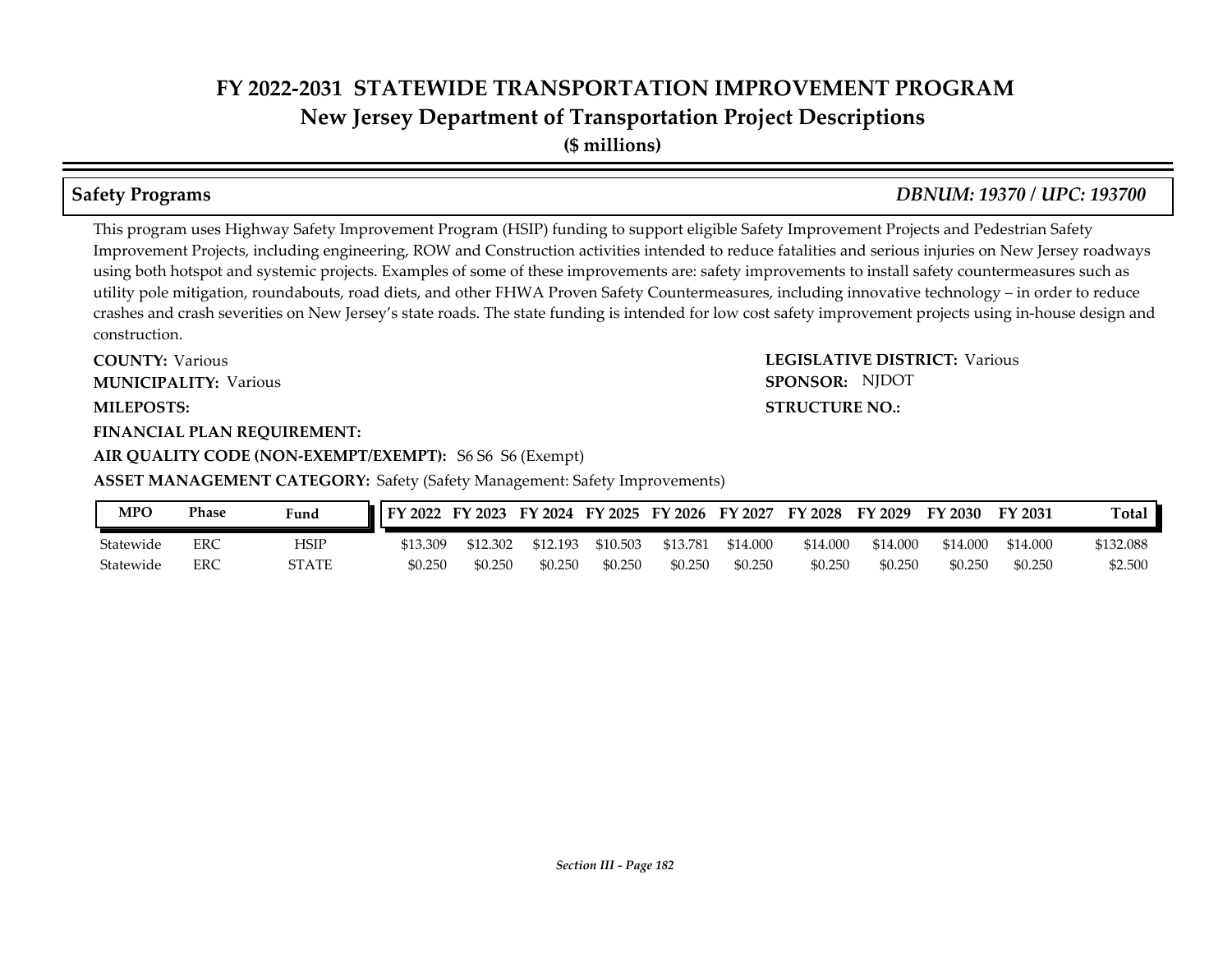# FY 2022-2031 STATEWIDE TRANSPORTATION IMPROVEMENT PROGRAM
## New Jersey Department of Transportation Project Descriptions
**($ millions)**

### Safety Programs *DBNUM: 19370 / UPC: 193700*

This program uses Highway Safety Improvement Program (HSIP) funding to support eligible Safety Improvement Projects and Pedestrian Safety Improvement Projects, including engineering, ROW and Construction activities intended to reduce fatalities and serious injuries on New Jersey roadways using both hotspot and systemic projects. Examples of some of these improvements are: safety improvements to install safety countermeasures such as utility pole mitigation, roundabouts, road diets, and other FHWA Proven Safety Countermeasures, including innovative technology – in order to reduce crashes and crash severities on New Jersey's state roads. The state funding is intended for low cost safety improvement projects using in-house design and construction.

**COUNTY:** Various

**LEGISLATIVE DISTRICT:** Various

**MUNICIPALITY:** Various

**SPONSOR:** NJDOT

**MILEPOSTS:**

**STRUCTURE NO.:**

**FINANCIAL PLAN REQUIREMENT:**

**AIR QUALITY CODE (NON-EXEMPT/EXEMPT):** S6 S6 S6 (Exempt)

**ASSET MANAGEMENT CATEGORY:** Safety (Safety Management: Safety Improvements)

| MPO | Phase | Fund | FY 2022 | FY 2023 | FY 2024 | FY 2025 | FY 2026 | FY 2027 | FY 2028 | FY 2029 | FY 2030 | FY 2031 | Total |
|---|---|---|---|---|---|---|---|---|---|---|---|---|---|
| Statewide | ERC | HSIP | $13.309 | $12.302 | $12.193 | $10.503 | $13.781 | $14.000 | $14.000 | $14.000 | $14.000 | $14.000 | $132.088 |
| Statewide | ERC | STATE | $0.250 | $0.250 | $0.250 | $0.250 | $0.250 | $0.250 | $0.250 | $0.250 | $0.250 | $0.250 | $2.500 |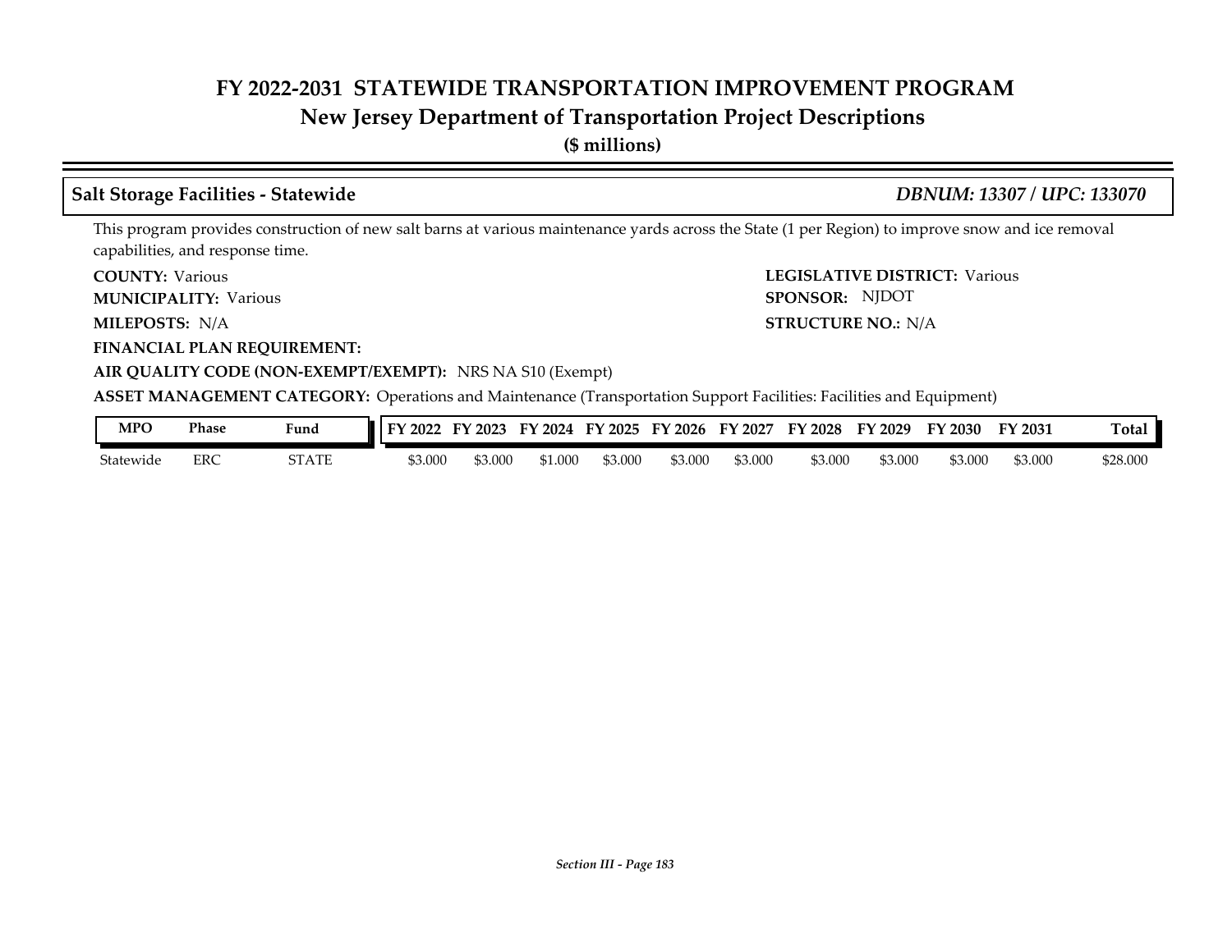# FY 2022-2031 STATEWIDE TRANSPORTATION IMPROVEMENT PROGRAM
## New Jersey Department of Transportation Project Descriptions
**($ millions)**

### Salt Storage Facilities - Statewide
***DBNUM: 13307 / UPC: 133070***

This program provides construction of new salt barns at various maintenance yards across the State (1 per Region) to improve snow and ice removal capabilities, and response time.

**COUNTY:** Various
**LEGISLATIVE DISTRICT:** Various
**MUNICIPALITY:** Various
**SPONSOR:** NJDOT
**MILEPOSTS:** N/A
**STRUCTURE NO.:** N/A
**FINANCIAL PLAN REQUIREMENT:**
**AIR QUALITY CODE (NON-EXEMPT/EXEMPT):** NRS NA S10 (Exempt)
**ASSET MANAGEMENT CATEGORY:** Operations and Maintenance (Transportation Support Facilities: Facilities and Equipment)

| MPO | Phase | Fund | FY 2022 | FY 2023 | FY 2024 | FY 2025 | FY 2026 | FY 2027 | FY 2028 | FY 2029 | FY 2030 | FY 2031 | Total |
|---|---|---|---|---|---|---|---|---|---|---|---|---|---|
| Statewide | ERC | STATE | $3.000 | $3.000 | $1.000 | $3.000 | $3.000 | $3.000 | $3.000 | $3.000 | $3.000 | $3.000 | $28.000 |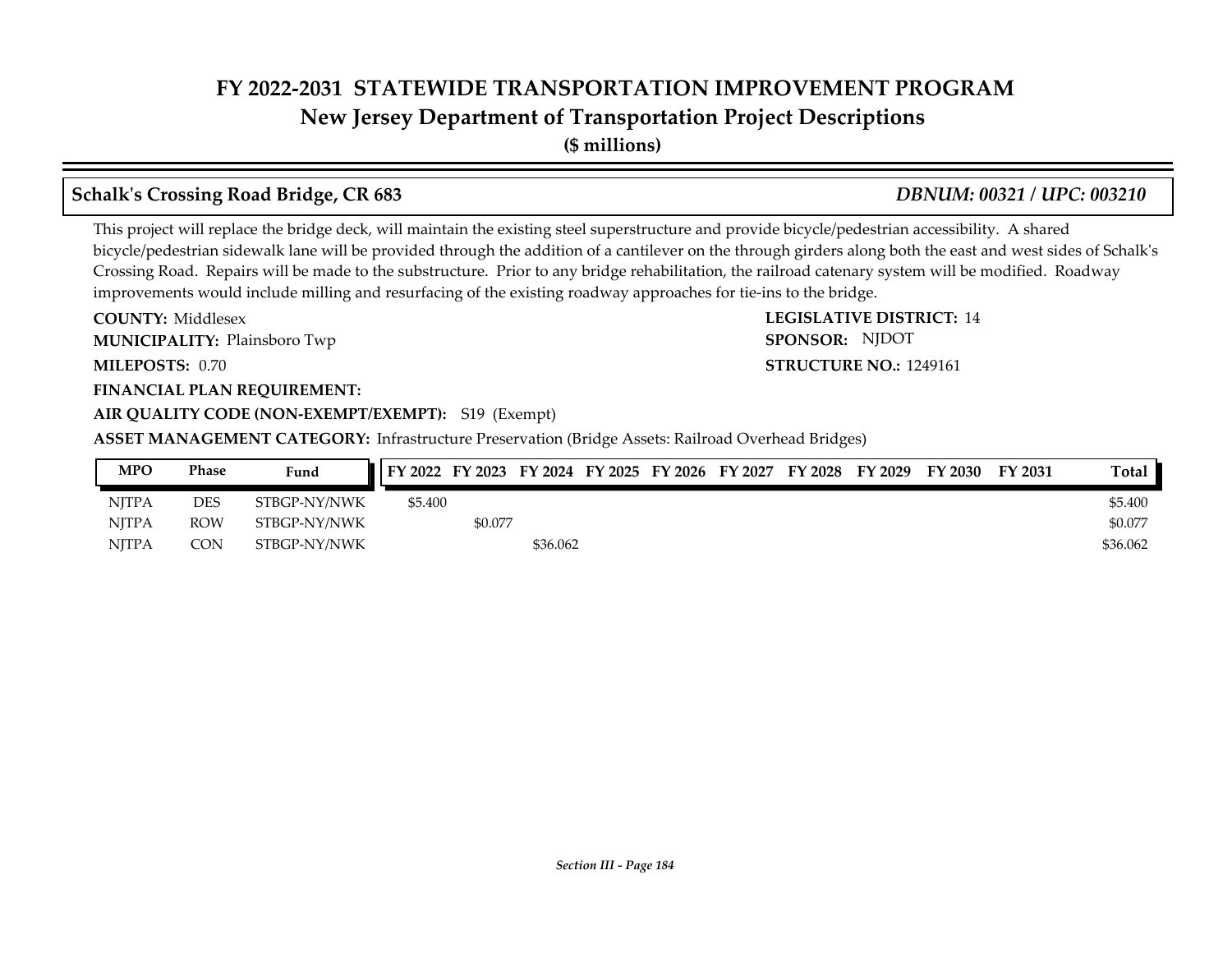# FY 2022-2031 STATEWIDE TRANSPORTATION IMPROVEMENT PROGRAM
## New Jersey Department of Transportation Project Descriptions
**($ millions)**

### Schalk's Crossing Road Bridge, CR 683 — *DBNUM: 00321 / UPC: 003210*

This project will replace the bridge deck, will maintain the existing steel superstructure and provide bicycle/pedestrian accessibility. A shared bicycle/pedestrian sidewalk lane will be provided through the addition of a cantilever on the through girders along both the east and west sides of Schalk's Crossing Road. Repairs will be made to the substructure. Prior to any bridge rehabilitation, the railroad catenary system will be modified. Roadway improvements would include milling and resurfacing of the existing roadway approaches for tie-ins to the bridge.

**COUNTY:** Middlesex

**LEGISLATIVE DISTRICT:** 14

**MUNICIPALITY:** Plainsboro Twp

**SPONSOR:** NJDOT

**MILEPOSTS:** 0.70

**STRUCTURE NO.:** 1249161

**FINANCIAL PLAN REQUIREMENT:**

**AIR QUALITY CODE (NON-EXEMPT/EXEMPT):** S19 (Exempt)

**ASSET MANAGEMENT CATEGORY:** Infrastructure Preservation (Bridge Assets: Railroad Overhead Bridges)

| MPO | Phase | Fund | FY 2022 | FY 2023 | FY 2024 | FY 2025 | FY 2026 | FY 2027 | FY 2028 | FY 2029 | FY 2030 | FY 2031 | Total |
|---|---|---|---|---|---|---|---|---|---|---|---|---|---|
| NJTPA | DES | STBGP-NY/NWK | $5.400 | | | | | | | | | | $5.400 |
| NJTPA | ROW | STBGP-NY/NWK | | $0.077 | | | | | | | | | $0.077 |
| NJTPA | CON | STBGP-NY/NWK | | | $36.062 | | | | | | | | $36.062 |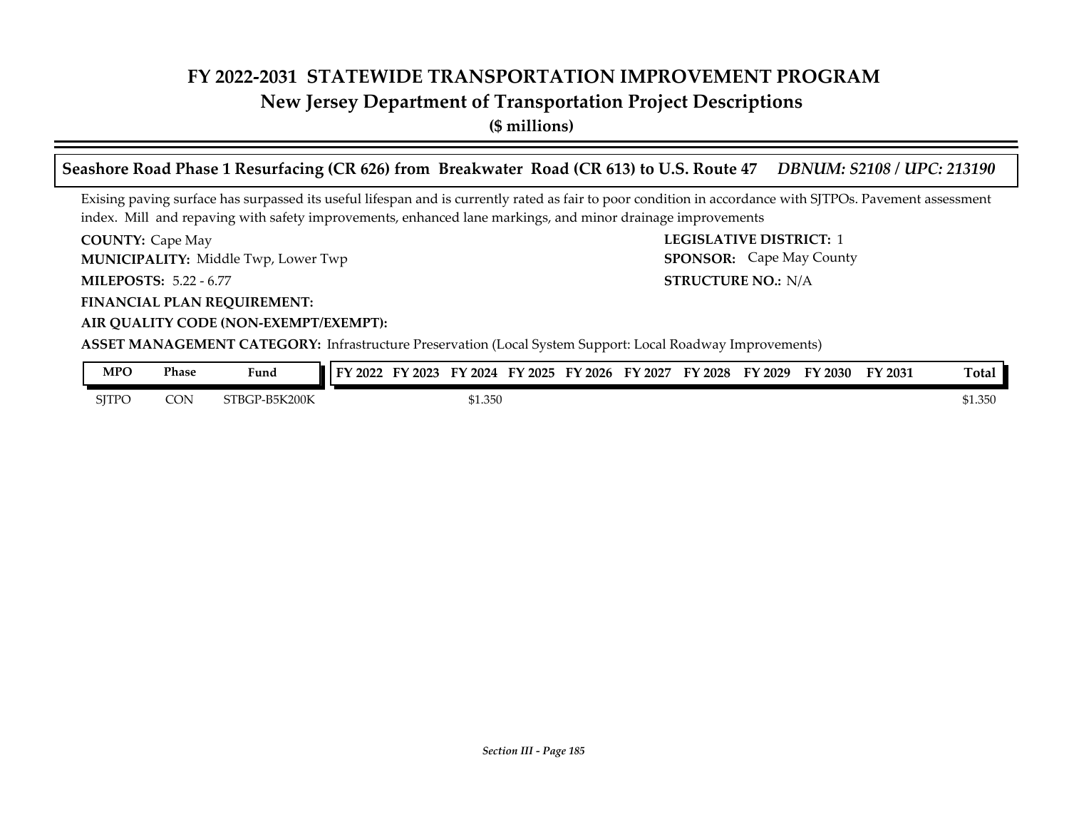# FY 2022-2031 STATEWIDE TRANSPORTATION IMPROVEMENT PROGRAM
## New Jersey Department of Transportation Project Descriptions
**($ millions)**

### Seashore Road Phase 1 Resurfacing (CR 626) from Breakwater Road (CR 613) to U.S. Route 47 *DBNUM: S2108 / UPC: 213190*

Exising paving surface has surpassed its useful lifespan and is currently rated as fair to poor condition in accordance with SJTPOs. Pavement assessment index. Mill and repaving with safety improvements, enhanced lane markings, and minor drainage improvements

**COUNTY:** Cape May
**LEGISLATIVE DISTRICT:** 1
**MUNICIPALITY:** Middle Twp, Lower Twp
**SPONSOR:** Cape May County
**MILEPOSTS:** 5.22 - 6.77
**STRUCTURE NO.:** N/A
**FINANCIAL PLAN REQUIREMENT:**
**AIR QUALITY CODE (NON-EXEMPT/EXEMPT):**
**ASSET MANAGEMENT CATEGORY:** Infrastructure Preservation (Local System Support: Local Roadway Improvements)

| MPO | Phase | Fund | FY 2022 | FY 2023 | FY 2024 | FY 2025 | FY 2026 | FY 2027 | FY 2028 | FY 2029 | FY 2030 | FY 2031 | Total |
|---|---|---|---|---|---|---|---|---|---|---|---|---|---|
| SJTPO | CON | STBGP-B5K200K | | | $1.350 | | | | | | | | $1.350 |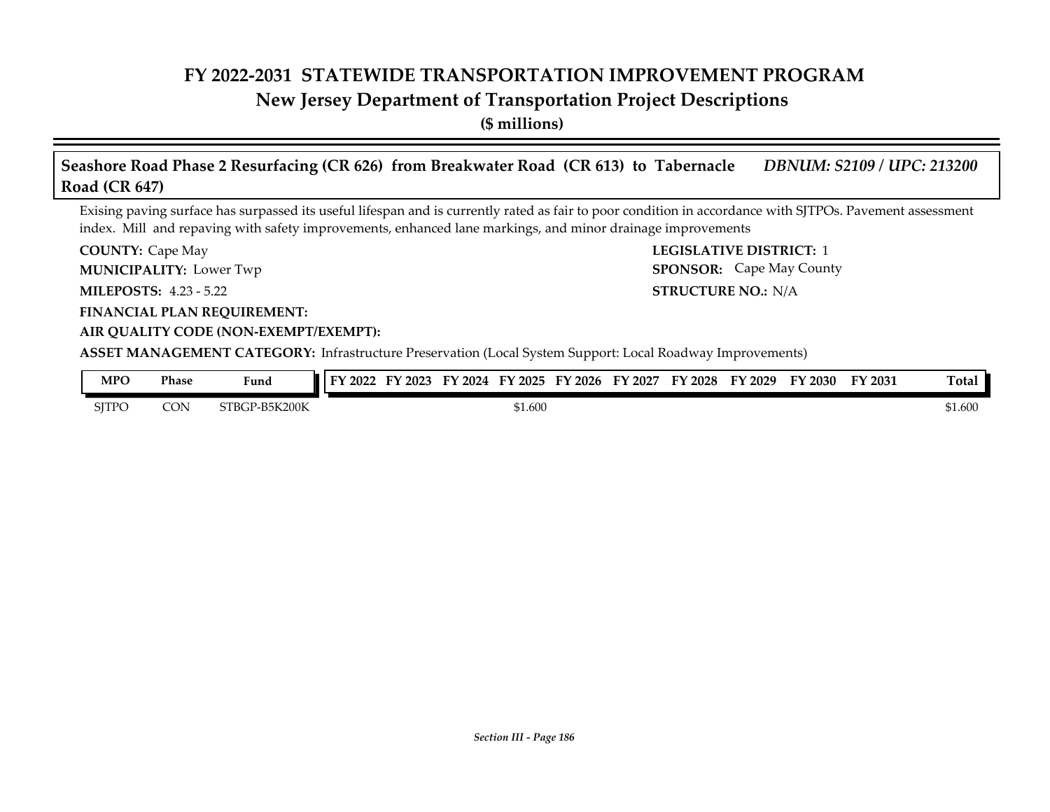# FY 2022-2031 STATEWIDE TRANSPORTATION IMPROVEMENT PROGRAM
## New Jersey Department of Transportation Project Descriptions
**($ millions)**

### Seashore Road Phase 2 Resurfacing (CR 626) from Breakwater Road (CR 613) to Tabernacle Road (CR 647) — *DBNUM: S2109 / UPC: 213200*

Exising paving surface has surpassed its useful lifespan and is currently rated as fair to poor condition in accordance with SJTPOs. Pavement assessment index. Mill and repaving with safety improvements, enhanced lane markings, and minor drainage improvements

**COUNTY:** Cape May
**LEGISLATIVE DISTRICT:** 1
**MUNICIPALITY:** Lower Twp
**SPONSOR:** Cape May County
**MILEPOSTS:** 4.23 - 5.22
**STRUCTURE NO.:** N/A
**FINANCIAL PLAN REQUIREMENT:**
**AIR QUALITY CODE (NON-EXEMPT/EXEMPT):**
**ASSET MANAGEMENT CATEGORY:** Infrastructure Preservation (Local System Support: Local Roadway Improvements)

| MPO | Phase | Fund | FY 2022 | FY 2023 | FY 2024 | FY 2025 | FY 2026 | FY 2027 | FY 2028 | FY 2029 | FY 2030 | FY 2031 | Total |
|---|---|---|---|---|---|---|---|---|---|---|---|---|---|
| SJTPO | CON | STBGP-B5K200K | | | | $1.600 | | | | | | | $1.600 |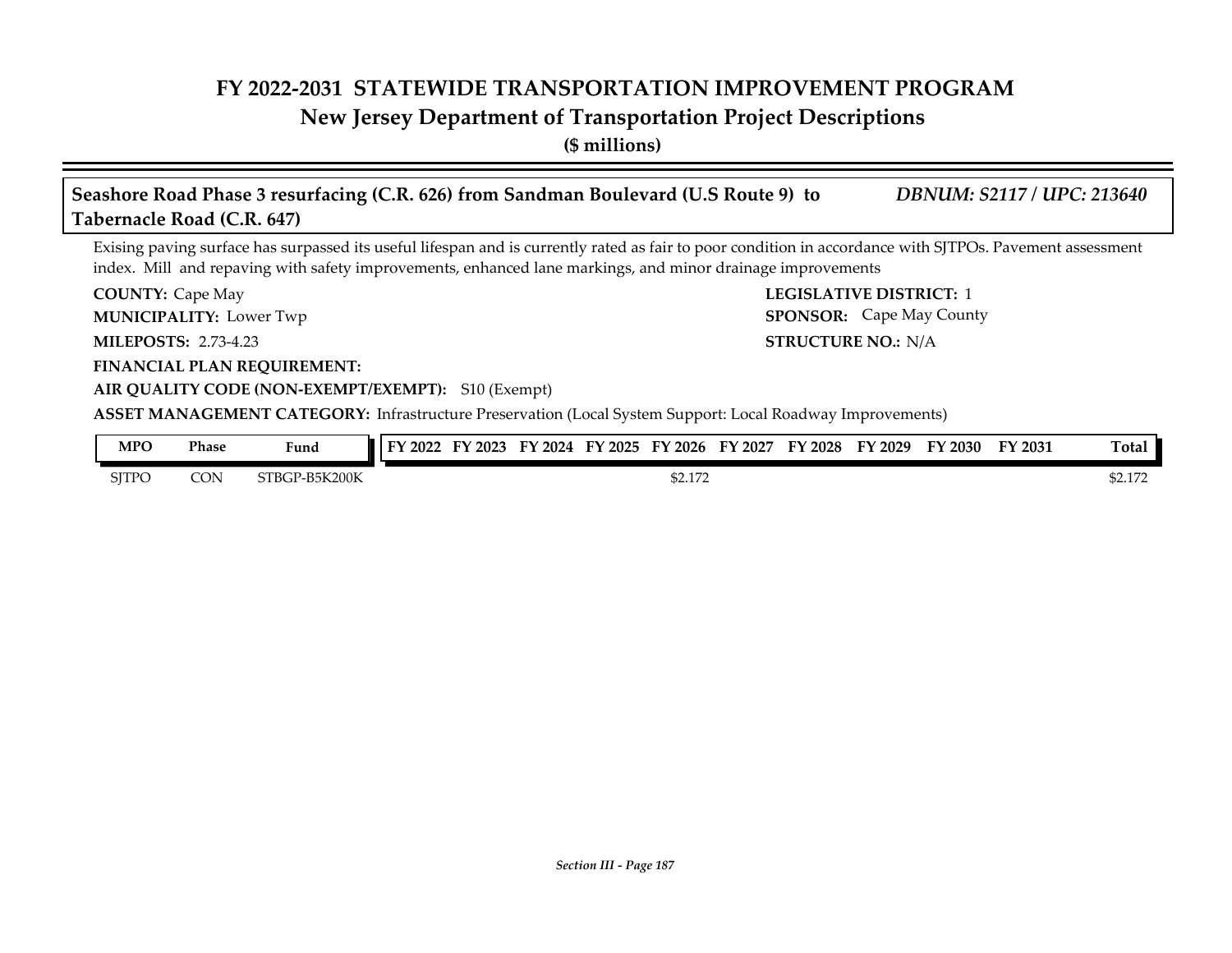# FY 2022-2031 STATEWIDE TRANSPORTATION IMPROVEMENT PROGRAM
## New Jersey Department of Transportation Project Descriptions
**($ millions)**

### Seashore Road Phase 3 resurfacing (C.R. 626) from Sandman Boulevard (U.S Route 9) to Tabernacle Road (C.R. 647)

*DBNUM: S2117 / UPC: 213640*

Exising paving surface has surpassed its useful lifespan and is currently rated as fair to poor condition in accordance with SJTPOs. Pavement assessment index. Mill and repaving with safety improvements, enhanced lane markings, and minor drainage improvements

**COUNTY:** Cape May
**LEGISLATIVE DISTRICT:** 1
**MUNICIPALITY:** Lower Twp
**SPONSOR:** Cape May County
**MILEPOSTS:** 2.73-4.23
**STRUCTURE NO.:** N/A
**FINANCIAL PLAN REQUIREMENT:**
**AIR QUALITY CODE (NON-EXEMPT/EXEMPT):** S10 (Exempt)
**ASSET MANAGEMENT CATEGORY:** Infrastructure Preservation (Local System Support: Local Roadway Improvements)

| MPO | Phase | Fund | FY 2022 | FY 2023 | FY 2024 | FY 2025 | FY 2026 | FY 2027 | FY 2028 | FY 2029 | FY 2030 | FY 2031 | Total |
|---|---|---|---|---|---|---|---|---|---|---|---|---|---|
| SJTPO | CON | STBGP-B5K200K | | | | | $2.172 | | | | | | $2.172 |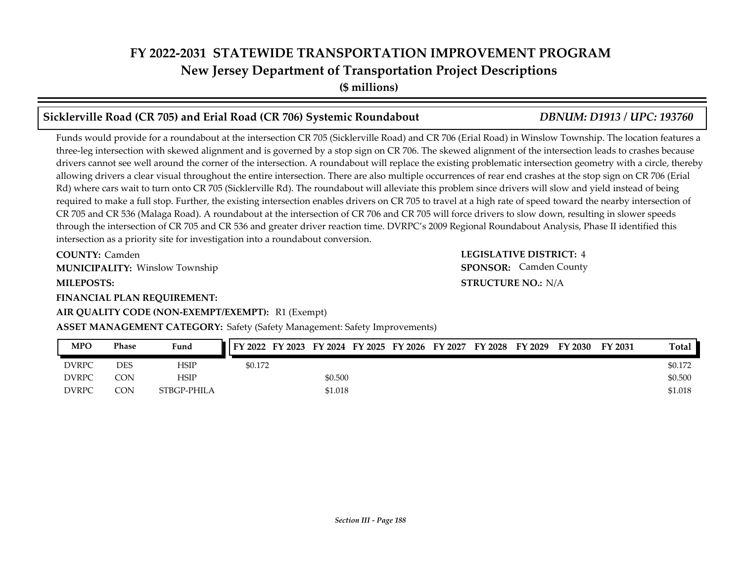# FY 2022-2031 STATEWIDE TRANSPORTATION IMPROVEMENT PROGRAM
## New Jersey Department of Transportation Project Descriptions
**($ millions)**

### Sicklerville Road (CR 705) and Erial Road (CR 706) Systemic Roundabout — *DBNUM: D1913 / UPC: 193760*

Funds would provide for a roundabout at the intersection CR 705 (Sicklerville Road) and CR 706 (Erial Road) in Winslow Township. The location features a three-leg intersection with skewed alignment and is governed by a stop sign on CR 706. The skewed alignment of the intersection leads to crashes because drivers cannot see well around the corner of the intersection. A roundabout will replace the existing problematic intersection geometry with a circle, thereby allowing drivers a clear visual throughout the entire intersection. There are also multiple occurrences of rear end crashes at the stop sign on CR 706 (Erial Rd) where cars wait to turn onto CR 705 (Sicklerville Rd). The roundabout will alleviate this problem since drivers will slow and yield instead of being required to make a full stop. Further, the existing intersection enables drivers on CR 705 to travel at a high rate of speed toward the nearby intersection of CR 705 and CR 536 (Malaga Road). A roundabout at the intersection of CR 706 and CR 705 will force drivers to slow down, resulting in slower speeds through the intersection of CR 705 and CR 536 and greater driver reaction time. DVRPC's 2009 Regional Roundabout Analysis, Phase II identified this intersection as a priority site for investigation into a roundabout conversion.

**COUNTY:** Camden
**LEGISLATIVE DISTRICT:** 4
**MUNICIPALITY:** Winslow Township
**SPONSOR:** Camden County
**MILEPOSTS:**
**STRUCTURE NO.:** N/A
**FINANCIAL PLAN REQUIREMENT:**
**AIR QUALITY CODE (NON-EXEMPT/EXEMPT):** R1 (Exempt)
**ASSET MANAGEMENT CATEGORY:** Safety (Safety Management: Safety Improvements)

| MPO | Phase | Fund | FY 2022 | FY 2023 | FY 2024 | FY 2025 | FY 2026 | FY 2027 | FY 2028 | FY 2029 | FY 2030 | FY 2031 | Total |
|---|---|---|---|---|---|---|---|---|---|---|---|---|---|
| DVRPC | DES | HSIP | $0.172 | | | | | | | | | | $0.172 |
| DVRPC | CON | HSIP | | | $0.500 | | | | | | | | $0.500 |
| DVRPC | CON | STBGP-PHILA | | | $1.018 | | | | | | | | $1.018 |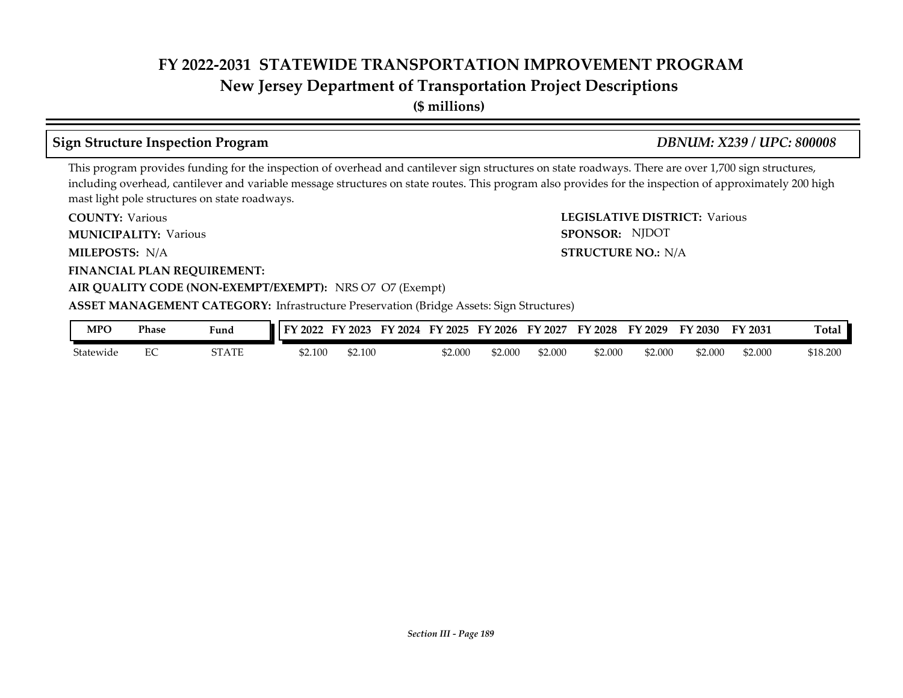# FY 2022-2031 STATEWIDE TRANSPORTATION IMPROVEMENT PROGRAM
## New Jersey Department of Transportation Project Descriptions
**($ millions)**

### Sign Structure Inspection Program — *DBNUM: X239 / UPC: 800008*

This program provides funding for the inspection of overhead and cantilever sign structures on state roadways. There are over 1,700 sign structures, including overhead, cantilever and variable message structures on state routes. This program also provides for the inspection of approximately 200 high mast light pole structures on state roadways.

**COUNTY:** Various
**LEGISLATIVE DISTRICT:** Various
**MUNICIPALITY:** Various
**SPONSOR:** NJDOT
**MILEPOSTS:** N/A
**STRUCTURE NO.:** N/A
**FINANCIAL PLAN REQUIREMENT:**
**AIR QUALITY CODE (NON-EXEMPT/EXEMPT):** NRS O7 O7 (Exempt)
**ASSET MANAGEMENT CATEGORY:** Infrastructure Preservation (Bridge Assets: Sign Structures)

| MPO | Phase | Fund | FY 2022 | FY 2023 | FY 2024 | FY 2025 | FY 2026 | FY 2027 | FY 2028 | FY 2029 | FY 2030 | FY 2031 | Total |
|---|---|---|---|---|---|---|---|---|---|---|---|---|---|
| Statewide | EC | STATE | $2.100 | $2.100 | | $2.000 | $2.000 | $2.000 | $2.000 | $2.000 | $2.000 | $2.000 | $18.200 |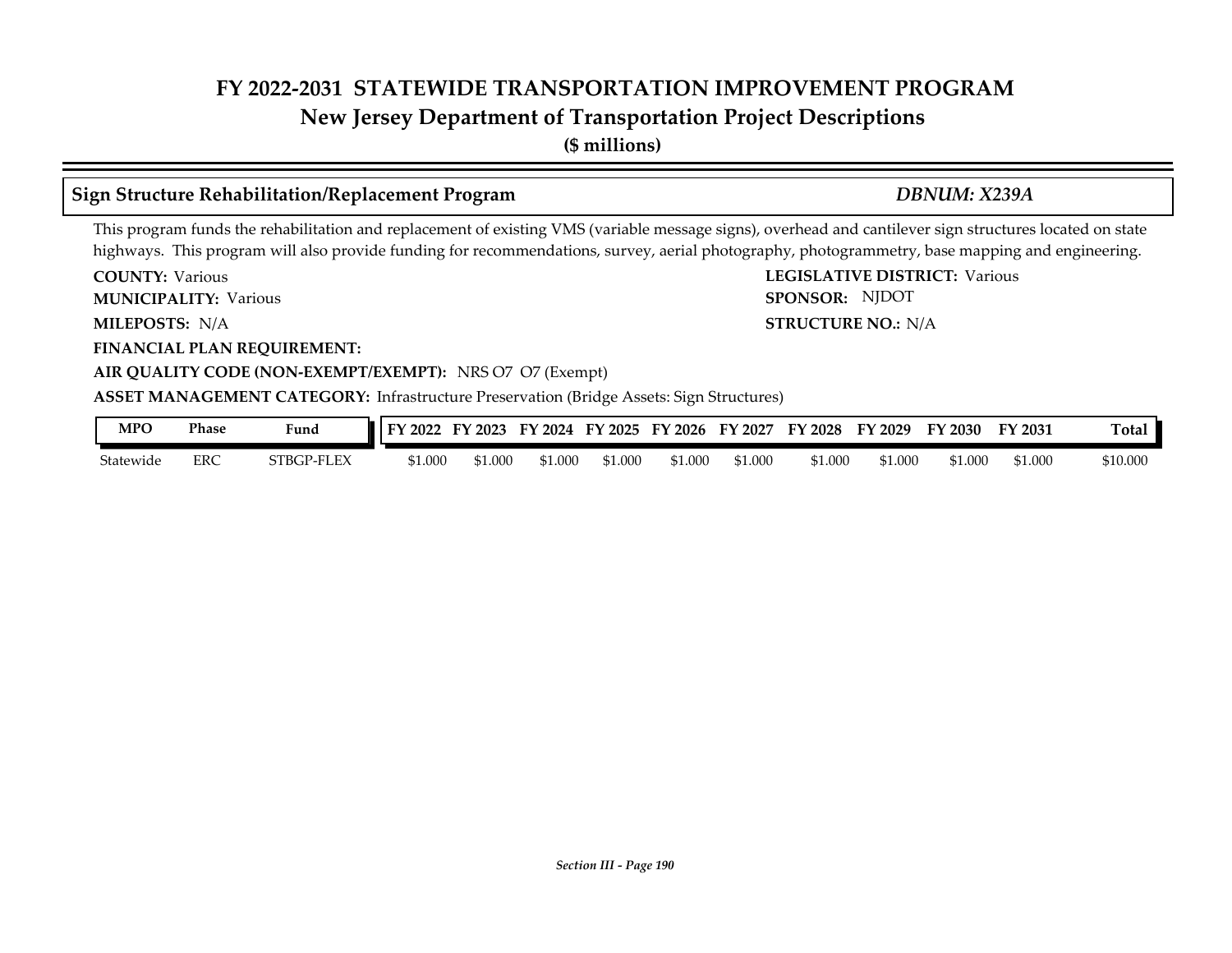# FY 2022-2031 STATEWIDE TRANSPORTATION IMPROVEMENT PROGRAM
## New Jersey Department of Transportation Project Descriptions
**($ millions)**

### Sign Structure Rehabilitation/Replacement Program — *DBNUM: X239A*

This program funds the rehabilitation and replacement of existing VMS (variable message signs), overhead and cantilever sign structures located on state highways. This program will also provide funding for recommendations, survey, aerial photography, photogrammetry, base mapping and engineering.

**COUNTY:** Various
**LEGISLATIVE DISTRICT:** Various
**MUNICIPALITY:** Various
**SPONSOR:** NJDOT
**MILEPOSTS:** N/A
**STRUCTURE NO.:** N/A
**FINANCIAL PLAN REQUIREMENT:**
**AIR QUALITY CODE (NON-EXEMPT/EXEMPT):** NRS O7 O7 (Exempt)
**ASSET MANAGEMENT CATEGORY:** Infrastructure Preservation (Bridge Assets: Sign Structures)

| MPO | Phase | Fund | FY 2022 | FY 2023 | FY 2024 | FY 2025 | FY 2026 | FY 2027 | FY 2028 | FY 2029 | FY 2030 | FY 2031 | Total |
|---|---|---|---|---|---|---|---|---|---|---|---|---|---|
| Statewide | ERC | STBGP-FLEX | $1.000 | $1.000 | $1.000 | $1.000 | $1.000 | $1.000 | $1.000 | $1.000 | $1.000 | $1.000 | $10.000 |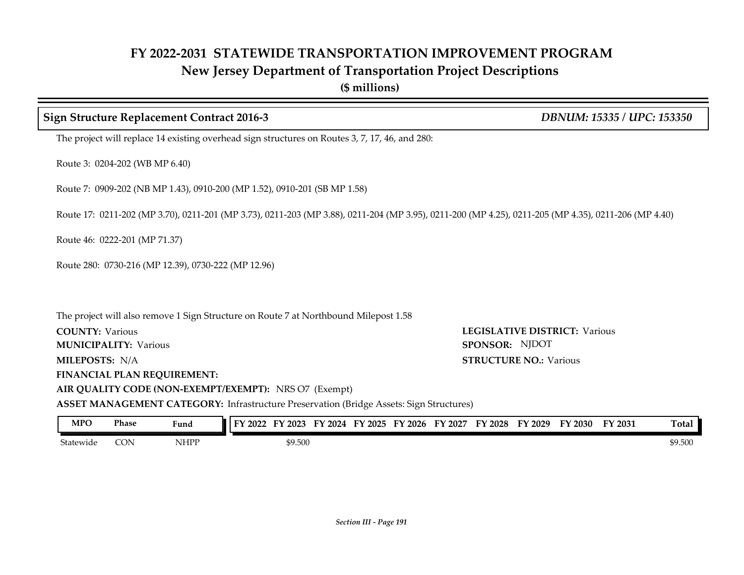# FY 2022-2031 STATEWIDE TRANSPORTATION IMPROVEMENT PROGRAM
## New Jersey Department of Transportation Project Descriptions
**($ millions)**

### Sign Structure Replacement Contract 2016-3 — *DBNUM: 15335 / UPC: 153350*

The project will replace 14 existing overhead sign structures on Routes 3, 7, 17, 46, and 280:

Route 3: 0204-202 (WB MP 6.40)

Route 7: 0909-202 (NB MP 1.43), 0910-200 (MP 1.52), 0910-201 (SB MP 1.58)

Route 17: 0211-202 (MP 3.70), 0211-201 (MP 3.73), 0211-203 (MP 3.88), 0211-204 (MP 3.95), 0211-200 (MP 4.25), 0211-205 (MP 4.35), 0211-206 (MP 4.40)

Route 46: 0222-201 (MP 71.37)

Route 280: 0730-216 (MP 12.39), 0730-222 (MP 12.96)

The project will also remove 1 Sign Structure on Route 7 at Northbound Milepost 1.58

**COUNTY:** Various
**LEGISLATIVE DISTRICT:** Various
**MUNICIPALITY:** Various
**SPONSOR:** NJDOT
**MILEPOSTS:** N/A
**STRUCTURE NO.:** Various
**FINANCIAL PLAN REQUIREMENT:**
**AIR QUALITY CODE (NON-EXEMPT/EXEMPT):** NRS O7 (Exempt)
**ASSET MANAGEMENT CATEGORY:** Infrastructure Preservation (Bridge Assets: Sign Structures)

| MPO | Phase | Fund | FY 2022 | FY 2023 | FY 2024 | FY 2025 | FY 2026 | FY 2027 | FY 2028 | FY 2029 | FY 2030 | FY 2031 | Total |
|---|---|---|---|---|---|---|---|---|---|---|---|---|---|
| Statewide | CON | NHPP | | $9.500 | | | | | | | | | $9.500 |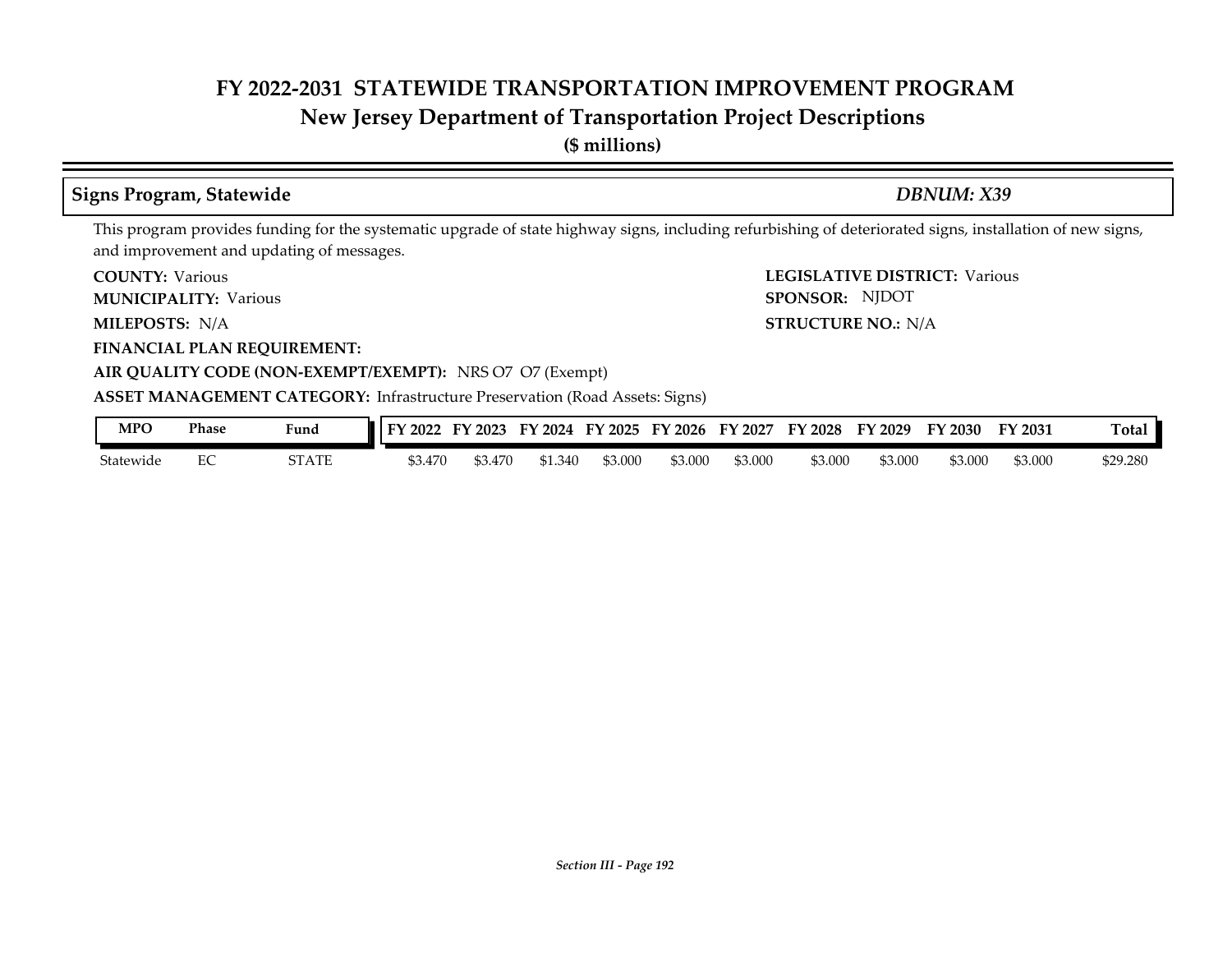# FY 2022-2031 STATEWIDE TRANSPORTATION IMPROVEMENT PROGRAM
## New Jersey Department of Transportation Project Descriptions
**($ millions)**

### Signs Program, Statewide — *DBNUM: X39*

This program provides funding for the systematic upgrade of state highway signs, including refurbishing of deteriorated signs, installation of new signs, and improvement and updating of messages.

**COUNTY:** Various
**LEGISLATIVE DISTRICT:** Various
**MUNICIPALITY:** Various
**SPONSOR:** NJDOT
**MILEPOSTS:** N/A
**STRUCTURE NO.:** N/A
**FINANCIAL PLAN REQUIREMENT:**
**AIR QUALITY CODE (NON-EXEMPT/EXEMPT):** NRS O7 O7 (Exempt)
**ASSET MANAGEMENT CATEGORY:** Infrastructure Preservation (Road Assets: Signs)

| MPO | Phase | Fund | FY 2022 | FY 2023 | FY 2024 | FY 2025 | FY 2026 | FY 2027 | FY 2028 | FY 2029 | FY 2030 | FY 2031 | Total |
|---|---|---|---|---|---|---|---|---|---|---|---|---|---|
| Statewide | EC | STATE | $3.470 | $3.470 | $1.340 | $3.000 | $3.000 | $3.000 | $3.000 | $3.000 | $3.000 | $3.000 | $29.280 |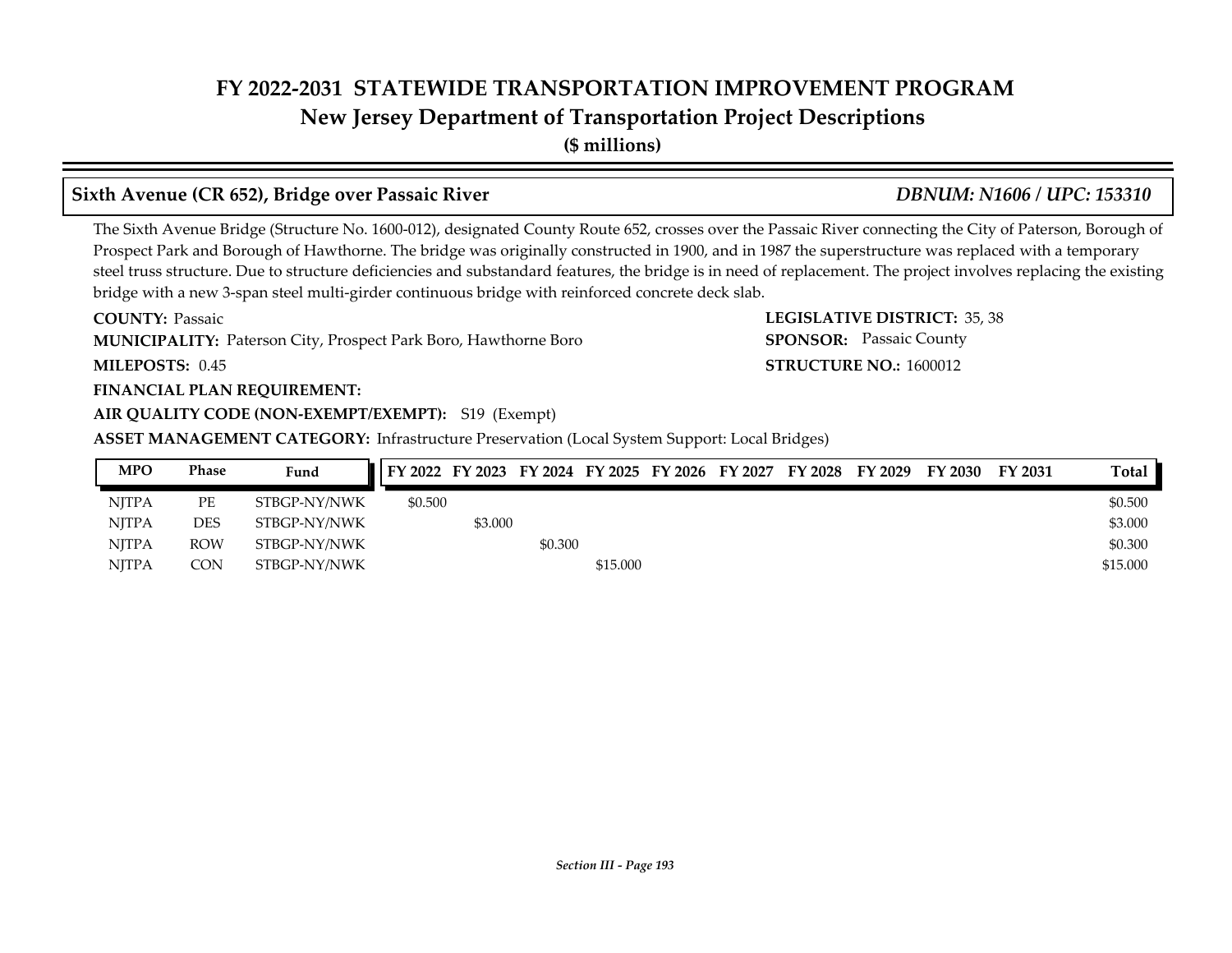# FY 2022-2031 STATEWIDE TRANSPORTATION IMPROVEMENT PROGRAM
## New Jersey Department of Transportation Project Descriptions
**($ millions)**

### Sixth Avenue (CR 652), Bridge over Passaic River — *DBNUM: N1606 / UPC: 153310*

The Sixth Avenue Bridge (Structure No. 1600-012), designated County Route 652, crosses over the Passaic River connecting the City of Paterson, Borough of Prospect Park and Borough of Hawthorne. The bridge was originally constructed in 1900, and in 1987 the superstructure was replaced with a temporary steel truss structure. Due to structure deficiencies and substandard features, the bridge is in need of replacement. The project involves replacing the existing bridge with a new 3-span steel multi-girder continuous bridge with reinforced concrete deck slab.

**COUNTY:** Passaic

**LEGISLATIVE DISTRICT:** 35, 38

**MUNICIPALITY:** Paterson City, Prospect Park Boro, Hawthorne Boro

**SPONSOR:** Passaic County

**MILEPOSTS:** 0.45

**STRUCTURE NO.:** 1600012

**FINANCIAL PLAN REQUIREMENT:**

**AIR QUALITY CODE (NON-EXEMPT/EXEMPT):** S19 (Exempt)

**ASSET MANAGEMENT CATEGORY:** Infrastructure Preservation (Local System Support: Local Bridges)

| MPO | Phase | Fund | FY 2022 | FY 2023 | FY 2024 | FY 2025 | FY 2026 | FY 2027 | FY 2028 | FY 2029 | FY 2030 | FY 2031 | Total |
|---|---|---|---|---|---|---|---|---|---|---|---|---|---|
| NJTPA | PE | STBGP-NY/NWK | $0.500 | | | | | | | | | | $0.500 |
| NJTPA | DES | STBGP-NY/NWK | | $3.000 | | | | | | | | | $3.000 |
| NJTPA | ROW | STBGP-NY/NWK | | | $0.300 | | | | | | | | $0.300 |
| NJTPA | CON | STBGP-NY/NWK | | | | $15.000 | | | | | | | $15.000 |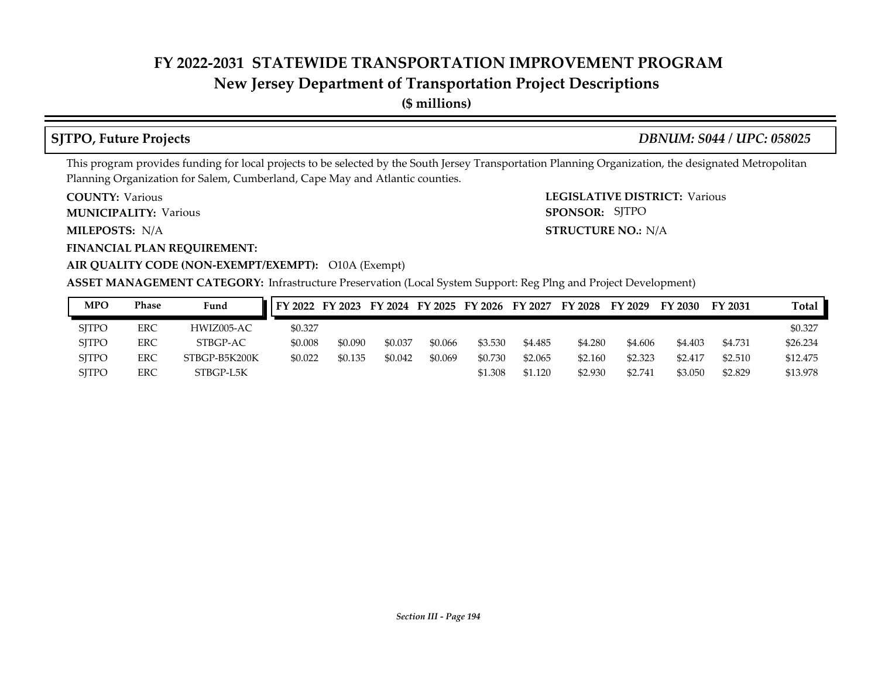# FY 2022-2031 STATEWIDE TRANSPORTATION IMPROVEMENT PROGRAM
## New Jersey Department of Transportation Project Descriptions
**($ millions)**

### SJTPO, Future Projects — *DBNUM: S044 / UPC: 058025*

This program provides funding for local projects to be selected by the South Jersey Transportation Planning Organization, the designated Metropolitan Planning Organization for Salem, Cumberland, Cape May and Atlantic counties.

**COUNTY:** Various
**LEGISLATIVE DISTRICT:** Various
**MUNICIPALITY:** Various
**SPONSOR:** SJTPO
**MILEPOSTS:** N/A
**STRUCTURE NO.:** N/A
**FINANCIAL PLAN REQUIREMENT:**
**AIR QUALITY CODE (NON-EXEMPT/EXEMPT):** O10A (Exempt)
**ASSET MANAGEMENT CATEGORY:** Infrastructure Preservation (Local System Support: Reg Plng and Project Development)

| MPO | Phase | Fund | FY 2022 | FY 2023 | FY 2024 | FY 2025 | FY 2026 | FY 2027 | FY 2028 | FY 2029 | FY 2030 | FY 2031 | Total |
|---|---|---|---|---|---|---|---|---|---|---|---|---|---|
| SJTPO | ERC | HWIZ005-AC | $0.327 | | | | | | | | | | $0.327 |
| SJTPO | ERC | STBGP-AC | $0.008 | $0.090 | $0.037 | $0.066 | $3.530 | $4.485 | $4.280 | $4.606 | $4.403 | $4.731 | $26.234 |
| SJTPO | ERC | STBGP-B5K200K | $0.022 | $0.135 | $0.042 | $0.069 | $0.730 | $2.065 | $2.160 | $2.323 | $2.417 | $2.510 | $12.475 |
| SJTPO | ERC | STBGP-L5K | | | | | $1.308 | $1.120 | $2.930 | $2.741 | $3.050 | $2.829 | $13.978 |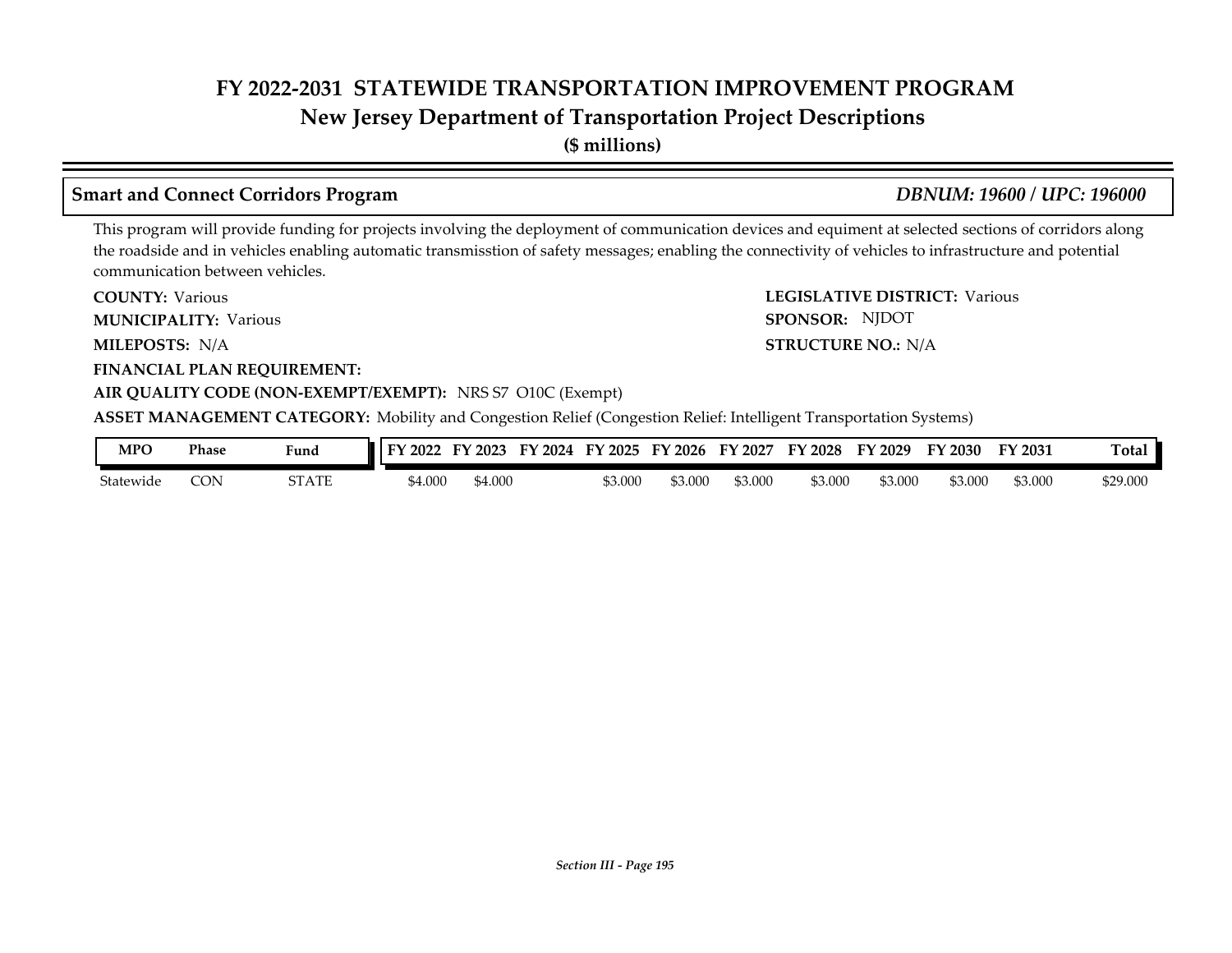# FY 2022-2031 STATEWIDE TRANSPORTATION IMPROVEMENT PROGRAM

## New Jersey Department of Transportation Project Descriptions

**($ millions)**

### Smart and Connect Corridors Program — *DBNUM: 19600 / UPC: 196000*

This program will provide funding for projects involving the deployment of communication devices and equiment at selected sections of corridors along the roadside and in vehicles enabling automatic transmisstion of safety messages; enabling the connectivity of vehicles to infrastructure and potential communication between vehicles.

**COUNTY:** Various

**LEGISLATIVE DISTRICT:** Various

**MUNICIPALITY:** Various

**SPONSOR:** NJDOT

**MILEPOSTS:** N/A

**STRUCTURE NO.:** N/A

**FINANCIAL PLAN REQUIREMENT:**

**AIR QUALITY CODE (NON-EXEMPT/EXEMPT):** NRS S7 O10C (Exempt)

**ASSET MANAGEMENT CATEGORY:** Mobility and Congestion Relief (Congestion Relief: Intelligent Transportation Systems)

| MPO | Phase | Fund | FY 2022 | FY 2023 | FY 2024 | FY 2025 | FY 2026 | FY 2027 | FY 2028 | FY 2029 | FY 2030 | FY 2031 | Total |
|---|---|---|---|---|---|---|---|---|---|---|---|---|---|
| Statewide | CON | STATE | $4.000 | $4.000 | | $3.000 | $3.000 | $3.000 | $3.000 | $3.000 | $3.000 | $3.000 | $29.000 |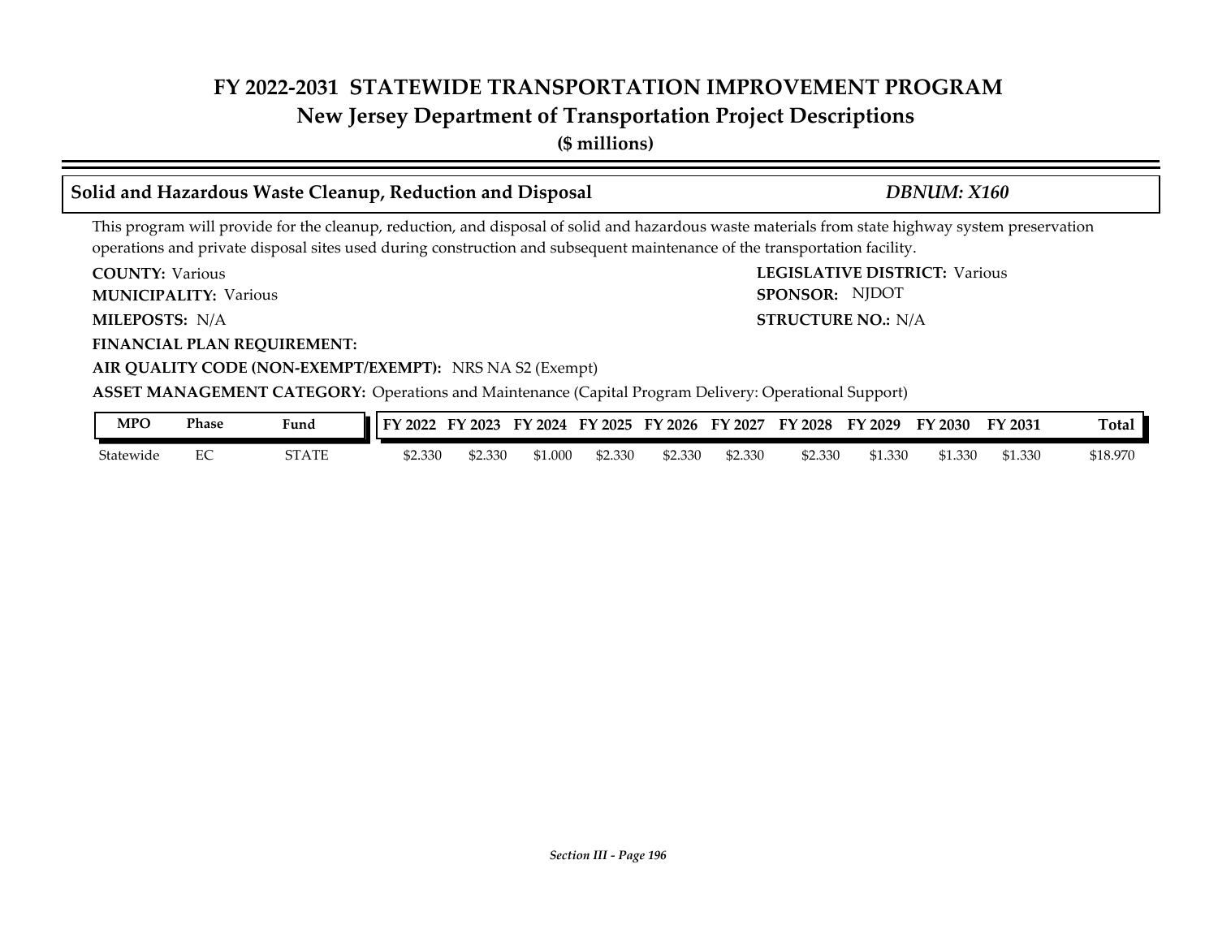# FY 2022-2031 STATEWIDE TRANSPORTATION IMPROVEMENT PROGRAM
## New Jersey Department of Transportation Project Descriptions
**($ millions)**

### Solid and Hazardous Waste Cleanup, Reduction and Disposal — *DBNUM: X160*

This program will provide for the cleanup, reduction, and disposal of solid and hazardous waste materials from state highway system preservation operations and private disposal sites used during construction and subsequent maintenance of the transportation facility.

**COUNTY:** Various
**LEGISLATIVE DISTRICT:** Various
**MUNICIPALITY:** Various
**SPONSOR:** NJDOT
**MILEPOSTS:** N/A
**STRUCTURE NO.:** N/A
**FINANCIAL PLAN REQUIREMENT:**
**AIR QUALITY CODE (NON-EXEMPT/EXEMPT):** NRS NA S2 (Exempt)
**ASSET MANAGEMENT CATEGORY:** Operations and Maintenance (Capital Program Delivery: Operational Support)

| MPO | Phase | Fund | FY 2022 | FY 2023 | FY 2024 | FY 2025 | FY 2026 | FY 2027 | FY 2028 | FY 2029 | FY 2030 | FY 2031 | Total |
|---|---|---|---|---|---|---|---|---|---|---|---|---|---|
| Statewide | EC | STATE | $2.330 | $2.330 | $1.000 | $2.330 | $2.330 | $2.330 | $2.330 | $1.330 | $1.330 | $1.330 | $18.970 |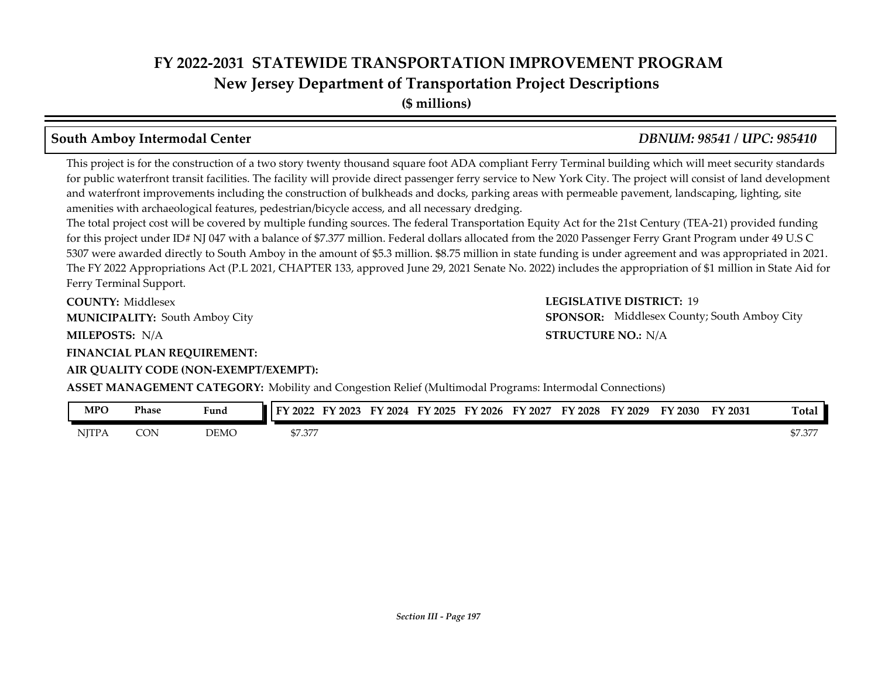# FY 2022-2031 STATEWIDE TRANSPORTATION IMPROVEMENT PROGRAM
## New Jersey Department of Transportation Project Descriptions
**($ millions)**

### South Amboy Intermodal Center — *DBNUM: 98541 / UPC: 985410*

This project is for the construction of a two story twenty thousand square foot ADA compliant Ferry Terminal building which will meet security standards for public waterfront transit facilities. The facility will provide direct passenger ferry service to New York City. The project will consist of land development and waterfront improvements including the construction of bulkheads and docks, parking areas with permeable pavement, landscaping, lighting, site amenities with archaeological features, pedestrian/bicycle access, and all necessary dredging.

The total project cost will be covered by multiple funding sources. The federal Transportation Equity Act for the 21st Century (TEA-21) provided funding for this project under ID# NJ 047 with a balance of $7.377 million. Federal dollars allocated from the 2020 Passenger Ferry Grant Program under 49 U.S C 5307 were awarded directly to South Amboy in the amount of $5.3 million. $8.75 million in state funding is under agreement and was appropriated in 2021. The FY 2022 Appropriations Act (P.L 2021, CHAPTER 133, approved June 29, 2021 Senate No. 2022) includes the appropriation of $1 million in State Aid for Ferry Terminal Support.

**COUNTY:** Middlesex
**LEGISLATIVE DISTRICT:** 19
**MUNICIPALITY:** South Amboy City
**SPONSOR:** Middlesex County; South Amboy City
**MILEPOSTS:** N/A
**STRUCTURE NO.:** N/A
**FINANCIAL PLAN REQUIREMENT:**
**AIR QUALITY CODE (NON-EXEMPT/EXEMPT):**
**ASSET MANAGEMENT CATEGORY:** Mobility and Congestion Relief (Multimodal Programs: Intermodal Connections)

| MPO | Phase | Fund | FY 2022 | FY 2023 | FY 2024 | FY 2025 | FY 2026 | FY 2027 | FY 2028 | FY 2029 | FY 2030 | FY 2031 | Total |
|---|---|---|---|---|---|---|---|---|---|---|---|---|---|
| NJTPA | CON | DEMO | $7.377 | | | | | | | | | | $7.377 |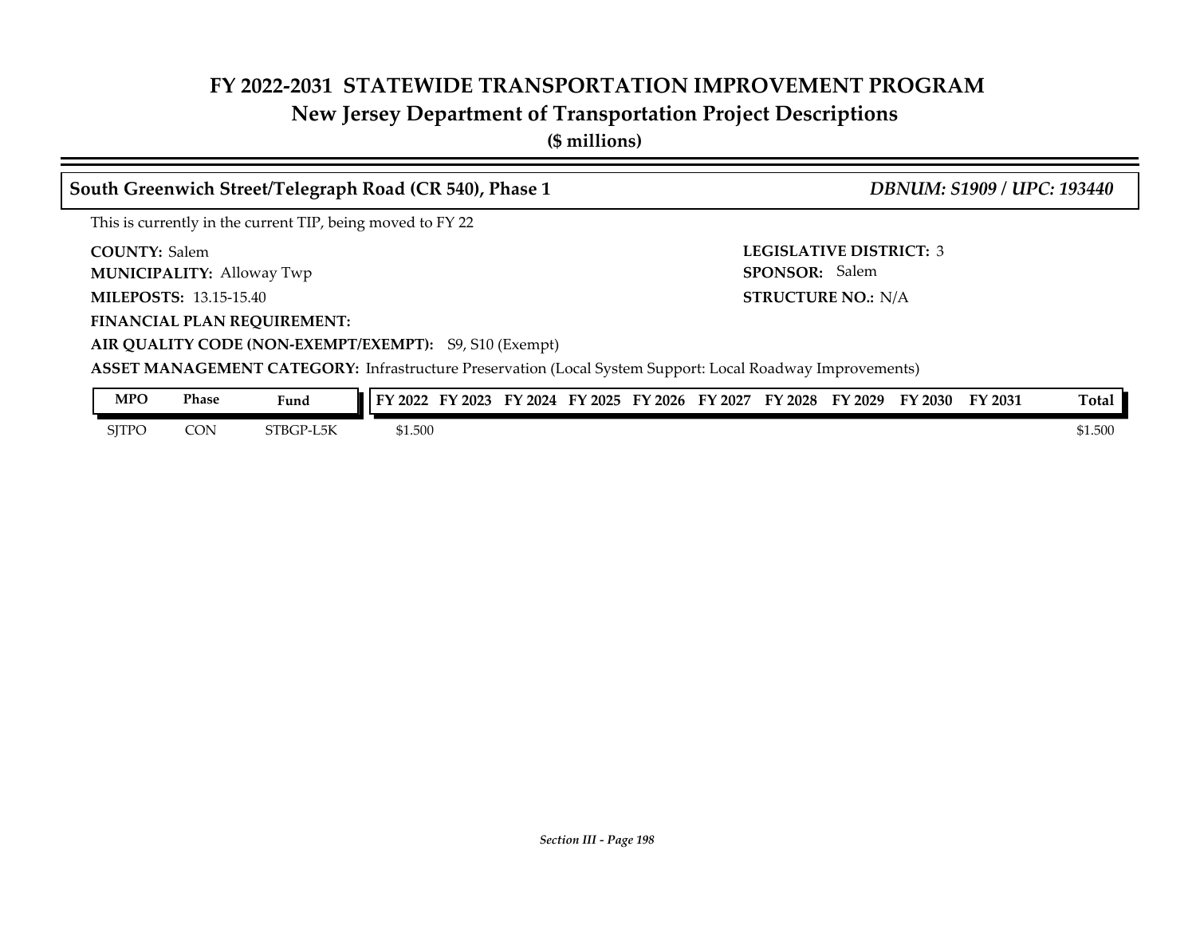# FY 2022-2031 STATEWIDE TRANSPORTATION IMPROVEMENT PROGRAM
## New Jersey Department of Transportation Project Descriptions
**($ millions)**

### South Greenwich Street/Telegraph Road (CR 540), Phase 1 — *DBNUM: S1909 / UPC: 193440*

This is currently in the current TIP, being moved to FY 22

**COUNTY:** Salem
**MUNICIPALITY:** Alloway Twp
**MILEPOSTS:** 13.15-15.40
**LEGISLATIVE DISTRICT:** 3
**SPONSOR:** Salem
**STRUCTURE NO.:** N/A
**FINANCIAL PLAN REQUIREMENT:**
**AIR QUALITY CODE (NON-EXEMPT/EXEMPT):** S9, S10 (Exempt)
**ASSET MANAGEMENT CATEGORY:** Infrastructure Preservation (Local System Support: Local Roadway Improvements)

| MPO | Phase | Fund | FY 2022 | FY 2023 | FY 2024 | FY 2025 | FY 2026 | FY 2027 | FY 2028 | FY 2029 | FY 2030 | FY 2031 | Total |
|---|---|---|---|---|---|---|---|---|---|---|---|---|---|
| SJTPO | CON | STBGP-L5K | $1.500 | | | | | | | | | | $1.500 |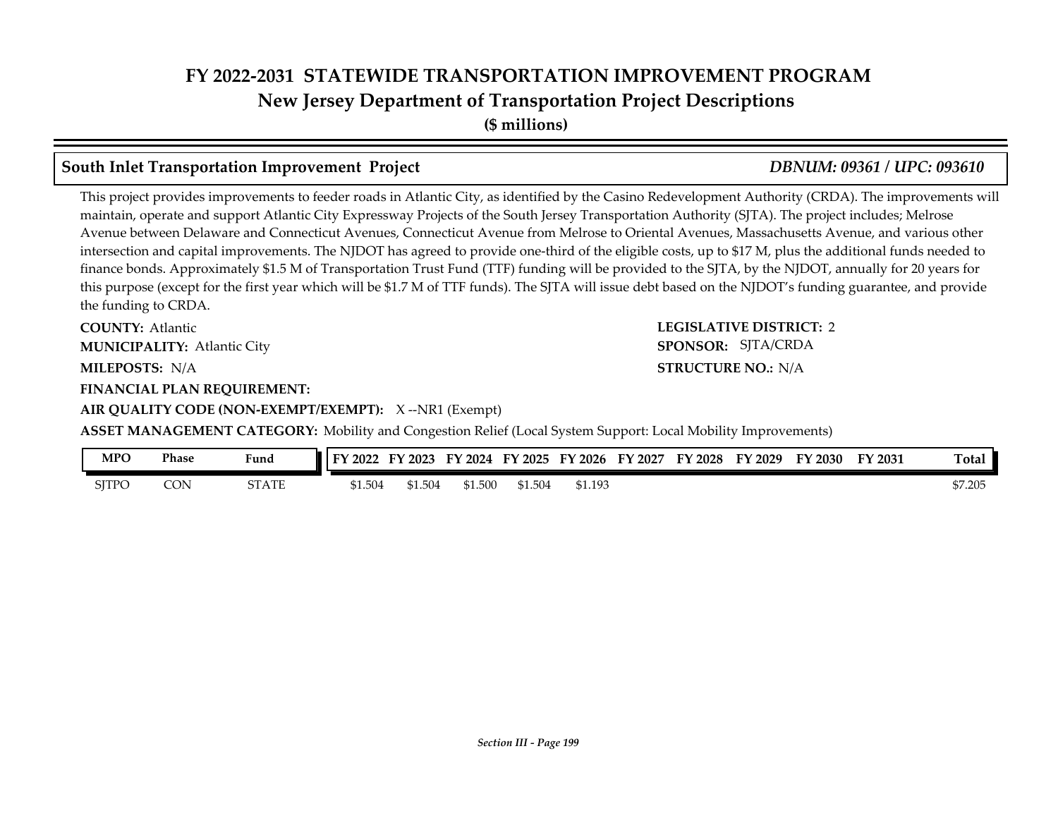# FY 2022-2031 STATEWIDE TRANSPORTATION IMPROVEMENT PROGRAM
## New Jersey Department of Transportation Project Descriptions
**($ millions)**

### South Inlet Transportation Improvement Project — *DBNUM: 09361 / UPC: 093610*

This project provides improvements to feeder roads in Atlantic City, as identified by the Casino Redevelopment Authority (CRDA). The improvements will maintain, operate and support Atlantic City Expressway Projects of the South Jersey Transportation Authority (SJTA). The project includes; Melrose Avenue between Delaware and Connecticut Avenues, Connecticut Avenue from Melrose to Oriental Avenues, Massachusetts Avenue, and various other intersection and capital improvements. The NJDOT has agreed to provide one-third of the eligible costs, up to $17 M, plus the additional funds needed to finance bonds. Approximately $1.5 M of Transportation Trust Fund (TTF) funding will be provided to the SJTA, by the NJDOT, annually for 20 years for this purpose (except for the first year which will be $1.7 M of TTF funds). The SJTA will issue debt based on the NJDOT's funding guarantee, and provide the funding to CRDA.

**COUNTY:** Atlantic
**LEGISLATIVE DISTRICT:** 2
**MUNICIPALITY:** Atlantic City
**SPONSOR:** SJTA/CRDA
**MILEPOSTS:** N/A
**STRUCTURE NO.:** N/A
**FINANCIAL PLAN REQUIREMENT:**
**AIR QUALITY CODE (NON-EXEMPT/EXEMPT):** X --NR1 (Exempt)
**ASSET MANAGEMENT CATEGORY:** Mobility and Congestion Relief (Local System Support: Local Mobility Improvements)

| MPO | Phase | Fund | FY 2022 | FY 2023 | FY 2024 | FY 2025 | FY 2026 | FY 2027 | FY 2028 | FY 2029 | FY 2030 | FY 2031 | Total |
|---|---|---|---|---|---|---|---|---|---|---|---|---|---|
| SJTPO | CON | STATE | $1.504 | $1.504 | $1.500 | $1.504 | $1.193 | | | | | | $7.205 |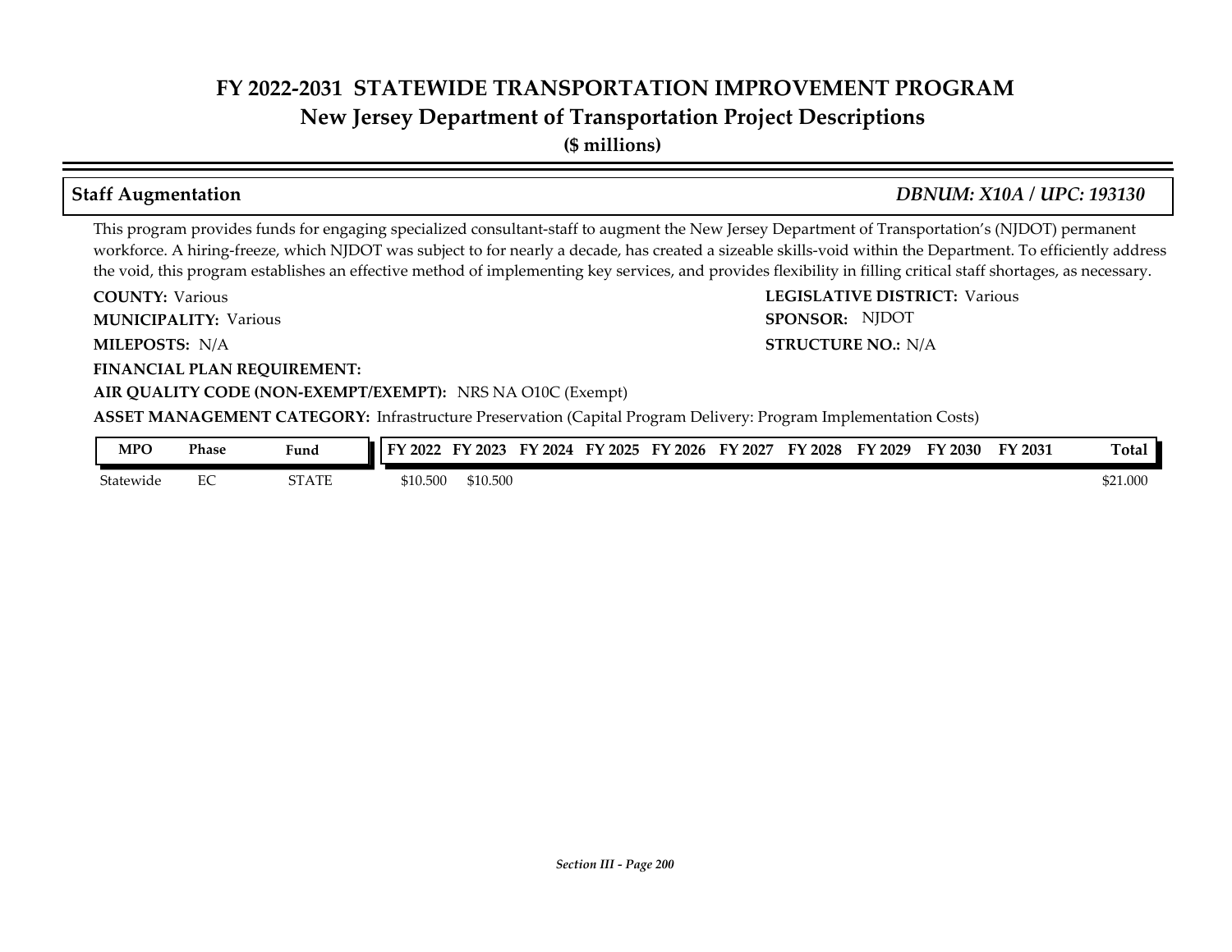# FY 2022-2031 STATEWIDE TRANSPORTATION IMPROVEMENT PROGRAM
## New Jersey Department of Transportation Project Descriptions
**($ millions)**

### Staff Augmentation — *DBNUM: X10A / UPC: 193130*

This program provides funds for engaging specialized consultant-staff to augment the New Jersey Department of Transportation's (NJDOT) permanent workforce. A hiring-freeze, which NJDOT was subject to for nearly a decade, has created a sizeable skills-void within the Department. To efficiently address the void, this program establishes an effective method of implementing key services, and provides flexibility in filling critical staff shortages, as necessary.

**COUNTY:** Various
**LEGISLATIVE DISTRICT:** Various
**MUNICIPALITY:** Various
**SPONSOR:** NJDOT
**MILEPOSTS:** N/A
**STRUCTURE NO.:** N/A
**FINANCIAL PLAN REQUIREMENT:**
**AIR QUALITY CODE (NON-EXEMPT/EXEMPT):** NRS NA O10C (Exempt)
**ASSET MANAGEMENT CATEGORY:** Infrastructure Preservation (Capital Program Delivery: Program Implementation Costs)

| MPO | Phase | Fund | FY 2022 | FY 2023 | FY 2024 | FY 2025 | FY 2026 | FY 2027 | FY 2028 | FY 2029 | FY 2030 | FY 2031 | Total |
|---|---|---|---|---|---|---|---|---|---|---|---|---|---|
| Statewide | EC | STATE | $10.500 | $10.500 | | | | | | | | | $21.000 |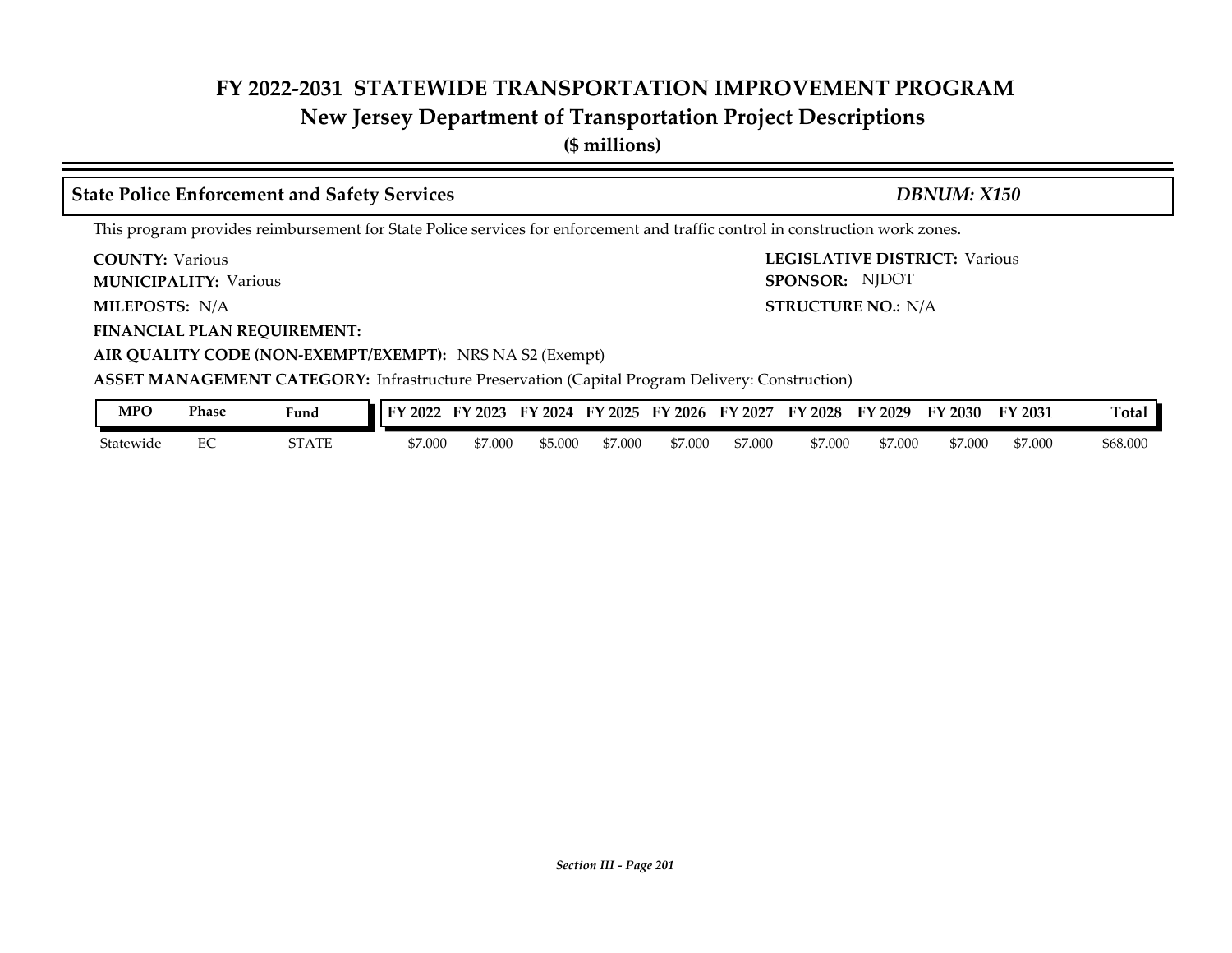# FY 2022-2031 STATEWIDE TRANSPORTATION IMPROVEMENT PROGRAM

## New Jersey Department of Transportation Project Descriptions

**($ millions)**

### State Police Enforcement and Safety Services — *DBNUM: X150*

This program provides reimbursement for State Police services for enforcement and traffic control in construction work zones.

**COUNTY:** Various
**LEGISLATIVE DISTRICT:** Various
**MUNICIPALITY:** Various
**SPONSOR:** NJDOT
**MILEPOSTS:** N/A
**STRUCTURE NO.:** N/A
**FINANCIAL PLAN REQUIREMENT:**
**AIR QUALITY CODE (NON-EXEMPT/EXEMPT):** NRS NA S2 (Exempt)
**ASSET MANAGEMENT CATEGORY:** Infrastructure Preservation (Capital Program Delivery: Construction)

| MPO | Phase | Fund | FY 2022 | FY 2023 | FY 2024 | FY 2025 | FY 2026 | FY 2027 | FY 2028 | FY 2029 | FY 2030 | FY 2031 | Total |
|---|---|---|---|---|---|---|---|---|---|---|---|---|---|
| Statewide | EC | STATE | $7.000 | $7.000 | $5.000 | $7.000 | $7.000 | $7.000 | $7.000 | $7.000 | $7.000 | $7.000 | $68.000 |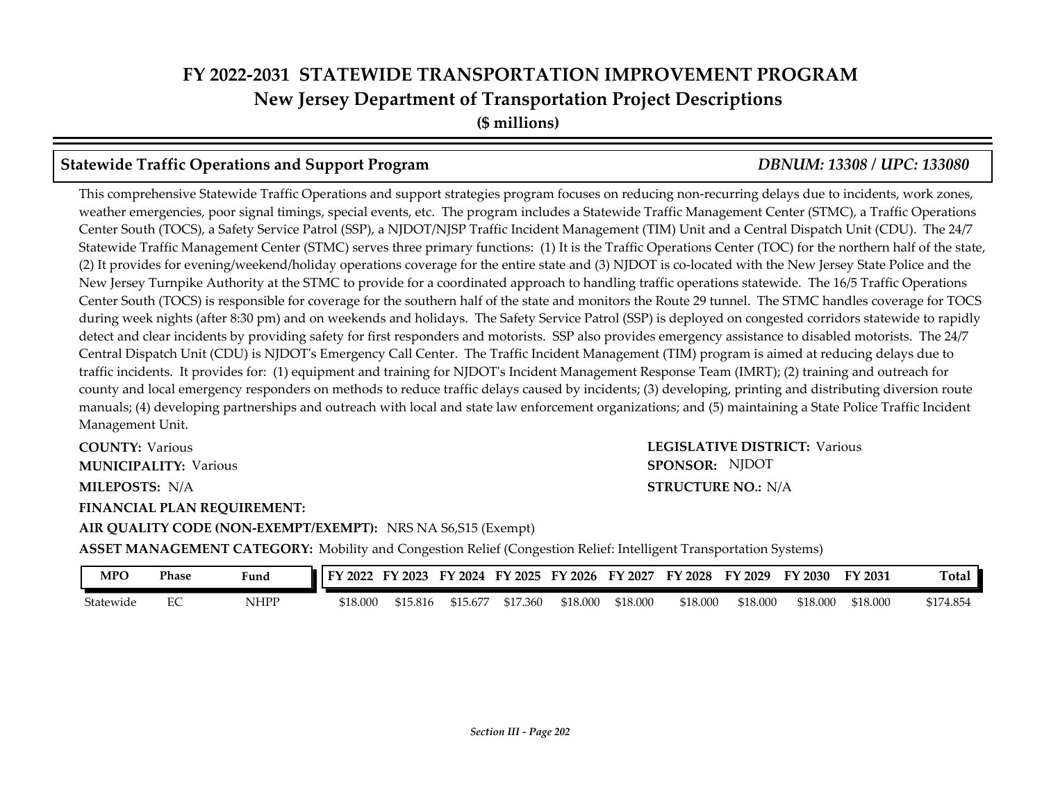# FY 2022-2031 STATEWIDE TRANSPORTATION IMPROVEMENT PROGRAM
## New Jersey Department of Transportation Project Descriptions
**($ millions)**

### Statewide Traffic Operations and Support Program — *DBNUM: 13308 / UPC: 133080*

This comprehensive Statewide Traffic Operations and support strategies program focuses on reducing non-recurring delays due to incidents, work zones, weather emergencies, poor signal timings, special events, etc. The program includes a Statewide Traffic Management Center (STMC), a Traffic Operations Center South (TOCS), a Safety Service Patrol (SSP), a NJDOT/NJSP Traffic Incident Management (TIM) Unit and a Central Dispatch Unit (CDU). The 24/7 Statewide Traffic Management Center (STMC) serves three primary functions: (1) It is the Traffic Operations Center (TOC) for the northern half of the state, (2) It provides for evening/weekend/holiday operations coverage for the entire state and (3) NJDOT is co-located with the New Jersey State Police and the New Jersey Turnpike Authority at the STMC to provide for a coordinated approach to handling traffic operations statewide. The 16/5 Traffic Operations Center South (TOCS) is responsible for coverage for the southern half of the state and monitors the Route 29 tunnel. The STMC handles coverage for TOCS during week nights (after 8:30 pm) and on weekends and holidays. The Safety Service Patrol (SSP) is deployed on congested corridors statewide to rapidly detect and clear incidents by providing safety for first responders and motorists. SSP also provides emergency assistance to disabled motorists. The 24/7 Central Dispatch Unit (CDU) is NJDOT's Emergency Call Center. The Traffic Incident Management (TIM) program is aimed at reducing delays due to traffic incidents. It provides for: (1) equipment and training for NJDOT's Incident Management Response Team (IMRT); (2) training and outreach for county and local emergency responders on methods to reduce traffic delays caused by incidents; (3) developing, printing and distributing diversion route manuals; (4) developing partnerships and outreach with local and state law enforcement organizations; and (5) maintaining a State Police Traffic Incident Management Unit.

**COUNTY:** Various
**LEGISLATIVE DISTRICT:** Various
**MUNICIPALITY:** Various
**SPONSOR:** NJDOT
**MILEPOSTS:** N/A
**STRUCTURE NO.:** N/A
**FINANCIAL PLAN REQUIREMENT:**
**AIR QUALITY CODE (NON-EXEMPT/EXEMPT):** NRS NA S6,S15 (Exempt)
**ASSET MANAGEMENT CATEGORY:** Mobility and Congestion Relief (Congestion Relief: Intelligent Transportation Systems)

| MPO | Phase | Fund | FY 2022 | FY 2023 | FY 2024 | FY 2025 | FY 2026 | FY 2027 | FY 2028 | FY 2029 | FY 2030 | FY 2031 | Total |
|---|---|---|---|---|---|---|---|---|---|---|---|---|---|
| Statewide | EC | NHPP | $18.000 | $15.816 | $15.677 | $17.360 | $18.000 | $18.000 | $18.000 | $18.000 | $18.000 | $18.000 | $174.854 |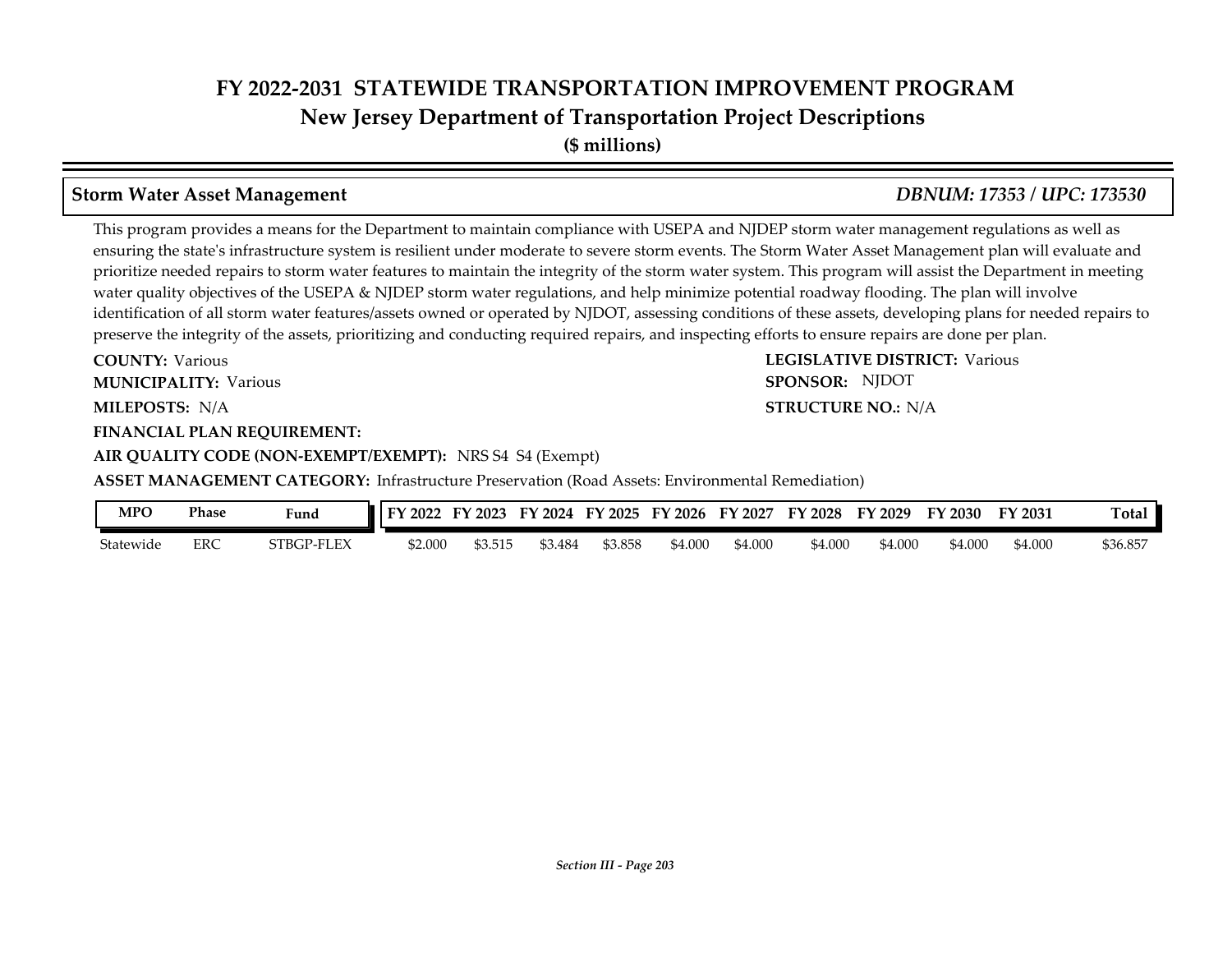# FY 2022-2031 STATEWIDE TRANSPORTATION IMPROVEMENT PROGRAM
## New Jersey Department of Transportation Project Descriptions
**($ millions)**

### Storm Water Asset Management *DBNUM: 17353 / UPC: 173530*

This program provides a means for the Department to maintain compliance with USEPA and NJDEP storm water management regulations as well as ensuring the state's infrastructure system is resilient under moderate to severe storm events. The Storm Water Asset Management plan will evaluate and prioritize needed repairs to storm water features to maintain the integrity of the storm water system. This program will assist the Department in meeting water quality objectives of the USEPA & NJDEP storm water regulations, and help minimize potential roadway flooding. The plan will involve identification of all storm water features/assets owned or operated by NJDOT, assessing conditions of these assets, developing plans for needed repairs to preserve the integrity of the assets, prioritizing and conducting required repairs, and inspecting efforts to ensure repairs are done per plan.

**COUNTY:** Various
**LEGISLATIVE DISTRICT:** Various
**MUNICIPALITY:** Various
**SPONSOR:** NJDOT
**MILEPOSTS:** N/A
**STRUCTURE NO.:** N/A
**FINANCIAL PLAN REQUIREMENT:**
**AIR QUALITY CODE (NON-EXEMPT/EXEMPT):** NRS S4 S4 (Exempt)
**ASSET MANAGEMENT CATEGORY:** Infrastructure Preservation (Road Assets: Environmental Remediation)

| MPO | Phase | Fund | FY 2022 | FY 2023 | FY 2024 | FY 2025 | FY 2026 | FY 2027 | FY 2028 | FY 2029 | FY 2030 | FY 2031 | Total |
|---|---|---|---|---|---|---|---|---|---|---|---|---|---|
| Statewide | ERC | STBGP-FLEX | $2.000 | $3.515 | $3.484 | $3.858 | $4.000 | $4.000 | $4.000 | $4.000 | $4.000 | $4.000 | $36.857 |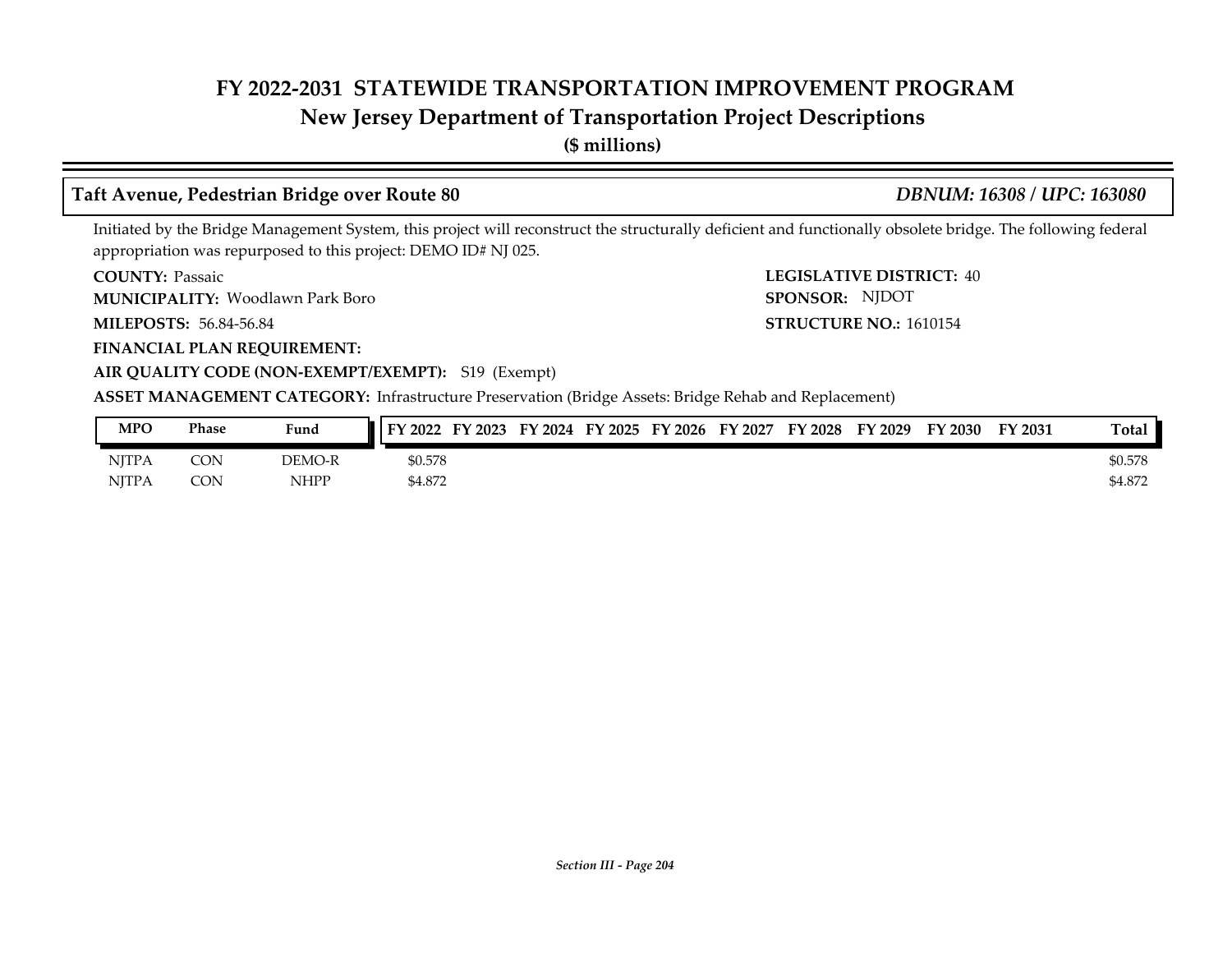# FY 2022-2031 STATEWIDE TRANSPORTATION IMPROVEMENT PROGRAM
## New Jersey Department of Transportation Project Descriptions
**($ millions)**

### Taft Avenue, Pedestrian Bridge over Route 80 — *DBNUM: 16308 / UPC: 163080*

Initiated by the Bridge Management System, this project will reconstruct the structurally deficient and functionally obsolete bridge. The following federal appropriation was repurposed to this project: DEMO ID# NJ 025.

**COUNTY:** Passaic
**LEGISLATIVE DISTRICT:** 40
**MUNICIPALITY:** Woodlawn Park Boro
**SPONSOR:** NJDOT
**MILEPOSTS:** 56.84-56.84
**STRUCTURE NO.:** 1610154
**FINANCIAL PLAN REQUIREMENT:**
**AIR QUALITY CODE (NON-EXEMPT/EXEMPT):** S19 (Exempt)
**ASSET MANAGEMENT CATEGORY:** Infrastructure Preservation (Bridge Assets: Bridge Rehab and Replacement)

| MPO | Phase | Fund | FY 2022 | FY 2023 | FY 2024 | FY 2025 | FY 2026 | FY 2027 | FY 2028 | FY 2029 | FY 2030 | FY 2031 | Total |
|---|---|---|---|---|---|---|---|---|---|---|---|---|---|
| NJTPA | CON | DEMO-R | $0.578 | | | | | | | | | | $0.578 |
| NJTPA | CON | NHPP | $4.872 | | | | | | | | | | $4.872 |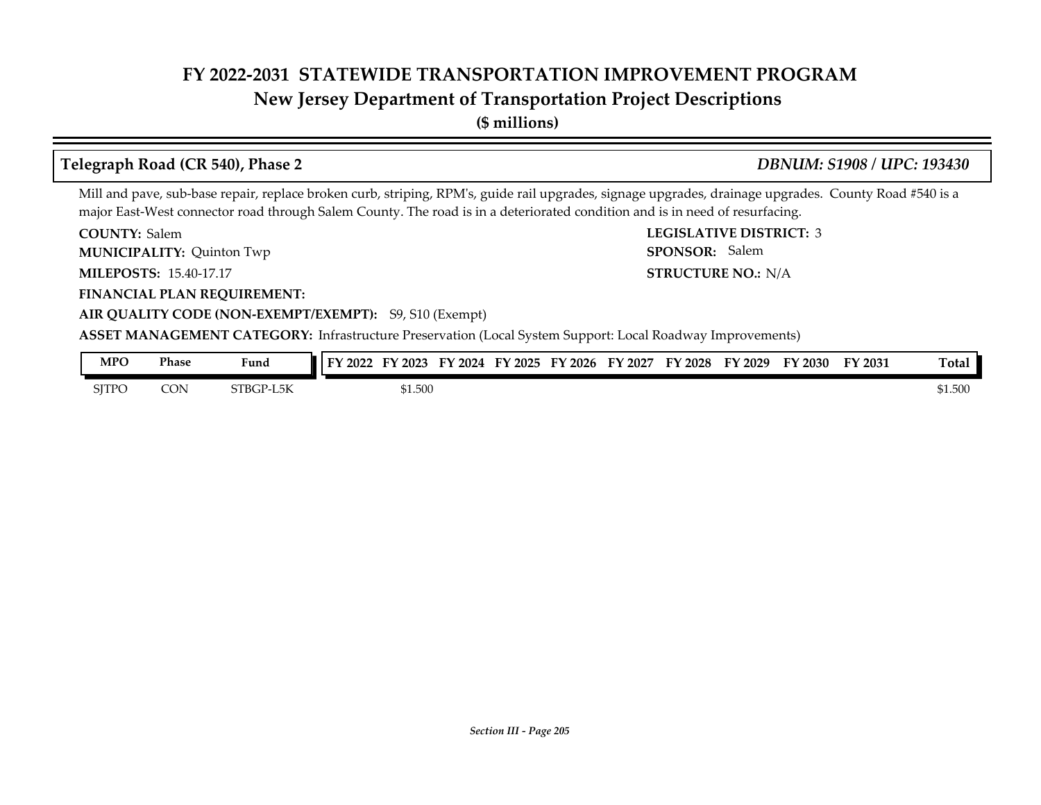# FY 2022-2031 STATEWIDE TRANSPORTATION IMPROVEMENT PROGRAM
## New Jersey Department of Transportation Project Descriptions
**($ millions)**

### Telegraph Road (CR 540), Phase 2 — *DBNUM: S1908 / UPC: 193430*

Mill and pave, sub-base repair, replace broken curb, striping, RPM's, guide rail upgrades, signage upgrades, drainage upgrades. County Road #540 is a major East-West connector road through Salem County. The road is in a deteriorated condition and is in need of resurfacing.

**COUNTY:** Salem
**LEGISLATIVE DISTRICT:** 3
**MUNICIPALITY:** Quinton Twp
**SPONSOR:** Salem
**MILEPOSTS:** 15.40-17.17
**STRUCTURE NO.:** N/A
**FINANCIAL PLAN REQUIREMENT:**
**AIR QUALITY CODE (NON-EXEMPT/EXEMPT):** S9, S10 (Exempt)
**ASSET MANAGEMENT CATEGORY:** Infrastructure Preservation (Local System Support: Local Roadway Improvements)

| MPO | Phase | Fund | FY 2022 | FY 2023 | FY 2024 | FY 2025 | FY 2026 | FY 2027 | FY 2028 | FY 2029 | FY 2030 | FY 2031 | Total |
|---|---|---|---|---|---|---|---|---|---|---|---|---|---|
| SJTPO | CON | STBGP-L5K | | $1.500 | | | | | | | | | $1.500 |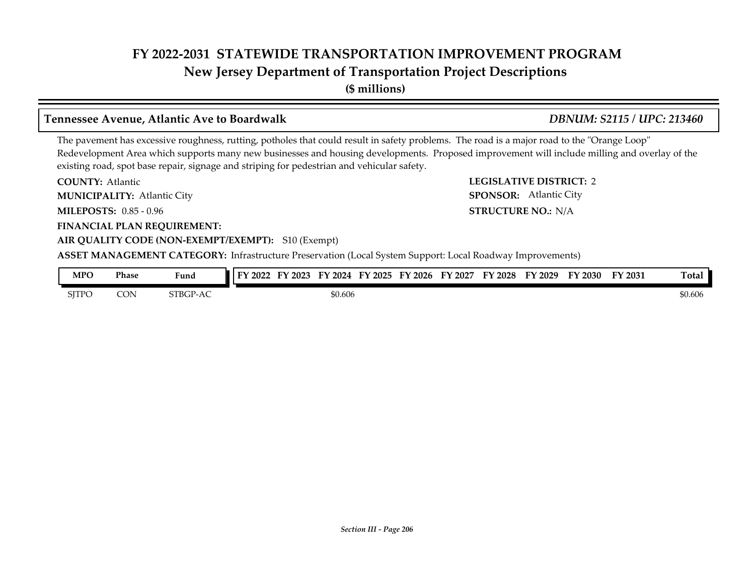# FY 2022-2031 STATEWIDE TRANSPORTATION IMPROVEMENT PROGRAM
## New Jersey Department of Transportation Project Descriptions
**($ millions)**

### Tennessee Avenue, Atlantic Ave to Boardwalk — *DBNUM: S2115 / UPC: 213460*

The pavement has excessive roughness, rutting, potholes that could result in safety problems. The road is a major road to the "Orange Loop" Redevelopment Area which supports many new businesses and housing developments. Proposed improvement will include milling and overlay of the existing road, spot base repair, signage and striping for pedestrian and vehicular safety.

**COUNTY:** Atlantic
**LEGISLATIVE DISTRICT:** 2
**MUNICIPALITY:** Atlantic City
**SPONSOR:** Atlantic City
**MILEPOSTS:** 0.85 - 0.96
**STRUCTURE NO.:** N/A
**FINANCIAL PLAN REQUIREMENT:**
**AIR QUALITY CODE (NON-EXEMPT/EXEMPT):** S10 (Exempt)
**ASSET MANAGEMENT CATEGORY:** Infrastructure Preservation (Local System Support: Local Roadway Improvements)

| MPO | Phase | Fund | FY 2022 | FY 2023 | FY 2024 | FY 2025 | FY 2026 | FY 2027 | FY 2028 | FY 2029 | FY 2030 | FY 2031 | Total |
|---|---|---|---|---|---|---|---|---|---|---|---|---|---|
| SJTPO | CON | STBGP-AC | | | $0.606 | | | | | | | | $0.606 |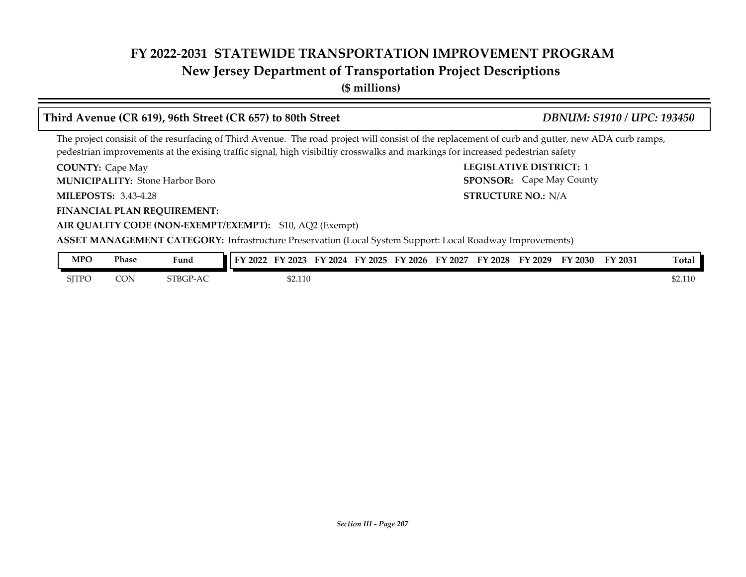# FY 2022-2031 STATEWIDE TRANSPORTATION IMPROVEMENT PROGRAM

## New Jersey Department of Transportation Project Descriptions

**($ millions)**

### Third Avenue (CR 619), 96th Street (CR 657) to 80th Street — *DBNUM: S1910 / UPC: 193450*

The project consisit of the resurfacing of Third Avenue. The road project will consist of the replacement of curb and gutter, new ADA curb ramps, pedestrian improvements at the exising traffic signal, high visibiltiy crosswalks and markings for increased pedestrian safety

**COUNTY:** Cape May

**LEGISLATIVE DISTRICT:** 1

**MUNICIPALITY:** Stone Harbor Boro

**SPONSOR:** Cape May County

**MILEPOSTS:** 3.43-4.28

**STRUCTURE NO.:** N/A

**FINANCIAL PLAN REQUIREMENT:**

**AIR QUALITY CODE (NON-EXEMPT/EXEMPT):** S10, AQ2 (Exempt)

**ASSET MANAGEMENT CATEGORY:** Infrastructure Preservation (Local System Support: Local Roadway Improvements)

| MPO | Phase | Fund | FY 2022 | FY 2023 | FY 2024 | FY 2025 | FY 2026 | FY 2027 | FY 2028 | FY 2029 | FY 2030 | FY 2031 | Total |
|---|---|---|---|---|---|---|---|---|---|---|---|---|---|
| SJTPO | CON | STBGP-AC | | $2.110 | | | | | | | | | $2.110 |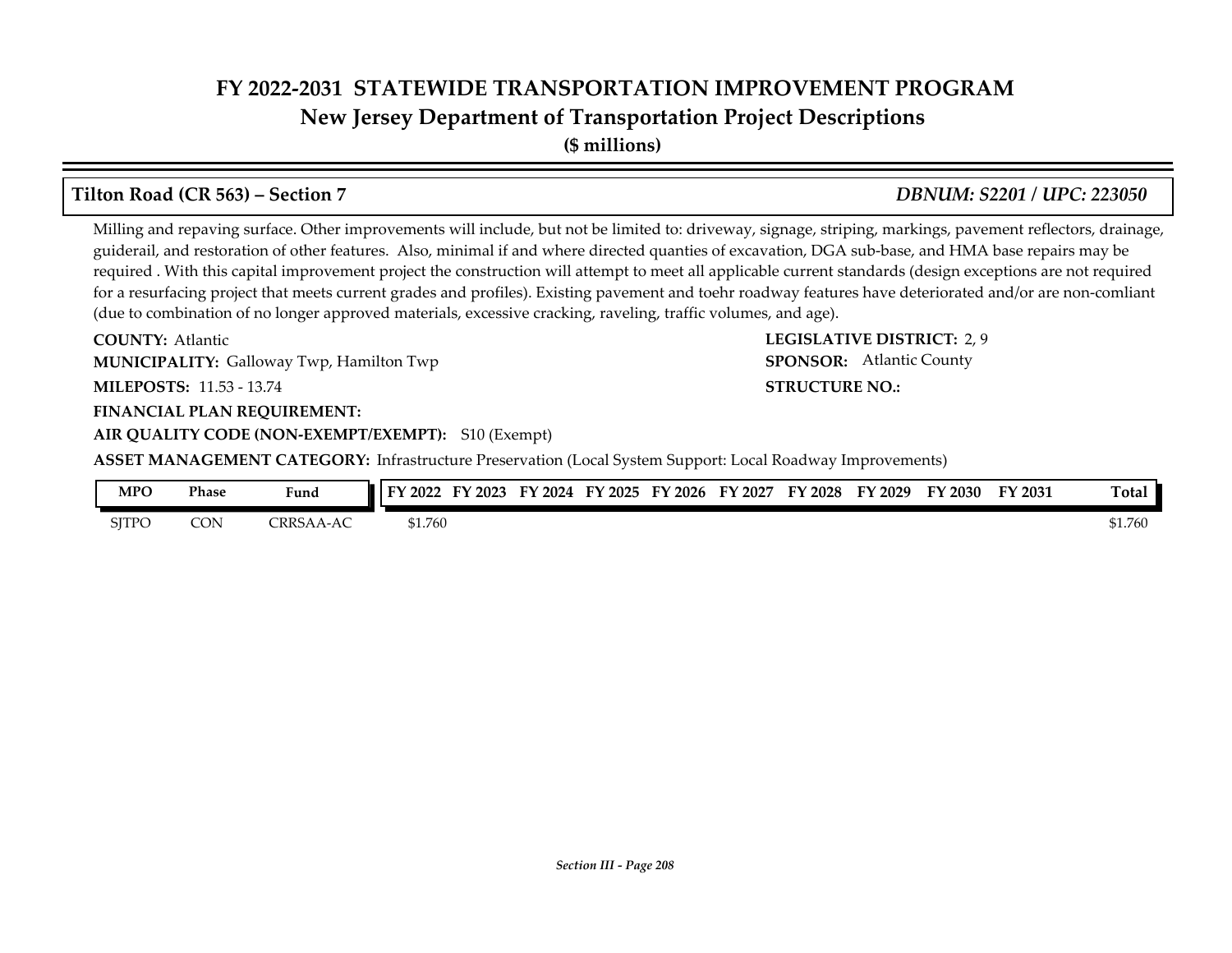# FY 2022-2031 STATEWIDE TRANSPORTATION IMPROVEMENT PROGRAM
## New Jersey Department of Transportation Project Descriptions
**($ millions)**

### Tilton Road (CR 563) – Section 7 — *DBNUM: S2201 / UPC: 223050*

Milling and repaving surface. Other improvements will include, but not be limited to: driveway, signage, striping, markings, pavement reflectors, drainage, guiderail, and restoration of other features. Also, minimal if and where directed quanties of excavation, DGA sub-base, and HMA base repairs may be required . With this capital improvement project the construction will attempt to meet all applicable current standards (design exceptions are not required for a resurfacing project that meets current grades and profiles). Existing pavement and toehr roadway features have deteriorated and/or are non-comliant (due to combination of no longer approved materials, excessive cracking, raveling, traffic volumes, and age).

**COUNTY:** Atlantic
**LEGISLATIVE DISTRICT:** 2, 9
**MUNICIPALITY:** Galloway Twp, Hamilton Twp
**SPONSOR:** Atlantic County
**MILEPOSTS:** 11.53 - 13.74
**STRUCTURE NO.:**
**FINANCIAL PLAN REQUIREMENT:**
**AIR QUALITY CODE (NON-EXEMPT/EXEMPT):** S10 (Exempt)
**ASSET MANAGEMENT CATEGORY:** Infrastructure Preservation (Local System Support: Local Roadway Improvements)

| MPO | Phase | Fund | FY 2022 | FY 2023 | FY 2024 | FY 2025 | FY 2026 | FY 2027 | FY 2028 | FY 2029 | FY 2030 | FY 2031 | Total |
|---|---|---|---|---|---|---|---|---|---|---|---|---|---|
| SJTPO | CON | CRRSAA-AC | $1.760 | | | | | | | | | | $1.760 |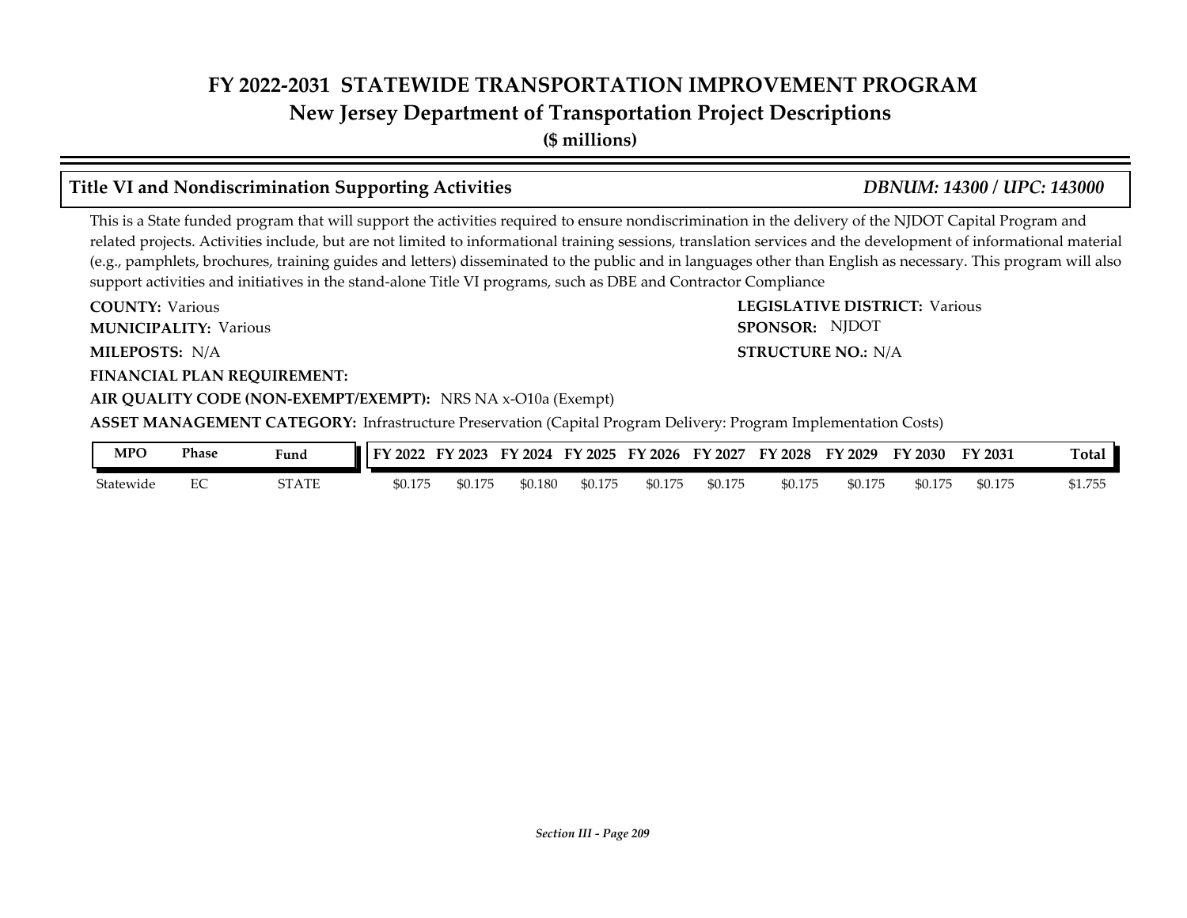# FY 2022-2031 STATEWIDE TRANSPORTATION IMPROVEMENT PROGRAM
## New Jersey Department of Transportation Project Descriptions
**($ millions)**

### Title VI and Nondiscrimination Supporting Activities — *DBNUM: 14300 / UPC: 143000*

This is a State funded program that will support the activities required to ensure nondiscrimination in the delivery of the NJDOT Capital Program and related projects. Activities include, but are not limited to informational training sessions, translation services and the development of informational material (e.g., pamphlets, brochures, training guides and letters) disseminated to the public and in languages other than English as necessary. This program will also support activities and initiatives in the stand-alone Title VI programs, such as DBE and Contractor Compliance

**COUNTY:** Various
**LEGISLATIVE DISTRICT:** Various
**MUNICIPALITY:** Various
**SPONSOR:** NJDOT
**MILEPOSTS:** N/A
**STRUCTURE NO.:** N/A
**FINANCIAL PLAN REQUIREMENT:**
**AIR QUALITY CODE (NON-EXEMPT/EXEMPT):** NRS NA x-O10a (Exempt)
**ASSET MANAGEMENT CATEGORY:** Infrastructure Preservation (Capital Program Delivery: Program Implementation Costs)

| MPO | Phase | Fund | FY 2022 | FY 2023 | FY 2024 | FY 2025 | FY 2026 | FY 2027 | FY 2028 | FY 2029 | FY 2030 | FY 2031 | Total |
|---|---|---|---|---|---|---|---|---|---|---|---|---|---|
| Statewide | EC | STATE | $0.175 | $0.175 | $0.180 | $0.175 | $0.175 | $0.175 | $0.175 | $0.175 | $0.175 | $0.175 | $1.755 |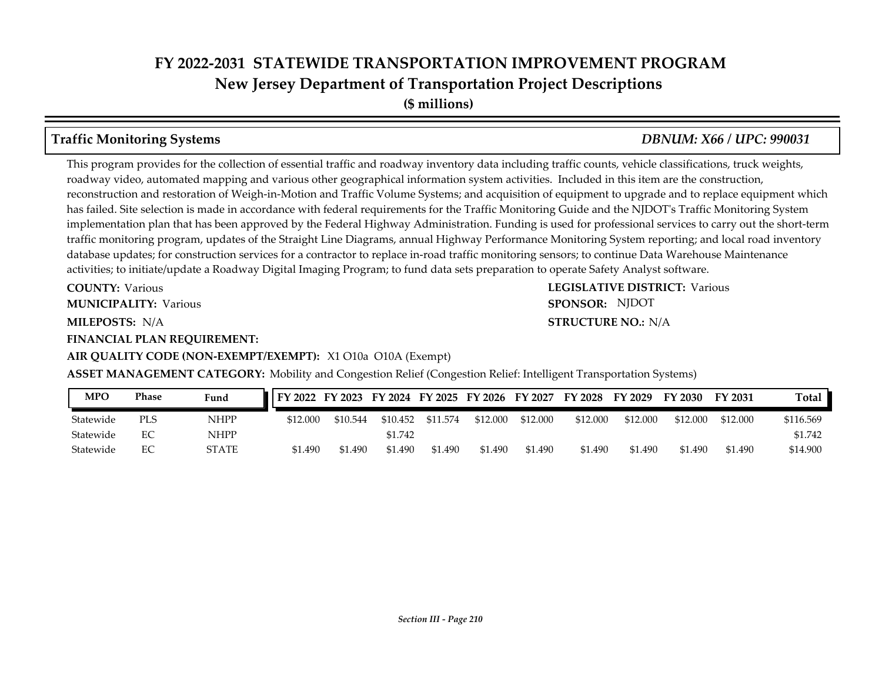# FY 2022-2031 STATEWIDE TRANSPORTATION IMPROVEMENT PROGRAM
## New Jersey Department of Transportation Project Descriptions
**($ millions)**

### Traffic Monitoring Systems — *DBNUM: X66 / UPC: 990031*

This program provides for the collection of essential traffic and roadway inventory data including traffic counts, vehicle classifications, truck weights, roadway video, automated mapping and various other geographical information system activities. Included in this item are the construction, reconstruction and restoration of Weigh-in-Motion and Traffic Volume Systems; and acquisition of equipment to upgrade and to replace equipment which has failed. Site selection is made in accordance with federal requirements for the Traffic Monitoring Guide and the NJDOT's Traffic Monitoring System implementation plan that has been approved by the Federal Highway Administration. Funding is used for professional services to carry out the short-term traffic monitoring program, updates of the Straight Line Diagrams, annual Highway Performance Monitoring System reporting; and local road inventory database updates; for construction services for a contractor to replace in-road traffic monitoring sensors; to continue Data Warehouse Maintenance activities; to initiate/update a Roadway Digital Imaging Program; to fund data sets preparation to operate Safety Analyst software.

**COUNTY:** Various
**LEGISLATIVE DISTRICT:** Various
**MUNICIPALITY:** Various
**SPONSOR:** NJDOT
**MILEPOSTS:** N/A
**STRUCTURE NO.:** N/A
**FINANCIAL PLAN REQUIREMENT:**
**AIR QUALITY CODE (NON-EXEMPT/EXEMPT):** X1 O10a O10A (Exempt)
**ASSET MANAGEMENT CATEGORY:** Mobility and Congestion Relief (Congestion Relief: Intelligent Transportation Systems)

| MPO | Phase | Fund | FY 2022 | FY 2023 | FY 2024 | FY 2025 | FY 2026 | FY 2027 | FY 2028 | FY 2029 | FY 2030 | FY 2031 | Total |
|---|---|---|---|---|---|---|---|---|---|---|---|---|---|
| Statewide | PLS | NHPP | $12.000 | $10.544 | $10.452 | $11.574 | $12.000 | $12.000 | $12.000 | $12.000 | $12.000 | $12.000 | $116.569 |
| Statewide | EC | NHPP | | | $1.742 | | | | | | | | $1.742 |
| Statewide | EC | STATE | $1.490 | $1.490 | $1.490 | $1.490 | $1.490 | $1.490 | $1.490 | $1.490 | $1.490 | $1.490 | $14.900 |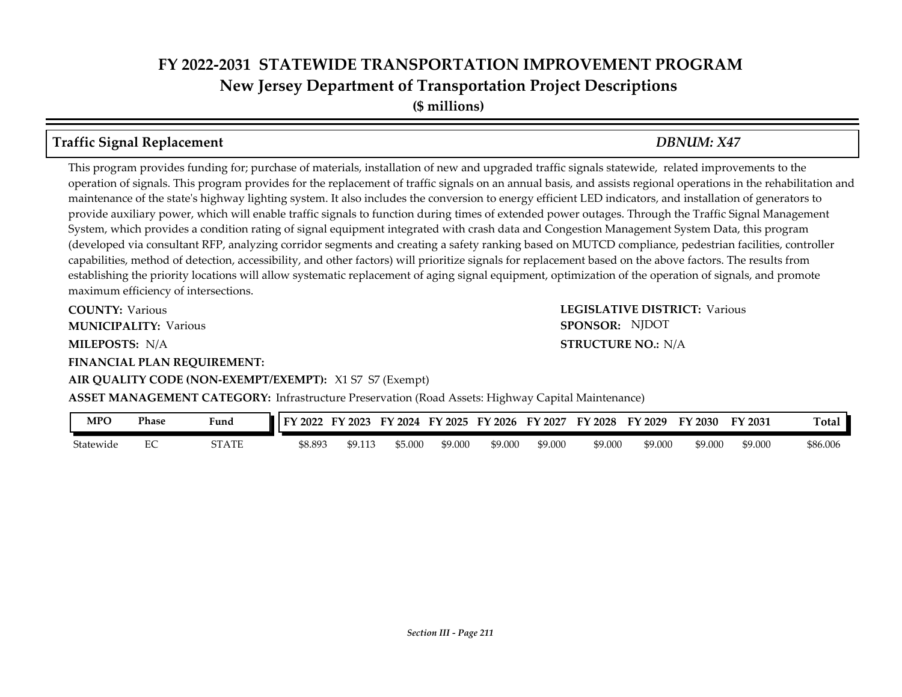# FY 2022-2031 STATEWIDE TRANSPORTATION IMPROVEMENT PROGRAM

## New Jersey Department of Transportation Project Descriptions

**($ millions)**

### Traffic Signal Replacement — *DBNUM: X47*

This program provides funding for; purchase of materials, installation of new and upgraded traffic signals statewide, related improvements to the operation of signals. This program provides for the replacement of traffic signals on an annual basis, and assists regional operations in the rehabilitation and maintenance of the state's highway lighting system. It also includes the conversion to energy efficient LED indicators, and installation of generators to provide auxiliary power, which will enable traffic signals to function during times of extended power outages. Through the Traffic Signal Management System, which provides a condition rating of signal equipment integrated with crash data and Congestion Management System Data, this program (developed via consultant RFP, analyzing corridor segments and creating a safety ranking based on MUTCD compliance, pedestrian facilities, controller capabilities, method of detection, accessibility, and other factors) will prioritize signals for replacement based on the above factors. The results from establishing the priority locations will allow systematic replacement of aging signal equipment, optimization of the operation of signals, and promote maximum efficiency of intersections.

**COUNTY:** Various

**LEGISLATIVE DISTRICT:** Various

**MUNICIPALITY:** Various

**SPONSOR:** NJDOT

**MILEPOSTS:** N/A

**STRUCTURE NO.:** N/A

**FINANCIAL PLAN REQUIREMENT:**

**AIR QUALITY CODE (NON-EXEMPT/EXEMPT):** X1 S7 S7 (Exempt)

**ASSET MANAGEMENT CATEGORY:** Infrastructure Preservation (Road Assets: Highway Capital Maintenance)

| MPO | Phase | Fund | FY 2022 | FY 2023 | FY 2024 | FY 2025 | FY 2026 | FY 2027 | FY 2028 | FY 2029 | FY 2030 | FY 2031 | Total |
|---|---|---|---|---|---|---|---|---|---|---|---|---|---|
| Statewide | EC | STATE | $8.893 | $9.113 | $5.000 | $9.000 | $9.000 | $9.000 | $9.000 | $9.000 | $9.000 | $9.000 | $86.006 |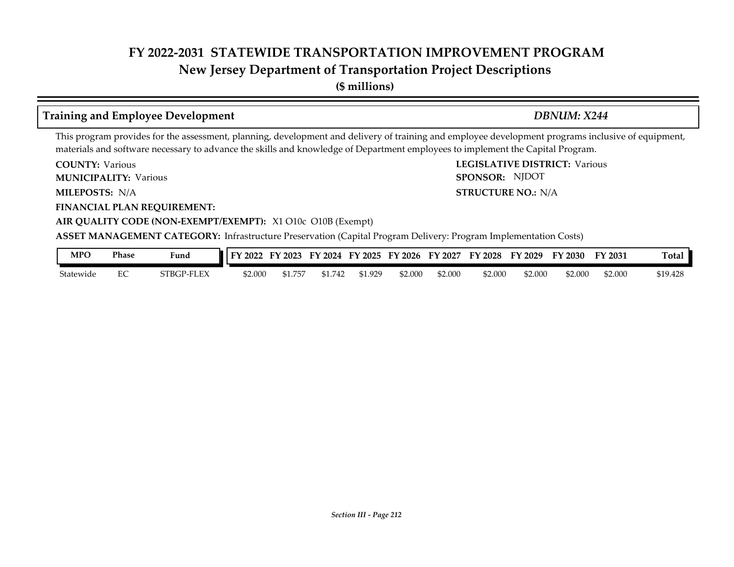# FY 2022-2031 STATEWIDE TRANSPORTATION IMPROVEMENT PROGRAM

## New Jersey Department of Transportation Project Descriptions

**($ millions)**

### Training and Employee Development — *DBNUM: X244*

This program provides for the assessment, planning, development and delivery of training and employee development programs inclusive of equipment, materials and software necessary to advance the skills and knowledge of Department employees to implement the Capital Program.

**COUNTY:** Various
**LEGISLATIVE DISTRICT:** Various
**MUNICIPALITY:** Various
**SPONSOR:** NJDOT
**MILEPOSTS:** N/A
**STRUCTURE NO.:** N/A
**FINANCIAL PLAN REQUIREMENT:**
**AIR QUALITY CODE (NON-EXEMPT/EXEMPT):** X1 O10c O10B (Exempt)
**ASSET MANAGEMENT CATEGORY:** Infrastructure Preservation (Capital Program Delivery: Program Implementation Costs)

| MPO | Phase | Fund | FY 2022 | FY 2023 | FY 2024 | FY 2025 | FY 2026 | FY 2027 | FY 2028 | FY 2029 | FY 2030 | FY 2031 | Total |
|---|---|---|---|---|---|---|---|---|---|---|---|---|---|
| Statewide | EC | STBGP-FLEX | $2.000 | $1.757 | $1.742 | $1.929 | $2.000 | $2.000 | $2.000 | $2.000 | $2.000 | $2.000 | $19.428 |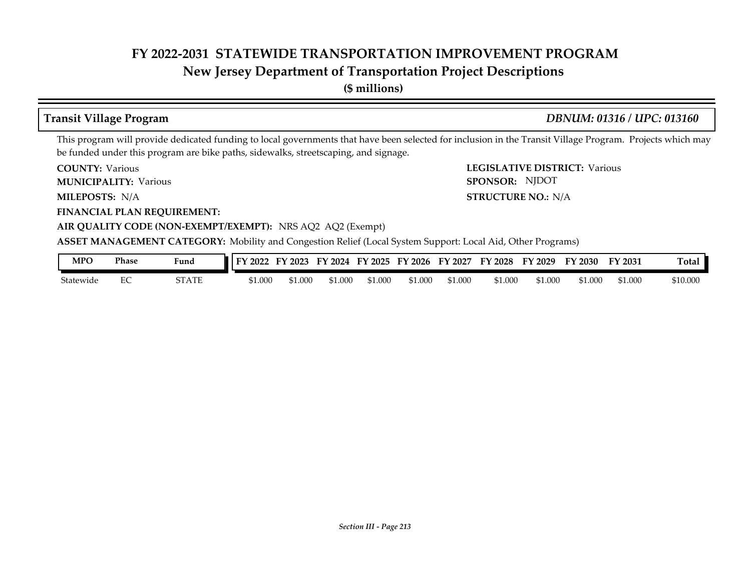# FY 2022-2031 STATEWIDE TRANSPORTATION IMPROVEMENT PROGRAM
## New Jersey Department of Transportation Project Descriptions
**($ millions)**

### Transit Village Program *DBNUM: 01316 / UPC: 013160*

This program will provide dedicated funding to local governments that have been selected for inclusion in the Transit Village Program. Projects which may be funded under this program are bike paths, sidewalks, streetscaping, and signage.

**COUNTY:** Various
**LEGISLATIVE DISTRICT:** Various
**MUNICIPALITY:** Various
**SPONSOR:** NJDOT
**MILEPOSTS:** N/A
**STRUCTURE NO.:** N/A
**FINANCIAL PLAN REQUIREMENT:**
**AIR QUALITY CODE (NON-EXEMPT/EXEMPT):** NRS AQ2 AQ2 (Exempt)
**ASSET MANAGEMENT CATEGORY:** Mobility and Congestion Relief (Local System Support: Local Aid, Other Programs)

| MPO | Phase | Fund | FY 2022 | FY 2023 | FY 2024 | FY 2025 | FY 2026 | FY 2027 | FY 2028 | FY 2029 | FY 2030 | FY 2031 | Total |
|---|---|---|---|---|---|---|---|---|---|---|---|---|---|
| Statewide | EC | STATE | $1.000 | $1.000 | $1.000 | $1.000 | $1.000 | $1.000 | $1.000 | $1.000 | $1.000 | $1.000 | $10.000 |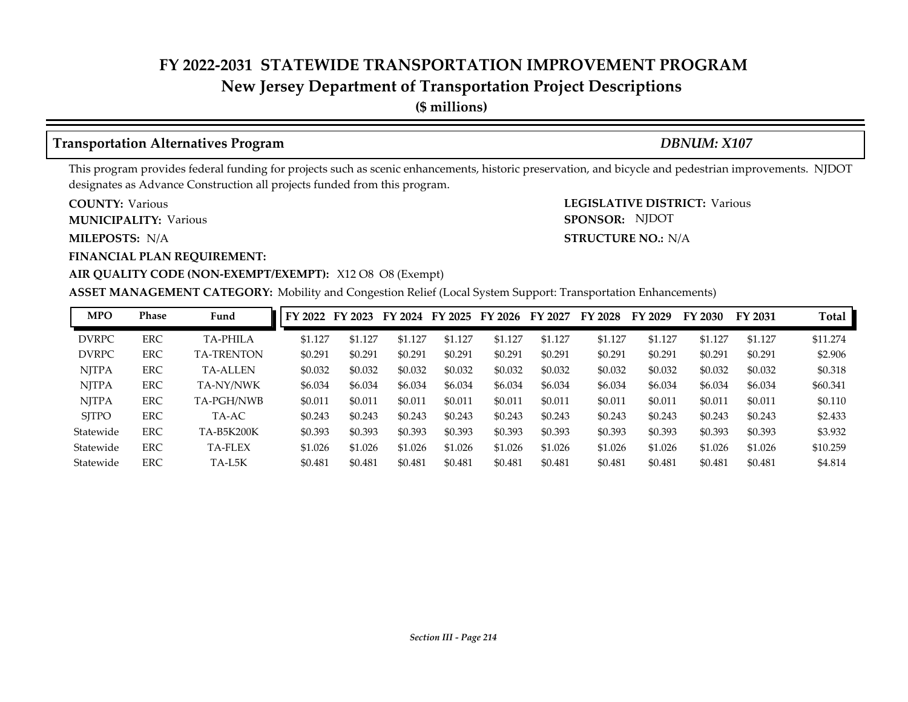# FY 2022-2031 STATEWIDE TRANSPORTATION IMPROVEMENT PROGRAM

## New Jersey Department of Transportation Project Descriptions

**($ millions)**

### Transportation Alternatives Program — *DBNUM: X107*

This program provides federal funding for projects such as scenic enhancements, historic preservation, and bicycle and pedestrian improvements. NJDOT designates as Advance Construction all projects funded from this program.

**COUNTY:** Various

**LEGISLATIVE DISTRICT:** Various

**MUNICIPALITY:** Various

**SPONSOR:** NJDOT

**MILEPOSTS:** N/A

**STRUCTURE NO.:** N/A

**FINANCIAL PLAN REQUIREMENT:**

**AIR QUALITY CODE (NON-EXEMPT/EXEMPT):** X12 O8 O8 (Exempt)

**ASSET MANAGEMENT CATEGORY:** Mobility and Congestion Relief (Local System Support: Transportation Enhancements)

| MPO | Phase | Fund | FY 2022 | FY 2023 | FY 2024 | FY 2025 | FY 2026 | FY 2027 | FY 2028 | FY 2029 | FY 2030 | FY 2031 | Total |
|---|---|---|---|---|---|---|---|---|---|---|---|---|---|
| DVRPC | ERC | TA-PHILA | $1.127 | $1.127 | $1.127 | $1.127 | $1.127 | $1.127 | $1.127 | $1.127 | $1.127 | $1.127 | $11.274 |
| DVRPC | ERC | TA-TRENTON | $0.291 | $0.291 | $0.291 | $0.291 | $0.291 | $0.291 | $0.291 | $0.291 | $0.291 | $0.291 | $2.906 |
| NJTPA | ERC | TA-ALLEN | $0.032 | $0.032 | $0.032 | $0.032 | $0.032 | $0.032 | $0.032 | $0.032 | $0.032 | $0.032 | $0.318 |
| NJTPA | ERC | TA-NY/NWK | $6.034 | $6.034 | $6.034 | $6.034 | $6.034 | $6.034 | $6.034 | $6.034 | $6.034 | $6.034 | $60.341 |
| NJTPA | ERC | TA-PGH/NWB | $0.011 | $0.011 | $0.011 | $0.011 | $0.011 | $0.011 | $0.011 | $0.011 | $0.011 | $0.011 | $0.110 |
| SJTPO | ERC | TA-AC | $0.243 | $0.243 | $0.243 | $0.243 | $0.243 | $0.243 | $0.243 | $0.243 | $0.243 | $0.243 | $2.433 |
| Statewide | ERC | TA-B5K200K | $0.393 | $0.393 | $0.393 | $0.393 | $0.393 | $0.393 | $0.393 | $0.393 | $0.393 | $0.393 | $3.932 |
| Statewide | ERC | TA-FLEX | $1.026 | $1.026 | $1.026 | $1.026 | $1.026 | $1.026 | $1.026 | $1.026 | $1.026 | $1.026 | $10.259 |
| Statewide | ERC | TA-L5K | $0.481 | $0.481 | $0.481 | $0.481 | $0.481 | $0.481 | $0.481 | $0.481 | $0.481 | $0.481 | $4.814 |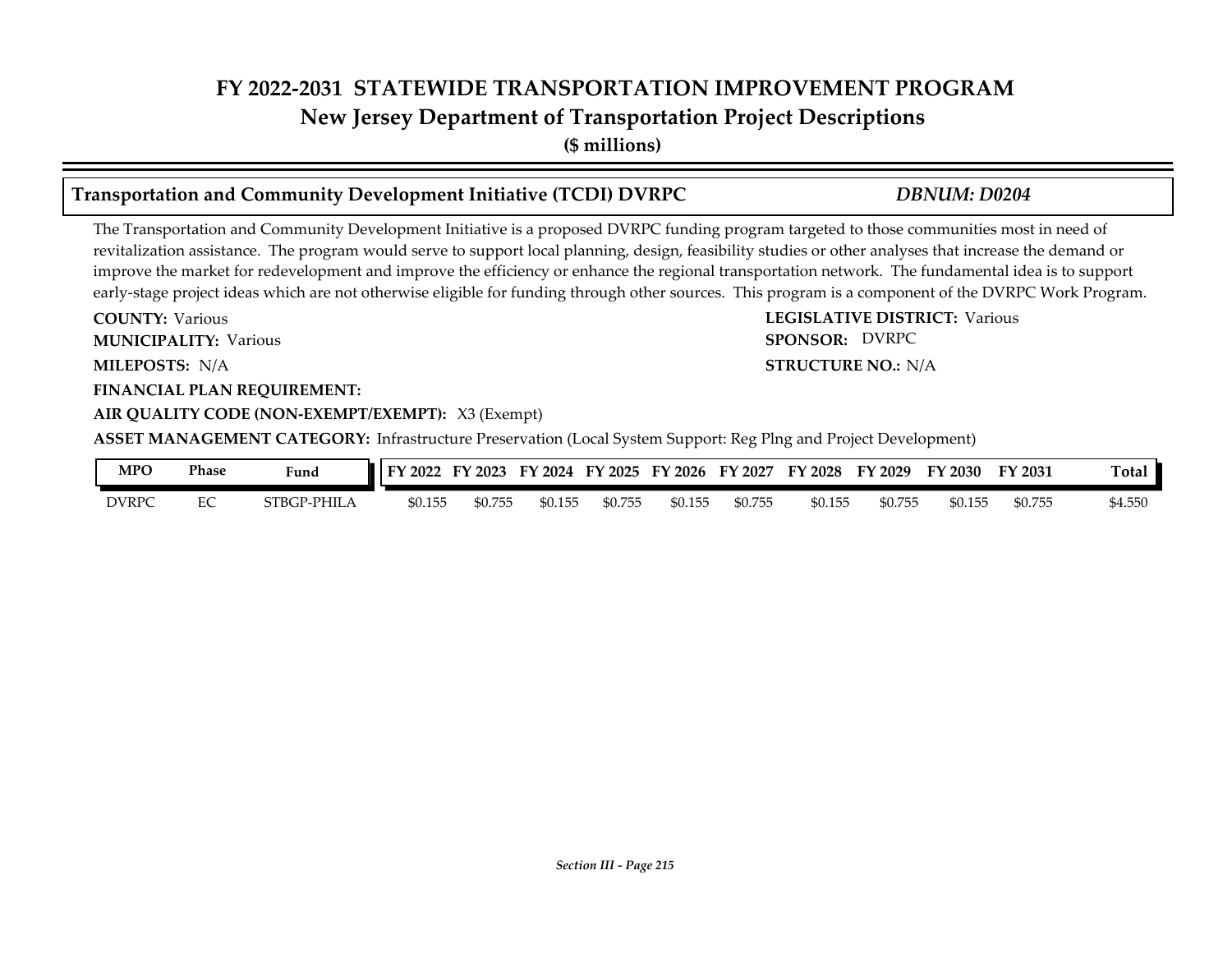# FY 2022-2031 STATEWIDE TRANSPORTATION IMPROVEMENT PROGRAM
## New Jersey Department of Transportation Project Descriptions
**($ millions)**

### Transportation and Community Development Initiative (TCDI) DVRPC — *DBNUM: D0204*

The Transportation and Community Development Initiative is a proposed DVRPC funding program targeted to those communities most in need of revitalization assistance. The program would serve to support local planning, design, feasibility studies or other analyses that increase the demand or improve the market for redevelopment and improve the efficiency or enhance the regional transportation network. The fundamental idea is to support early-stage project ideas which are not otherwise eligible for funding through other sources. This program is a component of the DVRPC Work Program.

**COUNTY:** Various
**LEGISLATIVE DISTRICT:** Various
**MUNICIPALITY:** Various
**SPONSOR:** DVRPC
**MILEPOSTS:** N/A
**STRUCTURE NO.:** N/A
**FINANCIAL PLAN REQUIREMENT:**
**AIR QUALITY CODE (NON-EXEMPT/EXEMPT):** X3 (Exempt)
**ASSET MANAGEMENT CATEGORY:** Infrastructure Preservation (Local System Support: Reg Plng and Project Development)

| MPO | Phase | Fund | FY 2022 | FY 2023 | FY 2024 | FY 2025 | FY 2026 | FY 2027 | FY 2028 | FY 2029 | FY 2030 | FY 2031 | Total |
|---|---|---|---|---|---|---|---|---|---|---|---|---|---|
| DVRPC | EC | STBGP-PHILA | $0.155 | $0.755 | $0.155 | $0.755 | $0.155 | $0.755 | $0.155 | $0.755 | $0.155 | $0.755 | $4.550 |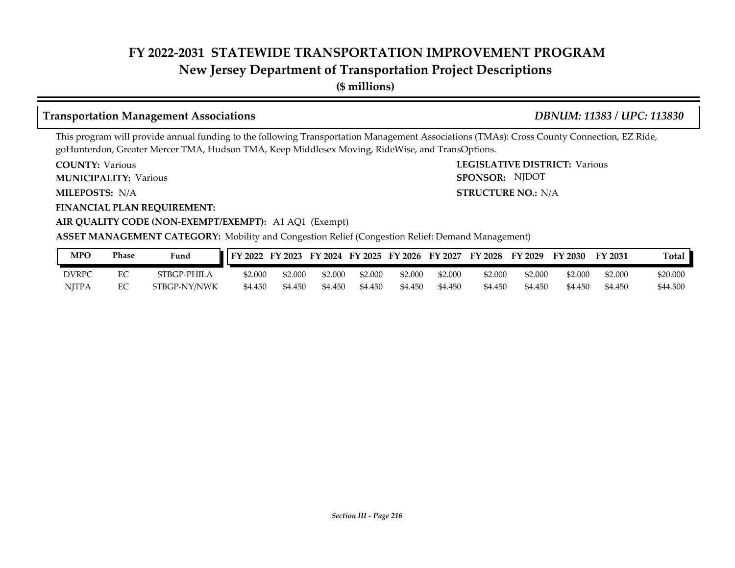# FY 2022-2031 STATEWIDE TRANSPORTATION IMPROVEMENT PROGRAM

## New Jersey Department of Transportation Project Descriptions

**($ millions)**

### Transportation Management Associations — *DBNUM: 11383 / UPC: 113830*

This program will provide annual funding to the following Transportation Management Associations (TMAs): Cross County Connection, EZ Ride, goHunterdon, Greater Mercer TMA, Hudson TMA, Keep Middlesex Moving, RideWise, and TransOptions.

**COUNTY:** Various

**LEGISLATIVE DISTRICT:** Various

**MUNICIPALITY:** Various

**SPONSOR:** NJDOT

**MILEPOSTS:** N/A

**STRUCTURE NO.:** N/A

**FINANCIAL PLAN REQUIREMENT:**

**AIR QUALITY CODE (NON-EXEMPT/EXEMPT):** A1 AQ1 (Exempt)

**ASSET MANAGEMENT CATEGORY:** Mobility and Congestion Relief (Congestion Relief: Demand Management)

| MPO | Phase | Fund | FY 2022 | FY 2023 | FY 2024 | FY 2025 | FY 2026 | FY 2027 | FY 2028 | FY 2029 | FY 2030 | FY 2031 | Total |
|---|---|---|---|---|---|---|---|---|---|---|---|---|---|
| DVRPC | EC | STBGP-PHILA | $2.000 | $2.000 | $2.000 | $2.000 | $2.000 | $2.000 | $2.000 | $2.000 | $2.000 | $2.000 | $20.000 |
| NJTPA | EC | STBGP-NY/NWK | $4.450 | $4.450 | $4.450 | $4.450 | $4.450 | $4.450 | $4.450 | $4.450 | $4.450 | $4.450 | $44.500 |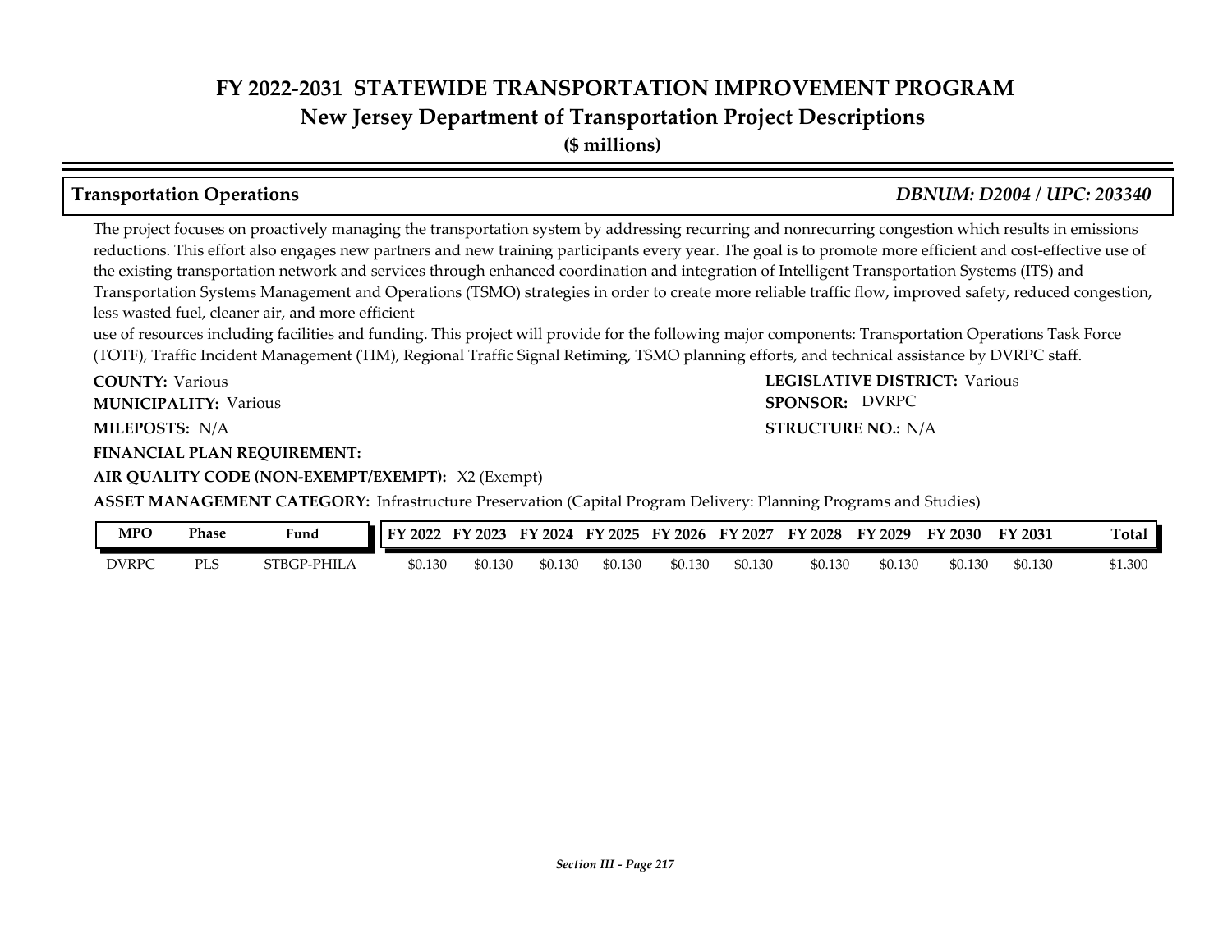# FY 2022-2031 STATEWIDE TRANSPORTATION IMPROVEMENT PROGRAM
## New Jersey Department of Transportation Project Descriptions
**($ millions)**

### Transportation Operations *DBNUM: D2004 / UPC: 203340*

The project focuses on proactively managing the transportation system by addressing recurring and nonrecurring congestion which results in emissions reductions. This effort also engages new partners and new training participants every year. The goal is to promote more efficient and cost-effective use of the existing transportation network and services through enhanced coordination and integration of Intelligent Transportation Systems (ITS) and Transportation Systems Management and Operations (TSMO) strategies in order to create more reliable traffic flow, improved safety, reduced congestion, less wasted fuel, cleaner air, and more efficient
use of resources including facilities and funding. This project will provide for the following major components: Transportation Operations Task Force (TOTF), Traffic Incident Management (TIM), Regional Traffic Signal Retiming, TSMO planning efforts, and technical assistance by DVRPC staff.

**COUNTY:** Various
**LEGISLATIVE DISTRICT:** Various
**MUNICIPALITY:** Various
**SPONSOR:** DVRPC
**MILEPOSTS:** N/A
**STRUCTURE NO.:** N/A
**FINANCIAL PLAN REQUIREMENT:**
**AIR QUALITY CODE (NON-EXEMPT/EXEMPT):** X2 (Exempt)
**ASSET MANAGEMENT CATEGORY:** Infrastructure Preservation (Capital Program Delivery: Planning Programs and Studies)

| MPO | Phase | Fund | FY 2022 | FY 2023 | FY 2024 | FY 2025 | FY 2026 | FY 2027 | FY 2028 | FY 2029 | FY 2030 | FY 2031 | Total |
|---|---|---|---|---|---|---|---|---|---|---|---|---|---|
| DVRPC | PLS | STBGP-PHILA | $0.130 | $0.130 | $0.130 | $0.130 | $0.130 | $0.130 | $0.130 | $0.130 | $0.130 | $0.130 | $1.300 |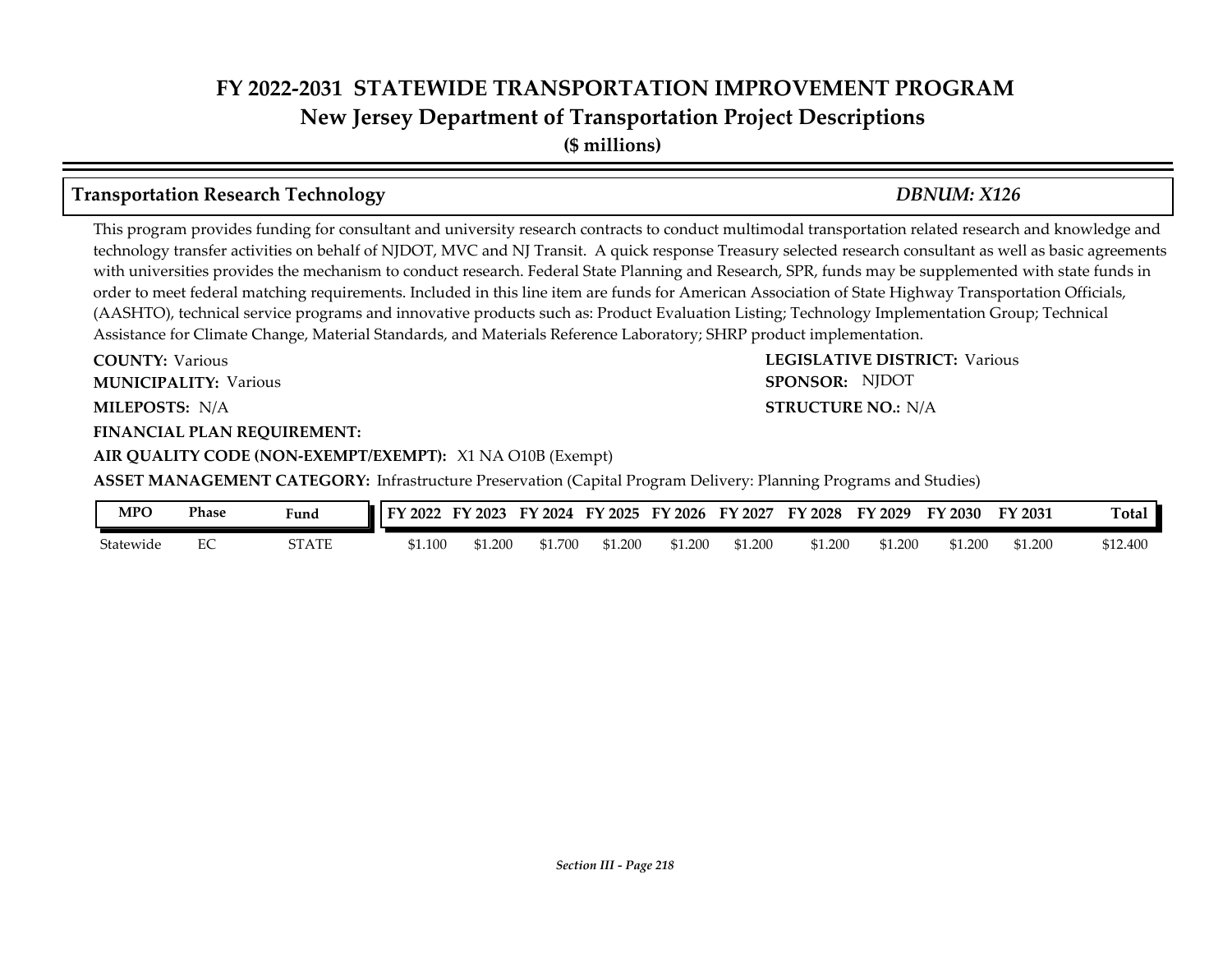# FY 2022-2031 STATEWIDE TRANSPORTATION IMPROVEMENT PROGRAM
## New Jersey Department of Transportation Project Descriptions
**($ millions)**

### Transportation Research Technology — *DBNUM: X126*

This program provides funding for consultant and university research contracts to conduct multimodal transportation related research and knowledge and technology transfer activities on behalf of NJDOT, MVC and NJ Transit. A quick response Treasury selected research consultant as well as basic agreements with universities provides the mechanism to conduct research. Federal State Planning and Research, SPR, funds may be supplemented with state funds in order to meet federal matching requirements. Included in this line item are funds for American Association of State Highway Transportation Officials, (AASHTO), technical service programs and innovative products such as: Product Evaluation Listing; Technology Implementation Group; Technical Assistance for Climate Change, Material Standards, and Materials Reference Laboratory; SHRP product implementation.

**COUNTY:** Various
**LEGISLATIVE DISTRICT:** Various
**MUNICIPALITY:** Various
**SPONSOR:** NJDOT
**MILEPOSTS:** N/A
**STRUCTURE NO.:** N/A
**FINANCIAL PLAN REQUIREMENT:**
**AIR QUALITY CODE (NON-EXEMPT/EXEMPT):** X1 NA O10B (Exempt)
**ASSET MANAGEMENT CATEGORY:** Infrastructure Preservation (Capital Program Delivery: Planning Programs and Studies)

| MPO | Phase | Fund | FY 2022 | FY 2023 | FY 2024 | FY 2025 | FY 2026 | FY 2027 | FY 2028 | FY 2029 | FY 2030 | FY 2031 | Total |
|---|---|---|---|---|---|---|---|---|---|---|---|---|---|
| Statewide | EC | STATE | $1.100 | $1.200 | $1.700 | $1.200 | $1.200 | $1.200 | $1.200 | $1.200 | $1.200 | $1.200 | $12.400 |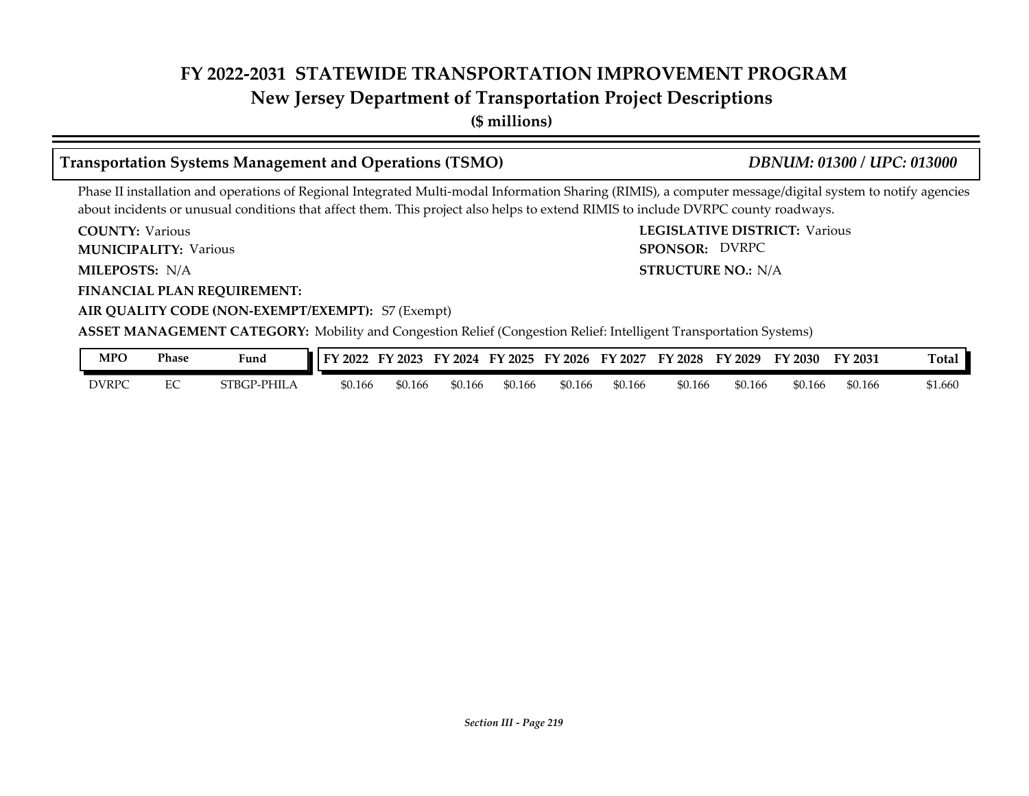# FY 2022-2031 STATEWIDE TRANSPORTATION IMPROVEMENT PROGRAM

## New Jersey Department of Transportation Project Descriptions

**($ millions)**

### Transportation Systems Management and Operations (TSMO) — *DBNUM: 01300 / UPC: 013000*

Phase II installation and operations of Regional Integrated Multi-modal Information Sharing (RIMIS), a computer message/digital system to notify agencies about incidents or unusual conditions that affect them. This project also helps to extend RIMIS to include DVRPC county roadways.

**COUNTY:** Various
**LEGISLATIVE DISTRICT:** Various
**MUNICIPALITY:** Various
**SPONSOR:** DVRPC
**MILEPOSTS:** N/A
**STRUCTURE NO.:** N/A
**FINANCIAL PLAN REQUIREMENT:**
**AIR QUALITY CODE (NON-EXEMPT/EXEMPT):** S7 (Exempt)
**ASSET MANAGEMENT CATEGORY:** Mobility and Congestion Relief (Congestion Relief: Intelligent Transportation Systems)

| MPO | Phase | Fund | FY 2022 | FY 2023 | FY 2024 | FY 2025 | FY 2026 | FY 2027 | FY 2028 | FY 2029 | FY 2030 | FY 2031 | Total |
|---|---|---|---|---|---|---|---|---|---|---|---|---|---|
| DVRPC | EC | STBGP-PHILA | $0.166 | $0.166 | $0.166 | $0.166 | $0.166 | $0.166 | $0.166 | $0.166 | $0.166 | $0.166 | $1.660 |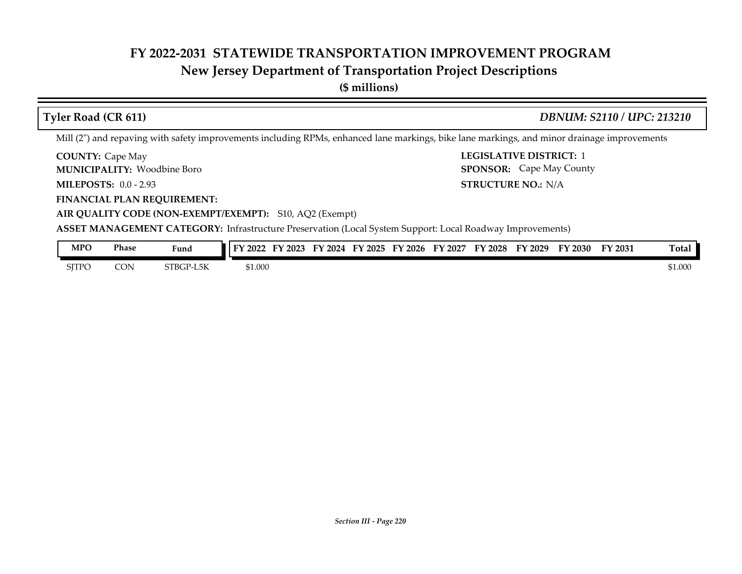# FY 2022-2031 STATEWIDE TRANSPORTATION IMPROVEMENT PROGRAM
## New Jersey Department of Transportation Project Descriptions
**($ millions)**

### Tyler Road (CR 611) — *DBNUM: S2110 / UPC: 213210*

Mill (2") and repaving with safety improvements including RPMs, enhanced lane markings, bike lane markings, and minor drainage improvements

**COUNTY:** Cape May
**LEGISLATIVE DISTRICT:** 1
**MUNICIPALITY:** Woodbine Boro
**SPONSOR:** Cape May County
**MILEPOSTS:** 0.0 - 2.93
**STRUCTURE NO.:** N/A
**FINANCIAL PLAN REQUIREMENT:**
**AIR QUALITY CODE (NON-EXEMPT/EXEMPT):** S10, AQ2 (Exempt)
**ASSET MANAGEMENT CATEGORY:** Infrastructure Preservation (Local System Support: Local Roadway Improvements)

| MPO | Phase | Fund | FY 2022 | FY 2023 | FY 2024 | FY 2025 | FY 2026 | FY 2027 | FY 2028 | FY 2029 | FY 2030 | FY 2031 | Total |
|---|---|---|---|---|---|---|---|---|---|---|---|---|---|
| SJTPO | CON | STBGP-L5K | $1.000 | | | | | | | | | | $1.000 |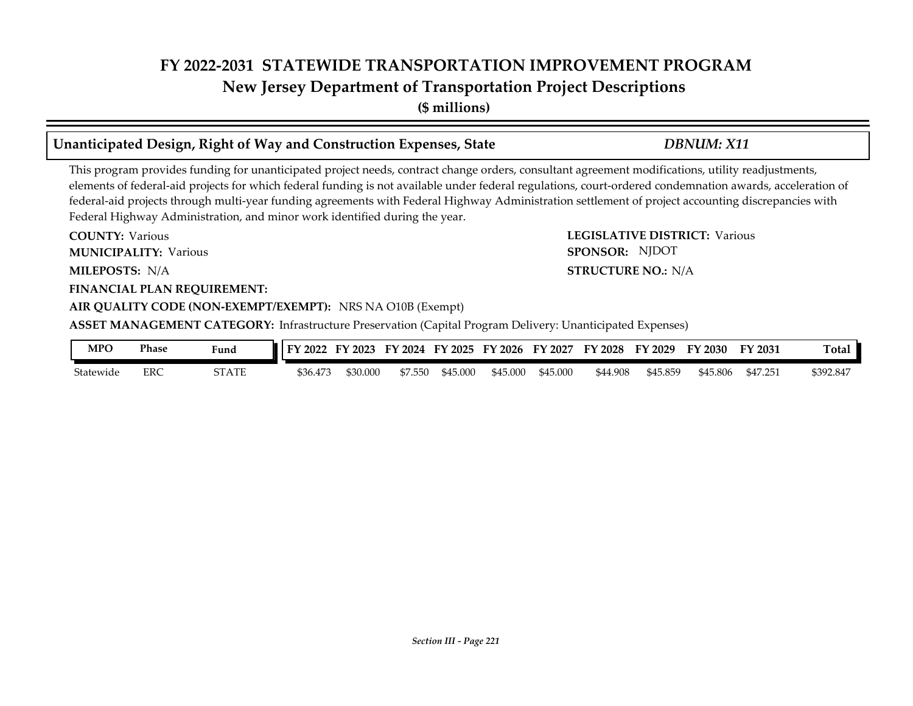# FY 2022-2031 STATEWIDE TRANSPORTATION IMPROVEMENT PROGRAM
## New Jersey Department of Transportation Project Descriptions
**($ millions)**

### Unanticipated Design, Right of Way and Construction Expenses, State — *DBNUM: X11*

This program provides funding for unanticipated project needs, contract change orders, consultant agreement modifications, utility readjustments, elements of federal-aid projects for which federal funding is not available under federal regulations, court-ordered condemnation awards, acceleration of federal-aid projects through multi-year funding agreements with Federal Highway Administration settlement of project accounting discrepancies with Federal Highway Administration, and minor work identified during the year.

**COUNTY:** Various

**LEGISLATIVE DISTRICT:** Various

**MUNICIPALITY:** Various

**SPONSOR:** NJDOT

**MILEPOSTS:** N/A

**STRUCTURE NO.:** N/A

**FINANCIAL PLAN REQUIREMENT:**

**AIR QUALITY CODE (NON-EXEMPT/EXEMPT):** NRS NA O10B (Exempt)

**ASSET MANAGEMENT CATEGORY:** Infrastructure Preservation (Capital Program Delivery: Unanticipated Expenses)

| MPO | Phase | Fund | FY 2022 | FY 2023 | FY 2024 | FY 2025 | FY 2026 | FY 2027 | FY 2028 | FY 2029 | FY 2030 | FY 2031 | Total |
|---|---|---|---|---|---|---|---|---|---|---|---|---|---|
| Statewide | ERC | STATE | $36.473 | $30.000 | $7.550 | $45.000 | $45.000 | $45.000 | $44.908 | $45.859 | $45.806 | $47.251 | $392.847 |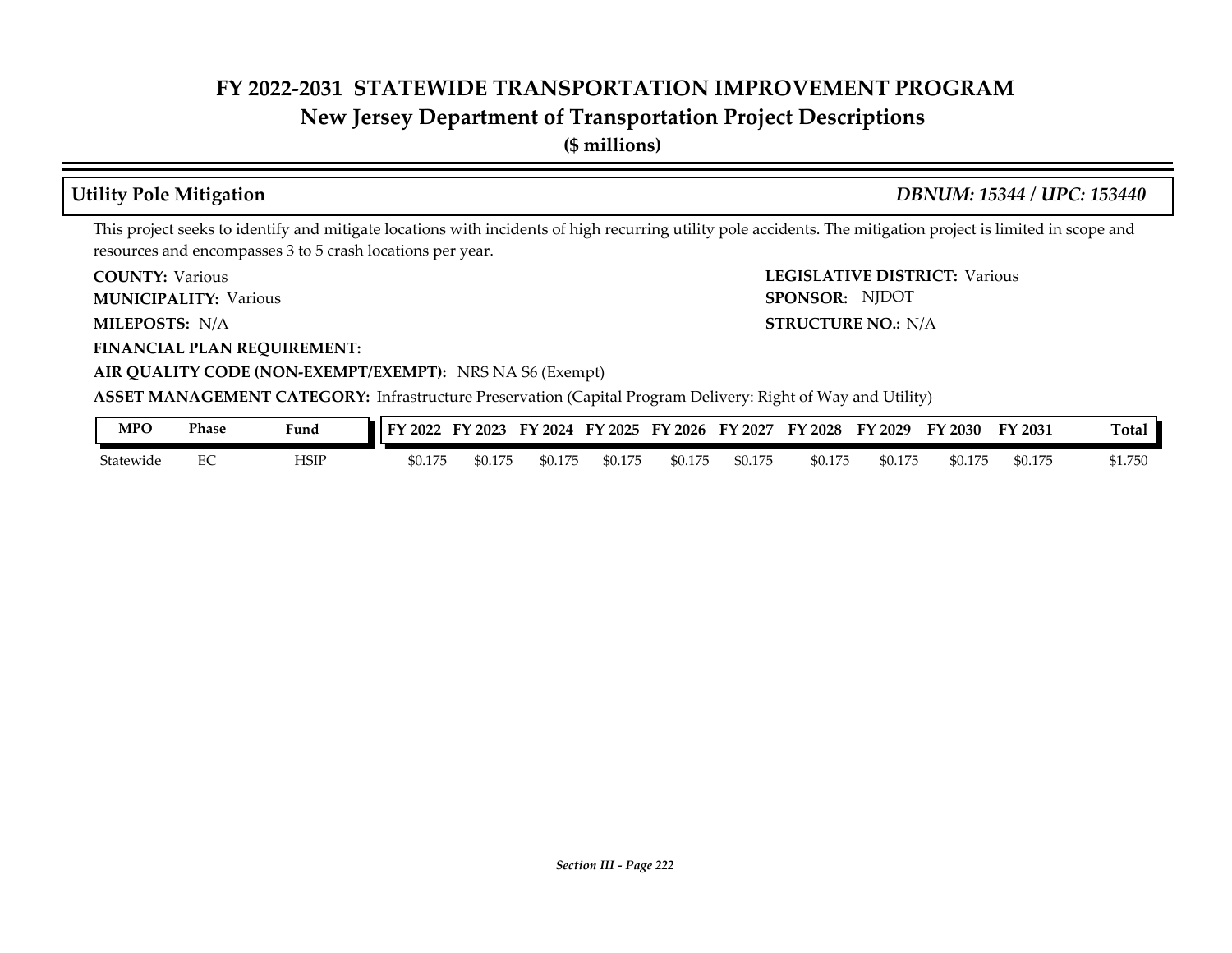# FY 2022-2031 STATEWIDE TRANSPORTATION IMPROVEMENT PROGRAM
## New Jersey Department of Transportation Project Descriptions
**($ millions)**

### Utility Pole Mitigation *DBNUM: 15344 / UPC: 153440*

This project seeks to identify and mitigate locations with incidents of high recurring utility pole accidents. The mitigation project is limited in scope and resources and encompasses 3 to 5 crash locations per year.

**COUNTY:** Various

**LEGISLATIVE DISTRICT:** Various

**MUNICIPALITY:** Various

**SPONSOR:** NJDOT

**MILEPOSTS:** N/A

**STRUCTURE NO.:** N/A

**FINANCIAL PLAN REQUIREMENT:**

**AIR QUALITY CODE (NON-EXEMPT/EXEMPT):** NRS NA S6 (Exempt)

**ASSET MANAGEMENT CATEGORY:** Infrastructure Preservation (Capital Program Delivery: Right of Way and Utility)

| MPO | Phase | Fund | FY 2022 | FY 2023 | FY 2024 | FY 2025 | FY 2026 | FY 2027 | FY 2028 | FY 2029 | FY 2030 | FY 2031 | Total |
|---|---|---|---|---|---|---|---|---|---|---|---|---|---|
| Statewide | EC | HSIP | $0.175 | $0.175 | $0.175 | $0.175 | $0.175 | $0.175 | $0.175 | $0.175 | $0.175 | $0.175 | $1.750 |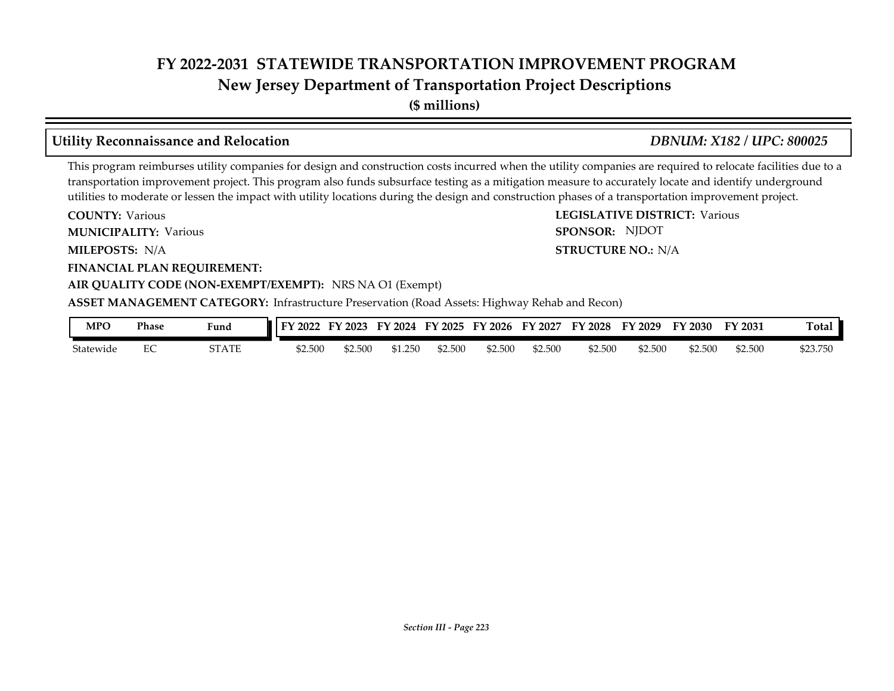# FY 2022-2031 STATEWIDE TRANSPORTATION IMPROVEMENT PROGRAM
## New Jersey Department of Transportation Project Descriptions
**($ millions)**

### Utility Reconnaissance and Relocation *DBNUM: X182 / UPC: 800025*

This program reimburses utility companies for design and construction costs incurred when the utility companies are required to relocate facilities due to a transportation improvement project. This program also funds subsurface testing as a mitigation measure to accurately locate and identify underground utilities to moderate or lessen the impact with utility locations during the design and construction phases of a transportation improvement project.

**COUNTY:** Various

**LEGISLATIVE DISTRICT:** Various

**MUNICIPALITY:** Various

**SPONSOR:** NJDOT

**MILEPOSTS:** N/A

**STRUCTURE NO.:** N/A

**FINANCIAL PLAN REQUIREMENT:**

**AIR QUALITY CODE (NON-EXEMPT/EXEMPT):** NRS NA O1 (Exempt)

**ASSET MANAGEMENT CATEGORY:** Infrastructure Preservation (Road Assets: Highway Rehab and Recon)

| MPO | Phase | Fund | FY 2022 | FY 2023 | FY 2024 | FY 2025 | FY 2026 | FY 2027 | FY 2028 | FY 2029 | FY 2030 | FY 2031 | Total |
|---|---|---|---|---|---|---|---|---|---|---|---|---|---|
| Statewide | EC | STATE | $2.500 | $2.500 | $1.250 | $2.500 | $2.500 | $2.500 | $2.500 | $2.500 | $2.500 | $2.500 | $23.750 |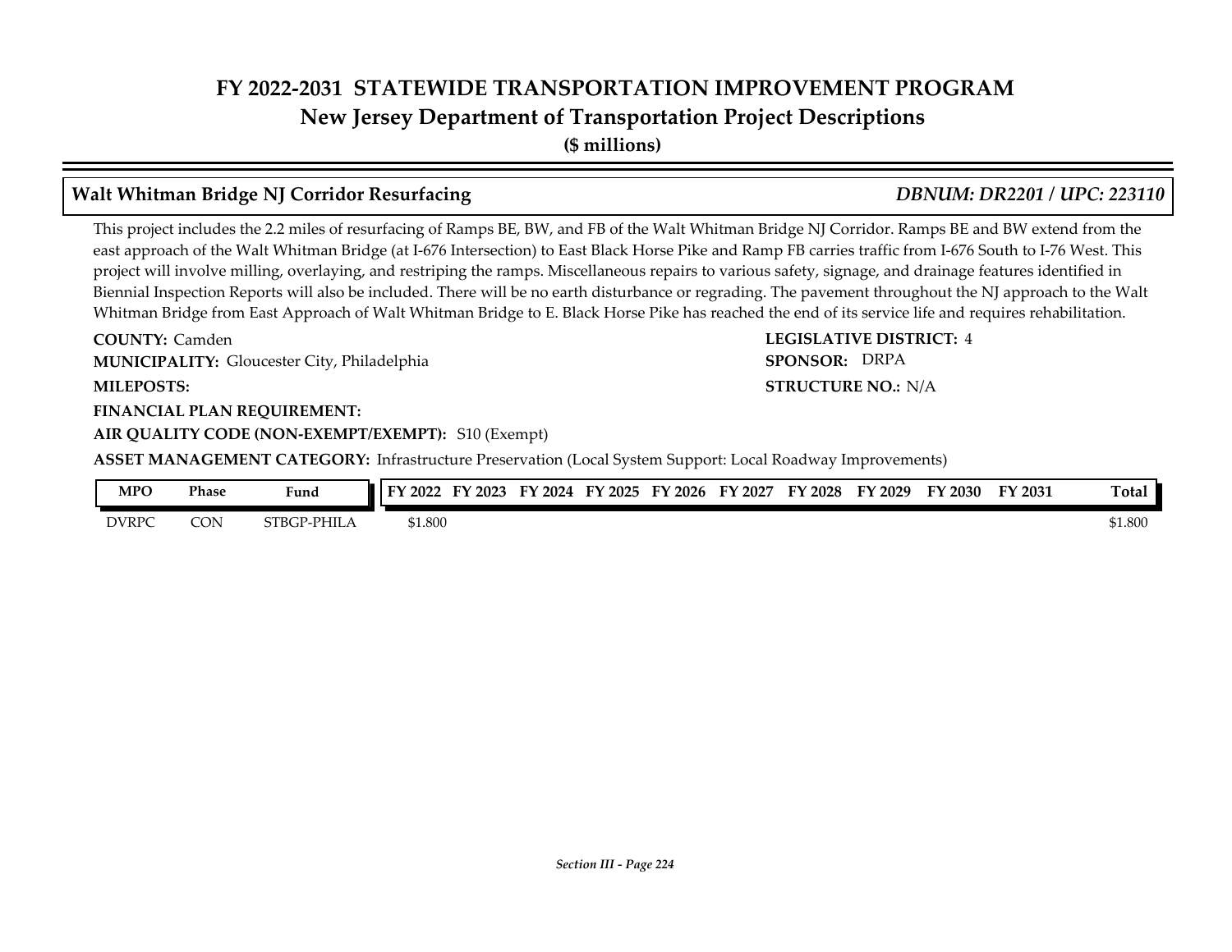# FY 2022-2031 STATEWIDE TRANSPORTATION IMPROVEMENT PROGRAM
## New Jersey Department of Transportation Project Descriptions
**($ millions)**

### Walt Whitman Bridge NJ Corridor Resurfacing — *DBNUM: DR2201 / UPC: 223110*

This project includes the 2.2 miles of resurfacing of Ramps BE, BW, and FB of the Walt Whitman Bridge NJ Corridor. Ramps BE and BW extend from the east approach of the Walt Whitman Bridge (at I-676 Intersection) to East Black Horse Pike and Ramp FB carries traffic from I-676 South to I-76 West. This project will involve milling, overlaying, and restriping the ramps. Miscellaneous repairs to various safety, signage, and drainage features identified in Biennial Inspection Reports will also be included. There will be no earth disturbance or regrading. The pavement throughout the NJ approach to the Walt Whitman Bridge from East Approach of Walt Whitman Bridge to E. Black Horse Pike has reached the end of its service life and requires rehabilitation.

**COUNTY:** Camden

**MUNICIPALITY:** Gloucester City, Philadelphia

**MILEPOSTS:**

**FINANCIAL PLAN REQUIREMENT:**

**AIR QUALITY CODE (NON-EXEMPT/EXEMPT):** S10 (Exempt)

**LEGISLATIVE DISTRICT:** 4

**SPONSOR:** DRPA

**STRUCTURE NO.:** N/A

**ASSET MANAGEMENT CATEGORY:** Infrastructure Preservation (Local System Support: Local Roadway Improvements)

| MPO | Phase | Fund | FY 2022 | FY 2023 | FY 2024 | FY 2025 | FY 2026 | FY 2027 | FY 2028 | FY 2029 | FY 2030 | FY 2031 | Total |
|---|---|---|---|---|---|---|---|---|---|---|---|---|---|
| DVRPC | CON | STBGP-PHILA | $1.800 | | | | | | | | | | $1.800 |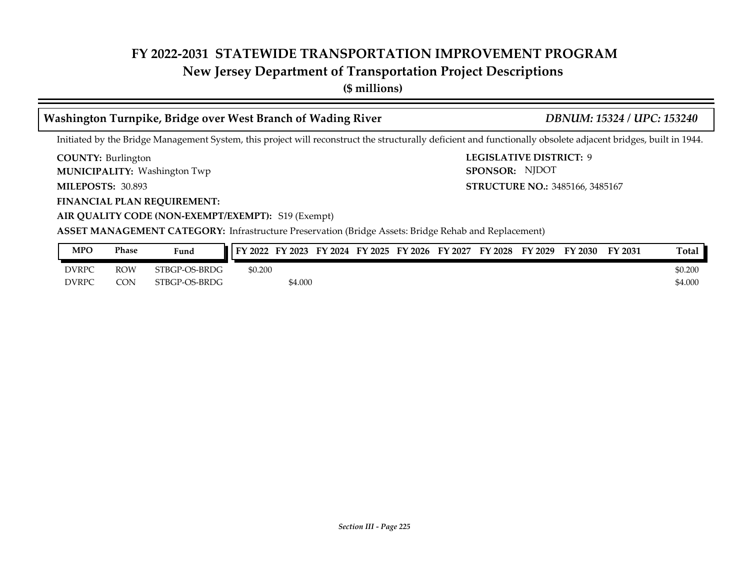# FY 2022-2031 STATEWIDE TRANSPORTATION IMPROVEMENT PROGRAM
## New Jersey Department of Transportation Project Descriptions
**($ millions)**

### Washington Turnpike, Bridge over West Branch of Wading River *DBNUM: 15324 / UPC: 153240*

Initiated by the Bridge Management System, this project will reconstruct the structurally deficient and functionally obsolete adjacent bridges, built in 1944.

**COUNTY:** Burlington
**LEGISLATIVE DISTRICT:** 9
**MUNICIPALITY:** Washington Twp
**SPONSOR:** NJDOT
**MILEPOSTS:** 30.893
**STRUCTURE NO.:** 3485166, 3485167
**FINANCIAL PLAN REQUIREMENT:**
**AIR QUALITY CODE (NON-EXEMPT/EXEMPT):** S19 (Exempt)
**ASSET MANAGEMENT CATEGORY:** Infrastructure Preservation (Bridge Assets: Bridge Rehab and Replacement)

| MPO | Phase | Fund | FY 2022 | FY 2023 | FY 2024 | FY 2025 | FY 2026 | FY 2027 | FY 2028 | FY 2029 | FY 2030 | FY 2031 | Total |
|---|---|---|---|---|---|---|---|---|---|---|---|---|---|
| DVRPC | ROW | STBGP-OS-BRDG | $0.200 | | | | | | | | | | $0.200 |
| DVRPC | CON | STBGP-OS-BRDG | | $4.000 | | | | | | | | | $4.000 |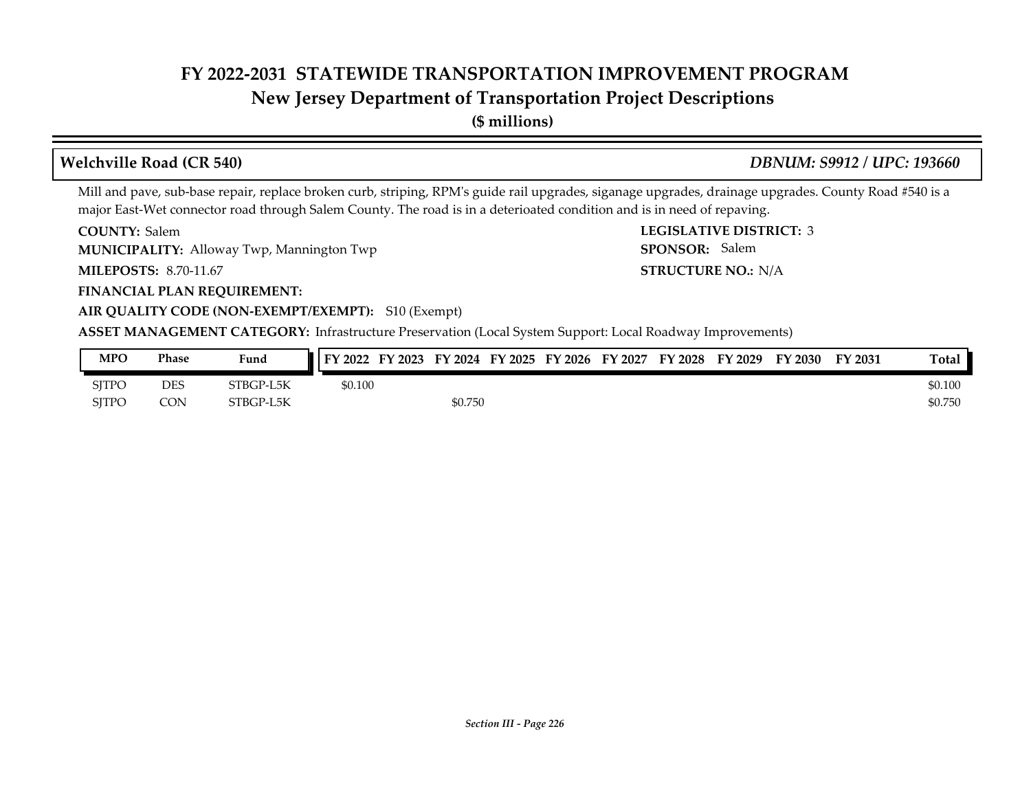# FY 2022-2031 STATEWIDE TRANSPORTATION IMPROVEMENT PROGRAM
## New Jersey Department of Transportation Project Descriptions
**($ millions)**

### Welchville Road (CR 540) *DBNUM: S9912 / UPC: 193660*

Mill and pave, sub-base repair, replace broken curb, striping, RPM's guide rail upgrades, siganage upgrades, drainage upgrades. County Road #540 is a major East-Wet connector road through Salem County. The road is in a deterioated condition and is in need of repaving.

**COUNTY:** Salem
**LEGISLATIVE DISTRICT:** 3
**MUNICIPALITY:** Alloway Twp, Mannington Twp
**SPONSOR:** Salem
**MILEPOSTS:** 8.70-11.67
**STRUCTURE NO.:** N/A
**FINANCIAL PLAN REQUIREMENT:**
**AIR QUALITY CODE (NON-EXEMPT/EXEMPT):** S10 (Exempt)
**ASSET MANAGEMENT CATEGORY:** Infrastructure Preservation (Local System Support: Local Roadway Improvements)

| MPO | Phase | Fund | FY 2022 | FY 2023 | FY 2024 | FY 2025 | FY 2026 | FY 2027 | FY 2028 | FY 2029 | FY 2030 | FY 2031 | Total |
|---|---|---|---|---|---|---|---|---|---|---|---|---|---|
| SJTPO | DES | STBGP-L5K | $0.100 | | | | | | | | | | $0.100 |
| SJTPO | CON | STBGP-L5K | | | $0.750 | | | | | | | | $0.750 |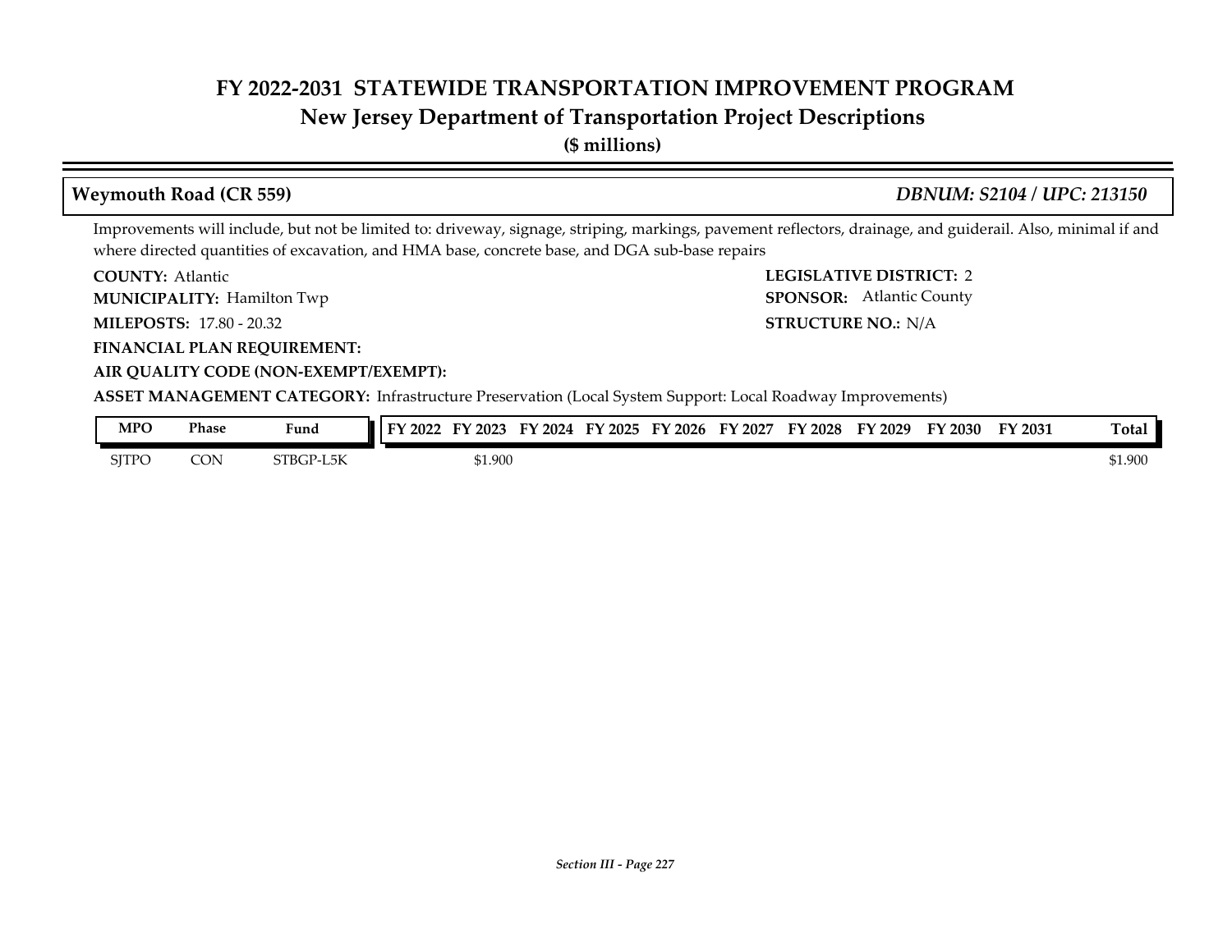# FY 2022-2031 STATEWIDE TRANSPORTATION IMPROVEMENT PROGRAM
## New Jersey Department of Transportation Project Descriptions
**($ millions)**

### Weymouth Road (CR 559) *DBNUM: S2104 / UPC: 213150*

Improvements will include, but not be limited to: driveway, signage, striping, markings, pavement reflectors, drainage, and guiderail. Also, minimal if and where directed quantities of excavation, and HMA base, concrete base, and DGA sub-base repairs

**COUNTY:** Atlantic
**LEGISLATIVE DISTRICT:** 2
**MUNICIPALITY:** Hamilton Twp
**SPONSOR:** Atlantic County
**MILEPOSTS:** 17.80 - 20.32
**STRUCTURE NO.:** N/A
**FINANCIAL PLAN REQUIREMENT:**
**AIR QUALITY CODE (NON-EXEMPT/EXEMPT):**
**ASSET MANAGEMENT CATEGORY:** Infrastructure Preservation (Local System Support: Local Roadway Improvements)

| MPO | Phase | Fund | FY 2022 | FY 2023 | FY 2024 | FY 2025 | FY 2026 | FY 2027 | FY 2028 | FY 2029 | FY 2030 | FY 2031 | Total |
|---|---|---|---|---|---|---|---|---|---|---|---|---|---|
| SJTPO | CON | STBGP-L5K | | $1.900 | | | | | | | | | $1.900 |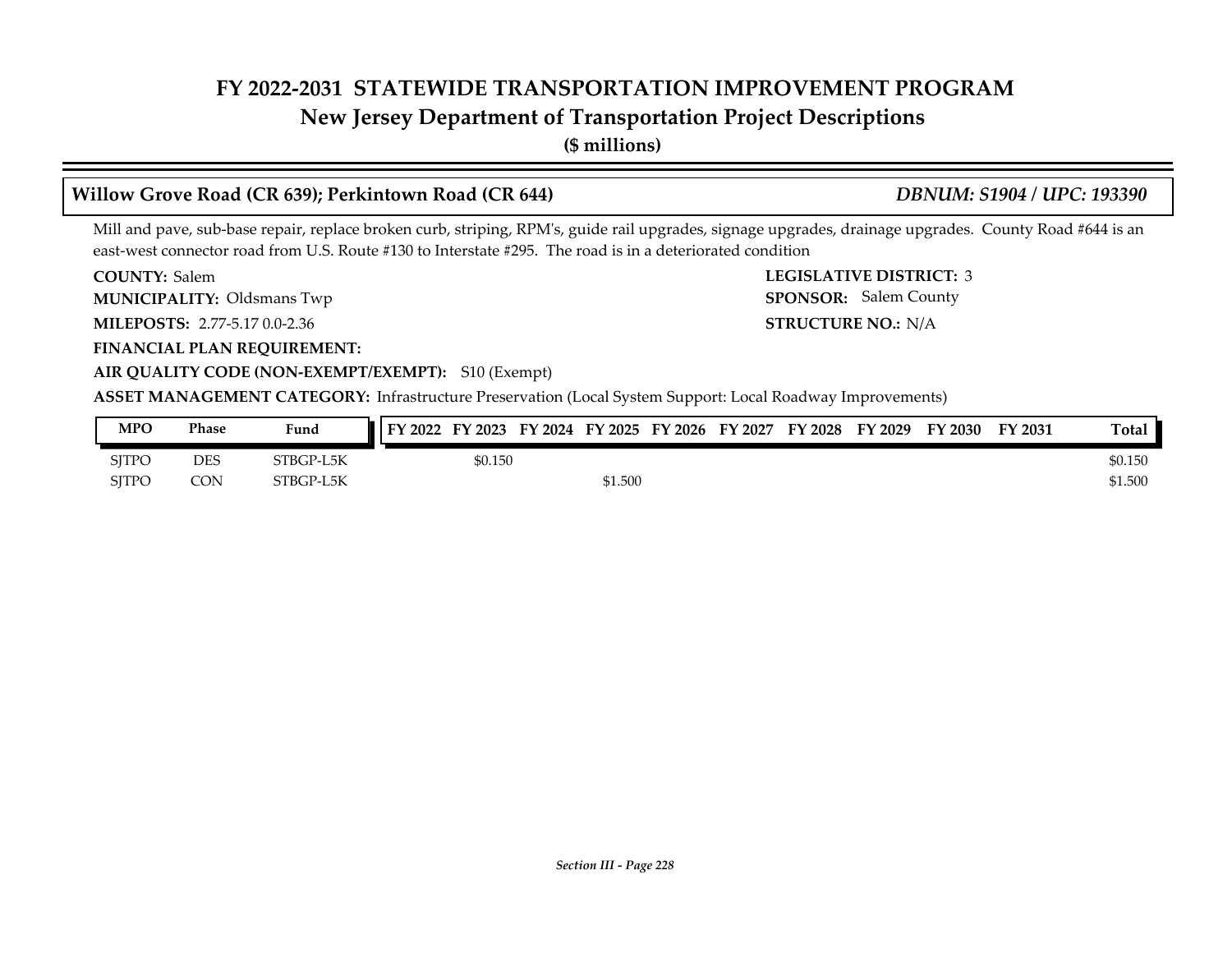# FY 2022-2031 STATEWIDE TRANSPORTATION IMPROVEMENT PROGRAM
## New Jersey Department of Transportation Project Descriptions
**($ millions)**

### Willow Grove Road (CR 639); Perkintown Road (CR 644) *DBNUM: S1904 / UPC: 193390*

Mill and pave, sub-base repair, replace broken curb, striping, RPM's, guide rail upgrades, signage upgrades, drainage upgrades. County Road #644 is an east-west connector road from U.S. Route #130 to Interstate #295. The road is in a deteriorated condition

**COUNTY:** Salem
**LEGISLATIVE DISTRICT:** 3
**MUNICIPALITY:** Oldsmans Twp
**SPONSOR:** Salem County
**MILEPOSTS:** 2.77-5.17 0.0-2.36
**STRUCTURE NO.:** N/A
**FINANCIAL PLAN REQUIREMENT:**
**AIR QUALITY CODE (NON-EXEMPT/EXEMPT):** S10 (Exempt)
**ASSET MANAGEMENT CATEGORY:** Infrastructure Preservation (Local System Support: Local Roadway Improvements)

| MPO | Phase | Fund | FY 2022 | FY 2023 | FY 2024 | FY 2025 | FY 2026 | FY 2027 | FY 2028 | FY 2029 | FY 2030 | FY 2031 | Total |
|---|---|---|---|---|---|---|---|---|---|---|---|---|---|
| SJTPO | DES | STBGP-L5K | | $0.150 | | | | | | | | | $0.150 |
| SJTPO | CON | STBGP-L5K | | | | $1.500 | | | | | | | $1.500 |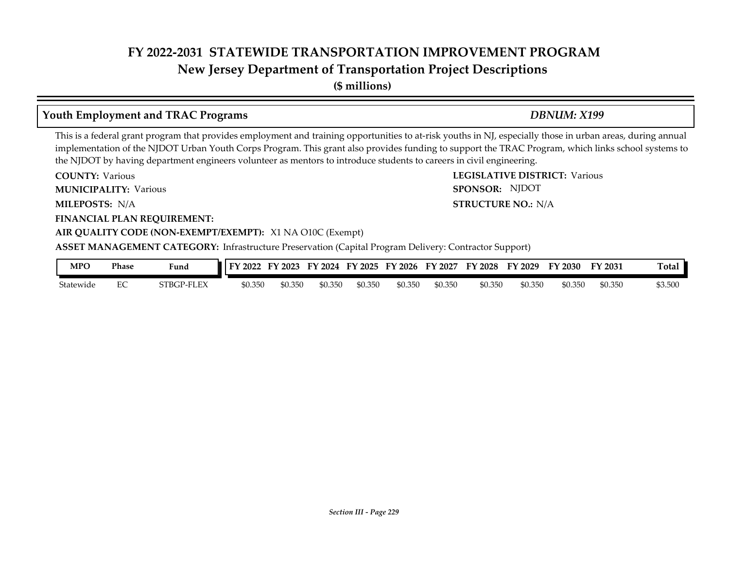# FY 2022-2031 STATEWIDE TRANSPORTATION IMPROVEMENT PROGRAM
## New Jersey Department of Transportation Project Descriptions
**($ millions)**

### Youth Employment and TRAC Programs — *DBNUM: X199*

This is a federal grant program that provides employment and training opportunities to at-risk youths in NJ, especially those in urban areas, during annual implementation of the NJDOT Urban Youth Corps Program. This grant also provides funding to support the TRAC Program, which links school systems to the NJDOT by having department engineers volunteer as mentors to introduce students to careers in civil engineering.

**COUNTY:** Various

**LEGISLATIVE DISTRICT:** Various

**MUNICIPALITY:** Various

**SPONSOR:** NJDOT

**MILEPOSTS:** N/A

**STRUCTURE NO.:** N/A

**FINANCIAL PLAN REQUIREMENT:**

**AIR QUALITY CODE (NON-EXEMPT/EXEMPT):** X1 NA O10C (Exempt)

**ASSET MANAGEMENT CATEGORY:** Infrastructure Preservation (Capital Program Delivery: Contractor Support)

| MPO | Phase | Fund | FY 2022 | FY 2023 | FY 2024 | FY 2025 | FY 2026 | FY 2027 | FY 2028 | FY 2029 | FY 2030 | FY 2031 | Total |
|---|---|---|---|---|---|---|---|---|---|---|---|---|---|
| Statewide | EC | STBGP-FLEX | $0.350 | $0.350 | $0.350 | $0.350 | $0.350 | $0.350 | $0.350 | $0.350 | $0.350 | $0.350 | $3.500 |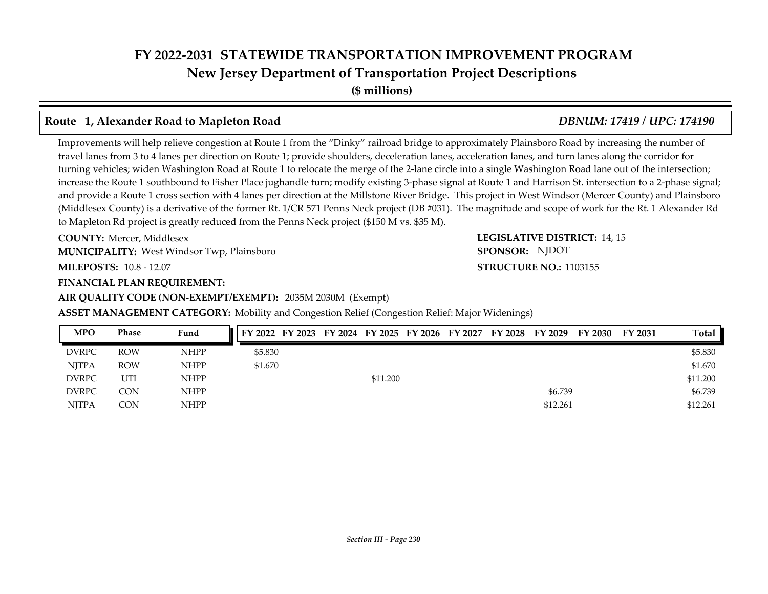# FY 2022-2031 STATEWIDE TRANSPORTATION IMPROVEMENT PROGRAM
## New Jersey Department of Transportation Project Descriptions
**($ millions)**

### Route 1, Alexander Road to Mapleton Road — *DBNUM: 17419 / UPC: 174190*

Improvements will help relieve congestion at Route 1 from the "Dinky" railroad bridge to approximately Plainsboro Road by increasing the number of travel lanes from 3 to 4 lanes per direction on Route 1; provide shoulders, deceleration lanes, acceleration lanes, and turn lanes along the corridor for turning vehicles; widen Washington Road at Route 1 to relocate the merge of the 2-lane circle into a single Washington Road lane out of the intersection; increase the Route 1 southbound to Fisher Place jughandle turn; modify existing 3-phase signal at Route 1 and Harrison St. intersection to a 2-phase signal; and provide a Route 1 cross section with 4 lanes per direction at the Millstone River Bridge. This project in West Windsor (Mercer County) and Plainsboro (Middlesex County) is a derivative of the former Rt. 1/CR 571 Penns Neck project (DB #031). The magnitude and scope of work for the Rt. 1 Alexander Rd to Mapleton Rd project is greatly reduced from the Penns Neck project ($150 M vs. $35 M).

**COUNTY:** Mercer, Middlesex

**LEGISLATIVE DISTRICT:** 14, 15

**MUNICIPALITY:** West Windsor Twp, Plainsboro

**SPONSOR:** NJDOT

**MILEPOSTS:** 10.8 - 12.07

**STRUCTURE NO.:** 1103155

**FINANCIAL PLAN REQUIREMENT:**

**AIR QUALITY CODE (NON-EXEMPT/EXEMPT):** 2035M 2030M (Exempt)

**ASSET MANAGEMENT CATEGORY:** Mobility and Congestion Relief (Congestion Relief: Major Widenings)

| MPO | Phase | Fund | FY 2022 | FY 2023 | FY 2024 | FY 2025 | FY 2026 | FY 2027 | FY 2028 | FY 2029 | FY 2030 | FY 2031 | Total |
|---|---|---|---|---|---|---|---|---|---|---|---|---|---|
| DVRPC | ROW | NHPP | $5.830 | | | | | | | | | | $5.830 |
| NJTPA | ROW | NHPP | $1.670 | | | | | | | | | | $1.670 |
| DVRPC | UTI | NHPP | | | | $11.200 | | | | | | | $11.200 |
| DVRPC | CON | NHPP | | | | | | | | $6.739 | | | $6.739 |
| NJTPA | CON | NHPP | | | | | | | | $12.261 | | | $12.261 |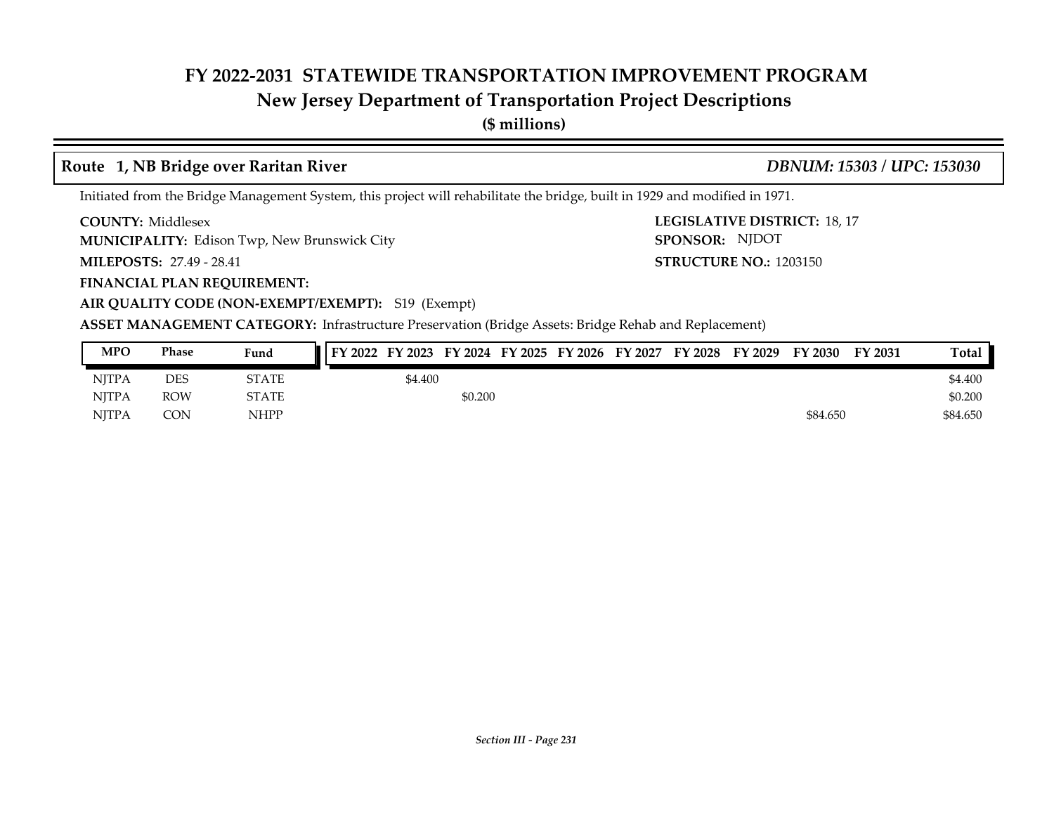## Route 1, NB Bridge over Raritan River *DBNUM: 15303 / UPC: 153030*

Initiated from the Bridge Management System, this project will rehabilitate the bridge, built in 1929 and modified in 1971.

**COUNTY:** Middlesex

**LEGISLATIVE DISTRICT:** 18, 17

**MUNICIPALITY:** Edison Twp, New Brunswick City

**SPONSOR:** NJDOT

**MILEPOSTS:** 27.49 - 28.41

**STRUCTURE NO.:** 1203150

**FINANCIAL PLAN REQUIREMENT:**

**AIR QUALITY CODE (NON-EXEMPT/EXEMPT):** S19 (Exempt)

**ASSET MANAGEMENT CATEGORY:** Infrastructure Preservation (Bridge Assets: Bridge Rehab and Replacement)

| MPO | Phase | Fund | FY 2022 | FY 2023 | FY 2024 | FY 2025 | FY 2026 | FY 2027 | FY 2028 | FY 2029 | FY 2030 | FY 2031 | Total |
|---|---|---|---|---|---|---|---|---|---|---|---|---|---|
| NJTPA | DES | STATE | | $4.400 | | | | | | | | | $4.400 |
| NJTPA | ROW | STATE | | | $0.200 | | | | | | | | $0.200 |
| NJTPA | CON | NHPP | | | | | | | | | $84.650 | | $84.650 |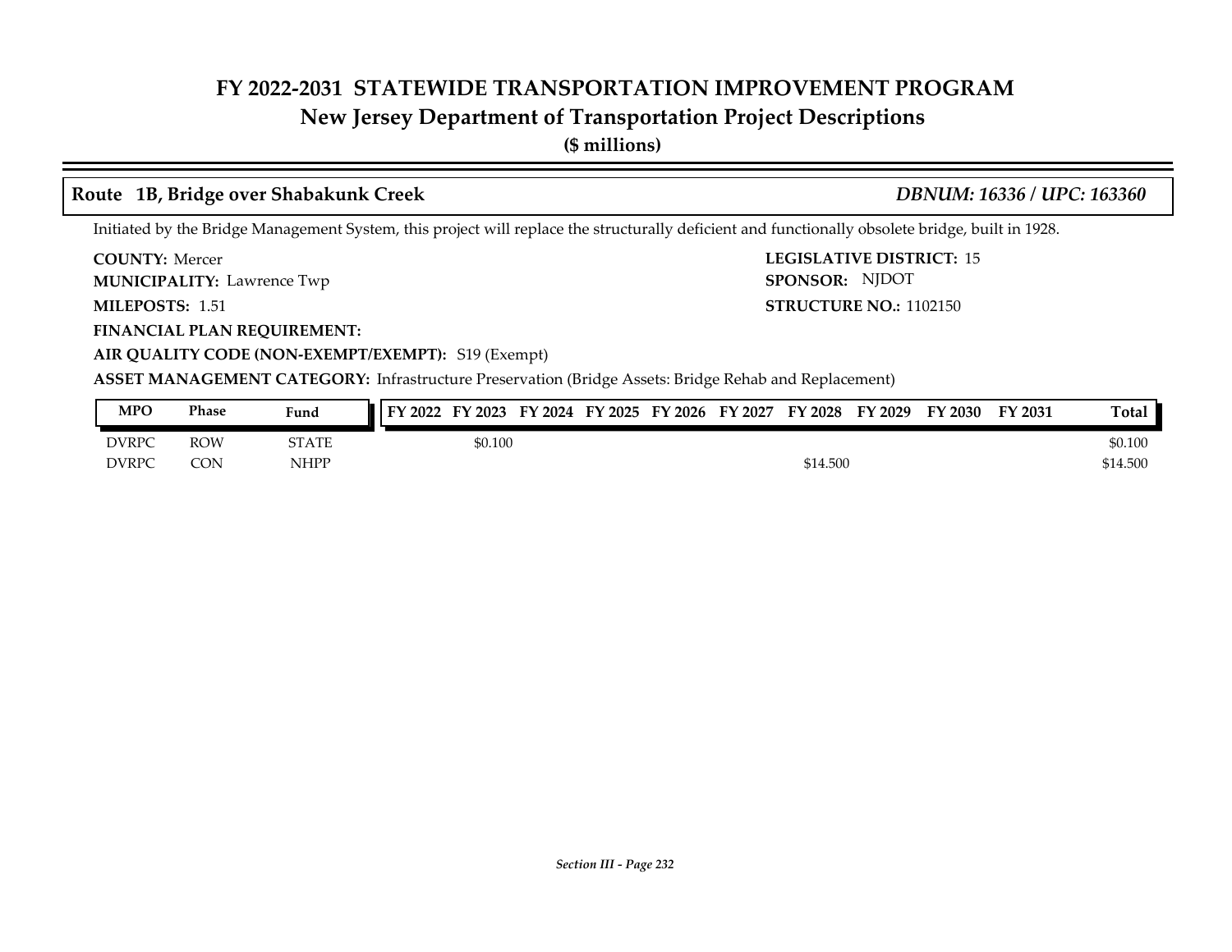# FY 2022-2031 STATEWIDE TRANSPORTATION IMPROVEMENT PROGRAM

## New Jersey Department of Transportation Project Descriptions

**($ millions)**

### Route 1B, Bridge over Shabakunk Creek — *DBNUM: 16336 / UPC: 163360*

Initiated by the Bridge Management System, this project will replace the structurally deficient and functionally obsolete bridge, built in 1928.

**COUNTY:** Mercer
**LEGISLATIVE DISTRICT:** 15
**MUNICIPALITY:** Lawrence Twp
**SPONSOR:** NJDOT
**MILEPOSTS:** 1.51
**STRUCTURE NO.:** 1102150
**FINANCIAL PLAN REQUIREMENT:**
**AIR QUALITY CODE (NON-EXEMPT/EXEMPT):** S19 (Exempt)
**ASSET MANAGEMENT CATEGORY:** Infrastructure Preservation (Bridge Assets: Bridge Rehab and Replacement)

| MPO | Phase | Fund | FY 2022 | FY 2023 | FY 2024 | FY 2025 | FY 2026 | FY 2027 | FY 2028 | FY 2029 | FY 2030 | FY 2031 | Total |
|---|---|---|---|---|---|---|---|---|---|---|---|---|---|
| DVRPC | ROW | STATE | | $0.100 | | | | | | | | | $0.100 |
| DVRPC | CON | NHPP | | | | | | | $14.500 | | | | $14.500 |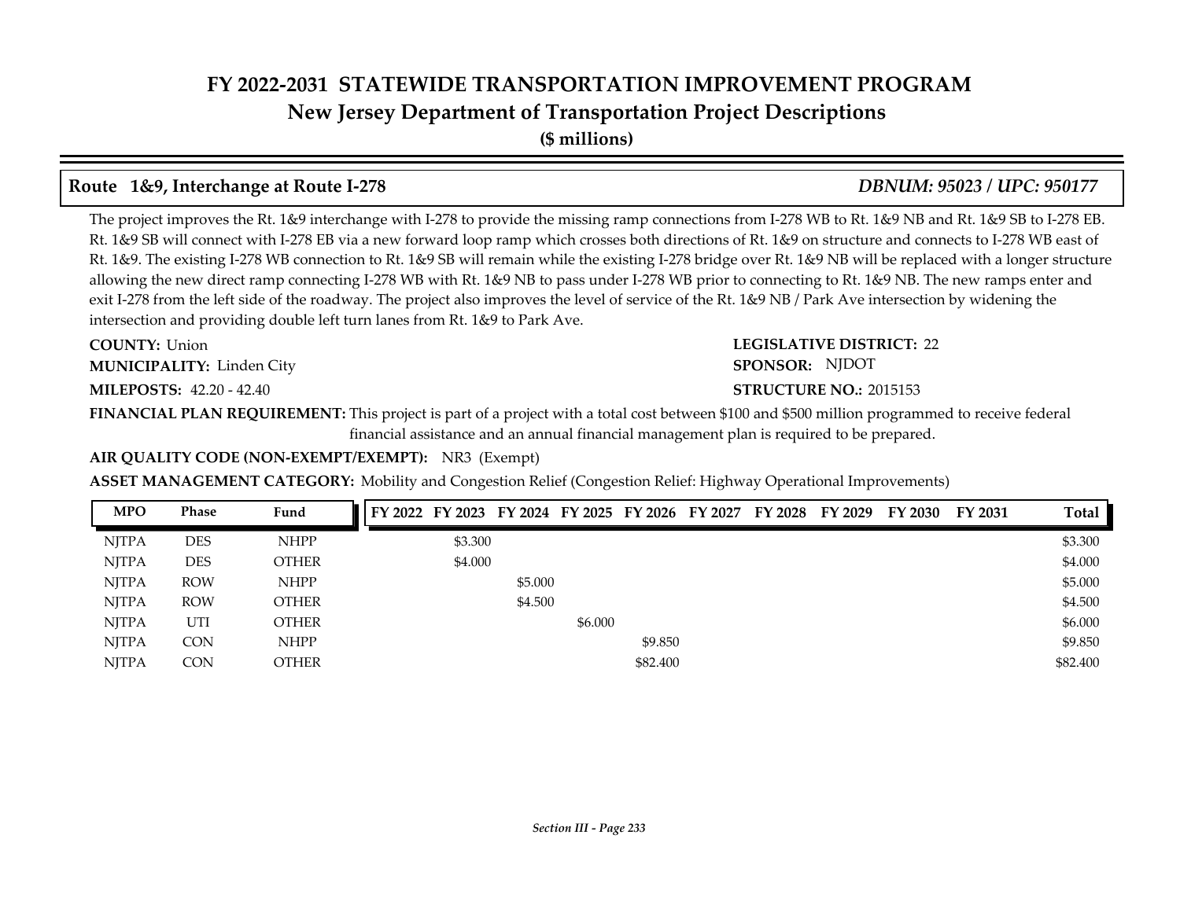# FY 2022-2031 STATEWIDE TRANSPORTATION IMPROVEMENT PROGRAM
## New Jersey Department of Transportation Project Descriptions
**($ millions)**

### Route 1&9, Interchange at Route I-278 — *DBNUM: 95023 / UPC: 950177*

The project improves the Rt. 1&9 interchange with I-278 to provide the missing ramp connections from I-278 WB to Rt. 1&9 NB and Rt. 1&9 SB to I-278 EB. Rt. 1&9 SB will connect with I-278 EB via a new forward loop ramp which crosses both directions of Rt. 1&9 on structure and connects to I-278 WB east of Rt. 1&9. The existing I-278 WB connection to Rt. 1&9 SB will remain while the existing I-278 bridge over Rt. 1&9 NB will be replaced with a longer structure allowing the new direct ramp connecting I-278 WB with Rt. 1&9 NB to pass under I-278 WB prior to connecting to Rt. 1&9 NB. The new ramps enter and exit I-278 from the left side of the roadway. The project also improves the level of service of the Rt. 1&9 NB / Park Ave intersection by widening the intersection and providing double left turn lanes from Rt. 1&9 to Park Ave.

**COUNTY:** Union
**LEGISLATIVE DISTRICT:** 22
**MUNICIPALITY:** Linden City
**SPONSOR:** NJDOT
**MILEPOSTS:** 42.20 - 42.40
**STRUCTURE NO.:** 2015153

**FINANCIAL PLAN REQUIREMENT:** This project is part of a project with a total cost between $100 and $500 million programmed to receive federal financial assistance and an annual financial management plan is required to be prepared.

**AIR QUALITY CODE (NON-EXEMPT/EXEMPT):** NR3 (Exempt)

**ASSET MANAGEMENT CATEGORY:** Mobility and Congestion Relief (Congestion Relief: Highway Operational Improvements)

| MPO | Phase | Fund | FY 2022 | FY 2023 | FY 2024 | FY 2025 | FY 2026 | FY 2027 | FY 2028 | FY 2029 | FY 2030 | FY 2031 | Total |
|---|---|---|---|---|---|---|---|---|---|---|---|---|---|
| NJTPA | DES | NHPP | | $3.300 | | | | | | | | | $3.300 |
| NJTPA | DES | OTHER | | $4.000 | | | | | | | | | $4.000 |
| NJTPA | ROW | NHPP | | | $5.000 | | | | | | | | $5.000 |
| NJTPA | ROW | OTHER | | | $4.500 | | | | | | | | $4.500 |
| NJTPA | UTI | OTHER | | | | $6.000 | | | | | | | $6.000 |
| NJTPA | CON | NHPP | | | | | $9.850 | | | | | | $9.850 |
| NJTPA | CON | OTHER | | | | | $82.400 | | | | | | $82.400 |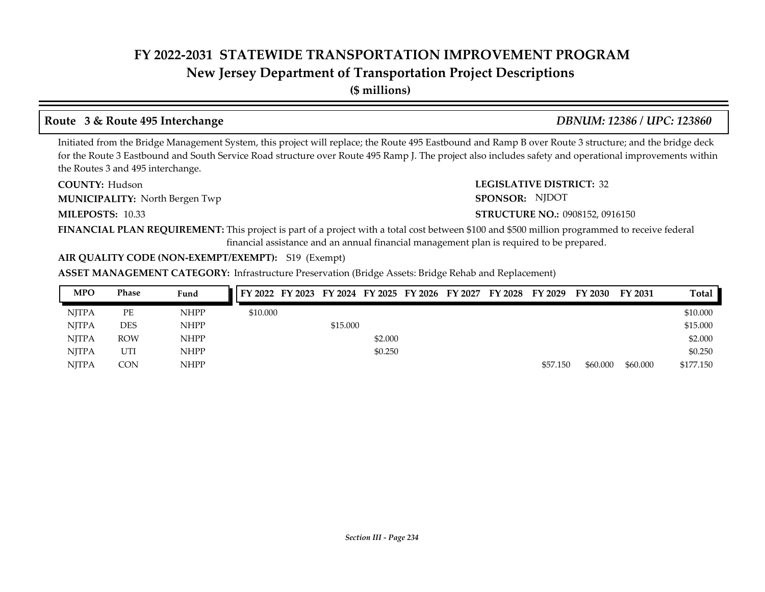# FY 2022-2031 STATEWIDE TRANSPORTATION IMPROVEMENT PROGRAM
## New Jersey Department of Transportation Project Descriptions
**($ millions)**

### Route 3 & Route 495 Interchange — *DBNUM: 12386 / UPC: 123860*

Initiated from the Bridge Management System, this project will replace; the Route 495 Eastbound and Ramp B over Route 3 structure; and the bridge deck for the Route 3 Eastbound and South Service Road structure over Route 495 Ramp J. The project also includes safety and operational improvements within the Routes 3 and 495 interchange.

**COUNTY:** Hudson

**LEGISLATIVE DISTRICT:** 32

**MUNICIPALITY:** North Bergen Twp

**SPONSOR:** NJDOT

**MILEPOSTS:** 10.33

**STRUCTURE NO.:** 0908152, 0916150

**FINANCIAL PLAN REQUIREMENT:** This project is part of a project with a total cost between $100 and $500 million programmed to receive federal financial assistance and an annual financial management plan is required to be prepared.

**AIR QUALITY CODE (NON-EXEMPT/EXEMPT):** S19 (Exempt)

**ASSET MANAGEMENT CATEGORY:** Infrastructure Preservation (Bridge Assets: Bridge Rehab and Replacement)

| MPO | Phase | Fund | FY 2022 | FY 2023 | FY 2024 | FY 2025 | FY 2026 | FY 2027 | FY 2028 | FY 2029 | FY 2030 | FY 2031 | Total |
|---|---|---|---|---|---|---|---|---|---|---|---|---|---|
| NJTPA | PE | NHPP | $10.000 | | | | | | | | | | $10.000 |
| NJTPA | DES | NHPP | | | $15.000 | | | | | | | | $15.000 |
| NJTPA | ROW | NHPP | | | | $2.000 | | | | | | | $2.000 |
| NJTPA | UTI | NHPP | | | | $0.250 | | | | | | | $0.250 |
| NJTPA | CON | NHPP | | | | | | | | $57.150 | $60.000 | $60.000 | $177.150 |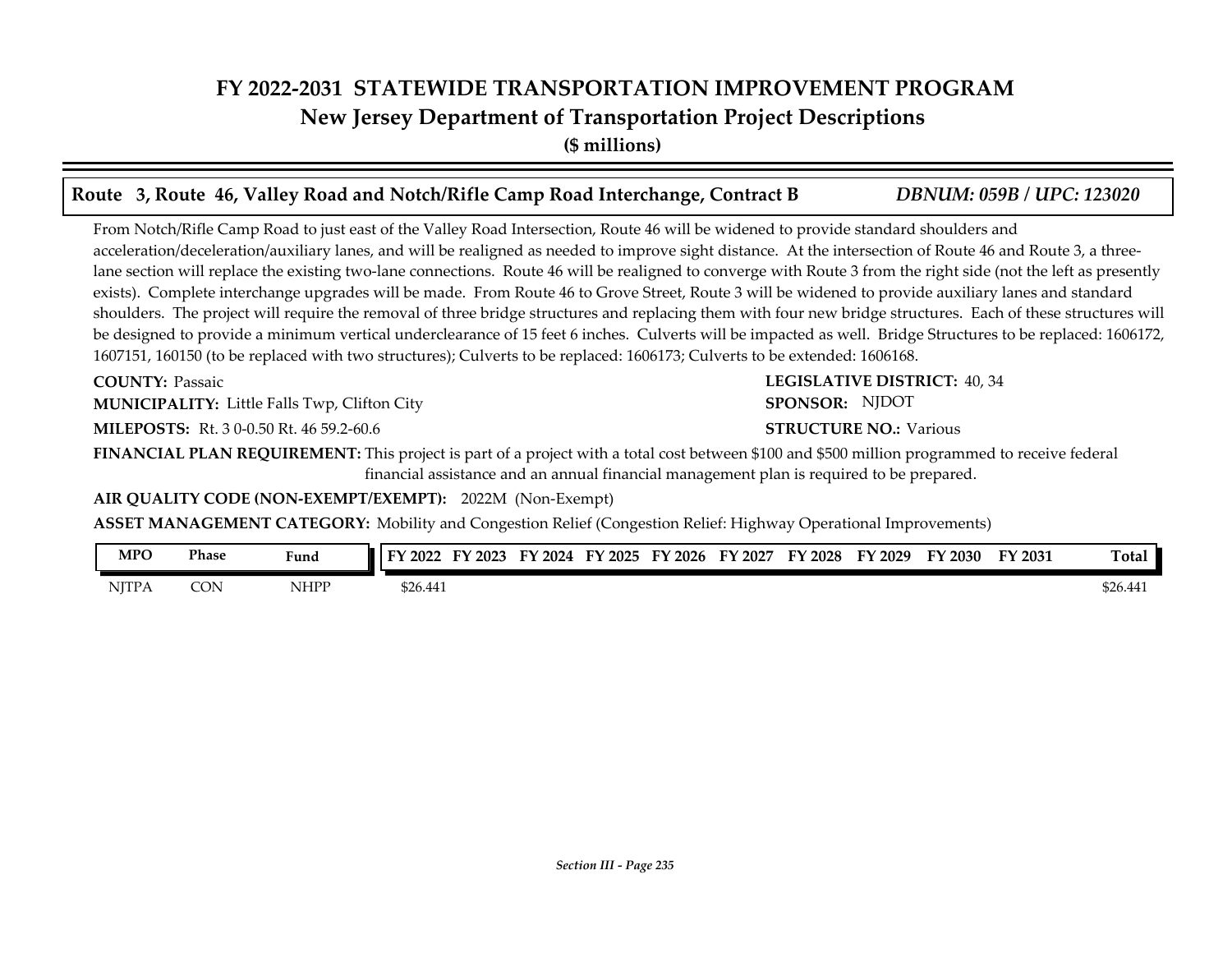# FY 2022-2031 STATEWIDE TRANSPORTATION IMPROVEMENT PROGRAM
## New Jersey Department of Transportation Project Descriptions
**($ millions)**

### Route 3, Route 46, Valley Road and Notch/Rifle Camp Road Interchange, Contract B — *DBNUM: 059B / UPC: 123020*

From Notch/Rifle Camp Road to just east of the Valley Road Intersection, Route 46 will be widened to provide standard shoulders and acceleration/deceleration/auxiliary lanes, and will be realigned as needed to improve sight distance. At the intersection of Route 46 and Route 3, a three-lane section will replace the existing two-lane connections. Route 46 will be realigned to converge with Route 3 from the right side (not the left as presently exists). Complete interchange upgrades will be made. From Route 46 to Grove Street, Route 3 will be widened to provide auxiliary lanes and standard shoulders. The project will require the removal of three bridge structures and replacing them with four new bridge structures. Each of these structures will be designed to provide a minimum vertical underclearance of 15 feet 6 inches. Culverts will be impacted as well. Bridge Structures to be replaced: 1606172, 1607151, 160150 (to be replaced with two structures); Culverts to be replaced: 1606173; Culverts to be extended: 1606168.

**COUNTY:** Passaic

**LEGISLATIVE DISTRICT:** 40, 34

**MUNICIPALITY:** Little Falls Twp, Clifton City

**SPONSOR:** NJDOT

**MILEPOSTS:** Rt. 3 0-0.50 Rt. 46 59.2-60.6

**STRUCTURE NO.:** Various

**FINANCIAL PLAN REQUIREMENT:** This project is part of a project with a total cost between $100 and $500 million programmed to receive federal financial assistance and an annual financial management plan is required to be prepared.

**AIR QUALITY CODE (NON-EXEMPT/EXEMPT):** 2022M (Non-Exempt)

**ASSET MANAGEMENT CATEGORY:** Mobility and Congestion Relief (Congestion Relief: Highway Operational Improvements)

| MPO | Phase | Fund | FY 2022 | FY 2023 | FY 2024 | FY 2025 | FY 2026 | FY 2027 | FY 2028 | FY 2029 | FY 2030 | FY 2031 | Total |
|---|---|---|---|---|---|---|---|---|---|---|---|---|---|
| NJTPA | CON | NHPP | $26.441 | | | | | | | | | | $26.441 |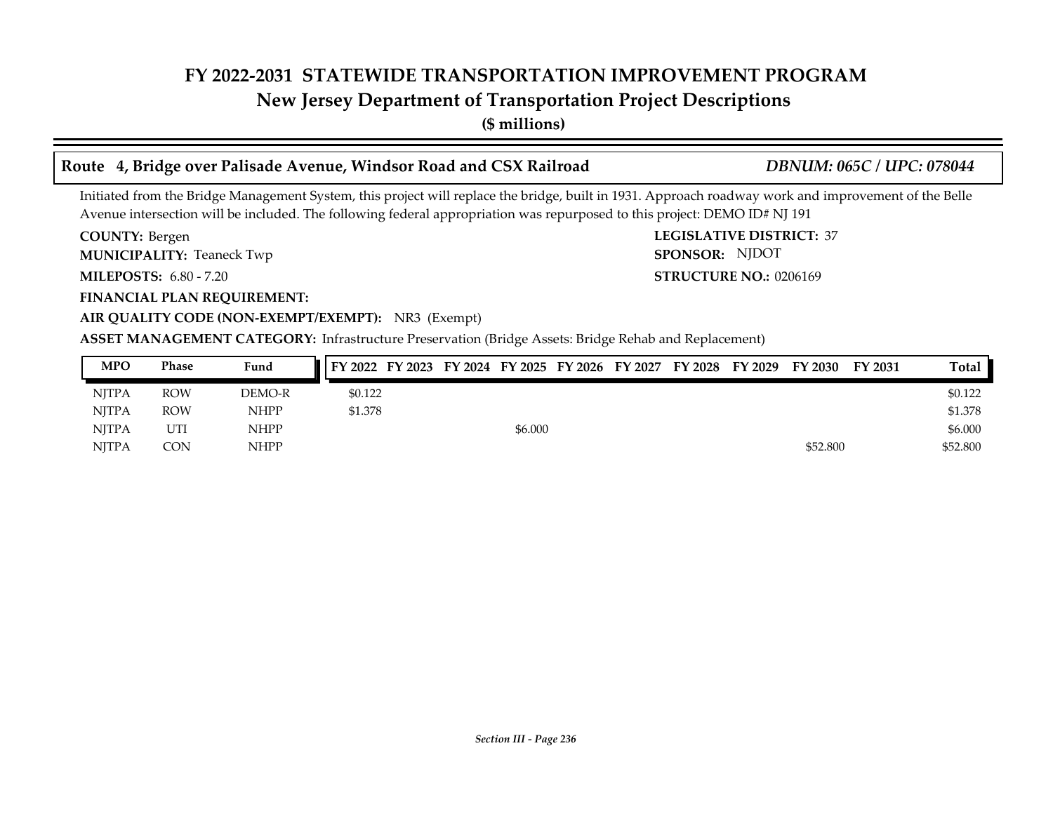# FY 2022-2031 STATEWIDE TRANSPORTATION IMPROVEMENT PROGRAM

## New Jersey Department of Transportation Project Descriptions

**($ millions)**

### Route 4, Bridge over Palisade Avenue, Windsor Road and CSX Railroad — *DBNUM: 065C / UPC: 078044*

Initiated from the Bridge Management System, this project will replace the bridge, built in 1931. Approach roadway work and improvement of the Belle Avenue intersection will be included. The following federal appropriation was repurposed to this project: DEMO ID# NJ 191

**COUNTY:** Bergen
**LEGISLATIVE DISTRICT:** 37
**MUNICIPALITY:** Teaneck Twp
**SPONSOR:** NJDOT
**MILEPOSTS:** 6.80 - 7.20
**STRUCTURE NO.:** 0206169
**FINANCIAL PLAN REQUIREMENT:**
**AIR QUALITY CODE (NON-EXEMPT/EXEMPT):** NR3 (Exempt)
**ASSET MANAGEMENT CATEGORY:** Infrastructure Preservation (Bridge Assets: Bridge Rehab and Replacement)

| MPO | Phase | Fund | FY 2022 | FY 2023 | FY 2024 | FY 2025 | FY 2026 | FY 2027 | FY 2028 | FY 2029 | FY 2030 | FY 2031 | Total |
|---|---|---|---|---|---|---|---|---|---|---|---|---|---|
| NJTPA | ROW | DEMO-R | $0.122 | | | | | | | | | | $0.122 |
| NJTPA | ROW | NHPP | $1.378 | | | | | | | | | | $1.378 |
| NJTPA | UTI | NHPP | | | | $6.000 | | | | | | | $6.000 |
| NJTPA | CON | NHPP | | | | | | | | | $52.800 | | $52.800 |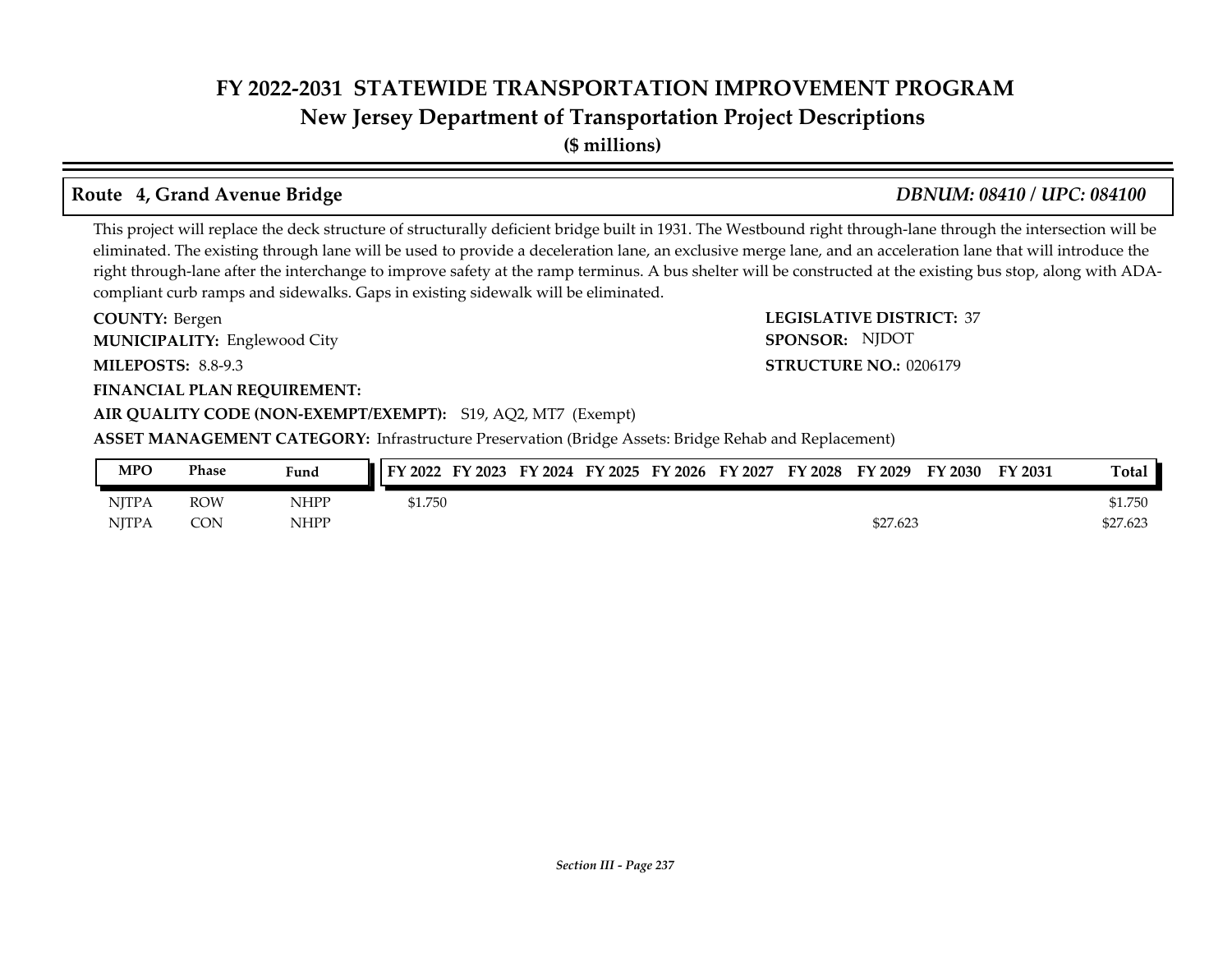# FY 2022-2031 STATEWIDE TRANSPORTATION IMPROVEMENT PROGRAM
## New Jersey Department of Transportation Project Descriptions
**($ millions)**

### Route 4, Grand Avenue Bridge — *DBNUM: 08410 / UPC: 084100*

This project will replace the deck structure of structurally deficient bridge built in 1931. The Westbound right through-lane through the intersection will be eliminated. The existing through lane will be used to provide a deceleration lane, an exclusive merge lane, and an acceleration lane that will introduce the right through-lane after the interchange to improve safety at the ramp terminus. A bus shelter will be constructed at the existing bus stop, along with ADA-compliant curb ramps and sidewalks. Gaps in existing sidewalk will be eliminated.

**COUNTY:** Bergen

**MUNICIPALITY:** Englewood City

**MILEPOSTS:** 8.8-9.3

**LEGISLATIVE DISTRICT:** 37

**SPONSOR:** NJDOT

**STRUCTURE NO.:** 0206179

**FINANCIAL PLAN REQUIREMENT:**

**AIR QUALITY CODE (NON-EXEMPT/EXEMPT):** S19, AQ2, MT7 (Exempt)

**ASSET MANAGEMENT CATEGORY:** Infrastructure Preservation (Bridge Assets: Bridge Rehab and Replacement)

| MPO | Phase | Fund | FY 2022 | FY 2023 | FY 2024 | FY 2025 | FY 2026 | FY 2027 | FY 2028 | FY 2029 | FY 2030 | FY 2031 | Total |
|---|---|---|---|---|---|---|---|---|---|---|---|---|---|
| NJTPA | ROW | NHPP | $1.750 | | | | | | | | | | $1.750 |
| NJTPA | CON | NHPP | | | | | | | | $27.623 | | | $27.623 |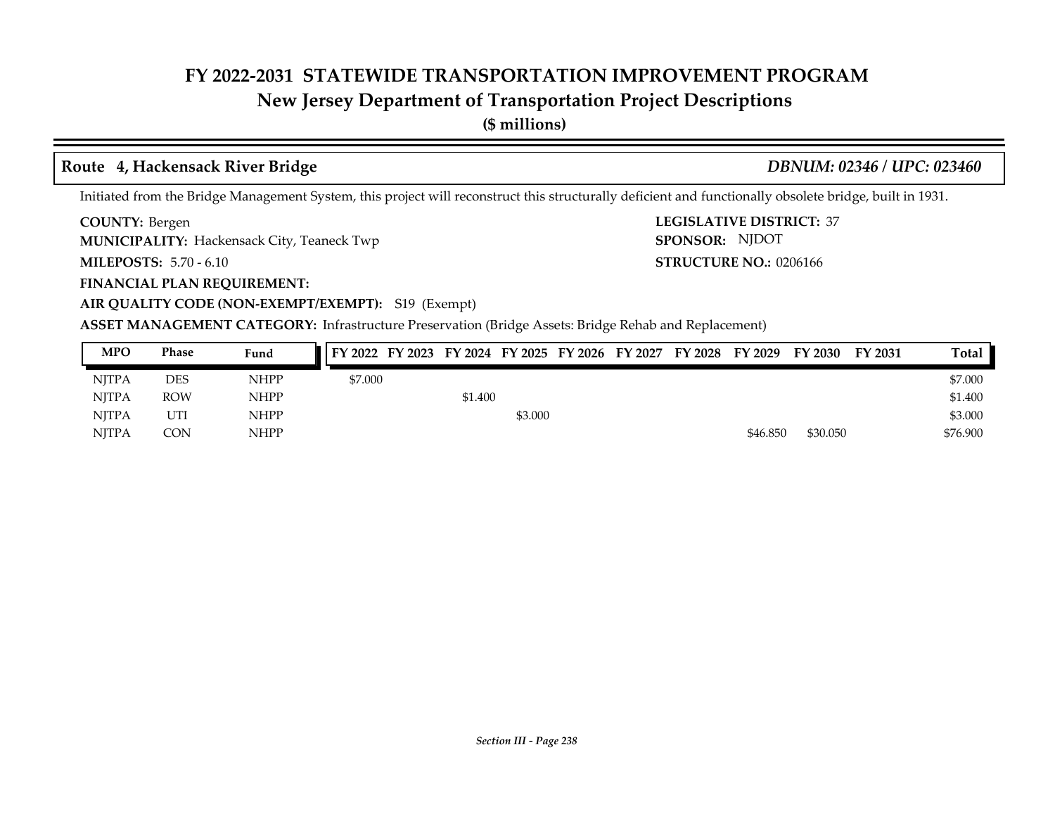# FY 2022-2031 STATEWIDE TRANSPORTATION IMPROVEMENT PROGRAM
## New Jersey Department of Transportation Project Descriptions
**($ millions)**

### Route 4, Hackensack River Bridge — *DBNUM: 02346 / UPC: 023460*

Initiated from the Bridge Management System, this project will reconstruct this structurally deficient and functionally obsolete bridge, built in 1931.

**COUNTY:** Bergen
**LEGISLATIVE DISTRICT:** 37
**MUNICIPALITY:** Hackensack City, Teaneck Twp
**SPONSOR:** NJDOT
**MILEPOSTS:** 5.70 - 6.10
**STRUCTURE NO.:** 0206166
**FINANCIAL PLAN REQUIREMENT:**
**AIR QUALITY CODE (NON-EXEMPT/EXEMPT):** S19 (Exempt)
**ASSET MANAGEMENT CATEGORY:** Infrastructure Preservation (Bridge Assets: Bridge Rehab and Replacement)

| MPO | Phase | Fund | FY 2022 | FY 2023 | FY 2024 | FY 2025 | FY 2026 | FY 2027 | FY 2028 | FY 2029 | FY 2030 | FY 2031 | Total |
|---|---|---|---|---|---|---|---|---|---|---|---|---|---|
| NJTPA | DES | NHPP | $7.000 | | | | | | | | | | $7.000 |
| NJTPA | ROW | NHPP | | | $1.400 | | | | | | | | $1.400 |
| NJTPA | UTI | NHPP | | | | $3.000 | | | | | | | $3.000 |
| NJTPA | CON | NHPP | | | | | | | | $46.850 | $30.050 | | $76.900 |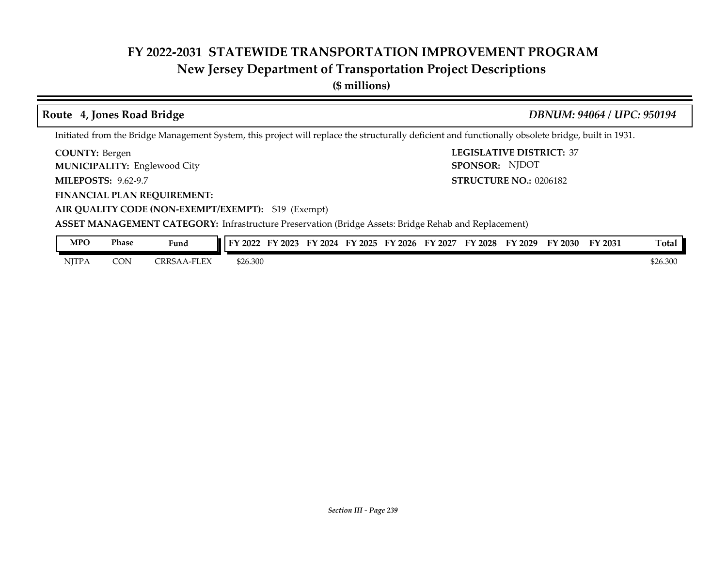# FY 2022-2031 STATEWIDE TRANSPORTATION IMPROVEMENT PROGRAM
## New Jersey Department of Transportation Project Descriptions
**($ millions)**

### Route 4, Jones Road Bridge — *DBNUM: 94064 / UPC: 950194*

Initiated from the Bridge Management System, this project will replace the structurally deficient and functionally obsolete bridge, built in 1931.

**COUNTY:** Bergen
**LEGISLATIVE DISTRICT:** 37
**MUNICIPALITY:** Englewood City
**SPONSOR:** NJDOT
**MILEPOSTS:** 9.62-9.7
**STRUCTURE NO.:** 0206182
**FINANCIAL PLAN REQUIREMENT:**
**AIR QUALITY CODE (NON-EXEMPT/EXEMPT):** S19 (Exempt)
**ASSET MANAGEMENT CATEGORY:** Infrastructure Preservation (Bridge Assets: Bridge Rehab and Replacement)

| MPO | Phase | Fund | FY 2022 | FY 2023 | FY 2024 | FY 2025 | FY 2026 | FY 2027 | FY 2028 | FY 2029 | FY 2030 | FY 2031 | Total |
|---|---|---|---|---|---|---|---|---|---|---|---|---|---|
| NJTPA | CON | CRRSAA-FLEX | $26.300 | | | | | | | | | | $26.300 |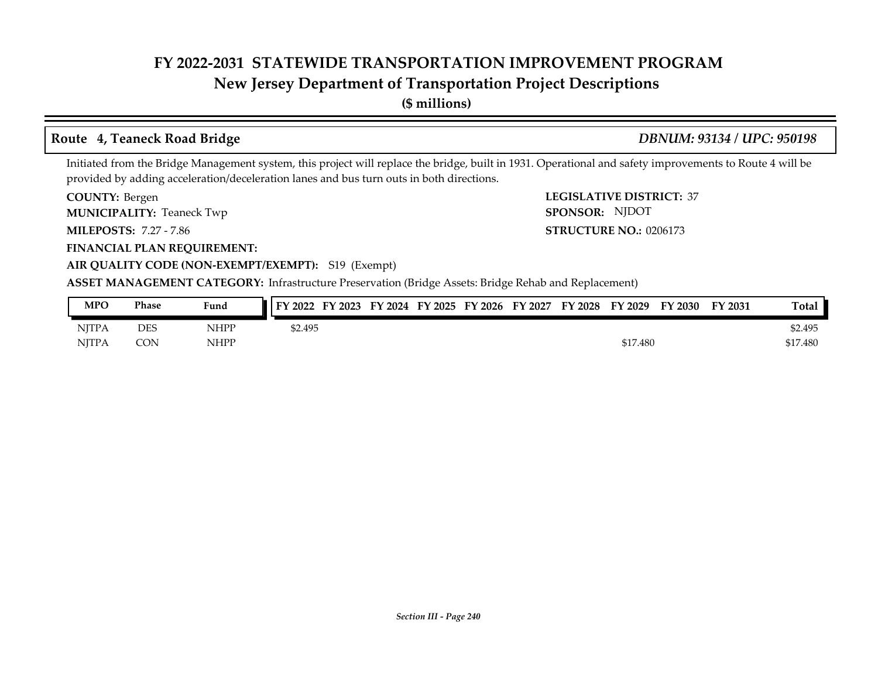# FY 2022-2031 STATEWIDE TRANSPORTATION IMPROVEMENT PROGRAM
## New Jersey Department of Transportation Project Descriptions
**($ millions)**

### Route 4, Teaneck Road Bridge — *DBNUM: 93134 / UPC: 950198*

Initiated from the Bridge Management system, this project will replace the bridge, built in 1931. Operational and safety improvements to Route 4 will be provided by adding acceleration/deceleration lanes and bus turn outs in both directions.

**COUNTY:** Bergen
**LEGISLATIVE DISTRICT:** 37
**MUNICIPALITY:** Teaneck Twp
**SPONSOR:** NJDOT
**MILEPOSTS:** 7.27 - 7.86
**STRUCTURE NO.:** 0206173
**FINANCIAL PLAN REQUIREMENT:**
**AIR QUALITY CODE (NON-EXEMPT/EXEMPT):** S19 (Exempt)
**ASSET MANAGEMENT CATEGORY:** Infrastructure Preservation (Bridge Assets: Bridge Rehab and Replacement)

| MPO | Phase | Fund | FY 2022 | FY 2023 | FY 2024 | FY 2025 | FY 2026 | FY 2027 | FY 2028 | FY 2029 | FY 2030 | FY 2031 | Total |
|---|---|---|---|---|---|---|---|---|---|---|---|---|---|
| NJTPA | DES | NHPP | $2.495 | | | | | | | | | | $2.495 |
| NJTPA | CON | NHPP | | | | | | | | $17.480 | | | $17.480 |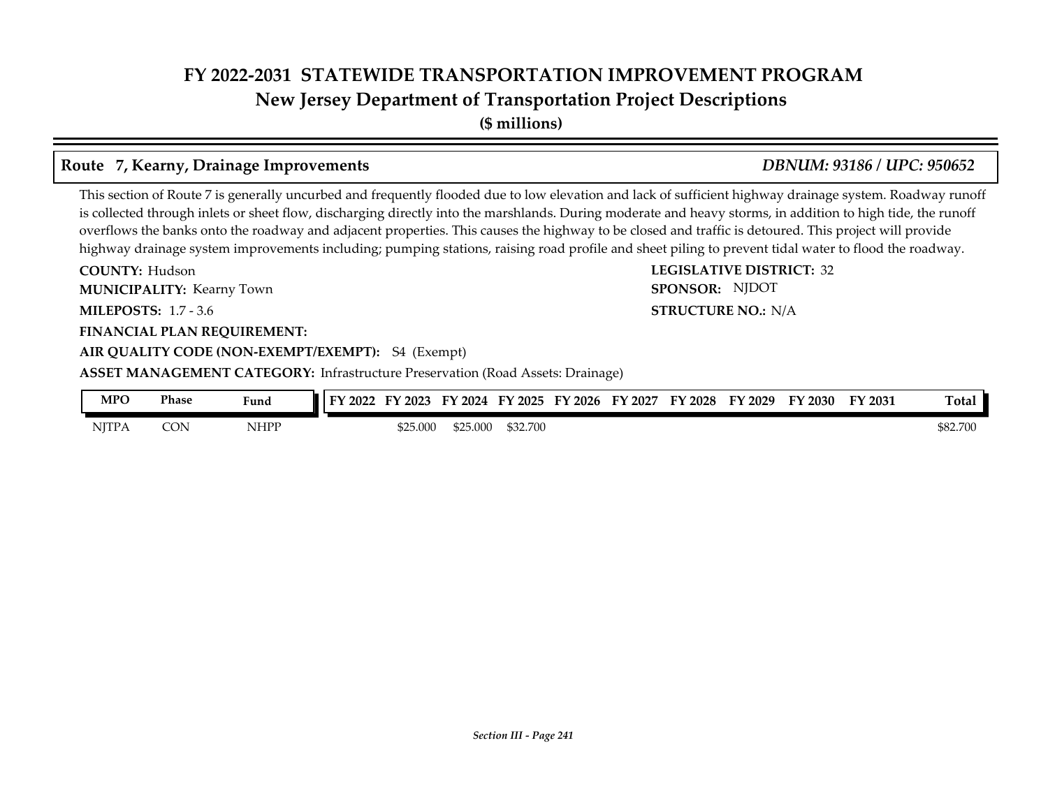## Route 7, Kearny, Drainage Improvements

*DBNUM: 93186 / UPC: 950652*

This section of Route 7 is generally uncurbed and frequently flooded due to low elevation and lack of sufficient highway drainage system. Roadway runoff is collected through inlets or sheet flow, discharging directly into the marshlands. During moderate and heavy storms, in addition to high tide, the runoff overflows the banks onto the roadway and adjacent properties. This causes the highway to be closed and traffic is detoured. This project will provide highway drainage system improvements including; pumping stations, raising road profile and sheet piling to prevent tidal water to flood the roadway.

**COUNTY:** Hudson

**MUNICIPALITY:** Kearny Town

**MILEPOSTS:** 1.7 - 3.6

**LEGISLATIVE DISTRICT:** 32

**SPONSOR:** NJDOT

**STRUCTURE NO.:** N/A

**FINANCIAL PLAN REQUIREMENT:**

**AIR QUALITY CODE (NON-EXEMPT/EXEMPT):** S4 (Exempt)

**ASSET MANAGEMENT CATEGORY:** Infrastructure Preservation (Road Assets: Drainage)

| MPO | Phase | Fund | FY 2022 | FY 2023 | FY 2024 | FY 2025 | FY 2026 | FY 2027 | FY 2028 | FY 2029 | FY 2030 | FY 2031 | Total |
|---|---|---|---|---|---|---|---|---|---|---|---|---|---|
| NJTPA | CON | NHPP | | $25.000 | $25.000 | $32.700 | | | | | | | $82.700 |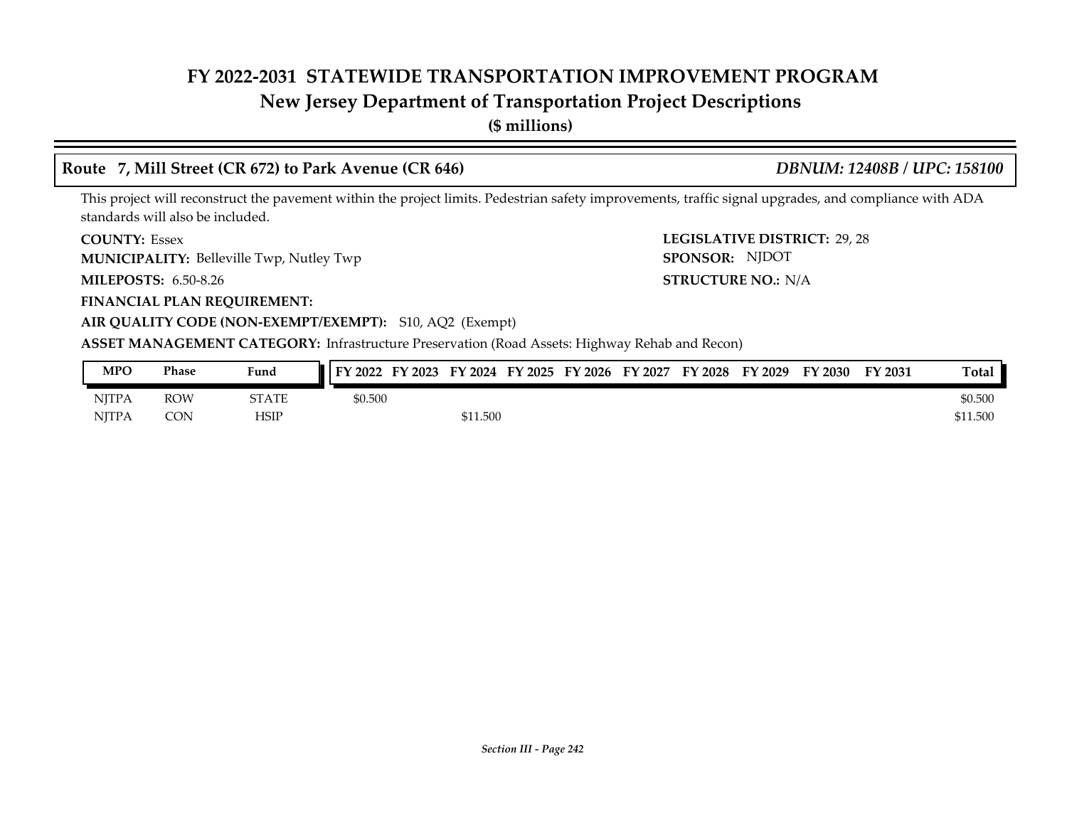# FY 2022-2031 STATEWIDE TRANSPORTATION IMPROVEMENT PROGRAM
## New Jersey Department of Transportation Project Descriptions
**($ millions)**

### Route 7, Mill Street (CR 672) to Park Avenue (CR 646)   *DBNUM: 12408B / UPC: 158100*

This project will reconstruct the pavement within the project limits. Pedestrian safety improvements, traffic signal upgrades, and compliance with ADA standards will also be included.

**COUNTY:** Essex
**LEGISLATIVE DISTRICT:** 29, 28
**MUNICIPALITY:** Belleville Twp, Nutley Twp
**SPONSOR:** NJDOT
**MILEPOSTS:** 6.50-8.26
**STRUCTURE NO.:** N/A
**FINANCIAL PLAN REQUIREMENT:**
**AIR QUALITY CODE (NON-EXEMPT/EXEMPT):** S10, AQ2 (Exempt)
**ASSET MANAGEMENT CATEGORY:** Infrastructure Preservation (Road Assets: Highway Rehab and Recon)

| MPO | Phase | Fund | FY 2022 | FY 2023 | FY 2024 | FY 2025 | FY 2026 | FY 2027 | FY 2028 | FY 2029 | FY 2030 | FY 2031 | Total |
|---|---|---|---|---|---|---|---|---|---|---|---|---|---|
| NJTPA | ROW | STATE | $0.500 | | | | | | | | | | $0.500 |
| NJTPA | CON | HSIP | | | $11.500 | | | | | | | | $11.500 |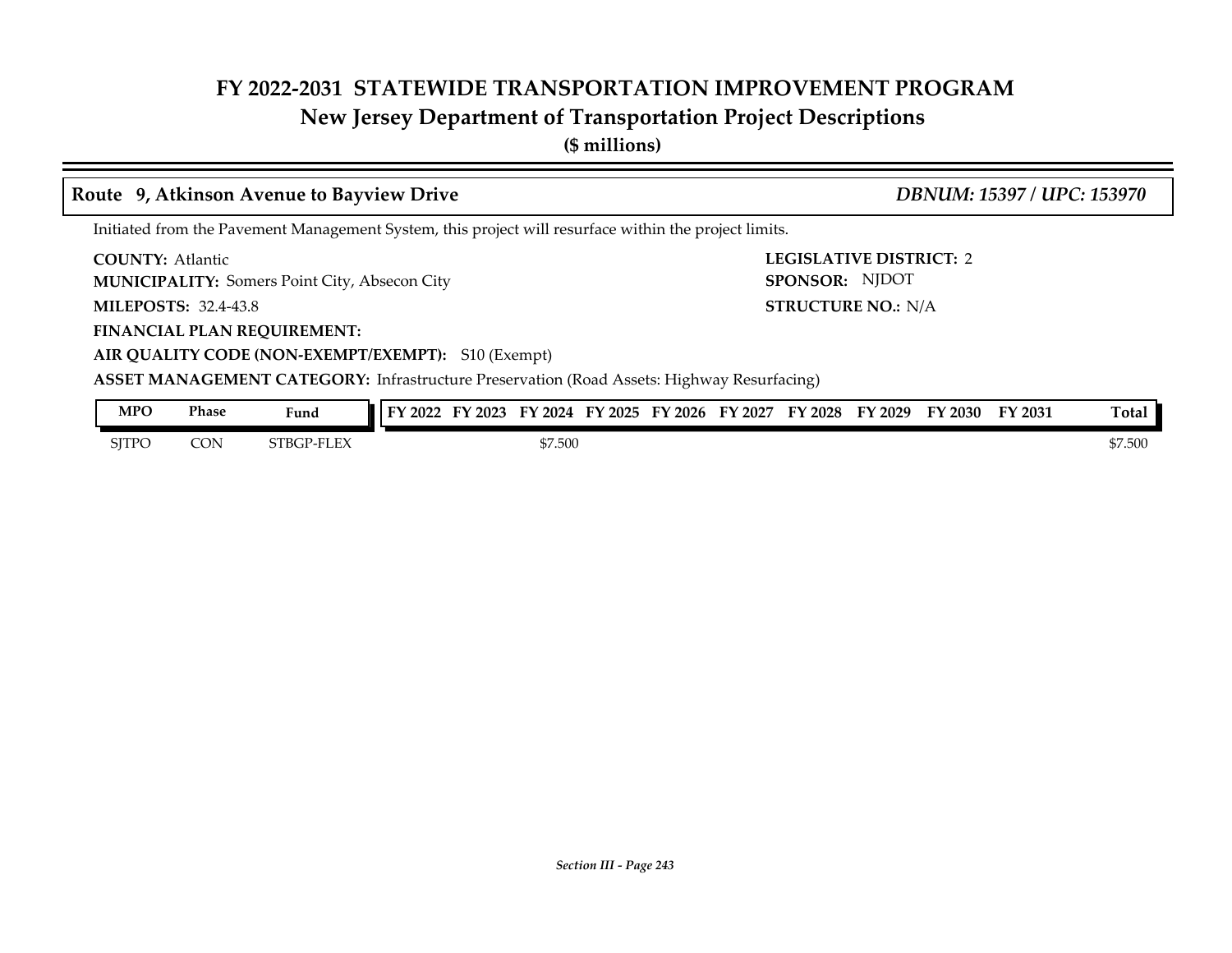# FY 2022-2031 STATEWIDE TRANSPORTATION IMPROVEMENT PROGRAM
## New Jersey Department of Transportation Project Descriptions
**($ millions)**

### Route 9, Atkinson Avenue to Bayview Drive — *DBNUM: 15397 / UPC: 153970*

Initiated from the Pavement Management System, this project will resurface within the project limits.

**COUNTY:** Atlantic
**LEGISLATIVE DISTRICT:** 2
**MUNICIPALITY:** Somers Point City, Absecon City
**SPONSOR:** NJDOT
**MILEPOSTS:** 32.4-43.8
**STRUCTURE NO.:** N/A
**FINANCIAL PLAN REQUIREMENT:**
**AIR QUALITY CODE (NON-EXEMPT/EXEMPT):** S10 (Exempt)
**ASSET MANAGEMENT CATEGORY:** Infrastructure Preservation (Road Assets: Highway Resurfacing)

| MPO | Phase | Fund | FY 2022 | FY 2023 | FY 2024 | FY 2025 | FY 2026 | FY 2027 | FY 2028 | FY 2029 | FY 2030 | FY 2031 | Total |
|---|---|---|---|---|---|---|---|---|---|---|---|---|---|
| SJTPO | CON | STBGP-FLEX | | | $7.500 | | | | | | | | $7.500 |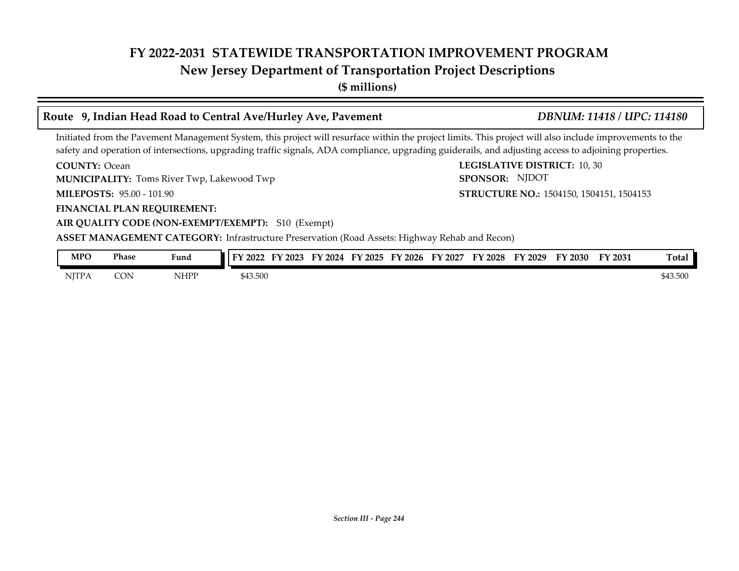# FY 2022-2031 STATEWIDE TRANSPORTATION IMPROVEMENT PROGRAM
## New Jersey Department of Transportation Project Descriptions
**($ millions)**

### Route 9, Indian Head Road to Central Ave/Hurley Ave, Pavement — *DBNUM: 11418 / UPC: 114180*

Initiated from the Pavement Management System, this project will resurface within the project limits. This project will also include improvements to the safety and operation of intersections, upgrading traffic signals, ADA compliance, upgrading guiderails, and adjusting access to adjoining properties.

**COUNTY:** Ocean
**LEGISLATIVE DISTRICT:** 10, 30
**MUNICIPALITY:** Toms River Twp, Lakewood Twp
**SPONSOR:** NJDOT
**MILEPOSTS:** 95.00 - 101.90
**STRUCTURE NO.:** 1504150, 1504151, 1504153
**FINANCIAL PLAN REQUIREMENT:**
**AIR QUALITY CODE (NON-EXEMPT/EXEMPT):** S10 (Exempt)
**ASSET MANAGEMENT CATEGORY:** Infrastructure Preservation (Road Assets: Highway Rehab and Recon)

| MPO | Phase | Fund | FY 2022 | FY 2023 | FY 2024 | FY 2025 | FY 2026 | FY 2027 | FY 2028 | FY 2029 | FY 2030 | FY 2031 | Total |
|---|---|---|---|---|---|---|---|---|---|---|---|---|---|
| NJTPA | CON | NHPP | $43.500 | | | | | | | | | | $43.500 |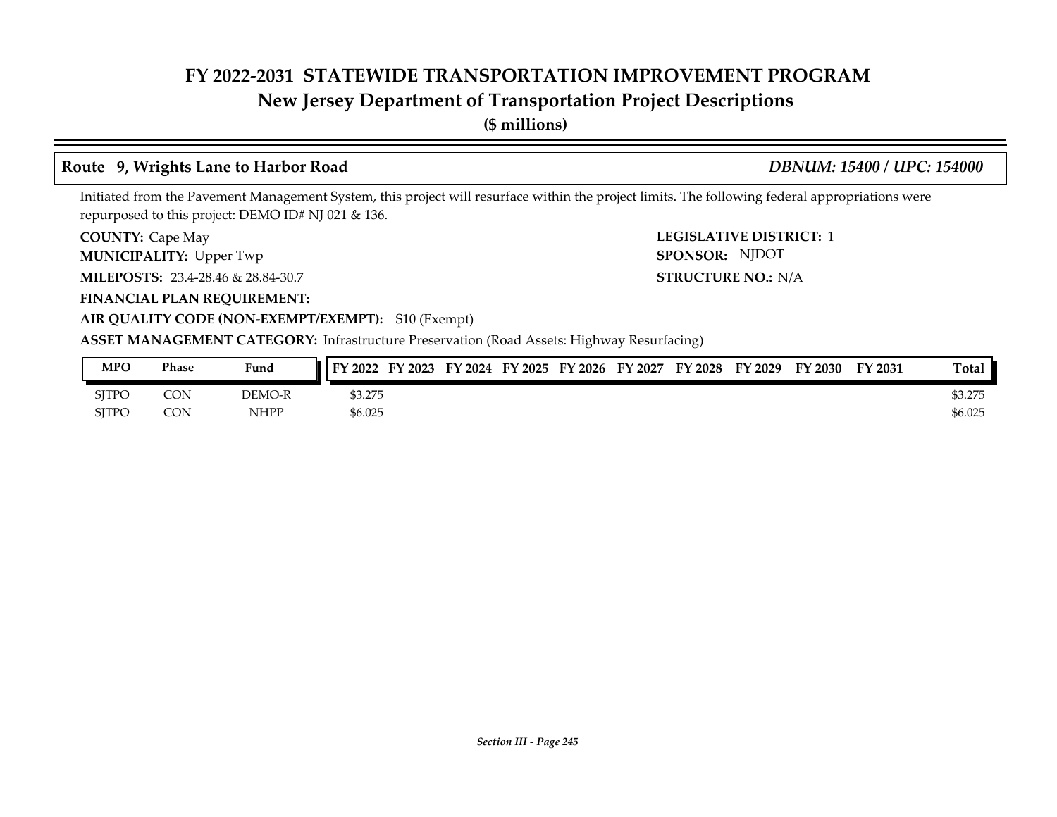# FY 2022-2031 STATEWIDE TRANSPORTATION IMPROVEMENT PROGRAM

## New Jersey Department of Transportation Project Descriptions

**($ millions)**

### Route 9, Wrights Lane to Harbor Road — *DBNUM: 15400 / UPC: 154000*

Initiated from the Pavement Management System, this project will resurface within the project limits. The following federal appropriations were repurposed to this project: DEMO ID# NJ 021 & 136.

**COUNTY:** Cape May

**MUNICIPALITY:** Upper Twp

**MILEPOSTS:** 23.4-28.46 & 28.84-30.7

**FINANCIAL PLAN REQUIREMENT:**

**AIR QUALITY CODE (NON-EXEMPT/EXEMPT):** S10 (Exempt)

**ASSET MANAGEMENT CATEGORY:** Infrastructure Preservation (Road Assets: Highway Resurfacing)

**LEGISLATIVE DISTRICT:** 1

**SPONSOR:** NJDOT

**STRUCTURE NO.:** N/A

| MPO | Phase | Fund | FY 2022 | FY 2023 | FY 2024 | FY 2025 | FY 2026 | FY 2027 | FY 2028 | FY 2029 | FY 2030 | FY 2031 | Total |
|---|---|---|---|---|---|---|---|---|---|---|---|---|---|
| SJTPO | CON | DEMO-R | $3.275 | | | | | | | | | | $3.275 |
| SJTPO | CON | NHPP | $6.025 | | | | | | | | | | $6.025 |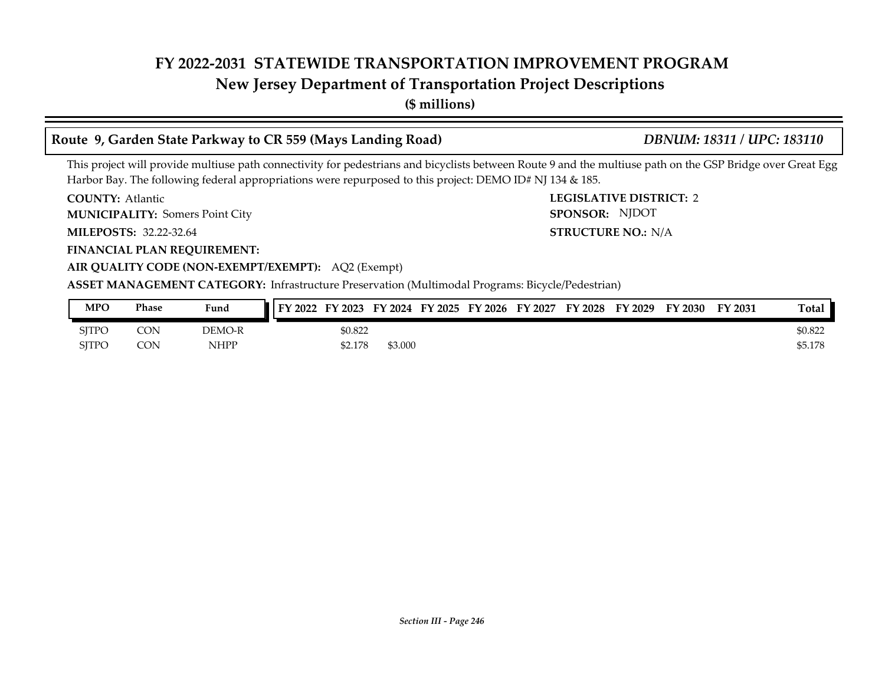# FY 2022-2031 STATEWIDE TRANSPORTATION IMPROVEMENT PROGRAM
## New Jersey Department of Transportation Project Descriptions
**($ millions)**

### Route 9, Garden State Parkway to CR 559 (Mays Landing Road) — *DBNUM: 18311 / UPC: 183110*

This project will provide multiuse path connectivity for pedestrians and bicyclists between Route 9 and the multiuse path on the GSP Bridge over Great Egg Harbor Bay. The following federal appropriations were repurposed to this project: DEMO ID# NJ 134 & 185.

**COUNTY:** Atlantic
**LEGISLATIVE DISTRICT:** 2
**MUNICIPALITY:** Somers Point City
**SPONSOR:** NJDOT
**MILEPOSTS:** 32.22-32.64
**STRUCTURE NO.:** N/A
**FINANCIAL PLAN REQUIREMENT:**
**AIR QUALITY CODE (NON-EXEMPT/EXEMPT):** AQ2 (Exempt)
**ASSET MANAGEMENT CATEGORY:** Infrastructure Preservation (Multimodal Programs: Bicycle/Pedestrian)

| MPO | Phase | Fund | FY 2022 | FY 2023 | FY 2024 | FY 2025 | FY 2026 | FY 2027 | FY 2028 | FY 2029 | FY 2030 | FY 2031 | Total |
|---|---|---|---|---|---|---|---|---|---|---|---|---|---|
| SJTPO | CON | DEMO-R | | $0.822 | | | | | | | | | $0.822 |
| SJTPO | CON | NHPP | | $2.178 | $3.000 | | | | | | | | $5.178 |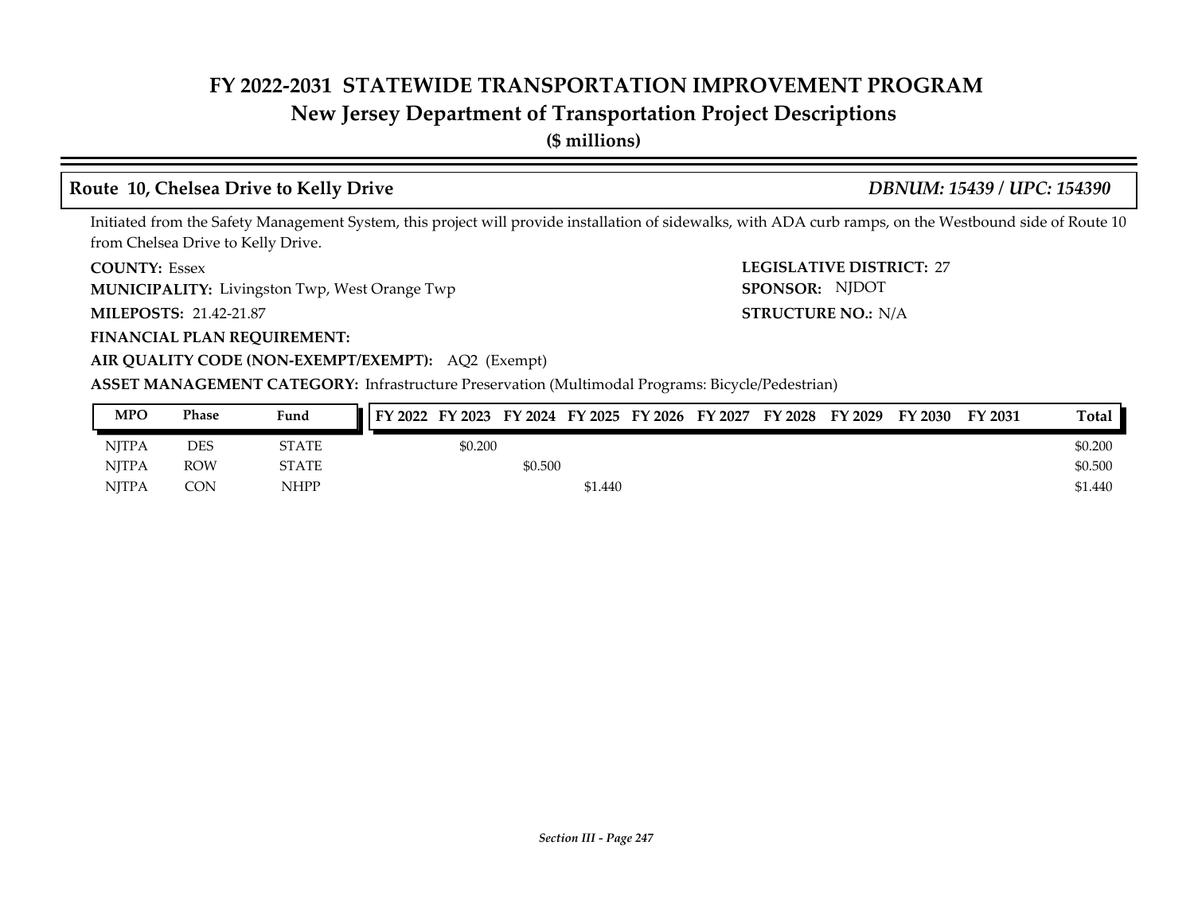# FY 2022-2031 STATEWIDE TRANSPORTATION IMPROVEMENT PROGRAM

## New Jersey Department of Transportation Project Descriptions

**($ millions)**

### Route 10, Chelsea Drive to Kelly Drive — *DBNUM: 15439 / UPC: 154390*

Initiated from the Safety Management System, this project will provide installation of sidewalks, with ADA curb ramps, on the Westbound side of Route 10 from Chelsea Drive to Kelly Drive.

**COUNTY:** Essex

**LEGISLATIVE DISTRICT:** 27

**MUNICIPALITY:** Livingston Twp, West Orange Twp

**SPONSOR:** NJDOT

**MILEPOSTS:** 21.42-21.87

**STRUCTURE NO.:** N/A

**FINANCIAL PLAN REQUIREMENT:**

**AIR QUALITY CODE (NON-EXEMPT/EXEMPT):** AQ2 (Exempt)

**ASSET MANAGEMENT CATEGORY:** Infrastructure Preservation (Multimodal Programs: Bicycle/Pedestrian)

| MPO | Phase | Fund | FY 2022 | FY 2023 | FY 2024 | FY 2025 | FY 2026 | FY 2027 | FY 2028 | FY 2029 | FY 2030 | FY 2031 | Total |
|---|---|---|---|---|---|---|---|---|---|---|---|---|---|
| NJTPA | DES | STATE | | $0.200 | | | | | | | | | $0.200 |
| NJTPA | ROW | STATE | | | $0.500 | | | | | | | | $0.500 |
| NJTPA | CON | NHPP | | | | $1.440 | | | | | | | $1.440 |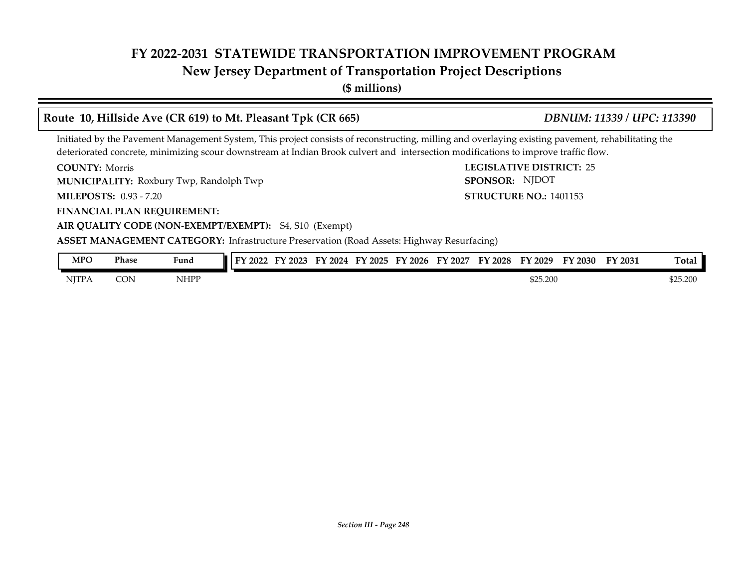# FY 2022-2031 STATEWIDE TRANSPORTATION IMPROVEMENT PROGRAM

## New Jersey Department of Transportation Project Descriptions

**($ millions)**

### Route 10, Hillside Ave (CR 619) to Mt. Pleasant Tpk (CR 665) — *DBNUM: 11339 / UPC: 113390*

Initiated by the Pavement Management System, This project consists of reconstructing, milling and overlaying existing pavement, rehabilitating the deteriorated concrete, minimizing scour downstream at Indian Brook culvert and intersection modifications to improve traffic flow.

**COUNTY:** Morris

**LEGISLATIVE DISTRICT:** 25

**MUNICIPALITY:** Roxbury Twp, Randolph Twp

**SPONSOR:** NJDOT

**MILEPOSTS:** 0.93 - 7.20

**STRUCTURE NO.:** 1401153

**FINANCIAL PLAN REQUIREMENT:**

**AIR QUALITY CODE (NON-EXEMPT/EXEMPT):** S4, S10 (Exempt)

**ASSET MANAGEMENT CATEGORY:** Infrastructure Preservation (Road Assets: Highway Resurfacing)

| MPO | Phase | Fund | FY 2022 | FY 2023 | FY 2024 | FY 2025 | FY 2026 | FY 2027 | FY 2028 | FY 2029 | FY 2030 | FY 2031 | Total |
|---|---|---|---|---|---|---|---|---|---|---|---|---|---|
| NJTPA | CON | NHPP | | | | | | | | $25.200 | | | $25.200 |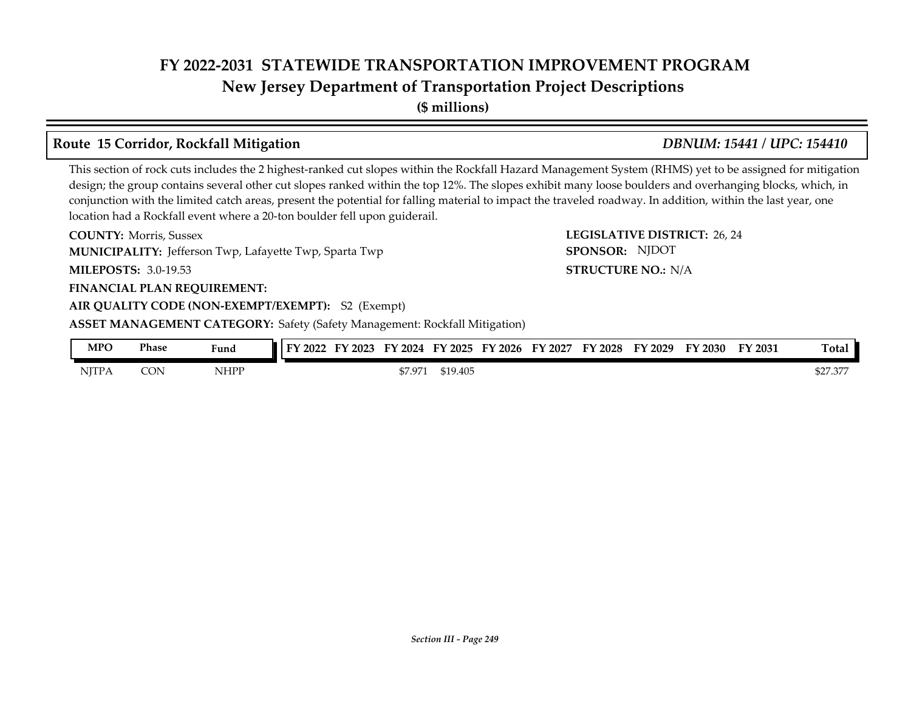## Route 15 Corridor, Rockfall Mitigation

*DBNUM: 15441 / UPC: 154410*

This section of rock cuts includes the 2 highest-ranked cut slopes within the Rockfall Hazard Management System (RHMS) yet to be assigned for mitigation design; the group contains several other cut slopes ranked within the top 12%. The slopes exhibit many loose boulders and overhanging blocks, which, in conjunction with the limited catch areas, present the potential for falling material to impact the traveled roadway. In addition, within the last year, one location had a Rockfall event where a 20-ton boulder fell upon guiderail.

**COUNTY:** Morris, Sussex

**LEGISLATIVE DISTRICT:** 26, 24

**MUNICIPALITY:** Jefferson Twp, Lafayette Twp, Sparta Twp

**SPONSOR:** NJDOT

**MILEPOSTS:** 3.0-19.53

**STRUCTURE NO.:** N/A

**FINANCIAL PLAN REQUIREMENT:**

**AIR QUALITY CODE (NON-EXEMPT/EXEMPT):** S2 (Exempt)

**ASSET MANAGEMENT CATEGORY:** Safety (Safety Management: Rockfall Mitigation)

| MPO | Phase | Fund | FY 2022 | FY 2023 | FY 2024 | FY 2025 | FY 2026 | FY 2027 | FY 2028 | FY 2029 | FY 2030 | FY 2031 | Total |
|---|---|---|---|---|---|---|---|---|---|---|---|---|---|
| NJTPA | CON | NHPP | | | $7.971 | $19.405 | | | | | | | $27.377 |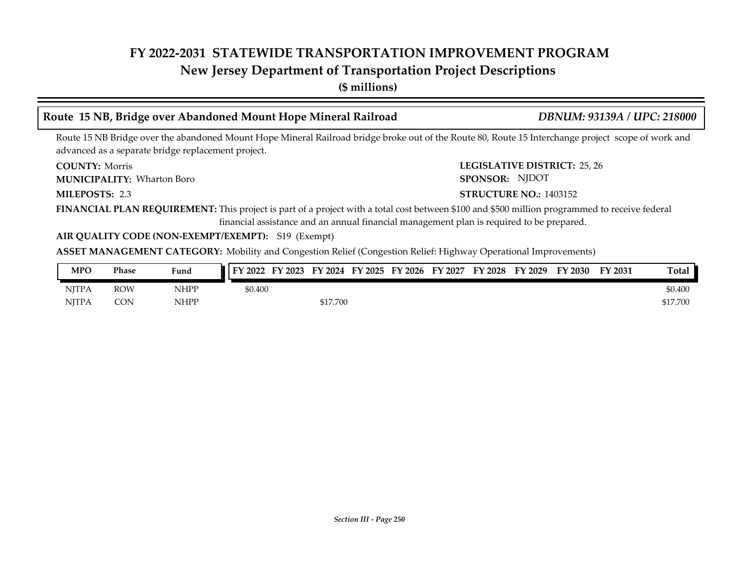# FY 2022-2031 STATEWIDE TRANSPORTATION IMPROVEMENT PROGRAM
## New Jersey Department of Transportation Project Descriptions
**($ millions)**

### Route 15 NB, Bridge over Abandoned Mount Hope Mineral Railroad — *DBNUM: 93139A / UPC: 218000*

Route 15 NB Bridge over the abandoned Mount Hope Mineral Railroad bridge broke out of the Route 80, Route 15 Interchange project scope of work and advanced as a separate bridge replacement project.

**COUNTY:** Morris

**LEGISLATIVE DISTRICT:** 25, 26

**MUNICIPALITY:** Wharton Boro

**SPONSOR:** NJDOT

**MILEPOSTS:** 2.3

**STRUCTURE NO.:** 1403152

**FINANCIAL PLAN REQUIREMENT:** This project is part of a project with a total cost between $100 and $500 million programmed to receive federal financial assistance and an annual financial management plan is required to be prepared.

**AIR QUALITY CODE (NON-EXEMPT/EXEMPT):** S19 (Exempt)

**ASSET MANAGEMENT CATEGORY:** Mobility and Congestion Relief (Congestion Relief: Highway Operational Improvements)

| MPO | Phase | Fund | FY 2022 | FY 2023 | FY 2024 | FY 2025 | FY 2026 | FY 2027 | FY 2028 | FY 2029 | FY 2030 | FY 2031 | Total |
|---|---|---|---|---|---|---|---|---|---|---|---|---|---|
| NJTPA | ROW | NHPP | $0.400 | | | | | | | | | | $0.400 |
| NJTPA | CON | NHPP | | | $17.700 | | | | | | | | $17.700 |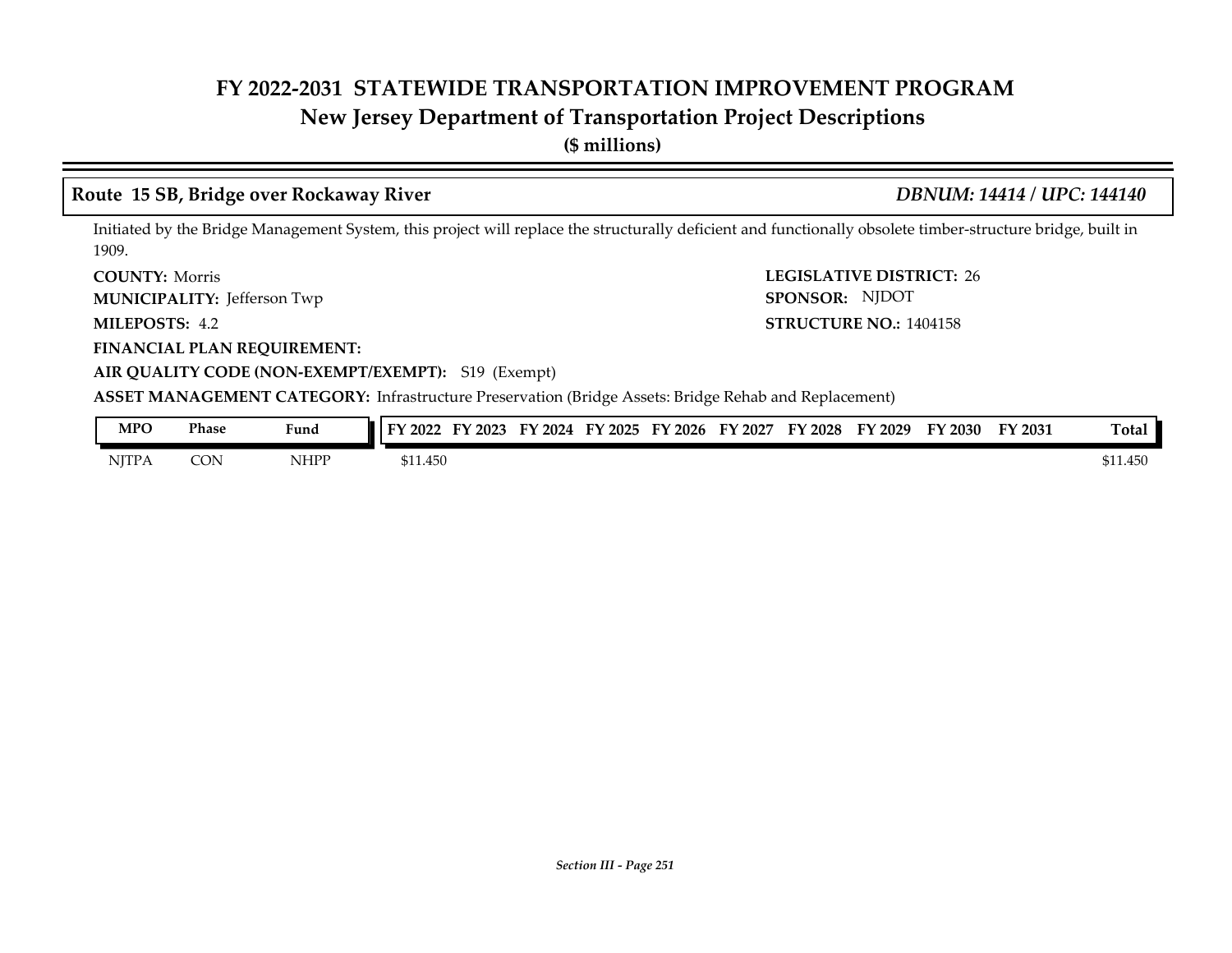## Route 15 SB, Bridge over Rockaway River

*DBNUM: 14414 / UPC: 144140*

Initiated by the Bridge Management System, this project will replace the structurally deficient and functionally obsolete timber-structure bridge, built in 1909.

**COUNTY:** Morris

**LEGISLATIVE DISTRICT:** 26

**MUNICIPALITY:** Jefferson Twp

**SPONSOR:** NJDOT

**MILEPOSTS:** 4.2

**STRUCTURE NO.:** 1404158

**FINANCIAL PLAN REQUIREMENT:**

**AIR QUALITY CODE (NON-EXEMPT/EXEMPT):** S19 (Exempt)

**ASSET MANAGEMENT CATEGORY:** Infrastructure Preservation (Bridge Assets: Bridge Rehab and Replacement)

| MPO | Phase | Fund | FY 2022 | FY 2023 | FY 2024 | FY 2025 | FY 2026 | FY 2027 | FY 2028 | FY 2029 | FY 2030 | FY 2031 | Total |
|---|---|---|---|---|---|---|---|---|---|---|---|---|---|
| NJTPA | CON | NHPP | $11.450 | | | | | | | | | | $11.450 |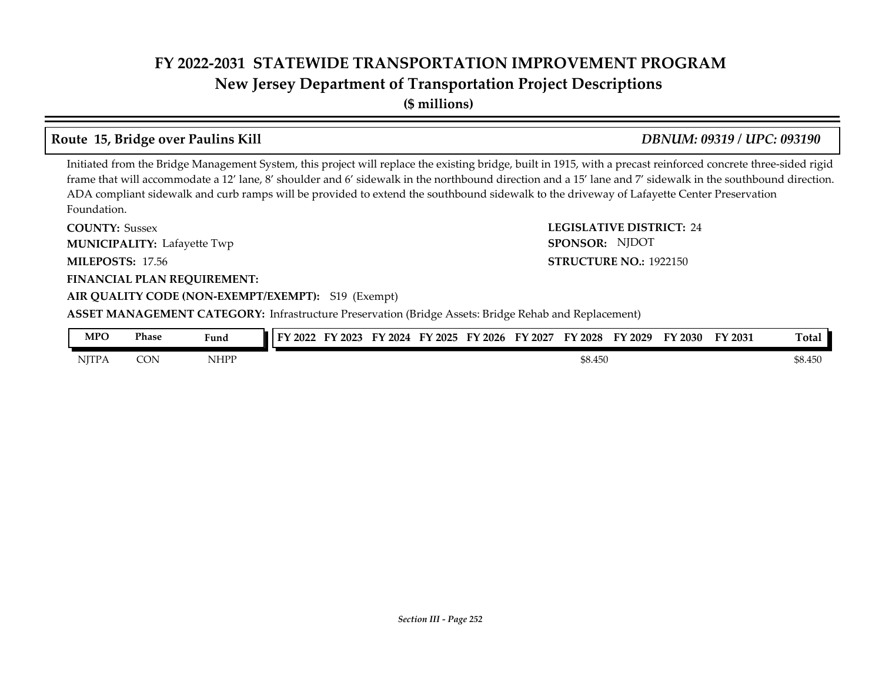# FY 2022-2031 STATEWIDE TRANSPORTATION IMPROVEMENT PROGRAM
## New Jersey Department of Transportation Project Descriptions
**($ millions)**

### Route 15, Bridge over Paulins Kill — *DBNUM: 09319 / UPC: 093190*

Initiated from the Bridge Management System, this project will replace the existing bridge, built in 1915, with a precast reinforced concrete three-sided rigid frame that will accommodate a 12’ lane, 8’ shoulder and 6’ sidewalk in the northbound direction and a 15’ lane and 7’ sidewalk in the southbound direction. ADA compliant sidewalk and curb ramps will be provided to extend the southbound sidewalk to the driveway of Lafayette Center Preservation Foundation.

**COUNTY:** Sussex

**LEGISLATIVE DISTRICT:** 24

**MUNICIPALITY:** Lafayette Twp

**SPONSOR:** NJDOT

**MILEPOSTS:** 17.56

**STRUCTURE NO.:** 1922150

**FINANCIAL PLAN REQUIREMENT:**

**AIR QUALITY CODE (NON-EXEMPT/EXEMPT):** S19 (Exempt)

**ASSET MANAGEMENT CATEGORY:** Infrastructure Preservation (Bridge Assets: Bridge Rehab and Replacement)

| MPO | Phase | Fund | FY 2022 | FY 2023 | FY 2024 | FY 2025 | FY 2026 | FY 2027 | FY 2028 | FY 2029 | FY 2030 | FY 2031 | Total |
|---|---|---|---|---|---|---|---|---|---|---|---|---|---|
| NJTPA | CON | NHPP | | | | | | | $8.450 | | | | $8.450 |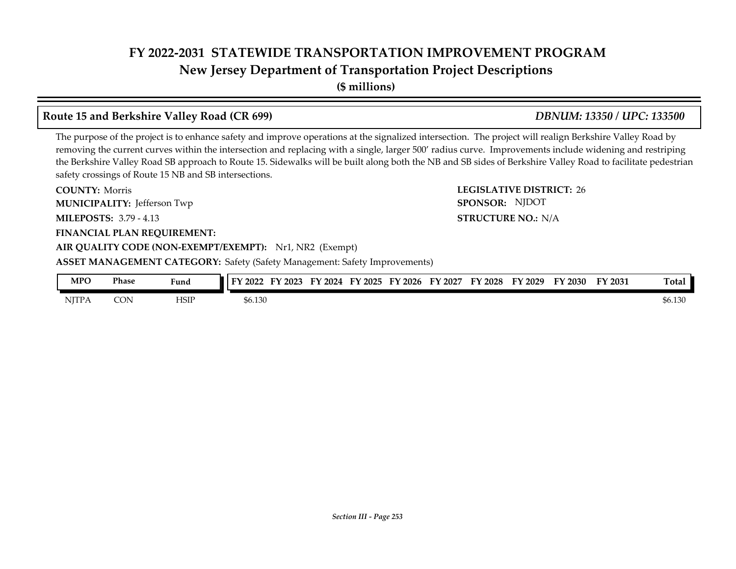# FY 2022-2031 STATEWIDE TRANSPORTATION IMPROVEMENT PROGRAM
## New Jersey Department of Transportation Project Descriptions
**($ millions)**

### Route 15 and Berkshire Valley Road (CR 699) — *DBNUM: 13350 / UPC: 133500*

The purpose of the project is to enhance safety and improve operations at the signalized intersection. The project will realign Berkshire Valley Road by removing the current curves within the intersection and replacing with a single, larger 500' radius curve. Improvements include widening and restriping the Berkshire Valley Road SB approach to Route 15. Sidewalks will be built along both the NB and SB sides of Berkshire Valley Road to facilitate pedestrian safety crossings of Route 15 NB and SB intersections.

**COUNTY:** Morris
**LEGISLATIVE DISTRICT:** 26
**MUNICIPALITY:** Jefferson Twp
**SPONSOR:** NJDOT
**MILEPOSTS:** 3.79 - 4.13
**STRUCTURE NO.:** N/A
**FINANCIAL PLAN REQUIREMENT:**
**AIR QUALITY CODE (NON-EXEMPT/EXEMPT):** Nr1, NR2 (Exempt)
**ASSET MANAGEMENT CATEGORY:** Safety (Safety Management: Safety Improvements)

| MPO | Phase | Fund | FY 2022 | FY 2023 | FY 2024 | FY 2025 | FY 2026 | FY 2027 | FY 2028 | FY 2029 | FY 2030 | FY 2031 | Total |
|---|---|---|---|---|---|---|---|---|---|---|---|---|---|
| NJTPA | CON | HSIP | $6.130 | | | | | | | | | | $6.130 |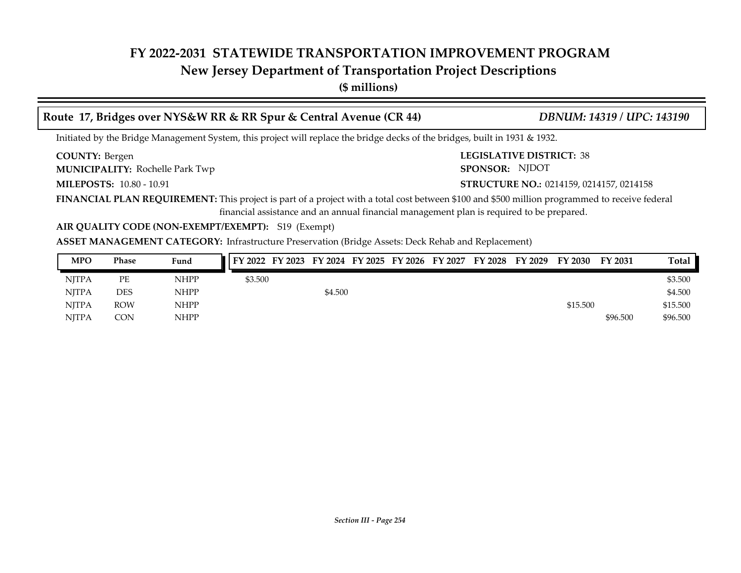# FY 2022-2031 STATEWIDE TRANSPORTATION IMPROVEMENT PROGRAM
## New Jersey Department of Transportation Project Descriptions
**($ millions)**

### Route 17, Bridges over NYS&W RR & RR Spur & Central Avenue (CR 44) — *DBNUM: 14319 / UPC: 143190*

Initiated by the Bridge Management System, this project will replace the bridge decks of the bridges, built in 1931 & 1932.

**COUNTY:** Bergen
**LEGISLATIVE DISTRICT:** 38
**MUNICIPALITY:** Rochelle Park Twp
**SPONSOR:** NJDOT
**MILEPOSTS:** 10.80 - 10.91
**STRUCTURE NO.:** 0214159, 0214157, 0214158

**FINANCIAL PLAN REQUIREMENT:** This project is part of a project with a total cost between $100 and $500 million programmed to receive federal financial assistance and an annual financial management plan is required to be prepared.

**AIR QUALITY CODE (NON-EXEMPT/EXEMPT):** S19 (Exempt)

**ASSET MANAGEMENT CATEGORY:** Infrastructure Preservation (Bridge Assets: Deck Rehab and Replacement)

| MPO | Phase | Fund | FY 2022 | FY 2023 | FY 2024 | FY 2025 | FY 2026 | FY 2027 | FY 2028 | FY 2029 | FY 2030 | FY 2031 | Total |
|---|---|---|---|---|---|---|---|---|---|---|---|---|---|
| NJTPA | PE | NHPP | $3.500 | | | | | | | | | | $3.500 |
| NJTPA | DES | NHPP | | | $4.500 | | | | | | | | $4.500 |
| NJTPA | ROW | NHPP | | | | | | | | | $15.500 | | $15.500 |
| NJTPA | CON | NHPP | | | | | | | | | | $96.500 | $96.500 |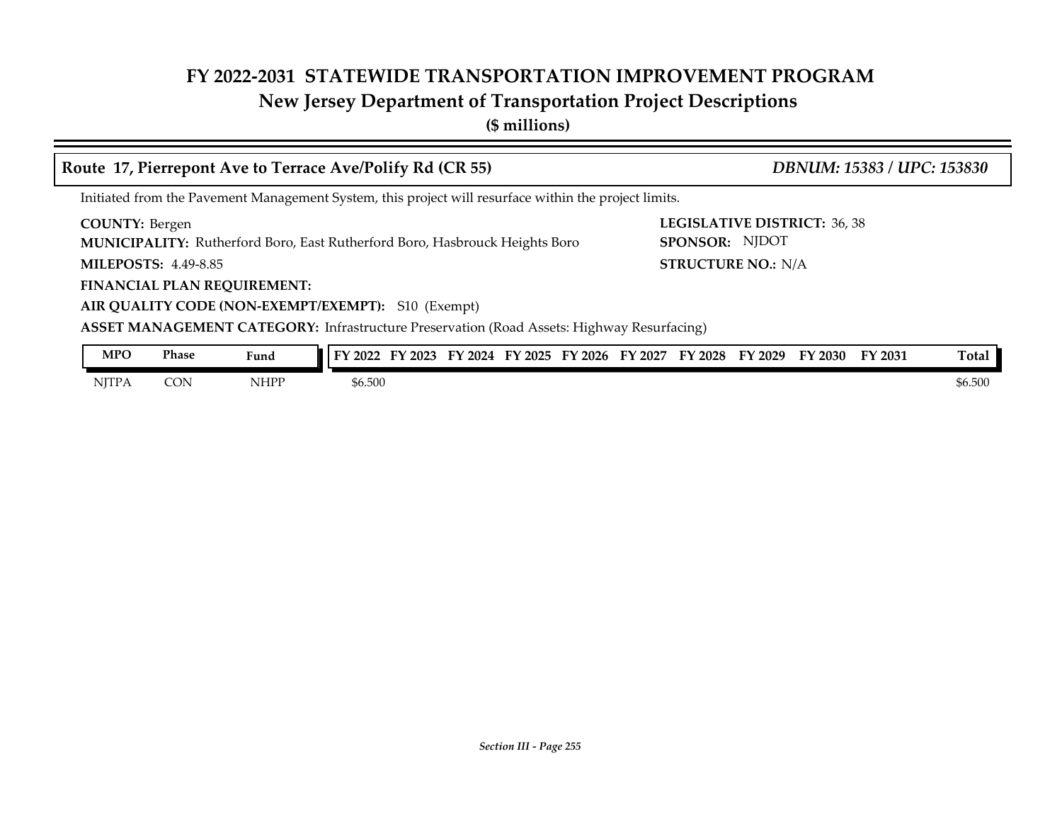# FY 2022-2031 STATEWIDE TRANSPORTATION IMPROVEMENT PROGRAM
## New Jersey Department of Transportation Project Descriptions
**($ millions)**

### Route 17, Pierrepont Ave to Terrace Ave/Polify Rd (CR 55) — *DBNUM: 15383 / UPC: 153830*

Initiated from the Pavement Management System, this project will resurface within the project limits.

**COUNTY:** Bergen

**LEGISLATIVE DISTRICT:** 36, 38

**MUNICIPALITY:** Rutherford Boro, East Rutherford Boro, Hasbrouck Heights Boro

**SPONSOR:** NJDOT

**MILEPOSTS:** 4.49-8.85

**STRUCTURE NO.:** N/A

**FINANCIAL PLAN REQUIREMENT:**

**AIR QUALITY CODE (NON-EXEMPT/EXEMPT):** S10 (Exempt)

**ASSET MANAGEMENT CATEGORY:** Infrastructure Preservation (Road Assets: Highway Resurfacing)

| MPO | Phase | Fund | FY 2022 | FY 2023 | FY 2024 | FY 2025 | FY 2026 | FY 2027 | FY 2028 | FY 2029 | FY 2030 | FY 2031 | Total |
|---|---|---|---|---|---|---|---|---|---|---|---|---|---|
| NJTPA | CON | NHPP | $6.500 | | | | | | | | | | $6.500 |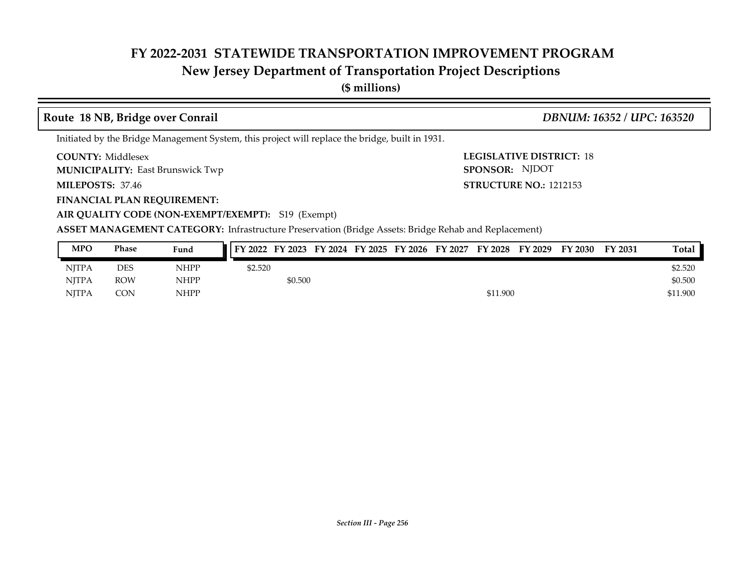# FY 2022-2031 STATEWIDE TRANSPORTATION IMPROVEMENT PROGRAM
## New Jersey Department of Transportation Project Descriptions
**($ millions)**

### Route 18 NB, Bridge over Conrail — *DBNUM: 16352 / UPC: 163520*

Initiated by the Bridge Management System, this project will replace the bridge, built in 1931.

**COUNTY:** Middlesex
**LEGISLATIVE DISTRICT:** 18
**MUNICIPALITY:** East Brunswick Twp
**SPONSOR:** NJDOT
**MILEPOSTS:** 37.46
**STRUCTURE NO.:** 1212153
**FINANCIAL PLAN REQUIREMENT:**
**AIR QUALITY CODE (NON-EXEMPT/EXEMPT):** S19 (Exempt)
**ASSET MANAGEMENT CATEGORY:** Infrastructure Preservation (Bridge Assets: Bridge Rehab and Replacement)

| MPO | Phase | Fund | FY 2022 | FY 2023 | FY 2024 | FY 2025 | FY 2026 | FY 2027 | FY 2028 | FY 2029 | FY 2030 | FY 2031 | Total |
|---|---|---|---|---|---|---|---|---|---|---|---|---|---|
| NJTPA | DES | NHPP | $2.520 | | | | | | | | | | $2.520 |
| NJTPA | ROW | NHPP | | $0.500 | | | | | | | | | $0.500 |
| NJTPA | CON | NHPP | | | | | | | $11.900 | | | | $11.900 |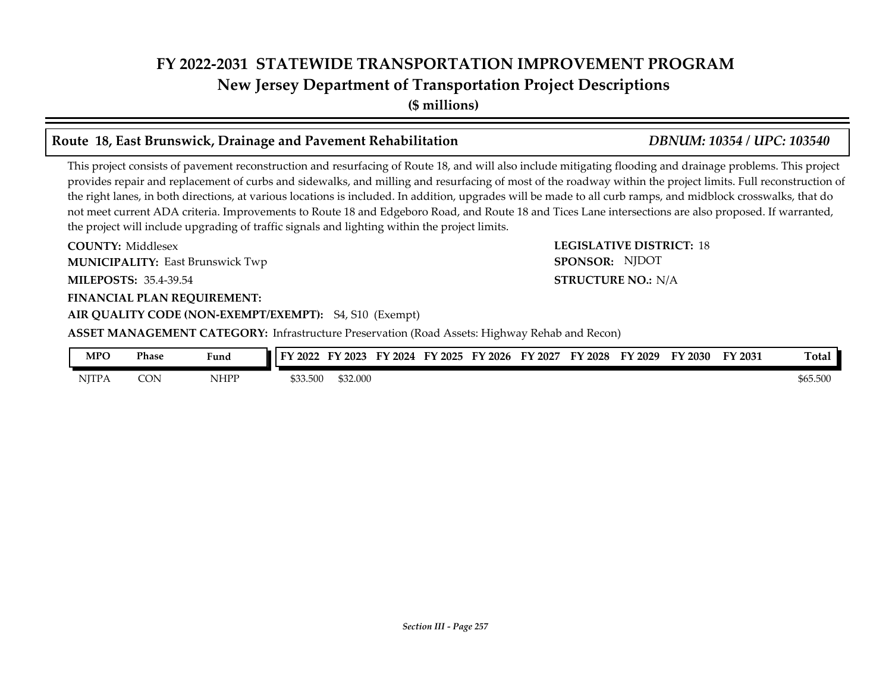# FY 2022-2031 STATEWIDE TRANSPORTATION IMPROVEMENT PROGRAM
## New Jersey Department of Transportation Project Descriptions
**($ millions)**

### Route 18, East Brunswick, Drainage and Pavement Rehabilitation — *DBNUM: 10354 / UPC: 103540*

This project consists of pavement reconstruction and resurfacing of Route 18, and will also include mitigating flooding and drainage problems. This project provides repair and replacement of curbs and sidewalks, and milling and resurfacing of most of the roadway within the project limits. Full reconstruction of the right lanes, in both directions, at various locations is included. In addition, upgrades will be made to all curb ramps, and midblock crosswalks, that do not meet current ADA criteria. Improvements to Route 18 and Edgeboro Road, and Route 18 and Tices Lane intersections are also proposed. If warranted, the project will include upgrading of traffic signals and lighting within the project limits.

**COUNTY:** Middlesex
**LEGISLATIVE DISTRICT:** 18
**MUNICIPALITY:** East Brunswick Twp
**SPONSOR:** NJDOT
**MILEPOSTS:** 35.4-39.54
**STRUCTURE NO.:** N/A
**FINANCIAL PLAN REQUIREMENT:**
**AIR QUALITY CODE (NON-EXEMPT/EXEMPT):** S4, S10 (Exempt)
**ASSET MANAGEMENT CATEGORY:** Infrastructure Preservation (Road Assets: Highway Rehab and Recon)

| MPO | Phase | Fund | FY 2022 | FY 2023 | FY 2024 | FY 2025 | FY 2026 | FY 2027 | FY 2028 | FY 2029 | FY 2030 | FY 2031 | Total |
|---|---|---|---|---|---|---|---|---|---|---|---|---|---|
| NJTPA | CON | NHPP | $33.500 | $32.000 | | | | | | | | | $65.500 |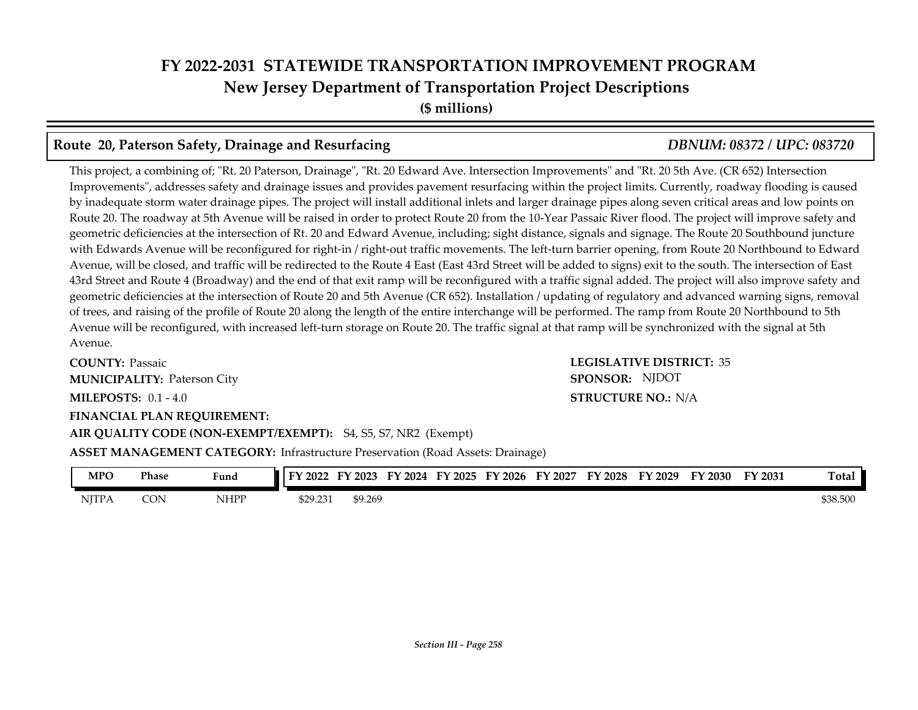# FY 2022-2031 STATEWIDE TRANSPORTATION IMPROVEMENT PROGRAM
## New Jersey Department of Transportation Project Descriptions
**($ millions)**

### Route 20, Paterson Safety, Drainage and Resurfacing — *DBNUM: 08372 / UPC: 083720*

This project, a combining of; "Rt. 20 Paterson, Drainage", "Rt. 20 Edward Ave. Intersection Improvements" and "Rt. 20 5th Ave. (CR 652) Intersection Improvements", addresses safety and drainage issues and provides pavement resurfacing within the project limits. Currently, roadway flooding is caused by inadequate storm water drainage pipes. The project will install additional inlets and larger drainage pipes along seven critical areas and low points on Route 20. The roadway at 5th Avenue will be raised in order to protect Route 20 from the 10-Year Passaic River flood. The project will improve safety and geometric deficiencies at the intersection of Rt. 20 and Edward Avenue, including; sight distance, signals and signage. The Route 20 Southbound juncture with Edwards Avenue will be reconfigured for right-in / right-out traffic movements. The left-turn barrier opening, from Route 20 Northbound to Edward Avenue, will be closed, and traffic will be redirected to the Route 4 East (East 43rd Street will be added to signs) exit to the south. The intersection of East 43rd Street and Route 4 (Broadway) and the end of that exit ramp will be reconfigured with a traffic signal added. The project will also improve safety and geometric deficiencies at the intersection of Route 20 and 5th Avenue (CR 652). Installation / updating of regulatory and advanced warning signs, removal of trees, and raising of the profile of Route 20 along the length of the entire interchange will be performed. The ramp from Route 20 Northbound to 5th Avenue will be reconfigured, with increased left-turn storage on Route 20. The traffic signal at that ramp will be synchronized with the signal at 5th Avenue.

**COUNTY:** Passaic
**LEGISLATIVE DISTRICT:** 35
**MUNICIPALITY:** Paterson City
**SPONSOR:** NJDOT
**MILEPOSTS:** 0.1 - 4.0
**STRUCTURE NO.:** N/A
**FINANCIAL PLAN REQUIREMENT:**
**AIR QUALITY CODE (NON-EXEMPT/EXEMPT):** S4, S5, S7, NR2 (Exempt)
**ASSET MANAGEMENT CATEGORY:** Infrastructure Preservation (Road Assets: Drainage)

| MPO | Phase | Fund | FY 2022 | FY 2023 | FY 2024 | FY 2025 | FY 2026 | FY 2027 | FY 2028 | FY 2029 | FY 2030 | FY 2031 | Total |
|---|---|---|---|---|---|---|---|---|---|---|---|---|---|
| NJTPA | CON | NHPP | $29.231 | $9.269 | | | | | | | | | $38.500 |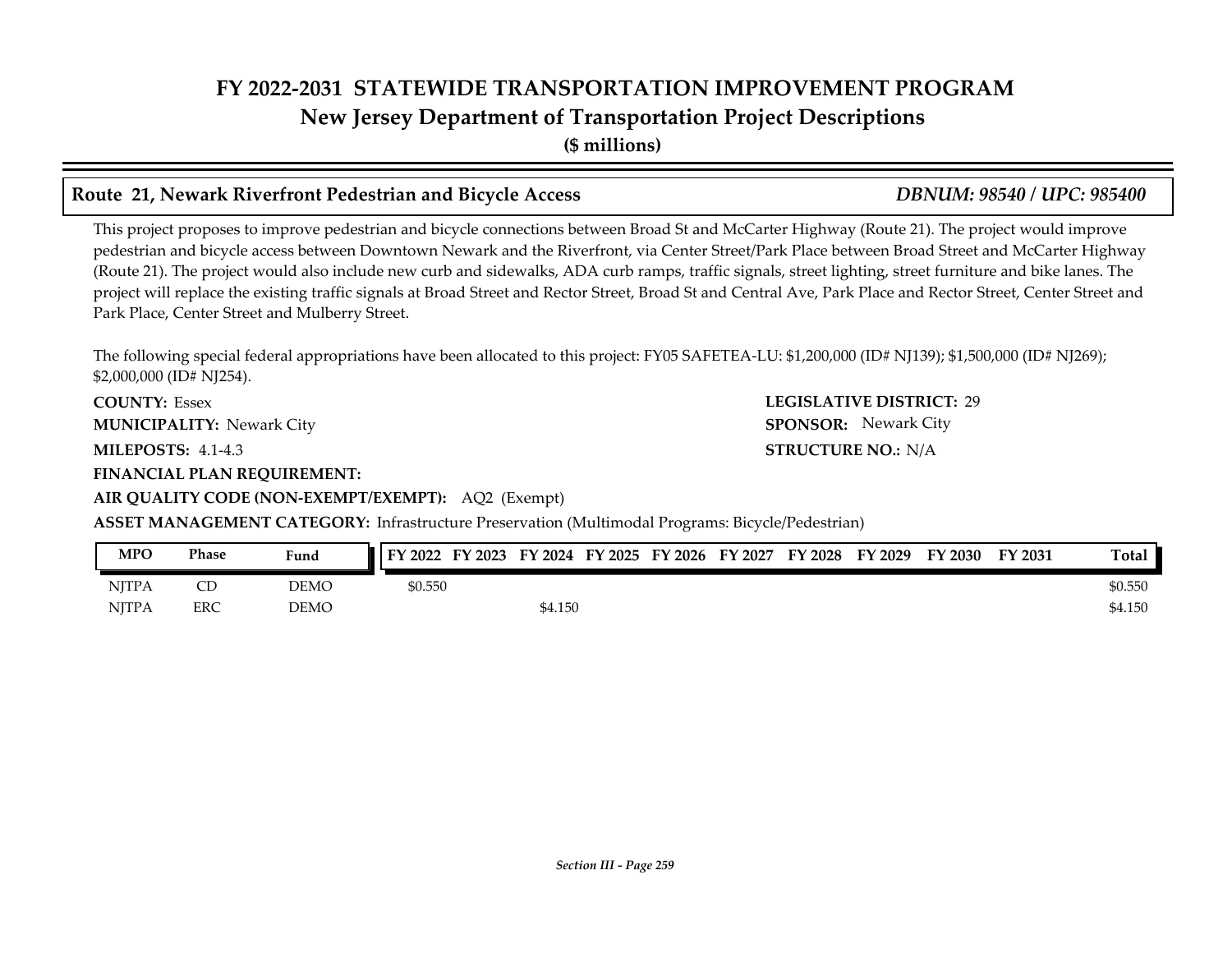# FY 2022-2031 STATEWIDE TRANSPORTATION IMPROVEMENT PROGRAM
## New Jersey Department of Transportation Project Descriptions
**($ millions)**

### Route 21, Newark Riverfront Pedestrian and Bicycle Access *DBNUM: 98540 / UPC: 985400*

This project proposes to improve pedestrian and bicycle connections between Broad St and McCarter Highway (Route 21). The project would improve pedestrian and bicycle access between Downtown Newark and the Riverfront, via Center Street/Park Place between Broad Street and McCarter Highway (Route 21). The project would also include new curb and sidewalks, ADA curb ramps, traffic signals, street lighting, street furniture and bike lanes. The project will replace the existing traffic signals at Broad Street and Rector Street, Broad St and Central Ave, Park Place and Rector Street, Center Street and Park Place, Center Street and Mulberry Street.

The following special federal appropriations have been allocated to this project: FY05 SAFETEA-LU: $1,200,000 (ID# NJ139); $1,500,000 (ID# NJ269); $2,000,000 (ID# NJ254).

**COUNTY:** Essex
**LEGISLATIVE DISTRICT:** 29
**MUNICIPALITY:** Newark City
**SPONSOR:** Newark City
**MILEPOSTS:** 4.1-4.3
**STRUCTURE NO.:** N/A
**FINANCIAL PLAN REQUIREMENT:**
**AIR QUALITY CODE (NON-EXEMPT/EXEMPT):** AQ2 (Exempt)
**ASSET MANAGEMENT CATEGORY:** Infrastructure Preservation (Multimodal Programs: Bicycle/Pedestrian)

| MPO | Phase | Fund | FY 2022 | FY 2023 | FY 2024 | FY 2025 | FY 2026 | FY 2027 | FY 2028 | FY 2029 | FY 2030 | FY 2031 | Total |
|---|---|---|---|---|---|---|---|---|---|---|---|---|---|
| NJTPA | CD | DEMO | $0.550 | | | | | | | | | | $0.550 |
| NJTPA | ERC | DEMO | | | $4.150 | | | | | | | | $4.150 |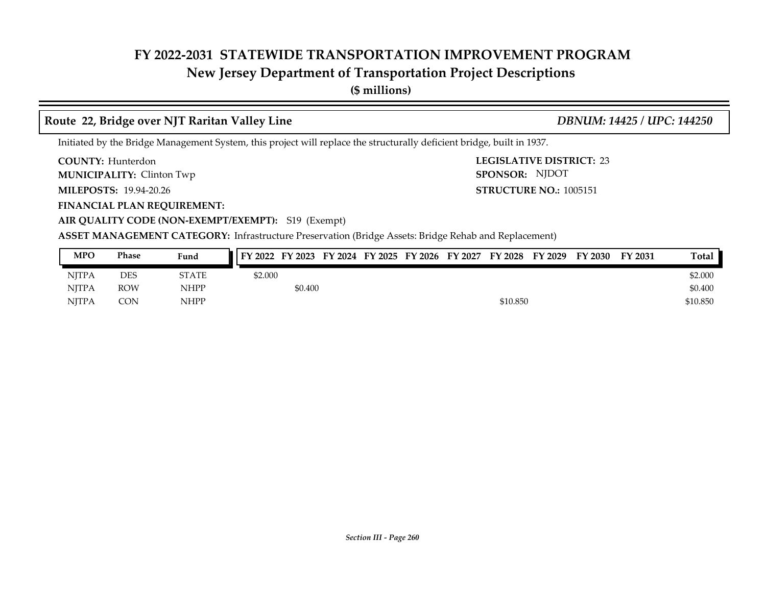# FY 2022-2031 STATEWIDE TRANSPORTATION IMPROVEMENT PROGRAM
## New Jersey Department of Transportation Project Descriptions
**($ millions)**

### Route 22, Bridge over NJT Raritan Valley Line — *DBNUM: 14425 / UPC: 144250*

Initiated by the Bridge Management System, this project will replace the structurally deficient bridge, built in 1937.

**COUNTY:** Hunterdon
**LEGISLATIVE DISTRICT:** 23
**MUNICIPALITY:** Clinton Twp
**SPONSOR:** NJDOT
**MILEPOSTS:** 19.94-20.26
**STRUCTURE NO.:** 1005151
**FINANCIAL PLAN REQUIREMENT:**
**AIR QUALITY CODE (NON-EXEMPT/EXEMPT):** S19 (Exempt)
**ASSET MANAGEMENT CATEGORY:** Infrastructure Preservation (Bridge Assets: Bridge Rehab and Replacement)

| MPO | Phase | Fund | FY 2022 | FY 2023 | FY 2024 | FY 2025 | FY 2026 | FY 2027 | FY 2028 | FY 2029 | FY 2030 | FY 2031 | Total |
|---|---|---|---|---|---|---|---|---|---|---|---|---|---|
| NJTPA | DES | STATE | $2.000 | | | | | | | | | | $2.000 |
| NJTPA | ROW | NHPP | | $0.400 | | | | | | | | | $0.400 |
| NJTPA | CON | NHPP | | | | | | | $10.850 | | | | $10.850 |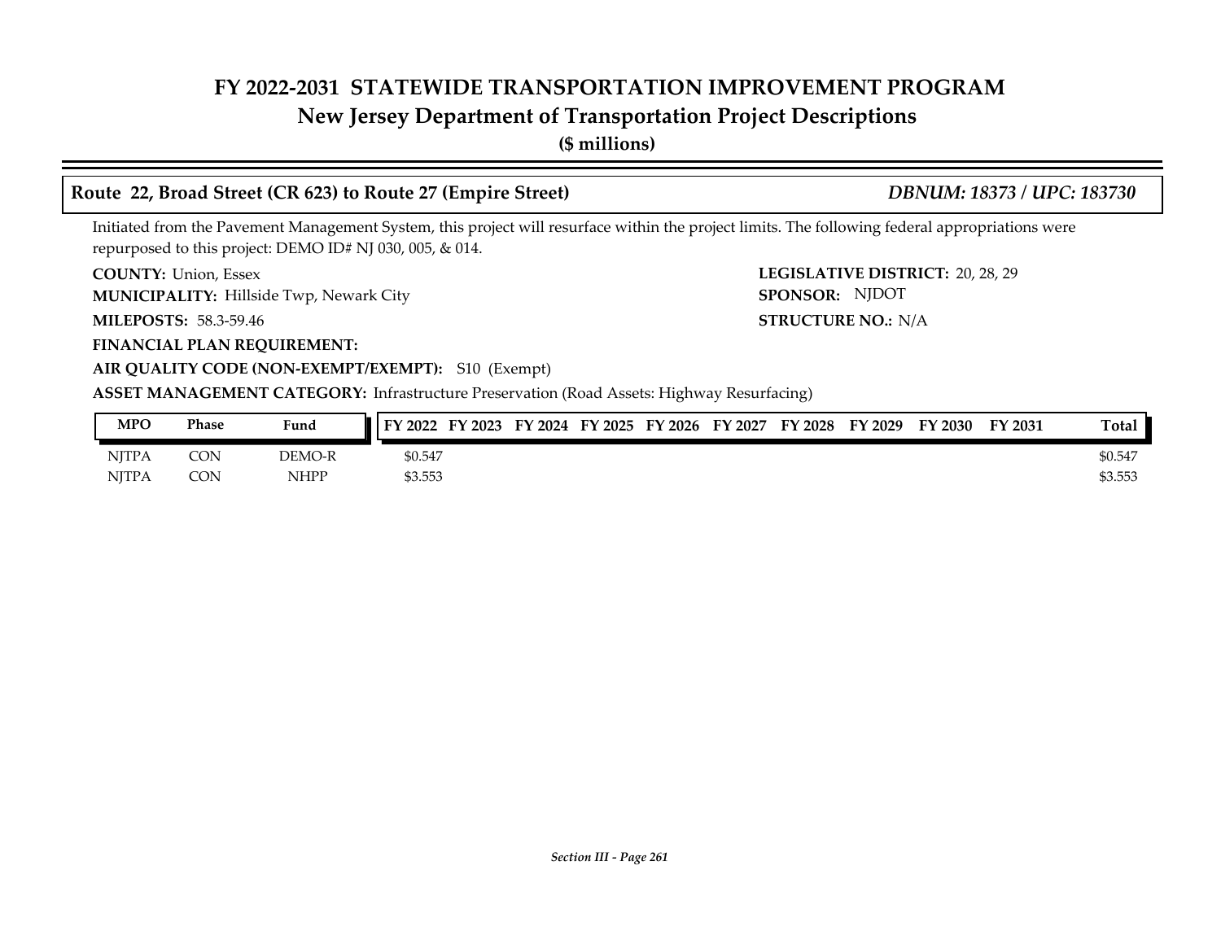# FY 2022-2031 STATEWIDE TRANSPORTATION IMPROVEMENT PROGRAM
## New Jersey Department of Transportation Project Descriptions
**($ millions)**

### Route 22, Broad Street (CR 623) to Route 27 (Empire Street) — *DBNUM: 18373 / UPC: 183730*

Initiated from the Pavement Management System, this project will resurface within the project limits. The following federal appropriations were repurposed to this project: DEMO ID# NJ 030, 005, & 014.

**COUNTY:** Union, Essex
**LEGISLATIVE DISTRICT:** 20, 28, 29
**MUNICIPALITY:** Hillside Twp, Newark City
**SPONSOR:** NJDOT
**MILEPOSTS:** 58.3-59.46
**STRUCTURE NO.:** N/A
**FINANCIAL PLAN REQUIREMENT:**
**AIR QUALITY CODE (NON-EXEMPT/EXEMPT):** S10 (Exempt)
**ASSET MANAGEMENT CATEGORY:** Infrastructure Preservation (Road Assets: Highway Resurfacing)

| MPO | Phase | Fund | FY 2022 | FY 2023 | FY 2024 | FY 2025 | FY 2026 | FY 2027 | FY 2028 | FY 2029 | FY 2030 | FY 2031 | Total |
|---|---|---|---|---|---|---|---|---|---|---|---|---|---|
| NJTPA | CON | DEMO-R | $0.547 | | | | | | | | | | $0.547 |
| NJTPA | CON | NHPP | $3.553 | | | | | | | | | | $3.553 |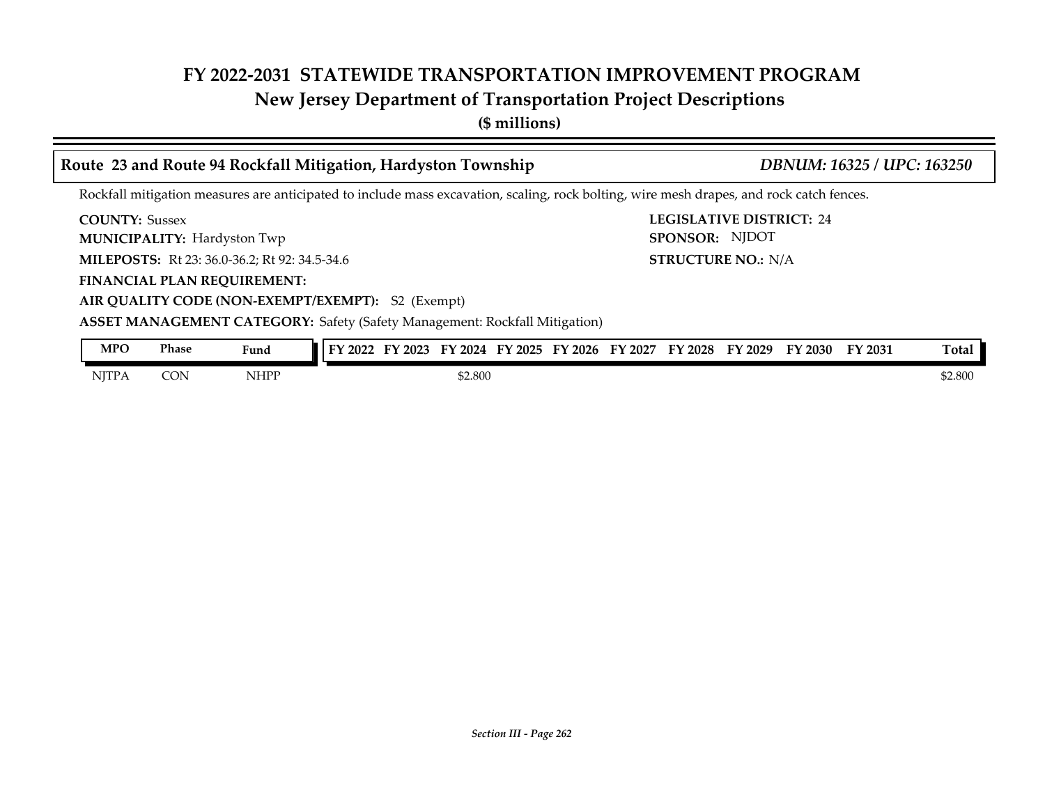# FY 2022-2031 STATEWIDE TRANSPORTATION IMPROVEMENT PROGRAM
## New Jersey Department of Transportation Project Descriptions
**($ millions)**

### Route 23 and Route 94 Rockfall Mitigation, Hardyston Township — *DBNUM: 16325 / UPC: 163250*

Rockfall mitigation measures are anticipated to include mass excavation, scaling, rock bolting, wire mesh drapes, and rock catch fences.

**COUNTY:** Sussex

**LEGISLATIVE DISTRICT:** 24

**MUNICIPALITY:** Hardyston Twp

**SPONSOR:** NJDOT

**MILEPOSTS:** Rt 23: 36.0-36.2; Rt 92: 34.5-34.6

**STRUCTURE NO.:** N/A

**FINANCIAL PLAN REQUIREMENT:**

**AIR QUALITY CODE (NON-EXEMPT/EXEMPT):** S2 (Exempt)

**ASSET MANAGEMENT CATEGORY:** Safety (Safety Management: Rockfall Mitigation)

| MPO | Phase | Fund | FY 2022 | FY 2023 | FY 2024 | FY 2025 | FY 2026 | FY 2027 | FY 2028 | FY 2029 | FY 2030 | FY 2031 | Total |
|---|---|---|---|---|---|---|---|---|---|---|---|---|---|
| NJTPA | CON | NHPP | | | $2.800 | | | | | | | | $2.800 |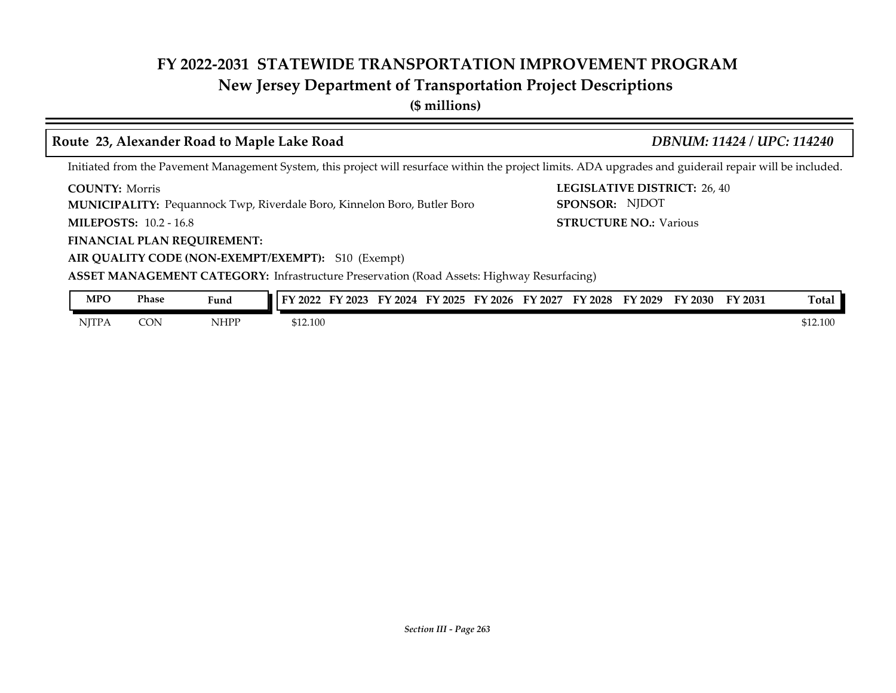## Route 23, Alexander Road to Maple Lake Road

*DBNUM: 11424 / UPC: 114240*

Initiated from the Pavement Management System, this project will resurface within the project limits. ADA upgrades and guiderail repair will be included.

**COUNTY:** Morris

**LEGISLATIVE DISTRICT:** 26, 40

**MUNICIPALITY:** Pequannock Twp, Riverdale Boro, Kinnelon Boro, Butler Boro

**SPONSOR:** NJDOT

**MILEPOSTS:** 10.2 - 16.8

**STRUCTURE NO.:** Various

**FINANCIAL PLAN REQUIREMENT:**

**AIR QUALITY CODE (NON-EXEMPT/EXEMPT):** S10 (Exempt)

**ASSET MANAGEMENT CATEGORY:** Infrastructure Preservation (Road Assets: Highway Resurfacing)

| MPO | Phase | Fund | FY 2022 | FY 2023 | FY 2024 | FY 2025 | FY 2026 | FY 2027 | FY 2028 | FY 2029 | FY 2030 | FY 2031 | Total |
|---|---|---|---|---|---|---|---|---|---|---|---|---|---|
| NJTPA | CON | NHPP | $12.100 | | | | | | | | | | $12.100 |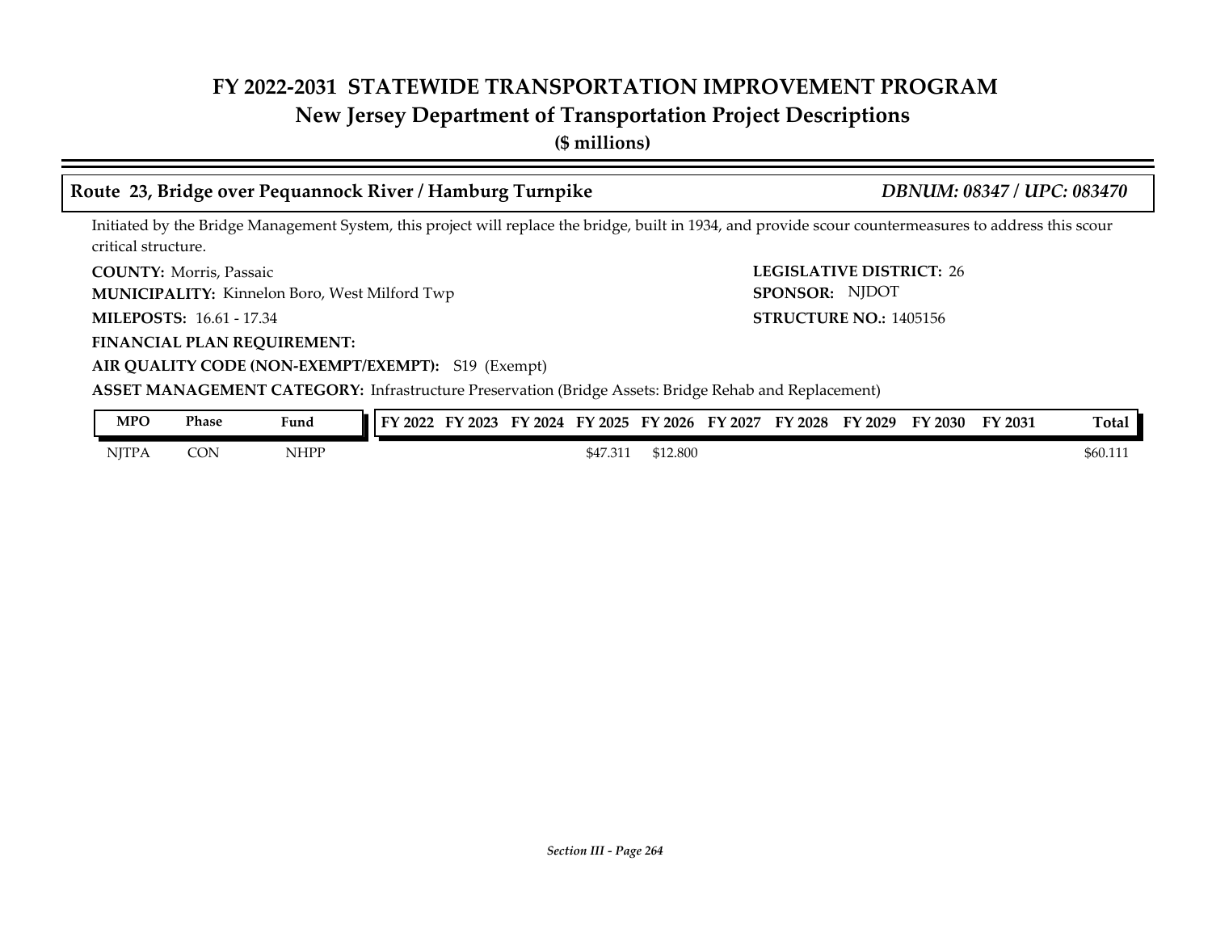# FY 2022-2031 STATEWIDE TRANSPORTATION IMPROVEMENT PROGRAM

## New Jersey Department of Transportation Project Descriptions

**($ millions)**

### Route 23, Bridge over Pequannock River / Hamburg Turnpike — *DBNUM: 08347 / UPC: 083470*

Initiated by the Bridge Management System, this project will replace the bridge, built in 1934, and provide scour countermeasures to address this scour critical structure.

**COUNTY:** Morris, Passaic
**LEGISLATIVE DISTRICT:** 26
**MUNICIPALITY:** Kinnelon Boro, West Milford Twp
**SPONSOR:** NJDOT
**MILEPOSTS:** 16.61 - 17.34
**STRUCTURE NO.:** 1405156
**FINANCIAL PLAN REQUIREMENT:**
**AIR QUALITY CODE (NON-EXEMPT/EXEMPT):** S19 (Exempt)
**ASSET MANAGEMENT CATEGORY:** Infrastructure Preservation (Bridge Assets: Bridge Rehab and Replacement)

| MPO | Phase | Fund | FY 2022 | FY 2023 | FY 2024 | FY 2025 | FY 2026 | FY 2027 | FY 2028 | FY 2029 | FY 2030 | FY 2031 | Total |
|---|---|---|---|---|---|---|---|---|---|---|---|---|---|
| NJTPA | CON | NHPP | | | | $47.311 | $12.800 | | | | | | $60.111 |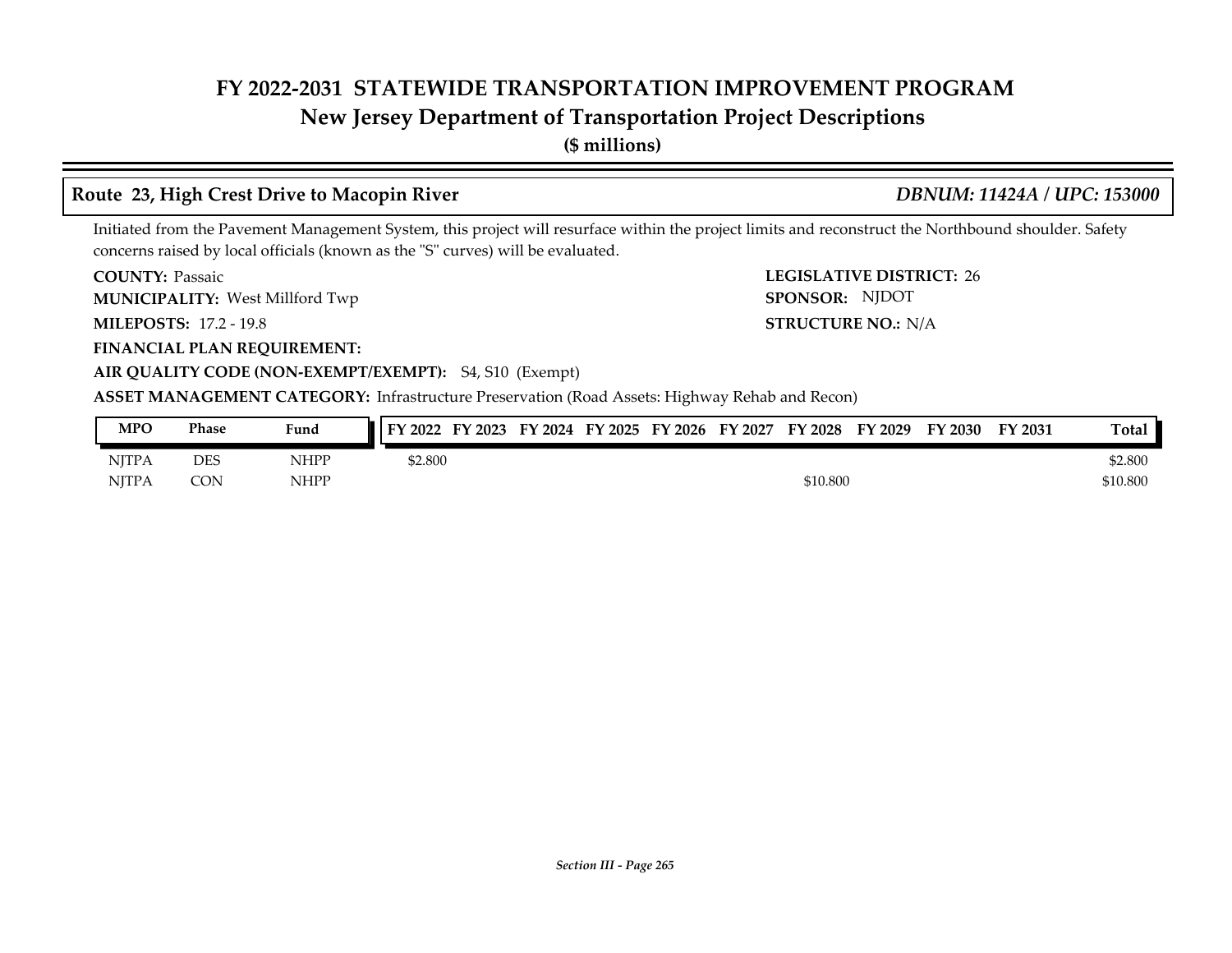# FY 2022-2031 STATEWIDE TRANSPORTATION IMPROVEMENT PROGRAM
## New Jersey Department of Transportation Project Descriptions
**($ millions)**

### Route 23, High Crest Drive to Macopin River — *DBNUM: 11424A / UPC: 153000*

Initiated from the Pavement Management System, this project will resurface within the project limits and reconstruct the Northbound shoulder. Safety concerns raised by local officials (known as the "S" curves) will be evaluated.

**COUNTY:** Passaic
**LEGISLATIVE DISTRICT:** 26
**MUNICIPALITY:** West Millford Twp
**SPONSOR:** NJDOT
**MILEPOSTS:** 17.2 - 19.8
**STRUCTURE NO.:** N/A
**FINANCIAL PLAN REQUIREMENT:**
**AIR QUALITY CODE (NON-EXEMPT/EXEMPT):** S4, S10 (Exempt)
**ASSET MANAGEMENT CATEGORY:** Infrastructure Preservation (Road Assets: Highway Rehab and Recon)

| MPO | Phase | Fund | FY 2022 | FY 2023 | FY 2024 | FY 2025 | FY 2026 | FY 2027 | FY 2028 | FY 2029 | FY 2030 | FY 2031 | Total |
|---|---|---|---|---|---|---|---|---|---|---|---|---|---|
| NJTPA | DES | NHPP | $2.800 | | | | | | | | | | $2.800 |
| NJTPA | CON | NHPP | | | | | | | $10.800 | | | | $10.800 |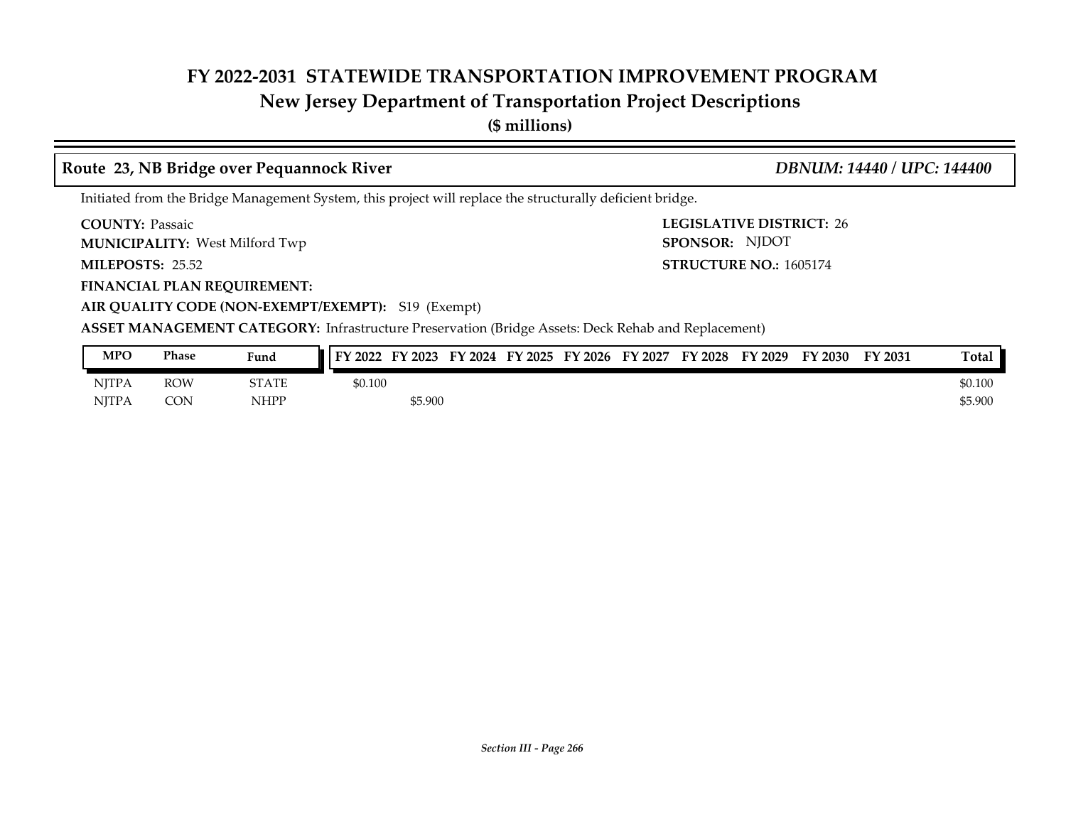# FY 2022-2031 STATEWIDE TRANSPORTATION IMPROVEMENT PROGRAM
## New Jersey Department of Transportation Project Descriptions
**($ millions)**

### Route 23, NB Bridge over Pequannock River — *DBNUM: 14440 / UPC: 144400*

Initiated from the Bridge Management System, this project will replace the structurally deficient bridge.

**COUNTY:** Passaic
**LEGISLATIVE DISTRICT:** 26
**MUNICIPALITY:** West Milford Twp
**SPONSOR:** NJDOT
**MILEPOSTS:** 25.52
**STRUCTURE NO.:** 1605174
**FINANCIAL PLAN REQUIREMENT:**
**AIR QUALITY CODE (NON-EXEMPT/EXEMPT):** S19 (Exempt)
**ASSET MANAGEMENT CATEGORY:** Infrastructure Preservation (Bridge Assets: Deck Rehab and Replacement)

| MPO | Phase | Fund | FY 2022 | FY 2023 | FY 2024 | FY 2025 | FY 2026 | FY 2027 | FY 2028 | FY 2029 | FY 2030 | FY 2031 | Total |
|---|---|---|---|---|---|---|---|---|---|---|---|---|---|
| NJTPA | ROW | STATE | $0.100 | | | | | | | | | | $0.100 |
| NJTPA | CON | NHPP | | $5.900 | | | | | | | | | $5.900 |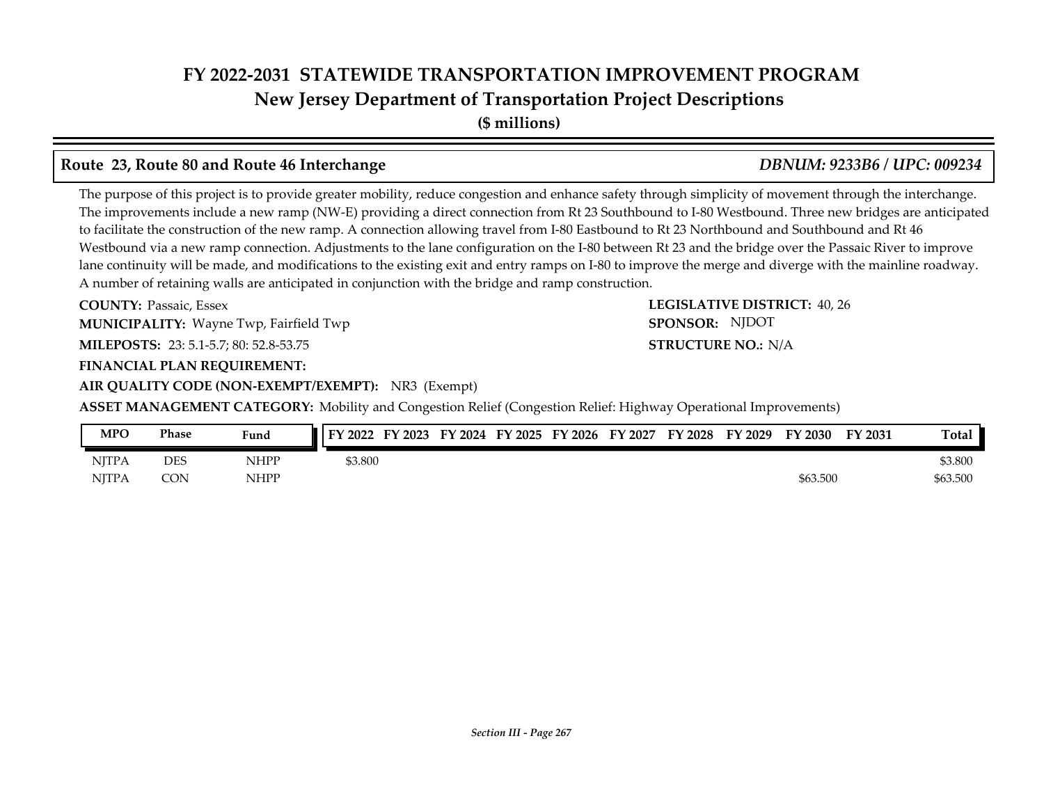# FY 2022-2031 STATEWIDE TRANSPORTATION IMPROVEMENT PROGRAM

## New Jersey Department of Transportation Project Descriptions

**($ millions)**

### Route 23, Route 80 and Route 46 Interchange — *DBNUM: 9233B6 / UPC: 009234*

The purpose of this project is to provide greater mobility, reduce congestion and enhance safety through simplicity of movement through the interchange. The improvements include a new ramp (NW-E) providing a direct connection from Rt 23 Southbound to I-80 Westbound. Three new bridges are anticipated to facilitate the construction of the new ramp. A connection allowing travel from I-80 Eastbound to Rt 23 Northbound and Southbound and Rt 46 Westbound via a new ramp connection. Adjustments to the lane configuration on the I-80 between Rt 23 and the bridge over the Passaic River to improve lane continuity will be made, and modifications to the existing exit and entry ramps on I-80 to improve the merge and diverge with the mainline roadway. A number of retaining walls are anticipated in conjunction with the bridge and ramp construction.

**COUNTY:** Passaic, Essex
**LEGISLATIVE DISTRICT:** 40, 26
**MUNICIPALITY:** Wayne Twp, Fairfield Twp
**SPONSOR:** NJDOT
**MILEPOSTS:** 23: 5.1-5.7; 80: 52.8-53.75
**STRUCTURE NO.:** N/A
**FINANCIAL PLAN REQUIREMENT:**
**AIR QUALITY CODE (NON-EXEMPT/EXEMPT):** NR3 (Exempt)
**ASSET MANAGEMENT CATEGORY:** Mobility and Congestion Relief (Congestion Relief: Highway Operational Improvements)

| MPO | Phase | Fund | FY 2022 | FY 2023 | FY 2024 | FY 2025 | FY 2026 | FY 2027 | FY 2028 | FY 2029 | FY 2030 | FY 2031 | Total |
|---|---|---|---|---|---|---|---|---|---|---|---|---|---|
| NJTPA | DES | NHPP | $3.800 | | | | | | | | | | $3.800 |
| NJTPA | CON | NHPP | | | | | | | | | $63.500 | | $63.500 |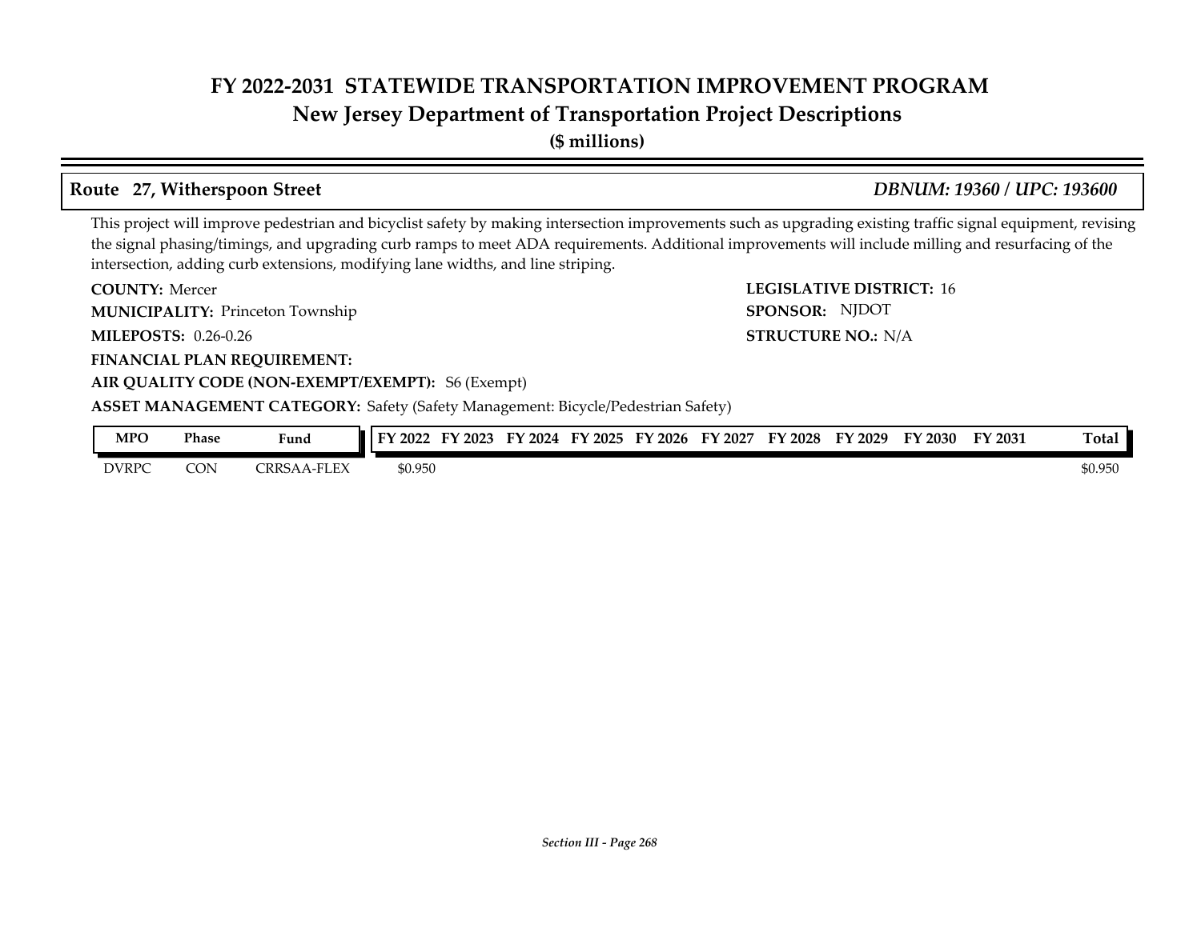# FY 2022-2031 STATEWIDE TRANSPORTATION IMPROVEMENT PROGRAM
## New Jersey Department of Transportation Project Descriptions
**($ millions)**

### Route 27, Witherspoon Street — *DBNUM: 19360 / UPC: 193600*

This project will improve pedestrian and bicyclist safety by making intersection improvements such as upgrading existing traffic signal equipment, revising the signal phasing/timings, and upgrading curb ramps to meet ADA requirements. Additional improvements will include milling and resurfacing of the intersection, adding curb extensions, modifying lane widths, and line striping.

**COUNTY:** Mercer
**LEGISLATIVE DISTRICT:** 16
**MUNICIPALITY:** Princeton Township
**SPONSOR:** NJDOT
**MILEPOSTS:** 0.26-0.26
**STRUCTURE NO.:** N/A
**FINANCIAL PLAN REQUIREMENT:**
**AIR QUALITY CODE (NON-EXEMPT/EXEMPT):** S6 (Exempt)
**ASSET MANAGEMENT CATEGORY:** Safety (Safety Management: Bicycle/Pedestrian Safety)

| MPO | Phase | Fund | FY 2022 | FY 2023 | FY 2024 | FY 2025 | FY 2026 | FY 2027 | FY 2028 | FY 2029 | FY 2030 | FY 2031 | Total |
|---|---|---|---|---|---|---|---|---|---|---|---|---|---|
| DVRPC | CON | CRRSAA-FLEX | $0.950 | | | | | | | | | | $0.950 |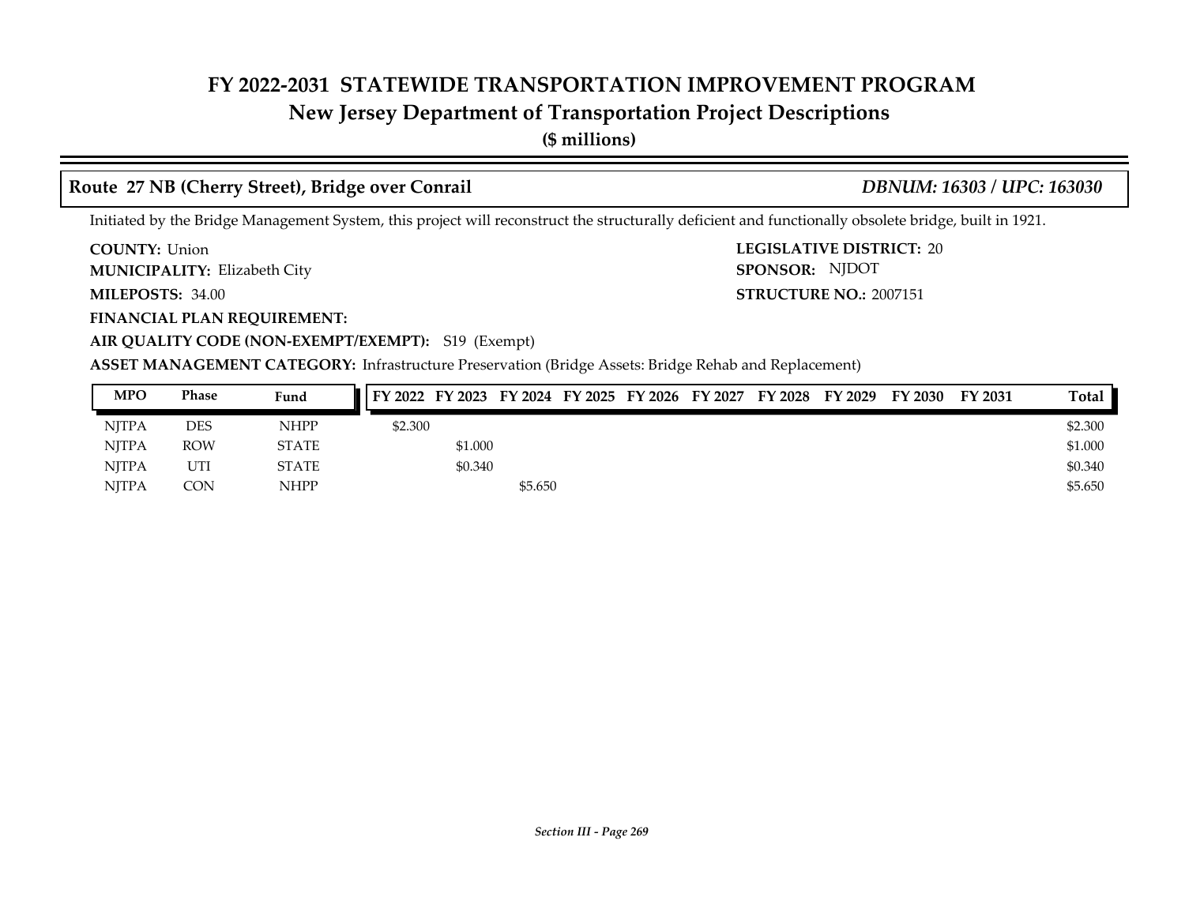# FY 2022-2031 STATEWIDE TRANSPORTATION IMPROVEMENT PROGRAM
## New Jersey Department of Transportation Project Descriptions
**($ millions)**

### Route 27 NB (Cherry Street), Bridge over Conrail — *DBNUM: 16303 / UPC: 163030*

Initiated by the Bridge Management System, this project will reconstruct the structurally deficient and functionally obsolete bridge, built in 1921.

**COUNTY:** Union
**LEGISLATIVE DISTRICT:** 20
**MUNICIPALITY:** Elizabeth City
**SPONSOR:** NJDOT
**MILEPOSTS:** 34.00
**STRUCTURE NO.:** 2007151
**FINANCIAL PLAN REQUIREMENT:**
**AIR QUALITY CODE (NON-EXEMPT/EXEMPT):** S19 (Exempt)
**ASSET MANAGEMENT CATEGORY:** Infrastructure Preservation (Bridge Assets: Bridge Rehab and Replacement)

| MPO | Phase | Fund | FY 2022 | FY 2023 | FY 2024 | FY 2025 | FY 2026 | FY 2027 | FY 2028 | FY 2029 | FY 2030 | FY 2031 | Total |
|---|---|---|---|---|---|---|---|---|---|---|---|---|---|
| NJTPA | DES | NHPP | $2.300 | | | | | | | | | | $2.300 |
| NJTPA | ROW | STATE | | $1.000 | | | | | | | | | $1.000 |
| NJTPA | UTI | STATE | | $0.340 | | | | | | | | | $0.340 |
| NJTPA | CON | NHPP | | | $5.650 | | | | | | | | $5.650 |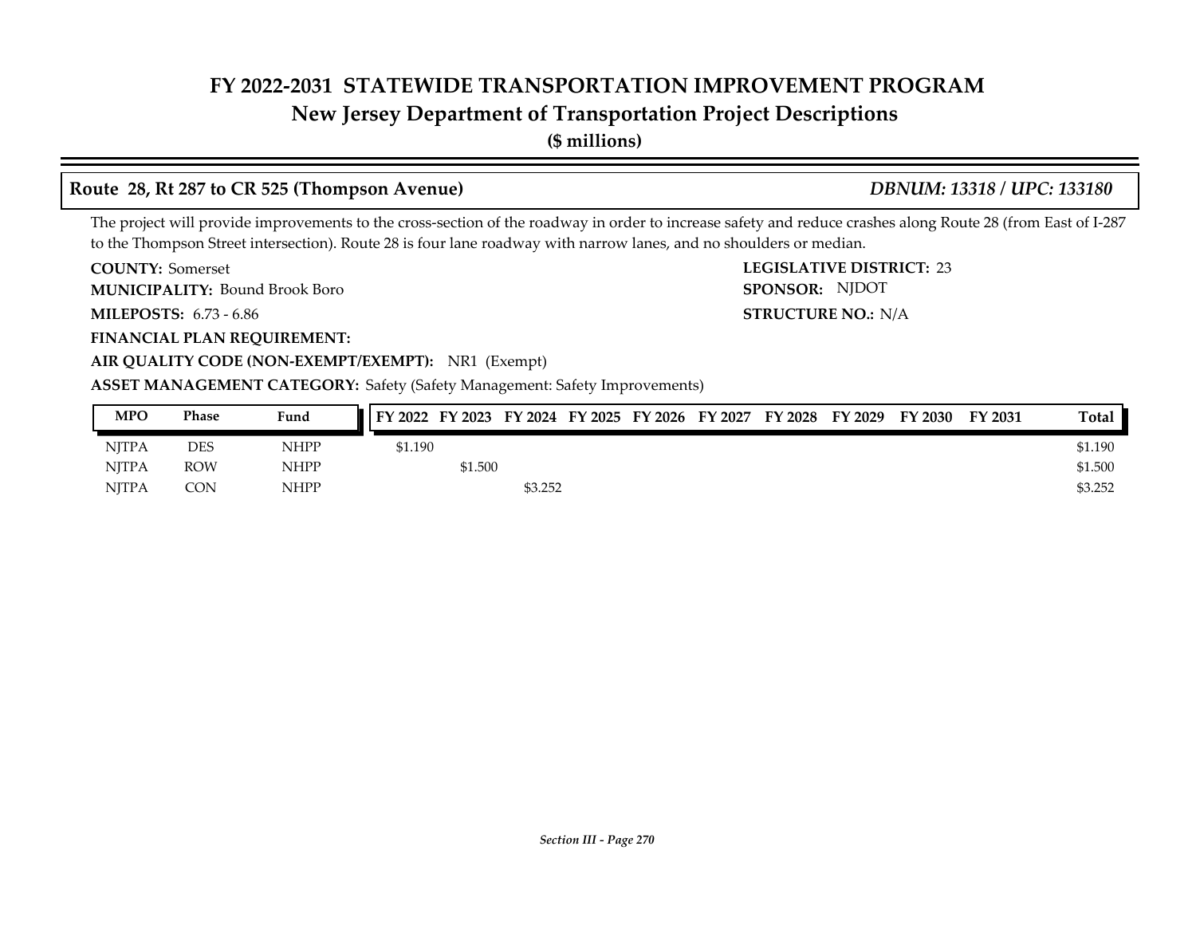# FY 2022-2031 STATEWIDE TRANSPORTATION IMPROVEMENT PROGRAM
## New Jersey Department of Transportation Project Descriptions
**($ millions)**

### Route 28, Rt 287 to CR 525 (Thompson Avenue) — *DBNUM: 13318 / UPC: 133180*

The project will provide improvements to the cross-section of the roadway in order to increase safety and reduce crashes along Route 28 (from East of I-287 to the Thompson Street intersection). Route 28 is four lane roadway with narrow lanes, and no shoulders or median.

**COUNTY:** Somerset
**LEGISLATIVE DISTRICT:** 23
**MUNICIPALITY:** Bound Brook Boro
**SPONSOR:** NJDOT
**MILEPOSTS:** 6.73 - 6.86
**STRUCTURE NO.:** N/A
**FINANCIAL PLAN REQUIREMENT:**
**AIR QUALITY CODE (NON-EXEMPT/EXEMPT):** NR1 (Exempt)
**ASSET MANAGEMENT CATEGORY:** Safety (Safety Management: Safety Improvements)

| MPO | Phase | Fund | FY 2022 | FY 2023 | FY 2024 | FY 2025 | FY 2026 | FY 2027 | FY 2028 | FY 2029 | FY 2030 | FY 2031 | Total |
|---|---|---|---|---|---|---|---|---|---|---|---|---|---|
| NJTPA | DES | NHPP | $1.190 | | | | | | | | | | $1.190 |
| NJTPA | ROW | NHPP | | $1.500 | | | | | | | | | $1.500 |
| NJTPA | CON | NHPP | | | $3.252 | | | | | | | | $3.252 |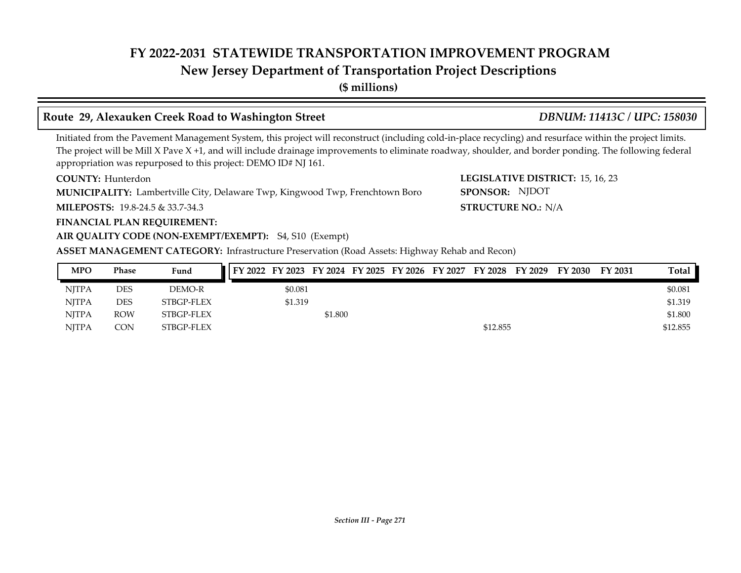# FY 2022-2031 STATEWIDE TRANSPORTATION IMPROVEMENT PROGRAM
## New Jersey Department of Transportation Project Descriptions
**($ millions)**

### Route 29, Alexauken Creek Road to Washington Street — *DBNUM: 11413C / UPC: 158030*

Initiated from the Pavement Management System, this project will reconstruct (including cold-in-place recycling) and resurface within the project limits. The project will be Mill X Pave X +1, and will include drainage improvements to eliminate roadway, shoulder, and border ponding. The following federal appropriation was repurposed to this project: DEMO ID# NJ 161.

**COUNTY:** Hunterdon

**LEGISLATIVE DISTRICT:** 15, 16, 23

**MUNICIPALITY:** Lambertville City, Delaware Twp, Kingwood Twp, Frenchtown Boro

**SPONSOR:** NJDOT

**MILEPOSTS:** 19.8-24.5 & 33.7-34.3

**STRUCTURE NO.:** N/A

**FINANCIAL PLAN REQUIREMENT:**

**AIR QUALITY CODE (NON-EXEMPT/EXEMPT):** S4, S10 (Exempt)

**ASSET MANAGEMENT CATEGORY:** Infrastructure Preservation (Road Assets: Highway Rehab and Recon)

| MPO | Phase | Fund | FY 2022 | FY 2023 | FY 2024 | FY 2025 | FY 2026 | FY 2027 | FY 2028 | FY 2029 | FY 2030 | FY 2031 | Total |
|---|---|---|---|---|---|---|---|---|---|---|---|---|---|
| NJTPA | DES | DEMO-R | | $0.081 | | | | | | | | | $0.081 |
| NJTPA | DES | STBGP-FLEX | | $1.319 | | | | | | | | | $1.319 |
| NJTPA | ROW | STBGP-FLEX | | | $1.800 | | | | | | | | $1.800 |
| NJTPA | CON | STBGP-FLEX | | | | | | | $12.855 | | | | $12.855 |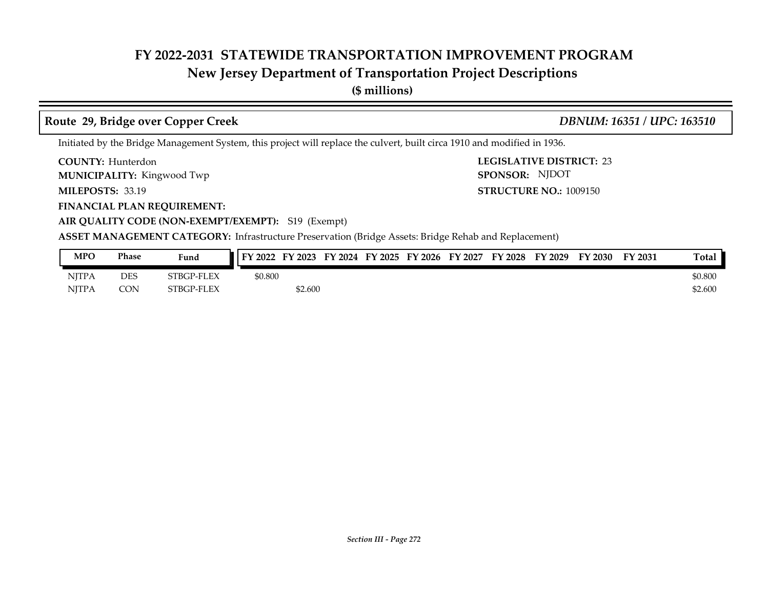# FY 2022-2031 STATEWIDE TRANSPORTATION IMPROVEMENT PROGRAM
## New Jersey Department of Transportation Project Descriptions
**($ millions)**

### Route 29, Bridge over Copper Creek — *DBNUM: 16351 / UPC: 163510*

Initiated by the Bridge Management System, this project will replace the culvert, built circa 1910 and modified in 1936.

**COUNTY:** Hunterdon
**LEGISLATIVE DISTRICT:** 23
**MUNICIPALITY:** Kingwood Twp
**SPONSOR:** NJDOT
**MILEPOSTS:** 33.19
**STRUCTURE NO.:** 1009150
**FINANCIAL PLAN REQUIREMENT:**
**AIR QUALITY CODE (NON-EXEMPT/EXEMPT):** S19 (Exempt)
**ASSET MANAGEMENT CATEGORY:** Infrastructure Preservation (Bridge Assets: Bridge Rehab and Replacement)

| MPO | Phase | Fund | FY 2022 | FY 2023 | FY 2024 | FY 2025 | FY 2026 | FY 2027 | FY 2028 | FY 2029 | FY 2030 | FY 2031 | Total |
|---|---|---|---|---|---|---|---|---|---|---|---|---|---|
| NJTPA | DES | STBGP-FLEX | $0.800 | | | | | | | | | | $0.800 |
| NJTPA | CON | STBGP-FLEX | | $2.600 | | | | | | | | | $2.600 |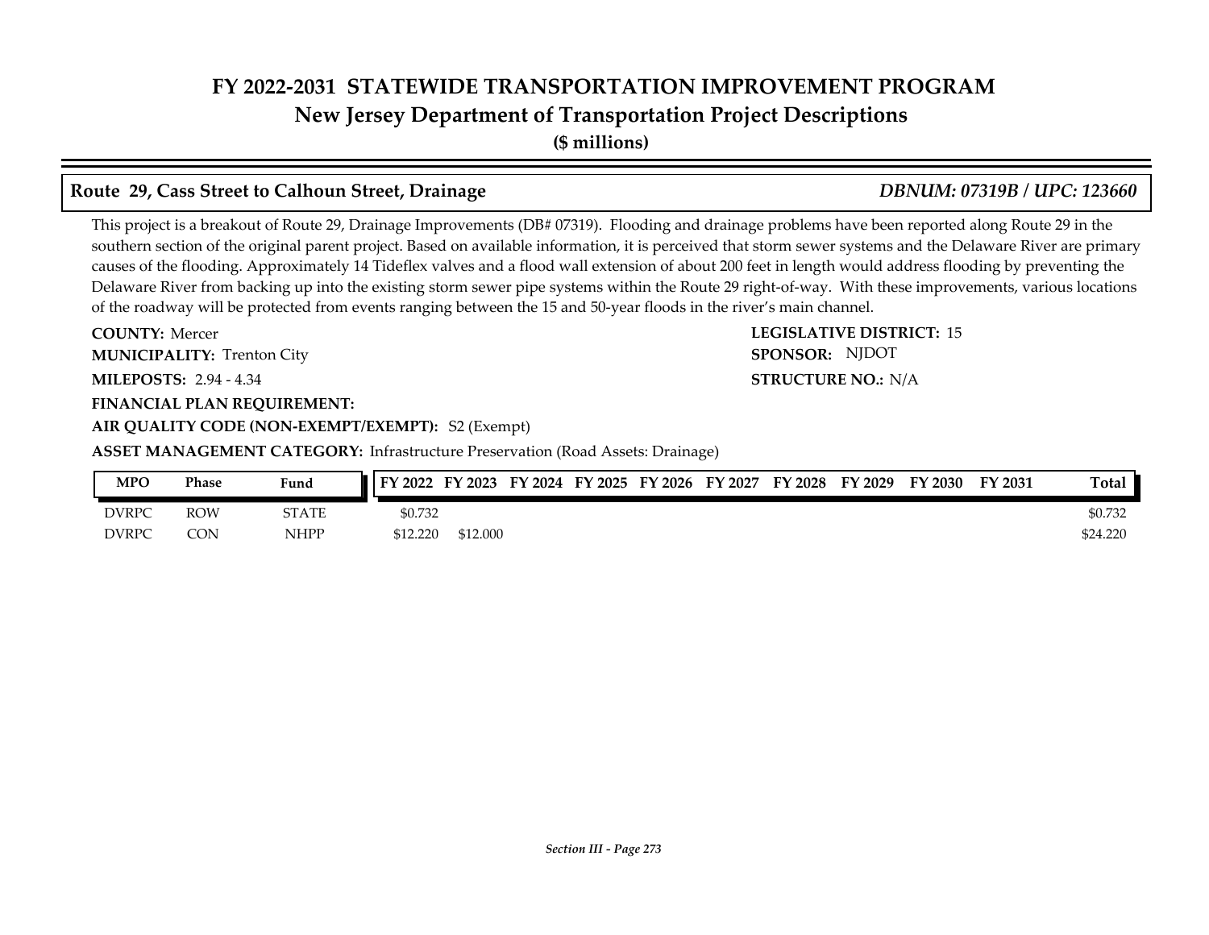# FY 2022-2031 STATEWIDE TRANSPORTATION IMPROVEMENT PROGRAM
## New Jersey Department of Transportation Project Descriptions
**($ millions)**

### Route 29, Cass Street to Calhoun Street, Drainage — *DBNUM: 07319B / UPC: 123660*

This project is a breakout of Route 29, Drainage Improvements (DB# 07319). Flooding and drainage problems have been reported along Route 29 in the southern section of the original parent project. Based on available information, it is perceived that storm sewer systems and the Delaware River are primary causes of the flooding. Approximately 14 Tideflex valves and a flood wall extension of about 200 feet in length would address flooding by preventing the Delaware River from backing up into the existing storm sewer pipe systems within the Route 29 right-of-way. With these improvements, various locations of the roadway will be protected from events ranging between the 15 and 50-year floods in the river's main channel.

**COUNTY:** Mercer
**LEGISLATIVE DISTRICT:** 15
**MUNICIPALITY:** Trenton City
**SPONSOR:** NJDOT
**MILEPOSTS:** 2.94 - 4.34
**STRUCTURE NO.:** N/A
**FINANCIAL PLAN REQUIREMENT:**
**AIR QUALITY CODE (NON-EXEMPT/EXEMPT):** S2 (Exempt)
**ASSET MANAGEMENT CATEGORY:** Infrastructure Preservation (Road Assets: Drainage)

| MPO | Phase | Fund | FY 2022 | FY 2023 | FY 2024 | FY 2025 | FY 2026 | FY 2027 | FY 2028 | FY 2029 | FY 2030 | FY 2031 | Total |
|---|---|---|---|---|---|---|---|---|---|---|---|---|---|
| DVRPC | ROW | STATE | $0.732 | | | | | | | | | | $0.732 |
| DVRPC | CON | NHPP | $12.220 | $12.000 | | | | | | | | | $24.220 |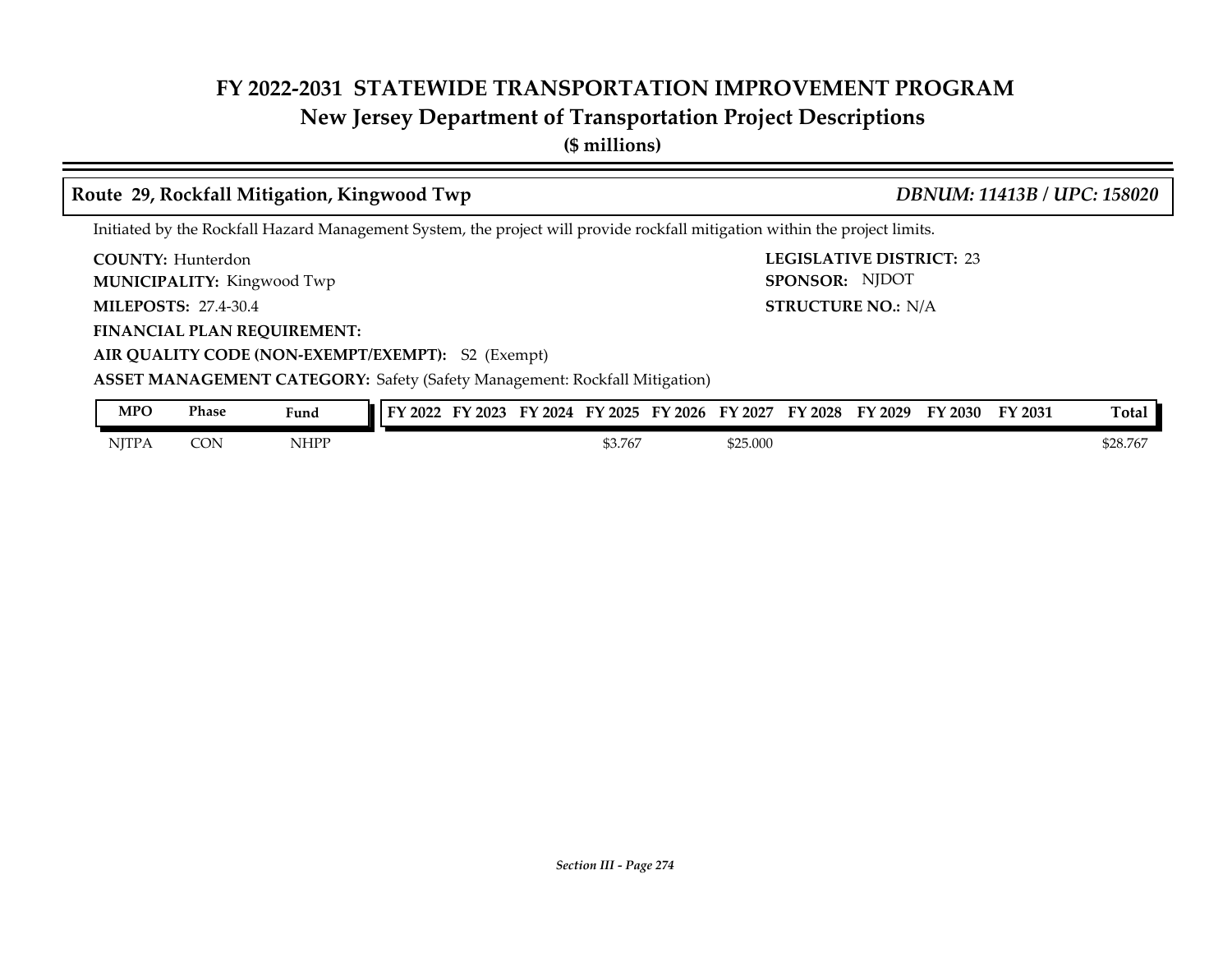# FY 2022-2031 STATEWIDE TRANSPORTATION IMPROVEMENT PROGRAM
## New Jersey Department of Transportation Project Descriptions
**($ millions)**

### Route 29, Rockfall Mitigation, Kingwood Twp — *DBNUM: 11413B / UPC: 158020*

Initiated by the Rockfall Hazard Management System, the project will provide rockfall mitigation within the project limits.

**COUNTY:** Hunterdon
**LEGISLATIVE DISTRICT:** 23
**MUNICIPALITY:** Kingwood Twp
**SPONSOR:** NJDOT
**MILEPOSTS:** 27.4-30.4
**STRUCTURE NO.:** N/A
**FINANCIAL PLAN REQUIREMENT:**
**AIR QUALITY CODE (NON-EXEMPT/EXEMPT):** S2 (Exempt)
**ASSET MANAGEMENT CATEGORY:** Safety (Safety Management: Rockfall Mitigation)

| MPO | Phase | Fund | FY 2022 | FY 2023 | FY 2024 | FY 2025 | FY 2026 | FY 2027 | FY 2028 | FY 2029 | FY 2030 | FY 2031 | Total |
|---|---|---|---|---|---|---|---|---|---|---|---|---|---|
| NJTPA | CON | NHPP | | | | $3.767 | | $25.000 | | | | | $28.767 |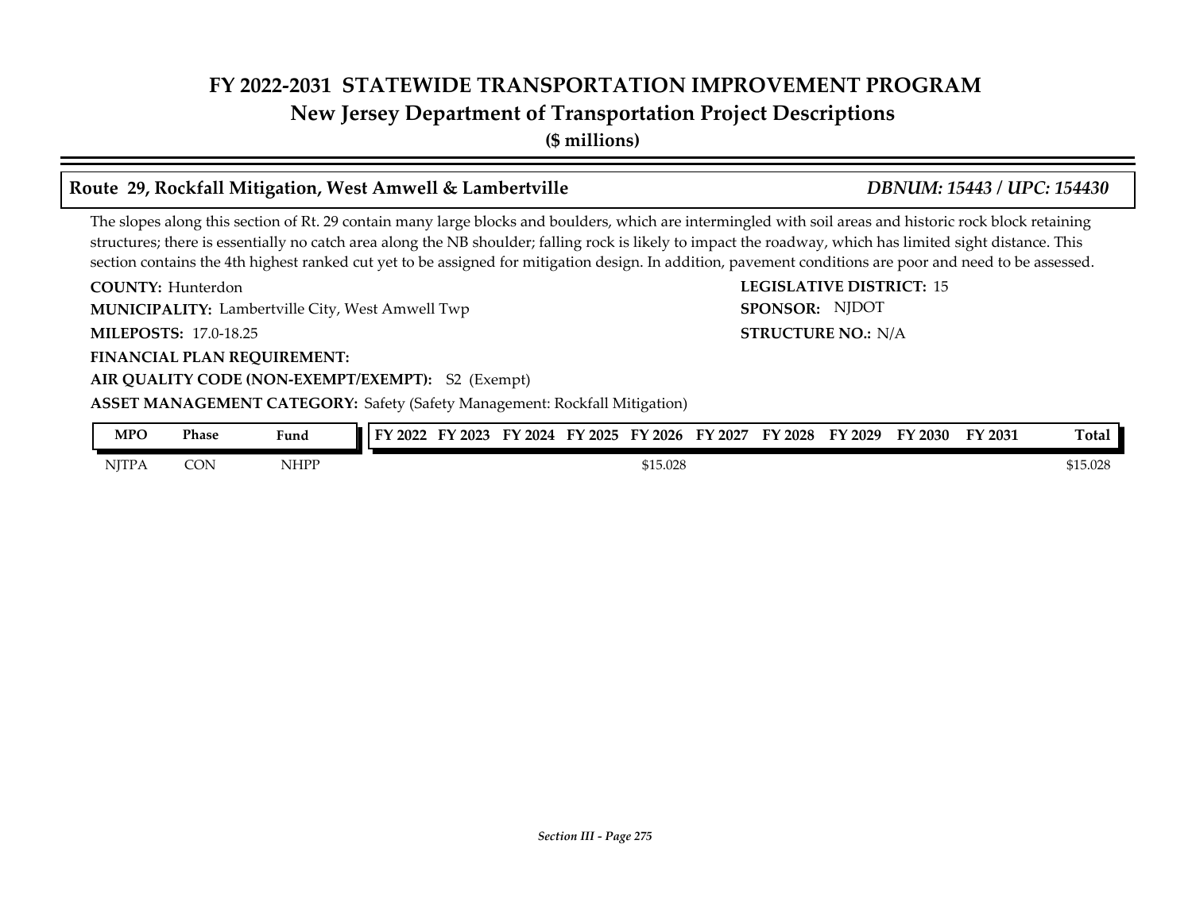# FY 2022-2031 STATEWIDE TRANSPORTATION IMPROVEMENT PROGRAM
## New Jersey Department of Transportation Project Descriptions
**($ millions)**

### Route 29, Rockfall Mitigation, West Amwell & Lambertville — *DBNUM: 15443 / UPC: 154430*

The slopes along this section of Rt. 29 contain many large blocks and boulders, which are intermingled with soil areas and historic rock block retaining structures; there is essentially no catch area along the NB shoulder; falling rock is likely to impact the roadway, which has limited sight distance. This section contains the 4th highest ranked cut yet to be assigned for mitigation design. In addition, pavement conditions are poor and need to be assessed.

**COUNTY:** Hunterdon
**LEGISLATIVE DISTRICT:** 15
**MUNICIPALITY:** Lambertville City, West Amwell Twp
**SPONSOR:** NJDOT
**MILEPOSTS:** 17.0-18.25
**STRUCTURE NO.:** N/A
**FINANCIAL PLAN REQUIREMENT:**
**AIR QUALITY CODE (NON-EXEMPT/EXEMPT):** S2 (Exempt)
**ASSET MANAGEMENT CATEGORY:** Safety (Safety Management: Rockfall Mitigation)

| MPO | Phase | Fund | FY 2022 | FY 2023 | FY 2024 | FY 2025 | FY 2026 | FY 2027 | FY 2028 | FY 2029 | FY 2030 | FY 2031 | Total |
|---|---|---|---|---|---|---|---|---|---|---|---|---|---|
| NJTPA | CON | NHPP | | | | | $15.028 | | | | | | $15.028 |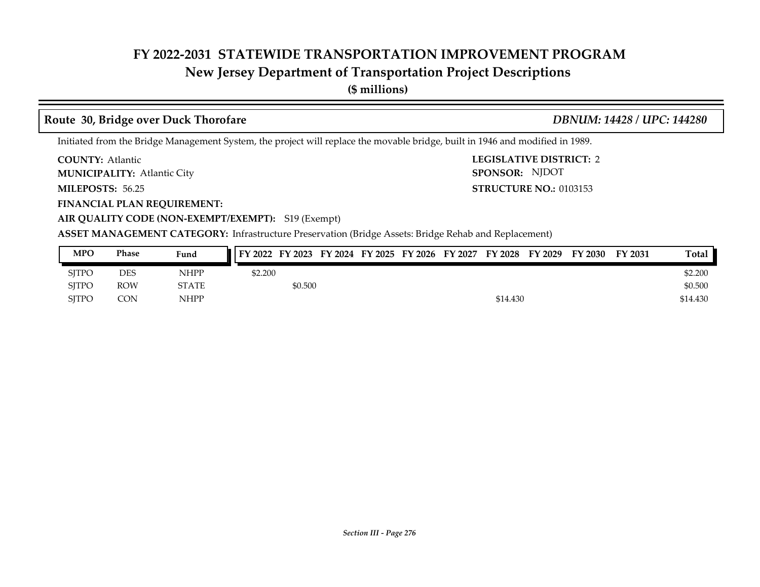# FY 2022-2031 STATEWIDE TRANSPORTATION IMPROVEMENT PROGRAM
## New Jersey Department of Transportation Project Descriptions
**($ millions)**

### Route 30, Bridge over Duck Thorofare — *DBNUM: 14428 / UPC: 144280*

Initiated from the Bridge Management System, the project will replace the movable bridge, built in 1946 and modified in 1989.

**COUNTY:** Atlantic
**LEGISLATIVE DISTRICT:** 2
**MUNICIPALITY:** Atlantic City
**SPONSOR:** NJDOT
**MILEPOSTS:** 56.25
**STRUCTURE NO.:** 0103153
**FINANCIAL PLAN REQUIREMENT:**
**AIR QUALITY CODE (NON-EXEMPT/EXEMPT):** S19 (Exempt)
**ASSET MANAGEMENT CATEGORY:** Infrastructure Preservation (Bridge Assets: Bridge Rehab and Replacement)

| MPO | Phase | Fund | FY 2022 | FY 2023 | FY 2024 | FY 2025 | FY 2026 | FY 2027 | FY 2028 | FY 2029 | FY 2030 | FY 2031 | Total |
|---|---|---|---|---|---|---|---|---|---|---|---|---|---|
| SJTPO | DES | NHPP | $2.200 | | | | | | | | | | $2.200 |
| SJTPO | ROW | STATE | | $0.500 | | | | | | | | | $0.500 |
| SJTPO | CON | NHPP | | | | | | | $14.430 | | | | $14.430 |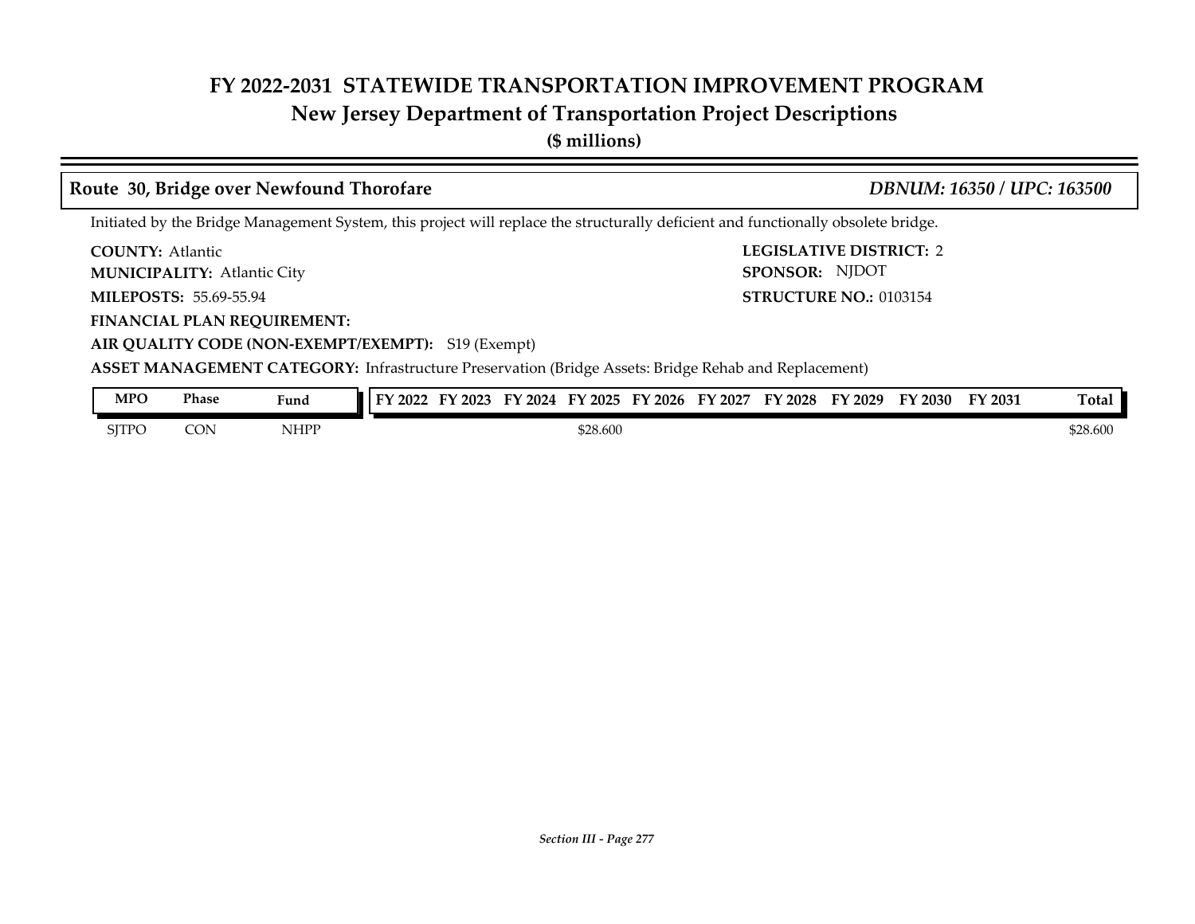# FY 2022-2031 STATEWIDE TRANSPORTATION IMPROVEMENT PROGRAM

## New Jersey Department of Transportation Project Descriptions

**($ millions)**

### Route 30, Bridge over Newfound Thorofare — *DBNUM: 16350 / UPC: 163500*

Initiated by the Bridge Management System, this project will replace the structurally deficient and functionally obsolete bridge.

**COUNTY:** Atlantic
**MUNICIPALITY:** Atlantic City
**MILEPOSTS:** 55.69-55.94
**FINANCIAL PLAN REQUIREMENT:**
**AIR QUALITY CODE (NON-EXEMPT/EXEMPT):** S19 (Exempt)
**ASSET MANAGEMENT CATEGORY:** Infrastructure Preservation (Bridge Assets: Bridge Rehab and Replacement)

**LEGISLATIVE DISTRICT:** 2
**SPONSOR:** NJDOT
**STRUCTURE NO.:** 0103154

| MPO | Phase | Fund | FY 2022 | FY 2023 | FY 2024 | FY 2025 | FY 2026 | FY 2027 | FY 2028 | FY 2029 | FY 2030 | FY 2031 | Total |
|---|---|---|---|---|---|---|---|---|---|---|---|---|---|
| SJTPO | CON | NHPP | | | | $28.600 | | | | | | | $28.600 |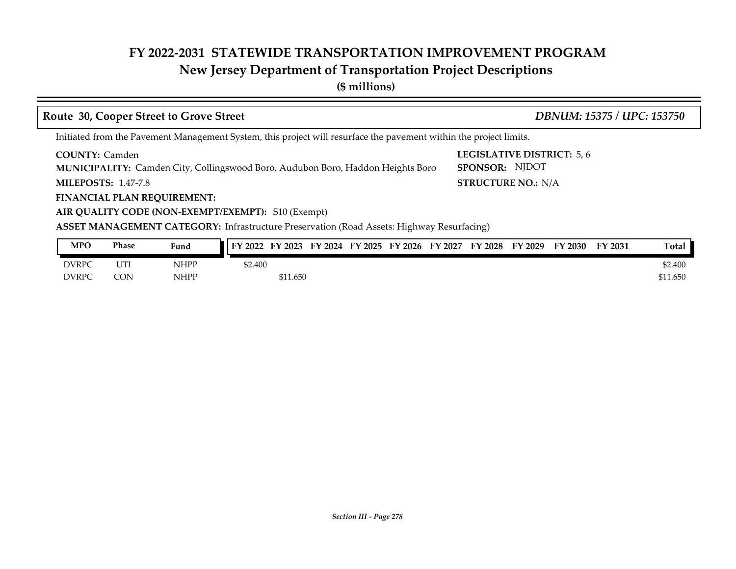# FY 2022-2031 STATEWIDE TRANSPORTATION IMPROVEMENT PROGRAM
## New Jersey Department of Transportation Project Descriptions
**($ millions)**

### Route 30, Cooper Street to Grove Street — *DBNUM: 15375 / UPC: 153750*

Initiated from the Pavement Management System, this project will resurface the pavement within the project limits.

**COUNTY:** Camden
**LEGISLATIVE DISTRICT:** 5, 6
**MUNICIPALITY:** Camden City, Collingswood Boro, Audubon Boro, Haddon Heights Boro
**SPONSOR:** NJDOT
**MILEPOSTS:** 1.47-7.8
**STRUCTURE NO.:** N/A
**FINANCIAL PLAN REQUIREMENT:**
**AIR QUALITY CODE (NON-EXEMPT/EXEMPT):** S10 (Exempt)
**ASSET MANAGEMENT CATEGORY:** Infrastructure Preservation (Road Assets: Highway Resurfacing)

| MPO | Phase | Fund | FY 2022 | FY 2023 | FY 2024 | FY 2025 | FY 2026 | FY 2027 | FY 2028 | FY 2029 | FY 2030 | FY 2031 | Total |
|---|---|---|---|---|---|---|---|---|---|---|---|---|---|
| DVRPC | UTI | NHPP | $2.400 | | | | | | | | | | $2.400 |
| DVRPC | CON | NHPP | | $11.650 | | | | | | | | | $11.650 |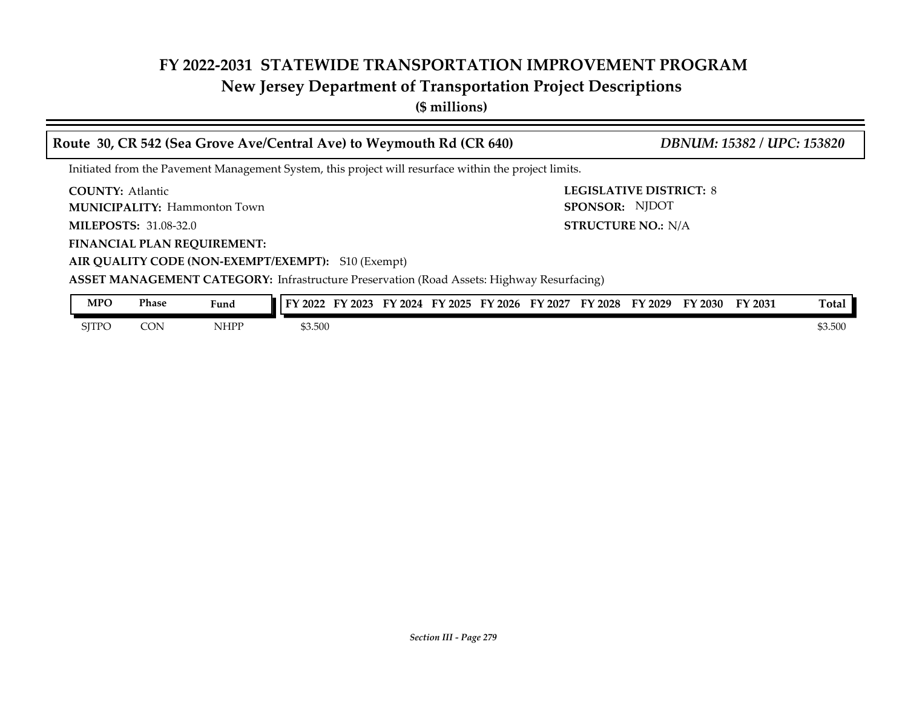# FY 2022-2031 STATEWIDE TRANSPORTATION IMPROVEMENT PROGRAM
## New Jersey Department of Transportation Project Descriptions
**($ millions)**

### Route 30, CR 542 (Sea Grove Ave/Central Ave) to Weymouth Rd (CR 640) — *DBNUM: 15382 / UPC: 153820*

Initiated from the Pavement Management System, this project will resurface within the project limits.

**COUNTY:** Atlantic
**LEGISLATIVE DISTRICT:** 8
**MUNICIPALITY:** Hammonton Town
**SPONSOR:** NJDOT
**MILEPOSTS:** 31.08-32.0
**STRUCTURE NO.:** N/A
**FINANCIAL PLAN REQUIREMENT:**
**AIR QUALITY CODE (NON-EXEMPT/EXEMPT):** S10 (Exempt)
**ASSET MANAGEMENT CATEGORY:** Infrastructure Preservation (Road Assets: Highway Resurfacing)

| MPO | Phase | Fund | FY 2022 | FY 2023 | FY 2024 | FY 2025 | FY 2026 | FY 2027 | FY 2028 | FY 2029 | FY 2030 | FY 2031 | Total |
|---|---|---|---|---|---|---|---|---|---|---|---|---|---|
| SJTPO | CON | NHPP | $3.500 | | | | | | | | | | $3.500 |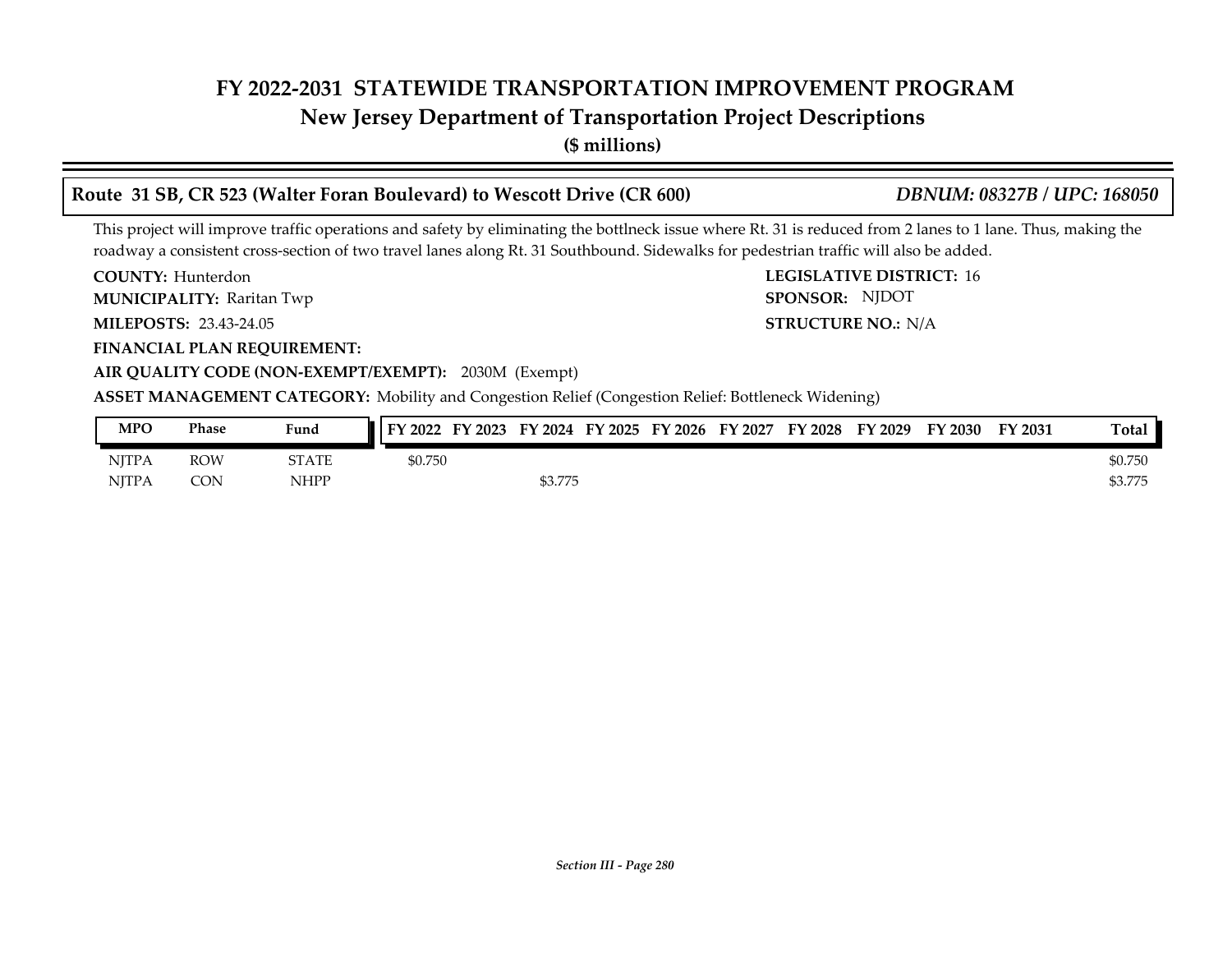# FY 2022-2031 STATEWIDE TRANSPORTATION IMPROVEMENT PROGRAM
## New Jersey Department of Transportation Project Descriptions
**($ millions)**

### Route 31 SB, CR 523 (Walter Foran Boulevard) to Wescott Drive (CR 600) — *DBNUM: 08327B / UPC: 168050*

This project will improve traffic operations and safety by eliminating the bottlneck issue where Rt. 31 is reduced from 2 lanes to 1 lane. Thus, making the roadway a consistent cross-section of two travel lanes along Rt. 31 Southbound. Sidewalks for pedestrian traffic will also be added.

**COUNTY:** Hunterdon
**LEGISLATIVE DISTRICT:** 16
**MUNICIPALITY:** Raritan Twp
**SPONSOR:** NJDOT
**MILEPOSTS:** 23.43-24.05
**STRUCTURE NO.:** N/A
**FINANCIAL PLAN REQUIREMENT:**
**AIR QUALITY CODE (NON-EXEMPT/EXEMPT):** 2030M (Exempt)
**ASSET MANAGEMENT CATEGORY:** Mobility and Congestion Relief (Congestion Relief: Bottleneck Widening)

| MPO | Phase | Fund | FY 2022 | FY 2023 | FY 2024 | FY 2025 | FY 2026 | FY 2027 | FY 2028 | FY 2029 | FY 2030 | FY 2031 | Total |
|---|---|---|---|---|---|---|---|---|---|---|---|---|---|
| NJTPA | ROW | STATE | $0.750 | | | | | | | | | | $0.750 |
| NJTPA | CON | NHPP | | | $3.775 | | | | | | | | $3.775 |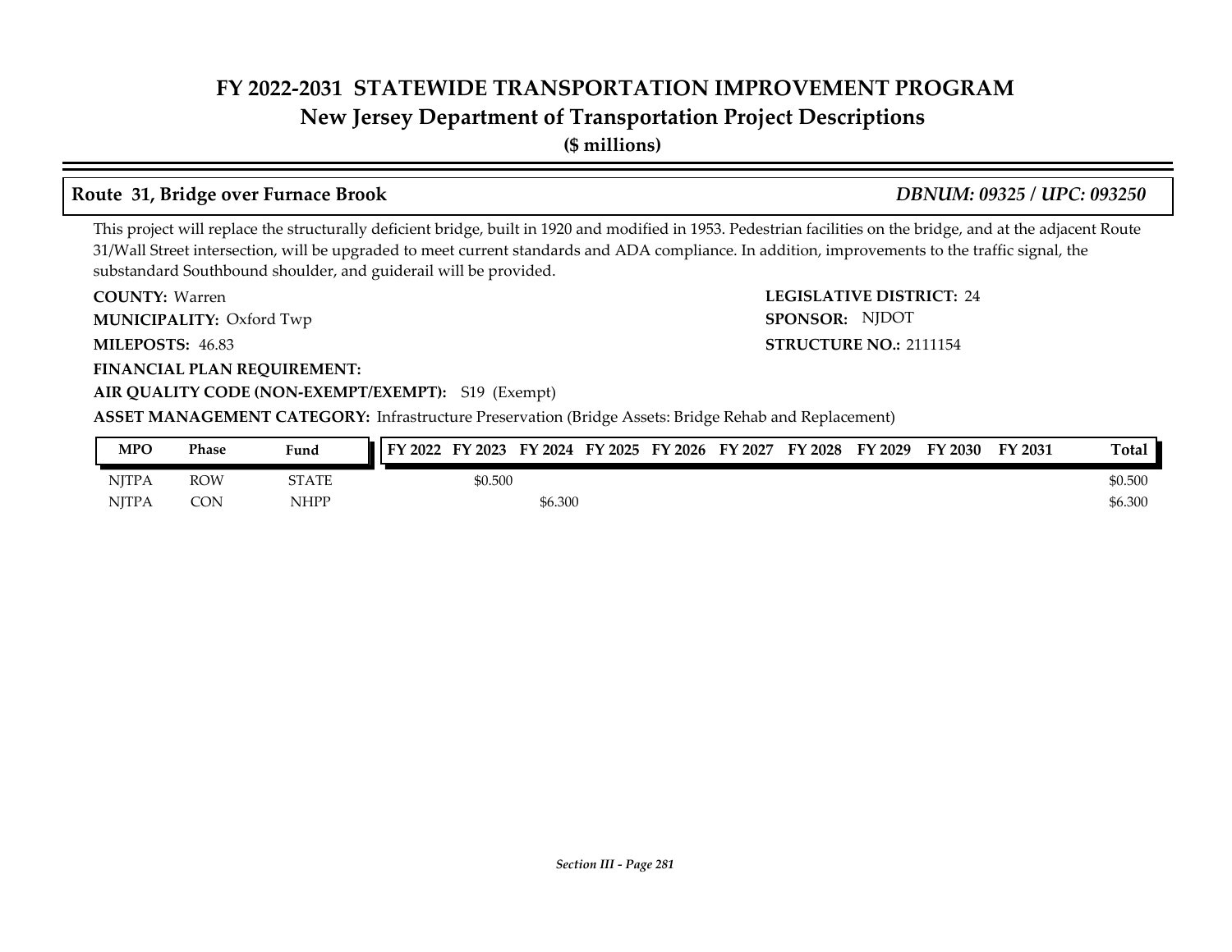# FY 2022-2031 STATEWIDE TRANSPORTATION IMPROVEMENT PROGRAM
## New Jersey Department of Transportation Project Descriptions
**($ millions)**

### Route 31, Bridge over Furnace Brook — *DBNUM: 09325 / UPC: 093250*

This project will replace the structurally deficient bridge, built in 1920 and modified in 1953. Pedestrian facilities on the bridge, and at the adjacent Route 31/Wall Street intersection, will be upgraded to meet current standards and ADA compliance. In addition, improvements to the traffic signal, the substandard Southbound shoulder, and guiderail will be provided.

**COUNTY:** Warren
**LEGISLATIVE DISTRICT:** 24
**MUNICIPALITY:** Oxford Twp
**SPONSOR:** NJDOT
**MILEPOSTS:** 46.83
**STRUCTURE NO.:** 2111154
**FINANCIAL PLAN REQUIREMENT:**
**AIR QUALITY CODE (NON-EXEMPT/EXEMPT):** S19 (Exempt)
**ASSET MANAGEMENT CATEGORY:** Infrastructure Preservation (Bridge Assets: Bridge Rehab and Replacement)

| MPO | Phase | Fund | FY 2022 | FY 2023 | FY 2024 | FY 2025 | FY 2026 | FY 2027 | FY 2028 | FY 2029 | FY 2030 | FY 2031 | Total |
|---|---|---|---|---|---|---|---|---|---|---|---|---|---|
| NJTPA | ROW | STATE | | $0.500 | | | | | | | | | $0.500 |
| NJTPA | CON | NHPP | | | $6.300 | | | | | | | | $6.300 |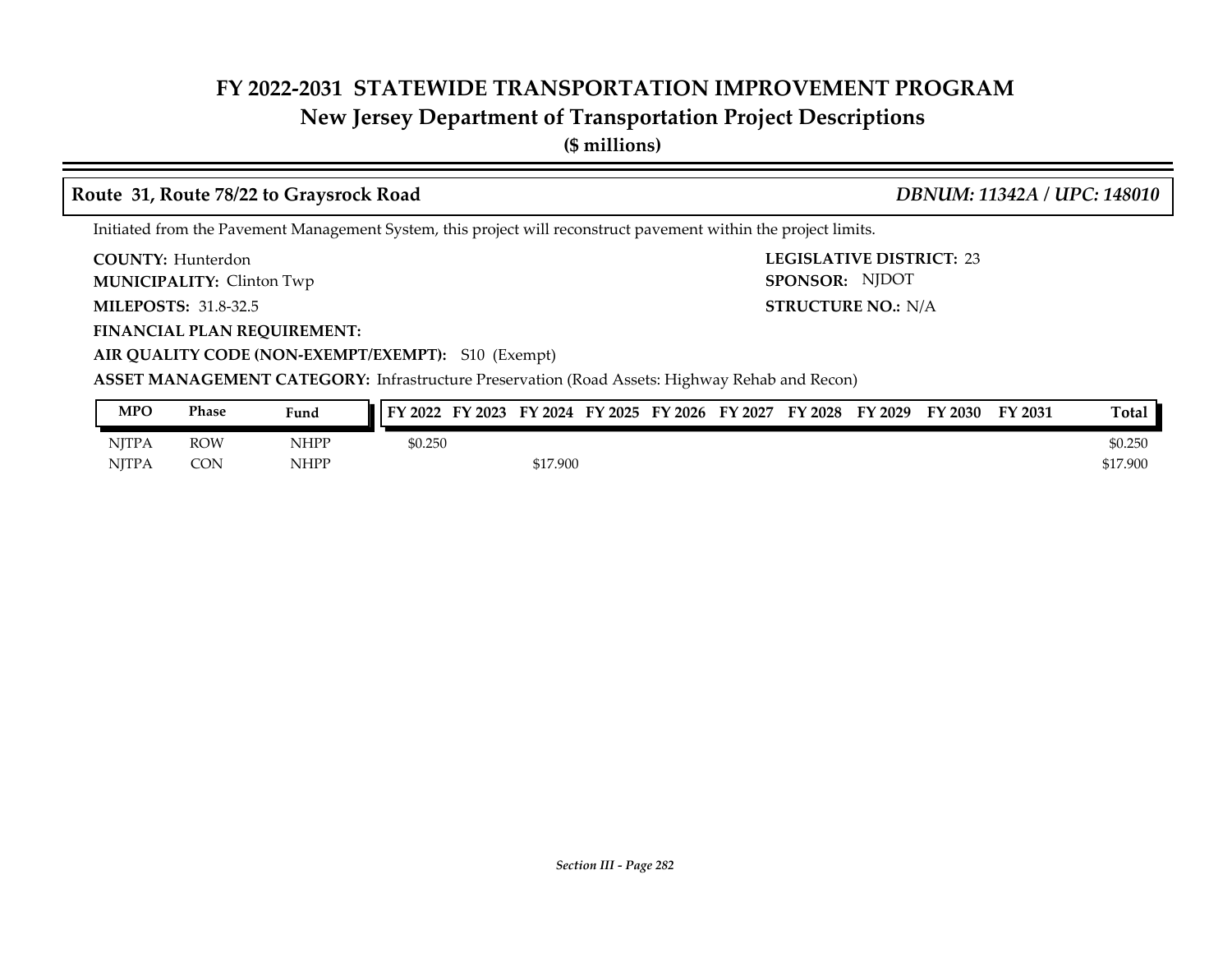# FY 2022-2031 STATEWIDE TRANSPORTATION IMPROVEMENT PROGRAM
## New Jersey Department of Transportation Project Descriptions
**($ millions)**

### Route 31, Route 78/22 to Graysrock Road — *DBNUM: 11342A / UPC: 148010*

Initiated from the Pavement Management System, this project will reconstruct pavement within the project limits.

**COUNTY:** Hunterdon
**LEGISLATIVE DISTRICT:** 23
**MUNICIPALITY:** Clinton Twp
**SPONSOR:** NJDOT
**MILEPOSTS:** 31.8-32.5
**STRUCTURE NO.:** N/A
**FINANCIAL PLAN REQUIREMENT:**
**AIR QUALITY CODE (NON-EXEMPT/EXEMPT):** S10 (Exempt)
**ASSET MANAGEMENT CATEGORY:** Infrastructure Preservation (Road Assets: Highway Rehab and Recon)

| MPO | Phase | Fund | FY 2022 | FY 2023 | FY 2024 | FY 2025 | FY 2026 | FY 2027 | FY 2028 | FY 2029 | FY 2030 | FY 2031 | Total |
|---|---|---|---|---|---|---|---|---|---|---|---|---|---|
| NJTPA | ROW | NHPP | $0.250 | | | | | | | | | | $0.250 |
| NJTPA | CON | NHPP | | | $17.900 | | | | | | | | $17.900 |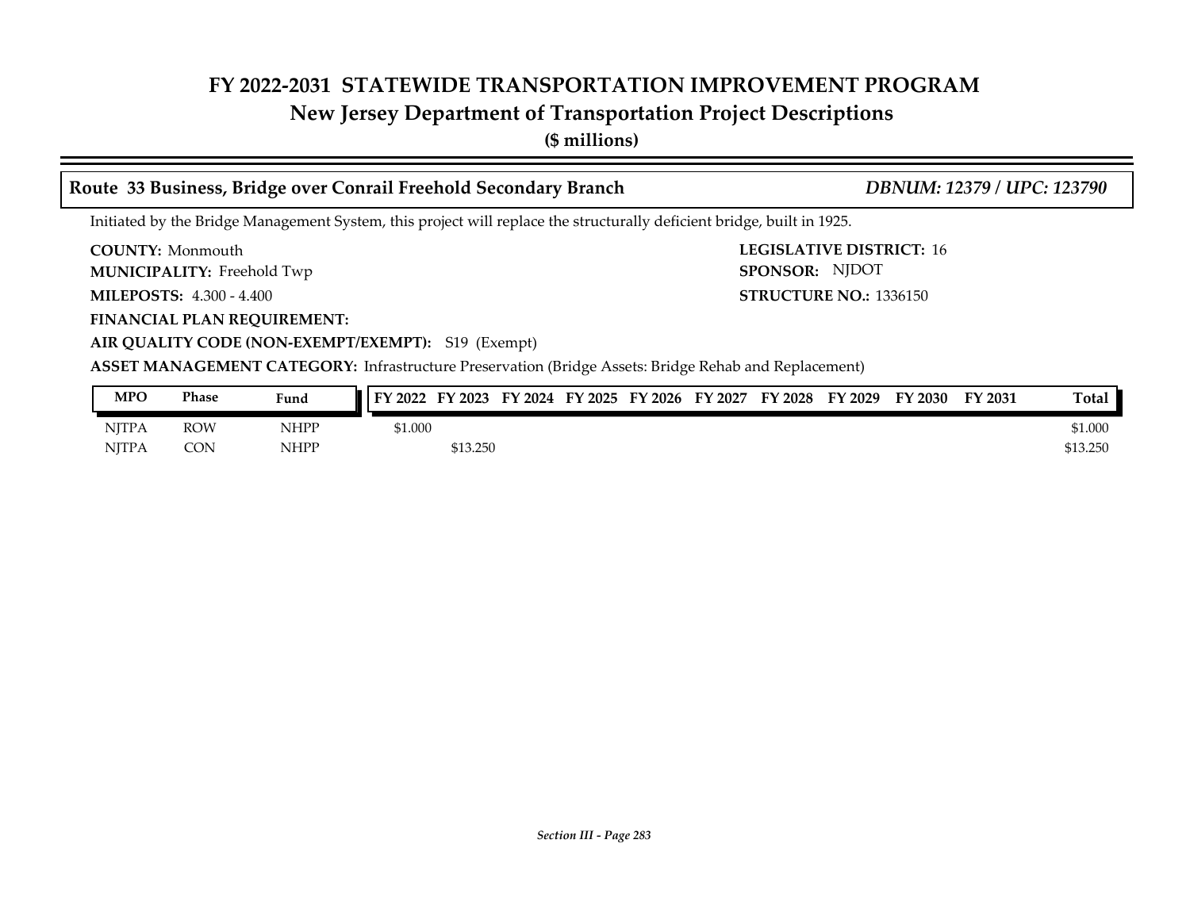# FY 2022-2031 STATEWIDE TRANSPORTATION IMPROVEMENT PROGRAM
## New Jersey Department of Transportation Project Descriptions
**($ millions)**

### Route 33 Business, Bridge over Conrail Freehold Secondary Branch — *DBNUM: 12379 / UPC: 123790*

Initiated by the Bridge Management System, this project will replace the structurally deficient bridge, built in 1925.

**COUNTY:** Monmouth
**LEGISLATIVE DISTRICT:** 16
**MUNICIPALITY:** Freehold Twp
**SPONSOR:** NJDOT
**MILEPOSTS:** 4.300 - 4.400
**STRUCTURE NO.:** 1336150
**FINANCIAL PLAN REQUIREMENT:**
**AIR QUALITY CODE (NON-EXEMPT/EXEMPT):** S19 (Exempt)
**ASSET MANAGEMENT CATEGORY:** Infrastructure Preservation (Bridge Assets: Bridge Rehab and Replacement)

| MPO | Phase | Fund | FY 2022 | FY 2023 | FY 2024 | FY 2025 | FY 2026 | FY 2027 | FY 2028 | FY 2029 | FY 2030 | FY 2031 | Total |
|---|---|---|---|---|---|---|---|---|---|---|---|---|---|
| NJTPA | ROW | NHPP | $1.000 | | | | | | | | | | $1.000 |
| NJTPA | CON | NHPP | | $13.250 | | | | | | | | | $13.250 |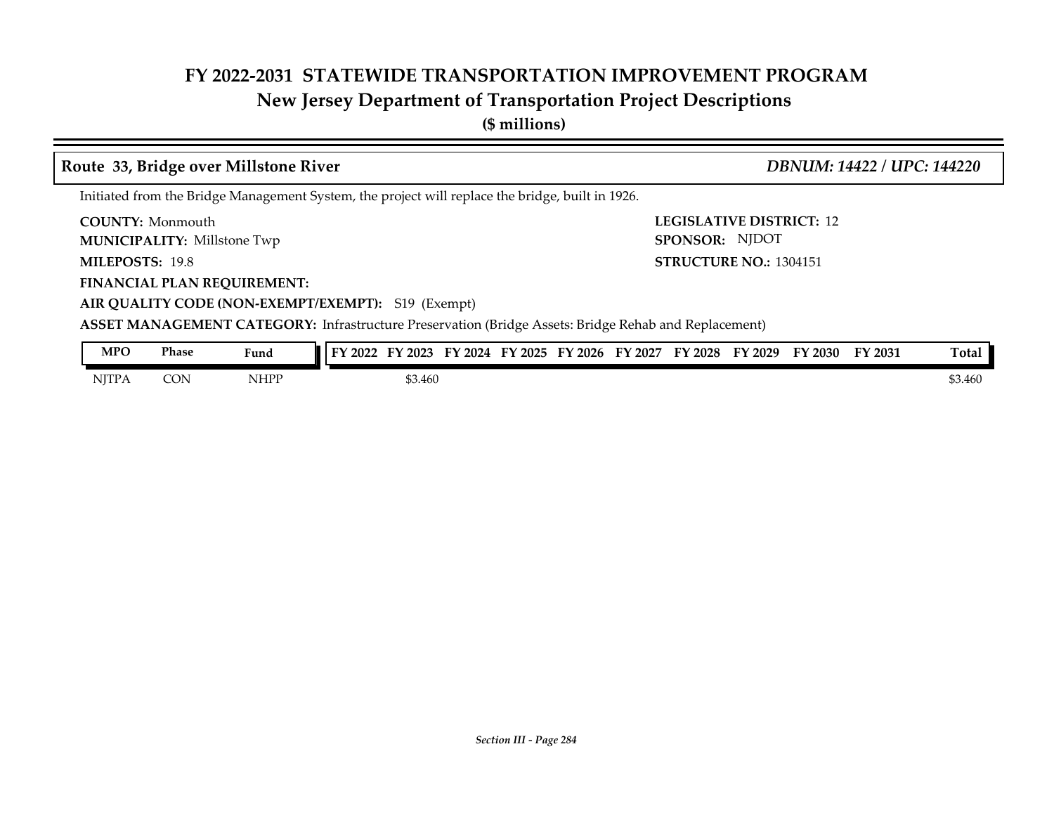# FY 2022-2031 STATEWIDE TRANSPORTATION IMPROVEMENT PROGRAM

## New Jersey Department of Transportation Project Descriptions

**($ millions)**

### Route 33, Bridge over Millstone River — *DBNUM: 14422 / UPC: 144220*

Initiated from the Bridge Management System, the project will replace the bridge, built in 1926.

**COUNTY:** Monmouth
**LEGISLATIVE DISTRICT:** 12
**MUNICIPALITY:** Millstone Twp
**SPONSOR:** NJDOT
**MILEPOSTS:** 19.8
**STRUCTURE NO.:** 1304151
**FINANCIAL PLAN REQUIREMENT:**
**AIR QUALITY CODE (NON-EXEMPT/EXEMPT):** S19 (Exempt)
**ASSET MANAGEMENT CATEGORY:** Infrastructure Preservation (Bridge Assets: Bridge Rehab and Replacement)

| MPO | Phase | Fund | FY 2022 | FY 2023 | FY 2024 | FY 2025 | FY 2026 | FY 2027 | FY 2028 | FY 2029 | FY 2030 | FY 2031 | Total |
|---|---|---|---|---|---|---|---|---|---|---|---|---|---|
| NJTPA | CON | NHPP | | $3.460 | | | | | | | | | $3.460 |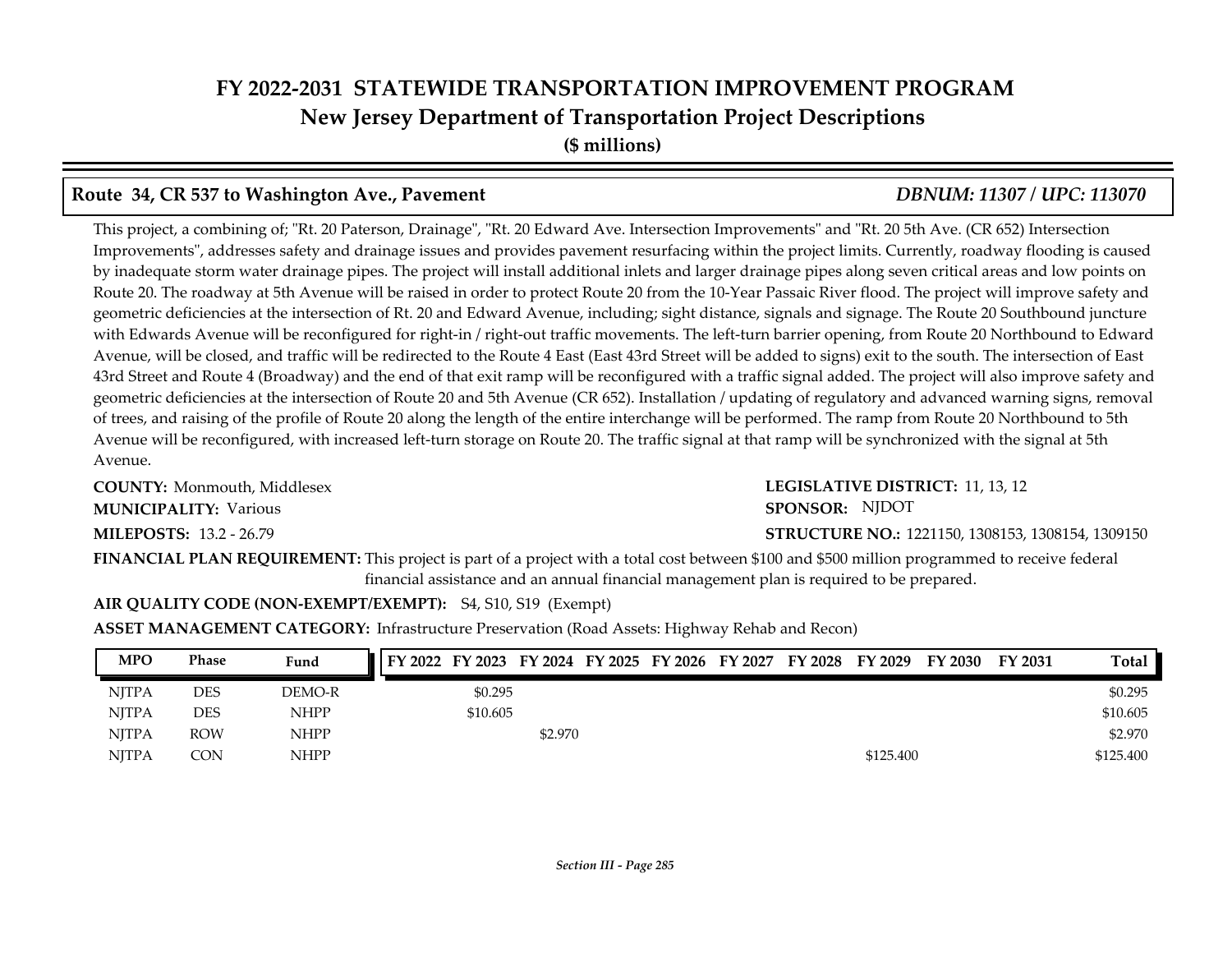# FY 2022-2031 STATEWIDE TRANSPORTATION IMPROVEMENT PROGRAM
## New Jersey Department of Transportation Project Descriptions
**($ millions)**

### Route 34, CR 537 to Washington Ave., Pavement — *DBNUM: 11307 / UPC: 113070*

This project, a combining of; "Rt. 20 Paterson, Drainage", "Rt. 20 Edward Ave. Intersection Improvements" and "Rt. 20 5th Ave. (CR 652) Intersection Improvements", addresses safety and drainage issues and provides pavement resurfacing within the project limits. Currently, roadway flooding is caused by inadequate storm water drainage pipes. The project will install additional inlets and larger drainage pipes along seven critical areas and low points on Route 20. The roadway at 5th Avenue will be raised in order to protect Route 20 from the 10-Year Passaic River flood. The project will improve safety and geometric deficiencies at the intersection of Rt. 20 and Edward Avenue, including; sight distance, signals and signage. The Route 20 Southbound juncture with Edwards Avenue will be reconfigured for right-in / right-out traffic movements. The left-turn barrier opening, from Route 20 Northbound to Edward Avenue, will be closed, and traffic will be redirected to the Route 4 East (East 43rd Street will be added to signs) exit to the south. The intersection of East 43rd Street and Route 4 (Broadway) and the end of that exit ramp will be reconfigured with a traffic signal added. The project will also improve safety and geometric deficiencies at the intersection of Route 20 and 5th Avenue (CR 652). Installation / updating of regulatory and advanced warning signs, removal of trees, and raising of the profile of Route 20 along the length of the entire interchange will be performed. The ramp from Route 20 Northbound to 5th Avenue will be reconfigured, with increased left-turn storage on Route 20. The traffic signal at that ramp will be synchronized with the signal at 5th Avenue.

**COUNTY:** Monmouth, Middlesex
**LEGISLATIVE DISTRICT:** 11, 13, 12
**MUNICIPALITY:** Various
**SPONSOR:** NJDOT
**MILEPOSTS:** 13.2 - 26.79
**STRUCTURE NO.:** 1221150, 1308153, 1308154, 1309150

**FINANCIAL PLAN REQUIREMENT:** This project is part of a project with a total cost between $100 and $500 million programmed to receive federal financial assistance and an annual financial management plan is required to be prepared.

**AIR QUALITY CODE (NON-EXEMPT/EXEMPT):** S4, S10, S19 (Exempt)

**ASSET MANAGEMENT CATEGORY:** Infrastructure Preservation (Road Assets: Highway Rehab and Recon)

| MPO | Phase | Fund | FY 2022 | FY 2023 | FY 2024 | FY 2025 | FY 2026 | FY 2027 | FY 2028 | FY 2029 | FY 2030 | FY 2031 | Total |
|---|---|---|---|---|---|---|---|---|---|---|---|---|---|
| NJTPA | DES | DEMO-R | | $0.295 | | | | | | | | | $0.295 |
| NJTPA | DES | NHPP | | $10.605 | | | | | | | | | $10.605 |
| NJTPA | ROW | NHPP | | | $2.970 | | | | | | | | $2.970 |
| NJTPA | CON | NHPP | | | | | | | | $125.400 | | | $125.400 |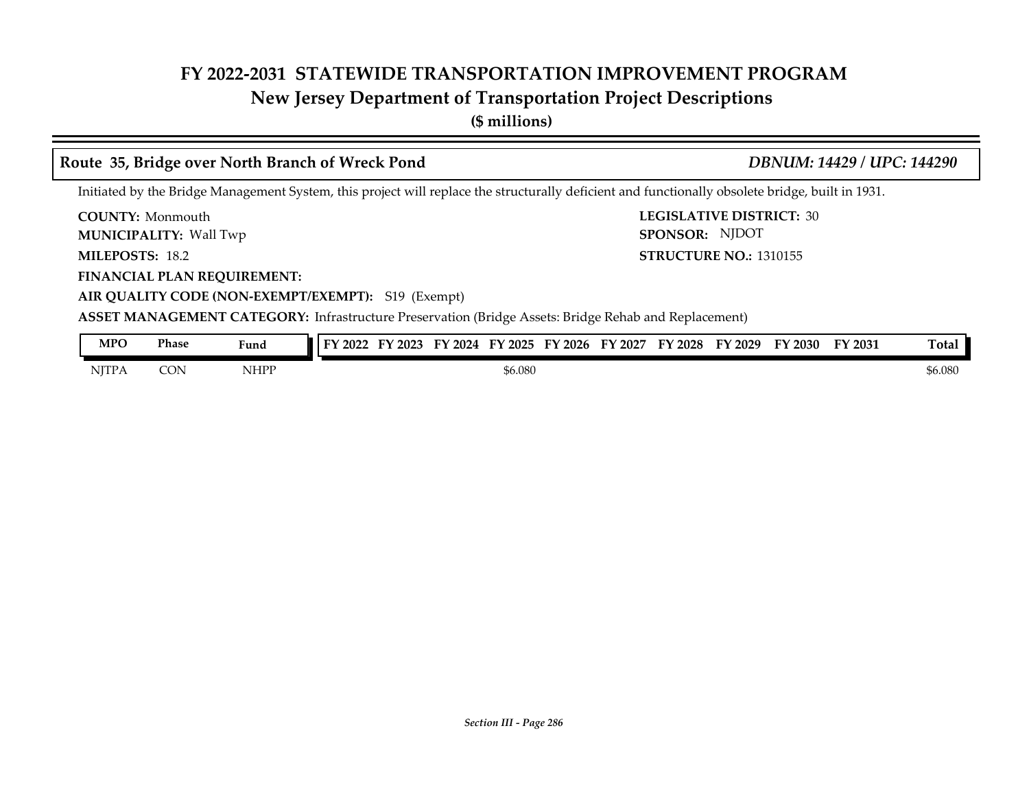## Route 35, Bridge over North Branch of Wreck Pond

*DBNUM: 14429 / UPC: 144290*

Initiated by the Bridge Management System, this project will replace the structurally deficient and functionally obsolete bridge, built in 1931.

**COUNTY:** Monmouth

**MUNICIPALITY:** Wall Twp

**MILEPOSTS:** 18.2

**LEGISLATIVE DISTRICT:** 30

**SPONSOR:** NJDOT

**STRUCTURE NO.:** 1310155

**FINANCIAL PLAN REQUIREMENT:**

**AIR QUALITY CODE (NON-EXEMPT/EXEMPT):** S19 (Exempt)

**ASSET MANAGEMENT CATEGORY:** Infrastructure Preservation (Bridge Assets: Bridge Rehab and Replacement)

| MPO | Phase | Fund | FY 2022 | FY 2023 | FY 2024 | FY 2025 | FY 2026 | FY 2027 | FY 2028 | FY 2029 | FY 2030 | FY 2031 | Total |
|---|---|---|---|---|---|---|---|---|---|---|---|---|---|
| NJTPA | CON | NHPP | | | | $6.080 | | | | | | | $6.080 |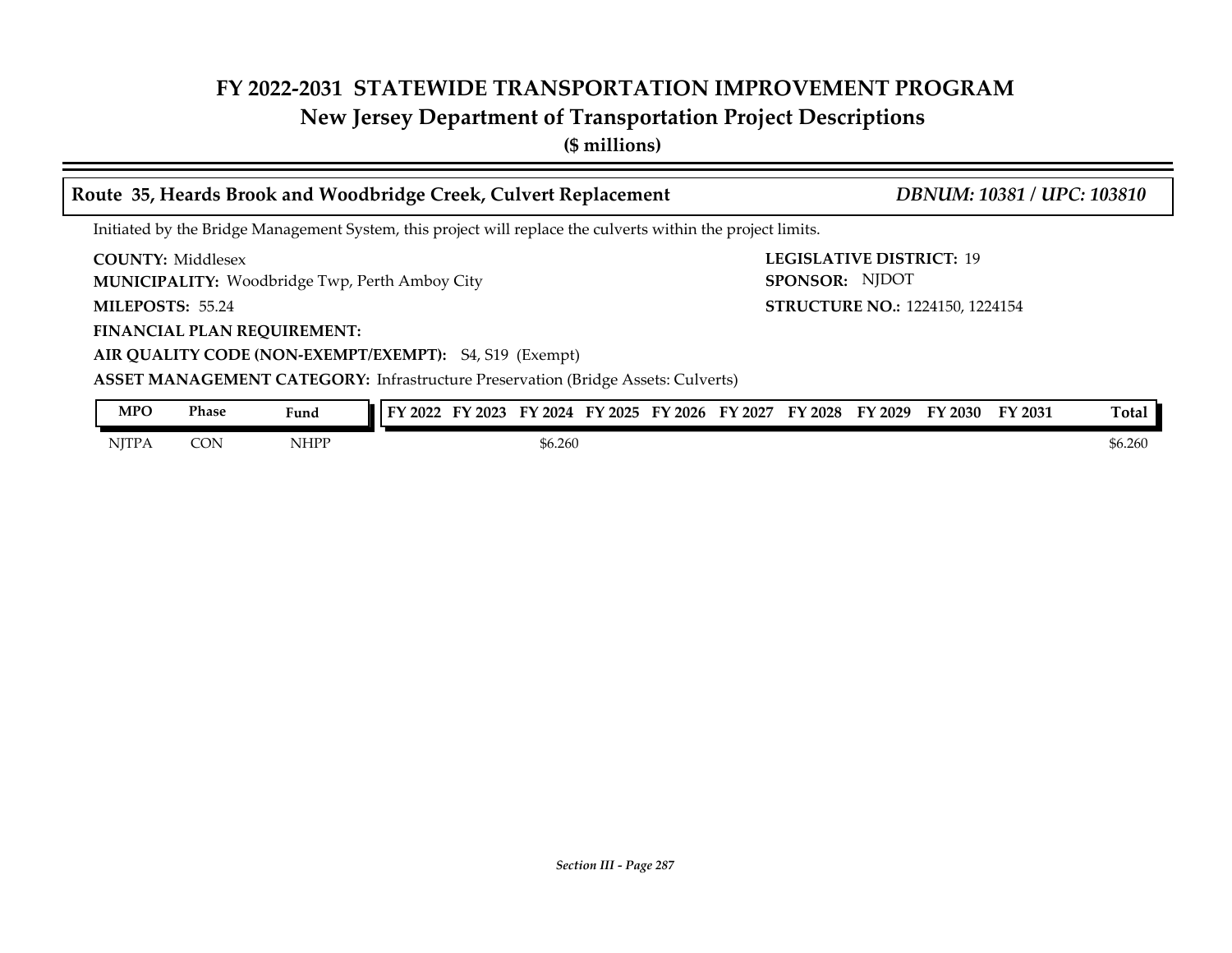# FY 2022-2031 STATEWIDE TRANSPORTATION IMPROVEMENT PROGRAM
## New Jersey Department of Transportation Project Descriptions
**($ millions)**

### Route 35, Heards Brook and Woodbridge Creek, Culvert Replacement — *DBNUM: 10381 / UPC: 103810*

Initiated by the Bridge Management System, this project will replace the culverts within the project limits.

**COUNTY:** Middlesex
**LEGISLATIVE DISTRICT:** 19
**MUNICIPALITY:** Woodbridge Twp, Perth Amboy City
**SPONSOR:** NJDOT
**MILEPOSTS:** 55.24
**STRUCTURE NO.:** 1224150, 1224154
**FINANCIAL PLAN REQUIREMENT:**
**AIR QUALITY CODE (NON-EXEMPT/EXEMPT):** S4, S19 (Exempt)
**ASSET MANAGEMENT CATEGORY:** Infrastructure Preservation (Bridge Assets: Culverts)

| MPO | Phase | Fund | FY 2022 | FY 2023 | FY 2024 | FY 2025 | FY 2026 | FY 2027 | FY 2028 | FY 2029 | FY 2030 | FY 2031 | Total |
|---|---|---|---|---|---|---|---|---|---|---|---|---|---|
| NJTPA | CON | NHPP | | | $6.260 | | | | | | | | $6.260 |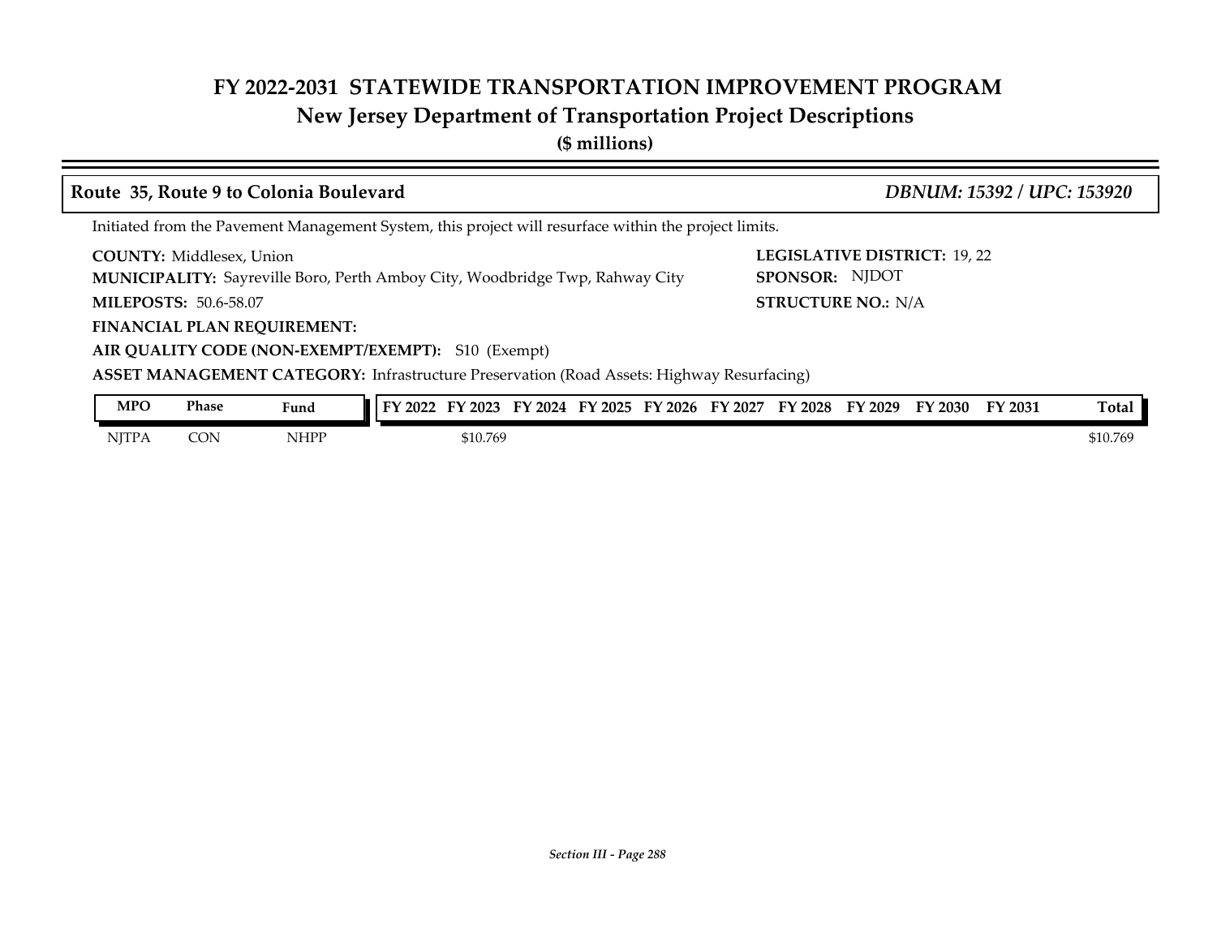# FY 2022-2031 STATEWIDE TRANSPORTATION IMPROVEMENT PROGRAM
## New Jersey Department of Transportation Project Descriptions
**($ millions)**

### Route 35, Route 9 to Colonia Boulevard — *DBNUM: 15392 / UPC: 153920*

Initiated from the Pavement Management System, this project will resurface within the project limits.

**COUNTY:** Middlesex, Union
**LEGISLATIVE DISTRICT:** 19, 22
**MUNICIPALITY:** Sayreville Boro, Perth Amboy City, Woodbridge Twp, Rahway City
**SPONSOR:** NJDOT
**MILEPOSTS:** 50.6-58.07
**STRUCTURE NO.:** N/A
**FINANCIAL PLAN REQUIREMENT:**
**AIR QUALITY CODE (NON-EXEMPT/EXEMPT):** S10 (Exempt)
**ASSET MANAGEMENT CATEGORY:** Infrastructure Preservation (Road Assets: Highway Resurfacing)

| MPO | Phase | Fund | FY 2022 | FY 2023 | FY 2024 | FY 2025 | FY 2026 | FY 2027 | FY 2028 | FY 2029 | FY 2030 | FY 2031 | Total |
|---|---|---|---|---|---|---|---|---|---|---|---|---|---|
| NJTPA | CON | NHPP | | $10.769 | | | | | | | | | $10.769 |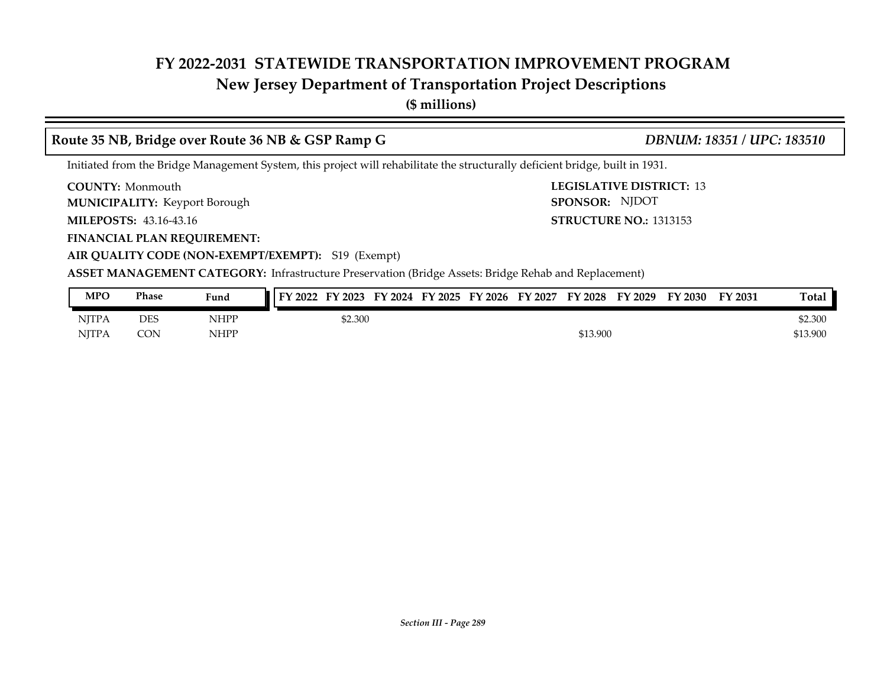# FY 2022-2031 STATEWIDE TRANSPORTATION IMPROVEMENT PROGRAM
## New Jersey Department of Transportation Project Descriptions
**($ millions)**

### Route 35 NB, Bridge over Route 36 NB & GSP Ramp G — *DBNUM: 18351 / UPC: 183510*

Initiated from the Bridge Management System, this project will rehabilitate the structurally deficient bridge, built in 1931.

**COUNTY:** Monmouth
**LEGISLATIVE DISTRICT:** 13
**MUNICIPALITY:** Keyport Borough
**SPONSOR:** NJDOT
**MILEPOSTS:** 43.16-43.16
**STRUCTURE NO.:** 1313153
**FINANCIAL PLAN REQUIREMENT:**
**AIR QUALITY CODE (NON-EXEMPT/EXEMPT):** S19 (Exempt)
**ASSET MANAGEMENT CATEGORY:** Infrastructure Preservation (Bridge Assets: Bridge Rehab and Replacement)

| MPO | Phase | Fund | FY 2022 | FY 2023 | FY 2024 | FY 2025 | FY 2026 | FY 2027 | FY 2028 | FY 2029 | FY 2030 | FY 2031 | Total |
|---|---|---|---|---|---|---|---|---|---|---|---|---|---|
| NJTPA | DES | NHPP | | $2.300 | | | | | | | | | $2.300 |
| NJTPA | CON | NHPP | | | | | | | $13.900 | | | | $13.900 |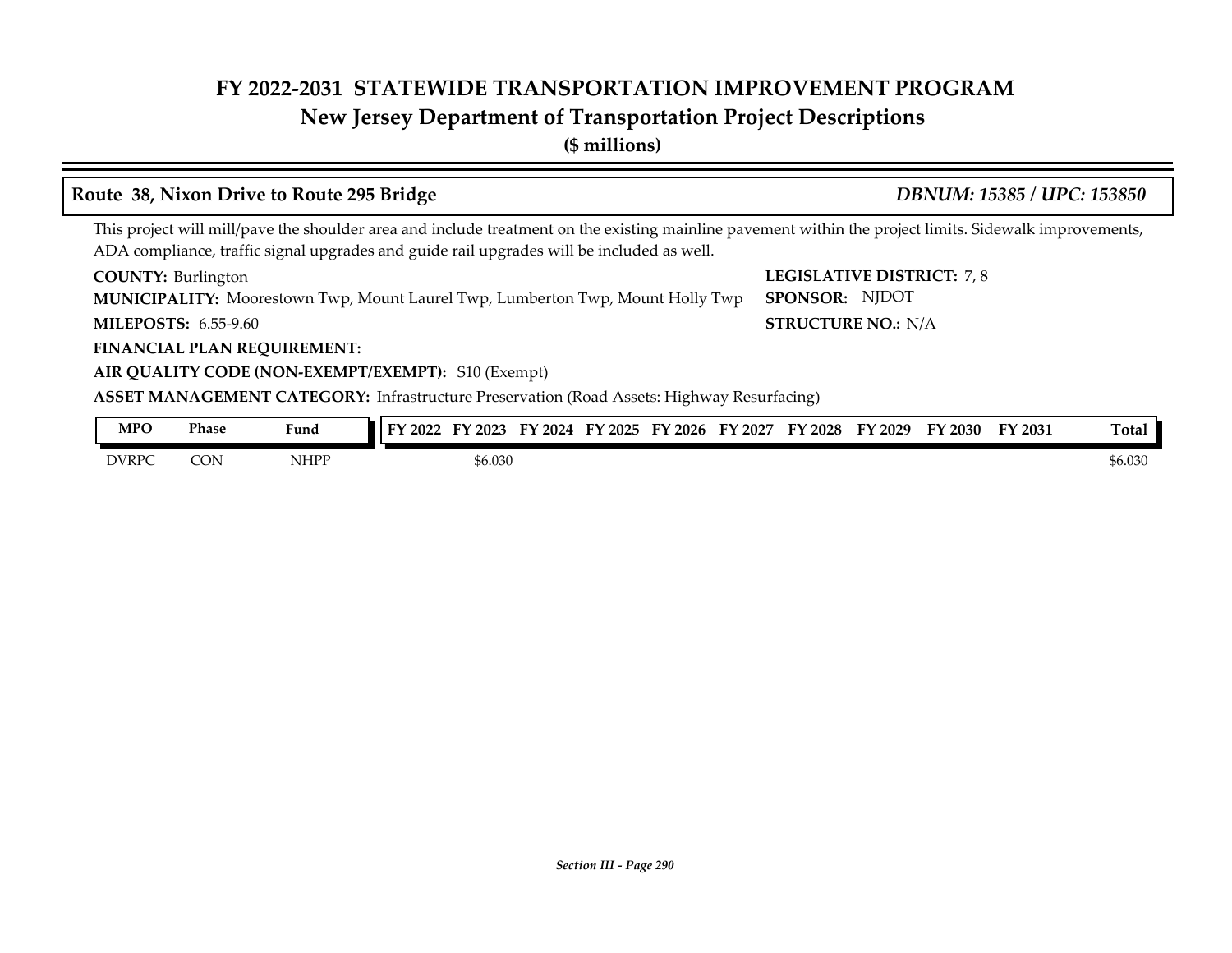# FY 2022-2031 STATEWIDE TRANSPORTATION IMPROVEMENT PROGRAM
## New Jersey Department of Transportation Project Descriptions
**($ millions)**

### Route 38, Nixon Drive to Route 295 Bridge — *DBNUM: 15385 / UPC: 153850*

This project will mill/pave the shoulder area and include treatment on the existing mainline pavement within the project limits. Sidewalk improvements, ADA compliance, traffic signal upgrades and guide rail upgrades will be included as well.

**COUNTY:** Burlington
**LEGISLATIVE DISTRICT:** 7, 8
**MUNICIPALITY:** Moorestown Twp, Mount Laurel Twp, Lumberton Twp, Mount Holly Twp
**SPONSOR:** NJDOT
**MILEPOSTS:** 6.55-9.60
**STRUCTURE NO.:** N/A
**FINANCIAL PLAN REQUIREMENT:**
**AIR QUALITY CODE (NON-EXEMPT/EXEMPT):** S10 (Exempt)
**ASSET MANAGEMENT CATEGORY:** Infrastructure Preservation (Road Assets: Highway Resurfacing)

| MPO | Phase | Fund | FY 2022 | FY 2023 | FY 2024 | FY 2025 | FY 2026 | FY 2027 | FY 2028 | FY 2029 | FY 2030 | FY 2031 | Total |
|---|---|---|---|---|---|---|---|---|---|---|---|---|---|
| DVRPC | CON | NHPP | | $6.030 | | | | | | | | | $6.030 |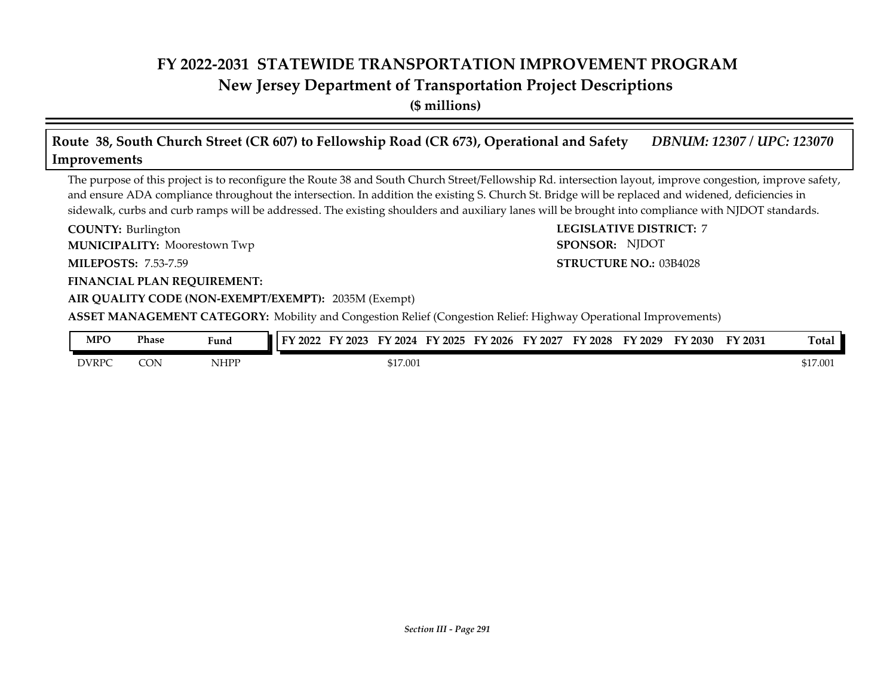# FY 2022-2031 STATEWIDE TRANSPORTATION IMPROVEMENT PROGRAM

## New Jersey Department of Transportation Project Descriptions

**($ millions)**

### Route 38, South Church Street (CR 607) to Fellowship Road (CR 673), Operational and Safety Improvements — *DBNUM: 12307 / UPC: 123070*

The purpose of this project is to reconfigure the Route 38 and South Church Street/Fellowship Rd. intersection layout, improve congestion, improve safety, and ensure ADA compliance throughout the intersection. In addition the existing S. Church St. Bridge will be replaced and widened, deficiencies in sidewalk, curbs and curb ramps will be addressed. The existing shoulders and auxiliary lanes will be brought into compliance with NJDOT standards.

**COUNTY:** Burlington

**LEGISLATIVE DISTRICT:** 7

**MUNICIPALITY:** Moorestown Twp

**SPONSOR:** NJDOT

**MILEPOSTS:** 7.53-7.59

**STRUCTURE NO.:** 03B4028

**FINANCIAL PLAN REQUIREMENT:**

**AIR QUALITY CODE (NON-EXEMPT/EXEMPT):** 2035M (Exempt)

**ASSET MANAGEMENT CATEGORY:** Mobility and Congestion Relief (Congestion Relief: Highway Operational Improvements)

| MPO | Phase | Fund | FY 2022 | FY 2023 | FY 2024 | FY 2025 | FY 2026 | FY 2027 | FY 2028 | FY 2029 | FY 2030 | FY 2031 | Total |
|---|---|---|---|---|---|---|---|---|---|---|---|---|---|
| DVRPC | CON | NHPP | | | $17.001 | | | | | | | | $17.001 |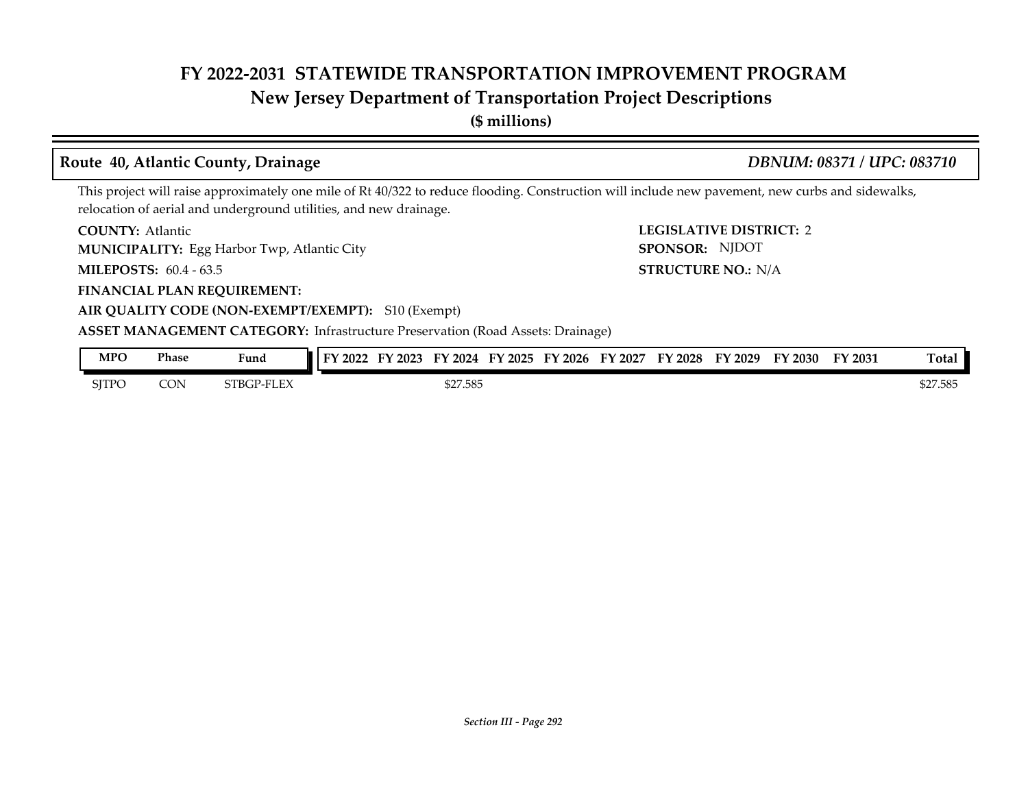# FY 2022-2031 STATEWIDE TRANSPORTATION IMPROVEMENT PROGRAM
## New Jersey Department of Transportation Project Descriptions
**($ millions)**

### Route 40, Atlantic County, Drainage *DBNUM: 08371 / UPC: 083710*

This project will raise approximately one mile of Rt 40/322 to reduce flooding. Construction will include new pavement, new curbs and sidewalks, relocation of aerial and underground utilities, and new drainage.

**COUNTY:** Atlantic

**LEGISLATIVE DISTRICT:** 2

**MUNICIPALITY:** Egg Harbor Twp, Atlantic City

**SPONSOR:** NJDOT

**MILEPOSTS:** 60.4 - 63.5

**STRUCTURE NO.:** N/A

**FINANCIAL PLAN REQUIREMENT:**

**AIR QUALITY CODE (NON-EXEMPT/EXEMPT):** S10 (Exempt)

**ASSET MANAGEMENT CATEGORY:** Infrastructure Preservation (Road Assets: Drainage)

| MPO | Phase | Fund | FY 2022 | FY 2023 | FY 2024 | FY 2025 | FY 2026 | FY 2027 | FY 2028 | FY 2029 | FY 2030 | FY 2031 | Total |
|---|---|---|---|---|---|---|---|---|---|---|---|---|---|
| SJTPO | CON | STBGP-FLEX | | | $27.585 | | | | | | | | $27.585 |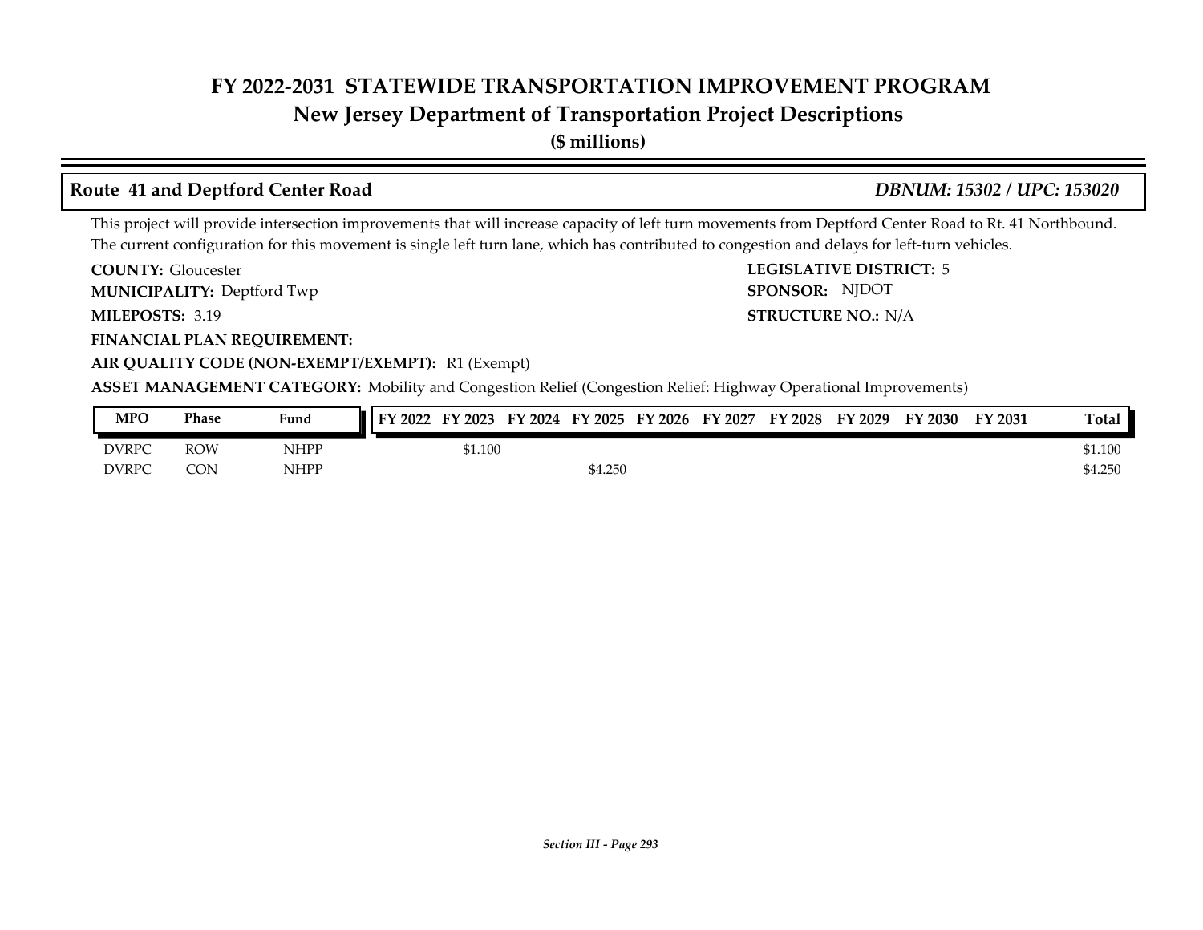# FY 2022-2031 STATEWIDE TRANSPORTATION IMPROVEMENT PROGRAM
## New Jersey Department of Transportation Project Descriptions
**($ millions)**

### Route 41 and Deptford Center Road — *DBNUM: 15302 / UPC: 153020*

This project will provide intersection improvements that will increase capacity of left turn movements from Deptford Center Road to Rt. 41 Northbound. The current configuration for this movement is single left turn lane, which has contributed to congestion and delays for left-turn vehicles.

**COUNTY:** Gloucester
**LEGISLATIVE DISTRICT:** 5
**MUNICIPALITY:** Deptford Twp
**SPONSOR:** NJDOT
**MILEPOSTS:** 3.19
**STRUCTURE NO.:** N/A
**FINANCIAL PLAN REQUIREMENT:**
**AIR QUALITY CODE (NON-EXEMPT/EXEMPT):** R1 (Exempt)
**ASSET MANAGEMENT CATEGORY:** Mobility and Congestion Relief (Congestion Relief: Highway Operational Improvements)

| MPO | Phase | Fund | FY 2022 | FY 2023 | FY 2024 | FY 2025 | FY 2026 | FY 2027 | FY 2028 | FY 2029 | FY 2030 | FY 2031 | Total |
|---|---|---|---|---|---|---|---|---|---|---|---|---|---|
| DVRPC | ROW | NHPP | | $1.100 | | | | | | | | | $1.100 |
| DVRPC | CON | NHPP | | | | $4.250 | | | | | | | $4.250 |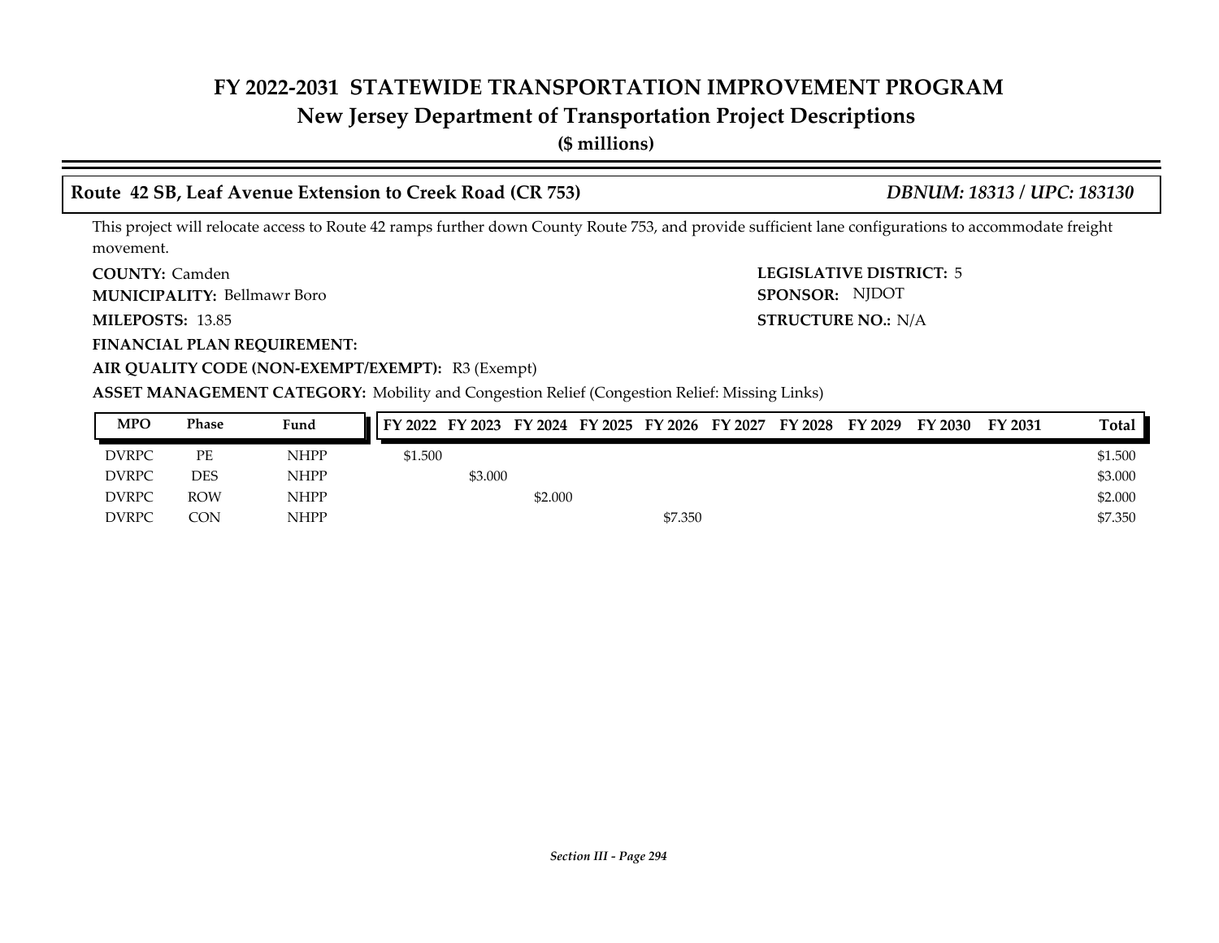# FY 2022-2031 STATEWIDE TRANSPORTATION IMPROVEMENT PROGRAM

## New Jersey Department of Transportation Project Descriptions

**($ millions)**

### Route 42 SB, Leaf Avenue Extension to Creek Road (CR 753) *DBNUM: 18313 / UPC: 183130*

This project will relocate access to Route 42 ramps further down County Route 753, and provide sufficient lane configurations to accommodate freight movement.

**COUNTY:** Camden
**LEGISLATIVE DISTRICT:** 5
**MUNICIPALITY:** Bellmawr Boro
**SPONSOR:** NJDOT
**MILEPOSTS:** 13.85
**STRUCTURE NO.:** N/A
**FINANCIAL PLAN REQUIREMENT:**
**AIR QUALITY CODE (NON-EXEMPT/EXEMPT):** R3 (Exempt)
**ASSET MANAGEMENT CATEGORY:** Mobility and Congestion Relief (Congestion Relief: Missing Links)

| MPO | Phase | Fund | FY 2022 | FY 2023 | FY 2024 | FY 2025 | FY 2026 | FY 2027 | FY 2028 | FY 2029 | FY 2030 | FY 2031 | Total |
|---|---|---|---|---|---|---|---|---|---|---|---|---|---|
| DVRPC | PE | NHPP | $1.500 | | | | | | | | | | $1.500 |
| DVRPC | DES | NHPP | | $3.000 | | | | | | | | | $3.000 |
| DVRPC | ROW | NHPP | | | $2.000 | | | | | | | | $2.000 |
| DVRPC | CON | NHPP | | | | | $7.350 | | | | | | $7.350 |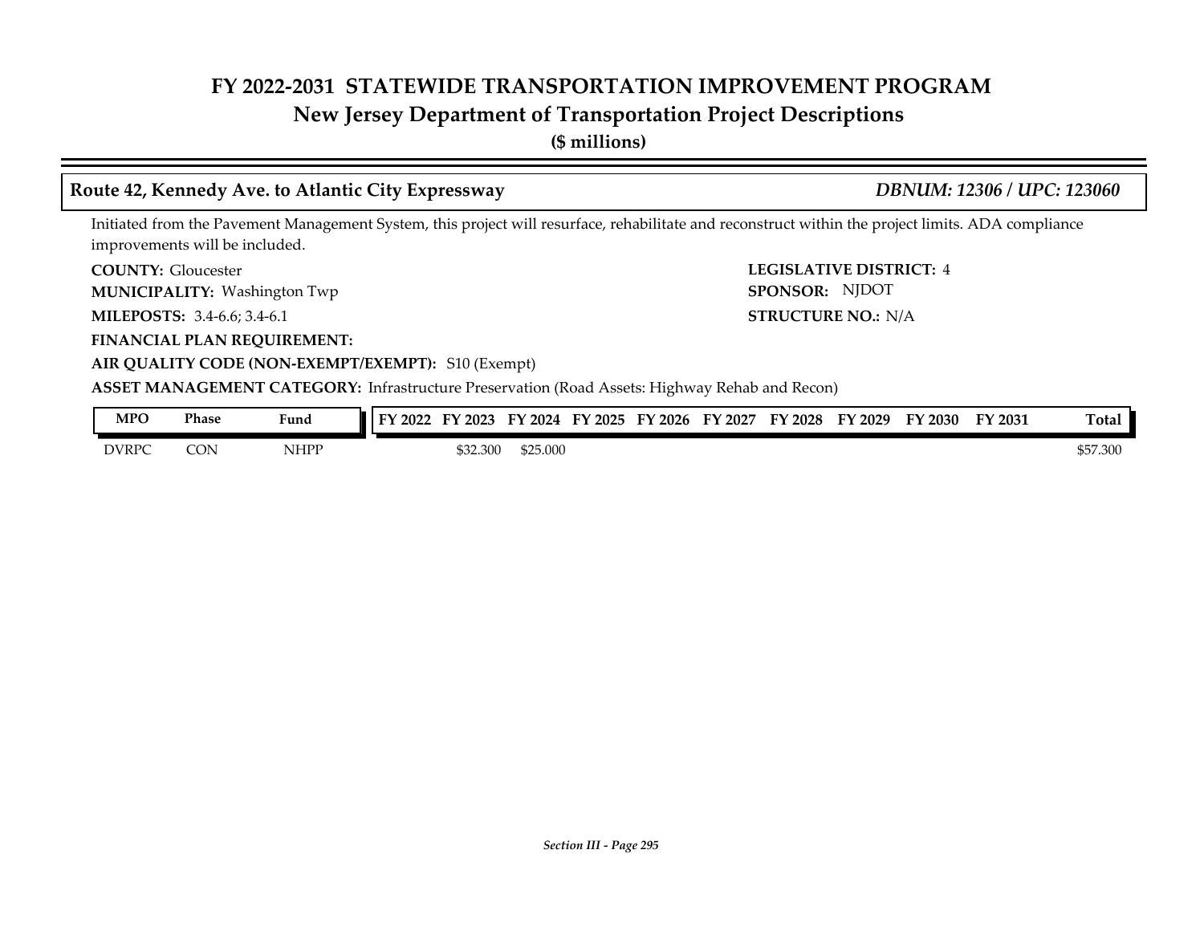# FY 2022-2031 STATEWIDE TRANSPORTATION IMPROVEMENT PROGRAM
## New Jersey Department of Transportation Project Descriptions
**($ millions)**

### Route 42, Kennedy Ave. to Atlantic City Expressway — *DBNUM: 12306 / UPC: 123060*

Initiated from the Pavement Management System, this project will resurface, rehabilitate and reconstruct within the project limits. ADA compliance improvements will be included.

**COUNTY:** Gloucester
**LEGISLATIVE DISTRICT:** 4
**MUNICIPALITY:** Washington Twp
**SPONSOR:** NJDOT
**MILEPOSTS:** 3.4-6.6; 3.4-6.1
**STRUCTURE NO.:** N/A
**FINANCIAL PLAN REQUIREMENT:**
**AIR QUALITY CODE (NON-EXEMPT/EXEMPT):** S10 (Exempt)
**ASSET MANAGEMENT CATEGORY:** Infrastructure Preservation (Road Assets: Highway Rehab and Recon)

| MPO | Phase | Fund | FY 2022 | FY 2023 | FY 2024 | FY 2025 | FY 2026 | FY 2027 | FY 2028 | FY 2029 | FY 2030 | FY 2031 | Total |
|---|---|---|---|---|---|---|---|---|---|---|---|---|---|
| DVRPC | CON | NHPP | | $32.300 | $25.000 | | | | | | | | $57.300 |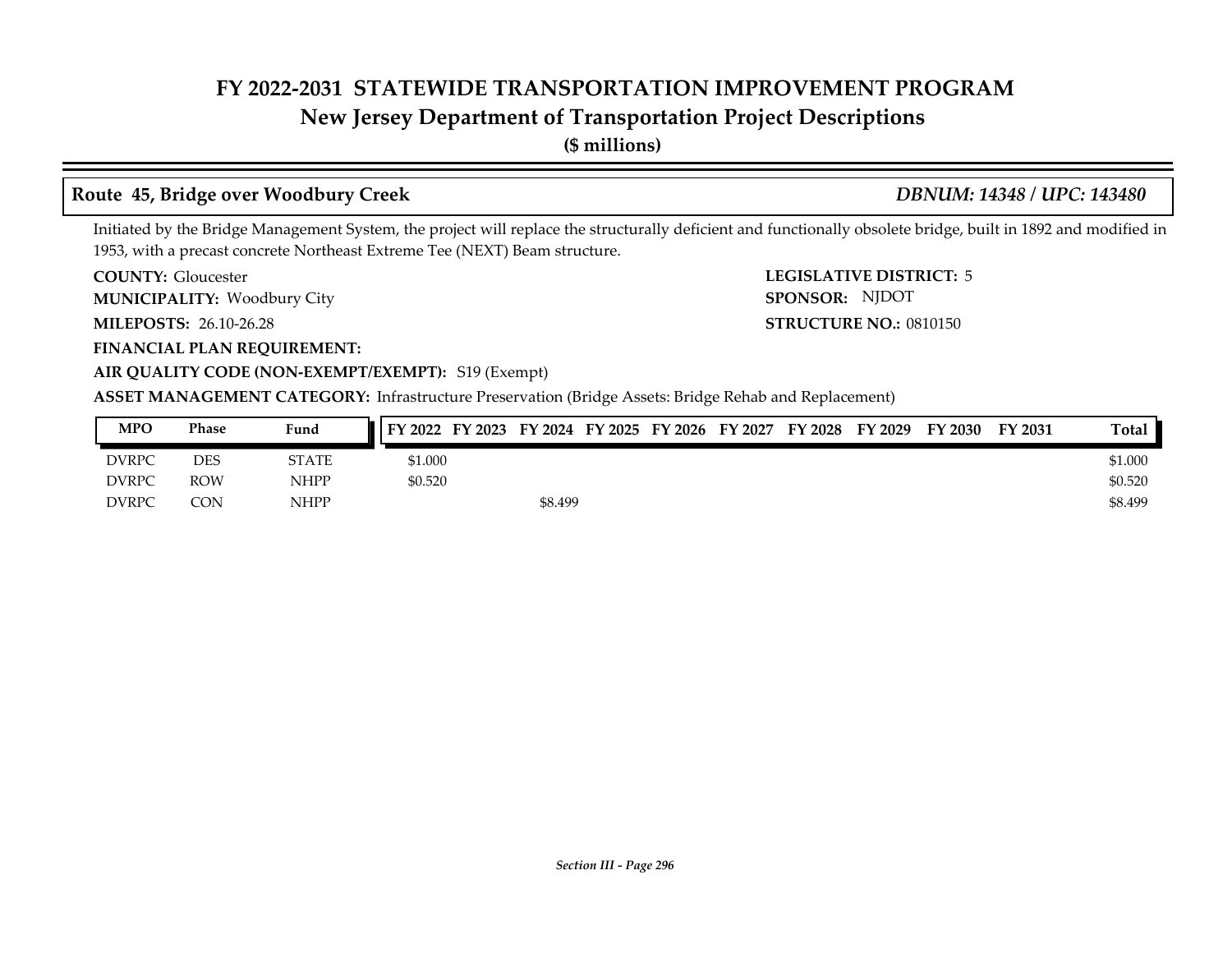# FY 2022-2031 STATEWIDE TRANSPORTATION IMPROVEMENT PROGRAM
## New Jersey Department of Transportation Project Descriptions
**($ millions)**

### Route 45, Bridge over Woodbury Creek — *DBNUM: 14348 / UPC: 143480*

Initiated by the Bridge Management System, the project will replace the structurally deficient and functionally obsolete bridge, built in 1892 and modified in 1953, with a precast concrete Northeast Extreme Tee (NEXT) Beam structure.

**COUNTY:** Gloucester
**LEGISLATIVE DISTRICT:** 5
**MUNICIPALITY:** Woodbury City
**SPONSOR:** NJDOT
**MILEPOSTS:** 26.10-26.28
**STRUCTURE NO.:** 0810150
**FINANCIAL PLAN REQUIREMENT:**
**AIR QUALITY CODE (NON-EXEMPT/EXEMPT):** S19 (Exempt)
**ASSET MANAGEMENT CATEGORY:** Infrastructure Preservation (Bridge Assets: Bridge Rehab and Replacement)

| MPO | Phase | Fund | FY 2022 | FY 2023 | FY 2024 | FY 2025 | FY 2026 | FY 2027 | FY 2028 | FY 2029 | FY 2030 | FY 2031 | Total |
|---|---|---|---|---|---|---|---|---|---|---|---|---|---|
| DVRPC | DES | STATE | $1.000 | | | | | | | | | | $1.000 |
| DVRPC | ROW | NHPP | $0.520 | | | | | | | | | | $0.520 |
| DVRPC | CON | NHPP | | | $8.499 | | | | | | | | $8.499 |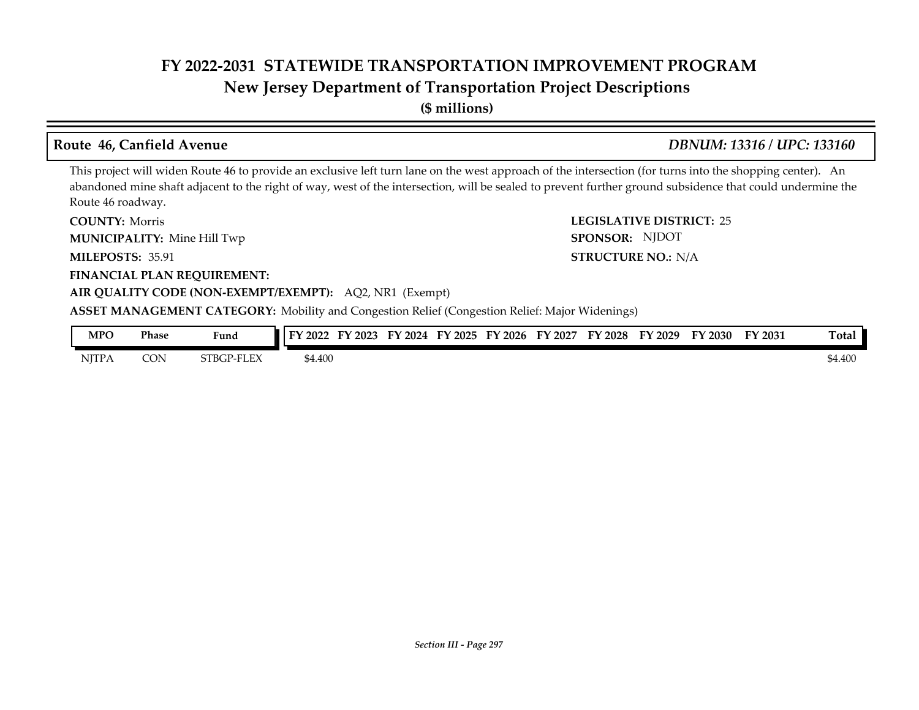# FY 2022-2031 STATEWIDE TRANSPORTATION IMPROVEMENT PROGRAM
## New Jersey Department of Transportation Project Descriptions
**($ millions)**

### Route 46, Canfield Avenue — *DBNUM: 13316 / UPC: 133160*

This project will widen Route 46 to provide an exclusive left turn lane on the west approach of the intersection (for turns into the shopping center). An abandoned mine shaft adjacent to the right of way, west of the intersection, will be sealed to prevent further ground subsidence that could undermine the Route 46 roadway.

**COUNTY:** Morris
**LEGISLATIVE DISTRICT:** 25
**MUNICIPALITY:** Mine Hill Twp
**SPONSOR:** NJDOT
**MILEPOSTS:** 35.91
**STRUCTURE NO.:** N/A
**FINANCIAL PLAN REQUIREMENT:**
**AIR QUALITY CODE (NON-EXEMPT/EXEMPT):** AQ2, NR1 (Exempt)
**ASSET MANAGEMENT CATEGORY:** Mobility and Congestion Relief (Congestion Relief: Major Widenings)

| MPO | Phase | Fund | FY 2022 | FY 2023 | FY 2024 | FY 2025 | FY 2026 | FY 2027 | FY 2028 | FY 2029 | FY 2030 | FY 2031 | Total |
|---|---|---|---|---|---|---|---|---|---|---|---|---|---|
| NJTPA | CON | STBGP-FLEX | $4.400 | | | | | | | | | | $4.400 |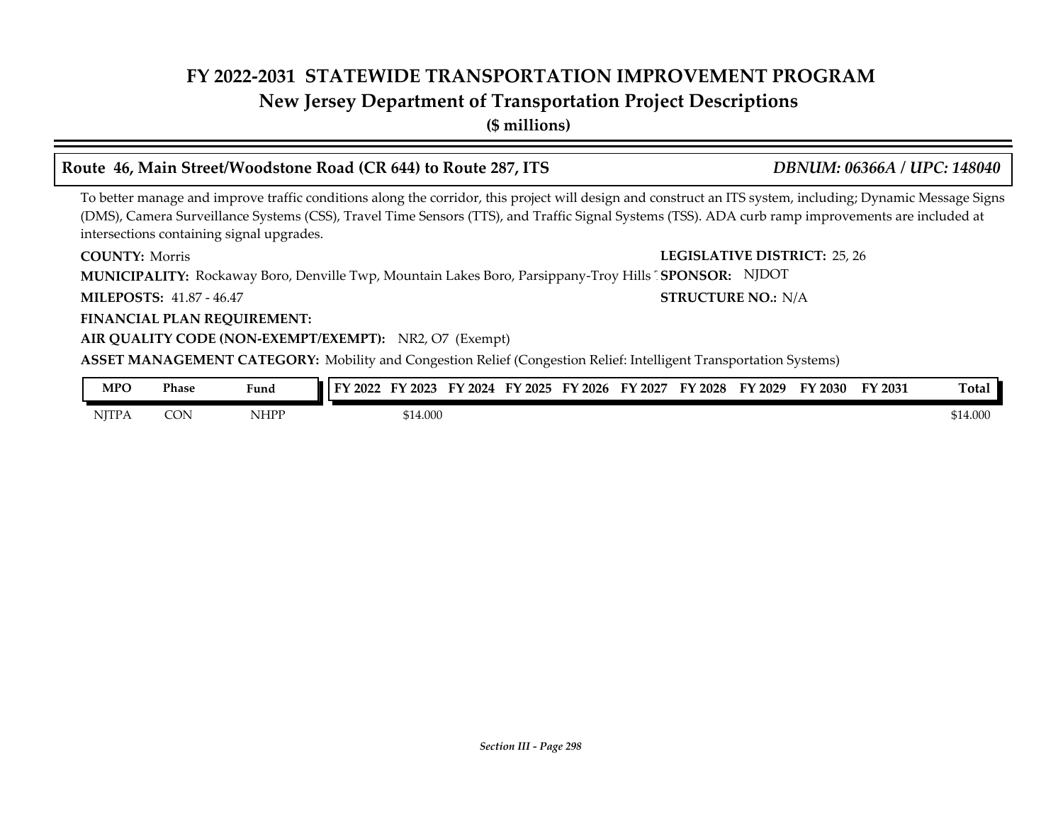# FY 2022-2031 STATEWIDE TRANSPORTATION IMPROVEMENT PROGRAM
## New Jersey Department of Transportation Project Descriptions
**($ millions)**

### Route 46, Main Street/Woodstone Road (CR 644) to Route 287, ITS — *DBNUM: 06366A / UPC: 148040*

To better manage and improve traffic conditions along the corridor, this project will design and construct an ITS system, including; Dynamic Message Signs (DMS), Camera Surveillance Systems (CSS), Travel Time Sensors (TTS), and Traffic Signal Systems (TSS). ADA curb ramp improvements are included at intersections containing signal upgrades.

**COUNTY:** Morris

**LEGISLATIVE DISTRICT:** 25, 26

**MUNICIPALITY:** Rockaway Boro, Denville Twp, Mountain Lakes Boro, Parsippany-Troy Hills T

**SPONSOR:** NJDOT

**MILEPOSTS:** 41.87 - 46.47

**STRUCTURE NO.:** N/A

**FINANCIAL PLAN REQUIREMENT:**

**AIR QUALITY CODE (NON-EXEMPT/EXEMPT):** NR2, O7 (Exempt)

**ASSET MANAGEMENT CATEGORY:** Mobility and Congestion Relief (Congestion Relief: Intelligent Transportation Systems)

| MPO | Phase | Fund | FY 2022 | FY 2023 | FY 2024 | FY 2025 | FY 2026 | FY 2027 | FY 2028 | FY 2029 | FY 2030 | FY 2031 | Total |
|---|---|---|---|---|---|---|---|---|---|---|---|---|---|
| NJTPA | CON | NHPP | | $14.000 | | | | | | | | | $14.000 |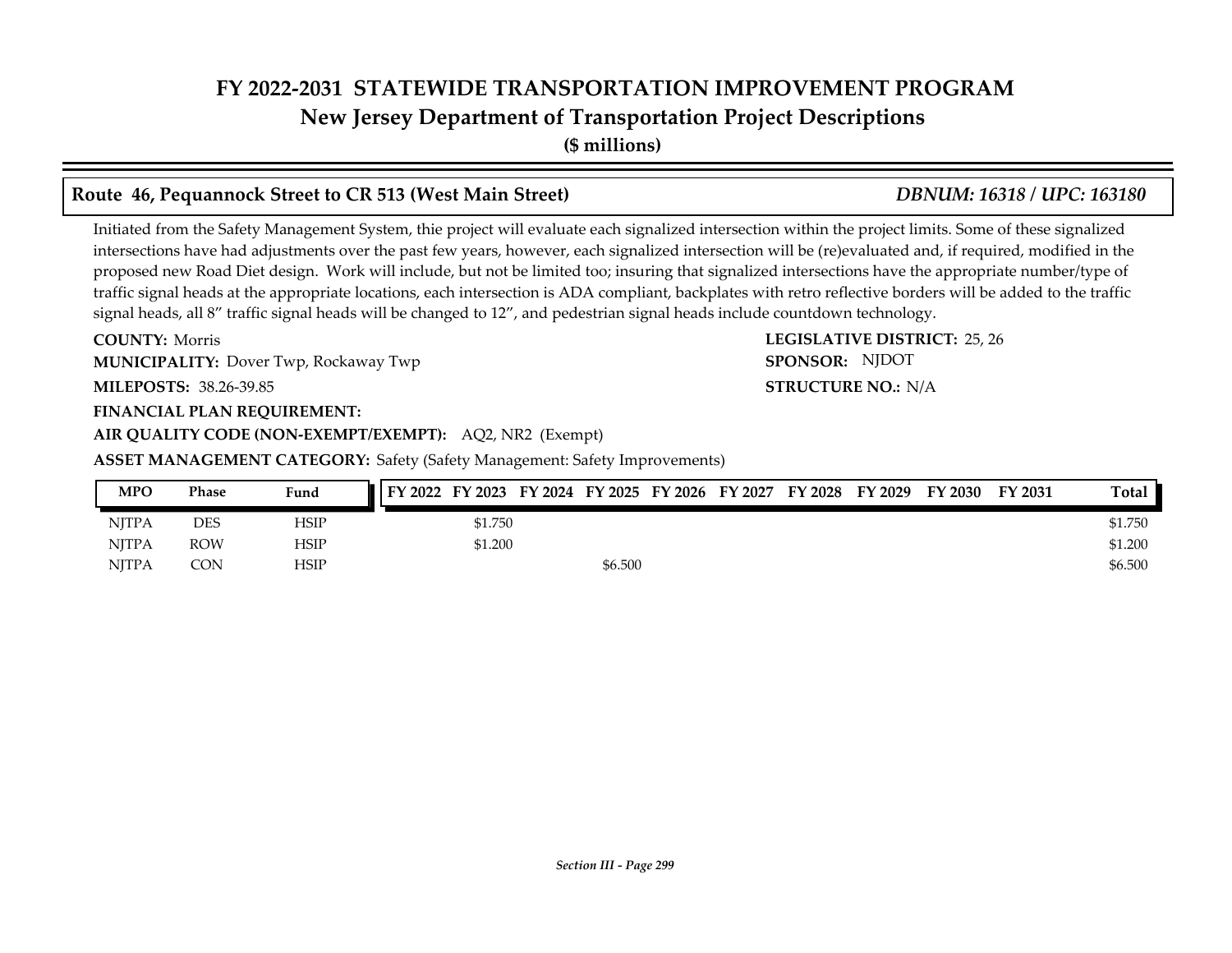## Route 46, Pequannock Street to CR 513 (West Main Street) *DBNUM: 16318 / UPC: 163180*

Initiated from the Safety Management System, thie project will evaluate each signalized intersection within the project limits. Some of these signalized intersections have had adjustments over the past few years, however, each signalized intersection will be (re)evaluated and, if required, modified in the proposed new Road Diet design. Work will include, but not be limited too; insuring that signalized intersections have the appropriate number/type of traffic signal heads at the appropriate locations, each intersection is ADA compliant, backplates with retro reflective borders will be added to the traffic signal heads, all 8" traffic signal heads will be changed to 12", and pedestrian signal heads include countdown technology.

**COUNTY:** Morris
**LEGISLATIVE DISTRICT:** 25, 26
**MUNICIPALITY:** Dover Twp, Rockaway Twp
**SPONSOR:** NJDOT
**MILEPOSTS:** 38.26-39.85
**STRUCTURE NO.:** N/A
**FINANCIAL PLAN REQUIREMENT:**
**AIR QUALITY CODE (NON-EXEMPT/EXEMPT):** AQ2, NR2 (Exempt)
**ASSET MANAGEMENT CATEGORY:** Safety (Safety Management: Safety Improvements)

| MPO | Phase | Fund | FY 2022 | FY 2023 | FY 2024 | FY 2025 | FY 2026 | FY 2027 | FY 2028 | FY 2029 | FY 2030 | FY 2031 | Total |
|---|---|---|---|---|---|---|---|---|---|---|---|---|---|
| NJTPA | DES | HSIP | | $1.750 | | | | | | | | | $1.750 |
| NJTPA | ROW | HSIP | | $1.200 | | | | | | | | | $1.200 |
| NJTPA | CON | HSIP | | | | $6.500 | | | | | | | $6.500 |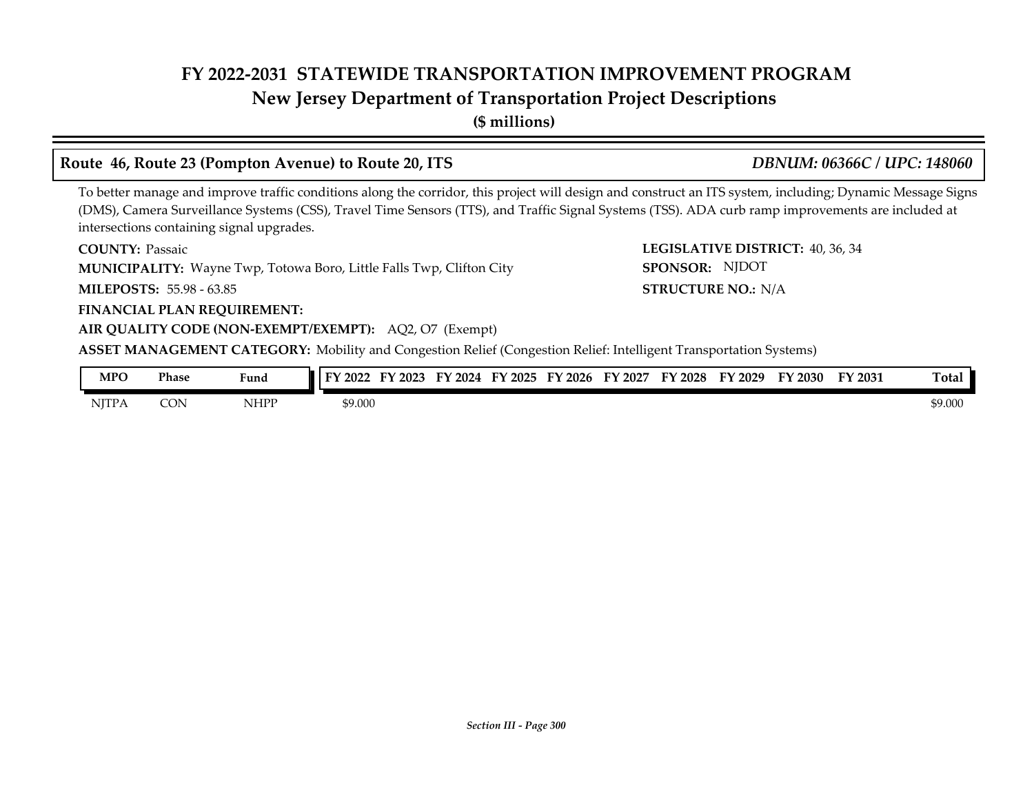# FY 2022-2031 STATEWIDE TRANSPORTATION IMPROVEMENT PROGRAM

## New Jersey Department of Transportation Project Descriptions

**($ millions)**

### Route 46, Route 23 (Pompton Avenue) to Route 20, ITS — *DBNUM: 06366C / UPC: 148060*

To better manage and improve traffic conditions along the corridor, this project will design and construct an ITS system, including; Dynamic Message Signs (DMS), Camera Surveillance Systems (CSS), Travel Time Sensors (TTS), and Traffic Signal Systems (TSS). ADA curb ramp improvements are included at intersections containing signal upgrades.

**COUNTY:** Passaic

**LEGISLATIVE DISTRICT:** 40, 36, 34

**MUNICIPALITY:** Wayne Twp, Totowa Boro, Little Falls Twp, Clifton City

**SPONSOR:** NJDOT

**MILEPOSTS:** 55.98 - 63.85

**STRUCTURE NO.:** N/A

**FINANCIAL PLAN REQUIREMENT:**

**AIR QUALITY CODE (NON-EXEMPT/EXEMPT):** AQ2, O7 (Exempt)

**ASSET MANAGEMENT CATEGORY:** Mobility and Congestion Relief (Congestion Relief: Intelligent Transportation Systems)

| MPO | Phase | Fund | FY 2022 | FY 2023 | FY 2024 | FY 2025 | FY 2026 | FY 2027 | FY 2028 | FY 2029 | FY 2030 | FY 2031 | Total |
|---|---|---|---|---|---|---|---|---|---|---|---|---|---|
| NJTPA | CON | NHPP | $9.000 | | | | | | | | | | $9.000 |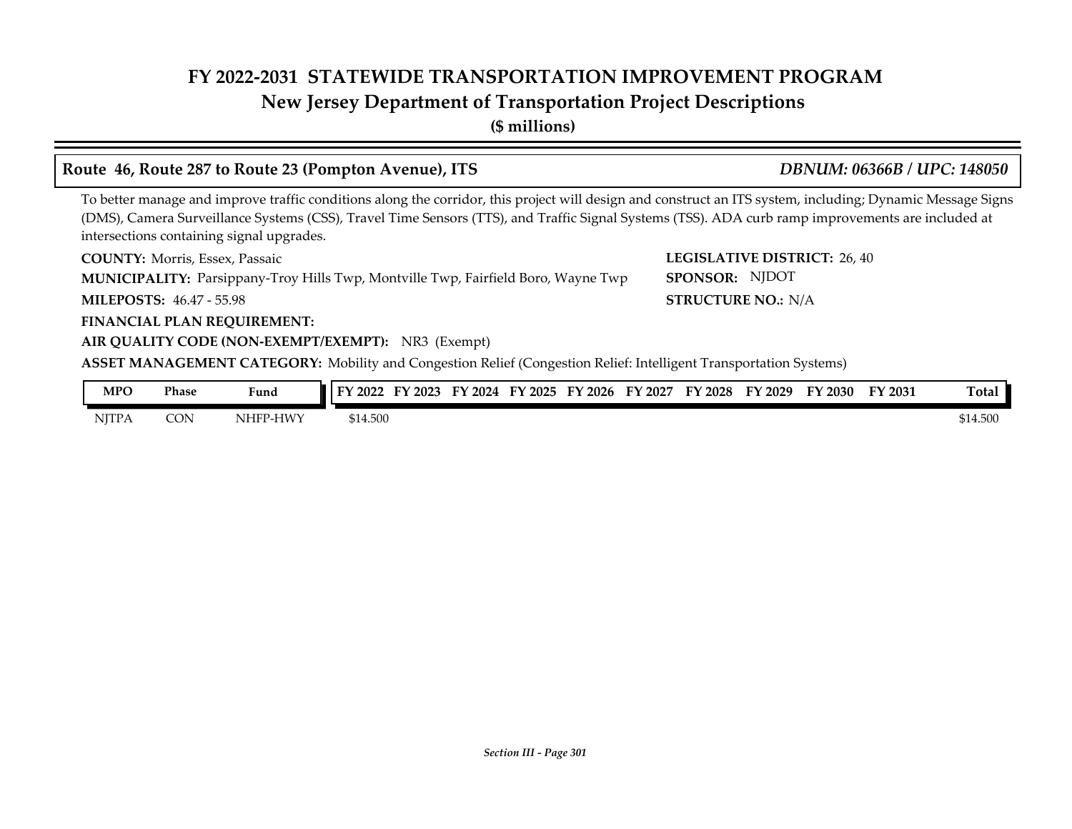# FY 2022-2031 STATEWIDE TRANSPORTATION IMPROVEMENT PROGRAM
## New Jersey Department of Transportation Project Descriptions
**($ millions)**

### Route 46, Route 287 to Route 23 (Pompton Avenue), ITS — *DBNUM: 06366B / UPC: 148050*

To better manage and improve traffic conditions along the corridor, this project will design and construct an ITS system, including; Dynamic Message Signs (DMS), Camera Surveillance Systems (CSS), Travel Time Sensors (TTS), and Traffic Signal Systems (TSS). ADA curb ramp improvements are included at intersections containing signal upgrades.

**COUNTY:** Morris, Essex, Passaic
**LEGISLATIVE DISTRICT:** 26, 40
**MUNICIPALITY:** Parsippany-Troy Hills Twp, Montville Twp, Fairfield Boro, Wayne Twp
**SPONSOR:** NJDOT
**MILEPOSTS:** 46.47 - 55.98
**STRUCTURE NO.:** N/A
**FINANCIAL PLAN REQUIREMENT:**
**AIR QUALITY CODE (NON-EXEMPT/EXEMPT):** NR3 (Exempt)
**ASSET MANAGEMENT CATEGORY:** Mobility and Congestion Relief (Congestion Relief: Intelligent Transportation Systems)

| MPO | Phase | Fund | FY 2022 | FY 2023 | FY 2024 | FY 2025 | FY 2026 | FY 2027 | FY 2028 | FY 2029 | FY 2030 | FY 2031 | Total |
|---|---|---|---|---|---|---|---|---|---|---|---|---|---|
| NJTPA | CON | NHFP-HWY | $14.500 | | | | | | | | | | $14.500 |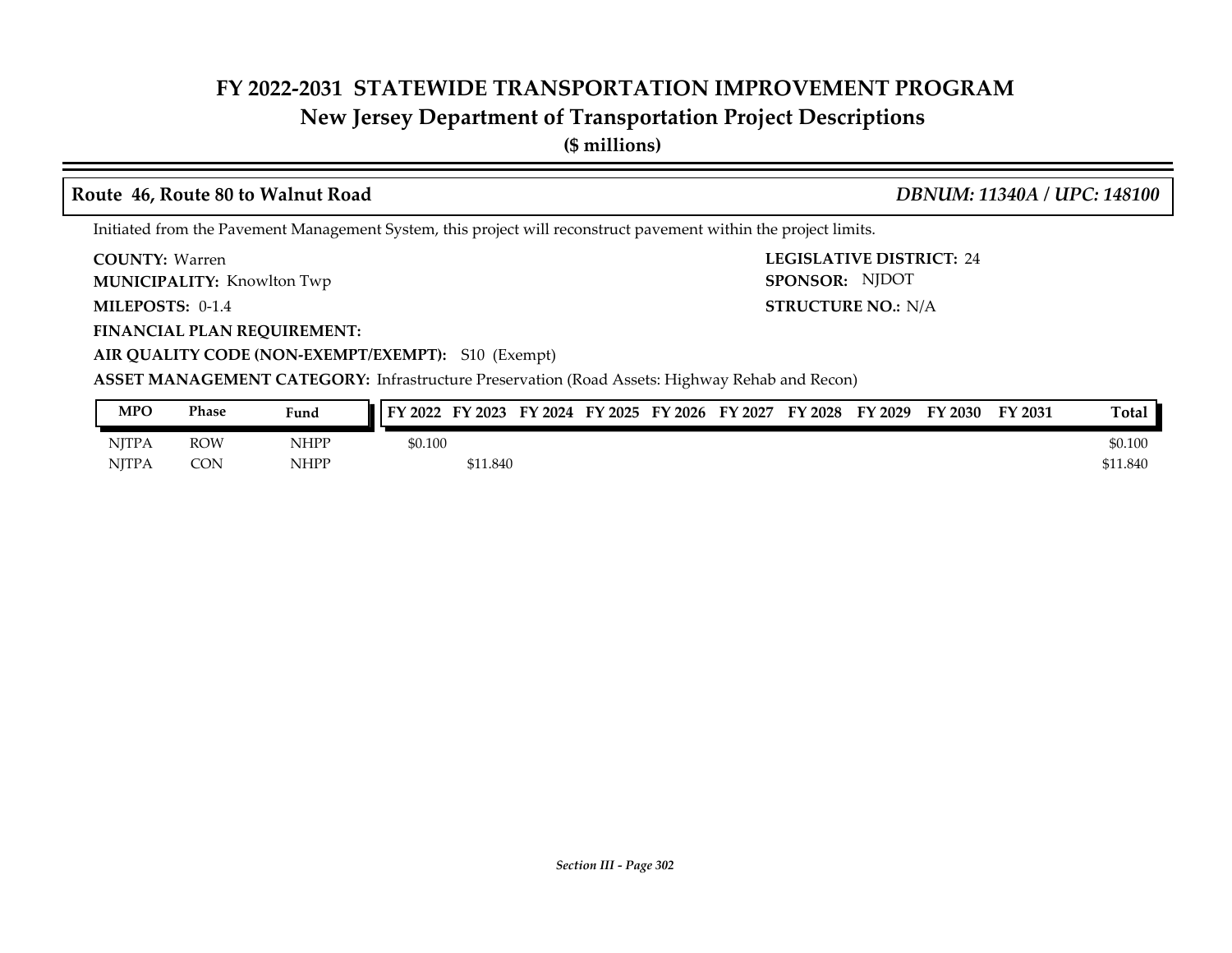# FY 2022-2031 STATEWIDE TRANSPORTATION IMPROVEMENT PROGRAM
## New Jersey Department of Transportation Project Descriptions
**($ millions)**

### Route 46, Route 80 to Walnut Road — *DBNUM: 11340A / UPC: 148100*

Initiated from the Pavement Management System, this project will reconstruct pavement within the project limits.

**COUNTY:** Warren
**LEGISLATIVE DISTRICT:** 24
**MUNICIPALITY:** Knowlton Twp
**SPONSOR:** NJDOT
**MILEPOSTS:** 0-1.4
**STRUCTURE NO.:** N/A
**FINANCIAL PLAN REQUIREMENT:**
**AIR QUALITY CODE (NON-EXEMPT/EXEMPT):** S10 (Exempt)
**ASSET MANAGEMENT CATEGORY:** Infrastructure Preservation (Road Assets: Highway Rehab and Recon)

| MPO | Phase | Fund | FY 2022 | FY 2023 | FY 2024 | FY 2025 | FY 2026 | FY 2027 | FY 2028 | FY 2029 | FY 2030 | FY 2031 | Total |
|---|---|---|---|---|---|---|---|---|---|---|---|---|---|
| NJTPA | ROW | NHPP | $0.100 | | | | | | | | | | $0.100 |
| NJTPA | CON | NHPP | | $11.840 | | | | | | | | | $11.840 |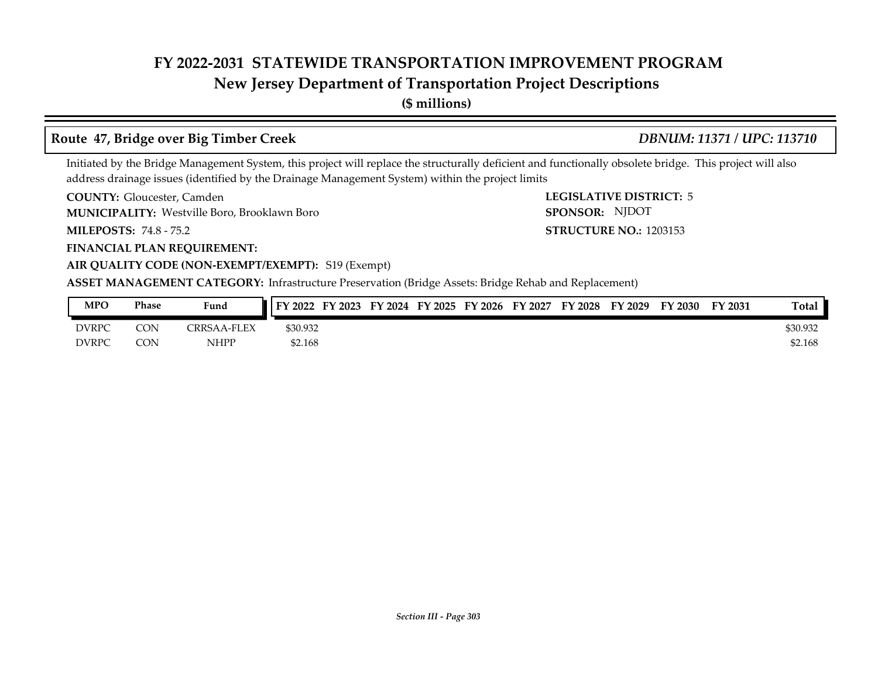# FY 2022-2031 STATEWIDE TRANSPORTATION IMPROVEMENT PROGRAM

## New Jersey Department of Transportation Project Descriptions

**($ millions)**

### Route 47, Bridge over Big Timber Creek

*DBNUM: 11371 / UPC: 113710*

Initiated by the Bridge Management System, this project will replace the structurally deficient and functionally obsolete bridge. This project will also address drainage issues (identified by the Drainage Management System) within the project limits

**COUNTY:** Gloucester, Camden

**LEGISLATIVE DISTRICT:** 5

**MUNICIPALITY:** Westville Boro, Brooklawn Boro

**SPONSOR:** NJDOT

**MILEPOSTS:** 74.8 - 75.2

**STRUCTURE NO.:** 1203153

**FINANCIAL PLAN REQUIREMENT:**

**AIR QUALITY CODE (NON-EXEMPT/EXEMPT):** S19 (Exempt)

**ASSET MANAGEMENT CATEGORY:** Infrastructure Preservation (Bridge Assets: Bridge Rehab and Replacement)

| MPO | Phase | Fund | FY 2022 | FY 2023 | FY 2024 | FY 2025 | FY 2026 | FY 2027 | FY 2028 | FY 2029 | FY 2030 | FY 2031 | Total |
|---|---|---|---|---|---|---|---|---|---|---|---|---|---|
| DVRPC | CON | CRRSAA-FLEX | $30.932 | | | | | | | | | | $30.932 |
| DVRPC | CON | NHPP | $2.168 | | | | | | | | | | $2.168 |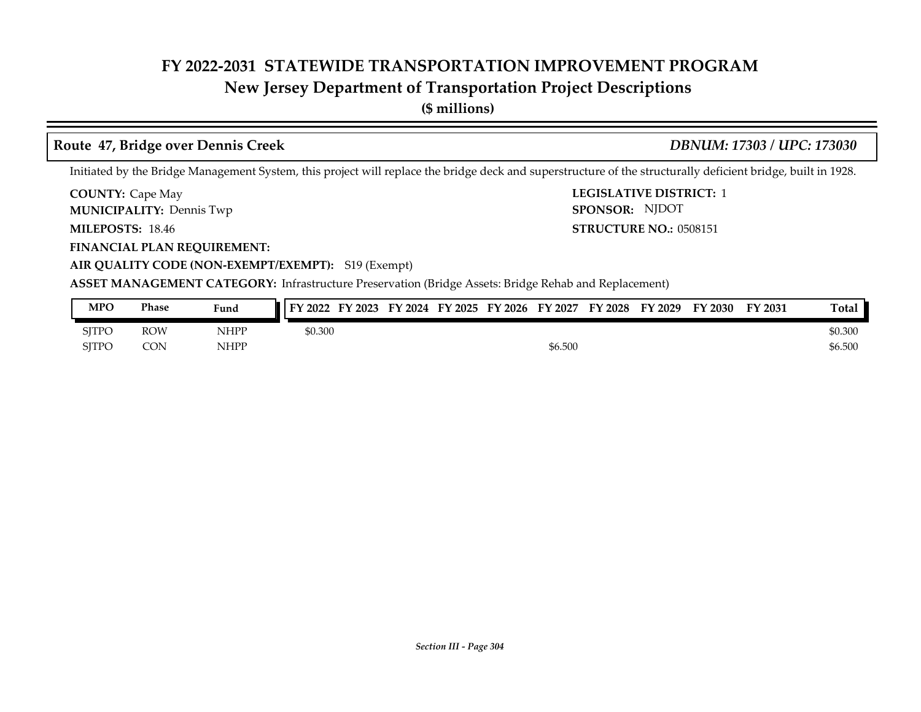# FY 2022-2031 STATEWIDE TRANSPORTATION IMPROVEMENT PROGRAM
## New Jersey Department of Transportation Project Descriptions
**($ millions)**

### Route 47, Bridge over Dennis Creek — *DBNUM: 17303 / UPC: 173030*

Initiated by the Bridge Management System, this project will replace the bridge deck and superstructure of the structurally deficient bridge, built in 1928.

**COUNTY:** Cape May
**LEGISLATIVE DISTRICT:** 1
**MUNICIPALITY:** Dennis Twp
**SPONSOR:** NJDOT
**MILEPOSTS:** 18.46
**STRUCTURE NO.:** 0508151
**FINANCIAL PLAN REQUIREMENT:**
**AIR QUALITY CODE (NON-EXEMPT/EXEMPT):** S19 (Exempt)
**ASSET MANAGEMENT CATEGORY:** Infrastructure Preservation (Bridge Assets: Bridge Rehab and Replacement)

| MPO | Phase | Fund | FY 2022 | FY 2023 | FY 2024 | FY 2025 | FY 2026 | FY 2027 | FY 2028 | FY 2029 | FY 2030 | FY 2031 | Total |
|---|---|---|---|---|---|---|---|---|---|---|---|---|---|
| SJTPO | ROW | NHPP | $0.300 | | | | | | | | | | $0.300 |
| SJTPO | CON | NHPP | | | | | | $6.500 | | | | | $6.500 |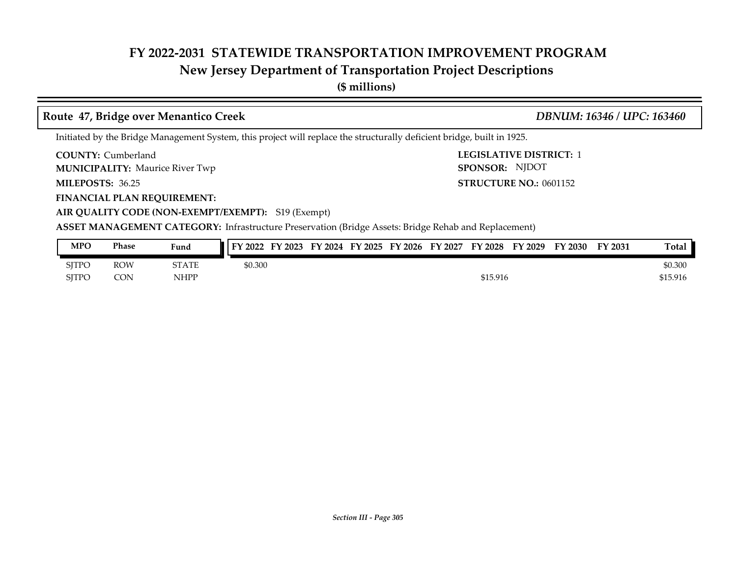# FY 2022-2031 STATEWIDE TRANSPORTATION IMPROVEMENT PROGRAM
## New Jersey Department of Transportation Project Descriptions
**($ millions)**

### Route 47, Bridge over Menantico Creek — *DBNUM: 16346 / UPC: 163460*

Initiated by the Bridge Management System, this project will replace the structurally deficient bridge, built in 1925.

**COUNTY:** Cumberland
**LEGISLATIVE DISTRICT:** 1
**MUNICIPALITY:** Maurice River Twp
**SPONSOR:** NJDOT
**MILEPOSTS:** 36.25
**STRUCTURE NO.:** 0601152
**FINANCIAL PLAN REQUIREMENT:**
**AIR QUALITY CODE (NON-EXEMPT/EXEMPT):** S19 (Exempt)
**ASSET MANAGEMENT CATEGORY:** Infrastructure Preservation (Bridge Assets: Bridge Rehab and Replacement)

| MPO | Phase | Fund | FY 2022 | FY 2023 | FY 2024 | FY 2025 | FY 2026 | FY 2027 | FY 2028 | FY 2029 | FY 2030 | FY 2031 | Total |
|---|---|---|---|---|---|---|---|---|---|---|---|---|---|
| SJTPO | ROW | STATE | $0.300 | | | | | | | | | | $0.300 |
| SJTPO | CON | NHPP | | | | | | | $15.916 | | | | $15.916 |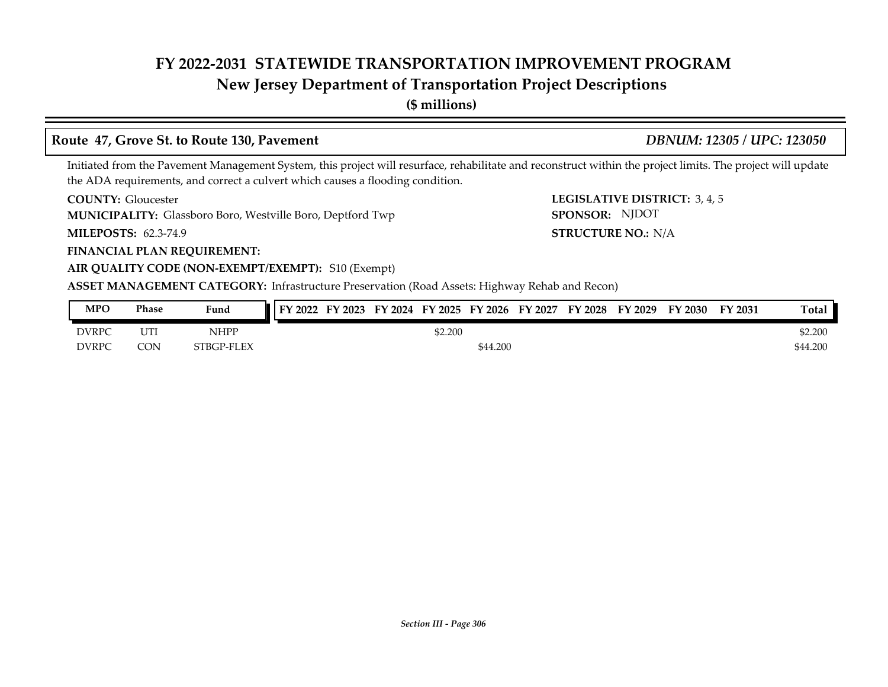# FY 2022-2031 STATEWIDE TRANSPORTATION IMPROVEMENT PROGRAM
## New Jersey Department of Transportation Project Descriptions
**($ millions)**

### Route 47, Grove St. to Route 130, Pavement — *DBNUM: 12305 / UPC: 123050*

Initiated from the Pavement Management System, this project will resurface, rehabilitate and reconstruct within the project limits. The project will update the ADA requirements, and correct a culvert which causes a flooding condition.

**COUNTY:** Gloucester

**LEGISLATIVE DISTRICT:** 3, 4, 5

**MUNICIPALITY:** Glassboro Boro, Westville Boro, Deptford Twp

**SPONSOR:** NJDOT

**MILEPOSTS:** 62.3-74.9

**STRUCTURE NO.:** N/A

**FINANCIAL PLAN REQUIREMENT:**

**AIR QUALITY CODE (NON-EXEMPT/EXEMPT):** S10 (Exempt)

**ASSET MANAGEMENT CATEGORY:** Infrastructure Preservation (Road Assets: Highway Rehab and Recon)

| MPO | Phase | Fund | FY 2022 | FY 2023 | FY 2024 | FY 2025 | FY 2026 | FY 2027 | FY 2028 | FY 2029 | FY 2030 | FY 2031 | Total |
|---|---|---|---|---|---|---|---|---|---|---|---|---|---|
| DVRPC | UTI | NHPP | | | | $2.200 | | | | | | | $2.200 |
| DVRPC | CON | STBGP-FLEX | | | | | $44.200 | | | | | | $44.200 |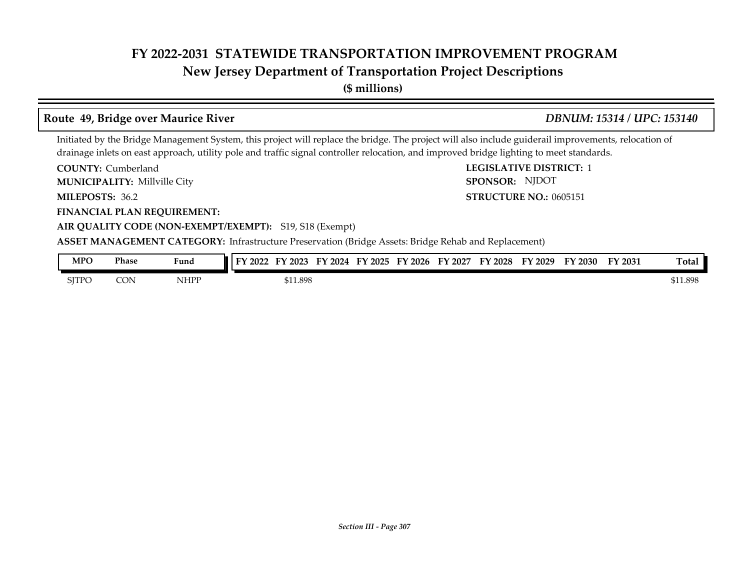# FY 2022-2031 STATEWIDE TRANSPORTATION IMPROVEMENT PROGRAM
## New Jersey Department of Transportation Project Descriptions
**($ millions)**

### Route 49, Bridge over Maurice River — *DBNUM: 15314 / UPC: 153140*

Initiated by the Bridge Management System, this project will replace the bridge. The project will also include guiderail improvements, relocation of drainage inlets on east approach, utility pole and traffic signal controller relocation, and improved bridge lighting to meet standards.

**COUNTY:** Cumberland
**LEGISLATIVE DISTRICT:** 1
**MUNICIPALITY:** Millville City
**SPONSOR:** NJDOT
**MILEPOSTS:** 36.2
**STRUCTURE NO.:** 0605151
**FINANCIAL PLAN REQUIREMENT:**
**AIR QUALITY CODE (NON-EXEMPT/EXEMPT):** S19, S18 (Exempt)
**ASSET MANAGEMENT CATEGORY:** Infrastructure Preservation (Bridge Assets: Bridge Rehab and Replacement)

| MPO | Phase | Fund | FY 2022 | FY 2023 | FY 2024 | FY 2025 | FY 2026 | FY 2027 | FY 2028 | FY 2029 | FY 2030 | FY 2031 | Total |
|---|---|---|---|---|---|---|---|---|---|---|---|---|---|
| SJTPO | CON | NHPP | | $11.898 | | | | | | | | | $11.898 |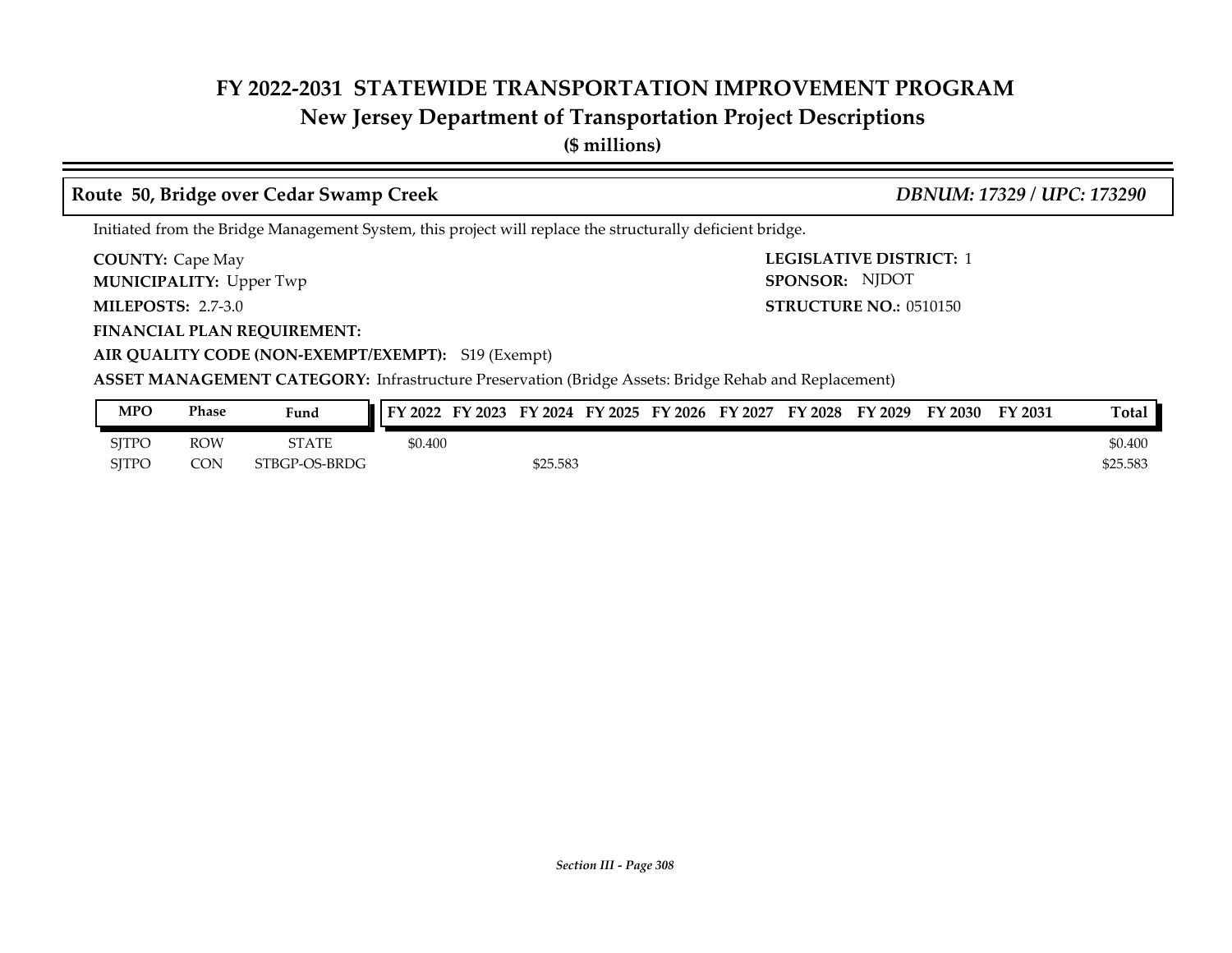# FY 2022-2031 STATEWIDE TRANSPORTATION IMPROVEMENT PROGRAM
## New Jersey Department of Transportation Project Descriptions
**($ millions)**

### Route 50, Bridge over Cedar Swamp Creek — *DBNUM: 17329 / UPC: 173290*

Initiated from the Bridge Management System, this project will replace the structurally deficient bridge.

**COUNTY:** Cape May
**LEGISLATIVE DISTRICT:** 1
**MUNICIPALITY:** Upper Twp
**SPONSOR:** NJDOT
**MILEPOSTS:** 2.7-3.0
**STRUCTURE NO.:** 0510150
**FINANCIAL PLAN REQUIREMENT:**
**AIR QUALITY CODE (NON-EXEMPT/EXEMPT):** S19 (Exempt)
**ASSET MANAGEMENT CATEGORY:** Infrastructure Preservation (Bridge Assets: Bridge Rehab and Replacement)

| MPO | Phase | Fund | FY 2022 | FY 2023 | FY 2024 | FY 2025 | FY 2026 | FY 2027 | FY 2028 | FY 2029 | FY 2030 | FY 2031 | Total |
|---|---|---|---|---|---|---|---|---|---|---|---|---|---|
| SJTPO | ROW | STATE | $0.400 | | | | | | | | | | $0.400 |
| SJTPO | CON | STBGP-OS-BRDG | | | $25.583 | | | | | | | | $25.583 |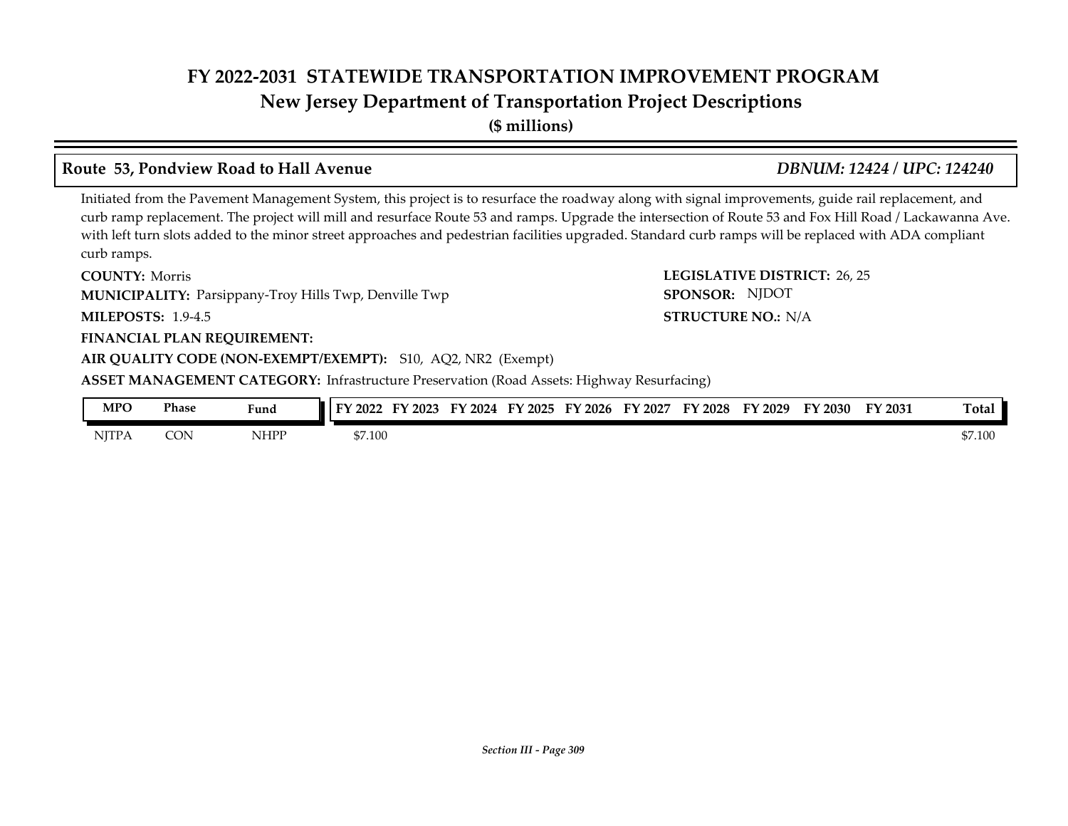# FY 2022-2031 STATEWIDE TRANSPORTATION IMPROVEMENT PROGRAM
## New Jersey Department of Transportation Project Descriptions
**($ millions)**

### Route 53, Pondview Road to Hall Avenue — *DBNUM: 12424 / UPC: 124240*

Initiated from the Pavement Management System, this project is to resurface the roadway along with signal improvements, guide rail replacement, and curb ramp replacement. The project will mill and resurface Route 53 and ramps. Upgrade the intersection of Route 53 and Fox Hill Road / Lackawanna Ave. with left turn slots added to the minor street approaches and pedestrian facilities upgraded. Standard curb ramps will be replaced with ADA compliant curb ramps.

**COUNTY:** Morris

**LEGISLATIVE DISTRICT:** 26, 25

**MUNICIPALITY:** Parsippany-Troy Hills Twp, Denville Twp

**SPONSOR:** NJDOT

**MILEPOSTS:** 1.9-4.5

**STRUCTURE NO.:** N/A

**FINANCIAL PLAN REQUIREMENT:**

**AIR QUALITY CODE (NON-EXEMPT/EXEMPT):** S10, AQ2, NR2 (Exempt)

**ASSET MANAGEMENT CATEGORY:** Infrastructure Preservation (Road Assets: Highway Resurfacing)

| MPO | Phase | Fund | FY 2022 | FY 2023 | FY 2024 | FY 2025 | FY 2026 | FY 2027 | FY 2028 | FY 2029 | FY 2030 | FY 2031 | Total |
|---|---|---|---|---|---|---|---|---|---|---|---|---|---|
| NJTPA | CON | NHPP | $7.100 | | | | | | | | | | $7.100 |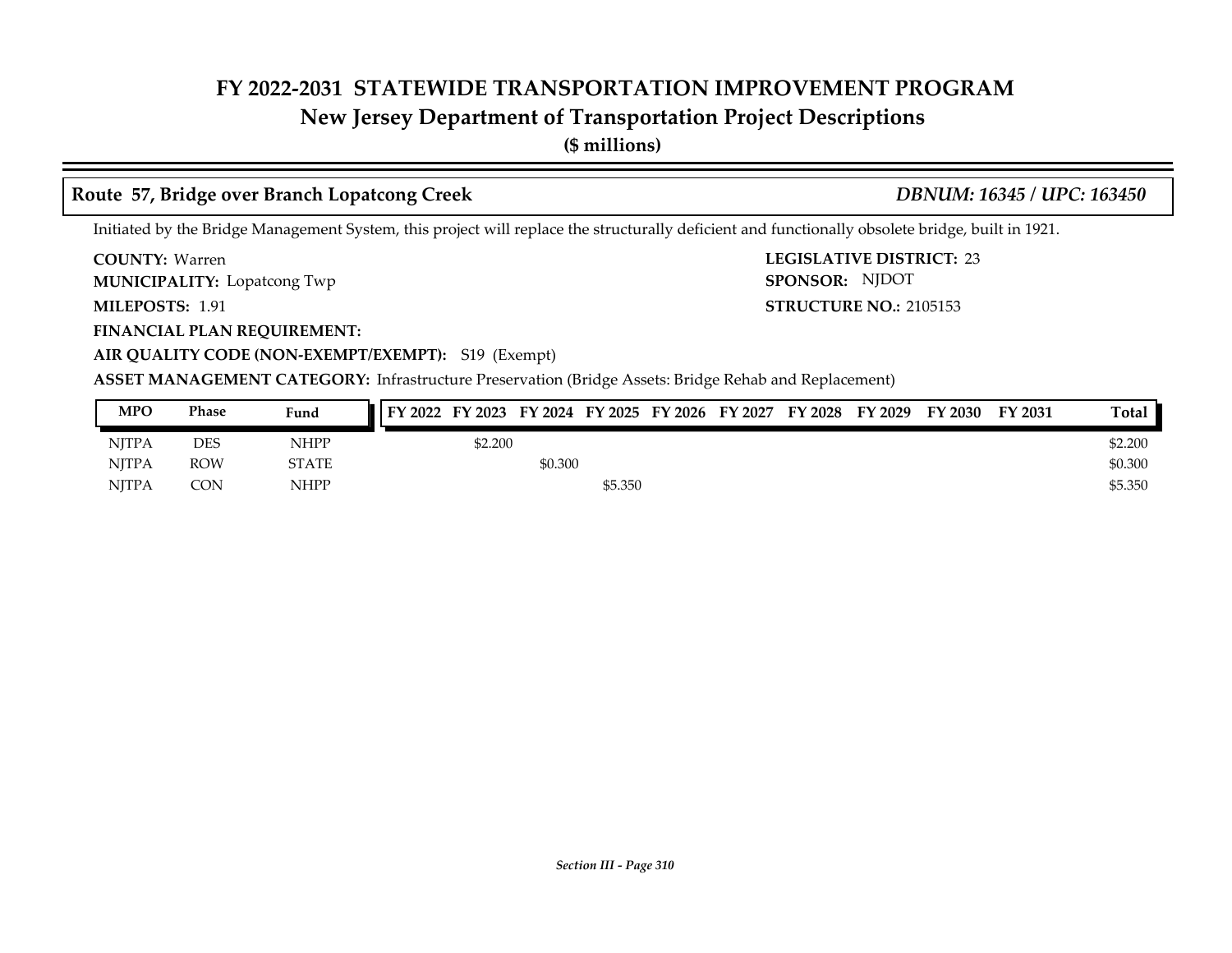# FY 2022-2031 STATEWIDE TRANSPORTATION IMPROVEMENT PROGRAM

## New Jersey Department of Transportation Project Descriptions

**($ millions)**

### Route 57, Bridge over Branch Lopatcong Creek — *DBNUM: 16345 / UPC: 163450*

Initiated by the Bridge Management System, this project will replace the structurally deficient and functionally obsolete bridge, built in 1921.

**COUNTY:** Warren
**MUNICIPALITY:** Lopatcong Twp
**MILEPOSTS:** 1.91
**FINANCIAL PLAN REQUIREMENT:**
**AIR QUALITY CODE (NON-EXEMPT/EXEMPT):** S19 (Exempt)
**ASSET MANAGEMENT CATEGORY:** Infrastructure Preservation (Bridge Assets: Bridge Rehab and Replacement)

**LEGISLATIVE DISTRICT:** 23
**SPONSOR:** NJDOT
**STRUCTURE NO.:** 2105153

| MPO | Phase | Fund | FY 2022 | FY 2023 | FY 2024 | FY 2025 | FY 2026 | FY 2027 | FY 2028 | FY 2029 | FY 2030 | FY 2031 | Total |
|---|---|---|---|---|---|---|---|---|---|---|---|---|---|
| NJTPA | DES | NHPP | | $2.200 | | | | | | | | | $2.200 |
| NJTPA | ROW | STATE | | | $0.300 | | | | | | | | $0.300 |
| NJTPA | CON | NHPP | | | | $5.350 | | | | | | | $5.350 |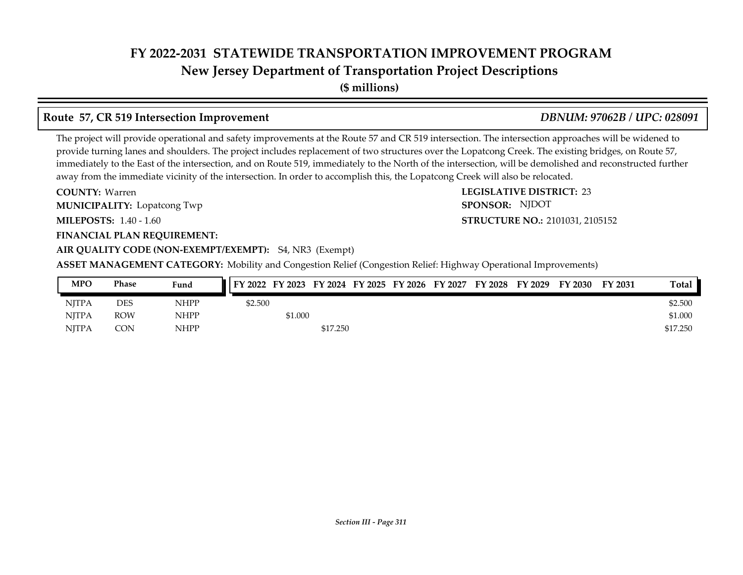# FY 2022-2031 STATEWIDE TRANSPORTATION IMPROVEMENT PROGRAM

## New Jersey Department of Transportation Project Descriptions

**($ millions)**

### Route 57, CR 519 Intersection Improvement — *DBNUM: 97062B / UPC: 028091*

The project will provide operational and safety improvements at the Route 57 and CR 519 intersection. The intersection approaches will be widened to provide turning lanes and shoulders. The project includes replacement of two structures over the Lopatcong Creek. The existing bridges, on Route 57, immediately to the East of the intersection, and on Route 519, immediately to the North of the intersection, will be demolished and reconstructed further away from the immediate vicinity of the intersection. In order to accomplish this, the Lopatcong Creek will also be relocated.

**COUNTY:** Warren
**LEGISLATIVE DISTRICT:** 23
**MUNICIPALITY:** Lopatcong Twp
**SPONSOR:** NJDOT
**MILEPOSTS:** 1.40 - 1.60
**STRUCTURE NO.:** 2101031, 2105152
**FINANCIAL PLAN REQUIREMENT:**
**AIR QUALITY CODE (NON-EXEMPT/EXEMPT):** S4, NR3 (Exempt)
**ASSET MANAGEMENT CATEGORY:** Mobility and Congestion Relief (Congestion Relief: Highway Operational Improvements)

| MPO | Phase | Fund | FY 2022 | FY 2023 | FY 2024 | FY 2025 | FY 2026 | FY 2027 | FY 2028 | FY 2029 | FY 2030 | FY 2031 | Total |
|---|---|---|---|---|---|---|---|---|---|---|---|---|---|
| NJTPA | DES | NHPP | $2.500 | | | | | | | | | | $2.500 |
| NJTPA | ROW | NHPP | | $1.000 | | | | | | | | | $1.000 |
| NJTPA | CON | NHPP | | | $17.250 | | | | | | | | $17.250 |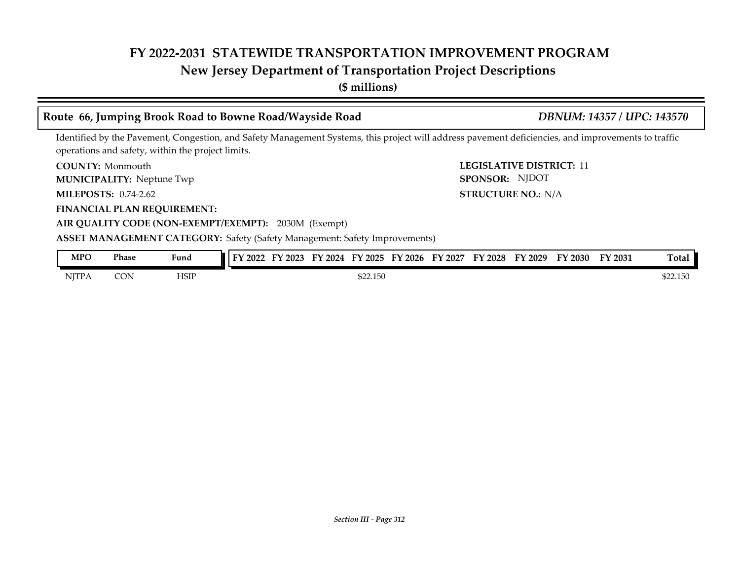# FY 2022-2031 STATEWIDE TRANSPORTATION IMPROVEMENT PROGRAM
## New Jersey Department of Transportation Project Descriptions
**($ millions)**

### Route 66, Jumping Brook Road to Bowne Road/Wayside Road — *DBNUM: 14357 / UPC: 143570*

Identified by the Pavement, Congestion, and Safety Management Systems, this project will address pavement deficiencies, and improvements to traffic operations and safety, within the project limits.

**COUNTY:** Monmouth
**LEGISLATIVE DISTRICT:** 11
**MUNICIPALITY:** Neptune Twp
**SPONSOR:** NJDOT
**MILEPOSTS:** 0.74-2.62
**STRUCTURE NO.:** N/A
**FINANCIAL PLAN REQUIREMENT:**
**AIR QUALITY CODE (NON-EXEMPT/EXEMPT):** 2030M (Exempt)
**ASSET MANAGEMENT CATEGORY:** Safety (Safety Management: Safety Improvements)

| MPO | Phase | Fund | FY 2022 | FY 2023 | FY 2024 | FY 2025 | FY 2026 | FY 2027 | FY 2028 | FY 2029 | FY 2030 | FY 2031 | Total |
|---|---|---|---|---|---|---|---|---|---|---|---|---|---|
| NJTPA | CON | HSIP | | | | $22.150 | | | | | | | $22.150 |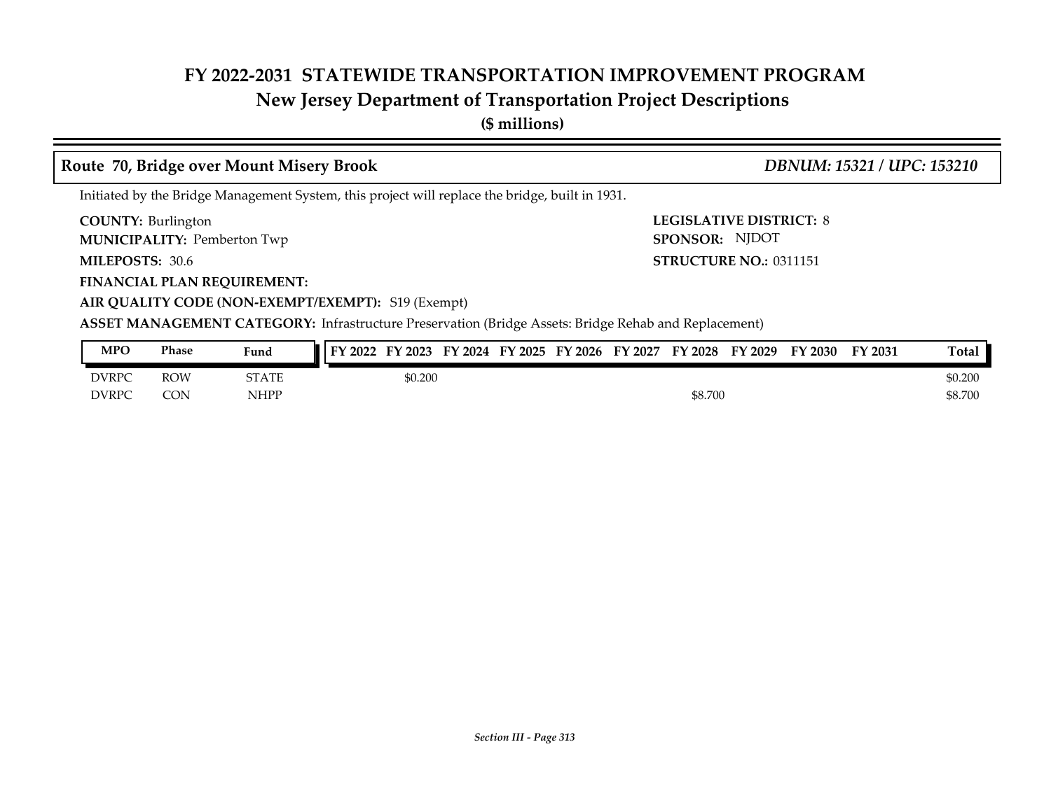# FY 2022-2031 STATEWIDE TRANSPORTATION IMPROVEMENT PROGRAM
## New Jersey Department of Transportation Project Descriptions
**($ millions)**

### Route 70, Bridge over Mount Misery Brook — *DBNUM: 15321 / UPC: 153210*

Initiated by the Bridge Management System, this project will replace the bridge, built in 1931.

**COUNTY:** Burlington
**MUNICIPALITY:** Pemberton Twp
**MILEPOSTS:** 30.6
**FINANCIAL PLAN REQUIREMENT:**
**AIR QUALITY CODE (NON-EXEMPT/EXEMPT):** S19 (Exempt)
**ASSET MANAGEMENT CATEGORY:** Infrastructure Preservation (Bridge Assets: Bridge Rehab and Replacement)

**LEGISLATIVE DISTRICT:** 8
**SPONSOR:** NJDOT
**STRUCTURE NO.:** 0311151

| MPO | Phase | Fund | FY 2022 | FY 2023 | FY 2024 | FY 2025 | FY 2026 | FY 2027 | FY 2028 | FY 2029 | FY 2030 | FY 2031 | Total |
|---|---|---|---|---|---|---|---|---|---|---|---|---|---|
| DVRPC | ROW | STATE | | $0.200 | | | | | | | | | $0.200 |
| DVRPC | CON | NHPP | | | | | | | $8.700 | | | | $8.700 |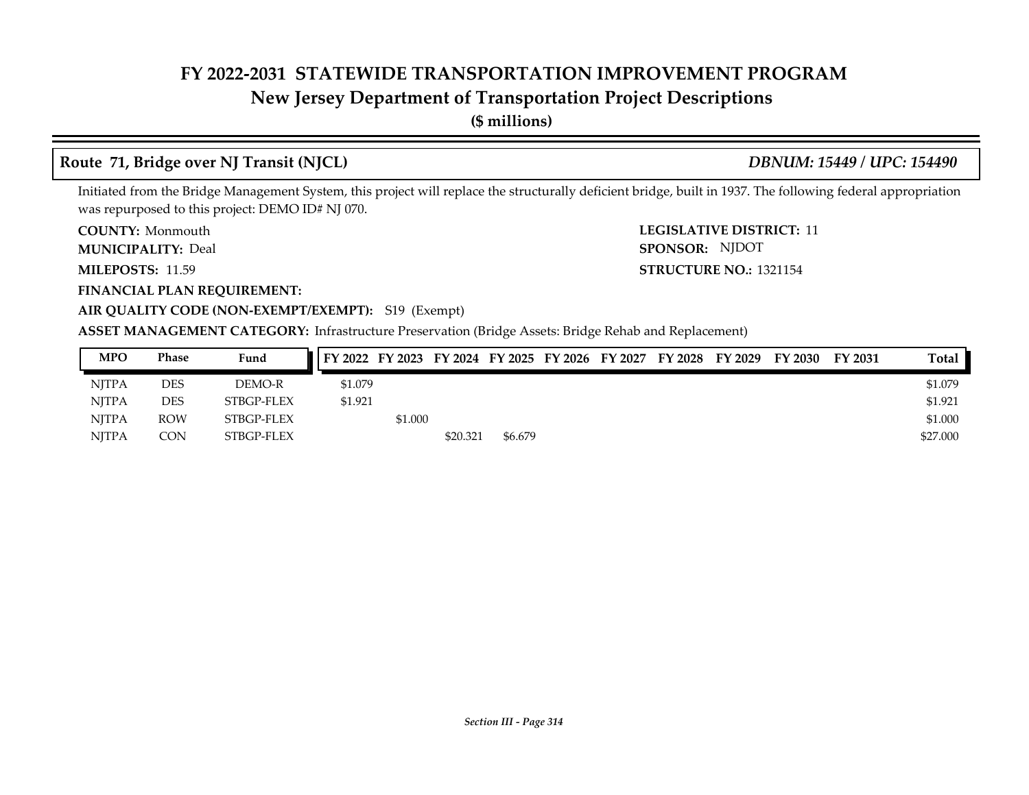# FY 2022-2031 STATEWIDE TRANSPORTATION IMPROVEMENT PROGRAM
## New Jersey Department of Transportation Project Descriptions
**($ millions)**

### Route 71, Bridge over NJ Transit (NJCL) — *DBNUM: 15449 / UPC: 154490*

Initiated from the Bridge Management System, this project will replace the structurally deficient bridge, built in 1937. The following federal appropriation was repurposed to this project: DEMO ID# NJ 070.

**COUNTY:** Monmouth
**MUNICIPALITY:** Deal
**MILEPOSTS:** 11.59
**FINANCIAL PLAN REQUIREMENT:**
**AIR QUALITY CODE (NON-EXEMPT/EXEMPT):** S19 (Exempt)
**ASSET MANAGEMENT CATEGORY:** Infrastructure Preservation (Bridge Assets: Bridge Rehab and Replacement)

**LEGISLATIVE DISTRICT:** 11
**SPONSOR:** NJDOT
**STRUCTURE NO.:** 1321154

| MPO | Phase | Fund | FY 2022 | FY 2023 | FY 2024 | FY 2025 | FY 2026 | FY 2027 | FY 2028 | FY 2029 | FY 2030 | FY 2031 | Total |
|---|---|---|---|---|---|---|---|---|---|---|---|---|---|
| NJTPA | DES | DEMO-R | $1.079 | | | | | | | | | | $1.079 |
| NJTPA | DES | STBGP-FLEX | $1.921 | | | | | | | | | | $1.921 |
| NJTPA | ROW | STBGP-FLEX | | $1.000 | | | | | | | | | $1.000 |
| NJTPA | CON | STBGP-FLEX | | | $20.321 | $6.679 | | | | | | | $27.000 |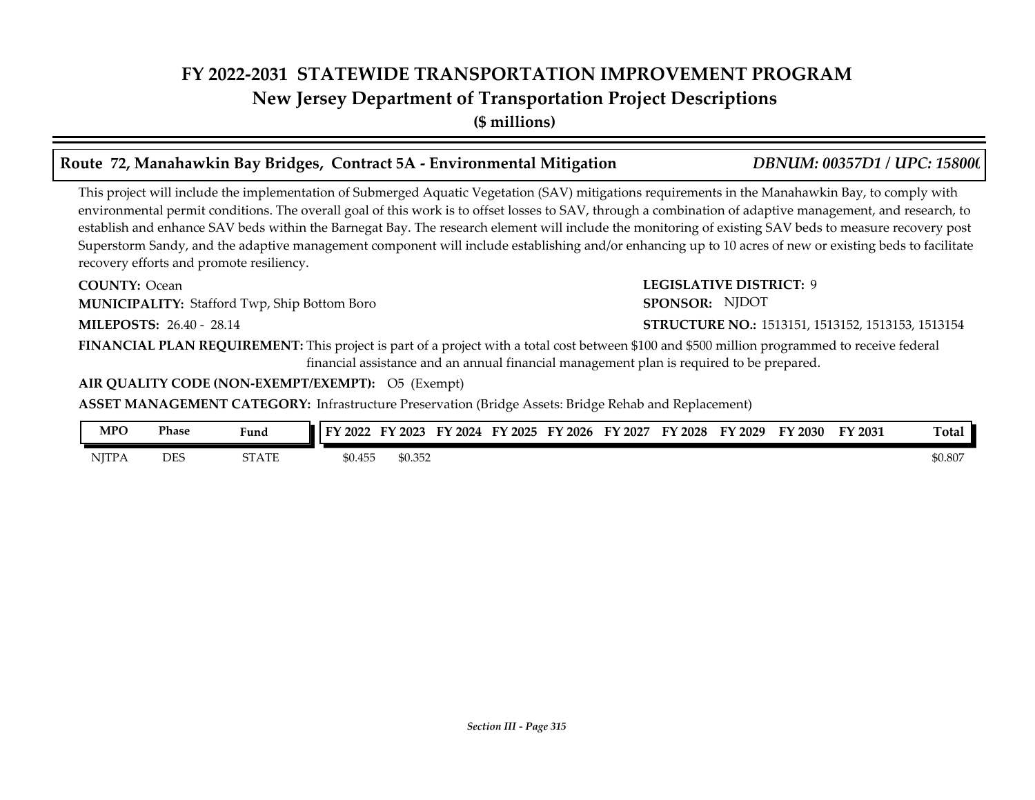# FY 2022-2031 STATEWIDE TRANSPORTATION IMPROVEMENT PROGRAM
## New Jersey Department of Transportation Project Descriptions
**($ millions)**

### Route 72, Manahawkin Bay Bridges, Contract 5A - Environmental Mitigation — *DBNUM: 00357D1 / UPC: 15800(*

This project will include the implementation of Submerged Aquatic Vegetation (SAV) mitigations requirements in the Manahawkin Bay, to comply with environmental permit conditions. The overall goal of this work is to offset losses to SAV, through a combination of adaptive management, and research, to establish and enhance SAV beds within the Barnegat Bay. The research element will include the monitoring of existing SAV beds to measure recovery post Superstorm Sandy, and the adaptive management component will include establishing and/or enhancing up to 10 acres of new or existing beds to facilitate recovery efforts and promote resiliency.

**COUNTY:** Ocean

**MUNICIPALITY:** Stafford Twp, Ship Bottom Boro

**MILEPOSTS:** 26.40 - 28.14

**LEGISLATIVE DISTRICT:** 9

**SPONSOR:** NJDOT

**STRUCTURE NO.:** 1513151, 1513152, 1513153, 1513154

**FINANCIAL PLAN REQUIREMENT:** This project is part of a project with a total cost between $100 and $500 million programmed to receive federal financial assistance and an annual financial management plan is required to be prepared.

**AIR QUALITY CODE (NON-EXEMPT/EXEMPT):** O5 (Exempt)

**ASSET MANAGEMENT CATEGORY:** Infrastructure Preservation (Bridge Assets: Bridge Rehab and Replacement)

| MPO | Phase | Fund | FY 2022 | FY 2023 | FY 2024 | FY 2025 | FY 2026 | FY 2027 | FY 2028 | FY 2029 | FY 2030 | FY 2031 | Total |
|---|---|---|---|---|---|---|---|---|---|---|---|---|---|
| NJTPA | DES | STATE | $0.455 | $0.352 | | | | | | | | | $0.807 |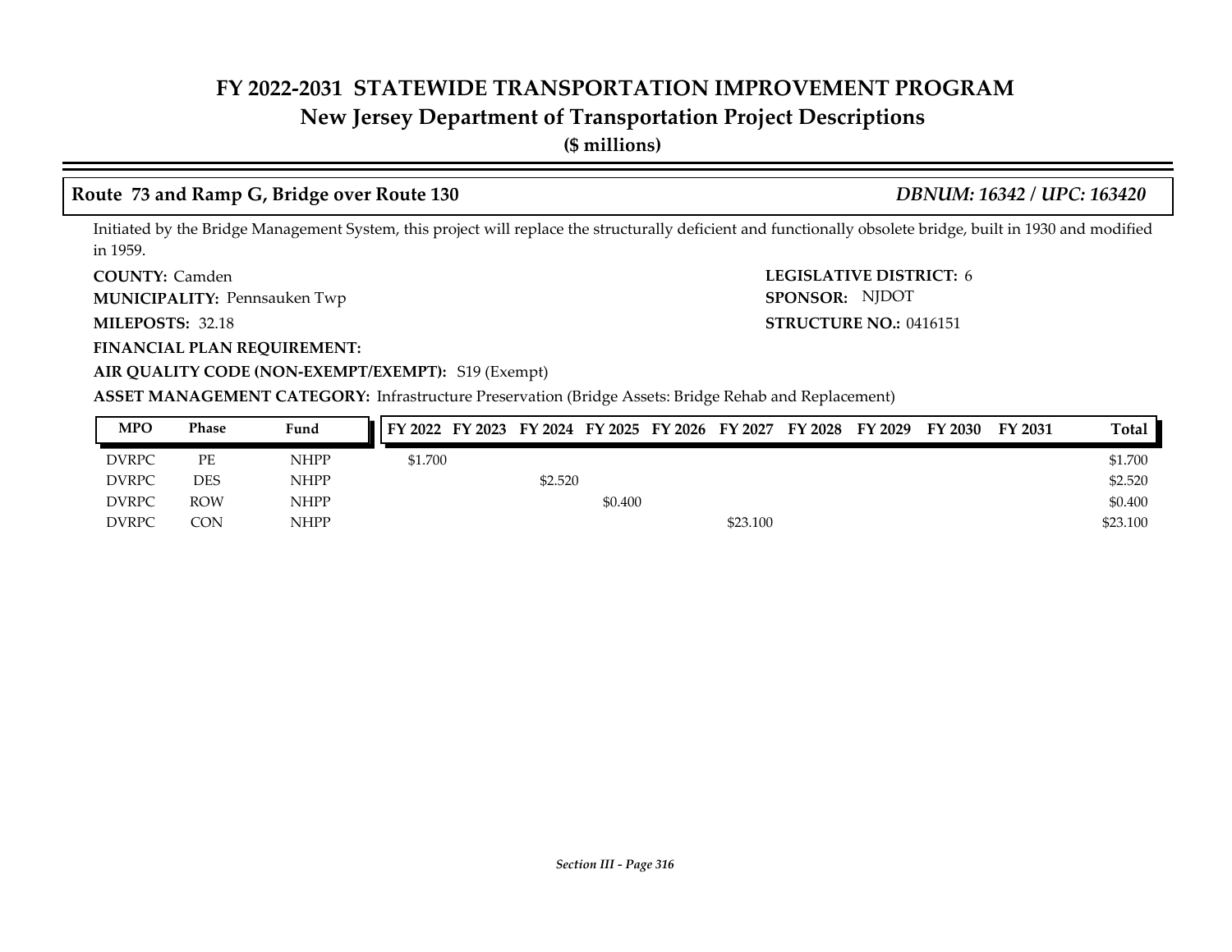# FY 2022-2031 STATEWIDE TRANSPORTATION IMPROVEMENT PROGRAM
## New Jersey Department of Transportation Project Descriptions
**($ millions)**

### Route 73 and Ramp G, Bridge over Route 130 — *DBNUM: 16342 / UPC: 163420*

Initiated by the Bridge Management System, this project will replace the structurally deficient and functionally obsolete bridge, built in 1930 and modified in 1959.

**COUNTY:** Camden
**LEGISLATIVE DISTRICT:** 6
**MUNICIPALITY:** Pennsauken Twp
**SPONSOR:** NJDOT
**MILEPOSTS:** 32.18
**STRUCTURE NO.:** 0416151
**FINANCIAL PLAN REQUIREMENT:**
**AIR QUALITY CODE (NON-EXEMPT/EXEMPT):** S19 (Exempt)
**ASSET MANAGEMENT CATEGORY:** Infrastructure Preservation (Bridge Assets: Bridge Rehab and Replacement)

| MPO | Phase | Fund | FY 2022 | FY 2023 | FY 2024 | FY 2025 | FY 2026 | FY 2027 | FY 2028 | FY 2029 | FY 2030 | FY 2031 | Total |
|---|---|---|---|---|---|---|---|---|---|---|---|---|---|
| DVRPC | PE | NHPP | $1.700 | | | | | | | | | | $1.700 |
| DVRPC | DES | NHPP | | | $2.520 | | | | | | | | $2.520 |
| DVRPC | ROW | NHPP | | | | $0.400 | | | | | | | $0.400 |
| DVRPC | CON | NHPP | | | | | | $23.100 | | | | | $23.100 |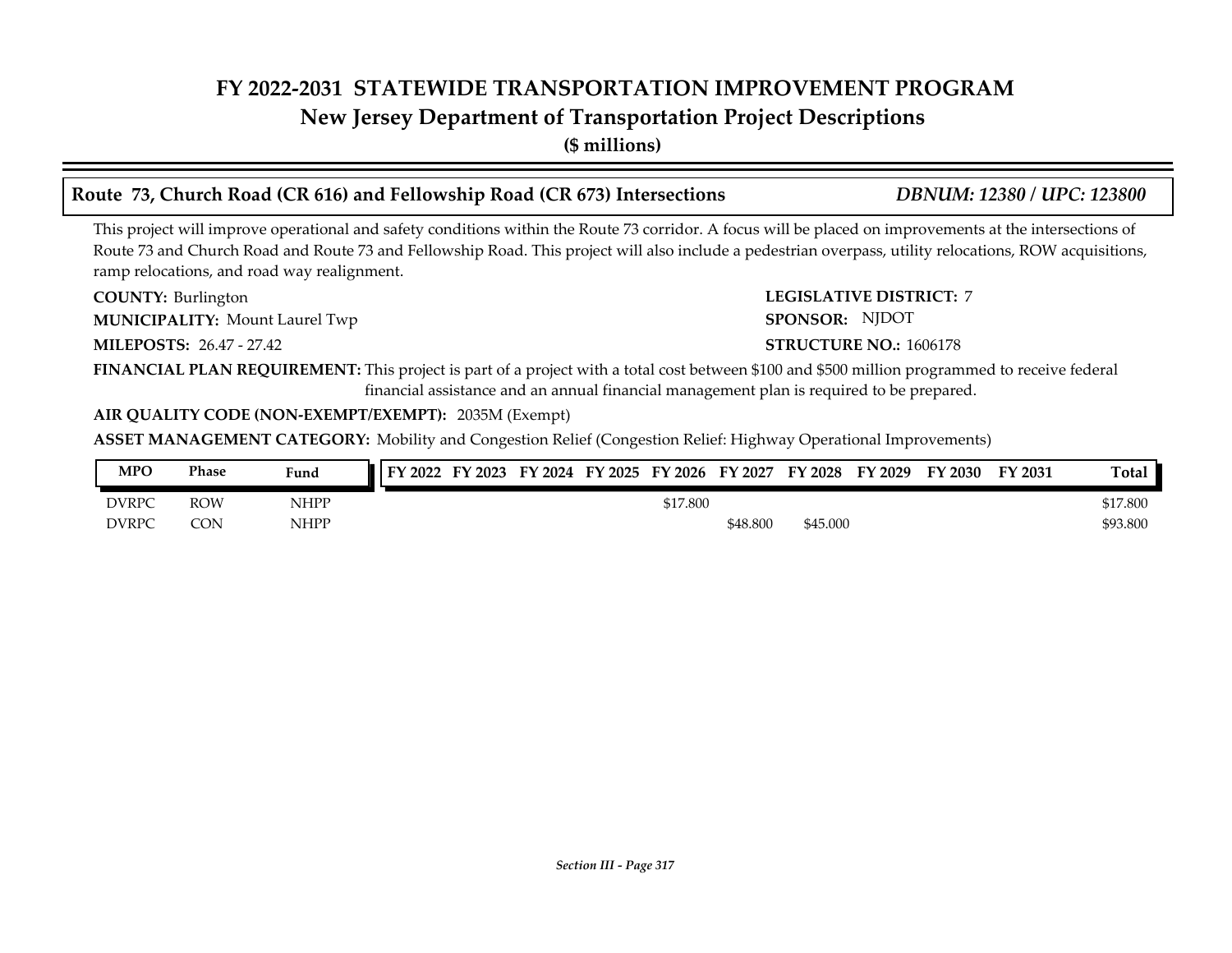# FY 2022-2031 STATEWIDE TRANSPORTATION IMPROVEMENT PROGRAM

## New Jersey Department of Transportation Project Descriptions

**($ millions)**

### Route 73, Church Road (CR 616) and Fellowship Road (CR 673) Intersections — *DBNUM: 12380 / UPC: 123800*

This project will improve operational and safety conditions within the Route 73 corridor. A focus will be placed on improvements at the intersections of Route 73 and Church Road and Route 73 and Fellowship Road. This project will also include a pedestrian overpass, utility relocations, ROW acquisitions, ramp relocations, and road way realignment.

**COUNTY:** Burlington

**LEGISLATIVE DISTRICT:** 7

**MUNICIPALITY:** Mount Laurel Twp

**SPONSOR:** NJDOT

**MILEPOSTS:** 26.47 - 27.42

**STRUCTURE NO.:** 1606178

**FINANCIAL PLAN REQUIREMENT:** This project is part of a project with a total cost between $100 and $500 million programmed to receive federal financial assistance and an annual financial management plan is required to be prepared.

**AIR QUALITY CODE (NON-EXEMPT/EXEMPT):** 2035M (Exempt)

**ASSET MANAGEMENT CATEGORY:** Mobility and Congestion Relief (Congestion Relief: Highway Operational Improvements)

| MPO | Phase | Fund | FY 2022 | FY 2023 | FY 2024 | FY 2025 | FY 2026 | FY 2027 | FY 2028 | FY 2029 | FY 2030 | FY 2031 | Total |
|---|---|---|---|---|---|---|---|---|---|---|---|---|---|
| DVRPC | ROW | NHPP | | | | | $17.800 | | | | | | $17.800 |
| DVRPC | CON | NHPP | | | | | | $48.800 | $45.000 | | | | $93.800 |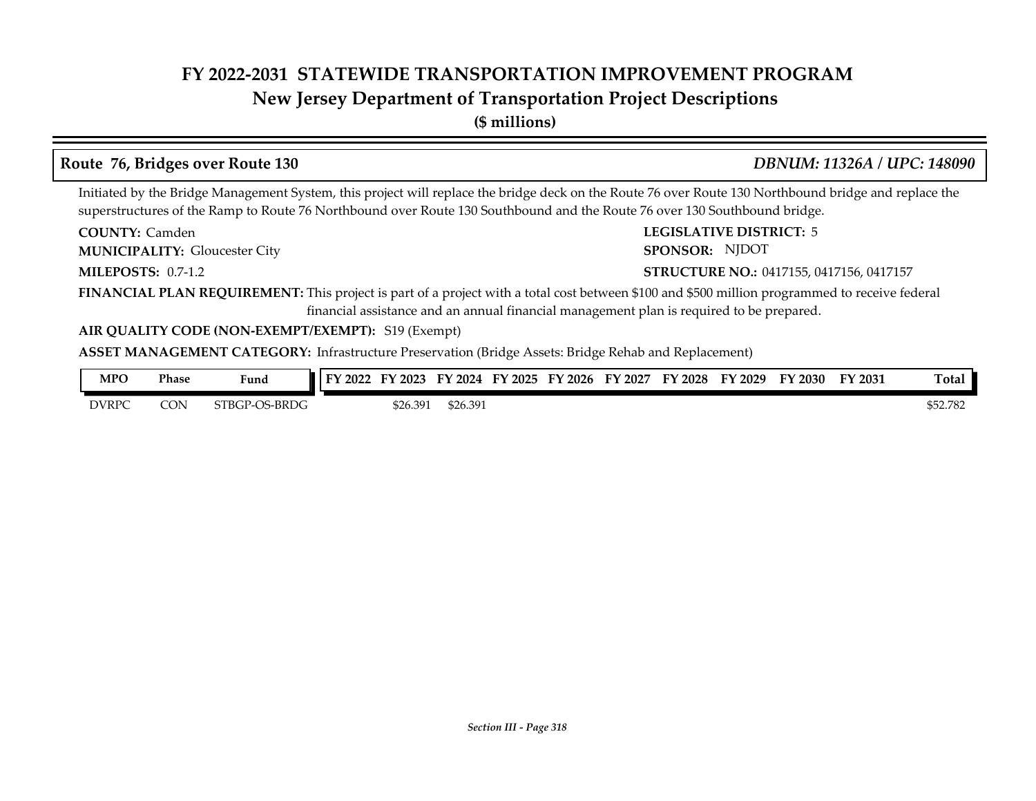## Route 76, Bridges over Route 130

***DBNUM: 11326A / UPC: 148090***

Initiated by the Bridge Management System, this project will replace the bridge deck on the Route 76 over Route 130 Northbound bridge and replace the superstructures of the Ramp to Route 76 Northbound over Route 130 Southbound and the Route 76 over 130 Southbound bridge.

**COUNTY:** Camden

**LEGISLATIVE DISTRICT:** 5

**MUNICIPALITY:** Gloucester City

**SPONSOR:** NJDOT

**MILEPOSTS:** 0.7-1.2

**STRUCTURE NO.:** 0417155, 0417156, 0417157

**FINANCIAL PLAN REQUIREMENT:** This project is part of a project with a total cost between $100 and $500 million programmed to receive federal financial assistance and an annual financial management plan is required to be prepared.

**AIR QUALITY CODE (NON-EXEMPT/EXEMPT):** S19 (Exempt)

**ASSET MANAGEMENT CATEGORY:** Infrastructure Preservation (Bridge Assets: Bridge Rehab and Replacement)

| MPO | Phase | Fund | FY 2022 | FY 2023 | FY 2024 | FY 2025 | FY 2026 | FY 2027 | FY 2028 | FY 2029 | FY 2030 | FY 2031 | Total |
|---|---|---|---|---|---|---|---|---|---|---|---|---|---|
| DVRPC | CON | STBGP-OS-BRDG | | $26.391 | $26.391 | | | | | | | | $52.782 |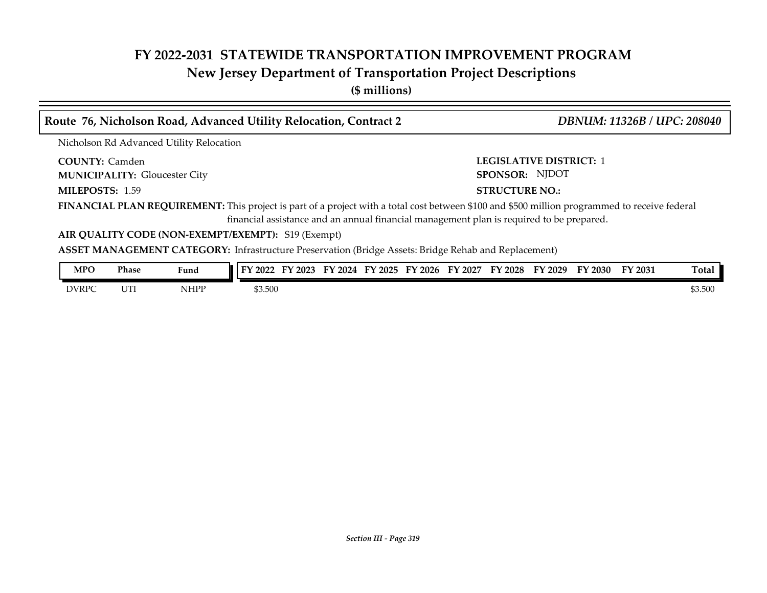# FY 2022-2031 STATEWIDE TRANSPORTATION IMPROVEMENT PROGRAM
## New Jersey Department of Transportation Project Descriptions
**($ millions)**

### Route 76, Nicholson Road, Advanced Utility Relocation, Contract 2 — *DBNUM: 11326B / UPC: 208040*

Nicholson Rd Advanced Utility Relocation

**COUNTY:** Camden
**LEGISLATIVE DISTRICT:** 1
**MUNICIPALITY:** Gloucester City
**SPONSOR:** NJDOT
**MILEPOSTS:** 1.59
**STRUCTURE NO.:**

**FINANCIAL PLAN REQUIREMENT:** This project is part of a project with a total cost between $100 and $500 million programmed to receive federal financial assistance and an annual financial management plan is required to be prepared.

**AIR QUALITY CODE (NON-EXEMPT/EXEMPT):** S19 (Exempt)

**ASSET MANAGEMENT CATEGORY:** Infrastructure Preservation (Bridge Assets: Bridge Rehab and Replacement)

| MPO | Phase | Fund | FY 2022 | FY 2023 | FY 2024 | FY 2025 | FY 2026 | FY 2027 | FY 2028 | FY 2029 | FY 2030 | FY 2031 | Total |
|---|---|---|---|---|---|---|---|---|---|---|---|---|---|
| DVRPC | UTI | NHPP | $3.500 | | | | | | | | | | $3.500 |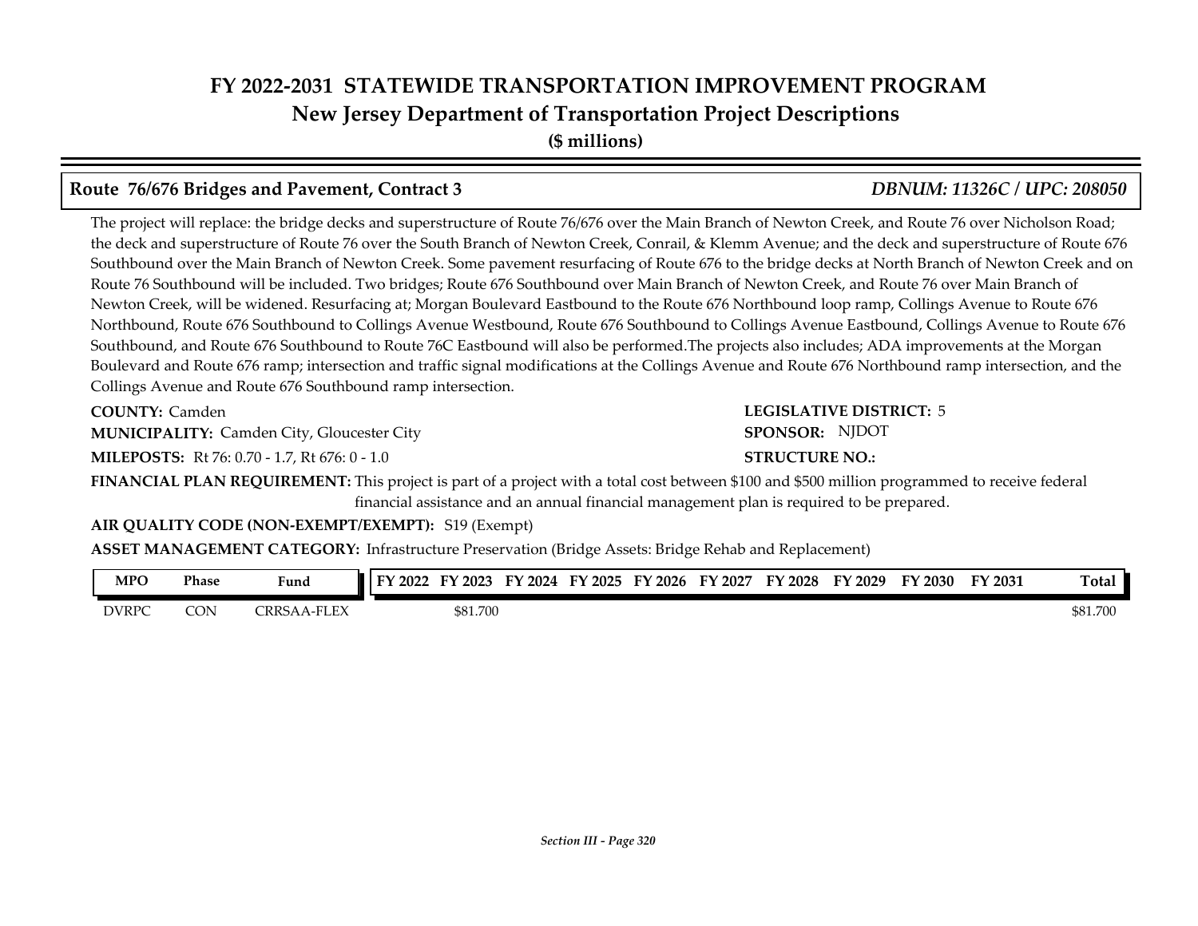# FY 2022-2031 STATEWIDE TRANSPORTATION IMPROVEMENT PROGRAM
## New Jersey Department of Transportation Project Descriptions
**($ millions)**

### Route 76/676 Bridges and Pavement, Contract 3 — *DBNUM: 11326C / UPC: 208050*

The project will replace: the bridge decks and superstructure of Route 76/676 over the Main Branch of Newton Creek, and Route 76 over Nicholson Road; the deck and superstructure of Route 76 over the South Branch of Newton Creek, Conrail, & Klemm Avenue; and the deck and superstructure of Route 676 Southbound over the Main Branch of Newton Creek. Some pavement resurfacing of Route 676 to the bridge decks at North Branch of Newton Creek and on Route 76 Southbound will be included. Two bridges; Route 676 Southbound over Main Branch of Newton Creek, and Route 76 over Main Branch of Newton Creek, will be widened. Resurfacing at; Morgan Boulevard Eastbound to the Route 676 Northbound loop ramp, Collings Avenue to Route 676 Northbound, Route 676 Southbound to Collings Avenue Westbound, Route 676 Southbound to Collings Avenue Eastbound, Collings Avenue to Route 676 Southbound, and Route 676 Southbound to Route 76C Eastbound will also be performed.The projects also includes; ADA improvements at the Morgan Boulevard and Route 676 ramp; intersection and traffic signal modifications at the Collings Avenue and Route 676 Northbound ramp intersection, and the Collings Avenue and Route 676 Southbound ramp intersection.

**COUNTY:** Camden

**LEGISLATIVE DISTRICT:** 5

**MUNICIPALITY:** Camden City, Gloucester City

**SPONSOR:** NJDOT

**MILEPOSTS:** Rt 76: 0.70 - 1.7, Rt 676: 0 - 1.0

**STRUCTURE NO.:**

**FINANCIAL PLAN REQUIREMENT:** This project is part of a project with a total cost between $100 and $500 million programmed to receive federal financial assistance and an annual financial management plan is required to be prepared.

**AIR QUALITY CODE (NON-EXEMPT/EXEMPT):** S19 (Exempt)

**ASSET MANAGEMENT CATEGORY:** Infrastructure Preservation (Bridge Assets: Bridge Rehab and Replacement)

| MPO | Phase | Fund | FY 2022 | FY 2023 | FY 2024 | FY 2025 | FY 2026 | FY 2027 | FY 2028 | FY 2029 | FY 2030 | FY 2031 | Total |
|---|---|---|---|---|---|---|---|---|---|---|---|---|---|
| DVRPC | CON | CRRSAA-FLEX | | $81.700 | | | | | | | | | $81.700 |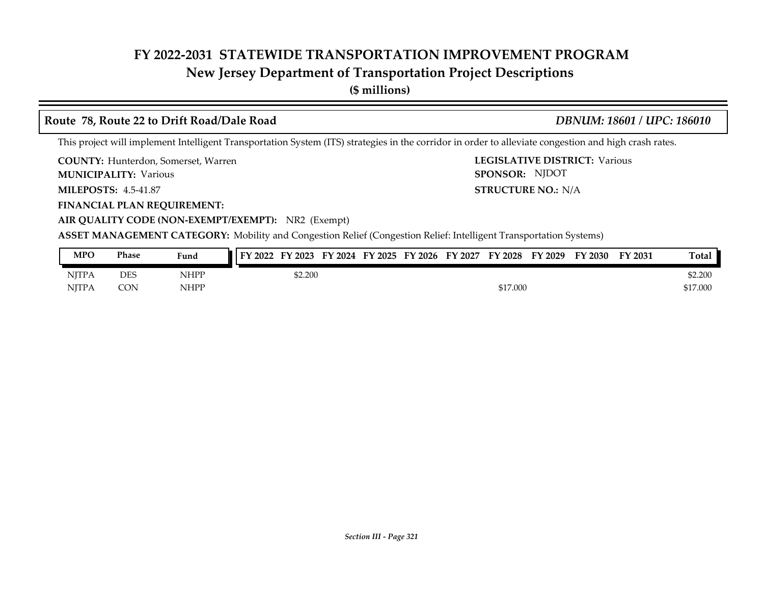# FY 2022-2031 STATEWIDE TRANSPORTATION IMPROVEMENT PROGRAM
## New Jersey Department of Transportation Project Descriptions
**($ millions)**

### Route 78, Route 22 to Drift Road/Dale Road — *DBNUM: 18601 / UPC: 186010*

This project will implement Intelligent Transportation System (ITS) strategies in the corridor in order to alleviate congestion and high crash rates.

**COUNTY:** Hunterdon, Somerset, Warren
**LEGISLATIVE DISTRICT:** Various
**MUNICIPALITY:** Various
**SPONSOR:** NJDOT
**MILEPOSTS:** 4.5-41.87
**STRUCTURE NO.:** N/A
**FINANCIAL PLAN REQUIREMENT:**
**AIR QUALITY CODE (NON-EXEMPT/EXEMPT):** NR2 (Exempt)
**ASSET MANAGEMENT CATEGORY:** Mobility and Congestion Relief (Congestion Relief: Intelligent Transportation Systems)

| MPO | Phase | Fund | FY 2022 | FY 2023 | FY 2024 | FY 2025 | FY 2026 | FY 2027 | FY 2028 | FY 2029 | FY 2030 | FY 2031 | Total |
|---|---|---|---|---|---|---|---|---|---|---|---|---|---|
| NJTPA | DES | NHPP | | $2.200 | | | | | | | | | $2.200 |
| NJTPA | CON | NHPP | | | | | | | $17.000 | | | | $17.000 |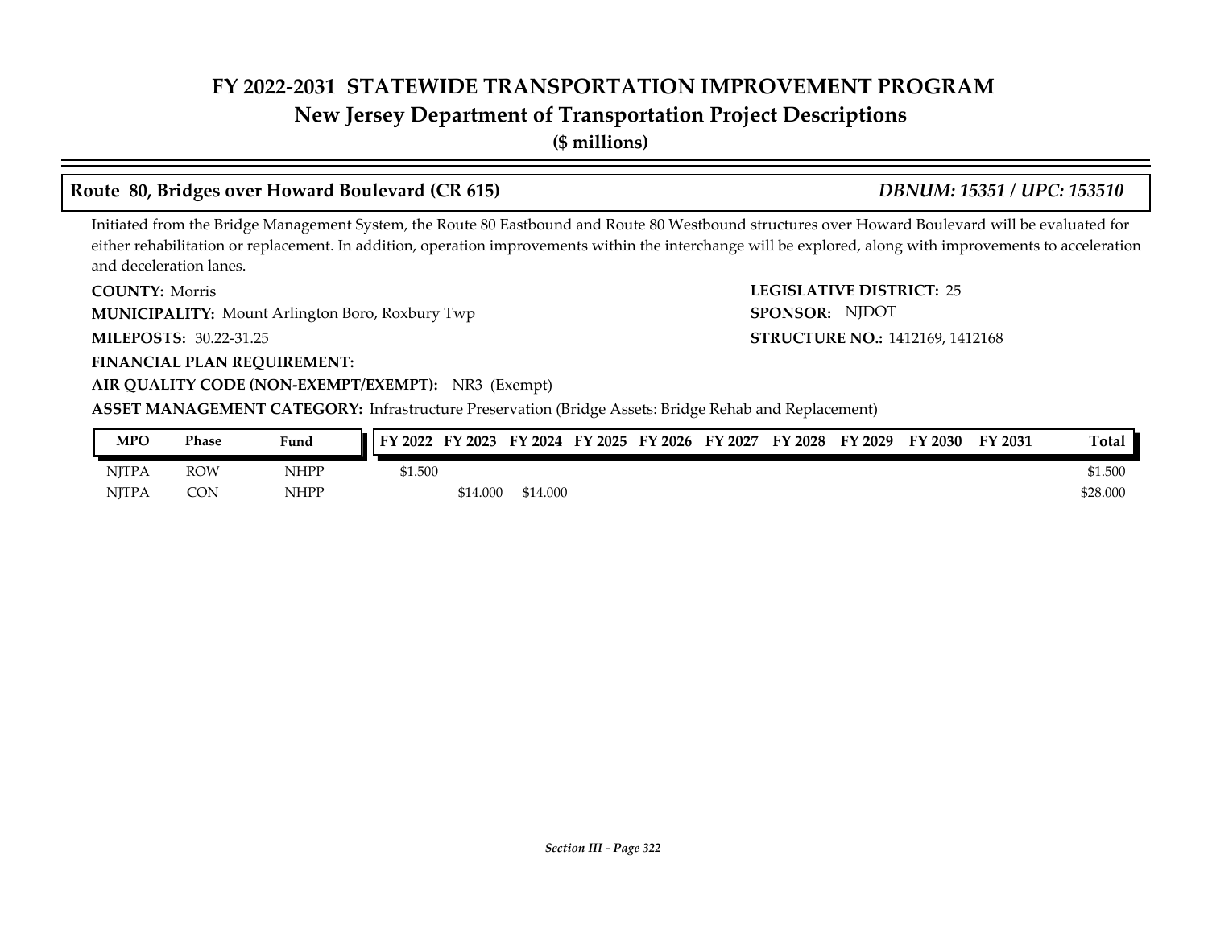# FY 2022-2031 STATEWIDE TRANSPORTATION IMPROVEMENT PROGRAM
## New Jersey Department of Transportation Project Descriptions
**($ millions)**

### Route 80, Bridges over Howard Boulevard (CR 615) — *DBNUM: 15351 / UPC: 153510*

Initiated from the Bridge Management System, the Route 80 Eastbound and Route 80 Westbound structures over Howard Boulevard will be evaluated for either rehabilitation or replacement. In addition, operation improvements within the interchange will be explored, along with improvements to acceleration and deceleration lanes.

**COUNTY:** Morris
**LEGISLATIVE DISTRICT:** 25
**MUNICIPALITY:** Mount Arlington Boro, Roxbury Twp
**SPONSOR:** NJDOT
**MILEPOSTS:** 30.22-31.25
**STRUCTURE NO.:** 1412169, 1412168
**FINANCIAL PLAN REQUIREMENT:**
**AIR QUALITY CODE (NON-EXEMPT/EXEMPT):** NR3 (Exempt)
**ASSET MANAGEMENT CATEGORY:** Infrastructure Preservation (Bridge Assets: Bridge Rehab and Replacement)

| MPO | Phase | Fund | FY 2022 | FY 2023 | FY 2024 | FY 2025 | FY 2026 | FY 2027 | FY 2028 | FY 2029 | FY 2030 | FY 2031 | Total |
|---|---|---|---|---|---|---|---|---|---|---|---|---|---|
| NJTPA | ROW | NHPP | $1.500 | | | | | | | | | | $1.500 |
| NJTPA | CON | NHPP | | $14.000 | $14.000 | | | | | | | | $28.000 |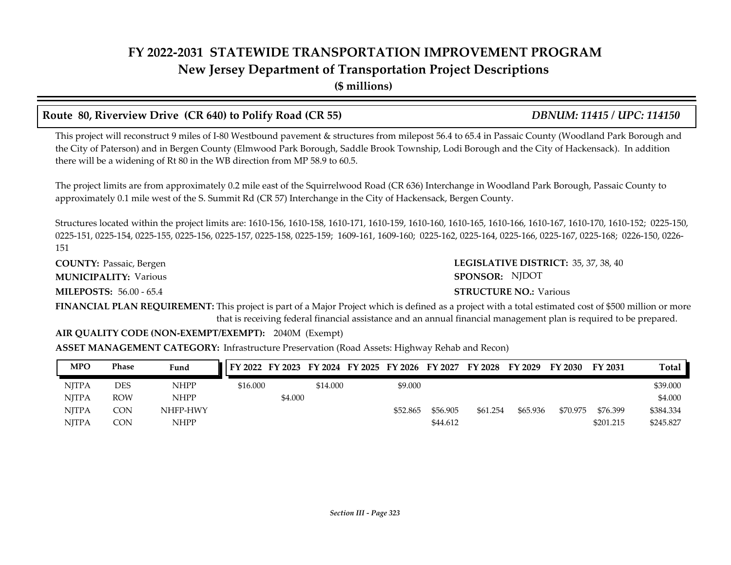# FY 2022-2031 STATEWIDE TRANSPORTATION IMPROVEMENT PROGRAM
## New Jersey Department of Transportation Project Descriptions
**($ millions)**

### Route 80, Riverview Drive (CR 640) to Polify Road (CR 55) — *DBNUM: 11415 / UPC: 114150*

This project will reconstruct 9 miles of I-80 Westbound pavement & structures from milepost 56.4 to 65.4 in Passaic County (Woodland Park Borough and the City of Paterson) and in Bergen County (Elmwood Park Borough, Saddle Brook Township, Lodi Borough and the City of Hackensack). In addition there will be a widening of Rt 80 in the WB direction from MP 58.9 to 60.5.

The project limits are from approximately 0.2 mile east of the Squirrelwood Road (CR 636) Interchange in Woodland Park Borough, Passaic County to approximately 0.1 mile west of the S. Summit Rd (CR 57) Interchange in the City of Hackensack, Bergen County.

Structures located within the project limits are: 1610-156, 1610-158, 1610-171, 1610-159, 1610-160, 1610-165, 1610-166, 1610-167, 1610-170, 1610-152; 0225-150, 0225-151, 0225-154, 0225-155, 0225-156, 0225-157, 0225-158, 0225-159; 1609-161, 1609-160; 0225-162, 0225-164, 0225-166, 0225-167, 0225-168; 0226-150, 0226-151

**COUNTY:** Passaic, Bergen
**LEGISLATIVE DISTRICT:** 35, 37, 38, 40
**MUNICIPALITY:** Various
**SPONSOR:** NJDOT
**MILEPOSTS:** 56.00 - 65.4
**STRUCTURE NO.:** Various

**FINANCIAL PLAN REQUIREMENT:** This project is part of a Major Project which is defined as a project with a total estimated cost of $500 million or more that is receiving federal financial assistance and an annual financial management plan is required to be prepared.

**AIR QUALITY CODE (NON-EXEMPT/EXEMPT):** 2040M (Exempt)

**ASSET MANAGEMENT CATEGORY:** Infrastructure Preservation (Road Assets: Highway Rehab and Recon)

| MPO | Phase | Fund | FY 2022 | FY 2023 | FY 2024 | FY 2025 | FY 2026 | FY 2027 | FY 2028 | FY 2029 | FY 2030 | FY 2031 | Total |
|---|---|---|---|---|---|---|---|---|---|---|---|---|---|
| NJTPA | DES | NHPP | $16.000 | | $14.000 | | $9.000 | | | | | | $39.000 |
| NJTPA | ROW | NHPP | | $4.000 | | | | | | | | | $4.000 |
| NJTPA | CON | NHFP-HWY | | | | | $52.865 | $56.905 | $61.254 | $65.936 | $70.975 | $76.399 | $384.334 |
| NJTPA | CON | NHPP | | | | | | $44.612 | | | | $201.215 | $245.827 |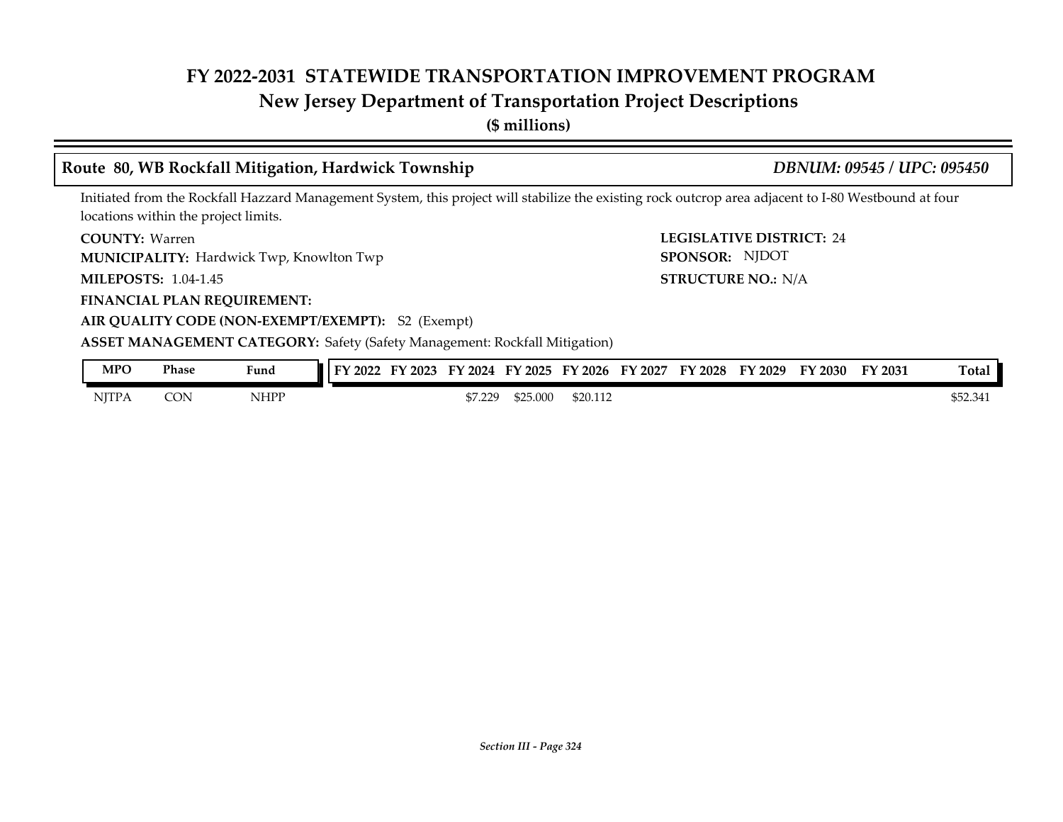# FY 2022-2031 STATEWIDE TRANSPORTATION IMPROVEMENT PROGRAM
## New Jersey Department of Transportation Project Descriptions
**($ millions)**

### Route 80, WB Rockfall Mitigation, Hardwick Township — *DBNUM: 09545 / UPC: 095450*

Initiated from the Rockfall Hazzard Management System, this project will stabilize the existing rock outcrop area adjacent to I-80 Westbound at four locations within the project limits.

**COUNTY:** Warren
**LEGISLATIVE DISTRICT:** 24
**MUNICIPALITY:** Hardwick Twp, Knowlton Twp
**SPONSOR:** NJDOT
**MILEPOSTS:** 1.04-1.45
**STRUCTURE NO.:** N/A
**FINANCIAL PLAN REQUIREMENT:**
**AIR QUALITY CODE (NON-EXEMPT/EXEMPT):** S2 (Exempt)
**ASSET MANAGEMENT CATEGORY:** Safety (Safety Management: Rockfall Mitigation)

| MPO | Phase | Fund | FY 2022 | FY 2023 | FY 2024 | FY 2025 | FY 2026 | FY 2027 | FY 2028 | FY 2029 | FY 2030 | FY 2031 | Total |
|---|---|---|---|---|---|---|---|---|---|---|---|---|---|
| NJTPA | CON | NHPP | | | $7.229 | $25.000 | $20.112 | | | | | | $52.341 |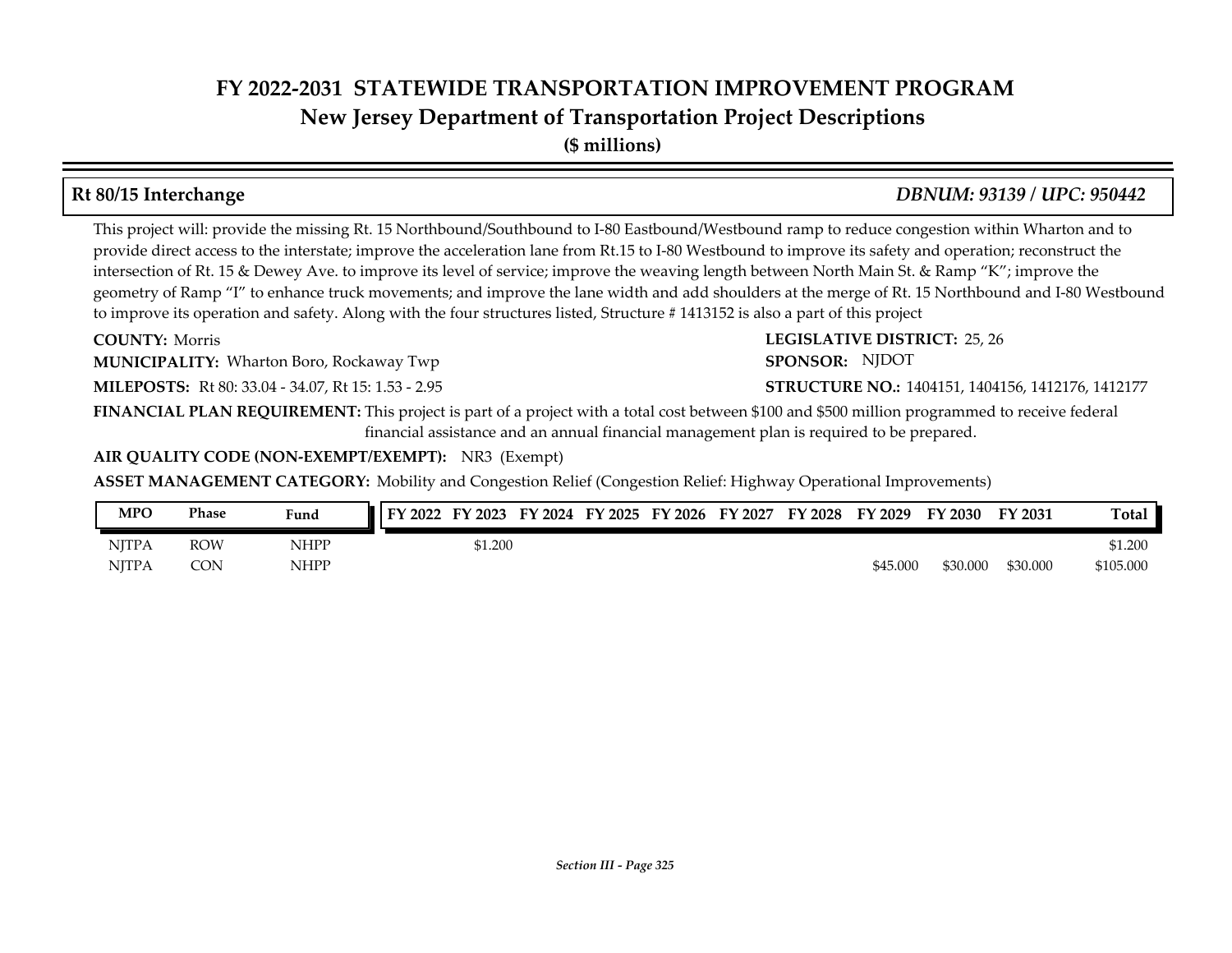# FY 2022-2031 STATEWIDE TRANSPORTATION IMPROVEMENT PROGRAM
## New Jersey Department of Transportation Project Descriptions
**($ millions)**

### Rt 80/15 Interchange — *DBNUM: 93139 / UPC: 950442*

This project will: provide the missing Rt. 15 Northbound/Southbound to I-80 Eastbound/Westbound ramp to reduce congestion within Wharton and to provide direct access to the interstate; improve the acceleration lane from Rt.15 to I-80 Westbound to improve its safety and operation; reconstruct the intersection of Rt. 15 & Dewey Ave. to improve its level of service; improve the weaving length between North Main St. & Ramp "K"; improve the geometry of Ramp "I" to enhance truck movements; and improve the lane width and add shoulders at the merge of Rt. 15 Northbound and I-80 Westbound to improve its operation and safety. Along with the four structures listed, Structure # 1413152 is also a part of this project

**COUNTY:** Morris

**LEGISLATIVE DISTRICT:** 25, 26

**MUNICIPALITY:** Wharton Boro, Rockaway Twp

**SPONSOR:** NJDOT

**MILEPOSTS:** Rt 80: 33.04 - 34.07, Rt 15: 1.53 - 2.95

**STRUCTURE NO.:** 1404151, 1404156, 1412176, 1412177

**FINANCIAL PLAN REQUIREMENT:** This project is part of a project with a total cost between $100 and $500 million programmed to receive federal financial assistance and an annual financial management plan is required to be prepared.

**AIR QUALITY CODE (NON-EXEMPT/EXEMPT):** NR3 (Exempt)

**ASSET MANAGEMENT CATEGORY:** Mobility and Congestion Relief (Congestion Relief: Highway Operational Improvements)

| MPO | Phase | Fund | FY 2022 | FY 2023 | FY 2024 | FY 2025 | FY 2026 | FY 2027 | FY 2028 | FY 2029 | FY 2030 | FY 2031 | Total |
|---|---|---|---|---|---|---|---|---|---|---|---|---|---|
| NJTPA | ROW | NHPP | | $1.200 | | | | | | | | | $1.200 |
| NJTPA | CON | NHPP | | | | | | | | $45.000 | $30.000 | $30.000 | $105.000 |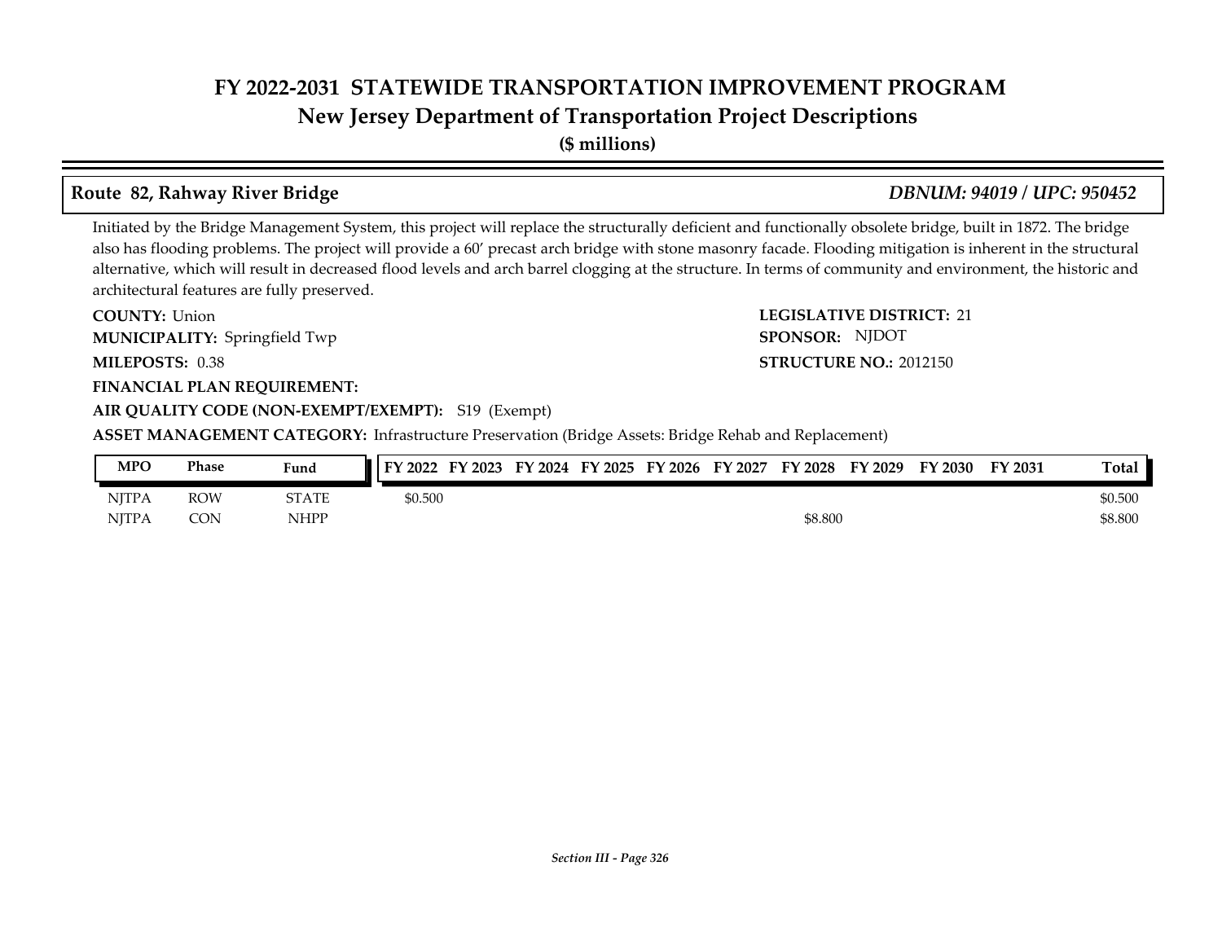## Route 82, Rahway River Bridge

***DBNUM: 94019 / UPC: 950452***

Initiated by the Bridge Management System, this project will replace the structurally deficient and functionally obsolete bridge, built in 1872. The bridge also has flooding problems. The project will provide a 60' precast arch bridge with stone masonry facade. Flooding mitigation is inherent in the structural alternative, which will result in decreased flood levels and arch barrel clogging at the structure. In terms of community and environment, the historic and architectural features are fully preserved.

**COUNTY:** Union

**LEGISLATIVE DISTRICT:** 21

**MUNICIPALITY:** Springfield Twp

**SPONSOR:** NJDOT

**MILEPOSTS:** 0.38

**STRUCTURE NO.:** 2012150

**FINANCIAL PLAN REQUIREMENT:**

**AIR QUALITY CODE (NON-EXEMPT/EXEMPT):** S19 (Exempt)

**ASSET MANAGEMENT CATEGORY:** Infrastructure Preservation (Bridge Assets: Bridge Rehab and Replacement)

| MPO | Phase | Fund | FY 2022 | FY 2023 | FY 2024 | FY 2025 | FY 2026 | FY 2027 | FY 2028 | FY 2029 | FY 2030 | FY 2031 | Total |
|---|---|---|---|---|---|---|---|---|---|---|---|---|---|
| NJTPA | ROW | STATE | $0.500 | | | | | | | | | | $0.500 |
| NJTPA | CON | NHPP | | | | | | | $8.800 | | | | $8.800 |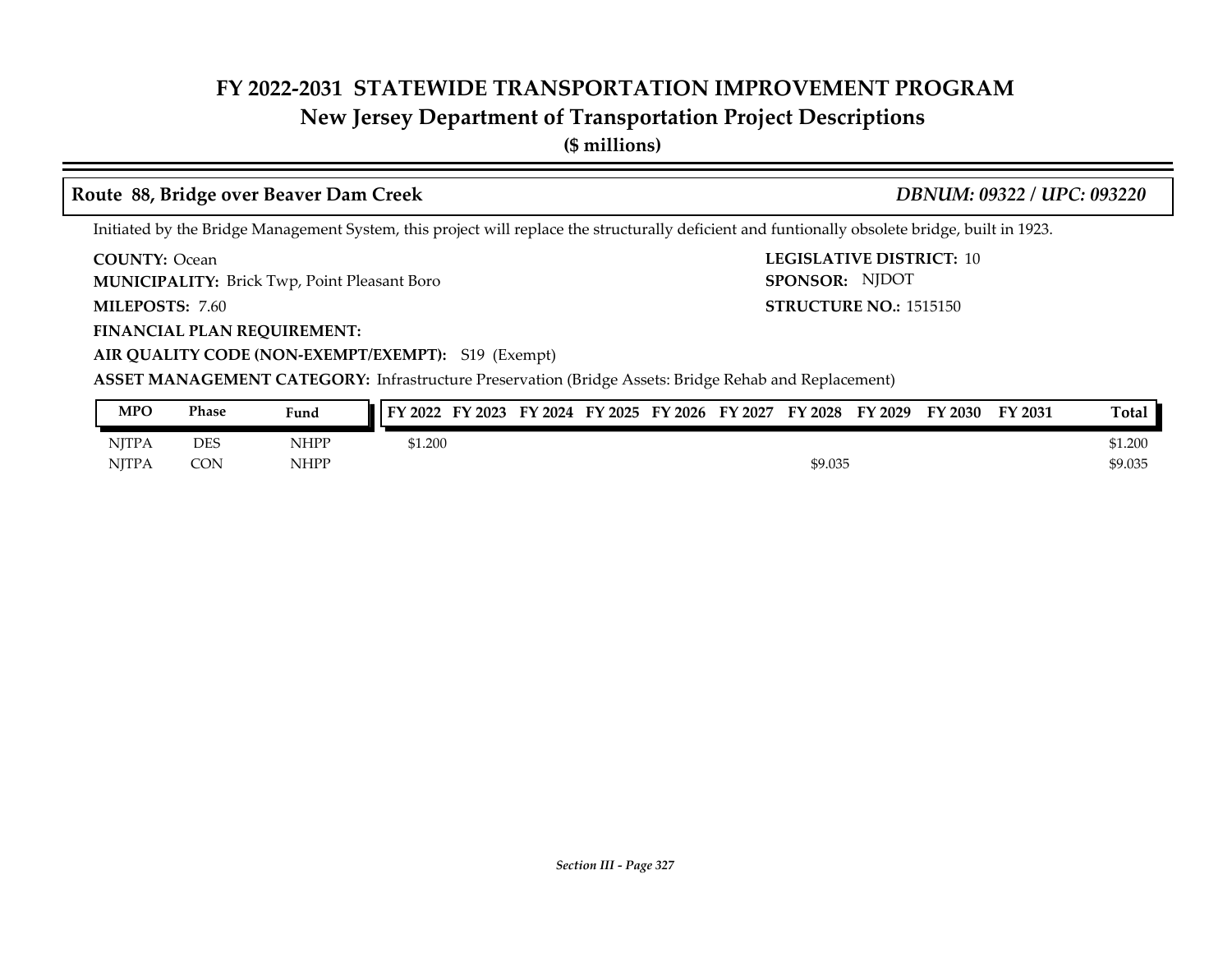# FY 2022-2031 STATEWIDE TRANSPORTATION IMPROVEMENT PROGRAM
## New Jersey Department of Transportation Project Descriptions
**($ millions)**

### Route 88, Bridge over Beaver Dam Creek — *DBNUM: 09322 / UPC: 093220*

Initiated by the Bridge Management System, this project will replace the structurally deficient and funtionally obsolete bridge, built in 1923.

**COUNTY:** Ocean
**LEGISLATIVE DISTRICT:** 10
**MUNICIPALITY:** Brick Twp, Point Pleasant Boro
**SPONSOR:** NJDOT
**MILEPOSTS:** 7.60
**STRUCTURE NO.:** 1515150
**FINANCIAL PLAN REQUIREMENT:**
**AIR QUALITY CODE (NON-EXEMPT/EXEMPT):** S19 (Exempt)
**ASSET MANAGEMENT CATEGORY:** Infrastructure Preservation (Bridge Assets: Bridge Rehab and Replacement)

| MPO | Phase | Fund | FY 2022 | FY 2023 | FY 2024 | FY 2025 | FY 2026 | FY 2027 | FY 2028 | FY 2029 | FY 2030 | FY 2031 | Total |
|---|---|---|---|---|---|---|---|---|---|---|---|---|---|
| NJTPA | DES | NHPP | $1.200 | | | | | | | | | | $1.200 |
| NJTPA | CON | NHPP | | | | | | | $9.035 | | | | $9.035 |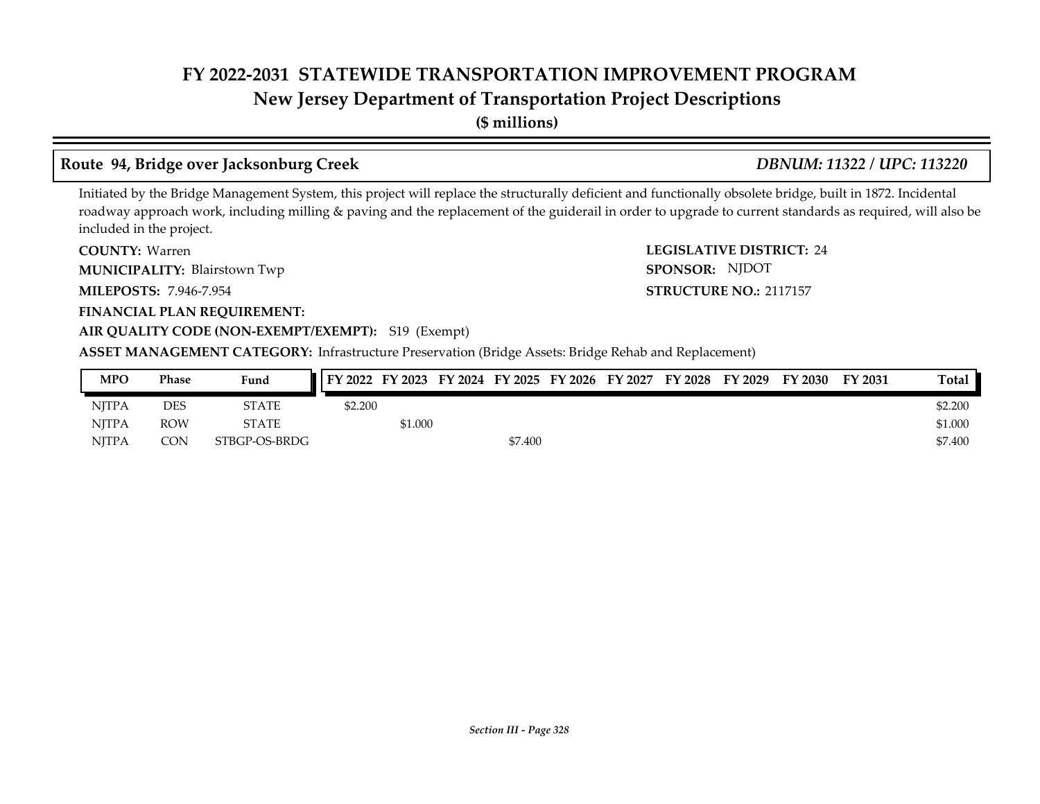# FY 2022-2031 STATEWIDE TRANSPORTATION IMPROVEMENT PROGRAM
## New Jersey Department of Transportation Project Descriptions
**($ millions)**

### Route 94, Bridge over Jacksonburg Creek — *DBNUM: 11322 / UPC: 113220*

Initiated by the Bridge Management System, this project will replace the structurally deficient and functionally obsolete bridge, built in 1872. Incidental roadway approach work, including milling & paving and the replacement of the guiderail in order to upgrade to current standards as required, will also be included in the project.

**COUNTY:** Warren
**LEGISLATIVE DISTRICT:** 24
**MUNICIPALITY:** Blairstown Twp
**SPONSOR:** NJDOT
**MILEPOSTS:** 7.946-7.954
**STRUCTURE NO.:** 2117157
**FINANCIAL PLAN REQUIREMENT:**
**AIR QUALITY CODE (NON-EXEMPT/EXEMPT):** S19 (Exempt)
**ASSET MANAGEMENT CATEGORY:** Infrastructure Preservation (Bridge Assets: Bridge Rehab and Replacement)

| MPO | Phase | Fund | FY 2022 | FY 2023 | FY 2024 | FY 2025 | FY 2026 | FY 2027 | FY 2028 | FY 2029 | FY 2030 | FY 2031 | Total |
|---|---|---|---|---|---|---|---|---|---|---|---|---|---|
| NJTPA | DES | STATE | $2.200 | | | | | | | | | | $2.200 |
| NJTPA | ROW | STATE | | $1.000 | | | | | | | | | $1.000 |
| NJTPA | CON | STBGP-OS-BRDG | | | | $7.400 | | | | | | | $7.400 |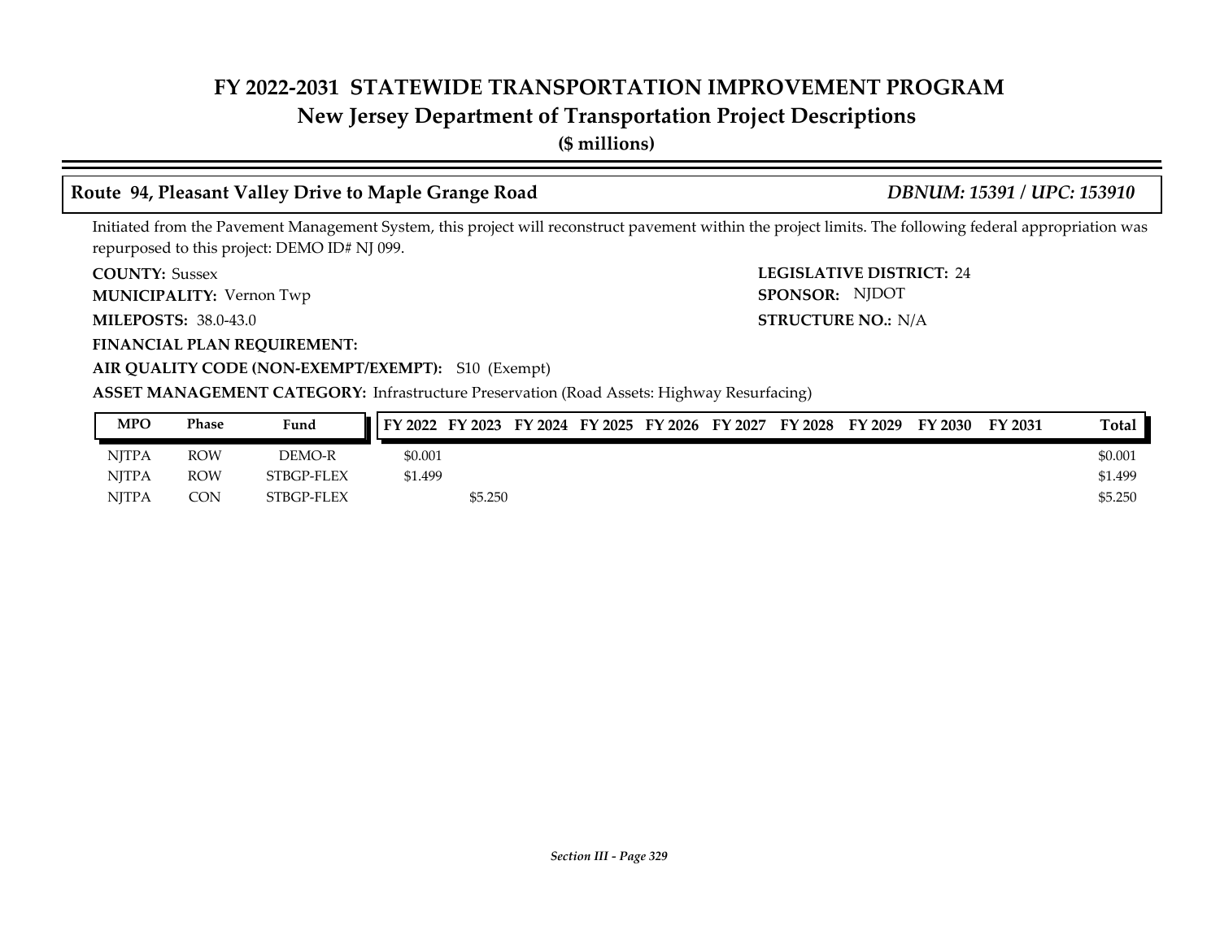# FY 2022-2031 STATEWIDE TRANSPORTATION IMPROVEMENT PROGRAM
## New Jersey Department of Transportation Project Descriptions
**($ millions)**

### Route 94, Pleasant Valley Drive to Maple Grange Road — *DBNUM: 15391 / UPC: 153910*

Initiated from the Pavement Management System, this project will reconstruct pavement within the project limits. The following federal appropriation was repurposed to this project: DEMO ID# NJ 099.

**COUNTY:** Sussex
**MUNICIPALITY:** Vernon Twp
**MILEPOSTS:** 38.0-43.0
**FINANCIAL PLAN REQUIREMENT:**
**LEGISLATIVE DISTRICT:** 24
**SPONSOR:** NJDOT
**STRUCTURE NO.:** N/A
**AIR QUALITY CODE (NON-EXEMPT/EXEMPT):** S10 (Exempt)
**ASSET MANAGEMENT CATEGORY:** Infrastructure Preservation (Road Assets: Highway Resurfacing)

| MPO | Phase | Fund | FY 2022 | FY 2023 | FY 2024 | FY 2025 | FY 2026 | FY 2027 | FY 2028 | FY 2029 | FY 2030 | FY 2031 | Total |
|---|---|---|---|---|---|---|---|---|---|---|---|---|---|
| NJTPA | ROW | DEMO-R | $0.001 | | | | | | | | | | $0.001 |
| NJTPA | ROW | STBGP-FLEX | $1.499 | | | | | | | | | | $1.499 |
| NJTPA | CON | STBGP-FLEX | | $5.250 | | | | | | | | | $5.250 |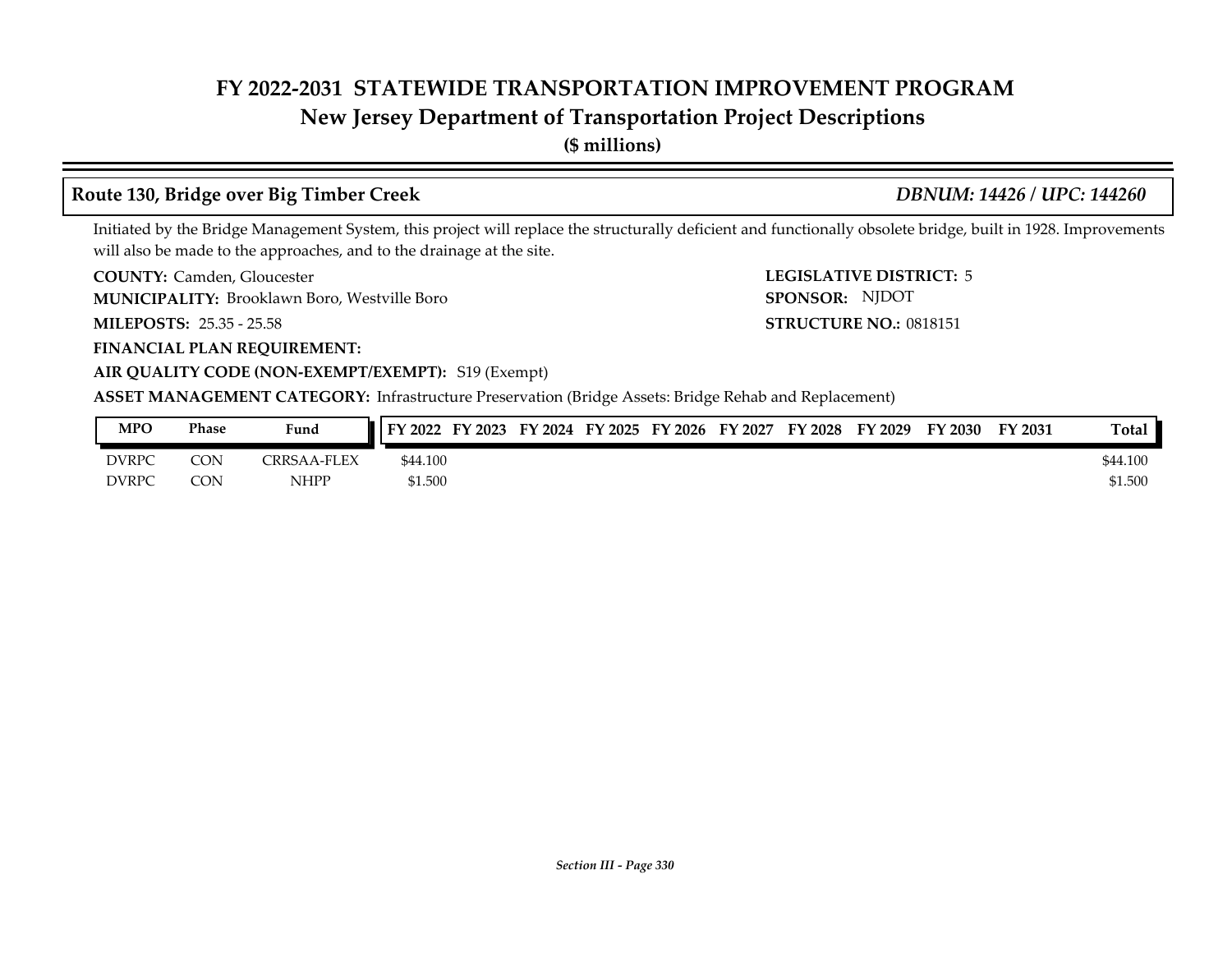# FY 2022-2031 STATEWIDE TRANSPORTATION IMPROVEMENT PROGRAM
## New Jersey Department of Transportation Project Descriptions
**($ millions)**

### Route 130, Bridge over Big Timber Creek — *DBNUM: 14426 / UPC: 144260*

Initiated by the Bridge Management System, this project will replace the structurally deficient and functionally obsolete bridge, built in 1928. Improvements will also be made to the approaches, and to the drainage at the site.

**COUNTY:** Camden, Gloucester

**LEGISLATIVE DISTRICT:** 5

**MUNICIPALITY:** Brooklawn Boro, Westville Boro

**SPONSOR:** NJDOT

**MILEPOSTS:** 25.35 - 25.58

**STRUCTURE NO.:** 0818151

**FINANCIAL PLAN REQUIREMENT:**

**AIR QUALITY CODE (NON-EXEMPT/EXEMPT):** S19 (Exempt)

**ASSET MANAGEMENT CATEGORY:** Infrastructure Preservation (Bridge Assets: Bridge Rehab and Replacement)

| MPO | Phase | Fund | FY 2022 | FY 2023 | FY 2024 | FY 2025 | FY 2026 | FY 2027 | FY 2028 | FY 2029 | FY 2030 | FY 2031 | Total |
|---|---|---|---|---|---|---|---|---|---|---|---|---|---|
| DVRPC | CON | CRRSAA-FLEX | $44.100 | | | | | | | | | | $44.100 |
| DVRPC | CON | NHPP | $1.500 | | | | | | | | | | $1.500 |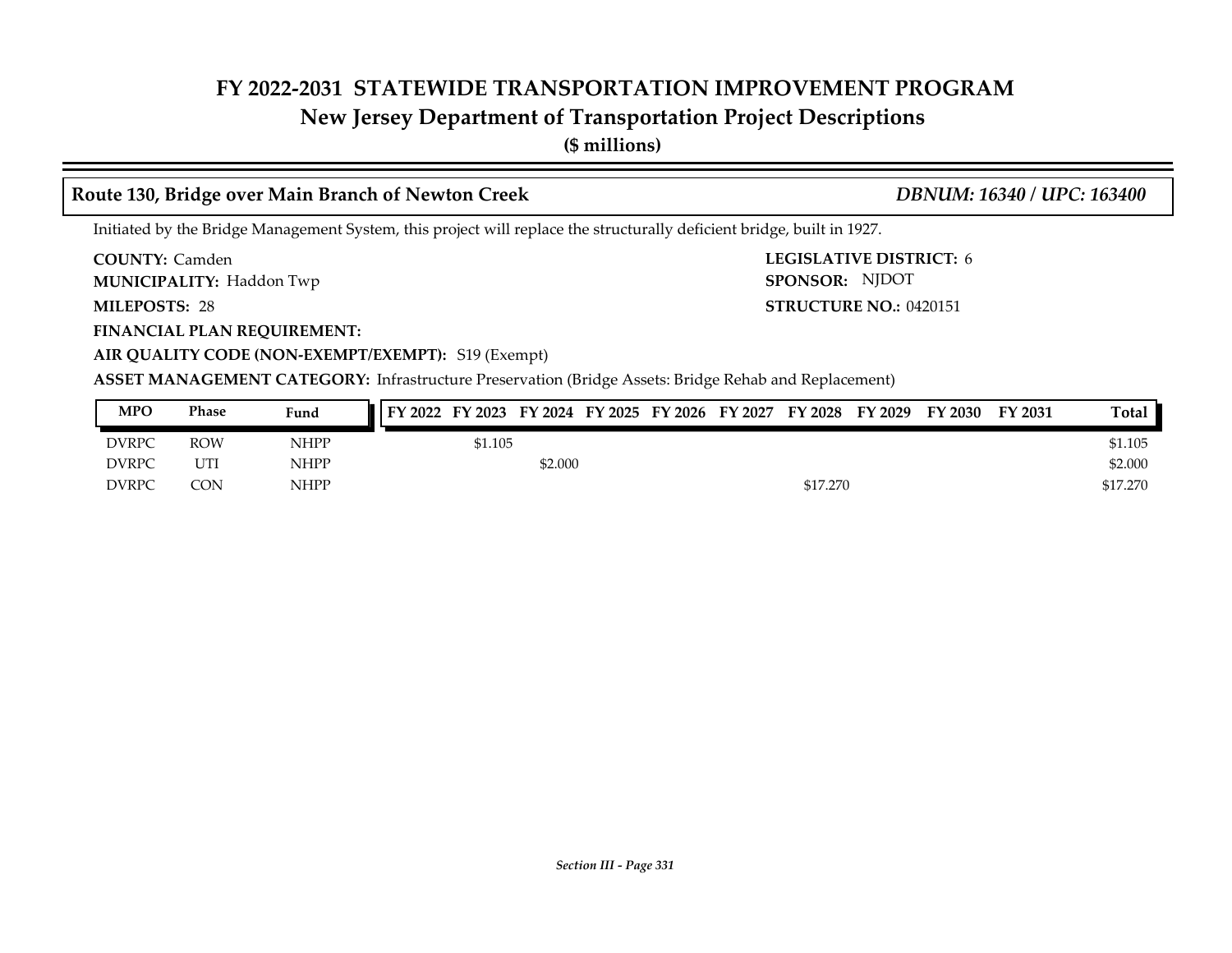# FY 2022-2031 STATEWIDE TRANSPORTATION IMPROVEMENT PROGRAM
## New Jersey Department of Transportation Project Descriptions
**($ millions)**

### Route 130, Bridge over Main Branch of Newton Creek — *DBNUM: 16340 / UPC: 163400*

Initiated by the Bridge Management System, this project will replace the structurally deficient bridge, built in 1927.

**COUNTY:** Camden
**LEGISLATIVE DISTRICT:** 6
**MUNICIPALITY:** Haddon Twp
**SPONSOR:** NJDOT
**MILEPOSTS:** 28
**STRUCTURE NO.:** 0420151
**FINANCIAL PLAN REQUIREMENT:**
**AIR QUALITY CODE (NON-EXEMPT/EXEMPT):** S19 (Exempt)
**ASSET MANAGEMENT CATEGORY:** Infrastructure Preservation (Bridge Assets: Bridge Rehab and Replacement)

| MPO | Phase | Fund | FY 2022 | FY 2023 | FY 2024 | FY 2025 | FY 2026 | FY 2027 | FY 2028 | FY 2029 | FY 2030 | FY 2031 | Total |
|---|---|---|---|---|---|---|---|---|---|---|---|---|---|
| DVRPC | ROW | NHPP | | $1.105 | | | | | | | | | $1.105 |
| DVRPC | UTI | NHPP | | | $2.000 | | | | | | | | $2.000 |
| DVRPC | CON | NHPP | | | | | | | $17.270 | | | | $17.270 |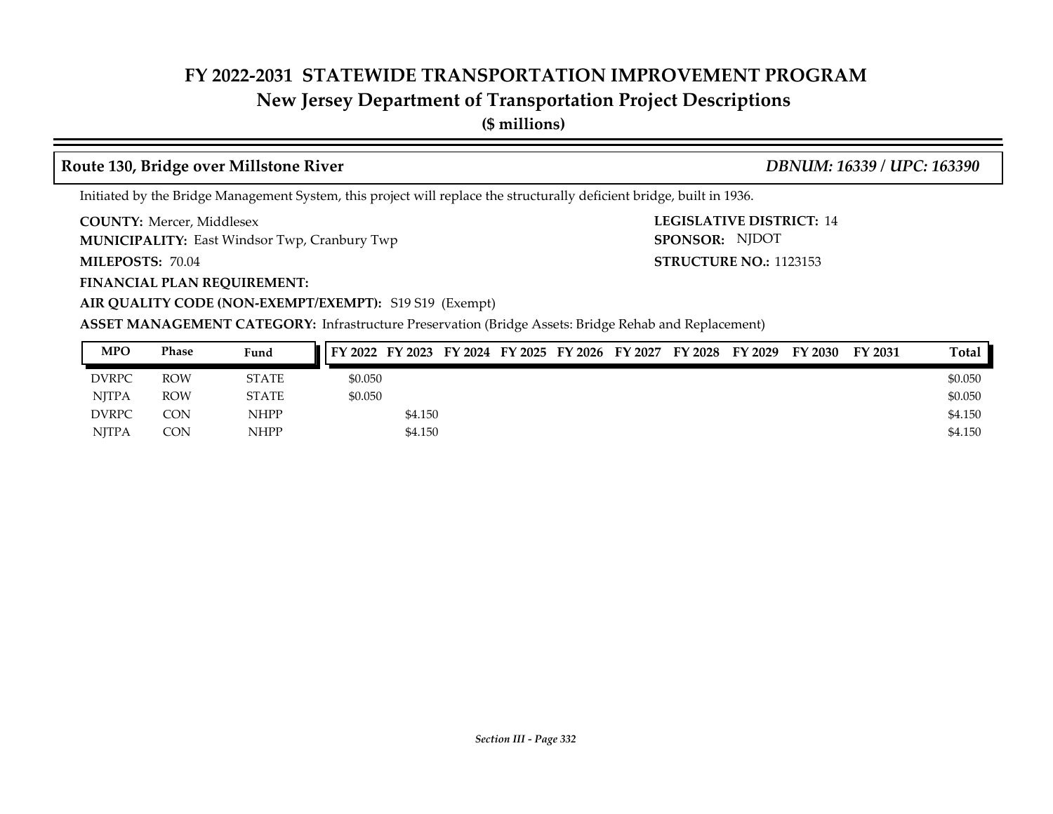# FY 2022-2031 STATEWIDE TRANSPORTATION IMPROVEMENT PROGRAM
## New Jersey Department of Transportation Project Descriptions
**($ millions)**

### Route 130, Bridge over Millstone River — *DBNUM: 16339 / UPC: 163390*

Initiated by the Bridge Management System, this project will replace the structurally deficient bridge, built in 1936.

**COUNTY:** Mercer, Middlesex
**LEGISLATIVE DISTRICT:** 14
**MUNICIPALITY:** East Windsor Twp, Cranbury Twp
**SPONSOR:** NJDOT
**MILEPOSTS:** 70.04
**STRUCTURE NO.:** 1123153
**FINANCIAL PLAN REQUIREMENT:**
**AIR QUALITY CODE (NON-EXEMPT/EXEMPT):** S19 S19 (Exempt)
**ASSET MANAGEMENT CATEGORY:** Infrastructure Preservation (Bridge Assets: Bridge Rehab and Replacement)

| MPO | Phase | Fund | FY 2022 | FY 2023 | FY 2024 | FY 2025 | FY 2026 | FY 2027 | FY 2028 | FY 2029 | FY 2030 | FY 2031 | Total |
|---|---|---|---|---|---|---|---|---|---|---|---|---|---|
| DVRPC | ROW | STATE | $0.050 | | | | | | | | | | $0.050 |
| NJTPA | ROW | STATE | $0.050 | | | | | | | | | | $0.050 |
| DVRPC | CON | NHPP | | $4.150 | | | | | | | | | $4.150 |
| NJTPA | CON | NHPP | | $4.150 | | | | | | | | | $4.150 |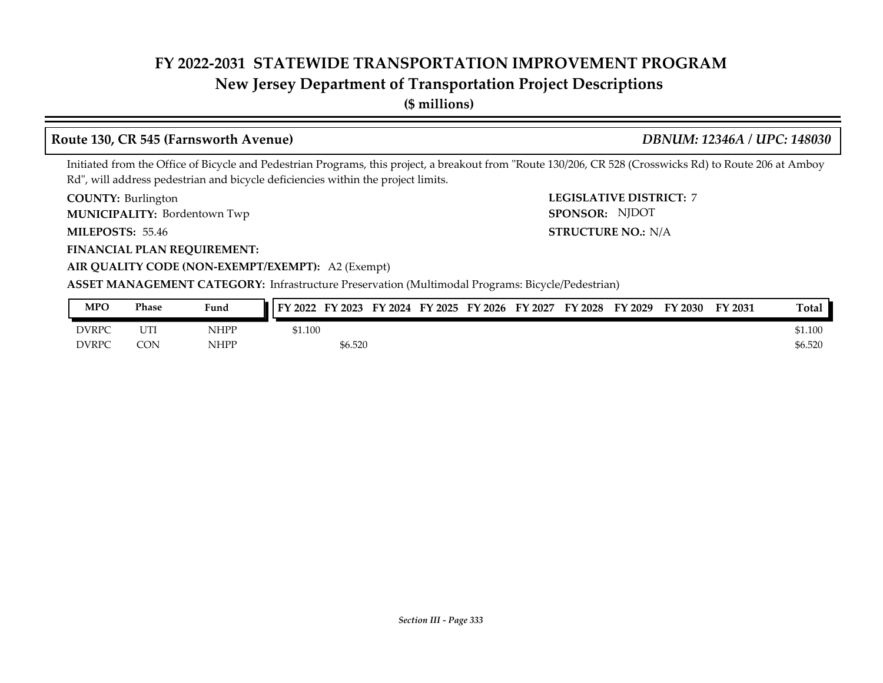# FY 2022-2031 STATEWIDE TRANSPORTATION IMPROVEMENT PROGRAM
## New Jersey Department of Transportation Project Descriptions
**($ millions)**

### Route 130, CR 545 (Farnsworth Avenue) — *DBNUM: 12346A / UPC: 148030*

Initiated from the Office of Bicycle and Pedestrian Programs, this project, a breakout from "Route 130/206, CR 528 (Crosswicks Rd) to Route 206 at Amboy Rd", will address pedestrian and bicycle deficiencies within the project limits.

**COUNTY:** Burlington
**LEGISLATIVE DISTRICT:** 7
**MUNICIPALITY:** Bordentown Twp
**SPONSOR:** NJDOT
**MILEPOSTS:** 55.46
**STRUCTURE NO.:** N/A
**FINANCIAL PLAN REQUIREMENT:**
**AIR QUALITY CODE (NON-EXEMPT/EXEMPT):** A2 (Exempt)
**ASSET MANAGEMENT CATEGORY:** Infrastructure Preservation (Multimodal Programs: Bicycle/Pedestrian)

| MPO | Phase | Fund | FY 2022 | FY 2023 | FY 2024 | FY 2025 | FY 2026 | FY 2027 | FY 2028 | FY 2029 | FY 2030 | FY 2031 | Total |
|---|---|---|---|---|---|---|---|---|---|---|---|---|---|
| DVRPC | UTI | NHPP | $1.100 | | | | | | | | | | $1.100 |
| DVRPC | CON | NHPP | | $6.520 | | | | | | | | | $6.520 |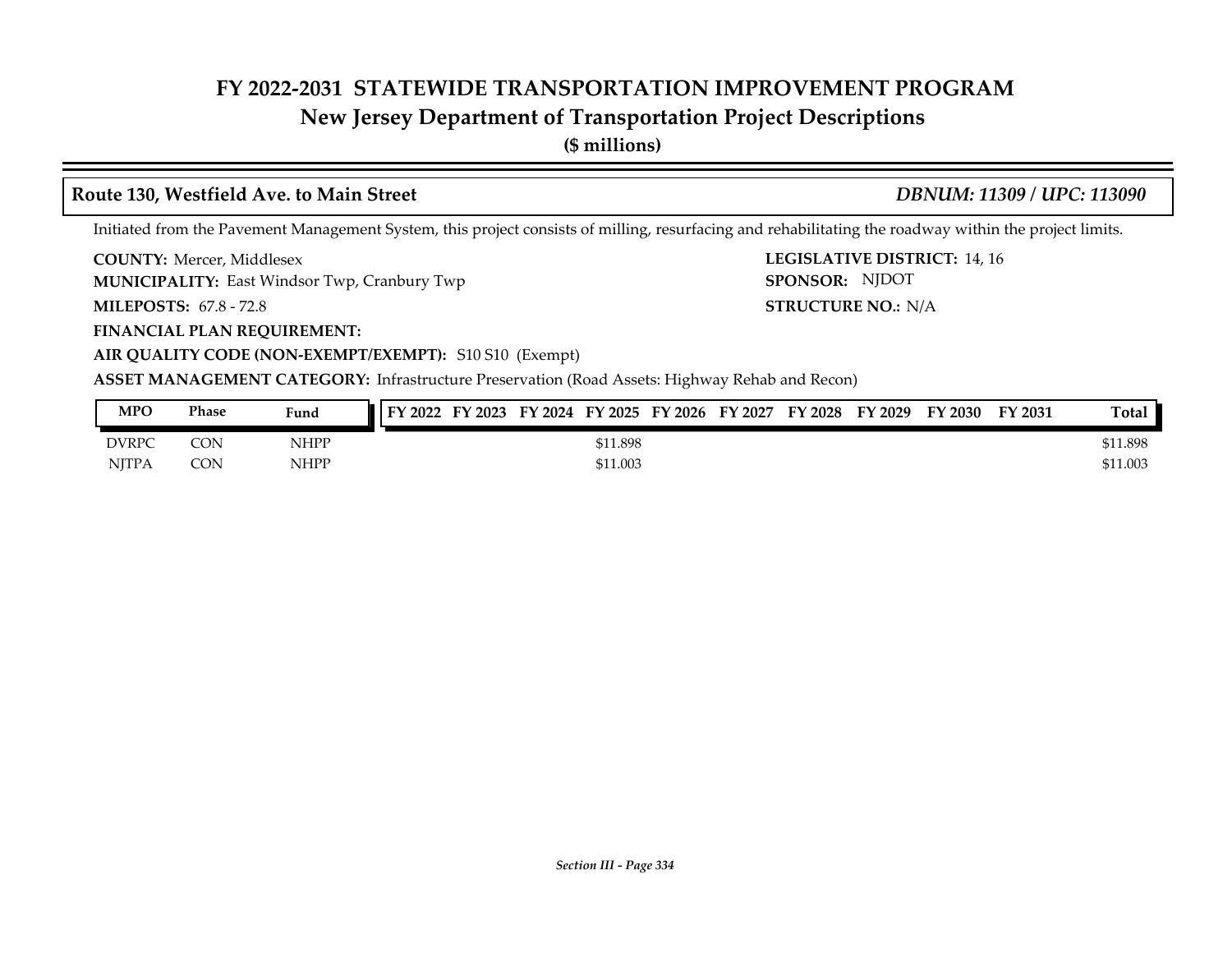# FY 2022-2031 STATEWIDE TRANSPORTATION IMPROVEMENT PROGRAM
## New Jersey Department of Transportation Project Descriptions
**($ millions)**

### Route 130, Westfield Ave. to Main Street — *DBNUM: 11309 / UPC: 113090*

Initiated from the Pavement Management System, this project consists of milling, resurfacing and rehabilitating the roadway within the project limits.

**COUNTY:** Mercer, Middlesex
**LEGISLATIVE DISTRICT:** 14, 16
**MUNICIPALITY:** East Windsor Twp, Cranbury Twp
**SPONSOR:** NJDOT
**MILEPOSTS:** 67.8 - 72.8
**STRUCTURE NO.:** N/A
**FINANCIAL PLAN REQUIREMENT:**
**AIR QUALITY CODE (NON-EXEMPT/EXEMPT):** S10 S10 (Exempt)
**ASSET MANAGEMENT CATEGORY:** Infrastructure Preservation (Road Assets: Highway Rehab and Recon)

| MPO | Phase | Fund | FY 2022 | FY 2023 | FY 2024 | FY 2025 | FY 2026 | FY 2027 | FY 2028 | FY 2029 | FY 2030 | FY 2031 | Total |
|---|---|---|---|---|---|---|---|---|---|---|---|---|---|
| DVRPC | CON | NHPP | | | | $11.898 | | | | | | | $11.898 |
| NJTPA | CON | NHPP | | | | $11.003 | | | | | | | $11.003 |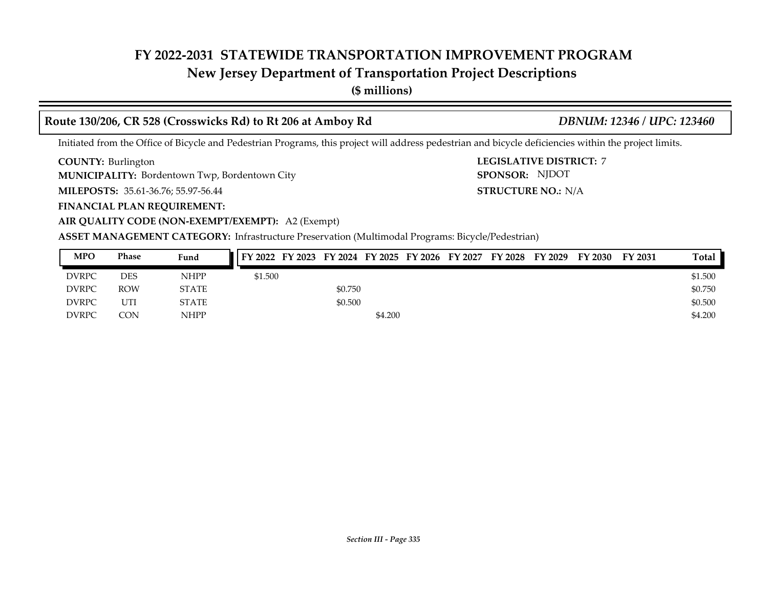# FY 2022-2031 STATEWIDE TRANSPORTATION IMPROVEMENT PROGRAM
## New Jersey Department of Transportation Project Descriptions
**($ millions)**

### Route 130/206, CR 528 (Crosswicks Rd) to Rt 206 at Amboy Rd — *DBNUM: 12346 / UPC: 123460*

Initiated from the Office of Bicycle and Pedestrian Programs, this project will address pedestrian and bicycle deficiencies within the project limits.

**COUNTY:** Burlington
**LEGISLATIVE DISTRICT:** 7
**MUNICIPALITY:** Bordentown Twp, Bordentown City
**SPONSOR:** NJDOT
**MILEPOSTS:** 35.61-36.76; 55.97-56.44
**STRUCTURE NO.:** N/A
**FINANCIAL PLAN REQUIREMENT:**
**AIR QUALITY CODE (NON-EXEMPT/EXEMPT):** A2 (Exempt)
**ASSET MANAGEMENT CATEGORY:** Infrastructure Preservation (Multimodal Programs: Bicycle/Pedestrian)

| MPO | Phase | Fund | FY 2022 | FY 2023 | FY 2024 | FY 2025 | FY 2026 | FY 2027 | FY 2028 | FY 2029 | FY 2030 | FY 2031 | Total |
|---|---|---|---|---|---|---|---|---|---|---|---|---|---|
| DVRPC | DES | NHPP | $1.500 | | | | | | | | | | $1.500 |
| DVRPC | ROW | STATE | | | $0.750 | | | | | | | | $0.750 |
| DVRPC | UTI | STATE | | | $0.500 | | | | | | | | $0.500 |
| DVRPC | CON | NHPP | | | | $4.200 | | | | | | | $4.200 |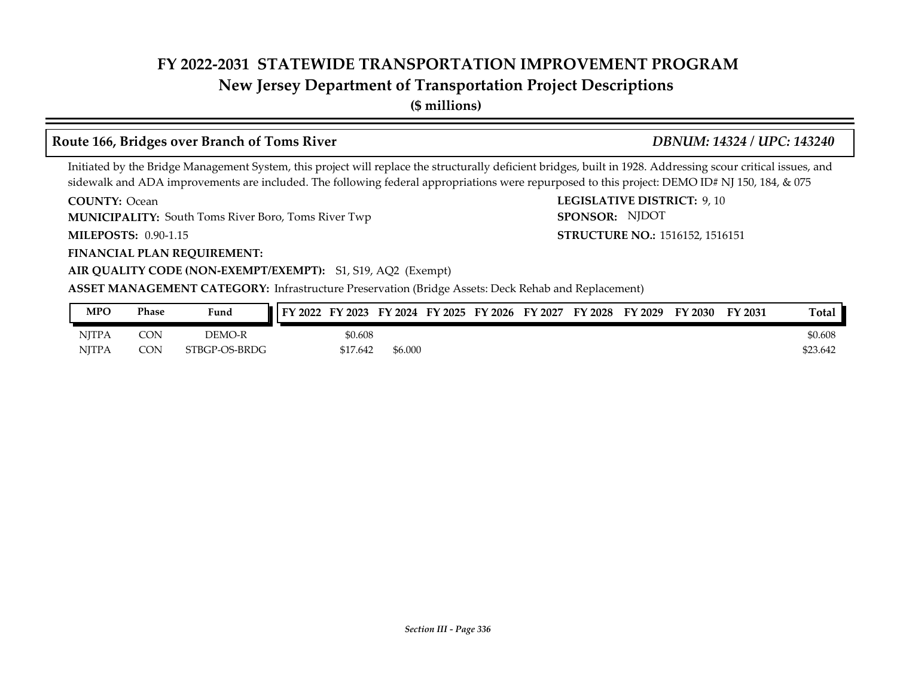# FY 2022-2031 STATEWIDE TRANSPORTATION IMPROVEMENT PROGRAM
## New Jersey Department of Transportation Project Descriptions
**($ millions)**

### Route 166, Bridges over Branch of Toms River — *DBNUM: 14324 / UPC: 143240*

Initiated by the Bridge Management System, this project will replace the structurally deficient bridges, built in 1928. Addressing scour critical issues, and sidewalk and ADA improvements are included. The following federal appropriations were repurposed to this project: DEMO ID# NJ 150, 184, & 075

**COUNTY:** Ocean
**LEGISLATIVE DISTRICT:** 9, 10
**MUNICIPALITY:** South Toms River Boro, Toms River Twp
**SPONSOR:** NJDOT
**MILEPOSTS:** 0.90-1.15
**STRUCTURE NO.:** 1516152, 1516151
**FINANCIAL PLAN REQUIREMENT:**
**AIR QUALITY CODE (NON-EXEMPT/EXEMPT):** S1, S19, AQ2 (Exempt)
**ASSET MANAGEMENT CATEGORY:** Infrastructure Preservation (Bridge Assets: Deck Rehab and Replacement)

| MPO | Phase | Fund | FY 2022 | FY 2023 | FY 2024 | FY 2025 | FY 2026 | FY 2027 | FY 2028 | FY 2029 | FY 2030 | FY 2031 | Total |
|---|---|---|---|---|---|---|---|---|---|---|---|---|---|
| NJTPA | CON | DEMO-R | | $0.608 | | | | | | | | | $0.608 |
| NJTPA | CON | STBGP-OS-BRDG | | $17.642 | $6.000 | | | | | | | | $23.642 |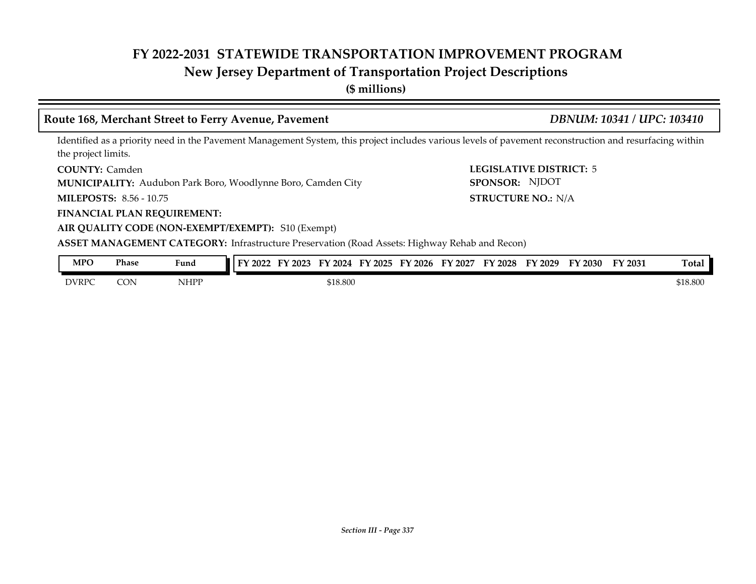# FY 2022-2031 STATEWIDE TRANSPORTATION IMPROVEMENT PROGRAM

## New Jersey Department of Transportation Project Descriptions

**($ millions)**

### Route 168, Merchant Street to Ferry Avenue, Pavement — *DBNUM: 10341 / UPC: 103410*

Identified as a priority need in the Pavement Management System, this project includes various levels of pavement reconstruction and resurfacing within the project limits.

**COUNTY:** Camden

**LEGISLATIVE DISTRICT:** 5

**MUNICIPALITY:** Audubon Park Boro, Woodlynne Boro, Camden City

**SPONSOR:** NJDOT

**MILEPOSTS:** 8.56 - 10.75

**STRUCTURE NO.:** N/A

**FINANCIAL PLAN REQUIREMENT:**

**AIR QUALITY CODE (NON-EXEMPT/EXEMPT):** S10 (Exempt)

**ASSET MANAGEMENT CATEGORY:** Infrastructure Preservation (Road Assets: Highway Rehab and Recon)

| MPO | Phase | Fund | FY 2022 | FY 2023 | FY 2024 | FY 2025 | FY 2026 | FY 2027 | FY 2028 | FY 2029 | FY 2030 | FY 2031 | Total |
|---|---|---|---|---|---|---|---|---|---|---|---|---|---|
| DVRPC | CON | NHPP | | | $18.800 | | | | | | | | $18.800 |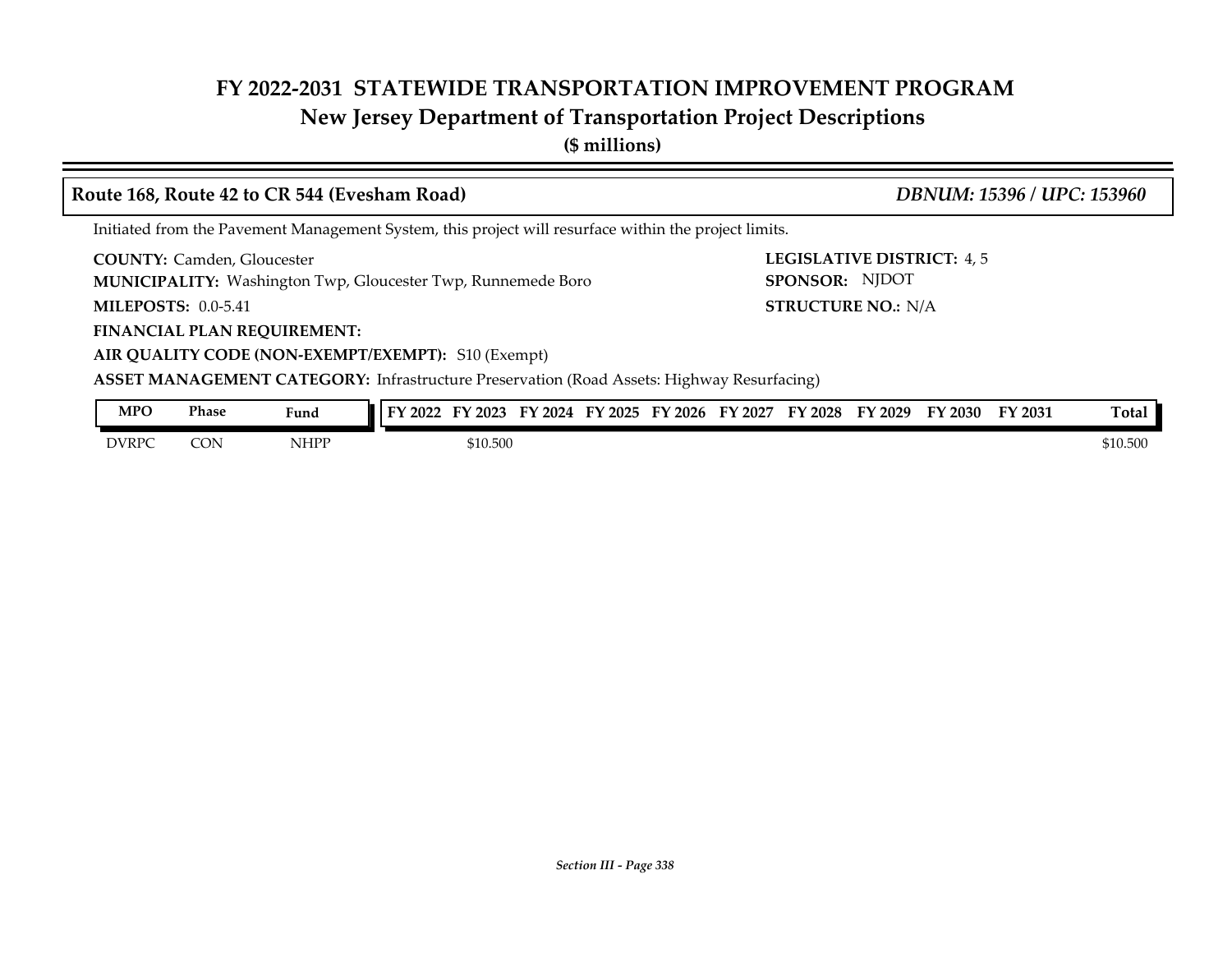# FY 2022-2031 STATEWIDE TRANSPORTATION IMPROVEMENT PROGRAM
## New Jersey Department of Transportation Project Descriptions
**($ millions)**

### Route 168, Route 42 to CR 544 (Evesham Road) *DBNUM: 15396 / UPC: 153960*

Initiated from the Pavement Management System, this project will resurface within the project limits.

**COUNTY:** Camden, Gloucester
**LEGISLATIVE DISTRICT:** 4, 5
**MUNICIPALITY:** Washington Twp, Gloucester Twp, Runnemede Boro
**SPONSOR:** NJDOT
**MILEPOSTS:** 0.0-5.41
**STRUCTURE NO.:** N/A
**FINANCIAL PLAN REQUIREMENT:**
**AIR QUALITY CODE (NON-EXEMPT/EXEMPT):** S10 (Exempt)
**ASSET MANAGEMENT CATEGORY:** Infrastructure Preservation (Road Assets: Highway Resurfacing)

| MPO | Phase | Fund | FY 2022 | FY 2023 | FY 2024 | FY 2025 | FY 2026 | FY 2027 | FY 2028 | FY 2029 | FY 2030 | FY 2031 | Total |
|---|---|---|---|---|---|---|---|---|---|---|---|---|---|
| DVRPC | CON | NHPP | | $10.500 | | | | | | | | | $10.500 |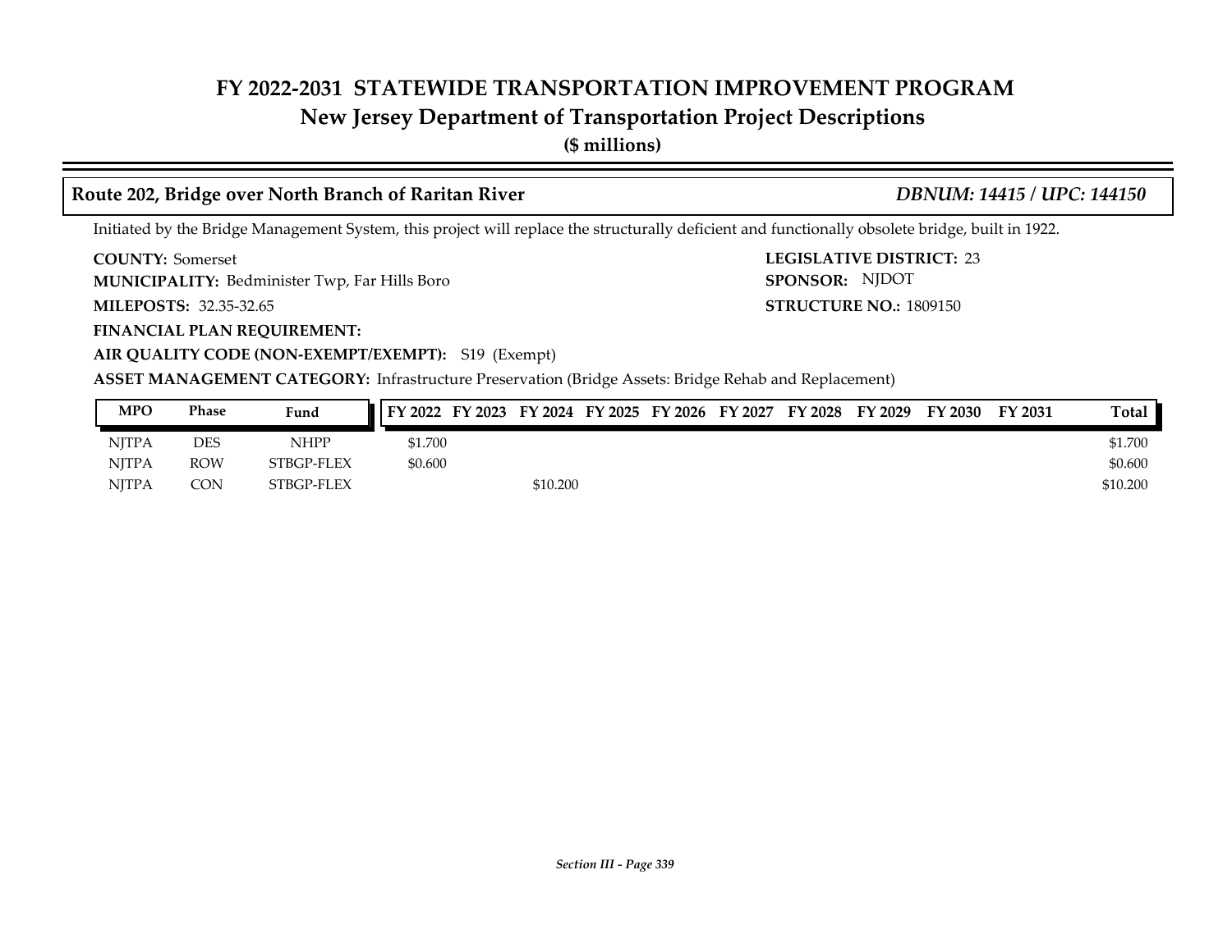# FY 2022-2031 STATEWIDE TRANSPORTATION IMPROVEMENT PROGRAM
## New Jersey Department of Transportation Project Descriptions
**($ millions)**

### Route 202, Bridge over North Branch of Raritan River — *DBNUM: 14415 / UPC: 144150*

Initiated by the Bridge Management System, this project will replace the structurally deficient and functionally obsolete bridge, built in 1922.

**COUNTY:** Somerset
**MUNICIPALITY:** Bedminister Twp, Far Hills Boro
**MILEPOSTS:** 32.35-32.65
**FINANCIAL PLAN REQUIREMENT:**
**AIR QUALITY CODE (NON-EXEMPT/EXEMPT):** S19 (Exempt)
**ASSET MANAGEMENT CATEGORY:** Infrastructure Preservation (Bridge Assets: Bridge Rehab and Replacement)

**LEGISLATIVE DISTRICT:** 23
**SPONSOR:** NJDOT
**STRUCTURE NO.:** 1809150

| MPO | Phase | Fund | FY 2022 | FY 2023 | FY 2024 | FY 2025 | FY 2026 | FY 2027 | FY 2028 | FY 2029 | FY 2030 | FY 2031 | Total |
|---|---|---|---|---|---|---|---|---|---|---|---|---|---|
| NJTPA | DES | NHPP | $1.700 | | | | | | | | | | $1.700 |
| NJTPA | ROW | STBGP-FLEX | $0.600 | | | | | | | | | | $0.600 |
| NJTPA | CON | STBGP-FLEX | | | $10.200 | | | | | | | | $10.200 |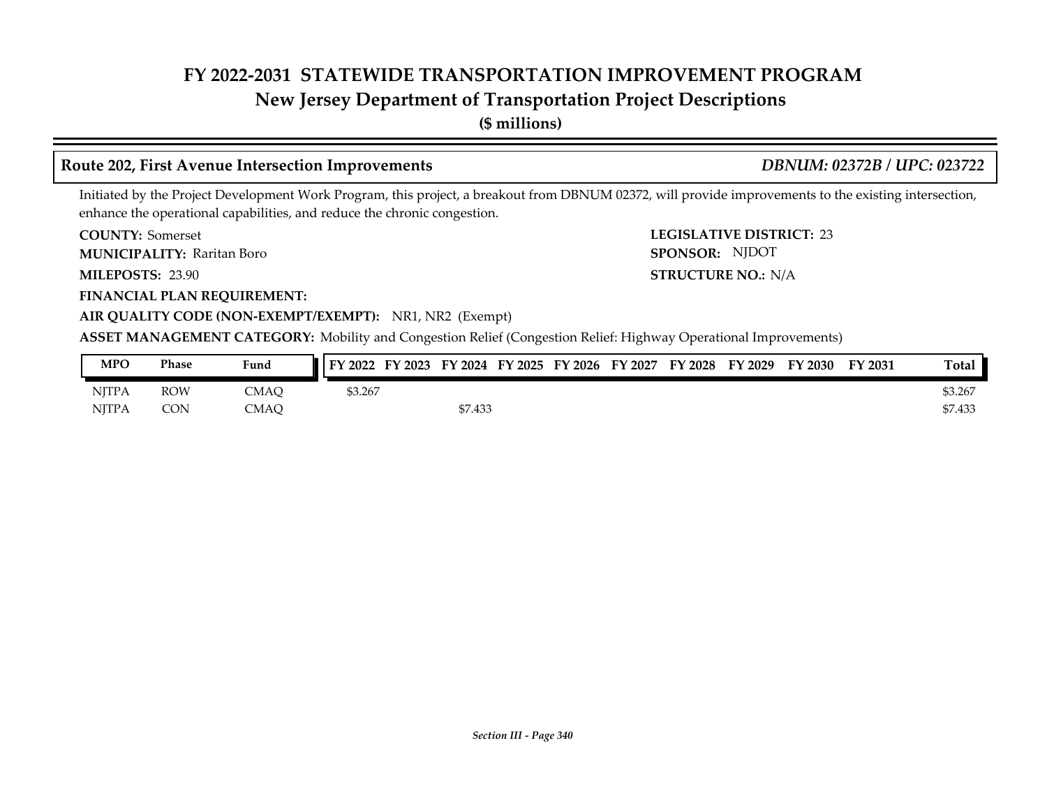# FY 2022-2031 STATEWIDE TRANSPORTATION IMPROVEMENT PROGRAM
## New Jersey Department of Transportation Project Descriptions
**($ millions)**

### Route 202, First Avenue Intersection Improvements — *DBNUM: 02372B / UPC: 023722*

Initiated by the Project Development Work Program, this project, a breakout from DBNUM 02372, will provide improvements to the existing intersection, enhance the operational capabilities, and reduce the chronic congestion.

**COUNTY:** Somerset
**LEGISLATIVE DISTRICT:** 23
**MUNICIPALITY:** Raritan Boro
**SPONSOR:** NJDOT
**MILEPOSTS:** 23.90
**STRUCTURE NO.:** N/A
**FINANCIAL PLAN REQUIREMENT:**
**AIR QUALITY CODE (NON-EXEMPT/EXEMPT):** NR1, NR2 (Exempt)
**ASSET MANAGEMENT CATEGORY:** Mobility and Congestion Relief (Congestion Relief: Highway Operational Improvements)

| MPO | Phase | Fund | FY 2022 | FY 2023 | FY 2024 | FY 2025 | FY 2026 | FY 2027 | FY 2028 | FY 2029 | FY 2030 | FY 2031 | Total |
|---|---|---|---|---|---|---|---|---|---|---|---|---|---|
| NJTPA | ROW | CMAQ | $3.267 | | | | | | | | | | $3.267 |
| NJTPA | CON | CMAQ | | | $7.433 | | | | | | | | $7.433 |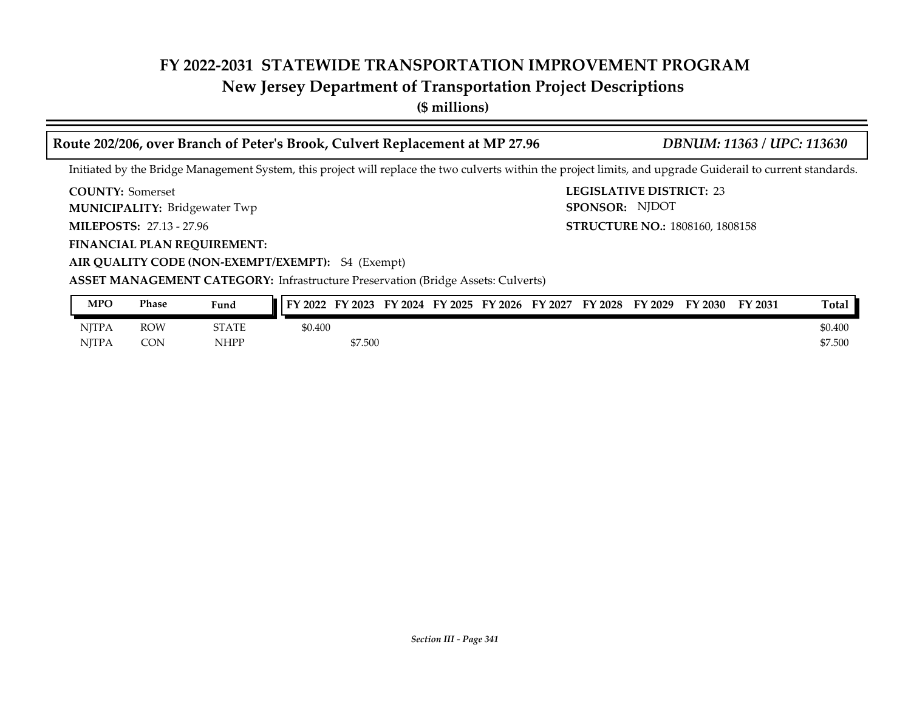# FY 2022-2031 STATEWIDE TRANSPORTATION IMPROVEMENT PROGRAM
## New Jersey Department of Transportation Project Descriptions
**($ millions)**

### Route 202/206, over Branch of Peter's Brook, Culvert Replacement at MP 27.96 — *DBNUM: 11363 / UPC: 113630*

Initiated by the Bridge Management System, this project will replace the two culverts within the project limits, and upgrade Guiderail to current standards.

**COUNTY:** Somerset
**LEGISLATIVE DISTRICT:** 23
**MUNICIPALITY:** Bridgewater Twp
**SPONSOR:** NJDOT
**MILEPOSTS:** 27.13 - 27.96
**STRUCTURE NO.:** 1808160, 1808158
**FINANCIAL PLAN REQUIREMENT:**
**AIR QUALITY CODE (NON-EXEMPT/EXEMPT):** S4 (Exempt)
**ASSET MANAGEMENT CATEGORY:** Infrastructure Preservation (Bridge Assets: Culverts)

| MPO | Phase | Fund | FY 2022 | FY 2023 | FY 2024 | FY 2025 | FY 2026 | FY 2027 | FY 2028 | FY 2029 | FY 2030 | FY 2031 | Total |
|---|---|---|---|---|---|---|---|---|---|---|---|---|---|
| NJTPA | ROW | STATE | $0.400 | | | | | | | | | | $0.400 |
| NJTPA | CON | NHPP | | $7.500 | | | | | | | | | $7.500 |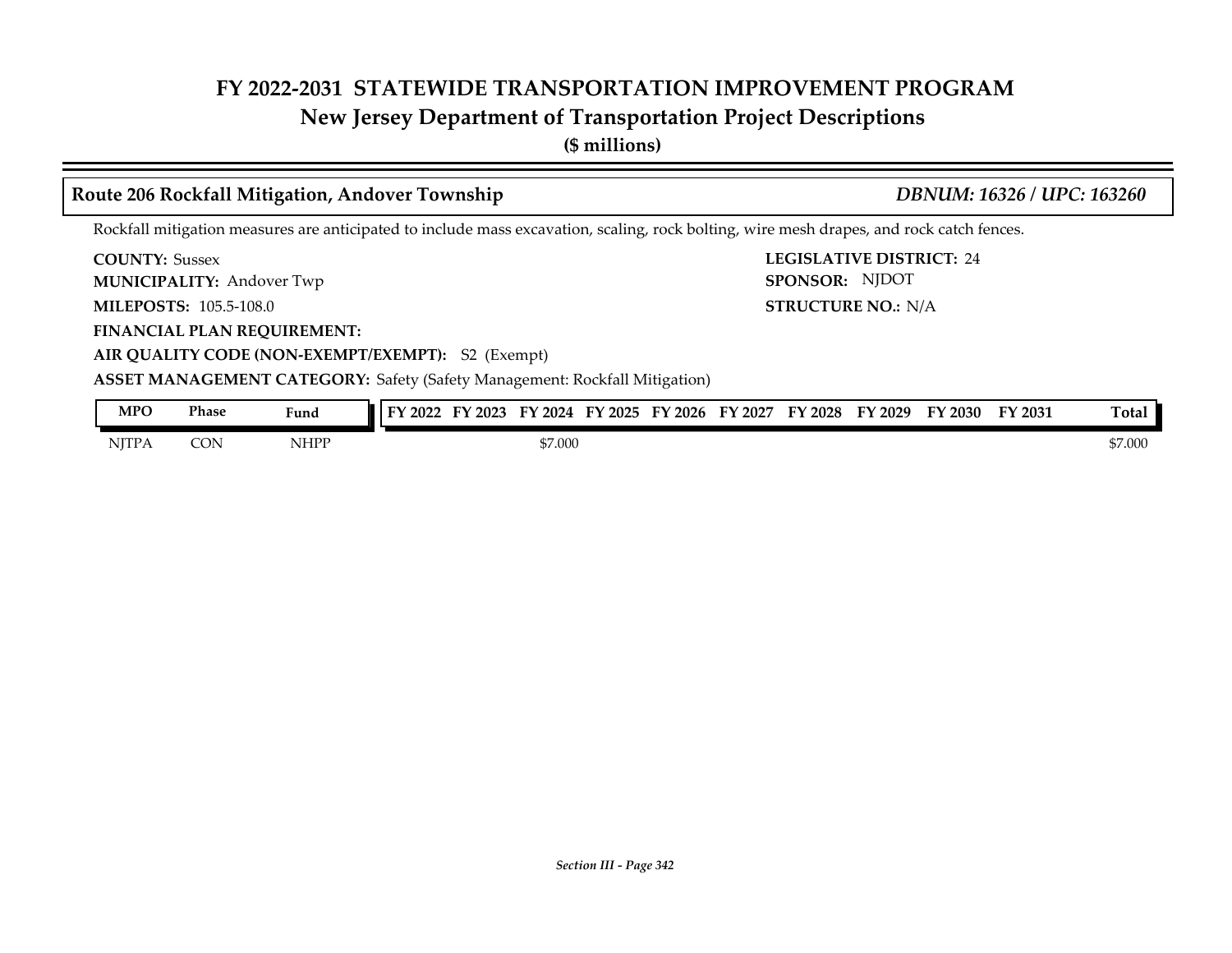# FY 2022-2031 STATEWIDE TRANSPORTATION IMPROVEMENT PROGRAM
## New Jersey Department of Transportation Project Descriptions
**($ millions)**

### Route 206 Rockfall Mitigation, Andover Township — *DBNUM: 16326 / UPC: 163260*

Rockfall mitigation measures are anticipated to include mass excavation, scaling, rock bolting, wire mesh drapes, and rock catch fences.

**COUNTY:** Sussex
**LEGISLATIVE DISTRICT:** 24
**MUNICIPALITY:** Andover Twp
**SPONSOR:** NJDOT
**MILEPOSTS:** 105.5-108.0
**STRUCTURE NO.:** N/A
**FINANCIAL PLAN REQUIREMENT:**
**AIR QUALITY CODE (NON-EXEMPT/EXEMPT):** S2 (Exempt)
**ASSET MANAGEMENT CATEGORY:** Safety (Safety Management: Rockfall Mitigation)

| MPO | Phase | Fund | FY 2022 | FY 2023 | FY 2024 | FY 2025 | FY 2026 | FY 2027 | FY 2028 | FY 2029 | FY 2030 | FY 2031 | Total |
|---|---|---|---|---|---|---|---|---|---|---|---|---|---|
| NJTPA | CON | NHPP | | | $7.000 | | | | | | | | $7.000 |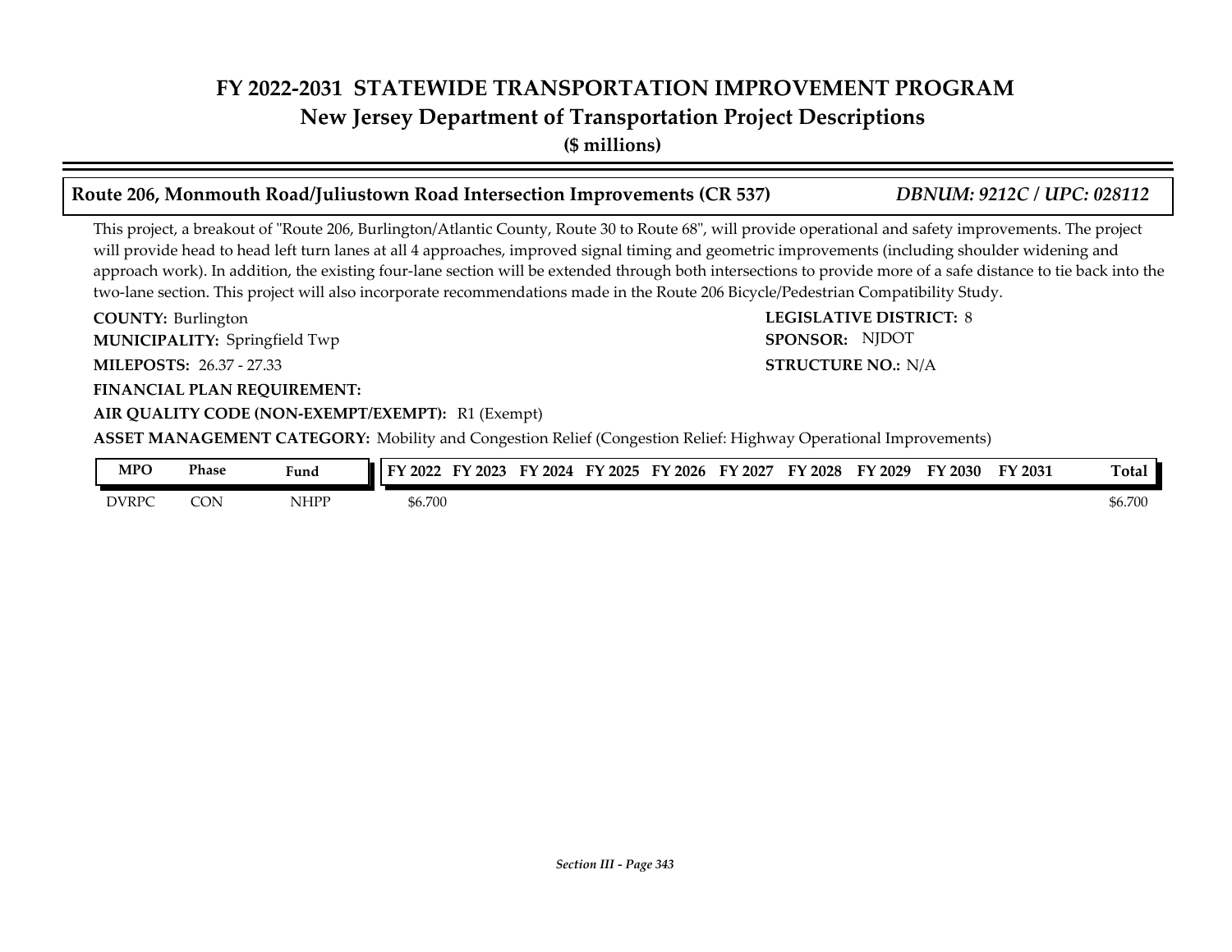# FY 2022-2031 STATEWIDE TRANSPORTATION IMPROVEMENT PROGRAM

## New Jersey Department of Transportation Project Descriptions

**($ millions)**

### Route 206, Monmouth Road/Juliustown Road Intersection Improvements (CR 537) — *DBNUM: 9212C / UPC: 028112*

This project, a breakout of "Route 206, Burlington/Atlantic County, Route 30 to Route 68", will provide operational and safety improvements. The project will provide head to head left turn lanes at all 4 approaches, improved signal timing and geometric improvements (including shoulder widening and approach work). In addition, the existing four-lane section will be extended through both intersections to provide more of a safe distance to tie back into the two-lane section. This project will also incorporate recommendations made in the Route 206 Bicycle/Pedestrian Compatibility Study.

**COUNTY:** Burlington
**LEGISLATIVE DISTRICT:** 8
**MUNICIPALITY:** Springfield Twp
**SPONSOR:** NJDOT
**MILEPOSTS:** 26.37 - 27.33
**STRUCTURE NO.:** N/A
**FINANCIAL PLAN REQUIREMENT:**
**AIR QUALITY CODE (NON-EXEMPT/EXEMPT):** R1 (Exempt)
**ASSET MANAGEMENT CATEGORY:** Mobility and Congestion Relief (Congestion Relief: Highway Operational Improvements)

| MPO | Phase | Fund | FY 2022 | FY 2023 | FY 2024 | FY 2025 | FY 2026 | FY 2027 | FY 2028 | FY 2029 | FY 2030 | FY 2031 | Total |
|---|---|---|---|---|---|---|---|---|---|---|---|---|---|
| DVRPC | CON | NHPP | $6.700 | | | | | | | | | | $6.700 |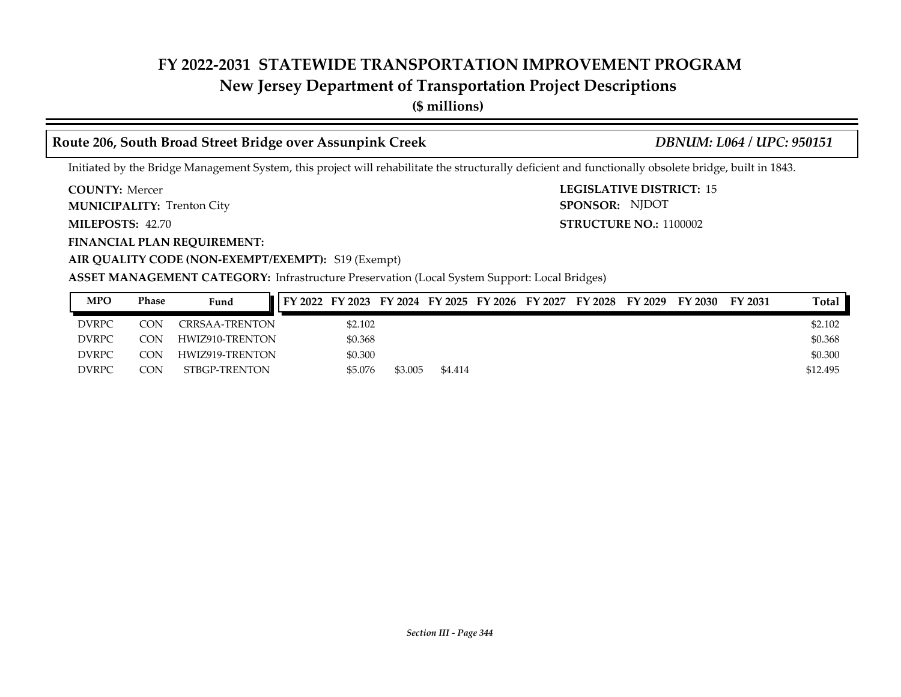# FY 2022-2031 STATEWIDE TRANSPORTATION IMPROVEMENT PROGRAM
## New Jersey Department of Transportation Project Descriptions
**($ millions)**

### Route 206, South Broad Street Bridge over Assunpink Creek — *DBNUM: L064 / UPC: 950151*

Initiated by the Bridge Management System, this project will rehabilitate the structurally deficient and functionally obsolete bridge, built in 1843.

**COUNTY:** Mercer
**LEGISLATIVE DISTRICT:** 15
**MUNICIPALITY:** Trenton City
**SPONSOR:** NJDOT
**MILEPOSTS:** 42.70
**STRUCTURE NO.:** 1100002
**FINANCIAL PLAN REQUIREMENT:**
**AIR QUALITY CODE (NON-EXEMPT/EXEMPT):** S19 (Exempt)
**ASSET MANAGEMENT CATEGORY:** Infrastructure Preservation (Local System Support: Local Bridges)

| MPO | Phase | Fund | FY 2022 | FY 2023 | FY 2024 | FY 2025 | FY 2026 | FY 2027 | FY 2028 | FY 2029 | FY 2030 | FY 2031 | Total |
|---|---|---|---|---|---|---|---|---|---|---|---|---|---|
| DVRPC | CON | CRRSAA-TRENTON | | $2.102 | | | | | | | | | $2.102 |
| DVRPC | CON | HWIZ910-TRENTON | | $0.368 | | | | | | | | | $0.368 |
| DVRPC | CON | HWIZ919-TRENTON | | $0.300 | | | | | | | | | $0.300 |
| DVRPC | CON | STBGP-TRENTON | | $5.076 | $3.005 | $4.414 | | | | | | | $12.495 |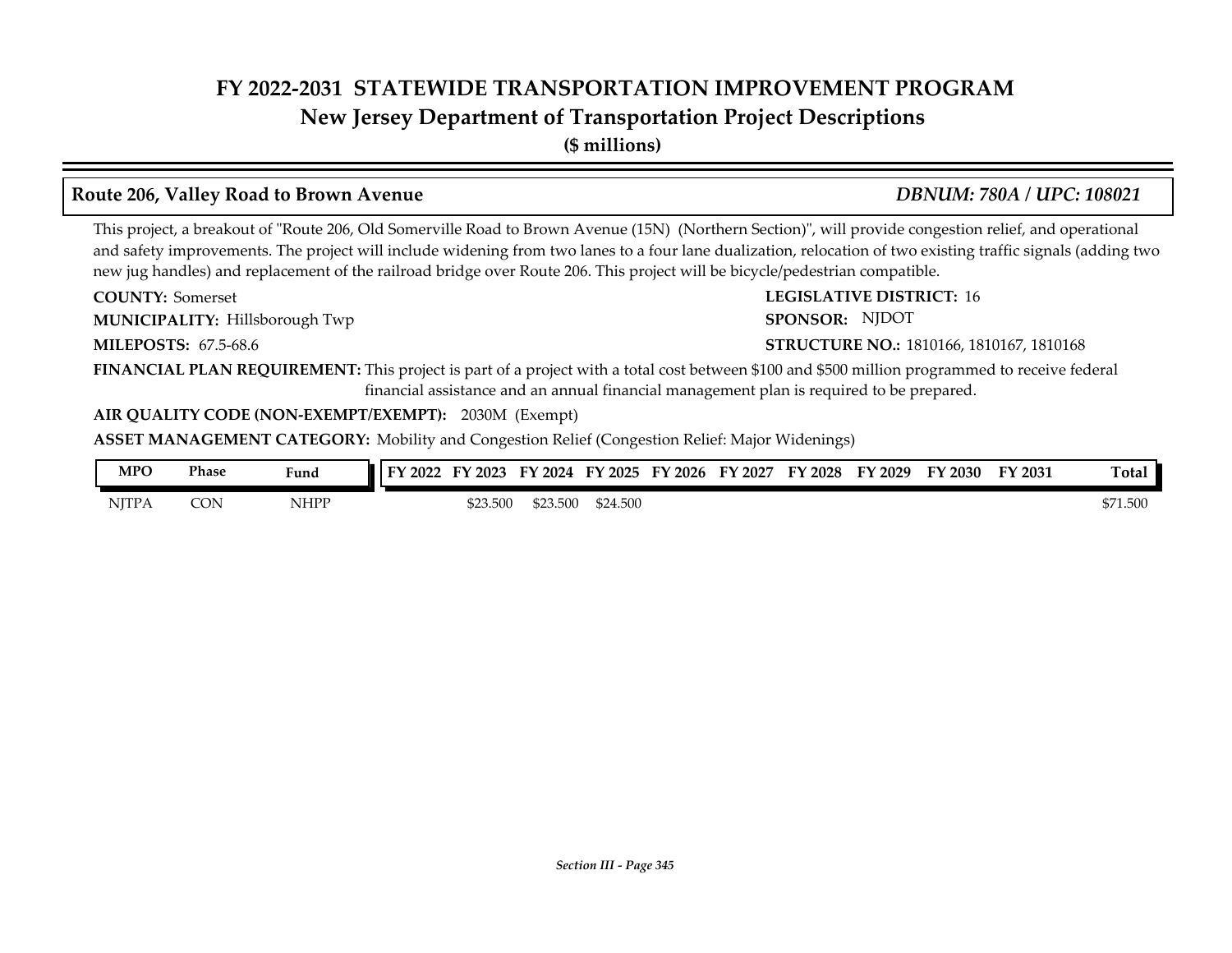# FY 2022-2031 STATEWIDE TRANSPORTATION IMPROVEMENT PROGRAM
## New Jersey Department of Transportation Project Descriptions
**($ millions)**

### Route 206, Valley Road to Brown Avenue — *DBNUM: 780A / UPC: 108021*

This project, a breakout of "Route 206, Old Somerville Road to Brown Avenue (15N) (Northern Section)", will provide congestion relief, and operational and safety improvements. The project will include widening from two lanes to a four lane dualization, relocation of two existing traffic signals (adding two new jug handles) and replacement of the railroad bridge over Route 206. This project will be bicycle/pedestrian compatible.

**COUNTY:** Somerset

**LEGISLATIVE DISTRICT:** 16

**MUNICIPALITY:** Hillsborough Twp

**SPONSOR:** NJDOT

**MILEPOSTS:** 67.5-68.6

**STRUCTURE NO.:** 1810166, 1810167, 1810168

**FINANCIAL PLAN REQUIREMENT:** This project is part of a project with a total cost between $100 and $500 million programmed to receive federal financial assistance and an annual financial management plan is required to be prepared.

**AIR QUALITY CODE (NON-EXEMPT/EXEMPT):** 2030M (Exempt)

**ASSET MANAGEMENT CATEGORY:** Mobility and Congestion Relief (Congestion Relief: Major Widenings)

| MPO | Phase | Fund | FY 2022 | FY 2023 | FY 2024 | FY 2025 | FY 2026 | FY 2027 | FY 2028 | FY 2029 | FY 2030 | FY 2031 | Total |
|---|---|---|---|---|---|---|---|---|---|---|---|---|---|
| NJTPA | CON | NHPP | | $23.500 | $23.500 | $24.500 | | | | | | | $71.500 |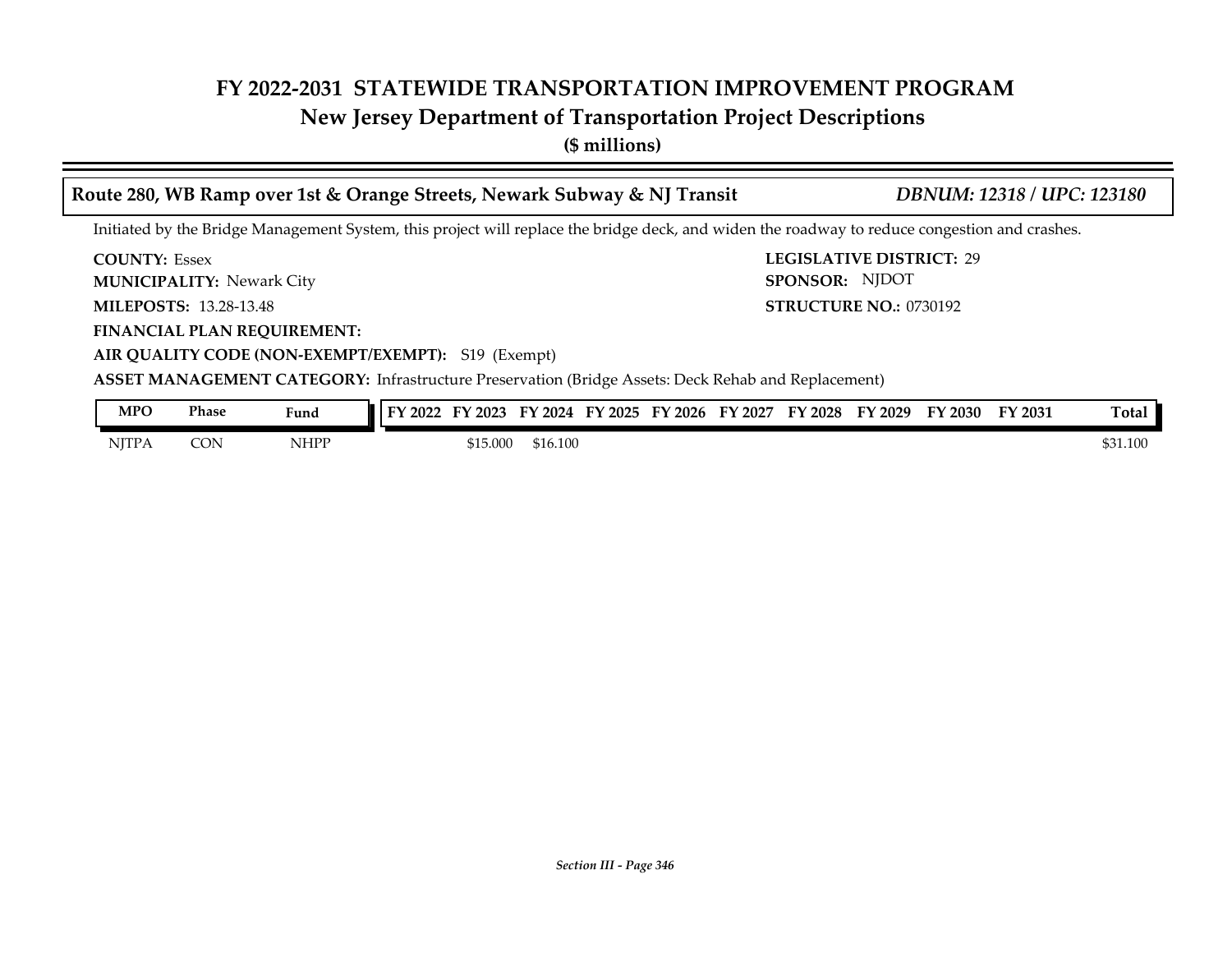# FY 2022-2031 STATEWIDE TRANSPORTATION IMPROVEMENT PROGRAM
## New Jersey Department of Transportation Project Descriptions
**($ millions)**

### Route 280, WB Ramp over 1st & Orange Streets, Newark Subway & NJ Transit — *DBNUM: 12318 / UPC: 123180*

Initiated by the Bridge Management System, this project will replace the bridge deck, and widen the roadway to reduce congestion and crashes.

**COUNTY:** Essex
**LEGISLATIVE DISTRICT:** 29
**MUNICIPALITY:** Newark City
**SPONSOR:** NJDOT
**MILEPOSTS:** 13.28-13.48
**STRUCTURE NO.:** 0730192
**FINANCIAL PLAN REQUIREMENT:**
**AIR QUALITY CODE (NON-EXEMPT/EXEMPT):** S19 (Exempt)
**ASSET MANAGEMENT CATEGORY:** Infrastructure Preservation (Bridge Assets: Deck Rehab and Replacement)

| MPO | Phase | Fund | FY 2022 | FY 2023 | FY 2024 | FY 2025 | FY 2026 | FY 2027 | FY 2028 | FY 2029 | FY 2030 | FY 2031 | Total |
|---|---|---|---|---|---|---|---|---|---|---|---|---|---|
| NJTPA | CON | NHPP | | $15.000 | $16.100 | | | | | | | | $31.100 |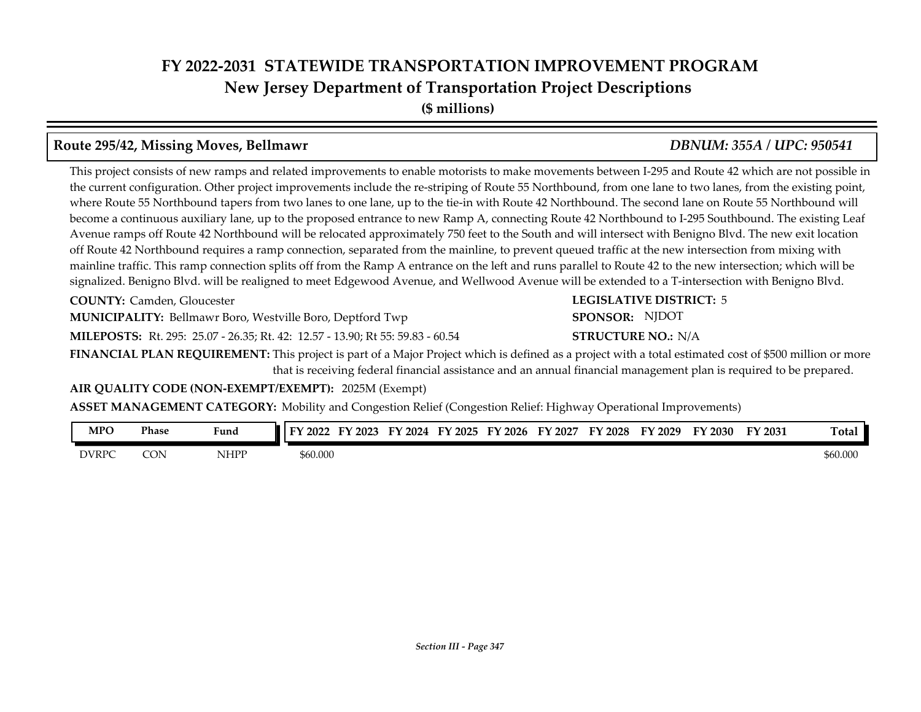# FY 2022-2031 STATEWIDE TRANSPORTATION IMPROVEMENT PROGRAM
## New Jersey Department of Transportation Project Descriptions
**($ millions)**

### Route 295/42, Missing Moves, Bellmawr — *DBNUM: 355A / UPC: 950541*

This project consists of new ramps and related improvements to enable motorists to make movements between I-295 and Route 42 which are not possible in the current configuration. Other project improvements include the re-striping of Route 55 Northbound, from one lane to two lanes, from the existing point, where Route 55 Northbound tapers from two lanes to one lane, up to the tie-in with Route 42 Northbound. The second lane on Route 55 Northbound will become a continuous auxiliary lane, up to the proposed entrance to new Ramp A, connecting Route 42 Northbound to I-295 Southbound. The existing Leaf Avenue ramps off Route 42 Northbound will be relocated approximately 750 feet to the South and will intersect with Benigno Blvd. The new exit location off Route 42 Northbound requires a ramp connection, separated from the mainline, to prevent queued traffic at the new intersection from mixing with mainline traffic. This ramp connection splits off from the Ramp A entrance on the left and runs parallel to Route 42 to the new intersection; which will be signalized. Benigno Blvd. will be realigned to meet Edgewood Avenue, and Wellwood Avenue will be extended to a T-intersection with Benigno Blvd.

**COUNTY:** Camden, Gloucester

**LEGISLATIVE DISTRICT:** 5

**MUNICIPALITY:** Bellmawr Boro, Westville Boro, Deptford Twp

**SPONSOR:** NJDOT

**MILEPOSTS:** Rt. 295: 25.07 - 26.35; Rt. 42: 12.57 - 13.90; Rt 55: 59.83 - 60.54

**STRUCTURE NO.:** N/A

**FINANCIAL PLAN REQUIREMENT:** This project is part of a Major Project which is defined as a project with a total estimated cost of $500 million or more that is receiving federal financial assistance and an annual financial management plan is required to be prepared.

**AIR QUALITY CODE (NON-EXEMPT/EXEMPT):** 2025M (Exempt)

**ASSET MANAGEMENT CATEGORY:** Mobility and Congestion Relief (Congestion Relief: Highway Operational Improvements)

| MPO | Phase | Fund | FY 2022 | FY 2023 | FY 2024 | FY 2025 | FY 2026 | FY 2027 | FY 2028 | FY 2029 | FY 2030 | FY 2031 | Total |
|---|---|---|---|---|---|---|---|---|---|---|---|---|---|
| DVRPC | CON | NHPP | $60.000 | | | | | | | | | | $60.000 |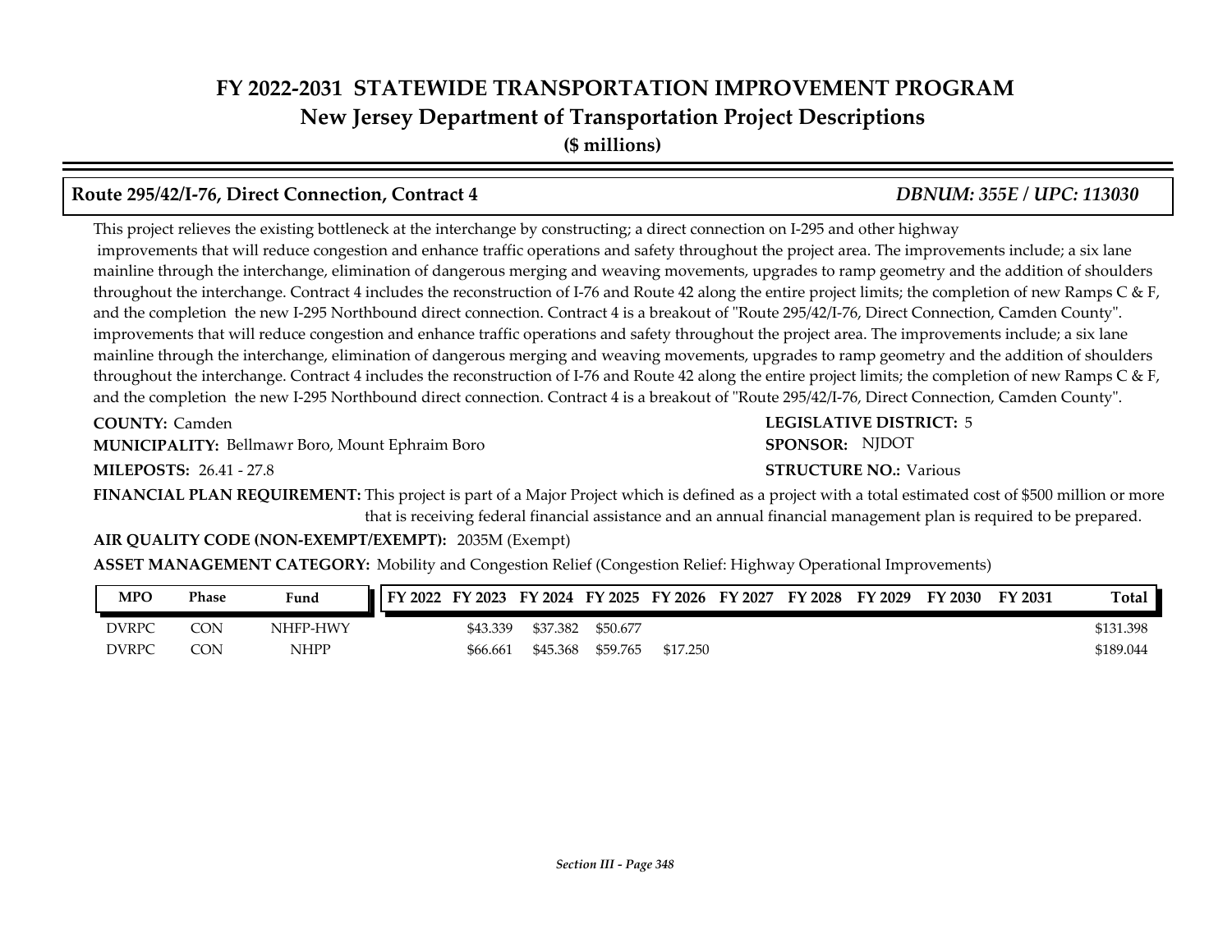# FY 2022-2031 STATEWIDE TRANSPORTATION IMPROVEMENT PROGRAM
## New Jersey Department of Transportation Project Descriptions
**($ millions)**

### Route 295/42/I-76, Direct Connection, Contract 4 — *DBNUM: 355E / UPC: 113030*

This project relieves the existing bottleneck at the interchange by constructing; a direct connection on I-295 and other highway improvements that will reduce congestion and enhance traffic operations and safety throughout the project area. The improvements include; a six lane mainline through the interchange, elimination of dangerous merging and weaving movements, upgrades to ramp geometry and the addition of shoulders throughout the interchange. Contract 4 includes the reconstruction of I-76 and Route 42 along the entire project limits; the completion of new Ramps C & F, and the completion the new I-295 Northbound direct connection. Contract 4 is a breakout of "Route 295/42/I-76, Direct Connection, Camden County". improvements that will reduce congestion and enhance traffic operations and safety throughout the project area. The improvements include; a six lane mainline through the interchange, elimination of dangerous merging and weaving movements, upgrades to ramp geometry and the addition of shoulders throughout the interchange. Contract 4 includes the reconstruction of I-76 and Route 42 along the entire project limits; the completion of new Ramps C & F, and the completion the new I-295 Northbound direct connection. Contract 4 is a breakout of "Route 295/42/I-76, Direct Connection, Camden County".

**COUNTY:** Camden
**LEGISLATIVE DISTRICT:** 5
**MUNICIPALITY:** Bellmawr Boro, Mount Ephraim Boro
**SPONSOR:** NJDOT
**MILEPOSTS:** 26.41 - 27.8
**STRUCTURE NO.:** Various

**FINANCIAL PLAN REQUIREMENT:** This project is part of a Major Project which is defined as a project with a total estimated cost of $500 million or more that is receiving federal financial assistance and an annual financial management plan is required to be prepared.

**AIR QUALITY CODE (NON-EXEMPT/EXEMPT):** 2035M (Exempt)

**ASSET MANAGEMENT CATEGORY:** Mobility and Congestion Relief (Congestion Relief: Highway Operational Improvements)

| MPO | Phase | Fund | FY 2022 | FY 2023 | FY 2024 | FY 2025 | FY 2026 | FY 2027 | FY 2028 | FY 2029 | FY 2030 | FY 2031 | Total |
|---|---|---|---|---|---|---|---|---|---|---|---|---|---|
| DVRPC | CON | NHFP-HWY | | $43.339 | $37.382 | $50.677 | | | | | | | $131.398 |
| DVRPC | CON | NHPP | | $66.661 | $45.368 | $59.765 | $17.250 | | | | | | $189.044 |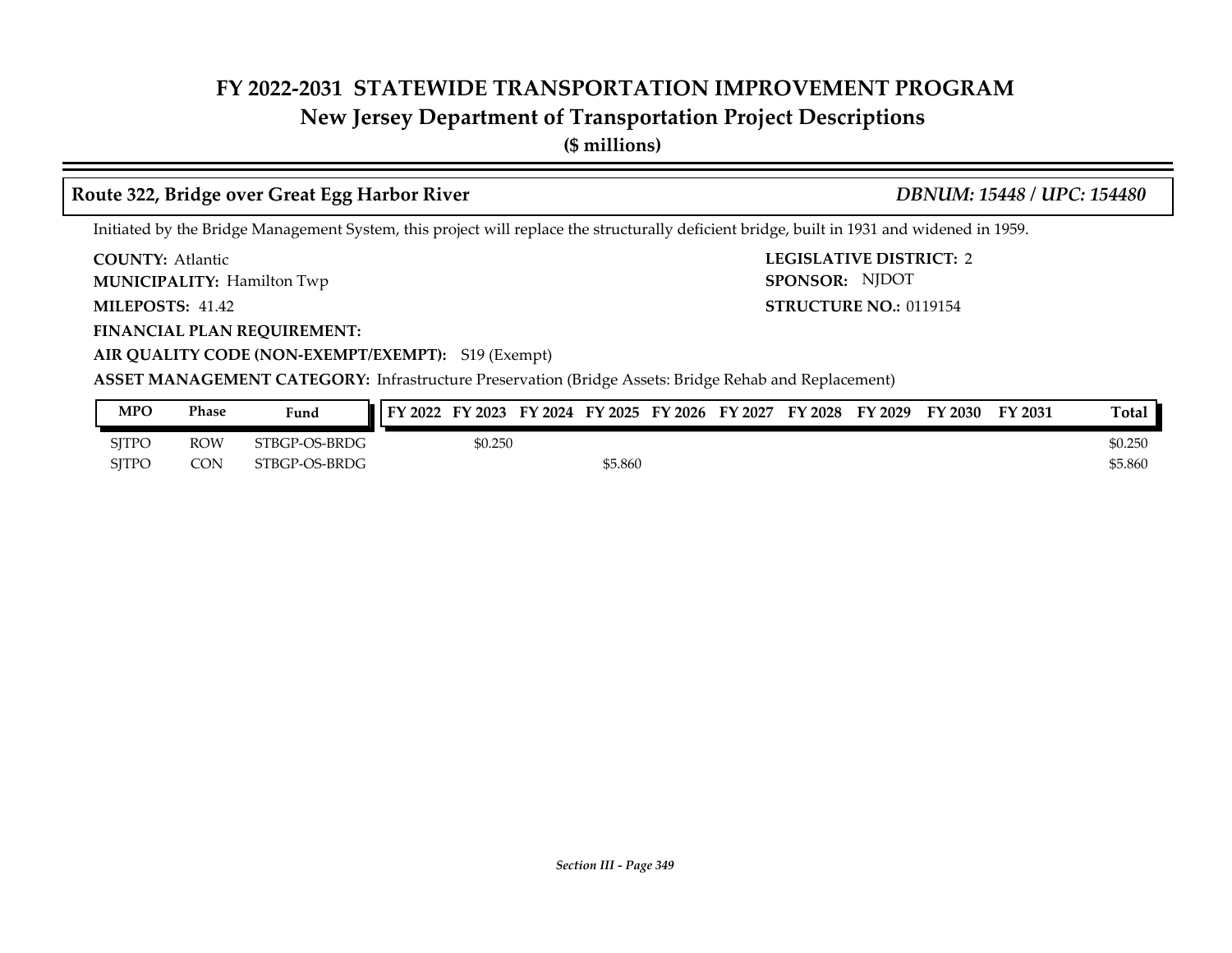# FY 2022-2031 STATEWIDE TRANSPORTATION IMPROVEMENT PROGRAM

## New Jersey Department of Transportation Project Descriptions

**($ millions)**

### Route 322, Bridge over Great Egg Harbor River *DBNUM: 15448 / UPC: 154480*

Initiated by the Bridge Management System, this project will replace the structurally deficient bridge, built in 1931 and widened in 1959.

**COUNTY:** Atlantic
**MUNICIPALITY:** Hamilton Twp
**MILEPOSTS:** 41.42
**FINANCIAL PLAN REQUIREMENT:**
**AIR QUALITY CODE (NON-EXEMPT/EXEMPT):** S19 (Exempt)
**ASSET MANAGEMENT CATEGORY:** Infrastructure Preservation (Bridge Assets: Bridge Rehab and Replacement)

**LEGISLATIVE DISTRICT:** 2
**SPONSOR:** NJDOT
**STRUCTURE NO.:** 0119154

| MPO | Phase | Fund | FY 2022 | FY 2023 | FY 2024 | FY 2025 | FY 2026 | FY 2027 | FY 2028 | FY 2029 | FY 2030 | FY 2031 | Total |
|---|---|---|---|---|---|---|---|---|---|---|---|---|---|
| SJTPO | ROW | STBGP-OS-BRDG | | $0.250 | | | | | | | | | $0.250 |
| SJTPO | CON | STBGP-OS-BRDG | | | | $5.860 | | | | | | | $5.860 |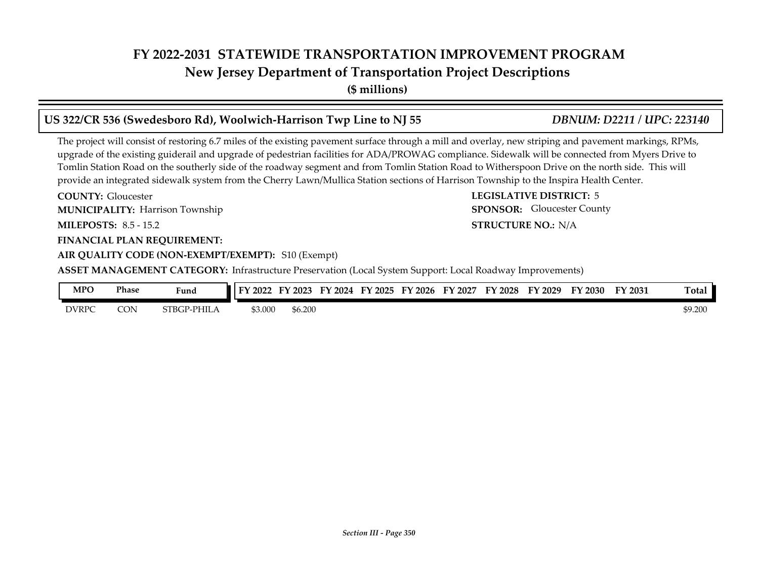# FY 2022-2031 STATEWIDE TRANSPORTATION IMPROVEMENT PROGRAM
## New Jersey Department of Transportation Project Descriptions
**($ millions)**

### US 322/CR 536 (Swedesboro Rd), Woolwich-Harrison Twp Line to NJ 55 — *DBNUM: D2211 / UPC: 223140*

The project will consist of restoring 6.7 miles of the existing pavement surface through a mill and overlay, new striping and pavement markings, RPMs, upgrade of the existing guiderail and upgrade of pedestrian facilities for ADA/PROWAG compliance. Sidewalk will be connected from Myers Drive to Tomlin Station Road on the southerly side of the roadway segment and from Tomlin Station Road to Witherspoon Drive on the north side. This will provide an integrated sidewalk system from the Cherry Lawn/Mullica Station sections of Harrison Township to the Inspira Health Center.

**COUNTY:** Gloucester

**LEGISLATIVE DISTRICT:** 5

**MUNICIPALITY:** Harrison Township

**SPONSOR:** Gloucester County

**MILEPOSTS:** 8.5 - 15.2

**STRUCTURE NO.:** N/A

**FINANCIAL PLAN REQUIREMENT:**

**AIR QUALITY CODE (NON-EXEMPT/EXEMPT):** S10 (Exempt)

**ASSET MANAGEMENT CATEGORY:** Infrastructure Preservation (Local System Support: Local Roadway Improvements)

| MPO | Phase | Fund | FY 2022 | FY 2023 | FY 2024 | FY 2025 | FY 2026 | FY 2027 | FY 2028 | FY 2029 | FY 2030 | FY 2031 | Total |
|---|---|---|---|---|---|---|---|---|---|---|---|---|---|
| DVRPC | CON | STBGP-PHILA | $3.000 | $6.200 | | | | | | | | | $9.200 |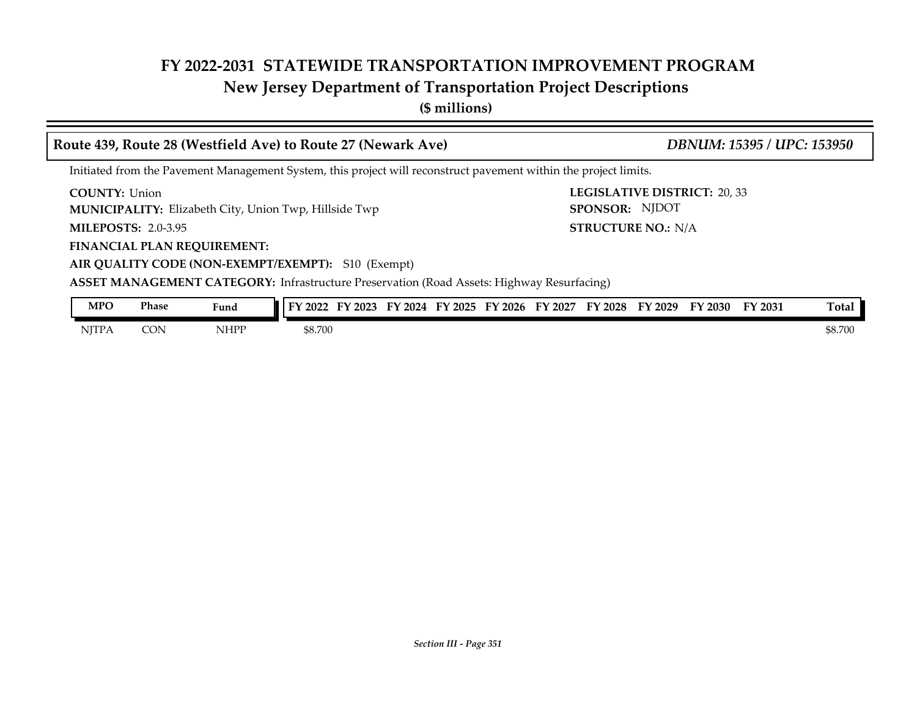# FY 2022-2031 STATEWIDE TRANSPORTATION IMPROVEMENT PROGRAM
## New Jersey Department of Transportation Project Descriptions
**($ millions)**

### Route 439, Route 28 (Westfield Ave) to Route 27 (Newark Ave) — *DBNUM: 15395 / UPC: 153950*

Initiated from the Pavement Management System, this project will reconstruct pavement within the project limits.

**COUNTY:** Union
**LEGISLATIVE DISTRICT:** 20, 33
**MUNICIPALITY:** Elizabeth City, Union Twp, Hillside Twp
**SPONSOR:** NJDOT
**MILEPOSTS:** 2.0-3.95
**STRUCTURE NO.:** N/A
**FINANCIAL PLAN REQUIREMENT:**
**AIR QUALITY CODE (NON-EXEMPT/EXEMPT):** S10 (Exempt)
**ASSET MANAGEMENT CATEGORY:** Infrastructure Preservation (Road Assets: Highway Resurfacing)

| MPO | Phase | Fund | FY 2022 | FY 2023 | FY 2024 | FY 2025 | FY 2026 | FY 2027 | FY 2028 | FY 2029 | FY 2030 | FY 2031 | Total |
|---|---|---|---|---|---|---|---|---|---|---|---|---|---|
| NJTPA | CON | NHPP | $8.700 | | | | | | | | | | $8.700 |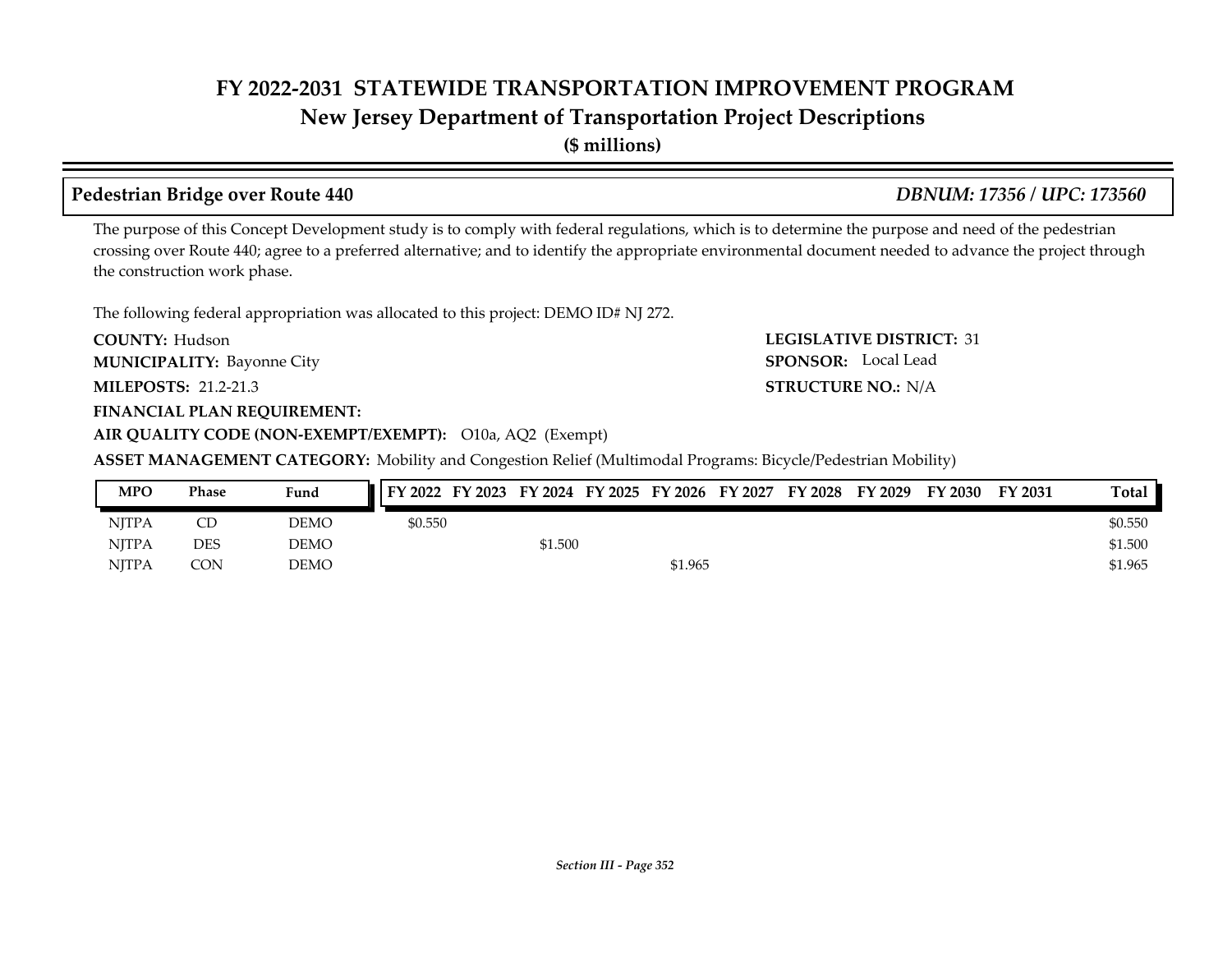# FY 2022-2031 STATEWIDE TRANSPORTATION IMPROVEMENT PROGRAM
## New Jersey Department of Transportation Project Descriptions
**($ millions)**

### Pedestrian Bridge over Route 440 — *DBNUM: 17356 / UPC: 173560*

The purpose of this Concept Development study is to comply with federal regulations, which is to determine the purpose and need of the pedestrian crossing over Route 440; agree to a preferred alternative; and to identify the appropriate environmental document needed to advance the project through the construction work phase.

The following federal appropriation was allocated to this project: DEMO ID# NJ 272.

**COUNTY:** Hudson
**LEGISLATIVE DISTRICT:** 31
**MUNICIPALITY:** Bayonne City
**SPONSOR:** Local Lead
**MILEPOSTS:** 21.2-21.3
**STRUCTURE NO.:** N/A
**FINANCIAL PLAN REQUIREMENT:**
**AIR QUALITY CODE (NON-EXEMPT/EXEMPT):** O10a, AQ2 (Exempt)
**ASSET MANAGEMENT CATEGORY:** Mobility and Congestion Relief (Multimodal Programs: Bicycle/Pedestrian Mobility)

| MPO | Phase | Fund | FY 2022 | FY 2023 | FY 2024 | FY 2025 | FY 2026 | FY 2027 | FY 2028 | FY 2029 | FY 2030 | FY 2031 | Total |
|---|---|---|---|---|---|---|---|---|---|---|---|---|---|
| NJTPA | CD | DEMO | $0.550 | | | | | | | | | | $0.550 |
| NJTPA | DES | DEMO | | | $1.500 | | | | | | | | $1.500 |
| NJTPA | CON | DEMO | | | | | $1.965 | | | | | | $1.965 |